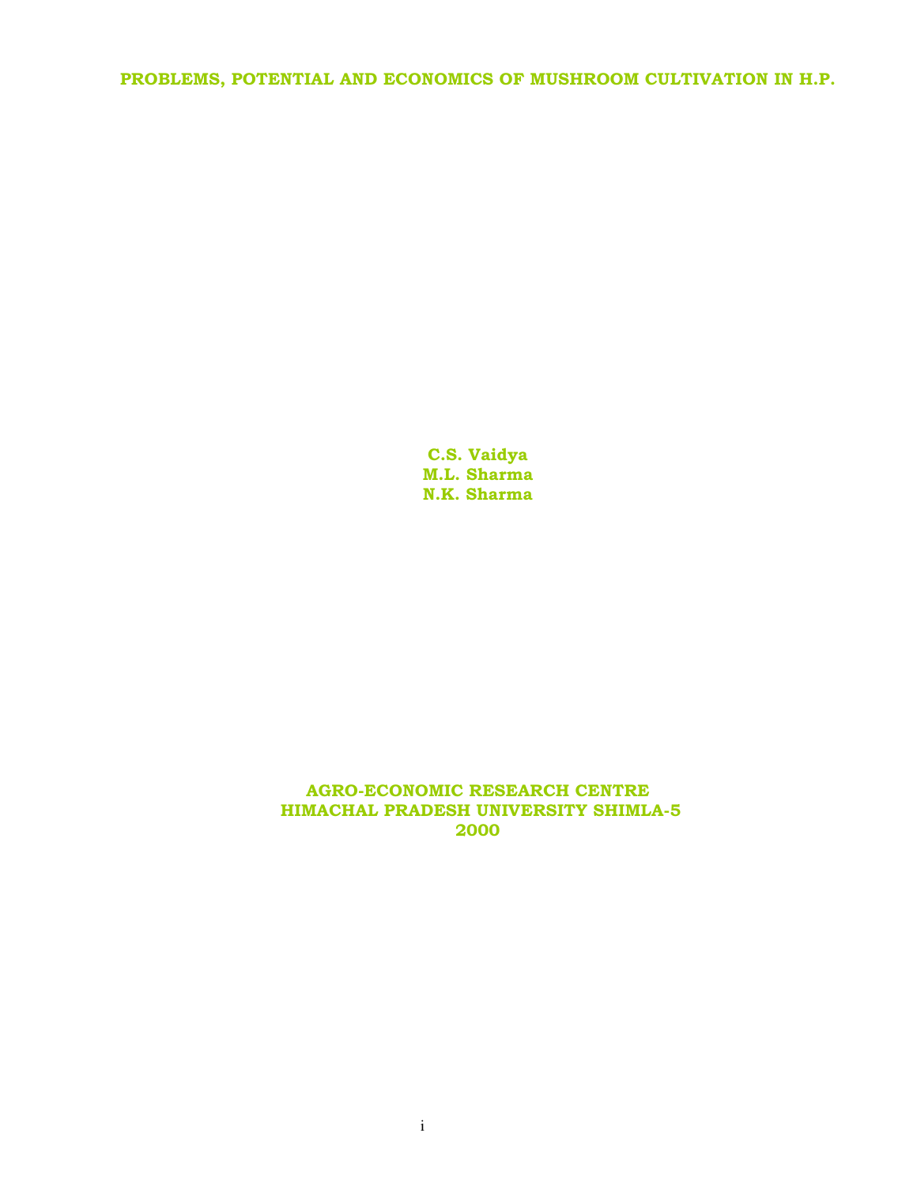# PROBLEMS, POTENTIAL AND ECONOMICS OF MUSHROOM CULTIVATION IN H.P.

**C.S. Vaidya**
**M.L. Sharma**
**N.K. Sharma**

**AGRO-ECONOMIC RESEARCH CENTRE**
**HIMACHAL PRADESH UNIVERSITY SHIMLA-5**
**2000**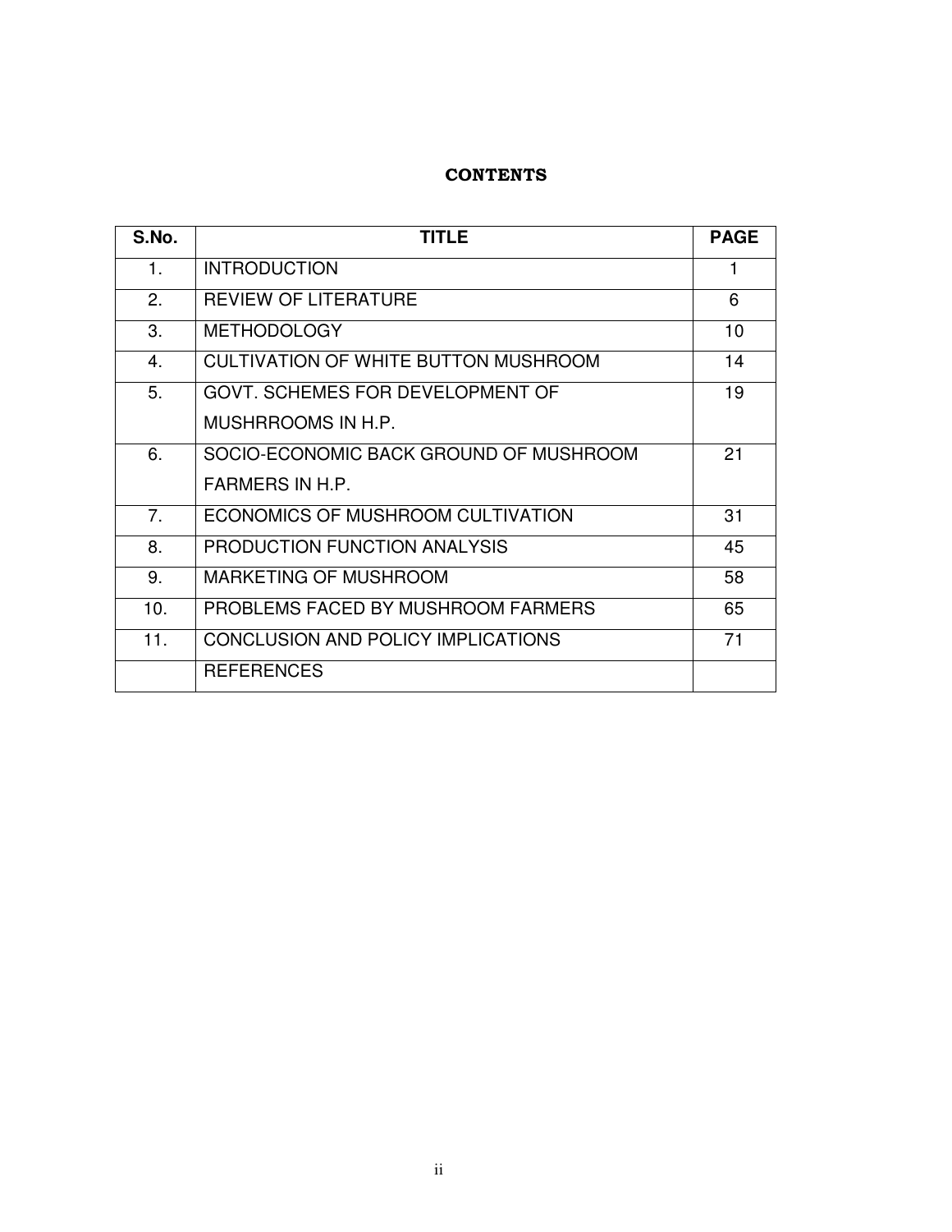**CONTENTS**

| S.No. | TITLE | PAGE |
|---|---|---|
| 1. | INTRODUCTION | 1 |
| 2. | REVIEW OF LITERATURE | 6 |
| 3. | METHODOLOGY | 10 |
| 4. | CULTIVATION OF WHITE BUTTON MUSHROOM | 14 |
| 5. | GOVT. SCHEMES FOR DEVELOPMENT OF MUSHRROOMS IN H.P. | 19 |
| 6. | SOCIO-ECONOMIC BACK GROUND OF MUSHROOM FARMERS IN H.P. | 21 |
| 7. | ECONOMICS OF MUSHROOM CULTIVATION | 31 |
| 8. | PRODUCTION FUNCTION ANALYSIS | 45 |
| 9. | MARKETING OF MUSHROOM | 58 |
| 10. | PROBLEMS FACED BY MUSHROOM FARMERS | 65 |
| 11. | CONCLUSION AND POLICY IMPLICATIONS | 71 |
| | REFERENCES | |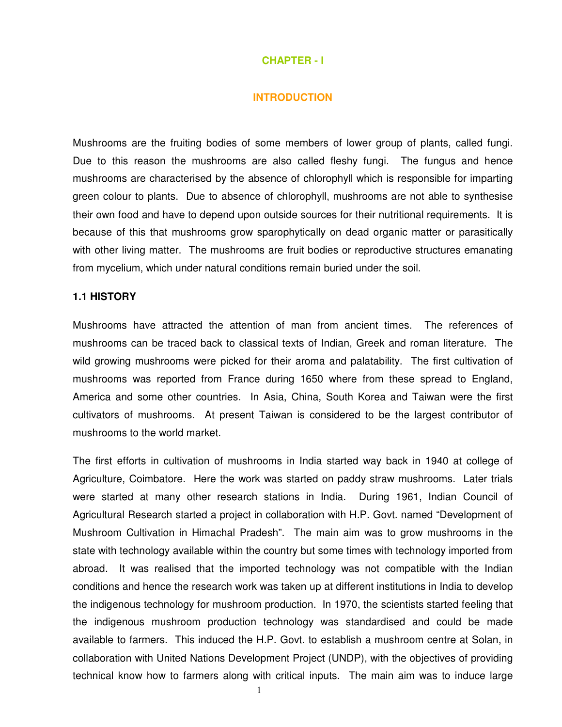# CHAPTER - I

## INTRODUCTION

Mushrooms are the fruiting bodies of some members of lower group of plants, called fungi. Due to this reason the mushrooms are also called fleshy fungi. The fungus and hence mushrooms are characterised by the absence of chlorophyll which is responsible for imparting green colour to plants. Due to absence of chlorophyll, mushrooms are not able to synthesise their own food and have to depend upon outside sources for their nutritional requirements. It is because of this that mushrooms grow sparophytically on dead organic matter or parasitically with other living matter. The mushrooms are fruit bodies or reproductive structures emanating from mycelium, which under natural conditions remain buried under the soil.

### 1.1 HISTORY

Mushrooms have attracted the attention of man from ancient times. The references of mushrooms can be traced back to classical texts of Indian, Greek and roman literature. The wild growing mushrooms were picked for their aroma and palatability. The first cultivation of mushrooms was reported from France during 1650 where from these spread to England, America and some other countries. In Asia, China, South Korea and Taiwan were the first cultivators of mushrooms. At present Taiwan is considered to be the largest contributor of mushrooms to the world market.

The first efforts in cultivation of mushrooms in India started way back in 1940 at college of Agriculture, Coimbatore. Here the work was started on paddy straw mushrooms. Later trials were started at many other research stations in India. During 1961, Indian Council of Agricultural Research started a project in collaboration with H.P. Govt. named “Development of Mushroom Cultivation in Himachal Pradesh”. The main aim was to grow mushrooms in the state with technology available within the country but some times with technology imported from abroad. It was realised that the imported technology was not compatible with the Indian conditions and hence the research work was taken up at different institutions in India to develop the indigenous technology for mushroom production. In 1970, the scientists started feeling that the indigenous mushroom production technology was standardised and could be made available to farmers. This induced the H.P. Govt. to establish a mushroom centre at Solan, in collaboration with United Nations Development Project (UNDP), with the objectives of providing technical know how to farmers along with critical inputs. The main aim was to induce large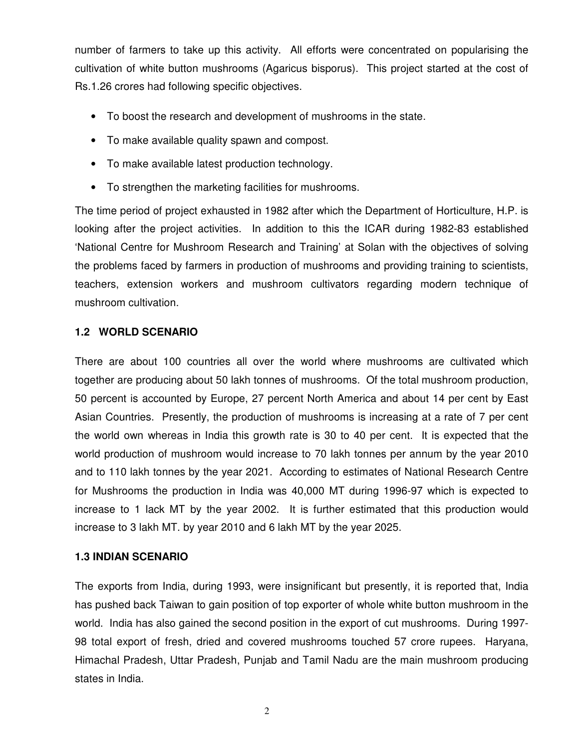number of farmers to take up this activity. All efforts were concentrated on popularising the cultivation of white button mushrooms (Agaricus bisporus). This project started at the cost of Rs.1.26 crores had following specific objectives.

- To boost the research and development of mushrooms in the state.
- To make available quality spawn and compost.
- To make available latest production technology.
- To strengthen the marketing facilities for mushrooms.

The time period of project exhausted in 1982 after which the Department of Horticulture, H.P. is looking after the project activities. In addition to this the ICAR during 1982-83 established 'National Centre for Mushroom Research and Training' at Solan with the objectives of solving the problems faced by farmers in production of mushrooms and providing training to scientists, teachers, extension workers and mushroom cultivators regarding modern technique of mushroom cultivation.

### 1.2 WORLD SCENARIO

There are about 100 countries all over the world where mushrooms are cultivated which together are producing about 50 lakh tonnes of mushrooms. Of the total mushroom production, 50 percent is accounted by Europe, 27 percent North America and about 14 per cent by East Asian Countries. Presently, the production of mushrooms is increasing at a rate of 7 per cent the world own whereas in India this growth rate is 30 to 40 per cent. It is expected that the world production of mushroom would increase to 70 lakh tonnes per annum by the year 2010 and to 110 lakh tonnes by the year 2021. According to estimates of National Research Centre for Mushrooms the production in India was 40,000 MT during 1996-97 which is expected to increase to 1 lack MT by the year 2002. It is further estimated that this production would increase to 3 lakh MT. by year 2010 and 6 lakh MT by the year 2025.

### 1.3 INDIAN SCENARIO

The exports from India, during 1993, were insignificant but presently, it is reported that, India has pushed back Taiwan to gain position of top exporter of whole white button mushroom in the world. India has also gained the second position in the export of cut mushrooms. During 1997-98 total export of fresh, dried and covered mushrooms touched 57 crore rupees. Haryana, Himachal Pradesh, Uttar Pradesh, Punjab and Tamil Nadu are the main mushroom producing states in India.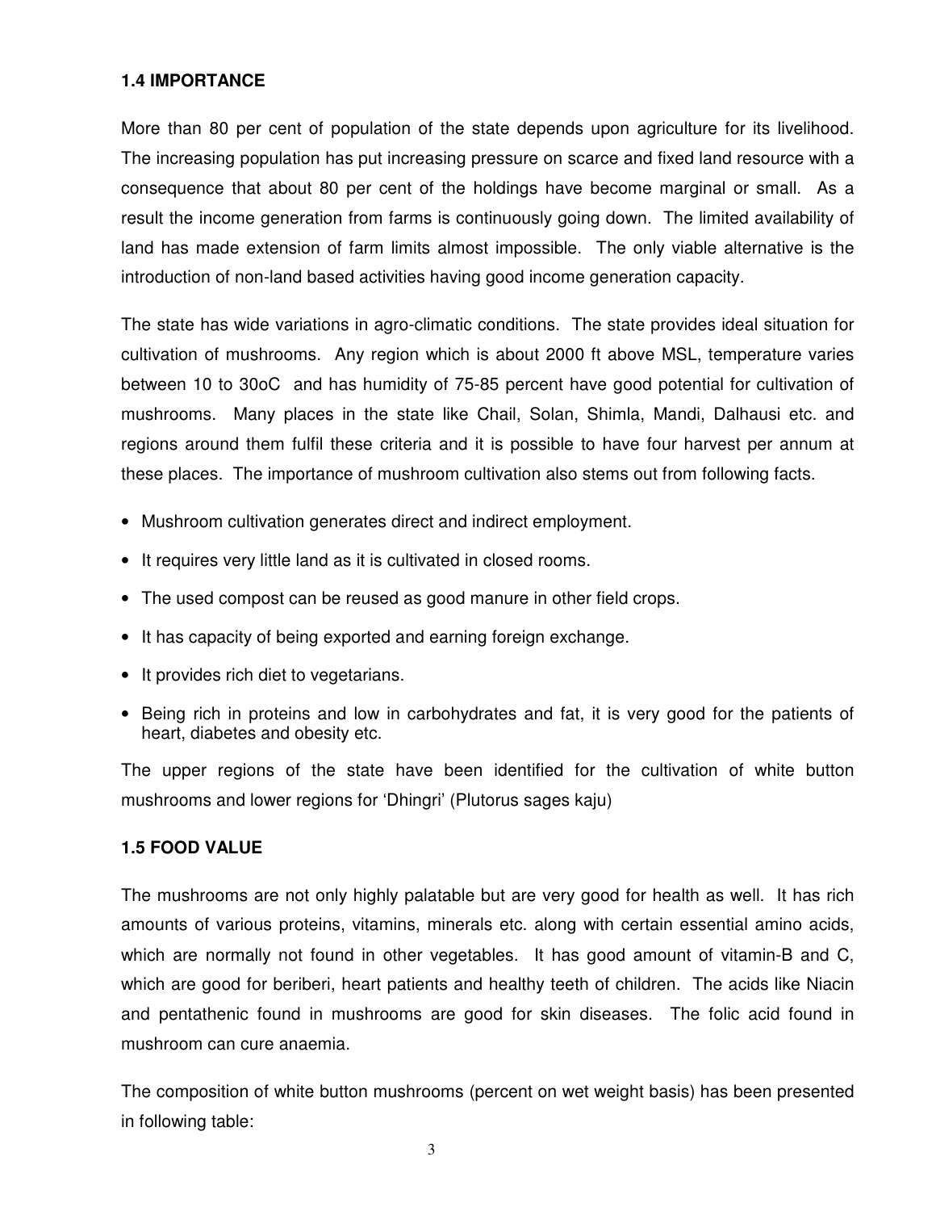## 1.4 IMPORTANCE

More than 80 per cent of population of the state depends upon agriculture for its livelihood. The increasing population has put increasing pressure on scarce and fixed land resource with a consequence that about 80 per cent of the holdings have become marginal or small. As a result the income generation from farms is continuously going down. The limited availability of land has made extension of farm limits almost impossible. The only viable alternative is the introduction of non-land based activities having good income generation capacity.

The state has wide variations in agro-climatic conditions. The state provides ideal situation for cultivation of mushrooms. Any region which is about 2000 ft above MSL, temperature varies between 10 to 30oC and has humidity of 75-85 percent have good potential for cultivation of mushrooms. Many places in the state like Chail, Solan, Shimla, Mandi, Dalhausi etc. and regions around them fulfil these criteria and it is possible to have four harvest per annum at these places. The importance of mushroom cultivation also stems out from following facts.

- Mushroom cultivation generates direct and indirect employment.
- It requires very little land as it is cultivated in closed rooms.
- The used compost can be reused as good manure in other field crops.
- It has capacity of being exported and earning foreign exchange.
- It provides rich diet to vegetarians.
- Being rich in proteins and low in carbohydrates and fat, it is very good for the patients of heart, diabetes and obesity etc.

The upper regions of the state have been identified for the cultivation of white button mushrooms and lower regions for 'Dhingri' (Plutorus sages kaju)

## 1.5 FOOD VALUE

The mushrooms are not only highly palatable but are very good for health as well. It has rich amounts of various proteins, vitamins, minerals etc. along with certain essential amino acids, which are normally not found in other vegetables. It has good amount of vitamin-B and C, which are good for beriberi, heart patients and healthy teeth of children. The acids like Niacin and pentathenic found in mushrooms are good for skin diseases. The folic acid found in mushroom can cure anaemia.

The composition of white button mushrooms (percent on wet weight basis) has been presented in following table: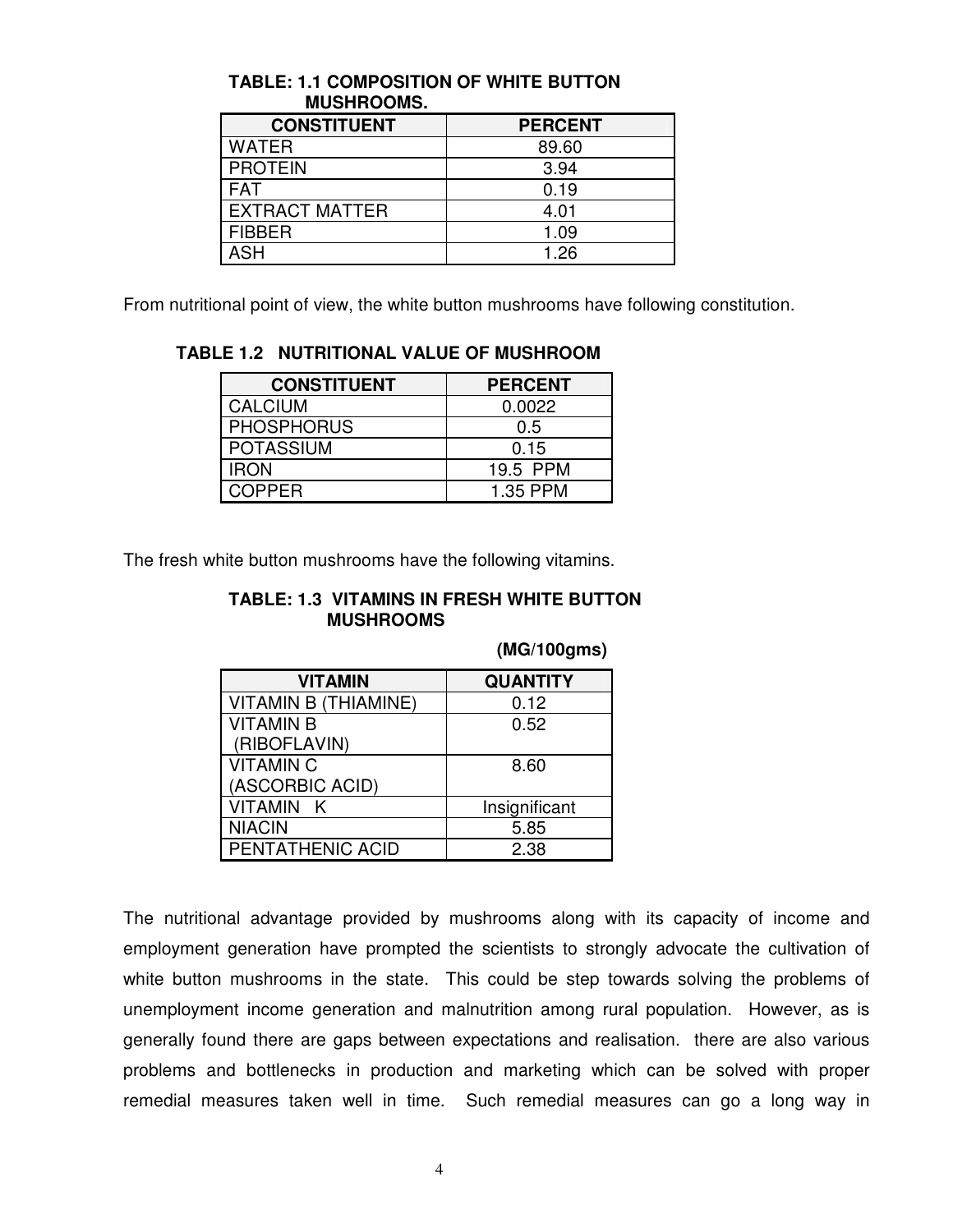**TABLE: 1.1 COMPOSITION OF WHITE BUTTON MUSHROOMS.**

| CONSTITUENT | PERCENT |
|---|---|
| WATER | 89.60 |
| PROTEIN | 3.94 |
| FAT | 0.19 |
| EXTRACT MATTER | 4.01 |
| FIBBER | 1.09 |
| ASH | 1.26 |

From nutritional point of view, the white button mushrooms have following constitution.

**TABLE 1.2 NUTRITIONAL VALUE OF MUSHROOM**

| CONSTITUENT | PERCENT |
|---|---|
| CALCIUM | 0.0022 |
| PHOSPHORUS | 0.5 |
| POTASSIUM | 0.15 |
| IRON | 19.5 PPM |
| COPPER | 1.35 PPM |

The fresh white button mushrooms have the following vitamins.

**TABLE: 1.3 VITAMINS IN FRESH WHITE BUTTON MUSHROOMS**

**(MG/100gms)**

| VITAMIN | QUANTITY |
|---|---|
| VITAMIN B (THIAMINE) | 0.12 |
| VITAMIN B (RIBOFLAVIN) | 0.52 |
| VITAMIN C (ASCORBIC ACID) | 8.60 |
| VITAMIN K | Insignificant |
| NIACIN | 5.85 |
| PENTATHENIC ACID | 2.38 |

The nutritional advantage provided by mushrooms along with its capacity of income and employment generation have prompted the scientists to strongly advocate the cultivation of white button mushrooms in the state. This could be step towards solving the problems of unemployment income generation and malnutrition among rural population. However, as is generally found there are gaps between expectations and realisation. there are also various problems and bottlenecks in production and marketing which can be solved with proper remedial measures taken well in time. Such remedial measures can go a long way in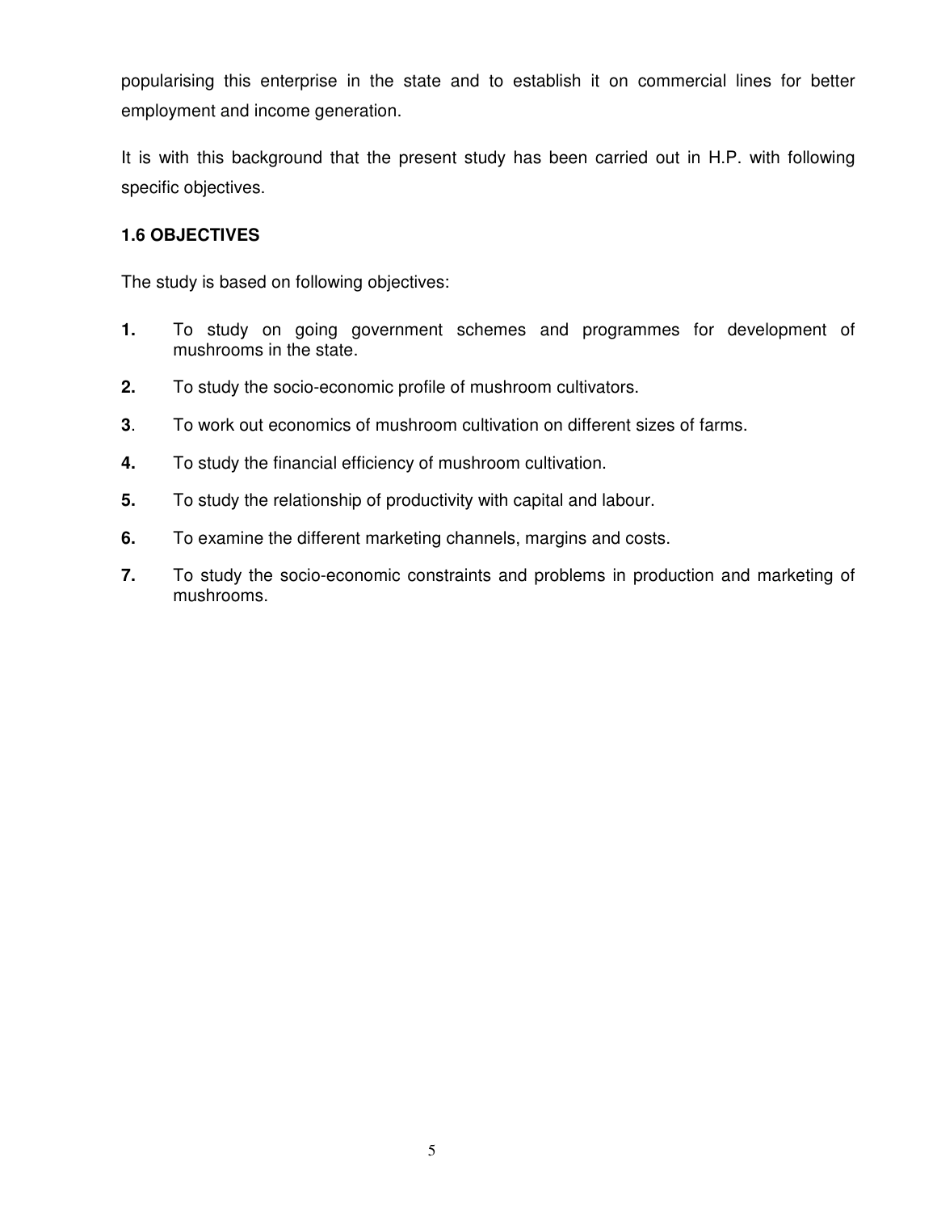popularising this enterprise in the state and to establish it on commercial lines for better employment and income generation.

It is with this background that the present study has been carried out in H.P. with following specific objectives.

### 1.6 OBJECTIVES

The study is based on following objectives:

1. To study on going government schemes and programmes for development of mushrooms in the state.
2. To study the socio-economic profile of mushroom cultivators.
3. To work out economics of mushroom cultivation on different sizes of farms.
4. To study the financial efficiency of mushroom cultivation.
5. To study the relationship of productivity with capital and labour.
6. To examine the different marketing channels, margins and costs.
7. To study the socio-economic constraints and problems in production and marketing of mushrooms.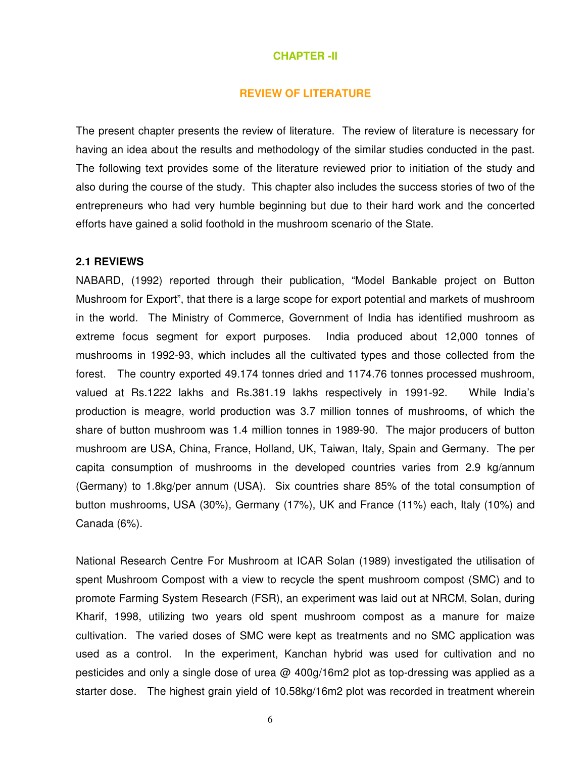# CHAPTER -II

## REVIEW OF LITERATURE

The present chapter presents the review of literature. The review of literature is necessary for having an idea about the results and methodology of the similar studies conducted in the past. The following text provides some of the literature reviewed prior to initiation of the study and also during the course of the study. This chapter also includes the success stories of two of the entrepreneurs who had very humble beginning but due to their hard work and the concerted efforts have gained a solid foothold in the mushroom scenario of the State.

### 2.1 REVIEWS

NABARD, (1992) reported through their publication, "Model Bankable project on Button Mushroom for Export", that there is a large scope for export potential and markets of mushroom in the world. The Ministry of Commerce, Government of India has identified mushroom as extreme focus segment for export purposes. India produced about 12,000 tonnes of mushrooms in 1992-93, which includes all the cultivated types and those collected from the forest. The country exported 49.174 tonnes dried and 1174.76 tonnes processed mushroom, valued at Rs.1222 lakhs and Rs.381.19 lakhs respectively in 1991-92. While India's production is meagre, world production was 3.7 million tonnes of mushrooms, of which the share of button mushroom was 1.4 million tonnes in 1989-90. The major producers of button mushroom are USA, China, France, Holland, UK, Taiwan, Italy, Spain and Germany. The per capita consumption of mushrooms in the developed countries varies from 2.9 kg/annum (Germany) to 1.8kg/per annum (USA). Six countries share 85% of the total consumption of button mushrooms, USA (30%), Germany (17%), UK and France (11%) each, Italy (10%) and Canada (6%).

National Research Centre For Mushroom at ICAR Solan (1989) investigated the utilisation of spent Mushroom Compost with a view to recycle the spent mushroom compost (SMC) and to promote Farming System Research (FSR), an experiment was laid out at NRCM, Solan, during Kharif, 1998, utilizing two years old spent mushroom compost as a manure for maize cultivation. The varied doses of SMC were kept as treatments and no SMC application was used as a control. In the experiment, Kanchan hybrid was used for cultivation and no pesticides and only a single dose of urea @ 400g/16m2 plot as top-dressing was applied as a starter dose. The highest grain yield of 10.58kg/16m2 plot was recorded in treatment wherein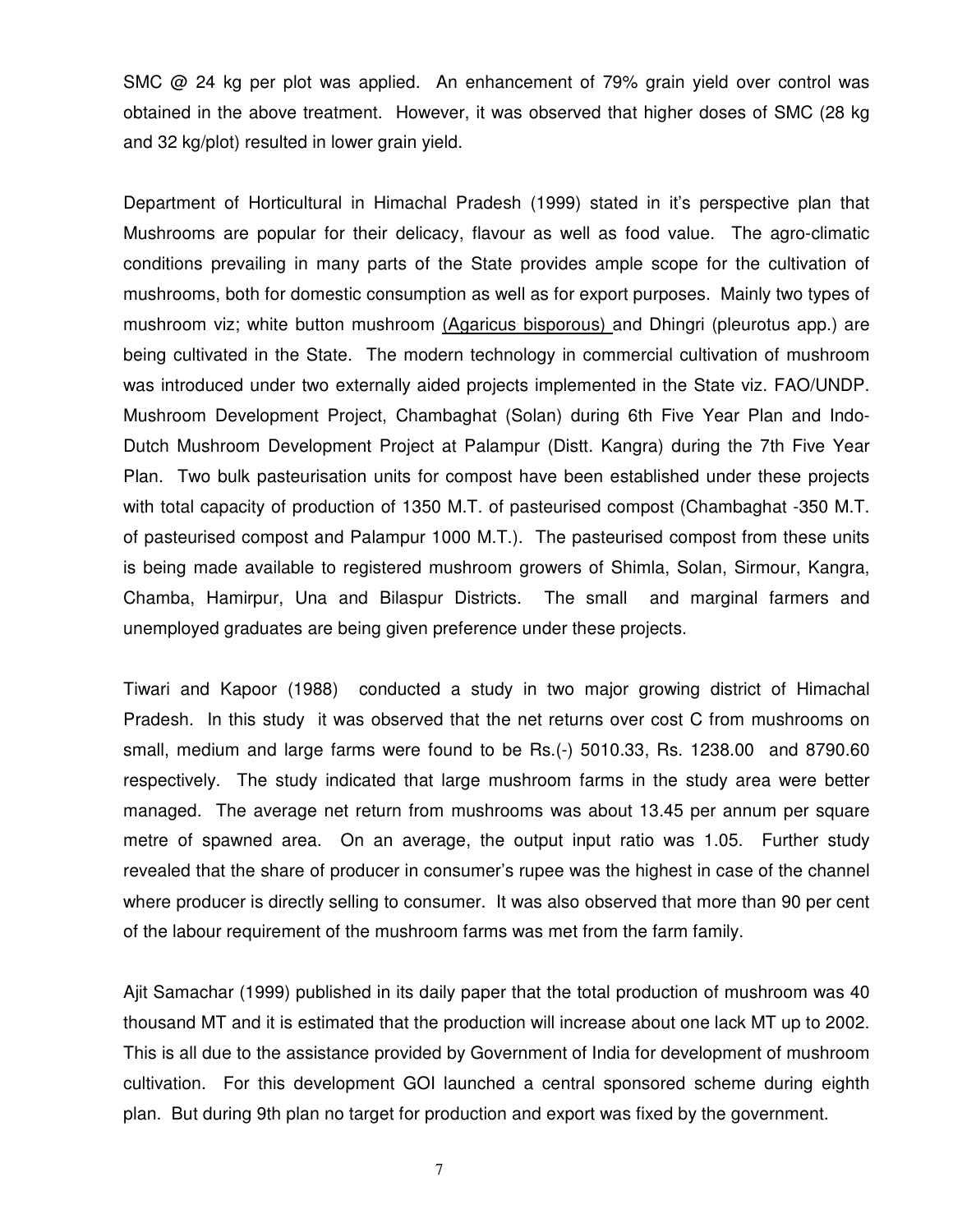SMC @ 24 kg per plot was applied. An enhancement of 79% grain yield over control was obtained in the above treatment. However, it was observed that higher doses of SMC (28 kg and 32 kg/plot) resulted in lower grain yield.

Department of Horticultural in Himachal Pradesh (1999) stated in it's perspective plan that Mushrooms are popular for their delicacy, flavour as well as food value. The agro-climatic conditions prevailing in many parts of the State provides ample scope for the cultivation of mushrooms, both for domestic consumption as well as for export purposes. Mainly two types of mushroom viz; white button mushroom <u>(Agaricus bisporous)</u> and Dhingri (pleurotus app.) are being cultivated in the State. The modern technology in commercial cultivation of mushroom was introduced under two externally aided projects implemented in the State viz. FAO/UNDP. Mushroom Development Project, Chambaghat (Solan) during 6th Five Year Plan and Indo-Dutch Mushroom Development Project at Palampur (Distt. Kangra) during the 7th Five Year Plan. Two bulk pasteurisation units for compost have been established under these projects with total capacity of production of 1350 M.T. of pasteurised compost (Chambaghat -350 M.T. of pasteurised compost and Palampur 1000 M.T.). The pasteurised compost from these units is being made available to registered mushroom growers of Shimla, Solan, Sirmour, Kangra, Chamba, Hamirpur, Una and Bilaspur Districts. The small and marginal farmers and unemployed graduates are being given preference under these projects.

Tiwari and Kapoor (1988) conducted a study in two major growing district of Himachal Pradesh. In this study it was observed that the net returns over cost C from mushrooms on small, medium and large farms were found to be Rs.(-) 5010.33, Rs. 1238.00 and 8790.60 respectively. The study indicated that large mushroom farms in the study area were better managed. The average net return from mushrooms was about 13.45 per annum per square metre of spawned area. On an average, the output input ratio was 1.05. Further study revealed that the share of producer in consumer's rupee was the highest in case of the channel where producer is directly selling to consumer. It was also observed that more than 90 per cent of the labour requirement of the mushroom farms was met from the farm family.

Ajit Samachar (1999) published in its daily paper that the total production of mushroom was 40 thousand MT and it is estimated that the production will increase about one lack MT up to 2002. This is all due to the assistance provided by Government of India for development of mushroom cultivation. For this development GOI launched a central sponsored scheme during eighth plan. But during 9th plan no target for production and export was fixed by the government.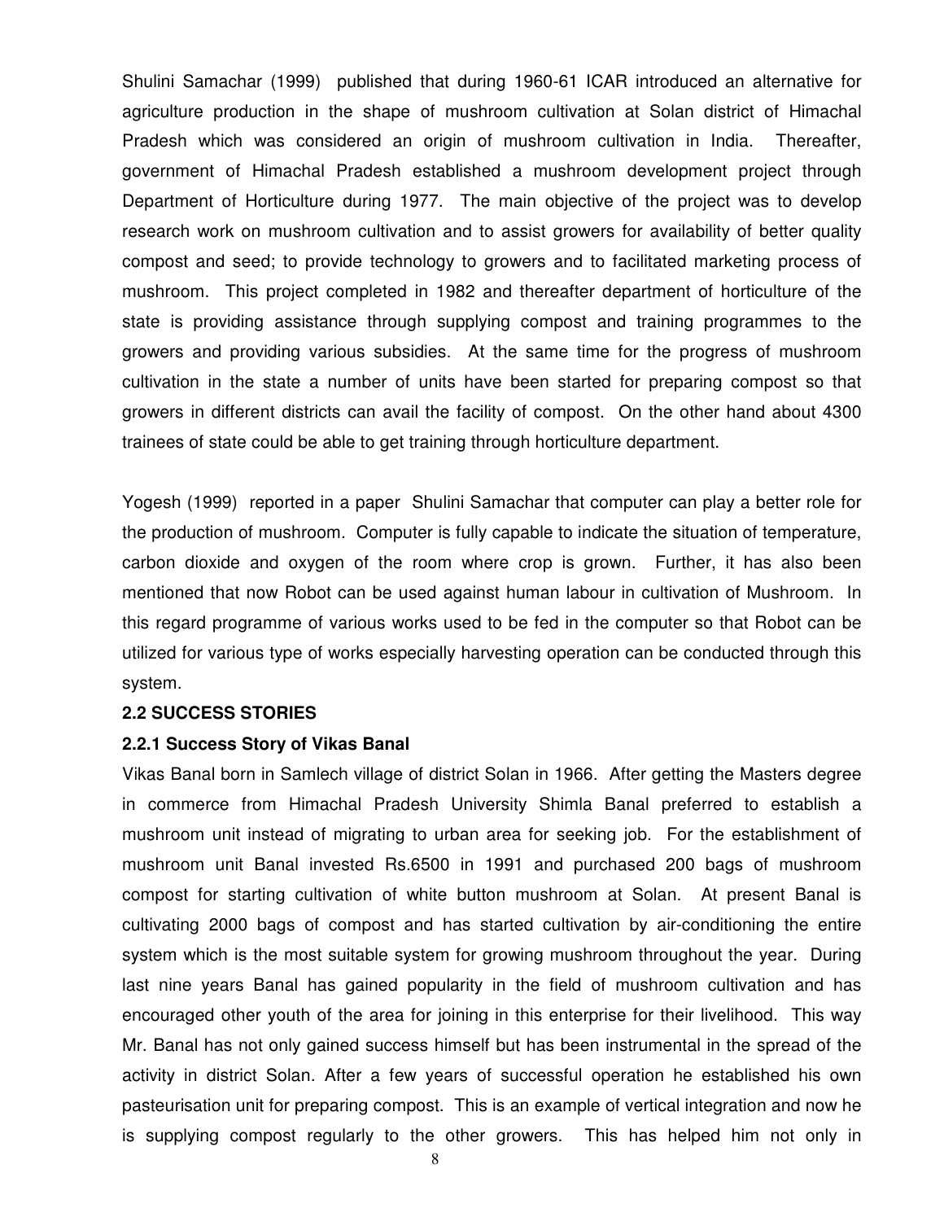Shulini Samachar (1999) published that during 1960-61 ICAR introduced an alternative for agriculture production in the shape of mushroom cultivation at Solan district of Himachal Pradesh which was considered an origin of mushroom cultivation in India. Thereafter, government of Himachal Pradesh established a mushroom development project through Department of Horticulture during 1977. The main objective of the project was to develop research work on mushroom cultivation and to assist growers for availability of better quality compost and seed; to provide technology to growers and to facilitated marketing process of mushroom. This project completed in 1982 and thereafter department of horticulture of the state is providing assistance through supplying compost and training programmes to the growers and providing various subsidies. At the same time for the progress of mushroom cultivation in the state a number of units have been started for preparing compost so that growers in different districts can avail the facility of compost. On the other hand about 4300 trainees of state could be able to get training through horticulture department.

Yogesh (1999) reported in a paper Shulini Samachar that computer can play a better role for the production of mushroom. Computer is fully capable to indicate the situation of temperature, carbon dioxide and oxygen of the room where crop is grown. Further, it has also been mentioned that now Robot can be used against human labour in cultivation of Mushroom. In this regard programme of various works used to be fed in the computer so that Robot can be utilized for various type of works especially harvesting operation can be conducted through this system.

### 2.2 SUCCESS STORIES

#### 2.2.1 Success Story of Vikas Banal

Vikas Banal born in Samlech village of district Solan in 1966. After getting the Masters degree in commerce from Himachal Pradesh University Shimla Banal preferred to establish a mushroom unit instead of migrating to urban area for seeking job. For the establishment of mushroom unit Banal invested Rs.6500 in 1991 and purchased 200 bags of mushroom compost for starting cultivation of white button mushroom at Solan. At present Banal is cultivating 2000 bags of compost and has started cultivation by air-conditioning the entire system which is the most suitable system for growing mushroom throughout the year. During last nine years Banal has gained popularity in the field of mushroom cultivation and has encouraged other youth of the area for joining in this enterprise for their livelihood. This way Mr. Banal has not only gained success himself but has been instrumental in the spread of the activity in district Solan. After a few years of successful operation he established his own pasteurisation unit for preparing compost. This is an example of vertical integration and now he is supplying compost regularly to the other growers. This has helped him not only in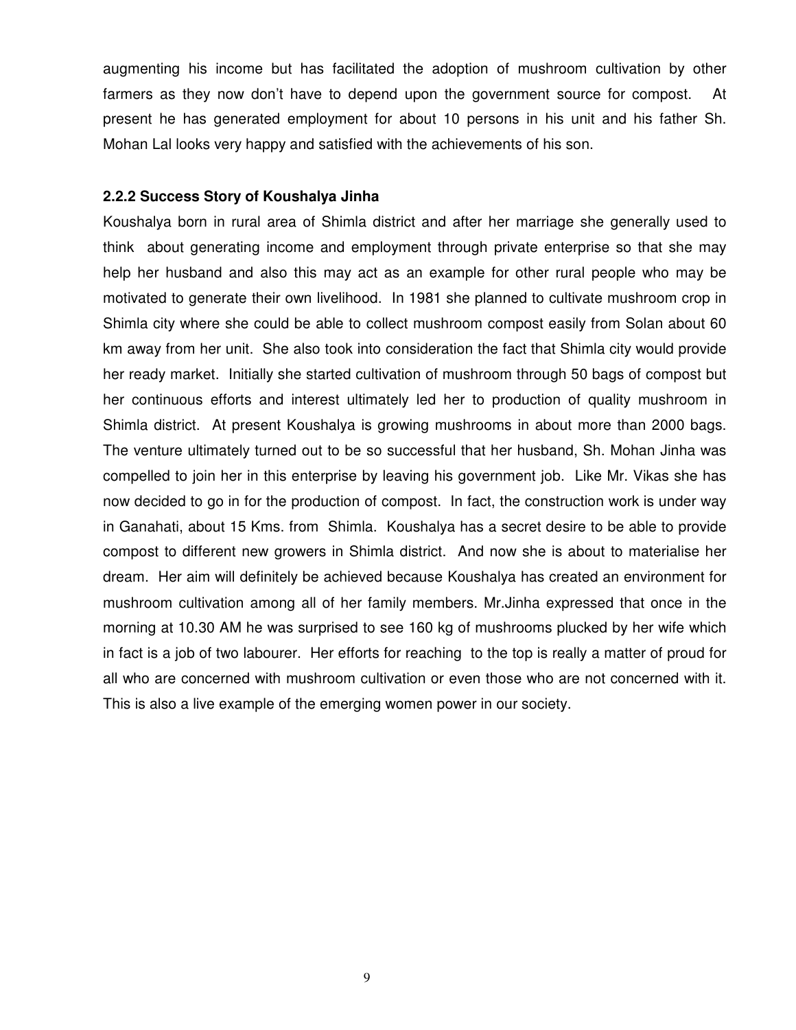augmenting his income but has facilitated the adoption of mushroom cultivation by other farmers as they now don't have to depend upon the government source for compost. At present he has generated employment for about 10 persons in his unit and his father Sh. Mohan Lal looks very happy and satisfied with the achievements of his son.

### 2.2.2 Success Story of Koushalya Jinha

Koushalya born in rural area of Shimla district and after her marriage she generally used to think about generating income and employment through private enterprise so that she may help her husband and also this may act as an example for other rural people who may be motivated to generate their own livelihood. In 1981 she planned to cultivate mushroom crop in Shimla city where she could be able to collect mushroom compost easily from Solan about 60 km away from her unit. She also took into consideration the fact that Shimla city would provide her ready market. Initially she started cultivation of mushroom through 50 bags of compost but her continuous efforts and interest ultimately led her to production of quality mushroom in Shimla district. At present Koushalya is growing mushrooms in about more than 2000 bags. The venture ultimately turned out to be so successful that her husband, Sh. Mohan Jinha was compelled to join her in this enterprise by leaving his government job. Like Mr. Vikas she has now decided to go in for the production of compost. In fact, the construction work is under way in Ganahati, about 15 Kms. from Shimla. Koushalya has a secret desire to be able to provide compost to different new growers in Shimla district. And now she is about to materialise her dream. Her aim will definitely be achieved because Koushalya has created an environment for mushroom cultivation among all of her family members. Mr.Jinha expressed that once in the morning at 10.30 AM he was surprised to see 160 kg of mushrooms plucked by her wife which in fact is a job of two labourer. Her efforts for reaching to the top is really a matter of proud for all who are concerned with mushroom cultivation or even those who are not concerned with it. This is also a live example of the emerging women power in our society.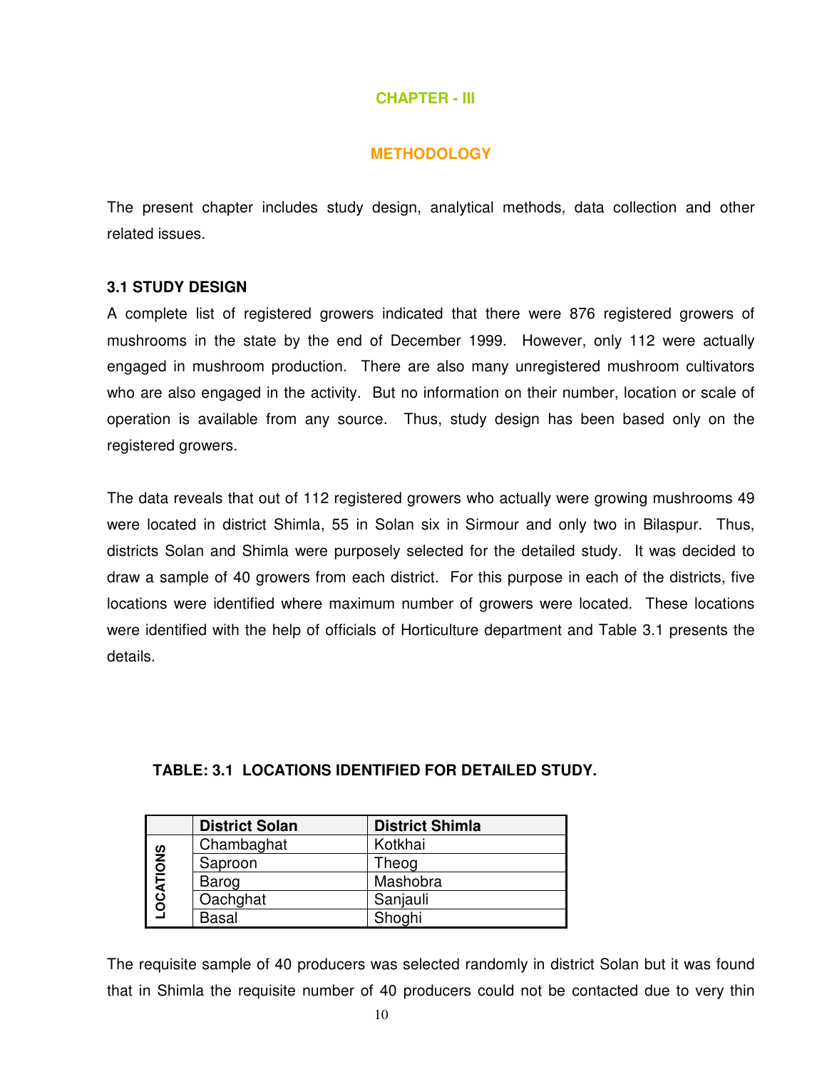# CHAPTER - III

# METHODOLOGY

The present chapter includes study design, analytical methods, data collection and other related issues.

## 3.1 STUDY DESIGN

A complete list of registered growers indicated that there were 876 registered growers of mushrooms in the state by the end of December 1999. However, only 112 were actually engaged in mushroom production. There are also many unregistered mushroom cultivators who are also engaged in the activity. But no information on their number, location or scale of operation is available from any source. Thus, study design has been based only on the registered growers.

The data reveals that out of 112 registered growers who actually were growing mushrooms 49 were located in district Shimla, 55 in Solan six in Sirmour and only two in Bilaspur. Thus, districts Solan and Shimla were purposely selected for the detailed study. It was decided to draw a sample of 40 growers from each district. For this purpose in each of the districts, five locations were identified where maximum number of growers were located. These locations were identified with the help of officials of Horticulture department and Table 3.1 presents the details.

**TABLE: 3.1 LOCATIONS IDENTIFIED FOR DETAILED STUDY.**

| | District Solan | District Shimla |
|---|---|---|
| LOCATIONS | Chambaghat | Kotkhai |
| | Saproon | Theog |
| | Barog | Mashobra |
| | Oachghat | Sanjauli |
| | Basal | Shoghi |

The requisite sample of 40 producers was selected randomly in district Solan but it was found that in Shimla the requisite number of 40 producers could not be contacted due to very thin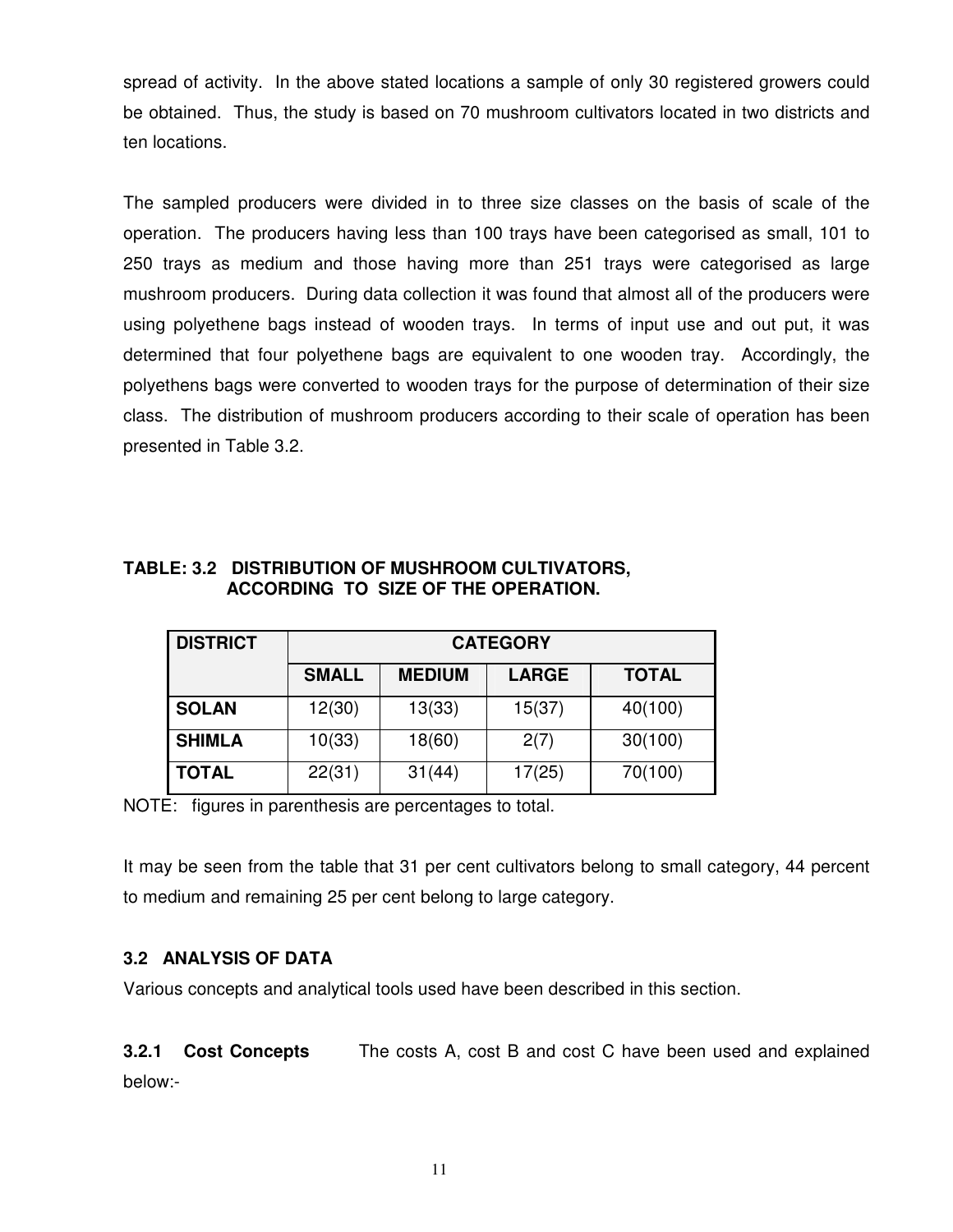spread of activity. In the above stated locations a sample of only 30 registered growers could be obtained. Thus, the study is based on 70 mushroom cultivators located in two districts and ten locations.

The sampled producers were divided in to three size classes on the basis of scale of the operation. The producers having less than 100 trays have been categorised as small, 101 to 250 trays as medium and those having more than 251 trays were categorised as large mushroom producers. During data collection it was found that almost all of the producers were using polyethene bags instead of wooden trays. In terms of input use and out put, it was determined that four polyethene bags are equivalent to one wooden tray. Accordingly, the polyethens bags were converted to wooden trays for the purpose of determination of their size class. The distribution of mushroom producers according to their scale of operation has been presented in Table 3.2.

**TABLE: 3.2 DISTRIBUTION OF MUSHROOM CULTIVATORS, ACCORDING TO SIZE OF THE OPERATION.**

| DISTRICT | CATEGORY | | | |
|---|---|---|---|---|
| | SMALL | MEDIUM | LARGE | TOTAL |
| **SOLAN** | 12(30) | 13(33) | 15(37) | 40(100) |
| **SHIMLA** | 10(33) | 18(60) | 2(7) | 30(100) |
| **TOTAL** | 22(31) | 31(44) | 17(25) | 70(100) |

NOTE: figures in parenthesis are percentages to total.

It may be seen from the table that 31 per cent cultivators belong to small category, 44 percent to medium and remaining 25 per cent belong to large category.

### 3.2 ANALYSIS OF DATA

Various concepts and analytical tools used have been described in this section.

**3.2.1 Cost Concepts** The costs A, cost B and cost C have been used and explained below:-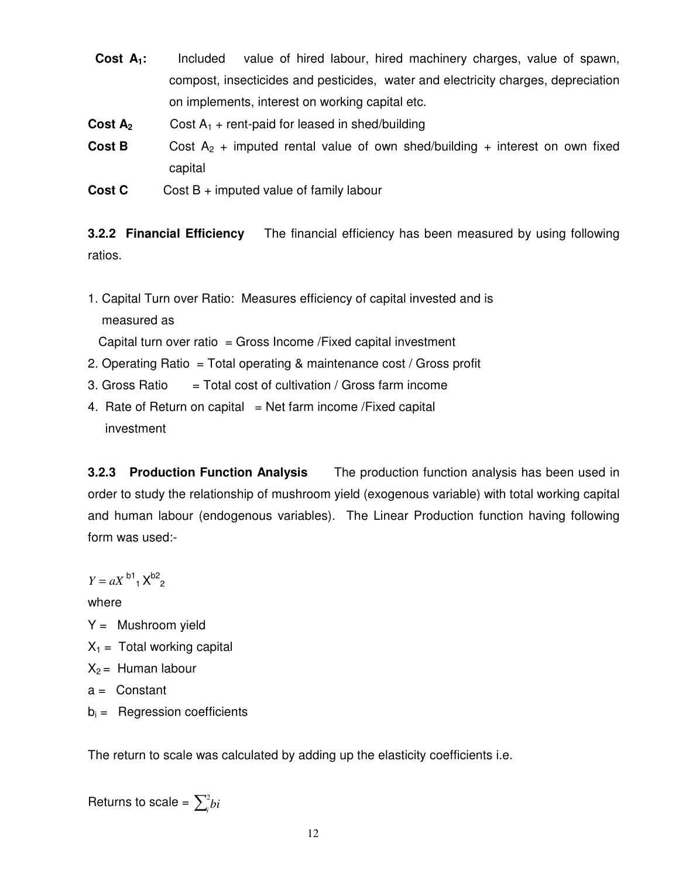**Cost $A_1$:** Included value of hired labour, hired machinery charges, value of spawn, compost, insecticides and pesticides, water and electricity charges, depreciation on implements, interest on working capital etc.

**Cost $A_2$** Cost $A_1$ + rent-paid for leased in shed/building

**Cost B** Cost $A_2$ + imputed rental value of own shed/building + interest on own fixed capital

**Cost C** Cost B + imputed value of family labour

**3.2.2 Financial Efficiency** The financial efficiency has been measured by using following ratios.

1. Capital Turn over Ratio: Measures efficiency of capital invested and is measured as

   Capital turn over ratio = Gross Income /Fixed capital investment
2. Operating Ratio = Total operating & maintenance cost / Gross profit
3. Gross Ratio = Total cost of cultivation / Gross farm income
4. Rate of Return on capital = Net farm income /Fixed capital investment

**3.2.3 Production Function Analysis** The production function analysis has been used in order to study the relationship of mushroom yield (exogenous variable) with total working capital and human labour (endogenous variables). The Linear Production function having following form was used:-

$$Y = aX_1^{b1} X_2^{b2}$$

where

$Y$ = Mushroom yield

$X_1$ = Total working capital

$X_2$ = Human labour

$a$ = Constant

$b_i$ = Regression coefficients

The return to scale was calculated by adding up the elasticity coefficients i.e.

Returns to scale = $\sum_i^2 bi$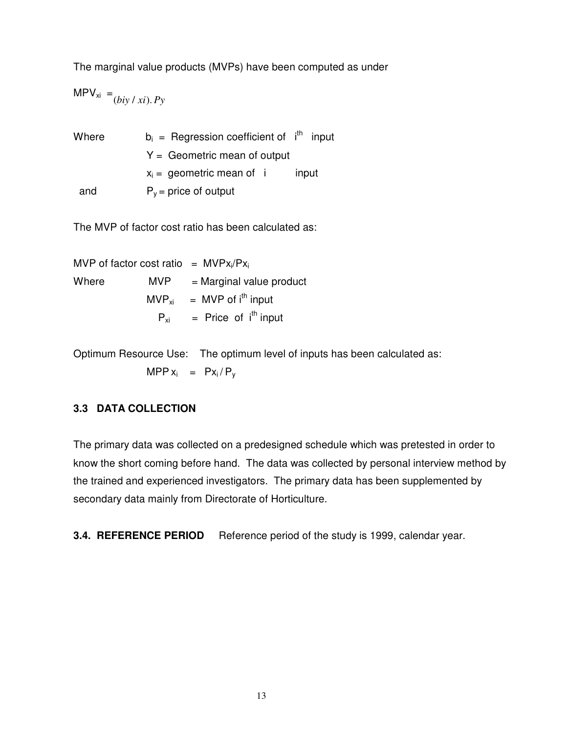The marginal value products (MVPs) have been computed as under

$MPV_{xi} = (biy / xi).Py$

Where $b_i$ = Regression coefficient of $i^{th}$ input

$Y$ = Geometric mean of output

$x_i$ = geometric mean of i input

and $P_y$ = price of output

The MVP of factor cost ratio has been calculated as:

MVP of factor cost ratio = $MVPx_i/Px_i$

Where MVP = Marginal value product

$MVP_{xi}$ = MVP of $i^{th}$ input

$P_{xi}$ = Price of $i^{th}$ input

Optimum Resource Use: The optimum level of inputs has been calculated as:

$MPP\, x_i = Px_i / P_y$

### 3.3 DATA COLLECTION

The primary data was collected on a predesigned schedule which was pretested in order to know the short coming before hand. The data was collected by personal interview method by the trained and experienced investigators. The primary data has been supplemented by secondary data mainly from Directorate of Horticulture.

**3.4. REFERENCE PERIOD** Reference period of the study is 1999, calendar year.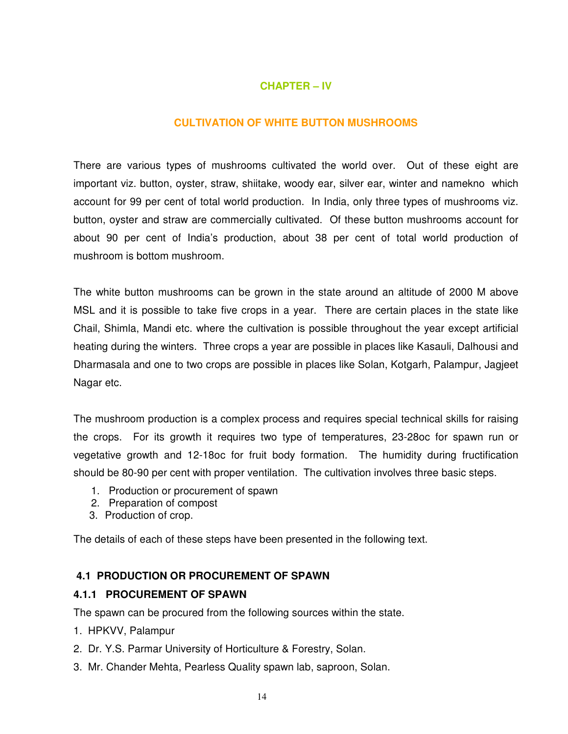# CHAPTER – IV

## CULTIVATION OF WHITE BUTTON MUSHROOMS

There are various types of mushrooms cultivated the world over. Out of these eight are important viz. button, oyster, straw, shiitake, woody ear, silver ear, winter and namekno which account for 99 per cent of total world production. In India, only three types of mushrooms viz. button, oyster and straw are commercially cultivated. Of these button mushrooms account for about 90 per cent of India's production, about 38 per cent of total world production of mushroom is bottom mushroom.

The white button mushrooms can be grown in the state around an altitude of 2000 M above MSL and it is possible to take five crops in a year. There are certain places in the state like Chail, Shimla, Mandi etc. where the cultivation is possible throughout the year except artificial heating during the winters. Three crops a year are possible in places like Kasauli, Dalhousi and Dharmasala and one to two crops are possible in places like Solan, Kotgarh, Palampur, Jagjeet Nagar etc.

The mushroom production is a complex process and requires special technical skills for raising the crops. For its growth it requires two type of temperatures, 23-28oc for spawn run or vegetative growth and 12-18oc for fruit body formation. The humidity during fructification should be 80-90 per cent with proper ventilation. The cultivation involves three basic steps.

1. Production or procurement of spawn
2. Preparation of compost
3. Production of crop.

The details of each of these steps have been presented in the following text.

### 4.1 PRODUCTION OR PROCUREMENT OF SPAWN

#### 4.1.1 PROCUREMENT OF SPAWN

The spawn can be procured from the following sources within the state.

1. HPKVV, Palampur
2. Dr. Y.S. Parmar University of Horticulture & Forestry, Solan.
3. Mr. Chander Mehta, Pearless Quality spawn lab, saproon, Solan.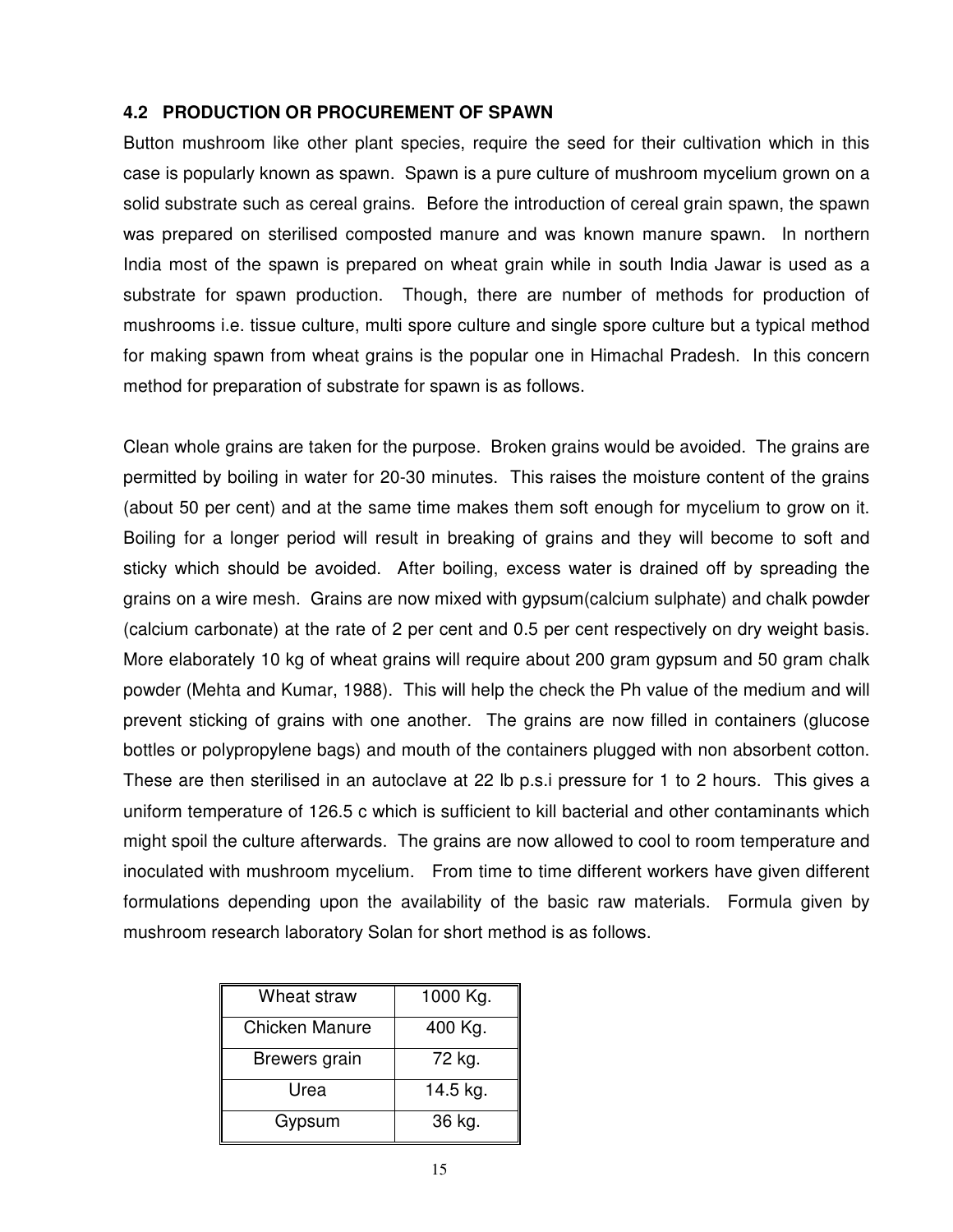### 4.2 PRODUCTION OR PROCUREMENT OF SPAWN

Button mushroom like other plant species, require the seed for their cultivation which in this case is popularly known as spawn. Spawn is a pure culture of mushroom mycelium grown on a solid substrate such as cereal grains. Before the introduction of cereal grain spawn, the spawn was prepared on sterilised composted manure and was known manure spawn. In northern India most of the spawn is prepared on wheat grain while in south India Jawar is used as a substrate for spawn production. Though, there are number of methods for production of mushrooms i.e. tissue culture, multi spore culture and single spore culture but a typical method for making spawn from wheat grains is the popular one in Himachal Pradesh. In this concern method for preparation of substrate for spawn is as follows.

Clean whole grains are taken for the purpose. Broken grains would be avoided. The grains are permitted by boiling in water for 20-30 minutes. This raises the moisture content of the grains (about 50 per cent) and at the same time makes them soft enough for mycelium to grow on it. Boiling for a longer period will result in breaking of grains and they will become to soft and sticky which should be avoided. After boiling, excess water is drained off by spreading the grains on a wire mesh. Grains are now mixed with gypsum(calcium sulphate) and chalk powder (calcium carbonate) at the rate of 2 per cent and 0.5 per cent respectively on dry weight basis. More elaborately 10 kg of wheat grains will require about 200 gram gypsum and 50 gram chalk powder (Mehta and Kumar, 1988). This will help the check the Ph value of the medium and will prevent sticking of grains with one another. The grains are now filled in containers (glucose bottles or polypropylene bags) and mouth of the containers plugged with non absorbent cotton. These are then sterilised in an autoclave at 22 lb p.s.i pressure for 1 to 2 hours. This gives a uniform temperature of 126.5 c which is sufficient to kill bacterial and other contaminants which might spoil the culture afterwards. The grains are now allowed to cool to room temperature and inoculated with mushroom mycelium. From time to time different workers have given different formulations depending upon the availability of the basic raw materials. Formula given by mushroom research laboratory Solan for short method is as follows.

| | |
|---|---|
| Wheat straw | 1000 Kg. |
| Chicken Manure | 400 Kg. |
| Brewers grain | 72 kg. |
| Urea | 14.5 kg. |
| Gypsum | 36 kg. |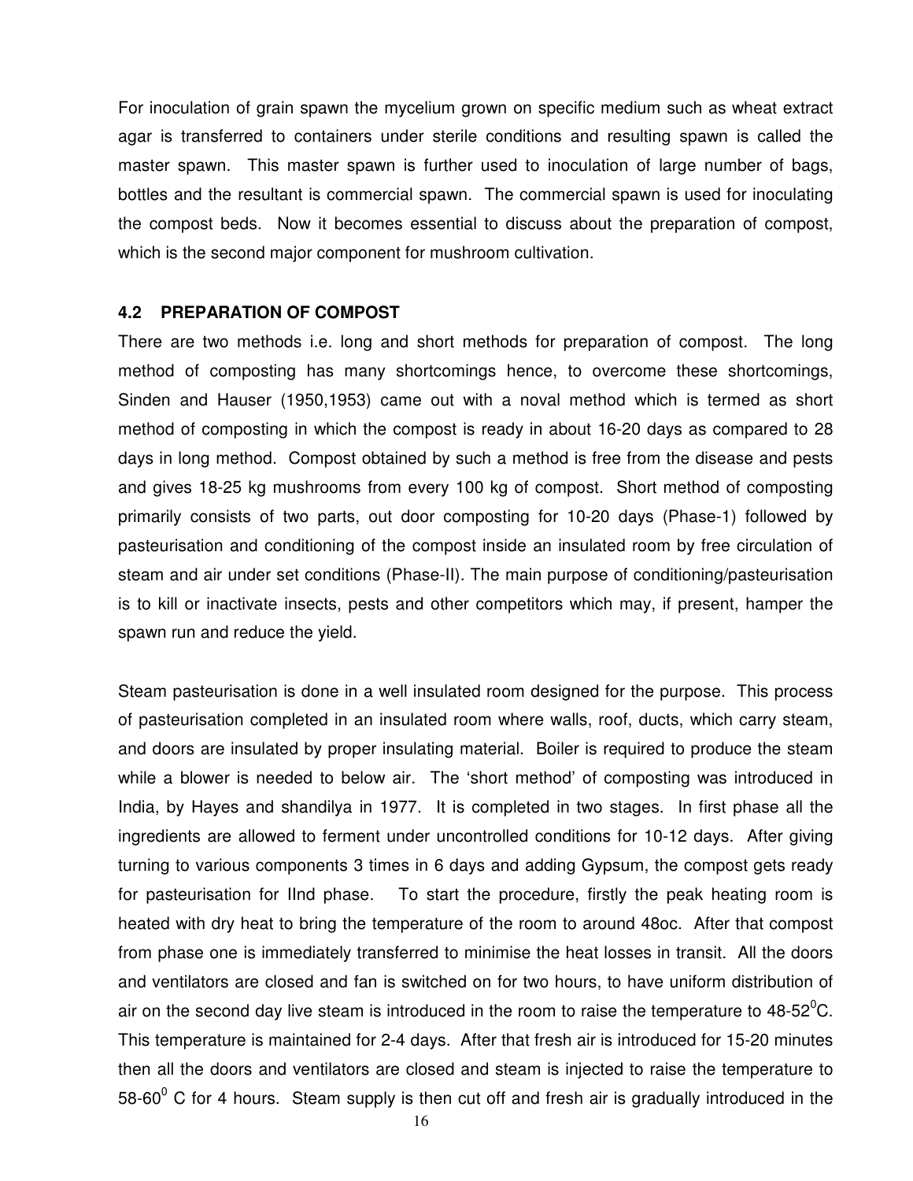For inoculation of grain spawn the mycelium grown on specific medium such as wheat extract agar is transferred to containers under sterile conditions and resulting spawn is called the master spawn. This master spawn is further used to inoculation of large number of bags, bottles and the resultant is commercial spawn. The commercial spawn is used for inoculating the compost beds. Now it becomes essential to discuss about the preparation of compost, which is the second major component for mushroom cultivation.

### 4.2 PREPARATION OF COMPOST

There are two methods i.e. long and short methods for preparation of compost. The long method of composting has many shortcomings hence, to overcome these shortcomings, Sinden and Hauser (1950,1953) came out with a noval method which is termed as short method of composting in which the compost is ready in about 16-20 days as compared to 28 days in long method. Compost obtained by such a method is free from the disease and pests and gives 18-25 kg mushrooms from every 100 kg of compost. Short method of composting primarily consists of two parts, out door composting for 10-20 days (Phase-1) followed by pasteurisation and conditioning of the compost inside an insulated room by free circulation of steam and air under set conditions (Phase-II). The main purpose of conditioning/pasteurisation is to kill or inactivate insects, pests and other competitors which may, if present, hamper the spawn run and reduce the yield.

Steam pasteurisation is done in a well insulated room designed for the purpose. This process of pasteurisation completed in an insulated room where walls, roof, ducts, which carry steam, and doors are insulated by proper insulating material. Boiler is required to produce the steam while a blower is needed to below air. The 'short method' of composting was introduced in India, by Hayes and shandilya in 1977. It is completed in two stages. In first phase all the ingredients are allowed to ferment under uncontrolled conditions for 10-12 days. After giving turning to various components 3 times in 6 days and adding Gypsum, the compost gets ready for pasteurisation for IInd phase. To start the procedure, firstly the peak heating room is heated with dry heat to bring the temperature of the room to around 48oc. After that compost from phase one is immediately transferred to minimise the heat losses in transit. All the doors and ventilators are closed and fan is switched on for two hours, to have uniform distribution of air on the second day live steam is introduced in the room to raise the temperature to 48-52$^0$C. This temperature is maintained for 2-4 days. After that fresh air is introduced for 15-20 minutes then all the doors and ventilators are closed and steam is injected to raise the temperature to 58-60$^0$ C for 4 hours. Steam supply is then cut off and fresh air is gradually introduced in the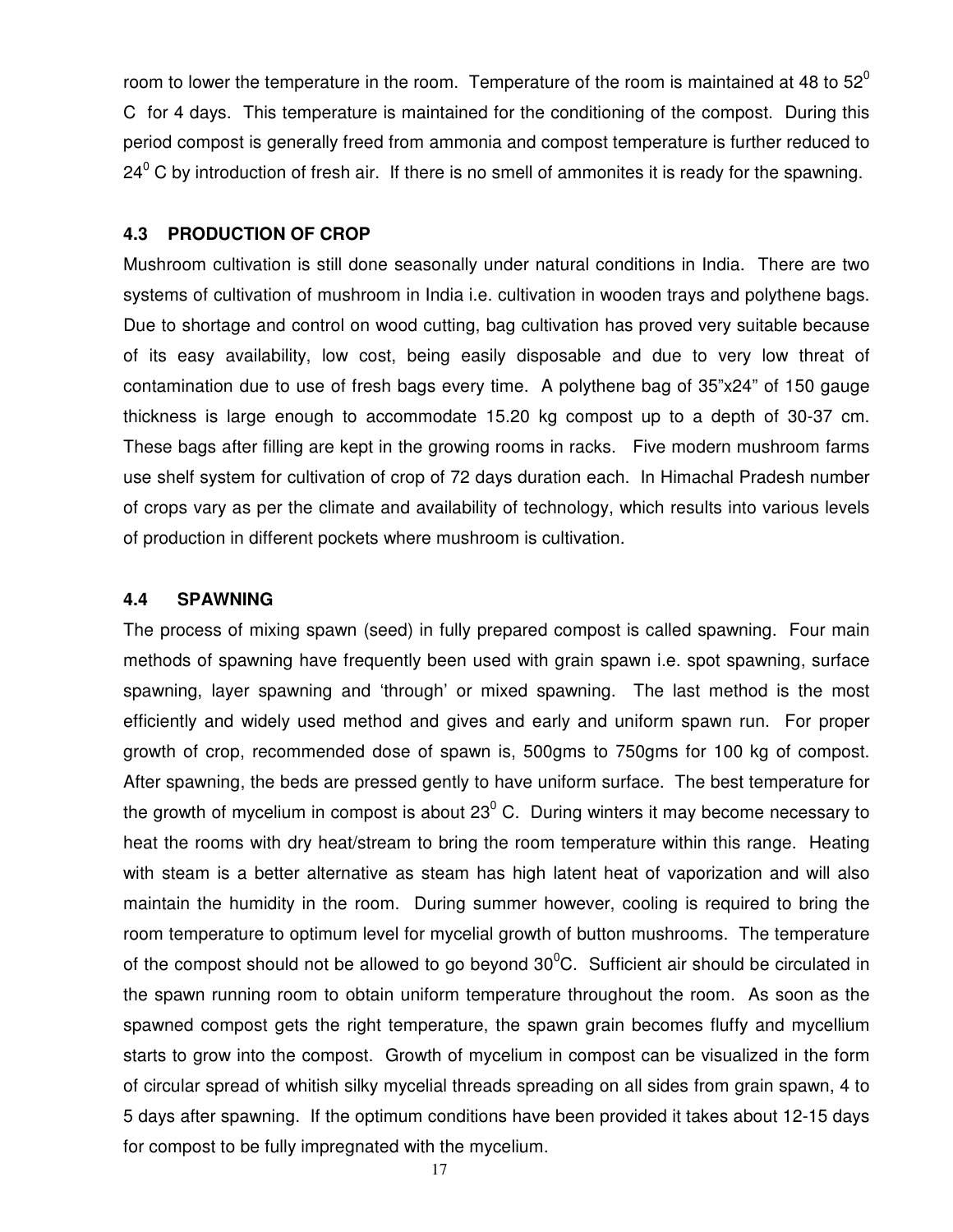room to lower the temperature in the room. Temperature of the room is maintained at 48 to 52$^0$ C for 4 days. This temperature is maintained for the conditioning of the compost. During this period compost is generally freed from ammonia and compost temperature is further reduced to 24$^0$ C by introduction of fresh air. If there is no smell of ammonites it is ready for the spawning.

### 4.3 PRODUCTION OF CROP

Mushroom cultivation is still done seasonally under natural conditions in India. There are two systems of cultivation of mushroom in India i.e. cultivation in wooden trays and polythene bags. Due to shortage and control on wood cutting, bag cultivation has proved very suitable because of its easy availability, low cost, being easily disposable and due to very low threat of contamination due to use of fresh bags every time. A polythene bag of 35"x24" of 150 gauge thickness is large enough to accommodate 15.20 kg compost up to a depth of 30-37 cm. These bags after filling are kept in the growing rooms in racks. Five modern mushroom farms use shelf system for cultivation of crop of 72 days duration each. In Himachal Pradesh number of crops vary as per the climate and availability of technology, which results into various levels of production in different pockets where mushroom is cultivation.

### 4.4 SPAWNING

The process of mixing spawn (seed) in fully prepared compost is called spawning. Four main methods of spawning have frequently been used with grain spawn i.e. spot spawning, surface spawning, layer spawning and 'through' or mixed spawning. The last method is the most efficiently and widely used method and gives and early and uniform spawn run. For proper growth of crop, recommended dose of spawn is, 500gms to 750gms for 100 kg of compost. After spawning, the beds are pressed gently to have uniform surface. The best temperature for the growth of mycelium in compost is about 23$^0$ C. During winters it may become necessary to heat the rooms with dry heat/stream to bring the room temperature within this range. Heating with steam is a better alternative as steam has high latent heat of vaporization and will also maintain the humidity in the room. During summer however, cooling is required to bring the room temperature to optimum level for mycelial growth of button mushrooms. The temperature of the compost should not be allowed to go beyond 30$^0$C. Sufficient air should be circulated in the spawn running room to obtain uniform temperature throughout the room. As soon as the spawned compost gets the right temperature, the spawn grain becomes fluffy and mycellium starts to grow into the compost. Growth of mycelium in compost can be visualized in the form of circular spread of whitish silky mycelial threads spreading on all sides from grain spawn, 4 to 5 days after spawning. If the optimum conditions have been provided it takes about 12-15 days for compost to be fully impregnated with the mycelium.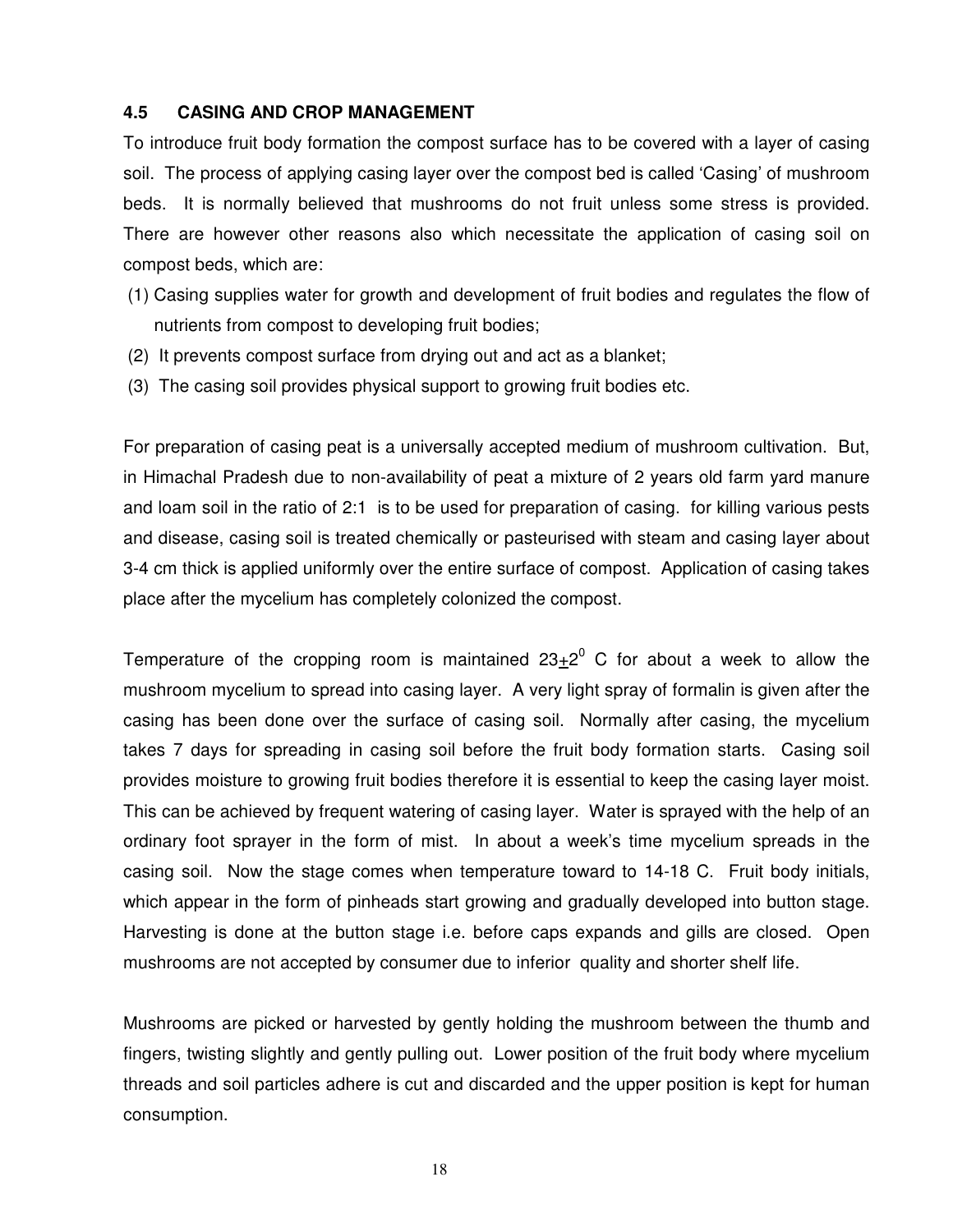### 4.5 CASING AND CROP MANAGEMENT

To introduce fruit body formation the compost surface has to be covered with a layer of casing soil. The process of applying casing layer over the compost bed is called 'Casing' of mushroom beds. It is normally believed that mushrooms do not fruit unless some stress is provided. There are however other reasons also which necessitate the application of casing soil on compost beds, which are:

(1) Casing supplies water for growth and development of fruit bodies and regulates the flow of nutrients from compost to developing fruit bodies;

(2) It prevents compost surface from drying out and act as a blanket;

(3) The casing soil provides physical support to growing fruit bodies etc.

For preparation of casing peat is a universally accepted medium of mushroom cultivation. But, in Himachal Pradesh due to non-availability of peat a mixture of 2 years old farm yard manure and loam soil in the ratio of 2:1 is to be used for preparation of casing. for killing various pests and disease, casing soil is treated chemically or pasteurised with steam and casing layer about 3-4 cm thick is applied uniformly over the entire surface of compost. Application of casing takes place after the mycelium has completely colonized the compost.

Temperature of the cropping room is maintained $23 \pm 2^0$ C for about a week to allow the mushroom mycelium to spread into casing layer. A very light spray of formalin is given after the casing has been done over the surface of casing soil. Normally after casing, the mycelium takes 7 days for spreading in casing soil before the fruit body formation starts. Casing soil provides moisture to growing fruit bodies therefore it is essential to keep the casing layer moist. This can be achieved by frequent watering of casing layer. Water is sprayed with the help of an ordinary foot sprayer in the form of mist. In about a week's time mycelium spreads in the casing soil. Now the stage comes when temperature toward to 14-18 C. Fruit body initials, which appear in the form of pinheads start growing and gradually developed into button stage. Harvesting is done at the button stage i.e. before caps expands and gills are closed. Open mushrooms are not accepted by consumer due to inferior quality and shorter shelf life.

Mushrooms are picked or harvested by gently holding the mushroom between the thumb and fingers, twisting slightly and gently pulling out. Lower position of the fruit body where mycelium threads and soil particles adhere is cut and discarded and the upper position is kept for human consumption.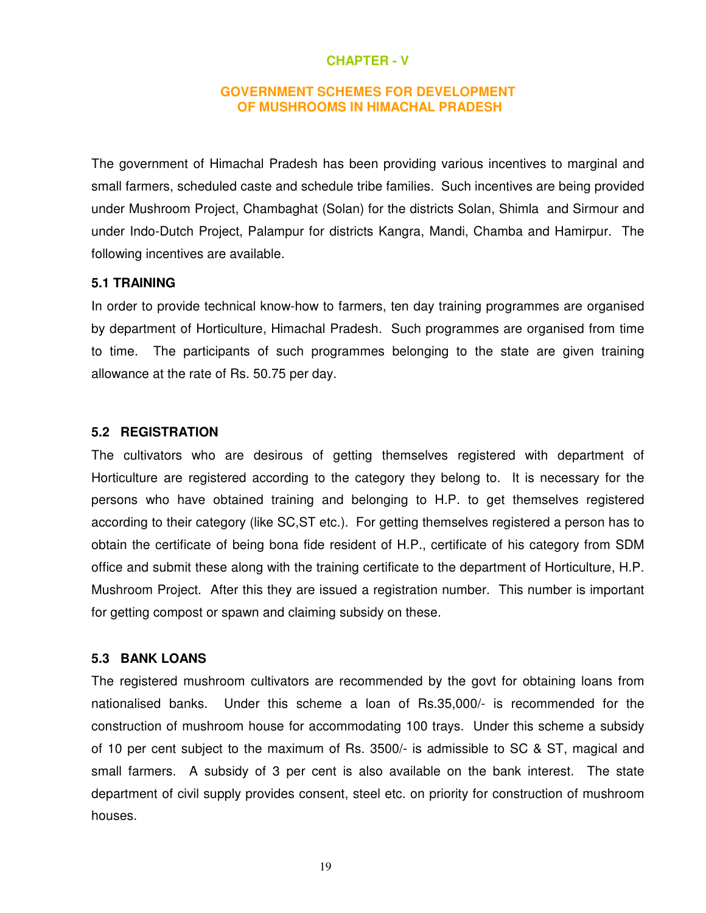# CHAPTER - V

## GOVERNMENT SCHEMES FOR DEVELOPMENT OF MUSHROOMS IN HIMACHAL PRADESH

The government of Himachal Pradesh has been providing various incentives to marginal and small farmers, scheduled caste and schedule tribe families. Such incentives are being provided under Mushroom Project, Chambaghat (Solan) for the districts Solan, Shimla and Sirmour and under Indo-Dutch Project, Palampur for districts Kangra, Mandi, Chamba and Hamirpur. The following incentives are available.

### 5.1 TRAINING

In order to provide technical know-how to farmers, ten day training programmes are organised by department of Horticulture, Himachal Pradesh. Such programmes are organised from time to time. The participants of such programmes belonging to the state are given training allowance at the rate of Rs. 50.75 per day.

### 5.2 REGISTRATION

The cultivators who are desirous of getting themselves registered with department of Horticulture are registered according to the category they belong to. It is necessary for the persons who have obtained training and belonging to H.P. to get themselves registered according to their category (like SC,ST etc.). For getting themselves registered a person has to obtain the certificate of being bona fide resident of H.P., certificate of his category from SDM office and submit these along with the training certificate to the department of Horticulture, H.P. Mushroom Project. After this they are issued a registration number. This number is important for getting compost or spawn and claiming subsidy on these.

### 5.3 BANK LOANS

The registered mushroom cultivators are recommended by the govt for obtaining loans from nationalised banks. Under this scheme a loan of Rs.35,000/- is recommended for the construction of mushroom house for accommodating 100 trays. Under this scheme a subsidy of 10 per cent subject to the maximum of Rs. 3500/- is admissible to SC & ST, magical and small farmers. A subsidy of 3 per cent is also available on the bank interest. The state department of civil supply provides consent, steel etc. on priority for construction of mushroom houses.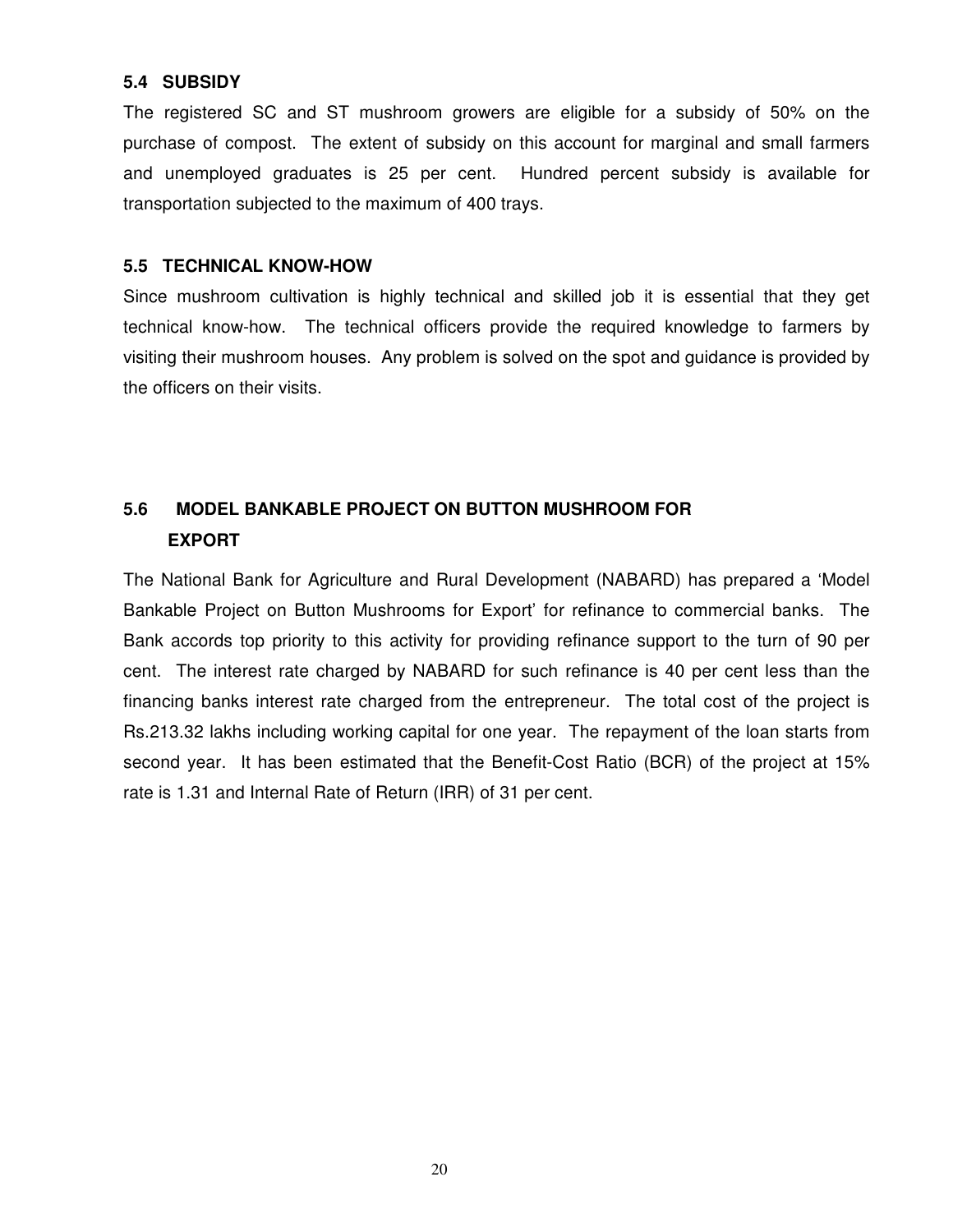### 5.4 SUBSIDY

The registered SC and ST mushroom growers are eligible for a subsidy of 50% on the purchase of compost. The extent of subsidy on this account for marginal and small farmers and unemployed graduates is 25 per cent. Hundred percent subsidy is available for transportation subjected to the maximum of 400 trays.

### 5.5 TECHNICAL KNOW-HOW

Since mushroom cultivation is highly technical and skilled job it is essential that they get technical know-how. The technical officers provide the required knowledge to farmers by visiting their mushroom houses. Any problem is solved on the spot and guidance is provided by the officers on their visits.

### 5.6 MODEL BANKABLE PROJECT ON BUTTON MUSHROOM FOR EXPORT

The National Bank for Agriculture and Rural Development (NABARD) has prepared a 'Model Bankable Project on Button Mushrooms for Export' for refinance to commercial banks. The Bank accords top priority to this activity for providing refinance support to the turn of 90 per cent. The interest rate charged by NABARD for such refinance is 40 per cent less than the financing banks interest rate charged from the entrepreneur. The total cost of the project is Rs.213.32 lakhs including working capital for one year. The repayment of the loan starts from second year. It has been estimated that the Benefit-Cost Ratio (BCR) of the project at 15% rate is 1.31 and Internal Rate of Return (IRR) of 31 per cent.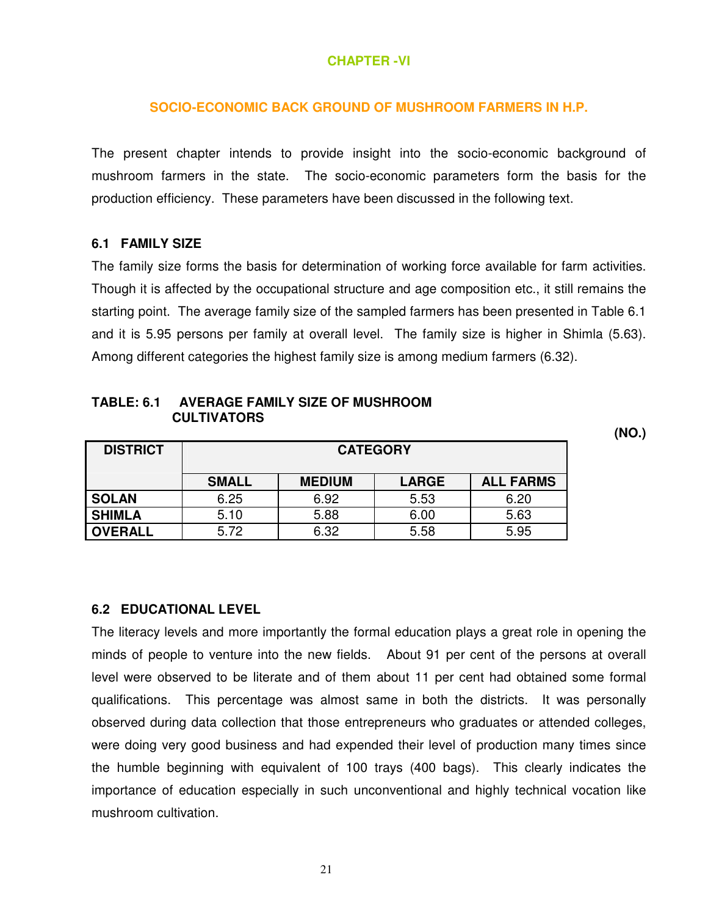# CHAPTER -VI

## SOCIO-ECONOMIC BACK GROUND OF MUSHROOM FARMERS IN H.P.

The present chapter intends to provide insight into the socio-economic background of mushroom farmers in the state. The socio-economic parameters form the basis for the production efficiency. These parameters have been discussed in the following text.

### 6.1 FAMILY SIZE

The family size forms the basis for determination of working force available for farm activities. Though it is affected by the occupational structure and age composition etc., it still remains the starting point. The average family size of the sampled farmers has been presented in Table 6.1 and it is 5.95 persons per family at overall level. The family size is higher in Shimla (5.63). Among different categories the highest family size is among medium farmers (6.32).

**TABLE: 6.1 AVERAGE FAMILY SIZE OF MUSHROOM CULTIVATORS**

**(NO.)**

| DISTRICT | CATEGORY | | | |
|---|---|---|---|---|
| | SMALL | MEDIUM | LARGE | ALL FARMS |
| SOLAN | 6.25 | 6.92 | 5.53 | 6.20 |
| SHIMLA | 5.10 | 5.88 | 6.00 | 5.63 |
| OVERALL | 5.72 | 6.32 | 5.58 | 5.95 |

### 6.2 EDUCATIONAL LEVEL

The literacy levels and more importantly the formal education plays a great role in opening the minds of people to venture into the new fields. About 91 per cent of the persons at overall level were observed to be literate and of them about 11 per cent had obtained some formal qualifications. This percentage was almost same in both the districts. It was personally observed during data collection that those entrepreneurs who graduates or attended colleges, were doing very good business and had expended their level of production many times since the humble beginning with equivalent of 100 trays (400 bags). This clearly indicates the importance of education especially in such unconventional and highly technical vocation like mushroom cultivation.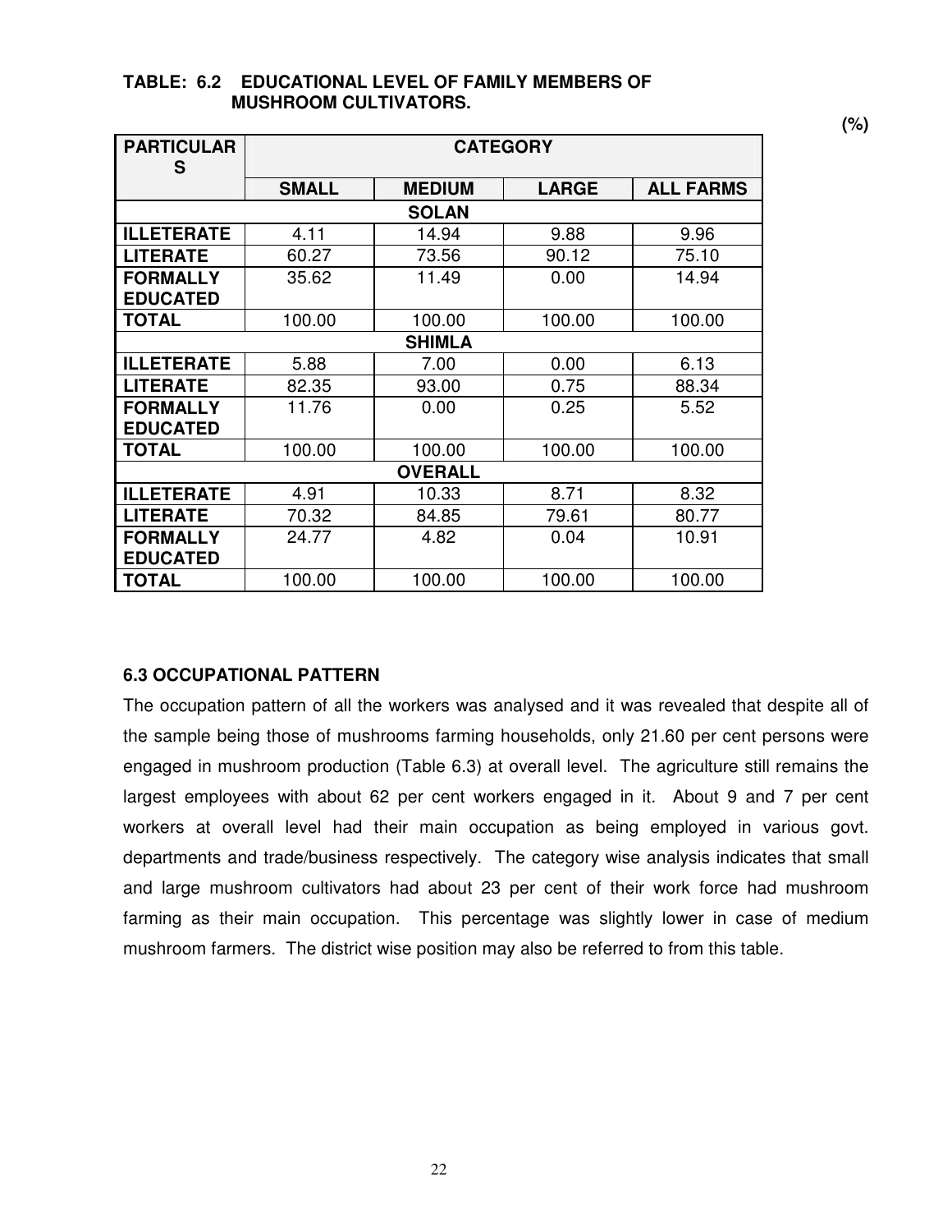**TABLE: 6.2 EDUCATIONAL LEVEL OF FAMILY MEMBERS OF MUSHROOM CULTIVATORS.**

(%)

| PARTICULARS | CATEGORY | | | |
|---|---|---|---|---|
| | SMALL | MEDIUM | LARGE | ALL FARMS |
| **SOLAN** | | | | |
| ILLETERATE | 4.11 | 14.94 | 9.88 | 9.96 |
| LITERATE | 60.27 | 73.56 | 90.12 | 75.10 |
| FORMALLY EDUCATED | 35.62 | 11.49 | 0.00 | 14.94 |
| TOTAL | 100.00 | 100.00 | 100.00 | 100.00 |
| **SHIMLA** | | | | |
| ILLETERATE | 5.88 | 7.00 | 0.00 | 6.13 |
| LITERATE | 82.35 | 93.00 | 0.75 | 88.34 |
| FORMALLY EDUCATED | 11.76 | 0.00 | 0.25 | 5.52 |
| TOTAL | 100.00 | 100.00 | 100.00 | 100.00 |
| **OVERALL** | | | | |
| ILLETERATE | 4.91 | 10.33 | 8.71 | 8.32 |
| LITERATE | 70.32 | 84.85 | 79.61 | 80.77 |
| FORMALLY EDUCATED | 24.77 | 4.82 | 0.04 | 10.91 |
| TOTAL | 100.00 | 100.00 | 100.00 | 100.00 |

### 6.3 OCCUPATIONAL PATTERN

The occupation pattern of all the workers was analysed and it was revealed that despite all of the sample being those of mushrooms farming households, only 21.60 per cent persons were engaged in mushroom production (Table 6.3) at overall level. The agriculture still remains the largest employees with about 62 per cent workers engaged in it. About 9 and 7 per cent workers at overall level had their main occupation as being employed in various govt. departments and trade/business respectively. The category wise analysis indicates that small and large mushroom cultivators had about 23 per cent of their work force had mushroom farming as their main occupation. This percentage was slightly lower in case of medium mushroom farmers. The district wise position may also be referred to from this table.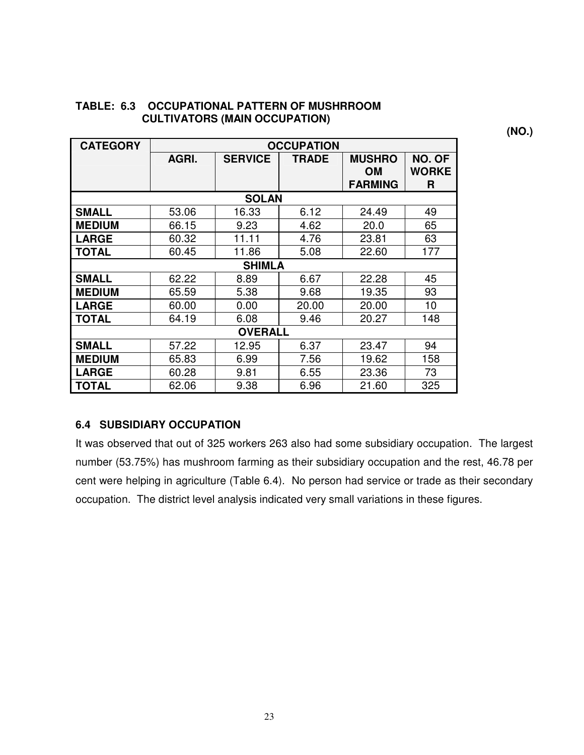**TABLE: 6.3 OCCUPATIONAL PATTERN OF MUSHRROOM CULTIVATORS (MAIN OCCUPATION)**

(NO.)

| CATEGORY | OCCUPATION | | | | |
|---|---|---|---|---|---|
| | AGRI. | SERVICE | TRADE | MUSHROOM FARMING | NO. OF WORKER |
| **SOLAN** | | | | | |
| **SMALL** | 53.06 | 16.33 | 6.12 | 24.49 | 49 |
| **MEDIUM** | 66.15 | 9.23 | 4.62 | 20.0 | 65 |
| **LARGE** | 60.32 | 11.11 | 4.76 | 23.81 | 63 |
| **TOTAL** | 60.45 | 11.86 | 5.08 | 22.60 | 177 |
| **SHIMLA** | | | | | |
| **SMALL** | 62.22 | 8.89 | 6.67 | 22.28 | 45 |
| **MEDIUM** | 65.59 | 5.38 | 9.68 | 19.35 | 93 |
| **LARGE** | 60.00 | 0.00 | 20.00 | 20.00 | 10 |
| **TOTAL** | 64.19 | 6.08 | 9.46 | 20.27 | 148 |
| **OVERALL** | | | | | |
| **SMALL** | 57.22 | 12.95 | 6.37 | 23.47 | 94 |
| **MEDIUM** | 65.83 | 6.99 | 7.56 | 19.62 | 158 |
| **LARGE** | 60.28 | 9.81 | 6.55 | 23.36 | 73 |
| **TOTAL** | 62.06 | 9.38 | 6.96 | 21.60 | 325 |

## 6.4 SUBSIDIARY OCCUPATION

It was observed that out of 325 workers 263 also had some subsidiary occupation. The largest number (53.75%) has mushroom farming as their subsidiary occupation and the rest, 46.78 per cent were helping in agriculture (Table 6.4). No person had service or trade as their secondary occupation. The district level analysis indicated very small variations in these figures.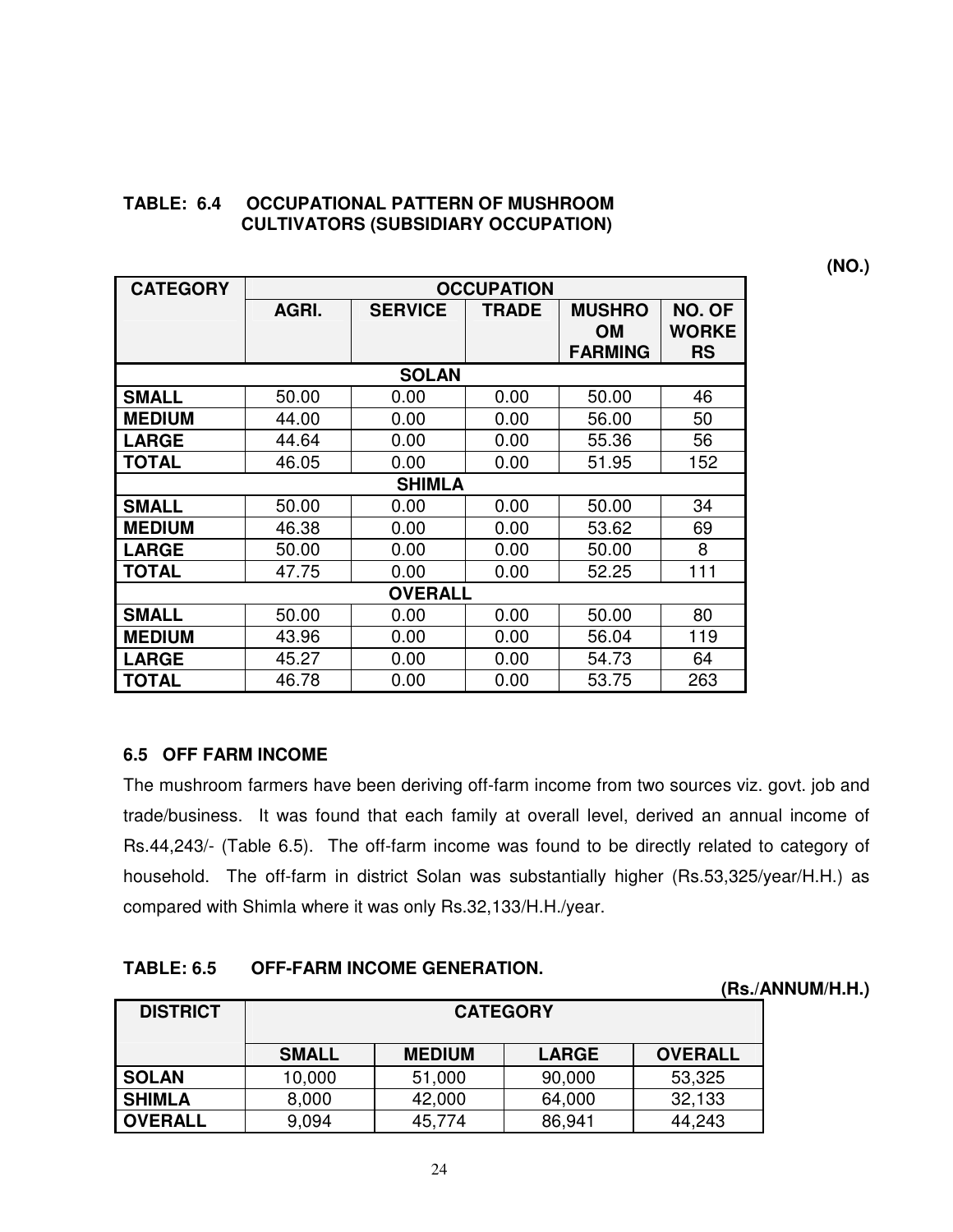**TABLE: 6.4 OCCUPATIONAL PATTERN OF MUSHROOM CULTIVATORS (SUBSIDIARY OCCUPATION)**

(NO.)

| CATEGORY | OCCUPATION | | | | |
|---|---|---|---|---|---|
| | AGRI. | SERVICE | TRADE | MUSHROOM FARMING | NO. OF WORKERS |
| **SOLAN** | | | | | |
| SMALL | 50.00 | 0.00 | 0.00 | 50.00 | 46 |
| MEDIUM | 44.00 | 0.00 | 0.00 | 56.00 | 50 |
| LARGE | 44.64 | 0.00 | 0.00 | 55.36 | 56 |
| TOTAL | 46.05 | 0.00 | 0.00 | 51.95 | 152 |
| **SHIMLA** | | | | | |
| SMALL | 50.00 | 0.00 | 0.00 | 50.00 | 34 |
| MEDIUM | 46.38 | 0.00 | 0.00 | 53.62 | 69 |
| LARGE | 50.00 | 0.00 | 0.00 | 50.00 | 8 |
| TOTAL | 47.75 | 0.00 | 0.00 | 52.25 | 111 |
| **OVERALL** | | | | | |
| SMALL | 50.00 | 0.00 | 0.00 | 50.00 | 80 |
| MEDIUM | 43.96 | 0.00 | 0.00 | 56.04 | 119 |
| LARGE | 45.27 | 0.00 | 0.00 | 54.73 | 64 |
| TOTAL | 46.78 | 0.00 | 0.00 | 53.75 | 263 |

### 6.5 OFF FARM INCOME

The mushroom farmers have been deriving off-farm income from two sources viz. govt. job and trade/business. It was found that each family at overall level, derived an annual income of Rs.44,243/- (Table 6.5). The off-farm income was found to be directly related to category of household. The off-farm in district Solan was substantially higher (Rs.53,325/year/H.H.) as compared with Shimla where it was only Rs.32,133/H.H./year.

**TABLE: 6.5 OFF-FARM INCOME GENERATION.**

(Rs./ANNUM/H.H.)

| DISTRICT | CATEGORY | | | |
|---|---|---|---|---|
| | SMALL | MEDIUM | LARGE | OVERALL |
| SOLAN | 10,000 | 51,000 | 90,000 | 53,325 |
| SHIMLA | 8,000 | 42,000 | 64,000 | 32,133 |
| OVERALL | 9,094 | 45,774 | 86,941 | 44,243 |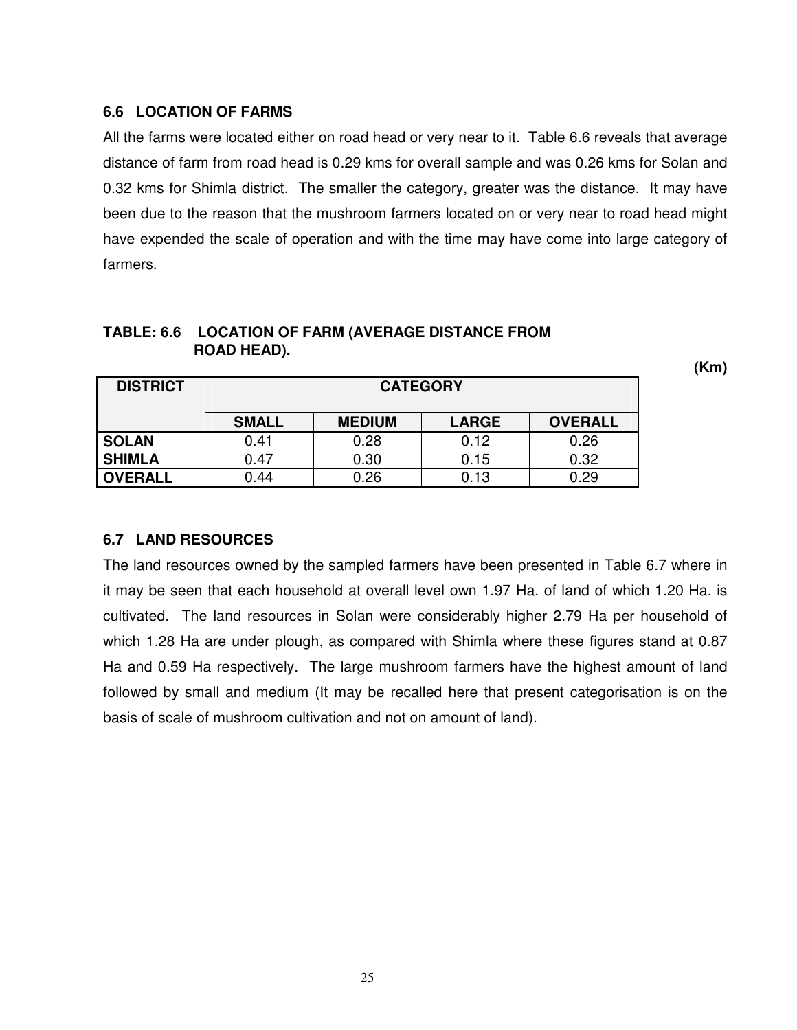### 6.6 LOCATION OF FARMS

All the farms were located either on road head or very near to it. Table 6.6 reveals that average distance of farm from road head is 0.29 kms for overall sample and was 0.26 kms for Solan and 0.32 kms for Shimla district. The smaller the category, greater was the distance. It may have been due to the reason that the mushroom farmers located on or very near to road head might have expended the scale of operation and with the time may have come into large category of farmers.

**TABLE: 6.6 LOCATION OF FARM (AVERAGE DISTANCE FROM ROAD HEAD).**

**(Km)**

| DISTRICT | CATEGORY | | | |
|---|---|---|---|---|
| | SMALL | MEDIUM | LARGE | OVERALL |
| SOLAN | 0.41 | 0.28 | 0.12 | 0.26 |
| SHIMLA | 0.47 | 0.30 | 0.15 | 0.32 |
| OVERALL | 0.44 | 0.26 | 0.13 | 0.29 |

### 6.7 LAND RESOURCES

The land resources owned by the sampled farmers have been presented in Table 6.7 where in it may be seen that each household at overall level own 1.97 Ha. of land of which 1.20 Ha. is cultivated. The land resources in Solan were considerably higher 2.79 Ha per household of which 1.28 Ha are under plough, as compared with Shimla where these figures stand at 0.87 Ha and 0.59 Ha respectively. The large mushroom farmers have the highest amount of land followed by small and medium (It may be recalled here that present categorisation is on the basis of scale of mushroom cultivation and not on amount of land).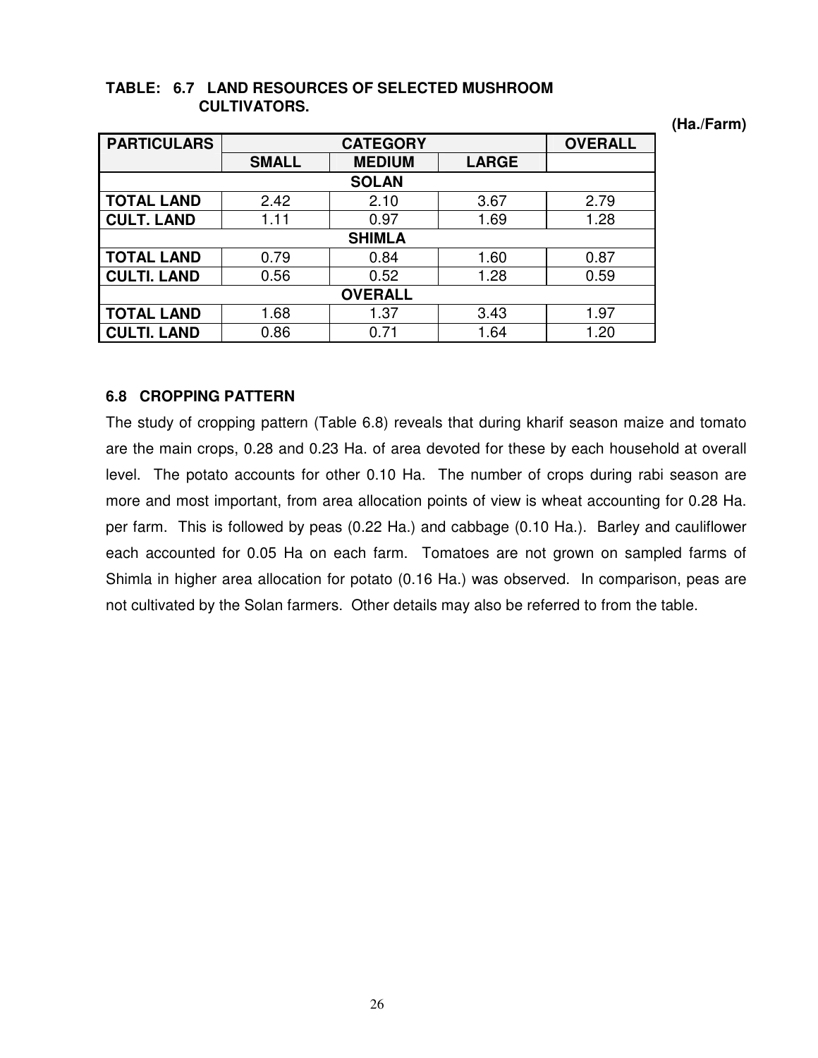**TABLE: 6.7 LAND RESOURCES OF SELECTED MUSHROOM CULTIVATORS.**

(Ha./Farm)

| PARTICULARS | CATEGORY | | | OVERALL |
|---|---|---|---|---|
| | SMALL | MEDIUM | LARGE | |
| **SOLAN** | | | | |
| TOTAL LAND | 2.42 | 2.10 | 3.67 | 2.79 |
| CULT. LAND | 1.11 | 0.97 | 1.69 | 1.28 |
| **SHIMLA** | | | | |
| TOTAL LAND | 0.79 | 0.84 | 1.60 | 0.87 |
| CULTI. LAND | 0.56 | 0.52 | 1.28 | 0.59 |
| **OVERALL** | | | | |
| TOTAL LAND | 1.68 | 1.37 | 3.43 | 1.97 |
| CULTI. LAND | 0.86 | 0.71 | 1.64 | 1.20 |

## 6.8 CROPPING PATTERN

The study of cropping pattern (Table 6.8) reveals that during kharif season maize and tomato are the main crops, 0.28 and 0.23 Ha. of area devoted for these by each household at overall level. The potato accounts for other 0.10 Ha. The number of crops during rabi season are more and most important, from area allocation points of view is wheat accounting for 0.28 Ha. per farm. This is followed by peas (0.22 Ha.) and cabbage (0.10 Ha.). Barley and cauliflower each accounted for 0.05 Ha on each farm. Tomatoes are not grown on sampled farms of Shimla in higher area allocation for potato (0.16 Ha.) was observed. In comparison, peas are not cultivated by the Solan farmers. Other details may also be referred to from the table.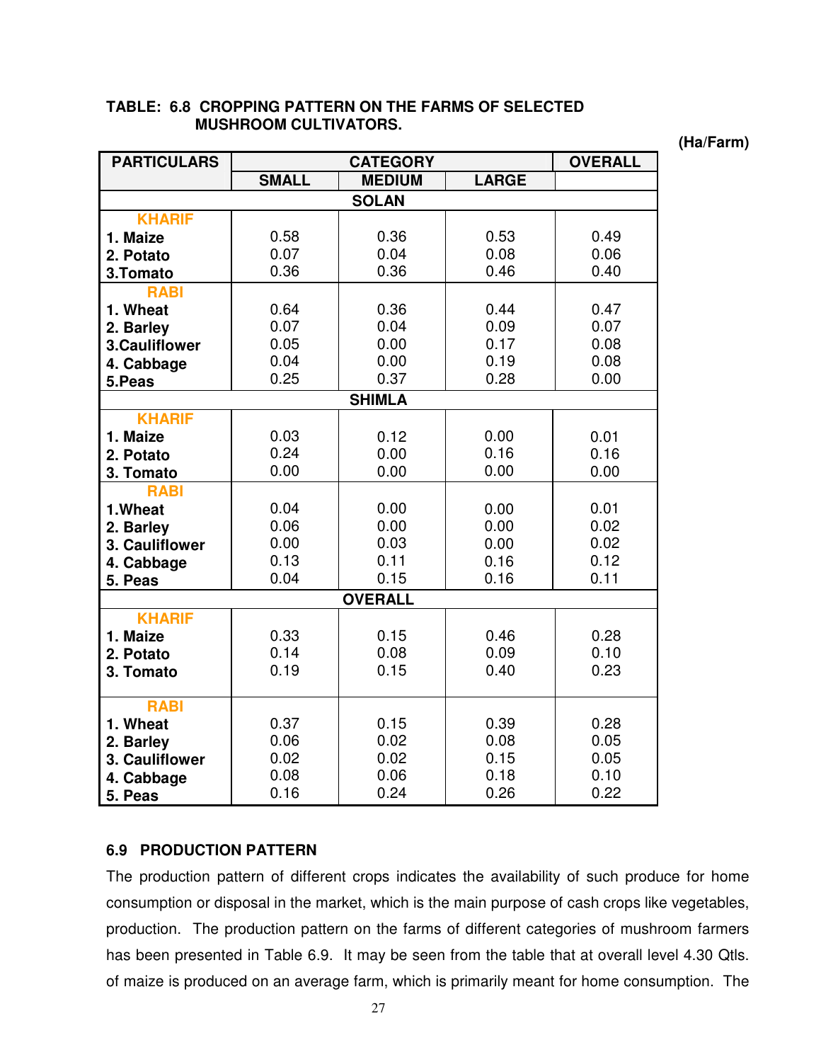**TABLE: 6.8 CROPPING PATTERN ON THE FARMS OF SELECTED MUSHROOM CULTIVATORS.**

(Ha/Farm)

| PARTICULARS | CATEGORY | | | OVERALL |
|---|---|---|---|---|
| | SMALL | MEDIUM | LARGE | |
| **SOLAN** | | | | |
| **KHARIF** | | | | |
| 1. Maize | 0.58 | 0.36 | 0.53 | 0.49 |
| 2. Potato | 0.07 | 0.04 | 0.08 | 0.06 |
| 3.Tomato | 0.36 | 0.36 | 0.46 | 0.40 |
| **RABI** | | | | |
| 1. Wheat | 0.64 | 0.36 | 0.44 | 0.47 |
| 2. Barley | 0.07 | 0.04 | 0.09 | 0.07 |
| 3.Cauliflower | 0.05 | 0.00 | 0.17 | 0.08 |
| 4. Cabbage | 0.04 | 0.00 | 0.19 | 0.08 |
| 5.Peas | 0.25 | 0.37 | 0.28 | 0.00 |
| **SHIMLA** | | | | |
| **KHARIF** | | | | |
| 1. Maize | 0.03 | 0.12 | 0.00 | 0.01 |
| 2. Potato | 0.24 | 0.00 | 0.16 | 0.16 |
| 3. Tomato | 0.00 | 0.00 | 0.00 | 0.00 |
| **RABI** | | | | |
| 1.Wheat | 0.04 | 0.00 | 0.00 | 0.01 |
| 2. Barley | 0.06 | 0.00 | 0.00 | 0.02 |
| 3. Cauliflower | 0.00 | 0.03 | 0.00 | 0.02 |
| 4. Cabbage | 0.13 | 0.11 | 0.16 | 0.12 |
| 5. Peas | 0.04 | 0.15 | 0.16 | 0.11 |
| **OVERALL** | | | | |
| **KHARIF** | | | | |
| 1. Maize | 0.33 | 0.15 | 0.46 | 0.28 |
| 2. Potato | 0.14 | 0.08 | 0.09 | 0.10 |
| 3. Tomato | 0.19 | 0.15 | 0.40 | 0.23 |
| **RABI** | | | | |
| 1. Wheat | 0.37 | 0.15 | 0.39 | 0.28 |
| 2. Barley | 0.06 | 0.02 | 0.08 | 0.05 |
| 3. Cauliflower | 0.02 | 0.02 | 0.15 | 0.05 |
| 4. Cabbage | 0.08 | 0.06 | 0.18 | 0.10 |
| 5. Peas | 0.16 | 0.24 | 0.26 | 0.22 |

### 6.9 PRODUCTION PATTERN

The production pattern of different crops indicates the availability of such produce for home consumption or disposal in the market, which is the main purpose of cash crops like vegetables, production. The production pattern on the farms of different categories of mushroom farmers has been presented in Table 6.9. It may be seen from the table that at overall level 4.30 Qtls. of maize is produced on an average farm, which is primarily meant for home consumption. The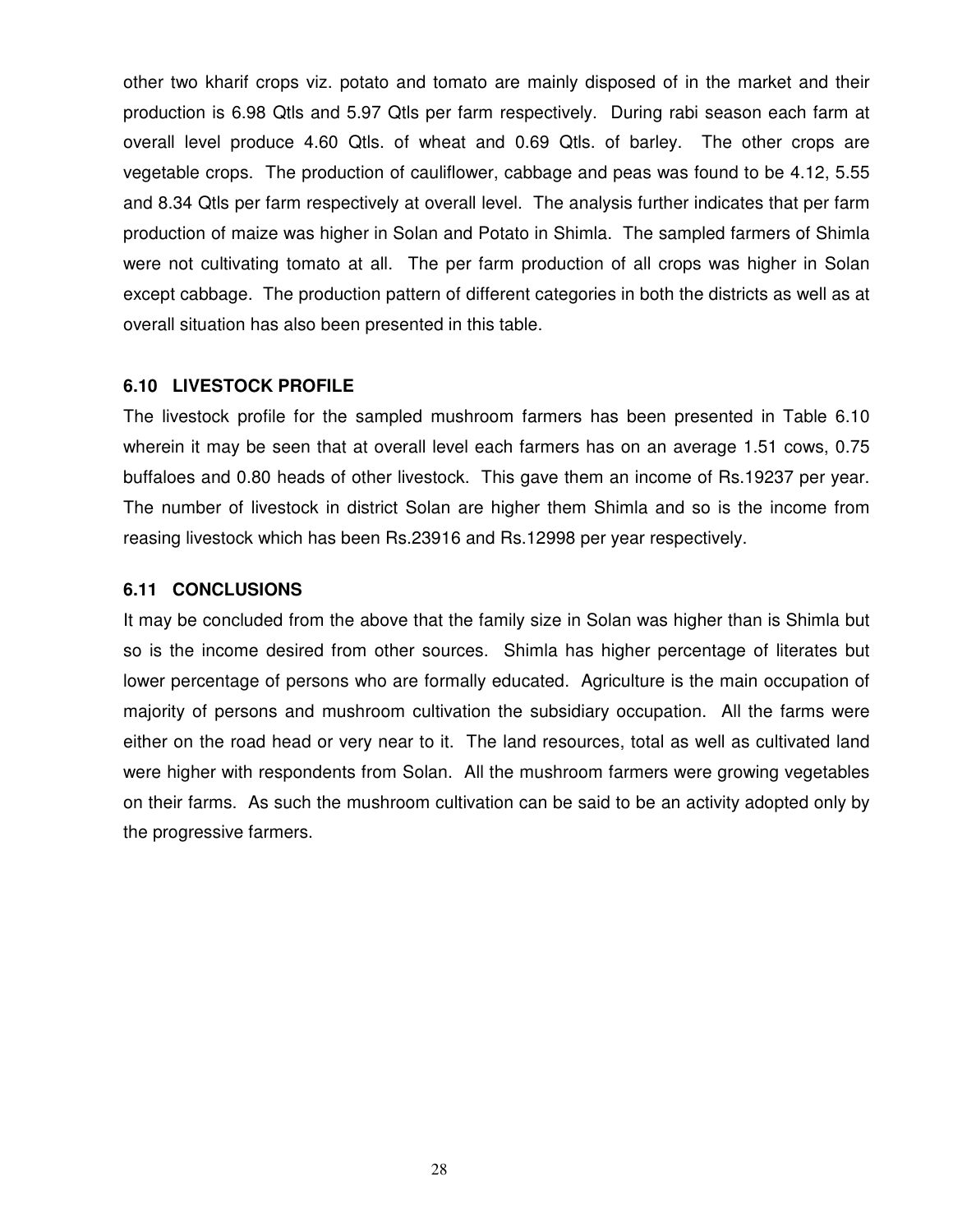other two kharif crops viz. potato and tomato are mainly disposed of in the market and their production is 6.98 Qtls and 5.97 Qtls per farm respectively. During rabi season each farm at overall level produce 4.60 Qtls. of wheat and 0.69 Qtls. of barley. The other crops are vegetable crops. The production of cauliflower, cabbage and peas was found to be 4.12, 5.55 and 8.34 Qtls per farm respectively at overall level. The analysis further indicates that per farm production of maize was higher in Solan and Potato in Shimla. The sampled farmers of Shimla were not cultivating tomato at all. The per farm production of all crops was higher in Solan except cabbage. The production pattern of different categories in both the districts as well as at overall situation has also been presented in this table.

### 6.10 LIVESTOCK PROFILE

The livestock profile for the sampled mushroom farmers has been presented in Table 6.10 wherein it may be seen that at overall level each farmers has on an average 1.51 cows, 0.75 buffaloes and 0.80 heads of other livestock. This gave them an income of Rs.19237 per year. The number of livestock in district Solan are higher them Shimla and so is the income from reasing livestock which has been Rs.23916 and Rs.12998 per year respectively.

### 6.11 CONCLUSIONS

It may be concluded from the above that the family size in Solan was higher than is Shimla but so is the income desired from other sources. Shimla has higher percentage of literates but lower percentage of persons who are formally educated. Agriculture is the main occupation of majority of persons and mushroom cultivation the subsidiary occupation. All the farms were either on the road head or very near to it. The land resources, total as well as cultivated land were higher with respondents from Solan. All the mushroom farmers were growing vegetables on their farms. As such the mushroom cultivation can be said to be an activity adopted only by the progressive farmers.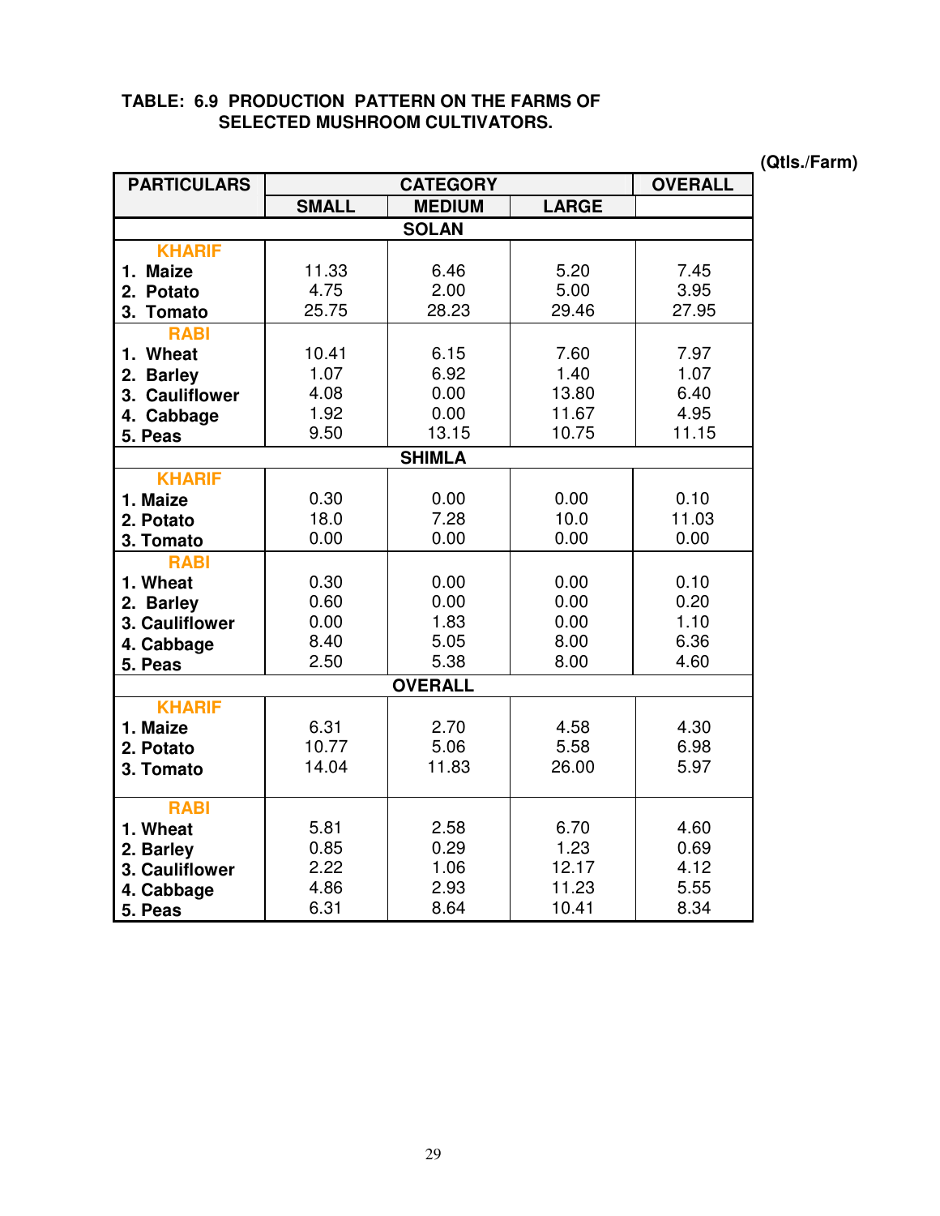**TABLE: 6.9 PRODUCTION PATTERN ON THE FARMS OF SELECTED MUSHROOM CULTIVATORS.**

(Qtls./Farm)

| PARTICULARS | CATEGORY | | | OVERALL |
|---|---|---|---|---|
| | SMALL | MEDIUM | LARGE | |
| **SOLAN** | | | | |
| **KHARIF** | | | | |
| 1. Maize | 11.33 | 6.46 | 5.20 | 7.45 |
| 2. Potato | 4.75 | 2.00 | 5.00 | 3.95 |
| 3. Tomato | 25.75 | 28.23 | 29.46 | 27.95 |
| **RABI** | | | | |
| 1. Wheat | 10.41 | 6.15 | 7.60 | 7.97 |
| 2. Barley | 1.07 | 6.92 | 1.40 | 1.07 |
| 3. Cauliflower | 4.08 | 0.00 | 13.80 | 6.40 |
| 4. Cabbage | 1.92 | 0.00 | 11.67 | 4.95 |
| 5. Peas | 9.50 | 13.15 | 10.75 | 11.15 |
| **SHIMLA** | | | | |
| **KHARIF** | | | | |
| 1. Maize | 0.30 | 0.00 | 0.00 | 0.10 |
| 2. Potato | 18.0 | 7.28 | 10.0 | 11.03 |
| 3. Tomato | 0.00 | 0.00 | 0.00 | 0.00 |
| **RABI** | | | | |
| 1. Wheat | 0.30 | 0.00 | 0.00 | 0.10 |
| 2. Barley | 0.60 | 0.00 | 0.00 | 0.20 |
| 3. Cauliflower | 0.00 | 1.83 | 0.00 | 1.10 |
| 4. Cabbage | 8.40 | 5.05 | 8.00 | 6.36 |
| 5. Peas | 2.50 | 5.38 | 8.00 | 4.60 |
| **OVERALL** | | | | |
| **KHARIF** | | | | |
| 1. Maize | 6.31 | 2.70 | 4.58 | 4.30 |
| 2. Potato | 10.77 | 5.06 | 5.58 | 6.98 |
| 3. Tomato | 14.04 | 11.83 | 26.00 | 5.97 |
| **RABI** | | | | |
| 1. Wheat | 5.81 | 2.58 | 6.70 | 4.60 |
| 2. Barley | 0.85 | 0.29 | 1.23 | 0.69 |
| 3. Cauliflower | 2.22 | 1.06 | 12.17 | 4.12 |
| 4. Cabbage | 4.86 | 2.93 | 11.23 | 5.55 |
| 5. Peas | 6.31 | 8.64 | 10.41 | 8.34 |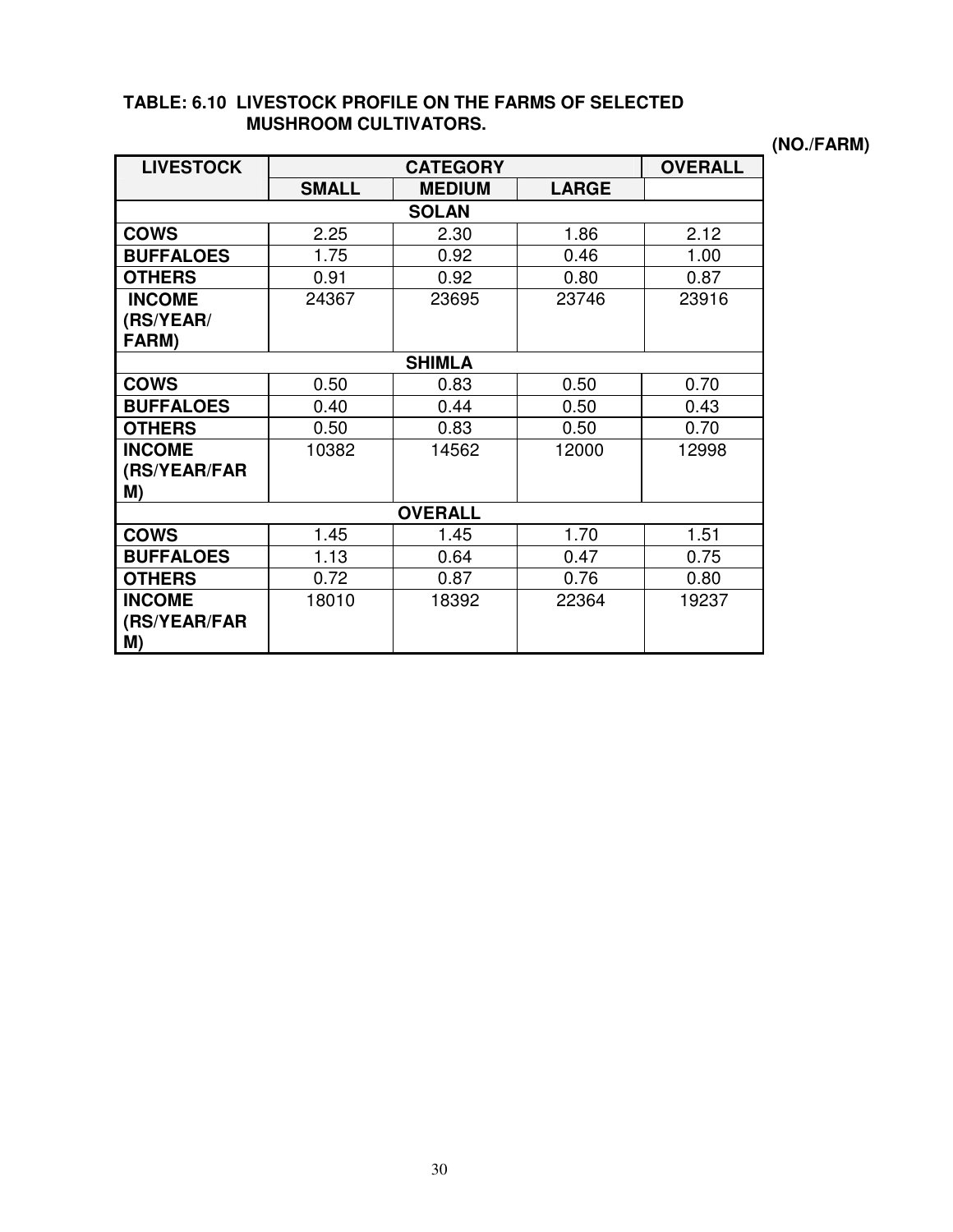**TABLE: 6.10 LIVESTOCK PROFILE ON THE FARMS OF SELECTED MUSHROOM CULTIVATORS.**

(NO./FARM)

| LIVESTOCK | CATEGORY | | | OVERALL |
|---|---|---|---|---|
| | SMALL | MEDIUM | LARGE | |
| | | **SOLAN** | | |
| COWS | 2.25 | 2.30 | 1.86 | 2.12 |
| BUFFALOES | 1.75 | 0.92 | 0.46 | 1.00 |
| OTHERS | 0.91 | 0.92 | 0.80 | 0.87 |
| INCOME (RS/YEAR/FARM) | 24367 | 23695 | 23746 | 23916 |
| | | **SHIMLA** | | |
| COWS | 0.50 | 0.83 | 0.50 | 0.70 |
| BUFFALOES | 0.40 | 0.44 | 0.50 | 0.43 |
| OTHERS | 0.50 | 0.83 | 0.50 | 0.70 |
| INCOME (RS/YEAR/FARM) | 10382 | 14562 | 12000 | 12998 |
| | | **OVERALL** | | |
| COWS | 1.45 | 1.45 | 1.70 | 1.51 |
| BUFFALOES | 1.13 | 0.64 | 0.47 | 0.75 |
| OTHERS | 0.72 | 0.87 | 0.76 | 0.80 |
| INCOME (RS/YEAR/FARM) | 18010 | 18392 | 22364 | 19237 |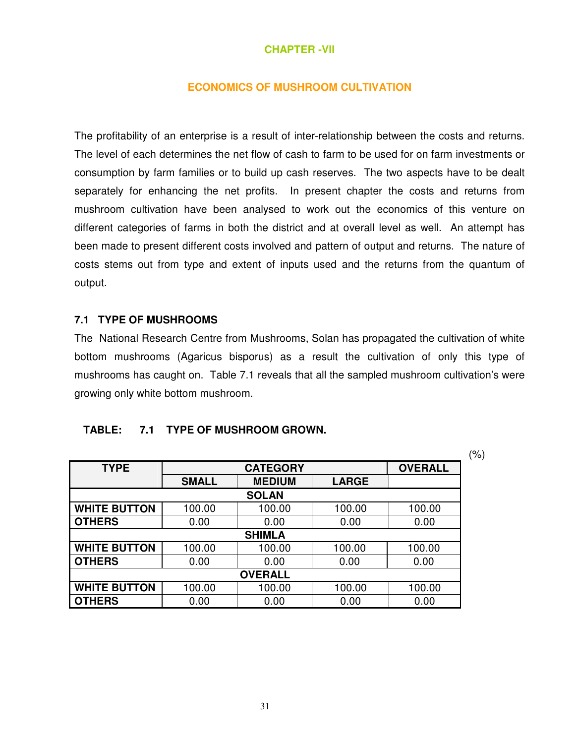# CHAPTER -VII

## ECONOMICS OF MUSHROOM CULTIVATION

The profitability of an enterprise is a result of inter-relationship between the costs and returns. The level of each determines the net flow of cash to farm to be used for on farm investments or consumption by farm families or to build up cash reserves. The two aspects have to be dealt separately for enhancing the net profits. In present chapter the costs and returns from mushroom cultivation have been analysed to work out the economics of this venture on different categories of farms in both the district and at overall level as well. An attempt has been made to present different costs involved and pattern of output and returns. The nature of costs stems out from type and extent of inputs used and the returns from the quantum of output.

### 7.1 TYPE OF MUSHROOMS

The National Research Centre from Mushrooms, Solan has propagated the cultivation of white bottom mushrooms (Agaricus bisporus) as a result the cultivation of only this type of mushrooms has caught on. Table 7.1 reveals that all the sampled mushroom cultivation's were growing only white bottom mushroom.

**TABLE: 7.1 TYPE OF MUSHROOM GROWN.**

(%)

| TYPE | CATEGORY | | | OVERALL |
|---|---|---|---|---|
| | SMALL | MEDIUM | LARGE | |
| **SOLAN** | | | | |
| WHITE BUTTON | 100.00 | 100.00 | 100.00 | 100.00 |
| OTHERS | 0.00 | 0.00 | 0.00 | 0.00 |
| **SHIMLA** | | | | |
| WHITE BUTTON | 100.00 | 100.00 | 100.00 | 100.00 |
| OTHERS | 0.00 | 0.00 | 0.00 | 0.00 |
| **OVERALL** | | | | |
| WHITE BUTTON | 100.00 | 100.00 | 100.00 | 100.00 |
| OTHERS | 0.00 | 0.00 | 0.00 | 0.00 |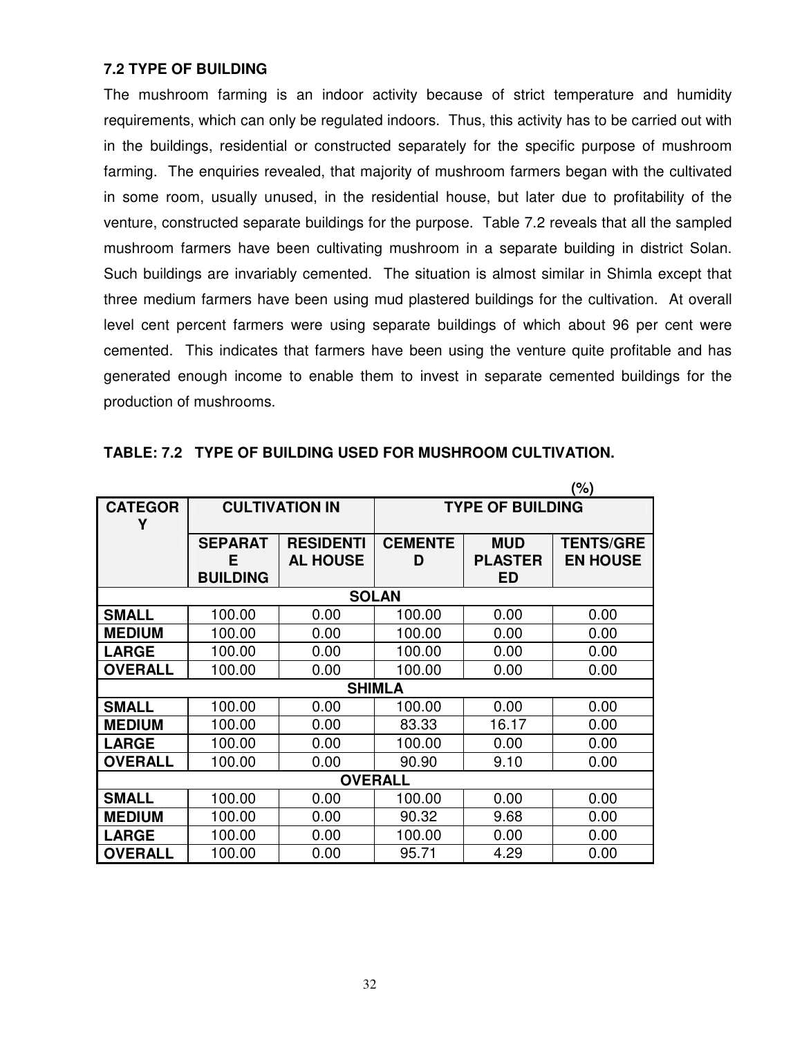### 7.2 TYPE OF BUILDING

The mushroom farming is an indoor activity because of strict temperature and humidity requirements, which can only be regulated indoors. Thus, this activity has to be carried out with in the buildings, residential or constructed separately for the specific purpose of mushroom farming. The enquiries revealed, that majority of mushroom farmers began with the cultivated in some room, usually unused, in the residential house, but later due to profitability of the venture, constructed separate buildings for the purpose. Table 7.2 reveals that all the sampled mushroom farmers have been cultivating mushroom in a separate building in district Solan. Such buildings are invariably cemented. The situation is almost similar in Shimla except that three medium farmers have been using mud plastered buildings for the cultivation. At overall level cent percent farmers were using separate buildings of which about 96 per cent were cemented. This indicates that farmers have been using the venture quite profitable and has generated enough income to enable them to invest in separate cemented buildings for the production of mushrooms.

**TABLE: 7.2 TYPE OF BUILDING USED FOR MUSHROOM CULTIVATION.**

(%)

| CATEGORY | CULTIVATION IN | | TYPE OF BUILDING | | |
|---|---|---|---|---|---|
| | SEPARATE BUILDING | RESIDENTIAL HOUSE | CEMENTED | MUD PLASTERED | TENTS/GREEN HOUSE |
| **SOLAN** | | | | | |
| **SMALL** | 100.00 | 0.00 | 100.00 | 0.00 | 0.00 |
| **MEDIUM** | 100.00 | 0.00 | 100.00 | 0.00 | 0.00 |
| **LARGE** | 100.00 | 0.00 | 100.00 | 0.00 | 0.00 |
| **OVERALL** | 100.00 | 0.00 | 100.00 | 0.00 | 0.00 |
| **SHIMLA** | | | | | |
| **SMALL** | 100.00 | 0.00 | 100.00 | 0.00 | 0.00 |
| **MEDIUM** | 100.00 | 0.00 | 83.33 | 16.17 | 0.00 |
| **LARGE** | 100.00 | 0.00 | 100.00 | 0.00 | 0.00 |
| **OVERALL** | 100.00 | 0.00 | 90.90 | 9.10 | 0.00 |
| **OVERALL** | | | | | |
| **SMALL** | 100.00 | 0.00 | 100.00 | 0.00 | 0.00 |
| **MEDIUM** | 100.00 | 0.00 | 90.32 | 9.68 | 0.00 |
| **LARGE** | 100.00 | 0.00 | 100.00 | 0.00 | 0.00 |
| **OVERALL** | 100.00 | 0.00 | 95.71 | 4.29 | 0.00 |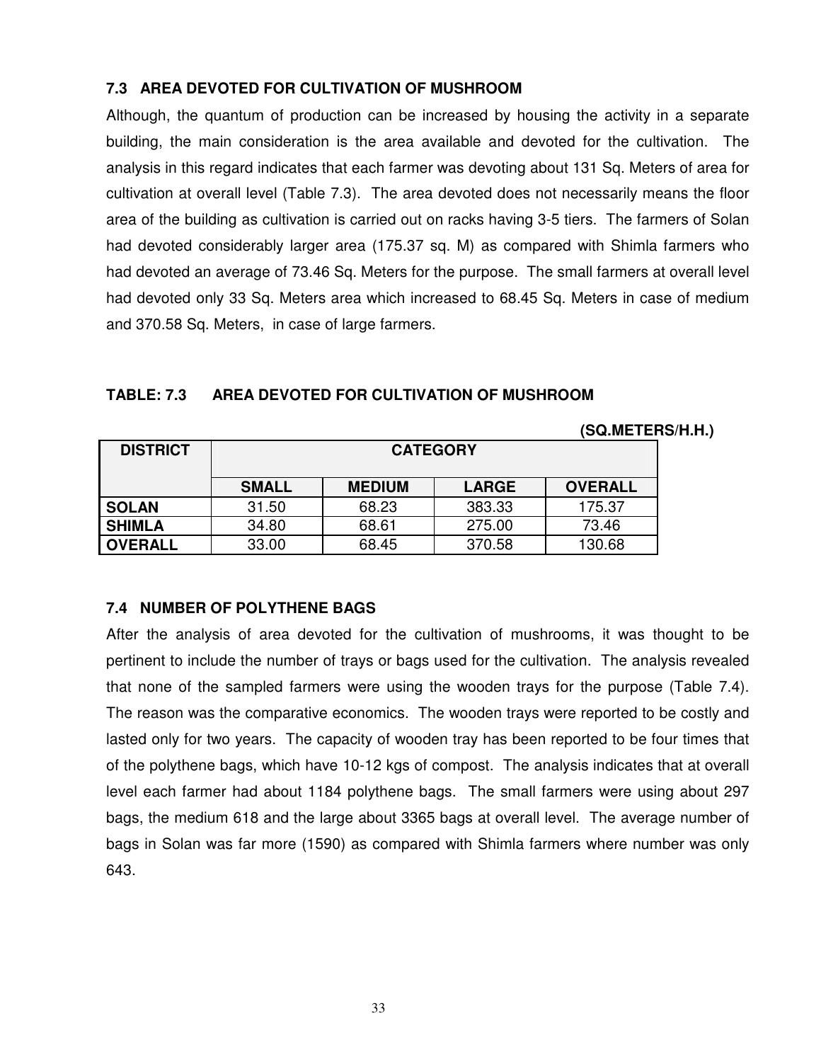### 7.3 AREA DEVOTED FOR CULTIVATION OF MUSHROOM

Although, the quantum of production can be increased by housing the activity in a separate building, the main consideration is the area available and devoted for the cultivation. The analysis in this regard indicates that each farmer was devoting about 131 Sq. Meters of area for cultivation at overall level (Table 7.3). The area devoted does not necessarily means the floor area of the building as cultivation is carried out on racks having 3-5 tiers. The farmers of Solan had devoted considerably larger area (175.37 sq. M) as compared with Shimla farmers who had devoted an average of 73.46 Sq. Meters for the purpose. The small farmers at overall level had devoted only 33 Sq. Meters area which increased to 68.45 Sq. Meters in case of medium and 370.58 Sq. Meters, in case of large farmers.

**TABLE: 7.3 AREA DEVOTED FOR CULTIVATION OF MUSHROOM**

**(SQ.METERS/H.H.)**

| DISTRICT | CATEGORY | | | |
|---|---|---|---|---|
| | SMALL | MEDIUM | LARGE | OVERALL |
| **SOLAN** | 31.50 | 68.23 | 383.33 | 175.37 |
| **SHIMLA** | 34.80 | 68.61 | 275.00 | 73.46 |
| **OVERALL** | 33.00 | 68.45 | 370.58 | 130.68 |

### 7.4 NUMBER OF POLYTHENE BAGS

After the analysis of area devoted for the cultivation of mushrooms, it was thought to be pertinent to include the number of trays or bags used for the cultivation. The analysis revealed that none of the sampled farmers were using the wooden trays for the purpose (Table 7.4). The reason was the comparative economics. The wooden trays were reported to be costly and lasted only for two years. The capacity of wooden tray has been reported to be four times that of the polythene bags, which have 10-12 kgs of compost. The analysis indicates that at overall level each farmer had about 1184 polythene bags. The small farmers were using about 297 bags, the medium 618 and the large about 3365 bags at overall level. The average number of bags in Solan was far more (1590) as compared with Shimla farmers where number was only 643.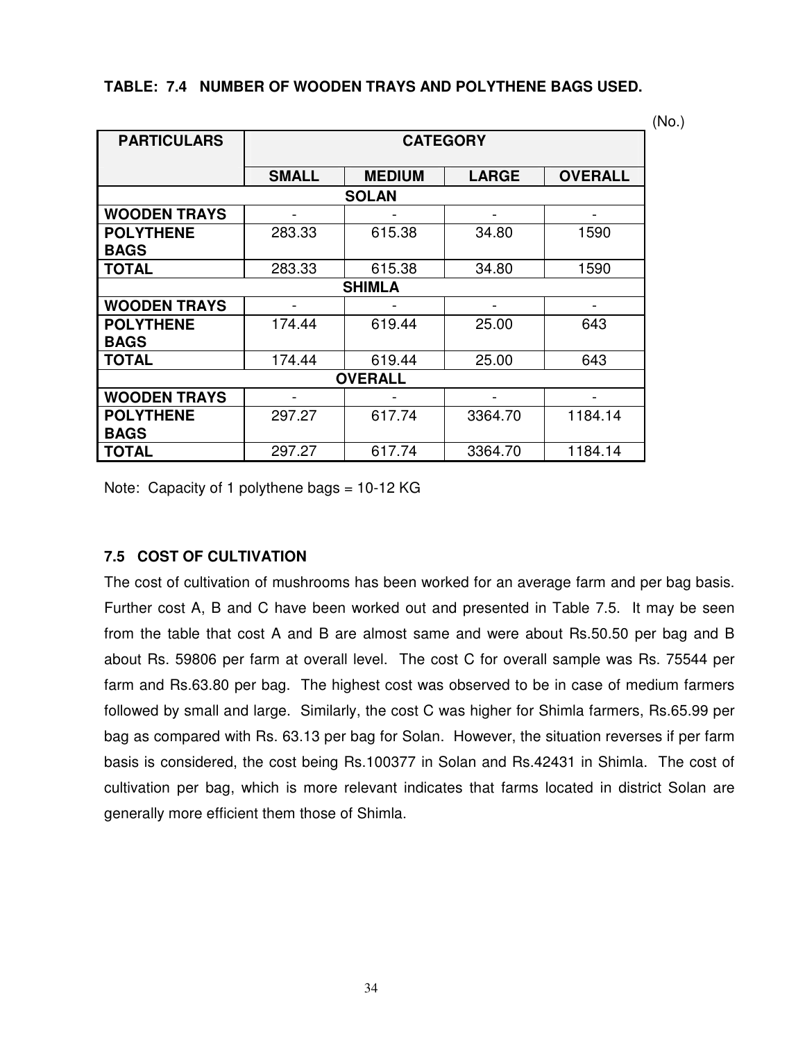**TABLE: 7.4 NUMBER OF WOODEN TRAYS AND POLYTHENE BAGS USED.**

(No.)

| PARTICULARS | CATEGORY | | | |
|---|---|---|---|---|
| | SMALL | MEDIUM | LARGE | OVERALL |
| **SOLAN** | | | | |
| WOODEN TRAYS | - | - | - | - |
| POLYTHENE BAGS | 283.33 | 615.38 | 34.80 | 1590 |
| TOTAL | 283.33 | 615.38 | 34.80 | 1590 |
| **SHIMLA** | | | | |
| WOODEN TRAYS | - | - | - | - |
| POLYTHENE BAGS | 174.44 | 619.44 | 25.00 | 643 |
| TOTAL | 174.44 | 619.44 | 25.00 | 643 |
| **OVERALL** | | | | |
| WOODEN TRAYS | - | - | - | - |
| POLYTHENE BAGS | 297.27 | 617.74 | 3364.70 | 1184.14 |
| TOTAL | 297.27 | 617.74 | 3364.70 | 1184.14 |

Note: Capacity of 1 polythene bags = 10-12 KG

### 7.5 COST OF CULTIVATION

The cost of cultivation of mushrooms has been worked for an average farm and per bag basis. Further cost A, B and C have been worked out and presented in Table 7.5. It may be seen from the table that cost A and B are almost same and were about Rs.50.50 per bag and B about Rs. 59806 per farm at overall level. The cost C for overall sample was Rs. 75544 per farm and Rs.63.80 per bag. The highest cost was observed to be in case of medium farmers followed by small and large. Similarly, the cost C was higher for Shimla farmers, Rs.65.99 per bag as compared with Rs. 63.13 per bag for Solan. However, the situation reverses if per farm basis is considered, the cost being Rs.100377 in Solan and Rs.42431 in Shimla. The cost of cultivation per bag, which is more relevant indicates that farms located in district Solan are generally more efficient them those of Shimla.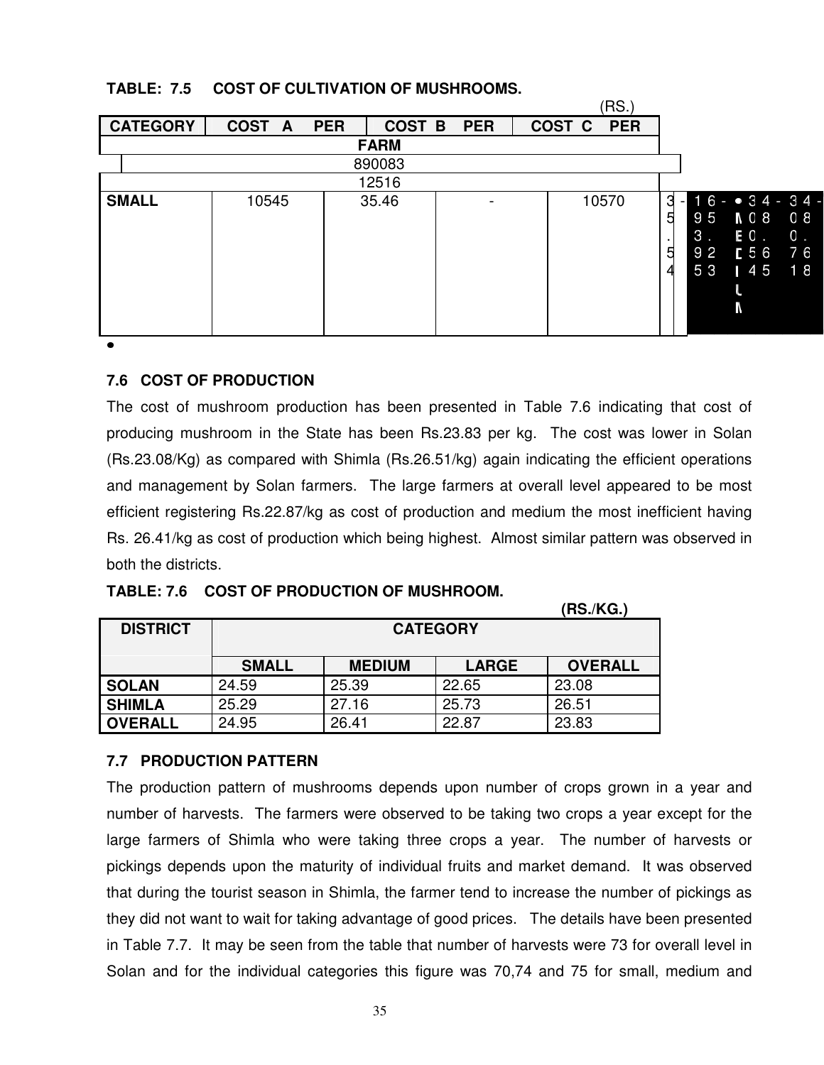**TABLE: 7.5 COST OF CULTIVATION OF MUSHROOMS.**

(RS.)

| CATEGORY | COST A PER | COST B PER | COST C PER | |
|---|---|---|---|---|
| FARM | | | | |
| 890083 | | | | |
| 12516 | | | | |
| SMALL | 10545 | 35.46 | - | 10570 |

- 

### 7.6 COST OF PRODUCTION

The cost of mushroom production has been presented in Table 7.6 indicating that cost of producing mushroom in the State has been Rs.23.83 per kg. The cost was lower in Solan (Rs.23.08/Kg) as compared with Shimla (Rs.26.51/kg) again indicating the efficient operations and management by Solan farmers. The large farmers at overall level appeared to be most efficient registering Rs.22.87/kg as cost of production and medium the most inefficient having Rs. 26.41/kg as cost of production which being highest. Almost similar pattern was observed in both the districts.

**TABLE: 7.6 COST OF PRODUCTION OF MUSHROOM.**

**(RS./KG.)**

| DISTRICT | CATEGORY | | | |
|---|---|---|---|---|
| | SMALL | MEDIUM | LARGE | OVERALL |
| SOLAN | 24.59 | 25.39 | 22.65 | 23.08 |
| SHIMLA | 25.29 | 27.16 | 25.73 | 26.51 |
| OVERALL | 24.95 | 26.41 | 22.87 | 23.83 |

### 7.7 PRODUCTION PATTERN

The production pattern of mushrooms depends upon number of crops grown in a year and number of harvests. The farmers were observed to be taking two crops a year except for the large farmers of Shimla who were taking three crops a year. The number of harvests or pickings depends upon the maturity of individual fruits and market demand. It was observed that during the tourist season in Shimla, the farmer tend to increase the number of pickings as they did not want to wait for taking advantage of good prices. The details have been presented in Table 7.7. It may be seen from the table that number of harvests were 73 for overall level in Solan and for the individual categories this figure was 70,74 and 75 for small, medium and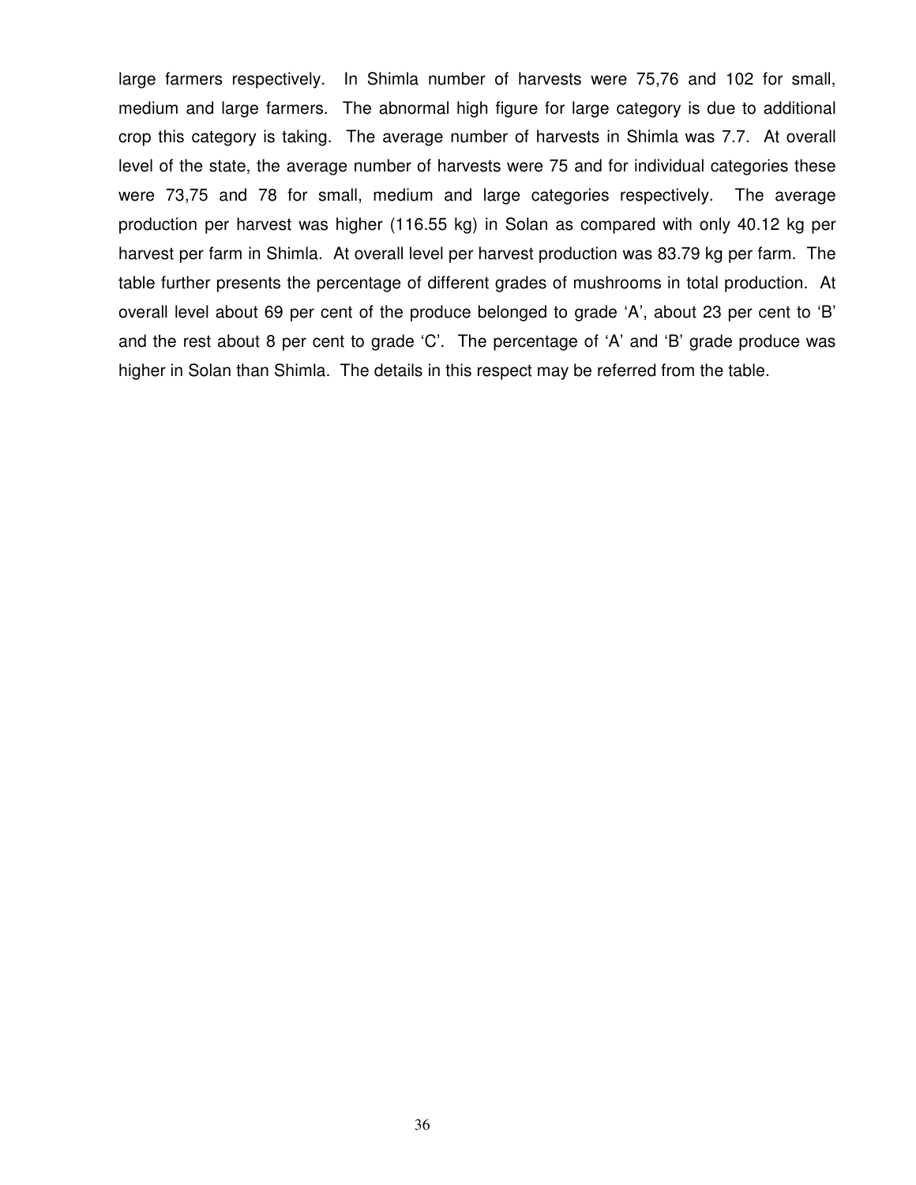large farmers respectively. In Shimla number of harvests were 75,76 and 102 for small, medium and large farmers. The abnormal high figure for large category is due to additional crop this category is taking. The average number of harvests in Shimla was 7.7. At overall level of the state, the average number of harvests were 75 and for individual categories these were 73,75 and 78 for small, medium and large categories respectively. The average production per harvest was higher (116.55 kg) in Solan as compared with only 40.12 kg per harvest per farm in Shimla. At overall level per harvest production was 83.79 kg per farm. The table further presents the percentage of different grades of mushrooms in total production. At overall level about 69 per cent of the produce belonged to grade 'A', about 23 per cent to 'B' and the rest about 8 per cent to grade 'C'. The percentage of 'A' and 'B' grade produce was higher in Solan than Shimla. The details in this respect may be referred from the table.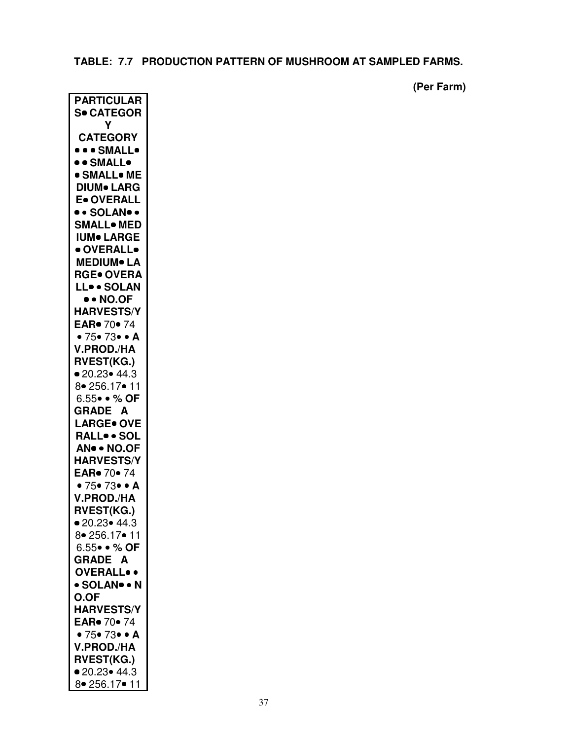**TABLE: 7.7 PRODUCTION PATTERN OF MUSHROOM AT SAMPLED FARMS.**

**(Per Farm)**

| **PARTICULARS• CATEGORY CATEGORY • • • SMALL• • • SMALL• • SMALL• MEDIUM• LARGE• OVERALL • • SOLAN• • SMALL• MEDIUM• LARGE • OVERALL• MEDIUM• LARGE• OVERALL• • SOLAN • • NO.OF HARVESTS/YEAR•** 70• 74 • 75• 73• • **AV.PROD./HARVEST(KG.)** • 20.23• 44.38• 256.17• 116.55• • **% OF GRADE A LARGE• OVERALL• • SOLAN• • NO.OF HARVESTS/YEAR•** 70• 74 • 75• 73• • **AV.PROD./HARVEST(KG.)** • 20.23• 44.38• 256.17• 116.55• • **% OF GRADE A OVERALL• • • SOLAN• • NO.OF HARVESTS/YEAR•** 70• 74 • 75• 73• • **AV.PROD./HARVEST(KG.)** • 20.23• 44.38• 256.17• 11 |
|---|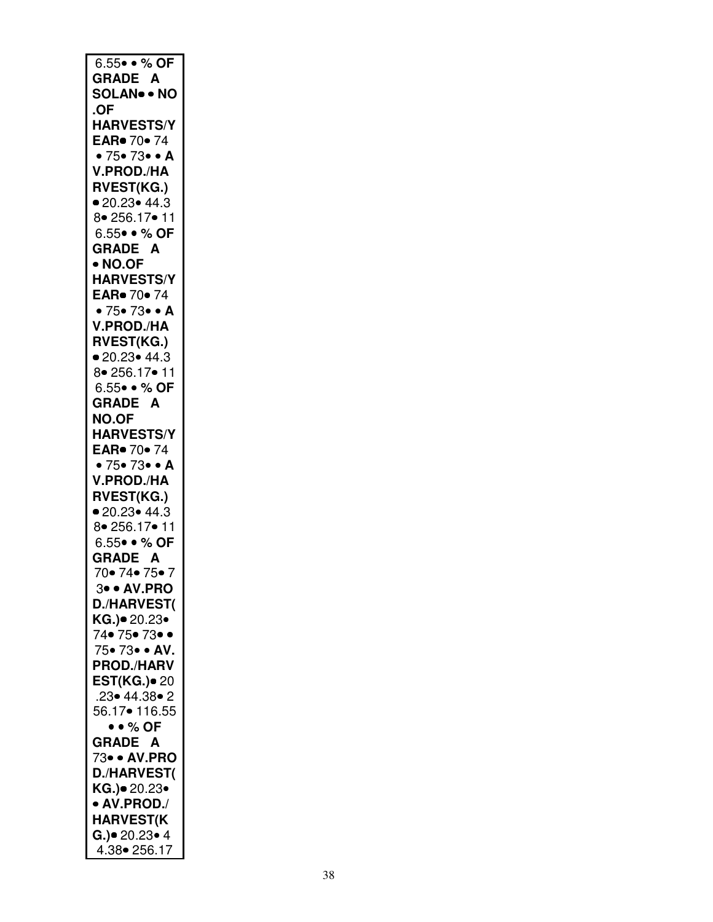6.55• • **% OF GRADE A**
**SOLAN• • NO .OF HARVESTS/YEAR•** 70• 74 • 75• 73• • **AV.PROD./HARVEST(KG.)** • 20.23• 44.38• 256.17• 116.55• • **% OF GRADE A**
• **NO.OF HARVESTS/YEAR•** 70• 74 • 75• 73• • **AV.PROD./HARVEST(KG.)** • 20.23• 44.38• 256.17• 116.55• • **% OF GRADE A**
**NO.OF HARVESTS/YEAR•** 70• 74 • 75• 73• • **AV.PROD./HARVEST(KG.)** • 20.23• 44.38• 256.17• 116.55• • **% OF GRADE A**
70• 74• 75• 73• • **AV.PROD./HARVEST(KG.)•** 20.23•
74• 75• 73• •
75• 73• • **AV.PROD./HARVEST(KG.)•** 20.23• 44.38• 256.17• 116.55
• • **% OF GRADE A**
73• • **AV.PROD./HARVEST(KG.)•** 20.23•
• **AV.PROD./HARVEST(KG.)•** 20.23• 44.38• 256.17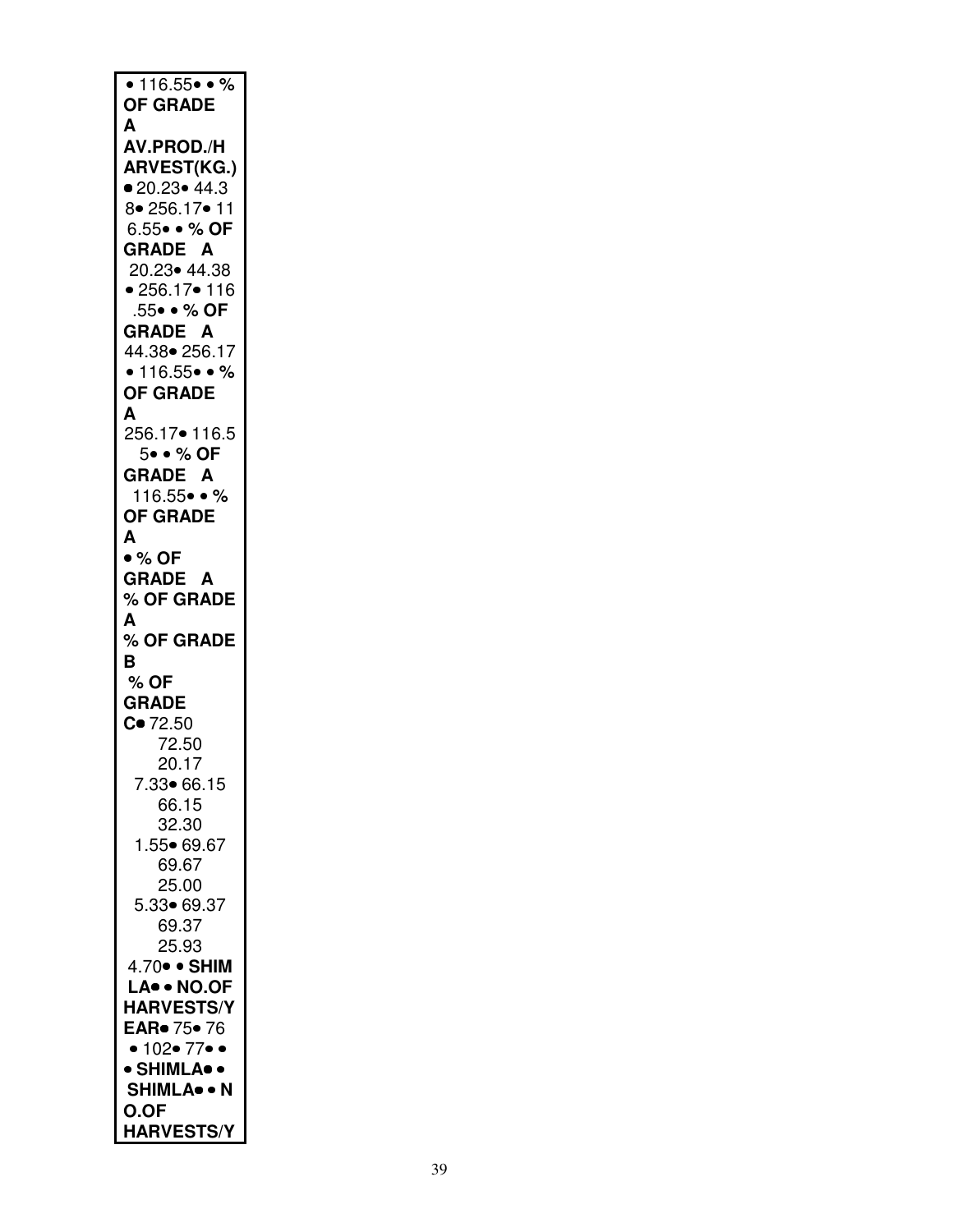• 116.55• • % OF GRADE A

**AV.PROD./HARVEST(KG.)**

• 20.23• 44.38• 256.17• 116.55• • **% OF GRADE A**

20.23• 44.38 • 256.17• 116.55• • **% OF GRADE A**

44.38• 256.17 • 116.55• • **% OF GRADE A**

256.17• 116.55• • **% OF GRADE A**

116.55• • **% OF GRADE A**

• **% OF GRADE A**

**% OF GRADE A**

**% OF GRADE B**

**% OF GRADE C**• 72.50

72.50

20.17

7.33• 66.15

66.15

32.30

1.55• 69.67

69.67

25.00

5.33• 69.37

69.37

25.93

4.70• • **SHIMLA**• • **NO.OF HARVESTS/YEAR**• 75• 76 • 102• 77• •

• **SHIMLA**• •

**SHIMLA**• • **NO.OF HARVESTS/Y**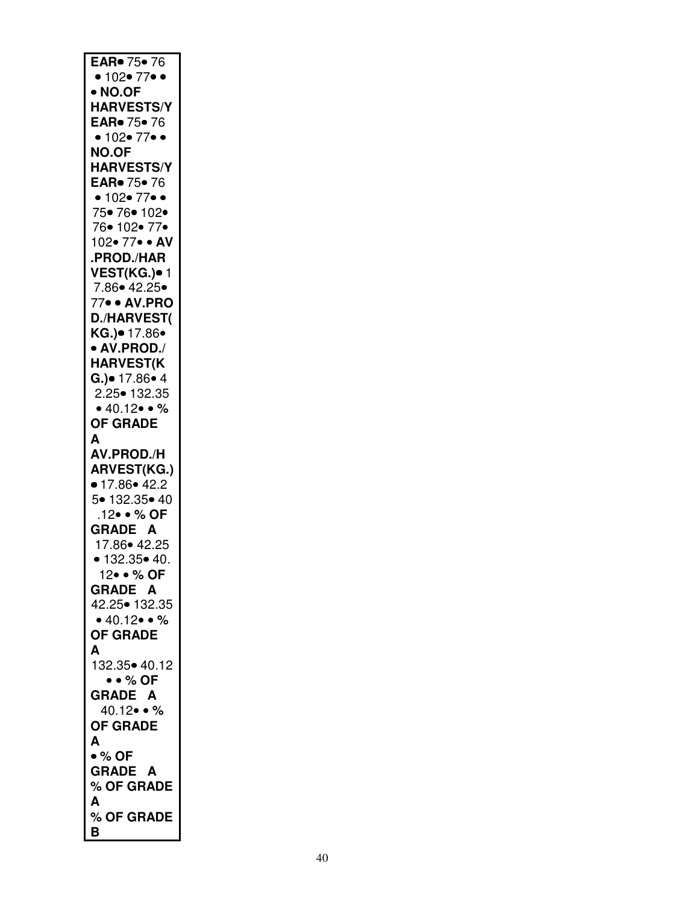**EAR**• 75• 76
• 102• 77• •
• **NO.OF HARVESTS/YEAR**• 75• 76
• 102• 77• •
**NO.OF HARVESTS/YEAR**• 75• 76
• 102• 77• •
75• 76• 102•
76• 102• 77•
102• 77• • **AV.PROD./HARVEST(KG.)**• 17.86• 42.25•
77• • **AV.PROD./HARVEST(KG.)**• 17.86•
• **AV.PROD./HARVEST(KG.)**• 17.86• 42.25• 132.35
• 40.12• • **% OF GRADE A**
**AV.PROD./HARVEST(KG.)**
• 17.86• 42.25• 132.35• 40.12• • **% OF GRADE A**
17.86• 42.25
• 132.35• 40.12• • **% OF GRADE A**
42.25• 132.35
• 40.12• • **% OF GRADE A**
132.35• 40.12
• • **% OF GRADE A**
40.12• • **% OF GRADE A**
• **% OF GRADE A**
**% OF GRADE A**
**% OF GRADE B**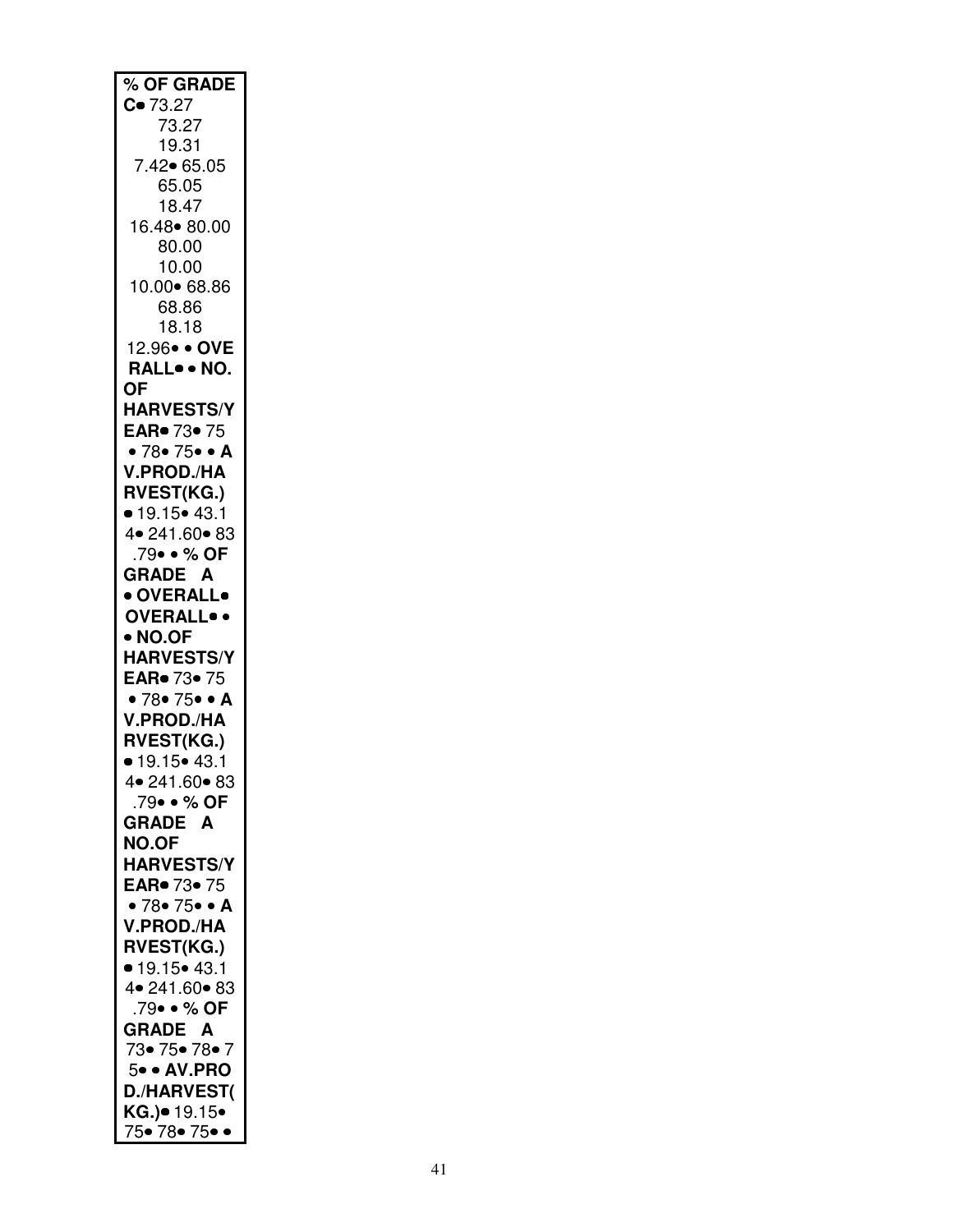**% OF GRADE C**• 73.27
73.27
19.31
7.42• 65.05
65.05
18.47
16.48• 80.00
80.00
10.00
10.00• 68.86
68.86
18.18
12.96• • **OVERALL**• • **NO. OF HARVESTS/YEAR**• 73• 75
• 78• 75• • **AV.PROD./HARVEST(KG.)**
• 19.15• 43.14• 241.60• 83.79• • **% OF GRADE A**
• **OVERALL**•
**OVERALL**• •
• **NO.OF HARVESTS/YEAR**• 73• 75
• 78• 75• • **AV.PROD./HARVEST(KG.)**
• 19.15• 43.14• 241.60• 83.79• • **% OF GRADE A**
**NO.OF HARVESTS/YEAR**• 73• 75
• 78• 75• • **AV.PROD./HARVEST(KG.)**
• 19.15• 43.14• 241.60• 83.79• • **% OF GRADE A**
73• 75• 78• 75• • **AV.PROD./HARVEST(KG.)**• 19.15•
75• 78• 75• •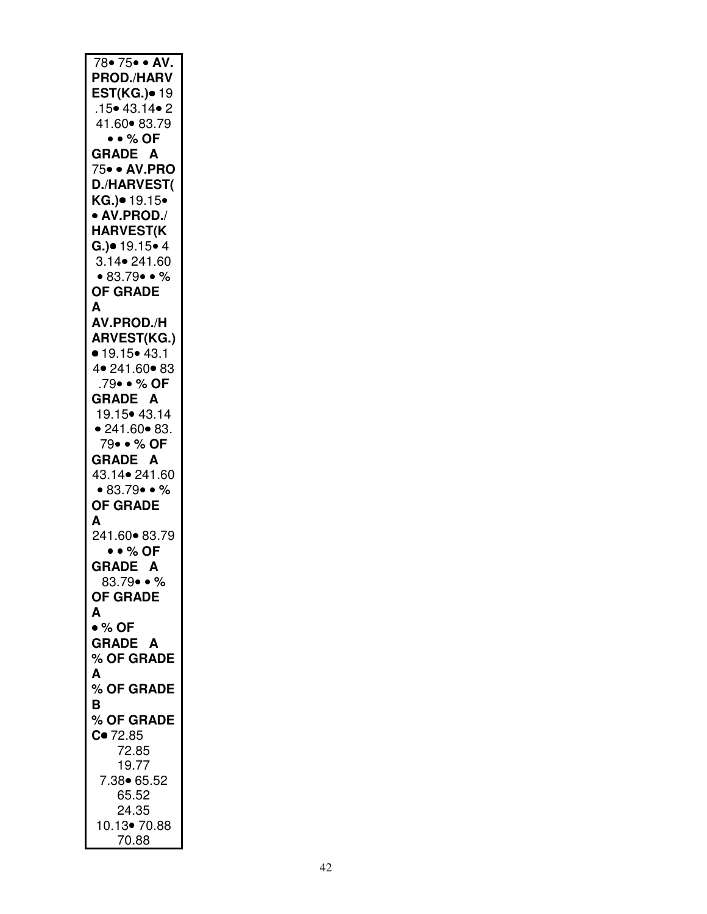78• 75• • **AV. PROD./HARVEST(KG.)**• 19.15• 43.14• 241.60• 83.79 • • **% OF GRADE A**
75• • **AV.PROD./HARVEST(KG.)**• 19.15•
• **AV.PROD./HARVEST(KG.)**• 19.15• 43.14• 241.60 • 83.79• • **% OF GRADE A**
**AV.PROD./HARVEST(KG.)** • 19.15• 43.14• 241.60• 83.79• • **% OF GRADE A**
19.15• 43.14 • 241.60• 83.79• • **% OF GRADE A**
43.14• 241.60 • 83.79• • **% OF GRADE A**
241.60• 83.79 • • **% OF GRADE A**
83.79• • **% OF GRADE A**
• **% OF GRADE A**
**% OF GRADE A**
**% OF GRADE B**
**% OF GRADE C**• 72.85
72.85
19.77
7.38• 65.52
65.52
24.35
10.13• 70.88
70.88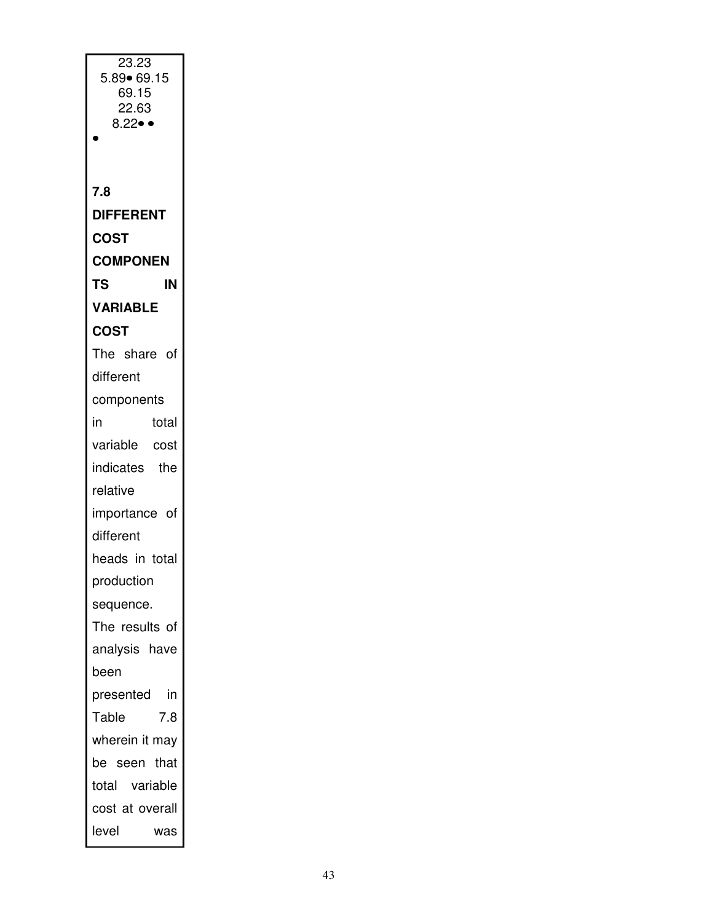23.23
5.89• 69.15
69.15
22.63
8.22• •
•

**7.8 DIFFERENT COST COMPONENTS IN VARIABLE COST**

The share of different components in total variable cost indicates the relative importance of different heads in total production sequence. The results of analysis have been presented in Table 7.8 wherein it may be seen that total variable cost at overall level was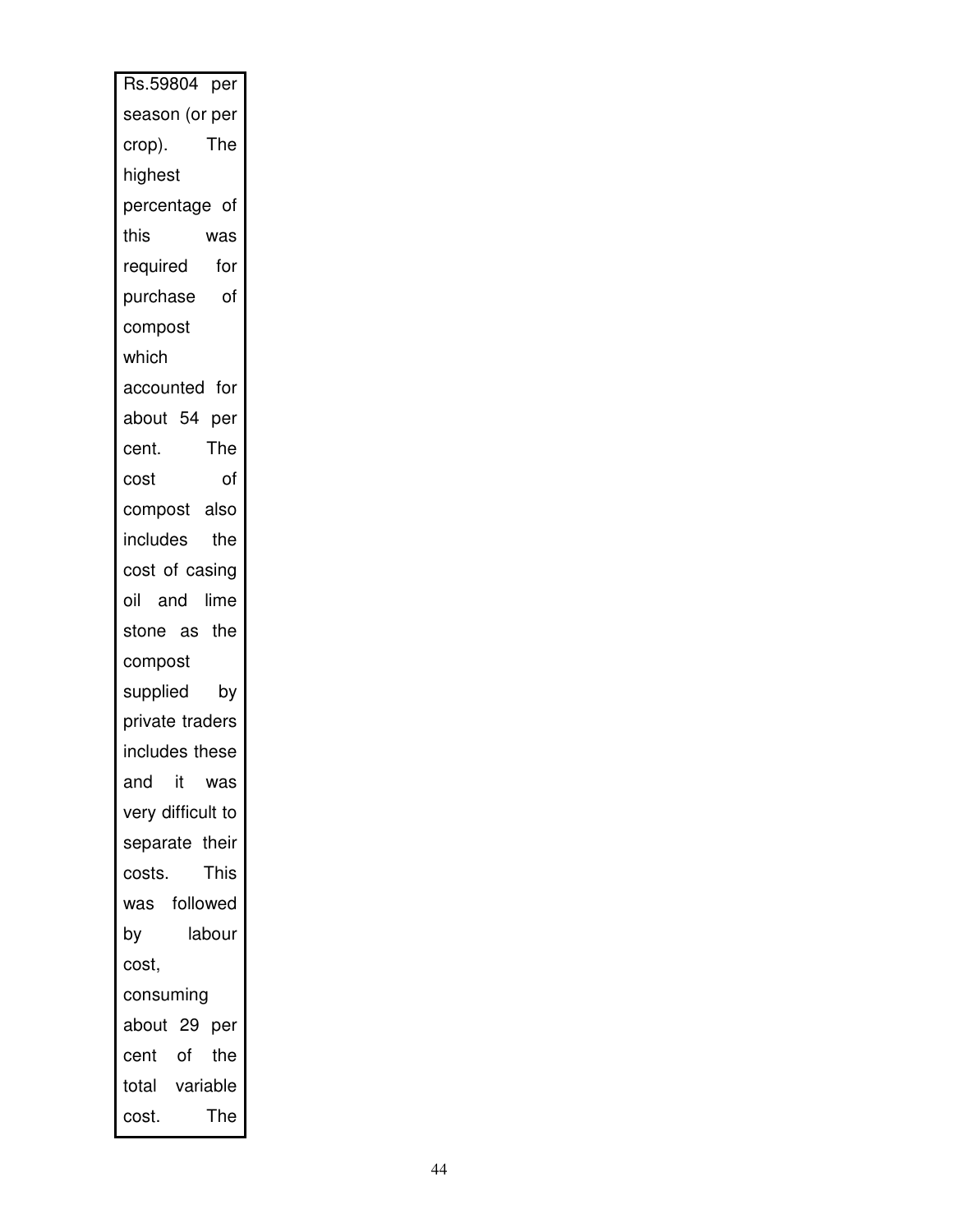Rs.59804 per season (or per crop). The highest percentage of this was required for purchase of compost which accounted for about 54 per cent. The cost of compost also includes the cost of casing oil and lime stone as the compost supplied by private traders includes these and it was very difficult to separate their costs. This was followed by labour cost, consuming about 29 per cent of the total variable cost. The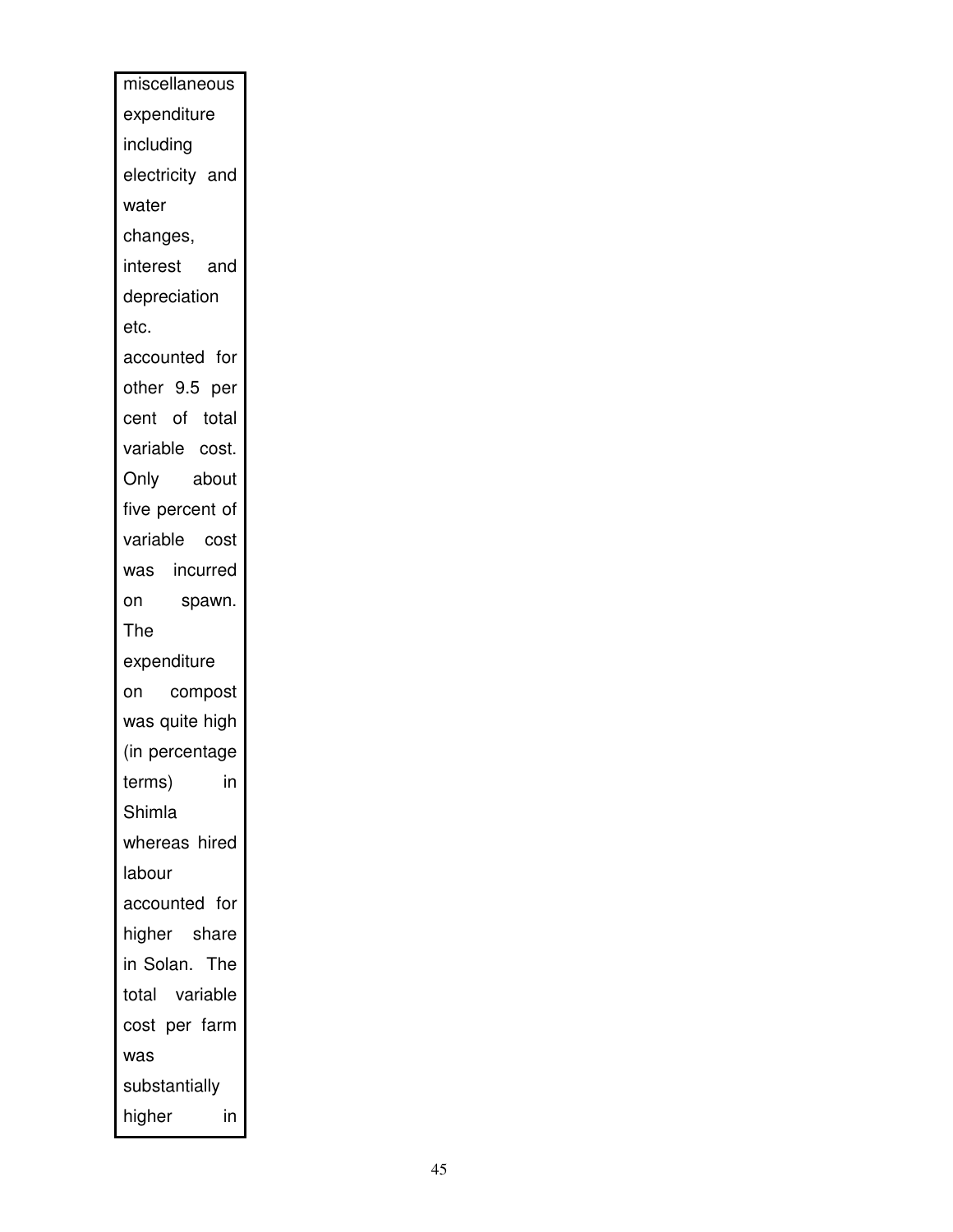miscellaneous expenditure including electricity and water changes, interest and depreciation etc. accounted for other 9.5 per cent of total variable cost. Only about five percent of variable cost was incurred on spawn. The expenditure on compost was quite high (in percentage terms) in Shimla whereas hired labour accounted for higher share in Solan. The total variable cost per farm was substantially higher in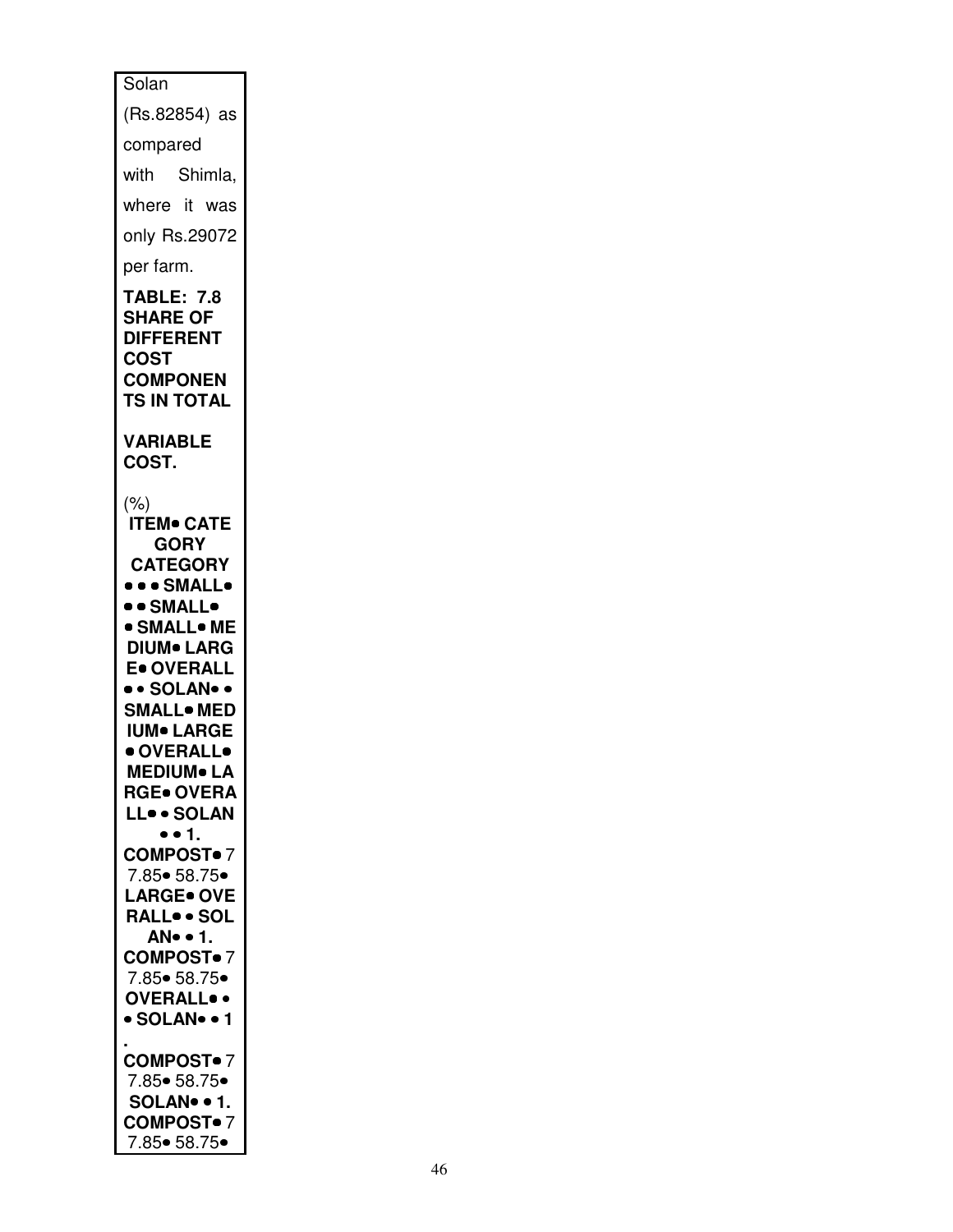Solan (Rs.82854) as compared with Shimla, where it was only Rs.29072 per farm.

**TABLE: 7.8 SHARE OF DIFFERENT COST COMPONENTS IN TOTAL**

**VARIABLE COST.**

(%)

**ITEM• CATEGORY CATEGORY • • • SMALL• • • SMALL• • SMALL• MEDIUM• LARGE• OVERALL • • SOLAN• • SMALL• MEDIUM• LARGE • OVERALL• MEDIUM• LARGE• OVERALL• • SOLAN • • 1. COMPOST•** 77.85• 58.75• **LARGE• OVERALL• • SOLAN• • 1. COMPOST•** 77.85• 58.75• **OVERALL• • • SOLAN• • 1 . COMPOST•** 77.85• 58.75• **SOLAN• • 1. COMPOST•** 77.85• 58.75•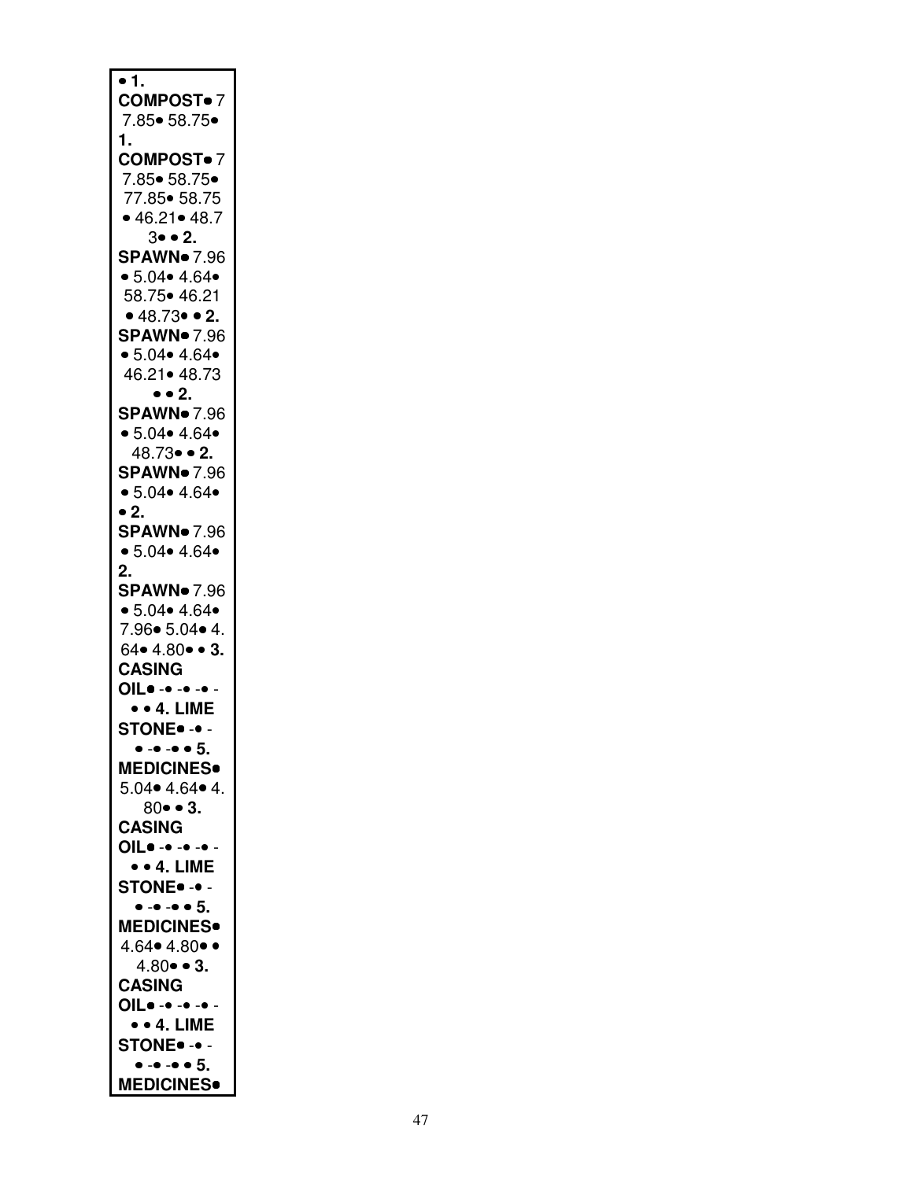• **1. COMPOST**• 77.85• 58.75• **1. COMPOST**• 77.85• 58.75• 77.85• 58.75 • 46.21• 48.73• • **2. SPAWN**• 7.96 • 5.04• 4.64• 58.75• 46.21 • 48.73• • **2. SPAWN**• 7.96 • 5.04• 4.64• 46.21• 48.73 • • **2. SPAWN**• 7.96 • 5.04• 4.64• 48.73• • **2. SPAWN**• 7.96 • 5.04• 4.64• • **2. SPAWN**• 7.96 • 5.04• 4.64• **2. SPAWN**• 7.96 • 5.04• 4.64• 7.96• 5.04• 4.64• 4.80• • **3. CASING OIL**• -• -• -• - • • **4. LIME STONE**• -• - • -• -• • **5. MEDICINES**• 5.04• 4.64• 4.80• • **3. CASING OIL**• -• -• -• - • • **4. LIME STONE**• -• - • -• -• • **5. MEDICINES**• 4.64• 4.80• • 4.80• • **3. CASING OIL**• -• -• -• - • • **4. LIME STONE**• -• - • -• -• • **5. MEDICINES**•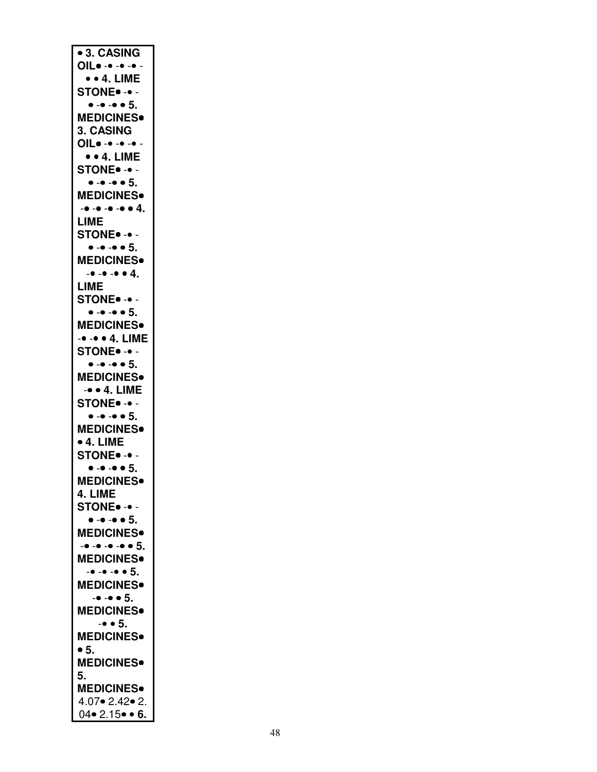• 3. CASING OIL• -• -• -• -
• • 4. LIME STONE• -• -
• -• -• • 5. MEDICINES•
3. CASING OIL• -• -• -• -
• • 4. LIME STONE• -• -
• -• -• • 5. MEDICINES•
-• -• -• -• • 4. LIME STONE• -• -
• -• -• • 5. MEDICINES•
-• -• -• • 4. LIME STONE• -• -
• -• -• • 5. MEDICINES•
-• -• • 4. LIME STONE• -• -
• -• -• • 5. MEDICINES•
-• • 4. LIME STONE• -• -
• -• -• • 5. MEDICINES•
• 4. LIME STONE• -• -
• -• -• • 5. MEDICINES•
4. LIME STONE• -• -
• -• -• • 5. MEDICINES•
-• -• -• -• • 5. MEDICINES•
-• -• -• • 5. MEDICINES•
-• -• • 5. MEDICINES•
-• • 5. MEDICINES•
• 5. MEDICINES•
5. MEDICINES•
4.07• 2.42• 2.04• 2.15• • **6.**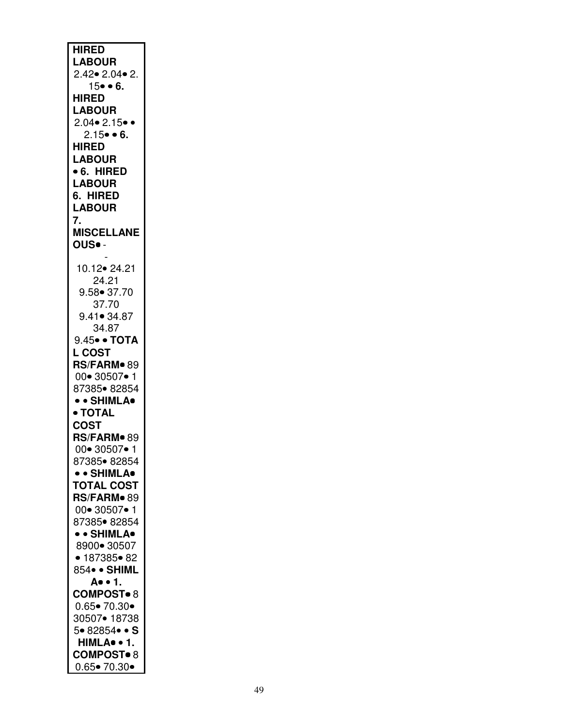**HIRED LABOUR**
2.42• 2.04• 2.15• • **6. HIRED LABOUR**
2.04• 2.15• • 2.15• • **6. HIRED LABOUR**
• **6. HIRED LABOUR**
**6. HIRED LABOUR**
**7. MISCELLANEOUS**• -
-
10.12• 24.21
24.21
9.58• 37.70
37.70
9.41• 34.87
34.87
9.45• • **TOTAL COST RS/FARM**• 8900• 30507• 187385• 82854
• • **SHIMLA**•
• **TOTAL COST RS/FARM**• 8900• 30507• 187385• 82854
• • **SHIMLA**•
**TOTAL COST RS/FARM**• 8900• 30507• 187385• 82854
• • **SHIMLA**•
8900• 30507
• 187385• 82854• • **SHIMLA**• • **1. COMPOST**• 80.65• 70.30•
30507• 187385• 82854• • **SHIMLA**• • **1. COMPOST**• 80.65• 70.30•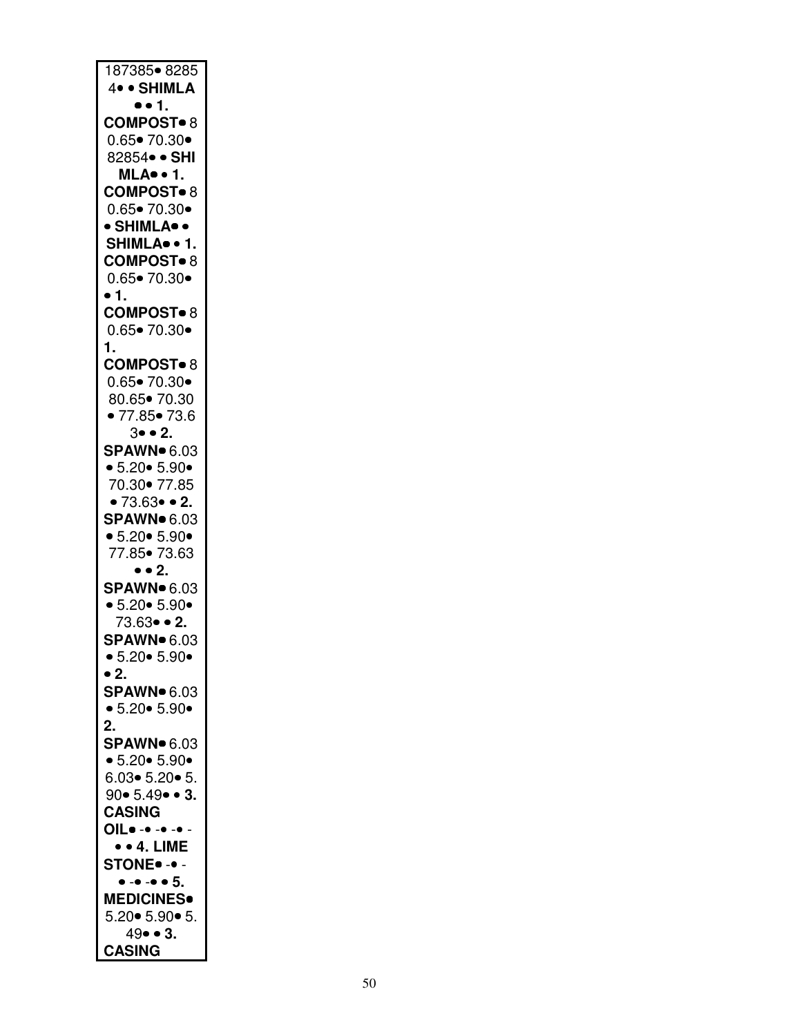187385• 8285
4• • **SHIMLA**
• • **1.**
**COMPOST**• 8
0.65• 70.30•
82854• • **SHI**
**MLA**• • **1.**
**COMPOST**• 8
0.65• 70.30•
• **SHIMLA**• •
**SHIMLA**• • **1.**
**COMPOST**• 8
0.65• 70.30•
• **1.**
**COMPOST**• 8
0.65• 70.30•
**1.**
**COMPOST**• 8
0.65• 70.30•
80.65• 70.30
• 77.85• 73.6
3• • **2.**
**SPAWN**• 6.03
• 5.20• 5.90•
70.30• 77.85
• 73.63• • **2.**
**SPAWN**• 6.03
• 5.20• 5.90•
77.85• 73.63
• • **2.**
**SPAWN**• 6.03
• 5.20• 5.90•
73.63• • **2.**
**SPAWN**• 6.03
• 5.20• 5.90•
• **2.**
**SPAWN**• 6.03
• 5.20• 5.90•
**2.**
**SPAWN**• 6.03
• 5.20• 5.90•
6.03• 5.20• 5.
90• 5.49• • **3.**
**CASING**
**OIL**• -• -• -• -
• • **4. LIME**
**STONE**• -• -
• -• -• • **5.**
**MEDICINES**•
5.20• 5.90• 5.
49• • **3.**
**CASING**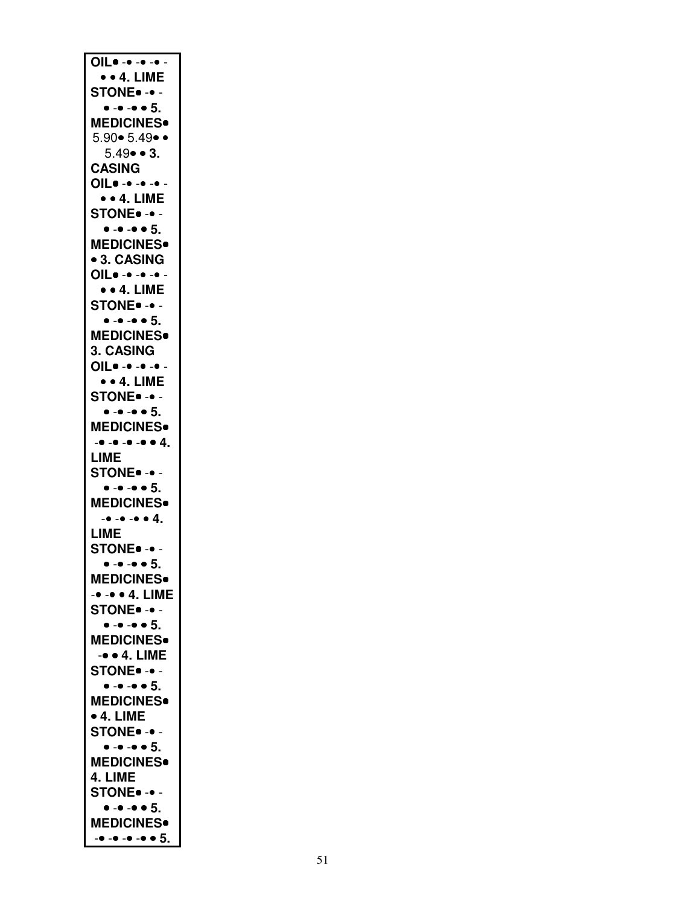**OIL**• -• -• -• -
• • **4. LIME**
**STONE**• -• -
• -• -• • **5.**
**MEDICINES**•
5.90• 5.49• •
5.49• • **3.**
**CASING**
**OIL**• -• -• -• -
• • **4. LIME**
**STONE**• -• -
• -• -• • **5.**
**MEDICINES**•
• **3. CASING**
**OIL**• -• -• -• -
• • **4. LIME**
**STONE**• -• -
• -• -• • **5.**
**MEDICINES**•
**3. CASING**
**OIL**• -• -• -• -
• • **4. LIME**
**STONE**• -• -
• -• -• • **5.**
**MEDICINES**•
-• -• -• -• • **4.**
**LIME**
**STONE**• -• -
• -• -• • **5.**
**MEDICINES**•
-• -• -• • **4.**
**LIME**
**STONE**• -• -
• -• -• • **5.**
**MEDICINES**•
-• -• • **4. LIME**
**STONE**• -• -
• -• -• • **5.**
**MEDICINES**•
-• • **4. LIME**
**STONE**• -• -
• -• -• • **5.**
**MEDICINES**•
• **4. LIME**
**STONE**• -• -
• -• -• • **5.**
**MEDICINES**•
**4. LIME**
**STONE**• -• -
• -• -• • **5.**
**MEDICINES**•
-• -• -• -• • **5.**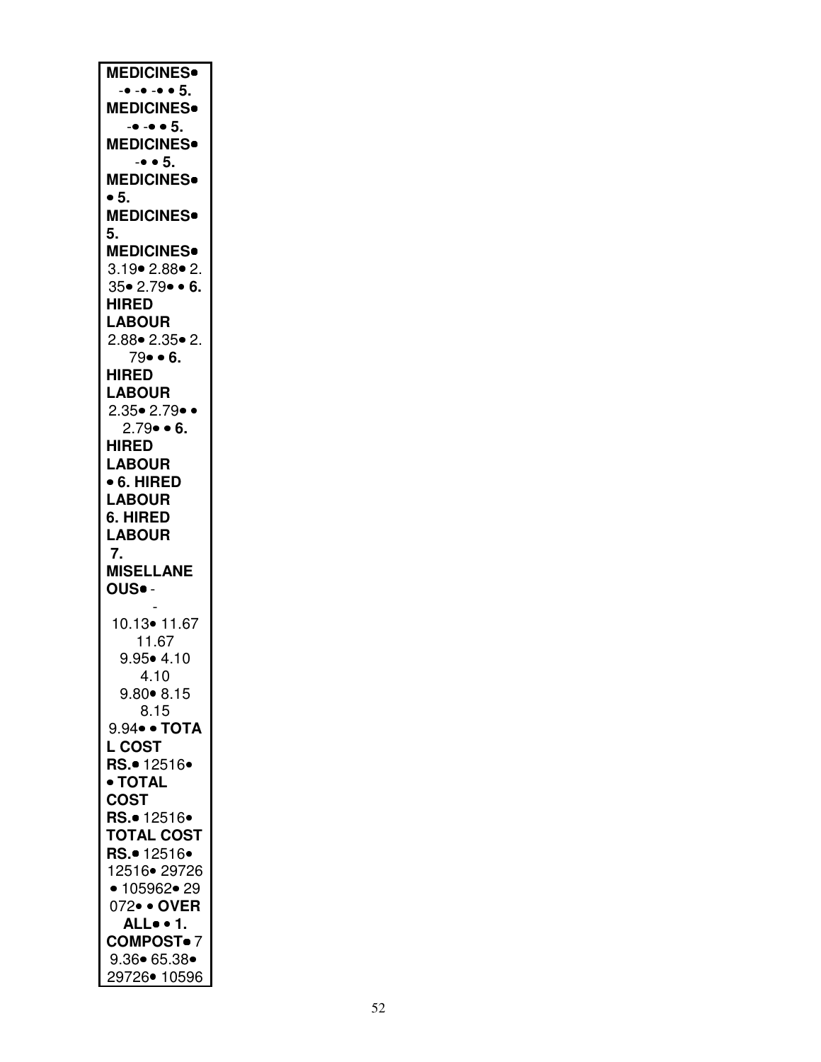**MEDICINES•**
-• -• -• • 5.
**MEDICINES•**
-• -• • 5.
**MEDICINES•**
-• • 5.
**MEDICINES•**
• 5.
**MEDICINES•**
5.
**MEDICINES•**
3.19• 2.88• 2.
35• 2.79• • **6.**
**HIRED**
**LABOUR**
2.88• 2.35• 2.
79• • **6.**
**HIRED**
**LABOUR**
2.35• 2.79• •
2.79• • **6.**
**HIRED**
**LABOUR**
• **6. HIRED**
**LABOUR**
**6. HIRED**
**LABOUR**
**7.**
**MISELLANE**
**OUS•** -
-
10.13• 11.67
11.67
9.95• 4.10
4.10
9.80• 8.15
8.15
9.94• • **TOTA**
**L COST**
**RS.•** 12516•
• **TOTAL**
**COST**
**RS.•** 12516•
**TOTAL COST**
**RS.•** 12516•
12516• 29726
• 105962• 29
072• • **OVER**
**ALL•** • **1.**
**COMPOST•** 7
9.36• 65.38•
29726• 10596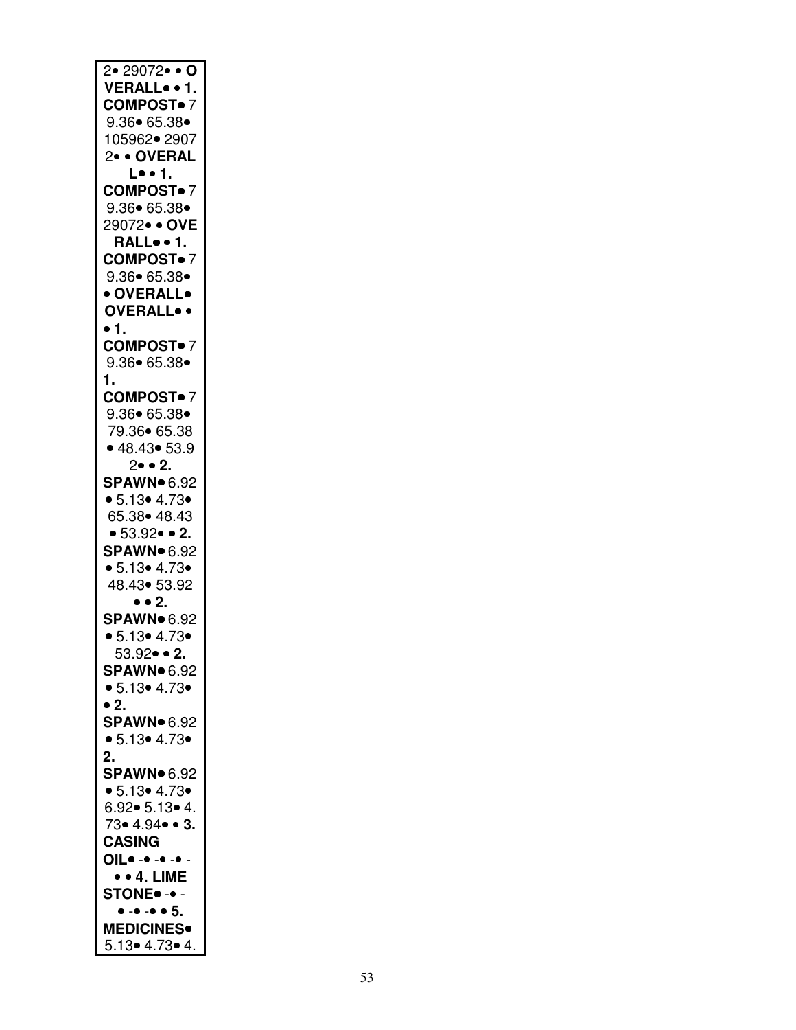| 2• 29072• • **O** |
|---|
| **VERALL• • 1.** |
| **COMPOST•** 7 |
| 9.36• 65.38• |
| 105962• 2907 |
| 2• • **OVERAL** |
| **L• • 1.** |
| **COMPOST•** 7 |
| 9.36• 65.38• |
| 29072• • **OVE** |
| **RALL• • 1.** |
| **COMPOST•** 7 |
| 9.36• 65.38• |
| • **OVERALL•** |
| **OVERALL• •** |
| • **1.** |
| **COMPOST•** 7 |
| 9.36• 65.38• |
| **1.** |
| **COMPOST•** 7 |
| 9.36• 65.38• |
| 79.36• 65.38 |
| • 48.43• 53.9 |
| 2• • **2.** |
| **SPAWN•** 6.92 |
| • 5.13• 4.73• |
| 65.38• 48.43 |
| • 53.92• • **2.** |
| **SPAWN•** 6.92 |
| • 5.13• 4.73• |
| 48.43• 53.92 |
| • • **2.** |
| **SPAWN•** 6.92 |
| • 5.13• 4.73• |
| 53.92• • **2.** |
| **SPAWN•** 6.92 |
| • 5.13• 4.73• |
| • **2.** |
| **SPAWN•** 6.92 |
| • 5.13• 4.73• |
| **2.** |
| **SPAWN•** 6.92 |
| • 5.13• 4.73• |
| 6.92• 5.13• 4. |
| 73• 4.94• • **3.** |
| **CASING** |
| **OIL•** -• -• -• - |
| • • **4. LIME** |
| **STONE•** -• - |
| • -• -• • **5.** |
| **MEDICINES•** |
| 5.13• 4.73• 4. |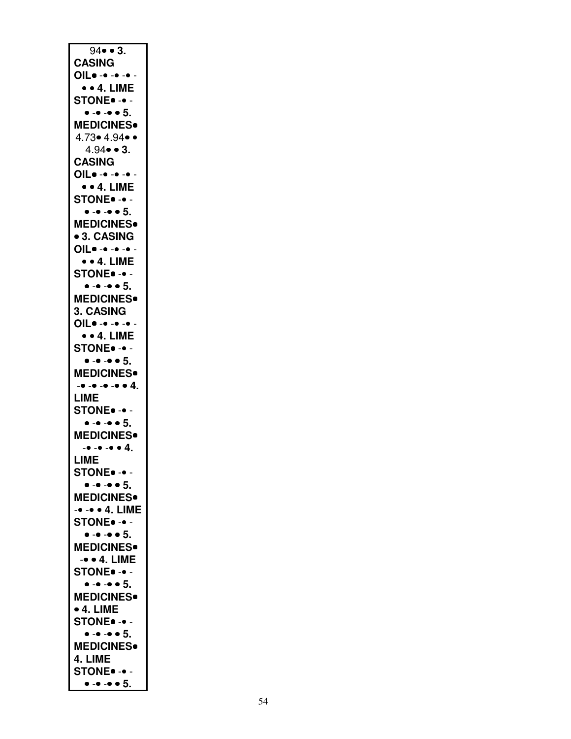94• • **3. CASING OIL**• -• -• -• -
• • **4. LIME STONE**• -• -
• -• -• • **5. MEDICINES**•
4.73• 4.94• •
4.94• • **3. CASING OIL**• -• -• -• -
• • **4. LIME STONE**• -• -
• -• -• • **5. MEDICINES**•
• **3. CASING OIL**• -• -• -• -
• • **4. LIME STONE**• -• -
• -• -• • **5. MEDICINES**•
**3. CASING OIL**• -• -• -• -
• • **4. LIME STONE**• -• -
• -• -• • **5. MEDICINES**•
-• -• -• -• • **4. LIME STONE**• -• -
• -• -• • **5. MEDICINES**•
-• -• -• • **4. LIME STONE**• -• -
• -• -• • **5. MEDICINES**•
-• -• • **4. LIME STONE**• -• -
• -• -• • **5. MEDICINES**•
-• • **4. LIME STONE**• -• -
• -• -• • **5. MEDICINES**•
• **4. LIME STONE**• -• -
• -• -• • **5. MEDICINES**•
**4. LIME STONE**• -• -
• -• -• • **5.**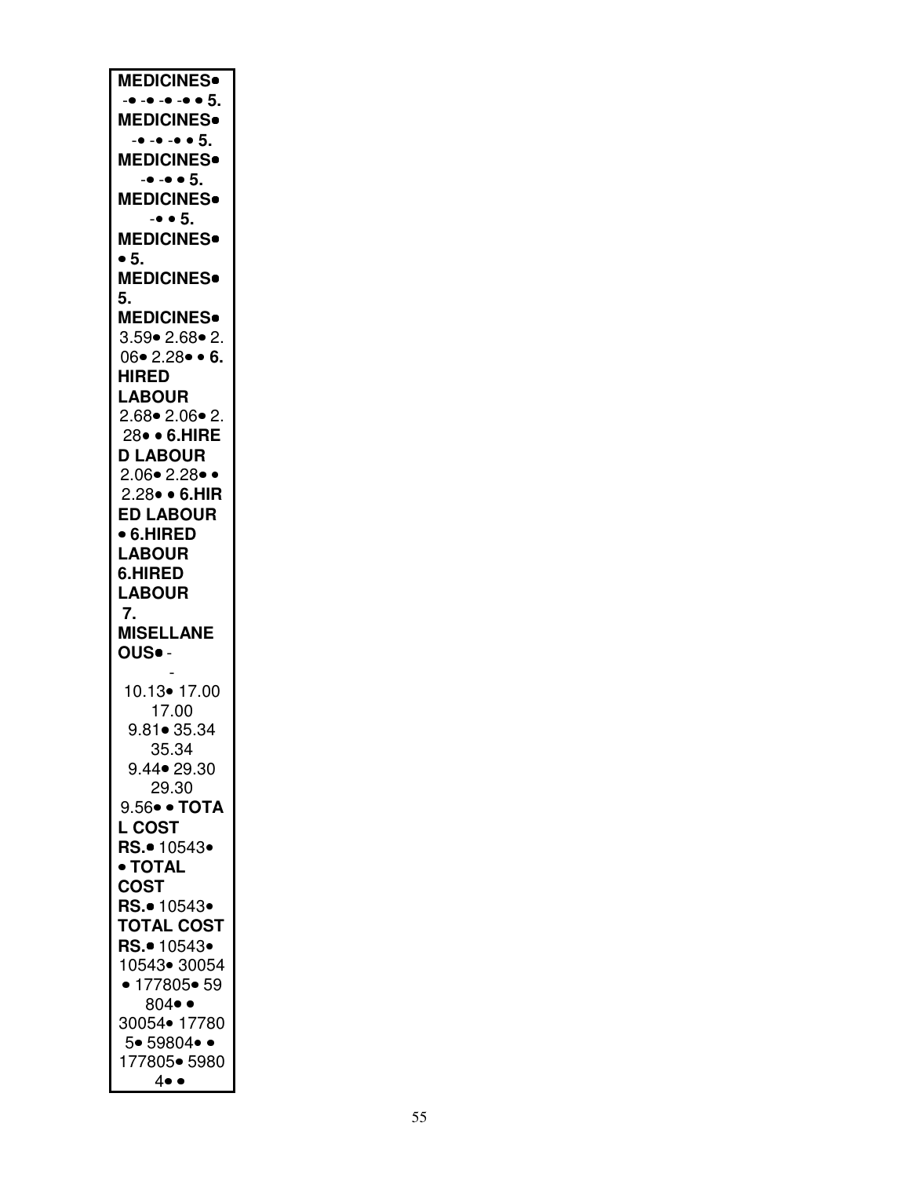**MEDICINES**•
-• -• -• -• • **5.**
**MEDICINES**•
-• -• -• • **5.**
**MEDICINES**•
-• -• • **5.**
**MEDICINES**•
-• • **5.**
**MEDICINES**•
• **5.**
**MEDICINES**•
**5.**
**MEDICINES**•
3.59• 2.68• 2.
06• 2.28• • **6.**
**HIRED**
**LABOUR**
2.68• 2.06• 2.
28• • **6.HIRE**
**D LABOUR**
2.06• 2.28• •
2.28• • **6.HIR**
**ED LABOUR**
• **6.HIRED**
**LABOUR**
**6.HIRED**
**LABOUR**
**7.**
**MISELLANE**
**OUS**• -
-
10.13• 17.00
17.00
9.81• 35.34
35.34
9.44• 29.30
29.30
9.56• • **TOTA**
**L COST**
**RS.**• 10543•
• **TOTAL**
**COST**
**RS.**• 10543•
**TOTAL COST**
**RS.**• 10543•
10543• 30054
• 177805• 59
804• •
30054• 17780
5• 59804• •
177805• 5980
4• •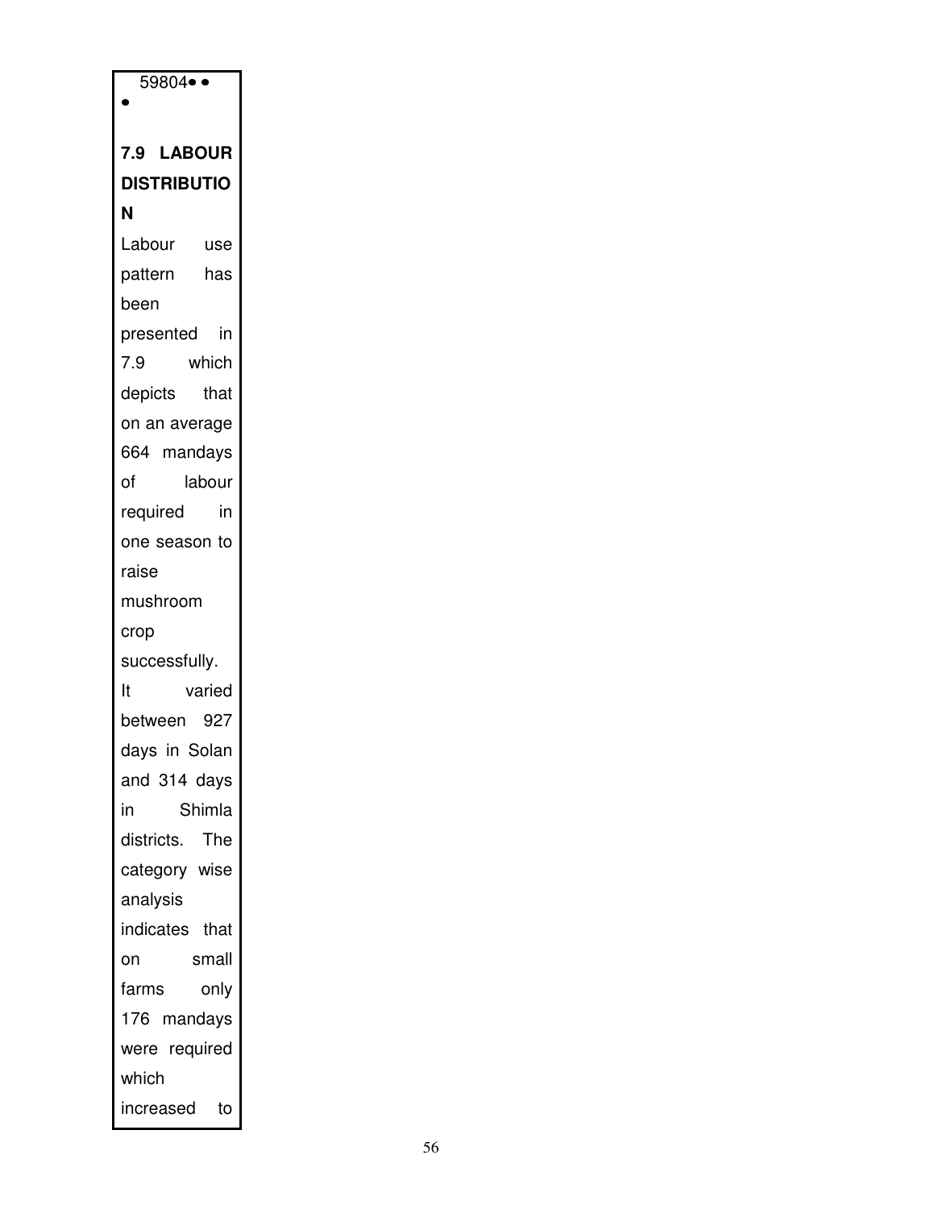59804• •
•

**7.9 LABOUR DISTRIBUTION**

Labour use pattern has been presented in 7.9 which depicts that on an average 664 mandays of labour required in one season to raise mushroom crop successfully. It varied between 927 days in Solan and 314 days in Shimla districts. The category wise analysis indicates that on small farms only 176 mandays were required which increased to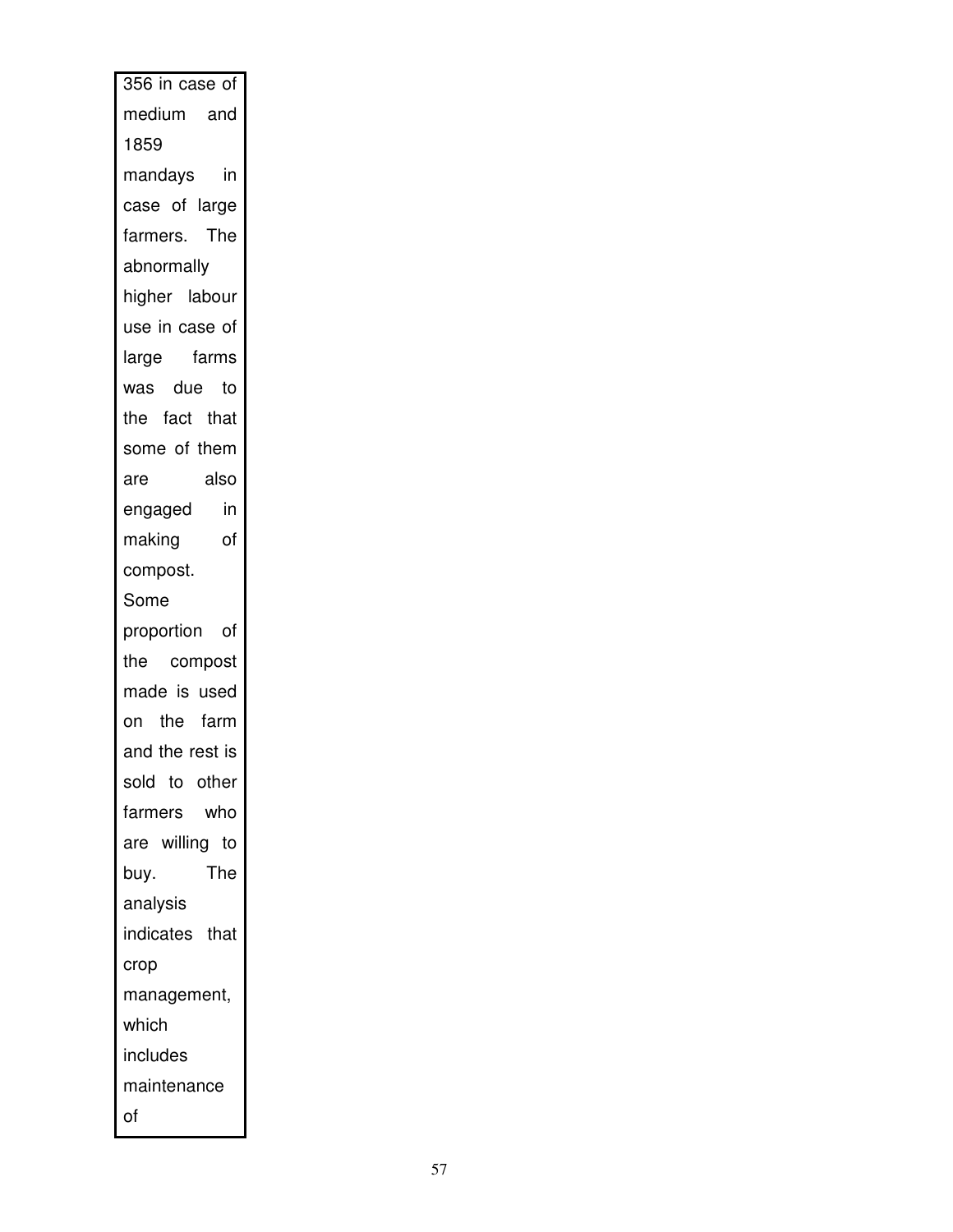356 in case of medium and 1859 mandays in case of large farmers. The abnormally higher labour use in case of large farms was due to the fact that some of them are also engaged in making of compost. Some proportion of the compost made is used on the farm and the rest is sold to other farmers who are willing to buy. The analysis indicates that crop management, which includes maintenance of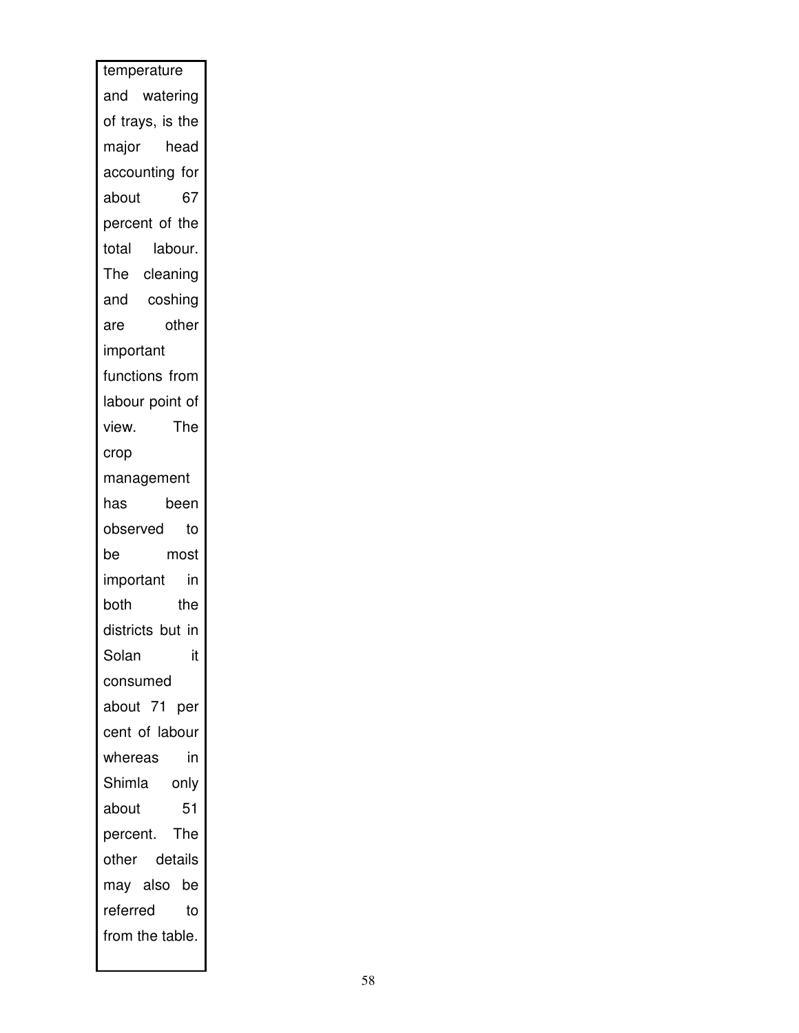temperature and watering of trays, is the major head accounting for about 67 percent of the total labour. The cleaning and coshing are other important functions from labour point of view. The crop management has been observed to be most important in both the districts but in Solan it consumed about 71 per cent of labour whereas in Shimla only about 51 percent. The other details may also be referred to from the table.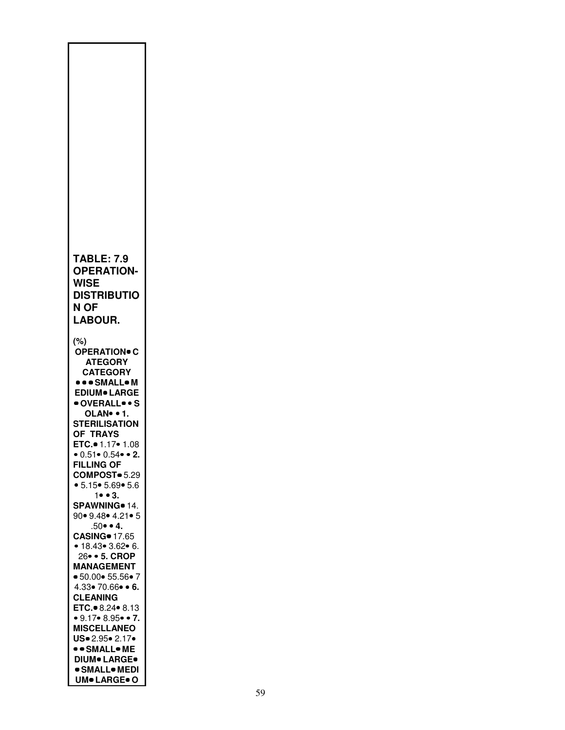**TABLE: 7.9 OPERATION-WISE DISTRIBUTION OF LABOUR.**

(%)

| OPERATION | CATEGORY | | | |
|---|---|---|---|---|
| | SMALL | MEDIUM | LARGE | OVERALL |
| SOLAN | | | | |
| 1. STERILISATION OF TRAYS ETC. | 1.17 | 1.08 | 0.51 | 0.54 |
| 2. FILLING OF COMPOST | 5.29 | 5.15 | 5.69 | 5.61 |
| 3. SPAWNING | 14.90 | 9.48 | 4.21 | 5.50 |
| 4. CASING | 17.65 | 18.43 | 3.62 | 6.26 |
| 5. CROP MANAGEMENT | 50.00 | 55.56 | 74.33 | 70.66 |
| 6. CLEANING ETC. | 8.24 | 8.13 | 9.17 | 8.95 |
| 7. MISCELLANEOUS | 2.95 | 2.17 | | |

SMALL • MEDIUM • LARGE • SMALL • MEDIUM • LARGE • O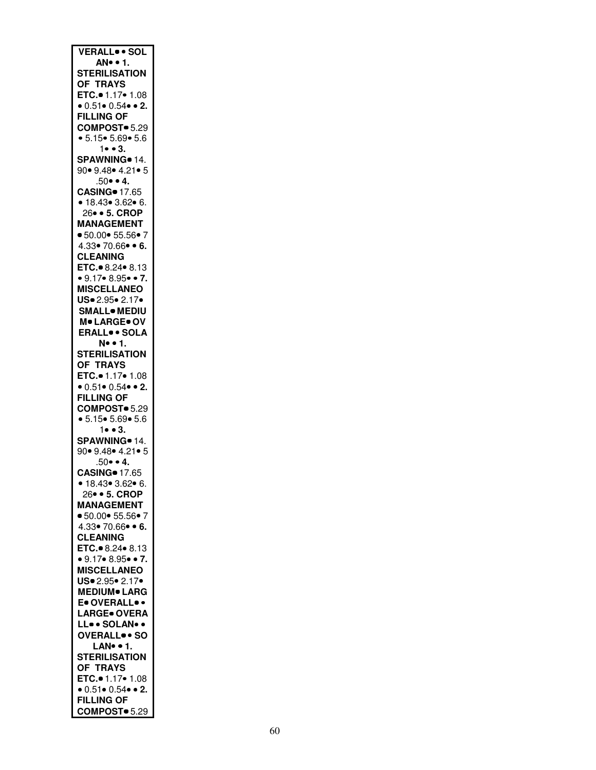**VERALL• • SOL AN• • 1. STERILISATION OF TRAYS ETC.•** 1.17• 1.08 • 0.51• 0.54• • **2. FILLING OF COMPOST•** 5.29 • 5.15• 5.69• 5.61• • **3. SPAWNING•** 14.90• 9.48• 4.21• 5.50• • **4. CASING•** 17.65 • 18.43• 3.62• 6.26• • **5. CROP MANAGEMENT •** 50.00• 55.56• 74.33• 70.66• • **6. CLEANING ETC.•** 8.24• 8.13 • 9.17• 8.95• • **7. MISCELLANEOUS•** 2.95• 2.17• **SMALL• MEDIUM• LARGE• OVERALL• • SOLAN• • 1. STERILISATION OF TRAYS ETC.•** 1.17• 1.08 • 0.51• 0.54• • **2. FILLING OF COMPOST•** 5.29 • 5.15• 5.69• 5.61• • **3. SPAWNING•** 14.90• 9.48• 4.21• 5.50• • **4. CASING•** 17.65 • 18.43• 3.62• 6.26• • **5. CROP MANAGEMENT •** 50.00• 55.56• 74.33• 70.66• • **6. CLEANING ETC.•** 8.24• 8.13 • 9.17• 8.95• • **7. MISCELLANEOUS•** 2.95• 2.17• **MEDIUM• LARGE• OVERALL• • LARGE• OVERALL• • SOLAN• • OVERALL• • SOLAN• • 1. STERILISATION OF TRAYS ETC.•** 1.17• 1.08 • 0.51• 0.54• • **2. FILLING OF COMPOST•** 5.29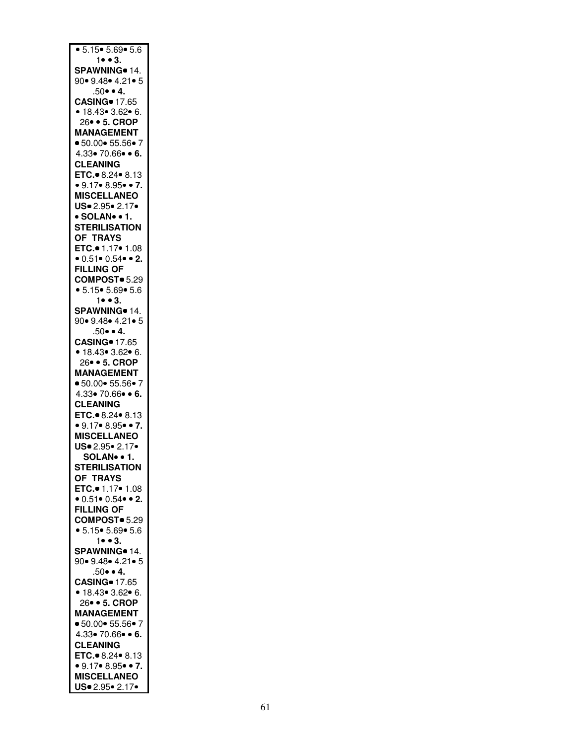• 5.15• 5.69• 5.6
1• • **3.**
**SPAWNING•** 14.
90• 9.48• 4.21• 5
.50• • **4.**
**CASING•** 17.65
• 18.43• 3.62• 6.
26• • **5. CROP**
**MANAGEMENT**
• 50.00• 55.56• 7
4.33• 70.66• • **6.**
**CLEANING**
**ETC.•** 8.24• 8.13
• 9.17• 8.95• • **7.**
**MISCELLANEO**
**US•** 2.95• 2.17•
• **SOLAN•** • **1.**
**STERILISATION**
**OF TRAYS**
**ETC.•** 1.17• 1.08
• 0.51• 0.54• • **2.**
**FILLING OF**
**COMPOST•** 5.29
• 5.15• 5.69• 5.6
1• • **3.**
**SPAWNING•** 14.
90• 9.48• 4.21• 5
.50• • **4.**
**CASING•** 17.65
• 18.43• 3.62• 6.
26• • **5. CROP**
**MANAGEMENT**
• 50.00• 55.56• 7
4.33• 70.66• • **6.**
**CLEANING**
**ETC.•** 8.24• 8.13
• 9.17• 8.95• • **7.**
**MISCELLANEO**
**US•** 2.95• 2.17•
**SOLAN•** • **1.**
**STERILISATION**
**OF TRAYS**
**ETC.•** 1.17• 1.08
• 0.51• 0.54• • **2.**
**FILLING OF**
**COMPOST•** 5.29
• 5.15• 5.69• 5.6
1• • **3.**
**SPAWNING•** 14.
90• 9.48• 4.21• 5
.50• • **4.**
**CASING•** 17.65
• 18.43• 3.62• 6.
26• • **5. CROP**
**MANAGEMENT**
• 50.00• 55.56• 7
4.33• 70.66• • **6.**
**CLEANING**
**ETC.•** 8.24• 8.13
• 9.17• 8.95• • **7.**
**MISCELLANEO**
**US•** 2.95• 2.17•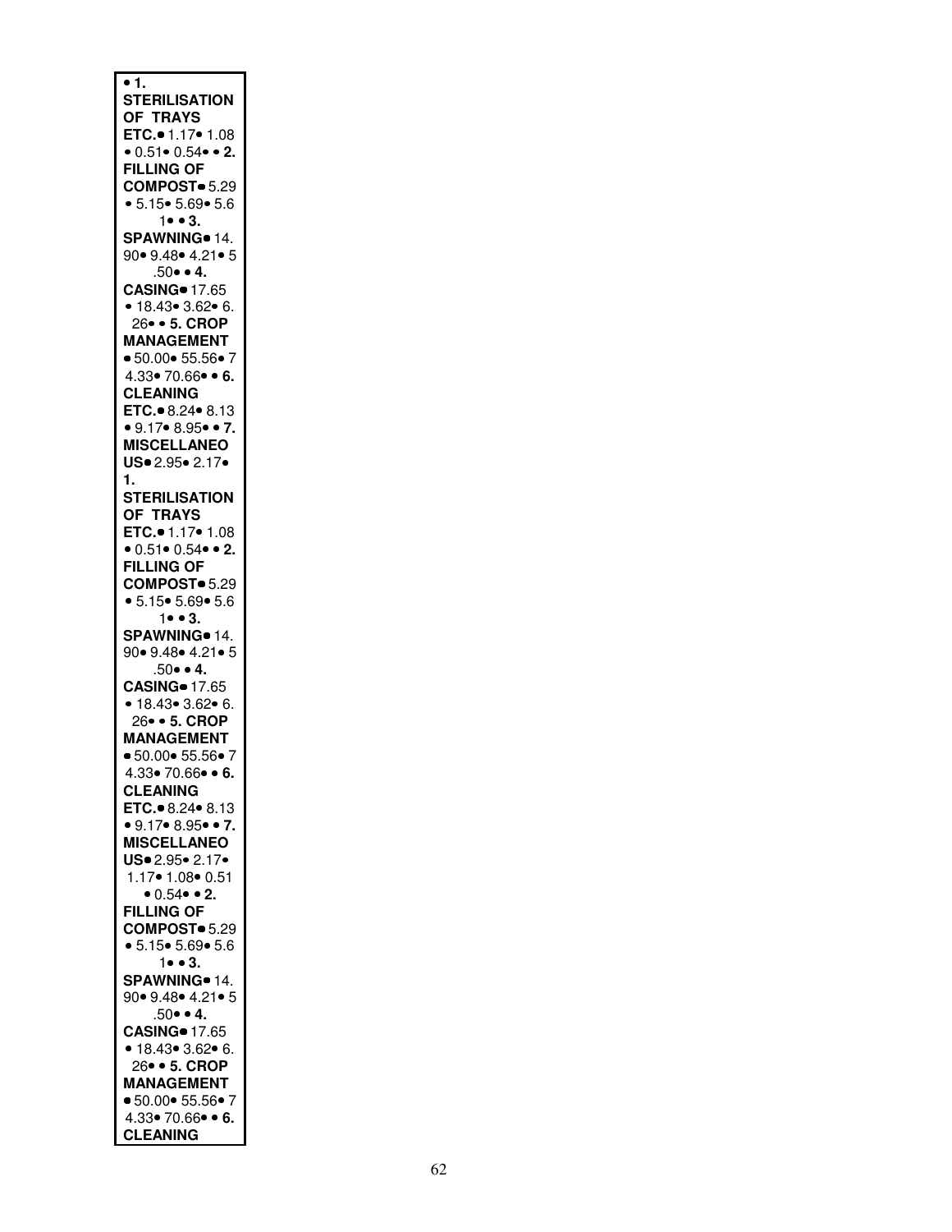• **1. STERILISATION OF TRAYS ETC.**• 1.17• 1.08 • 0.51• 0.54• • **2. FILLING OF COMPOST**• 5.29 • 5.15• 5.69• 5.6 1• • **3. SPAWNING**• 14. 90• 9.48• 4.21• 5 .50• • **4. CASING**• 17.65 • 18.43• 3.62• 6. 26• • **5. CROP MANAGEMENT** • 50.00• 55.56• 7 4.33• 70.66• • **6. CLEANING ETC.**• 8.24• 8.13 • 9.17• 8.95• • **7. MISCELLANEOUS**• 2.95• 2.17• **1. STERILISATION OF TRAYS ETC.**• 1.17• 1.08 • 0.51• 0.54• • **2. FILLING OF COMPOST**• 5.29 • 5.15• 5.69• 5.6 1• • **3. SPAWNING**• 14. 90• 9.48• 4.21• 5 .50• • **4. CASING**• 17.65 • 18.43• 3.62• 6. 26• • **5. CROP MANAGEMENT** • 50.00• 55.56• 7 4.33• 70.66• • **6. CLEANING ETC.**• 8.24• 8.13 • 9.17• 8.95• • **7. MISCELLANEOUS**• 2.95• 2.17• 1.17• 1.08• 0.51 • 0.54• • **2. FILLING OF COMPOST**• 5.29 • 5.15• 5.69• 5.6 1• • **3. SPAWNING**• 14. 90• 9.48• 4.21• 5 .50• • **4. CASING**• 17.65 • 18.43• 3.62• 6. 26• • **5. CROP MANAGEMENT** • 50.00• 55.56• 7 4.33• 70.66• • **6. CLEANING**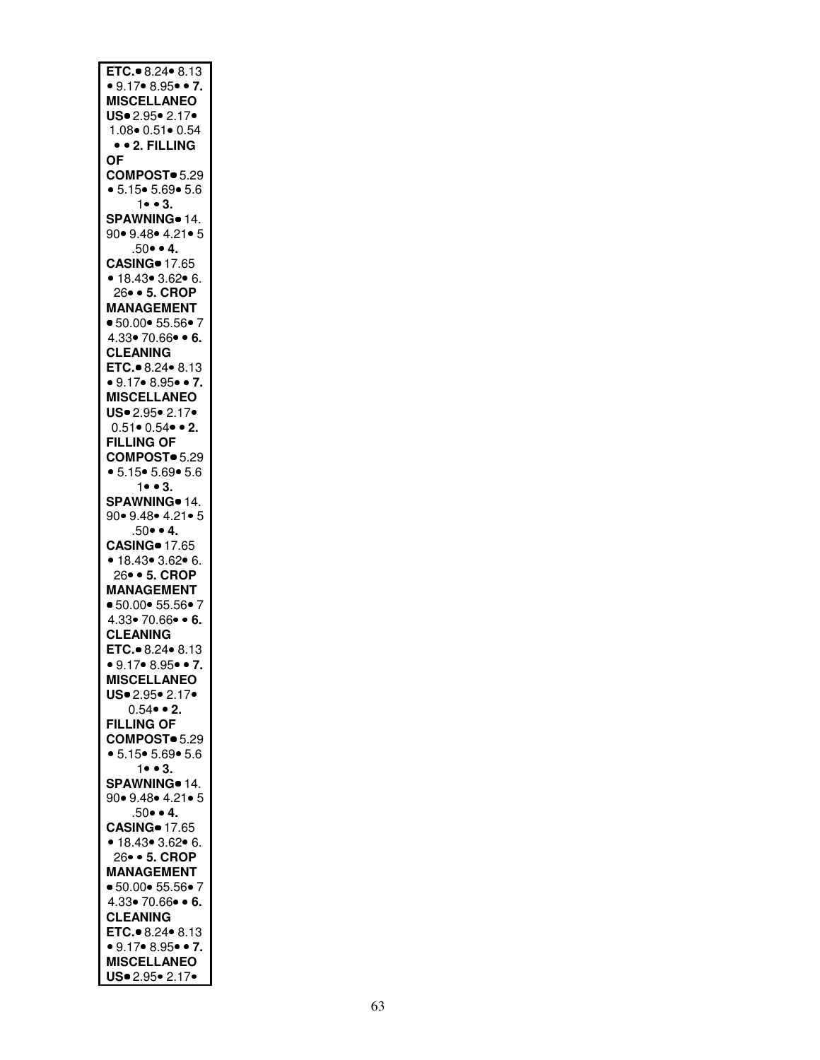**ETC.**• 8.24• 8.13 • 9.17• 8.95• • **7. MISCELLANEOUS**• 2.95• 2.17• 1.08• 0.51• 0.54 • • **2. FILLING OF COMPOST**• 5.29 • 5.15• 5.69• 5.61• • **3. SPAWNING**• 14.90• 9.48• 4.21• 5.50• • **4. CASING**• 17.65 • 18.43• 3.62• 6.26• • **5. CROP MANAGEMENT** • 50.00• 55.56• 74.33• 70.66• • **6. CLEANING ETC.**• 8.24• 8.13 • 9.17• 8.95• • **7. MISCELLANEOUS**• 2.95• 2.17• 0.51• 0.54• • **2. FILLING OF COMPOST**• 5.29 • 5.15• 5.69• 5.61• • **3. SPAWNING**• 14.90• 9.48• 4.21• 5.50• • **4. CASING**• 17.65 • 18.43• 3.62• 6.26• • **5. CROP MANAGEMENT** • 50.00• 55.56• 74.33• 70.66• • **6. CLEANING ETC.**• 8.24• 8.13 • 9.17• 8.95• • **7. MISCELLANEOUS**• 2.95• 2.17• 0.54• • **2. FILLING OF COMPOST**• 5.29 • 5.15• 5.69• 5.61• • **3. SPAWNING**• 14.90• 9.48• 4.21• 5.50• • **4. CASING**• 17.65 • 18.43• 3.62• 6.26• • **5. CROP MANAGEMENT** • 50.00• 55.56• 74.33• 70.66• • **6. CLEANING ETC.**• 8.24• 8.13 • 9.17• 8.95• • **7. MISCELLANEOUS**• 2.95• 2.17•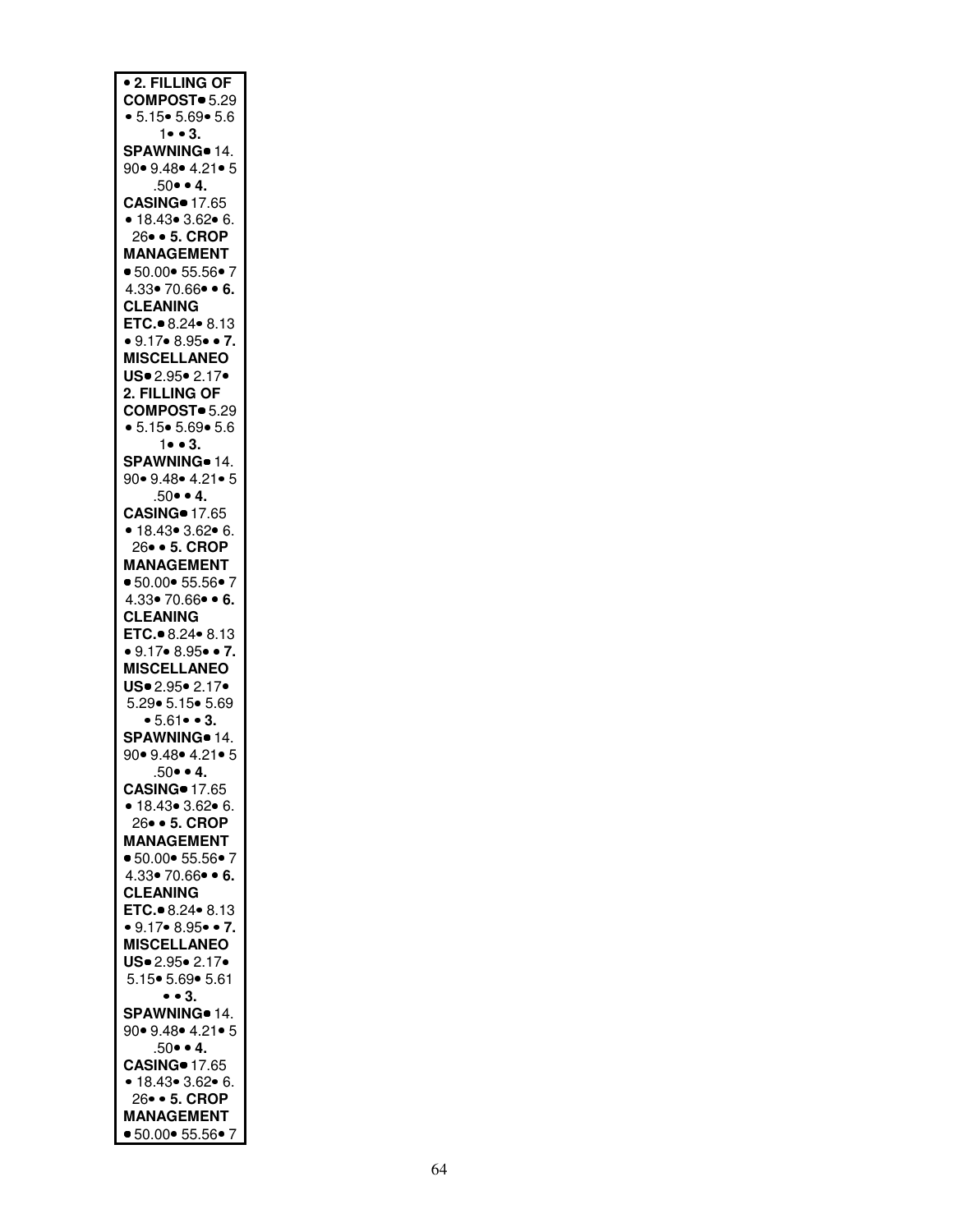• **2. FILLING OF COMPOST**• 5.29 • 5.15• 5.69• 5.6 1• • **3. SPAWNING**• 14. 90• 9.48• 4.21• 5 .50• • **4. CASING**• 17.65 • 18.43• 3.62• 6. 26• • **5. CROP MANAGEMENT** • 50.00• 55.56• 7 4.33• 70.66• • **6. CLEANING ETC.**• 8.24• 8.13 • 9.17• 8.95• • **7. MISCELLANEOUS**• 2.95• 2.17• **2. FILLING OF COMPOST**• 5.29 • 5.15• 5.69• 5.6 1• • **3. SPAWNING**• 14. 90• 9.48• 4.21• 5 .50• • **4. CASING**• 17.65 • 18.43• 3.62• 6. 26• • **5. CROP MANAGEMENT** • 50.00• 55.56• 7 4.33• 70.66• • **6. CLEANING ETC.**• 8.24• 8.13 • 9.17• 8.95• • **7. MISCELLANEOUS**• 2.95• 2.17• 5.29• 5.15• 5.69 • 5.61• • **3. SPAWNING**• 14. 90• 9.48• 4.21• 5 .50• • **4. CASING**• 17.65 • 18.43• 3.62• 6. 26• • **5. CROP MANAGEMENT** • 50.00• 55.56• 7 4.33• 70.66• • **6. CLEANING ETC.**• 8.24• 8.13 • 9.17• 8.95• • **7. MISCELLANEOUS**• 2.95• 2.17• 5.15• 5.69• 5.61 • • **3. SPAWNING**• 14. 90• 9.48• 4.21• 5 .50• • **4. CASING**• 17.65 • 18.43• 3.62• 6. 26• • **5. CROP MANAGEMENT** • 50.00• 55.56• 7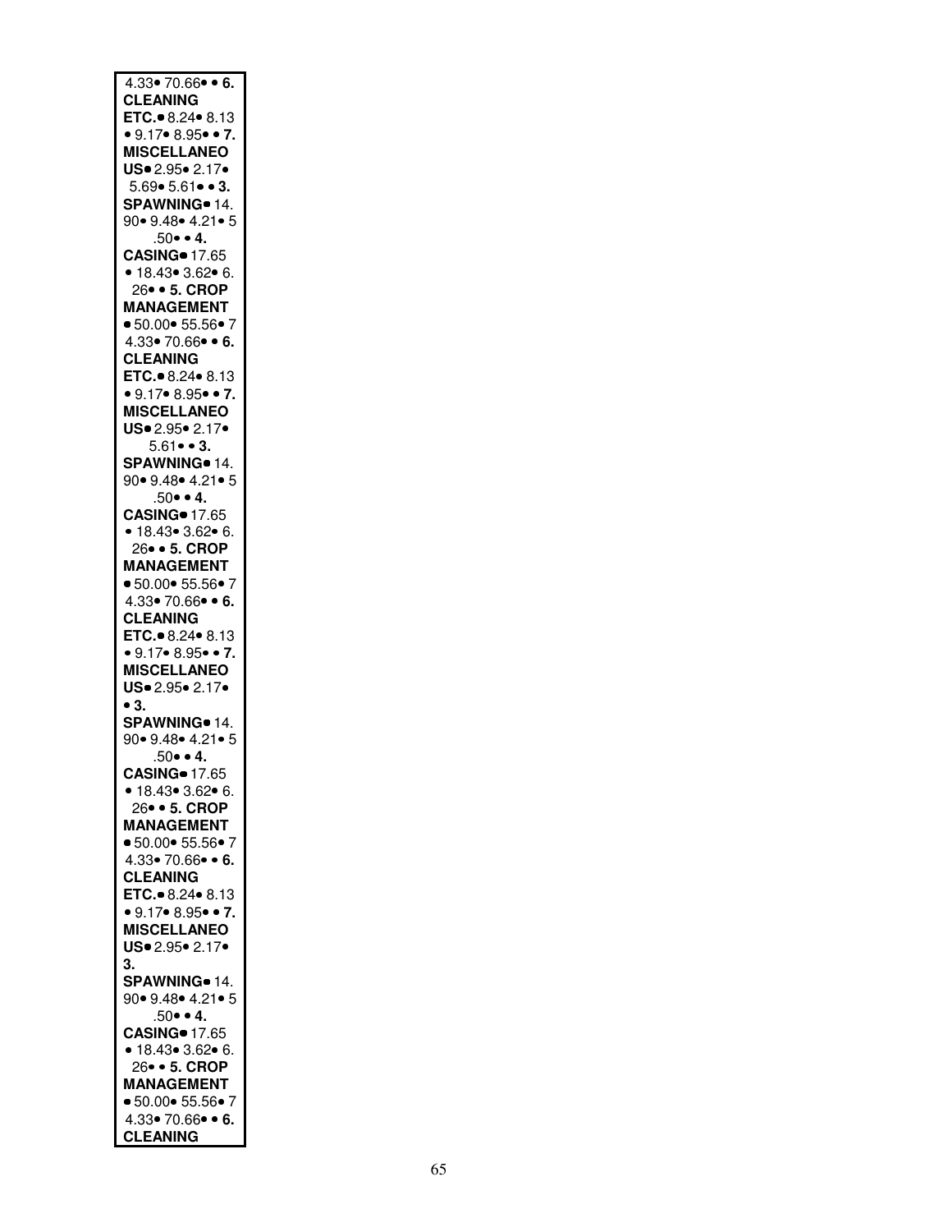4.33• 70.66• • **6. CLEANING ETC.**• 8.24• 8.13 • 9.17• 8.95• • **7. MISCELLANEOUS**• 2.95• 2.17• 5.69• 5.61• • **3. SPAWNING**• 14.90• 9.48• 4.21• 5.50• • **4. CASING**• 17.65 • 18.43• 3.62• 6.26• • **5. CROP MANAGEMENT** • 50.00• 55.56• 74.33• 70.66• • **6. CLEANING ETC.**• 8.24• 8.13 • 9.17• 8.95• • **7. MISCELLANEOUS**• 2.95• 2.17• 5.61• • **3. SPAWNING**• 14.90• 9.48• 4.21• 5.50• • **4. CASING**• 17.65 • 18.43• 3.62• 6.26• • **5. CROP MANAGEMENT** • 50.00• 55.56• 74.33• 70.66• • **6. CLEANING ETC.**• 8.24• 8.13 • 9.17• 8.95• • **7. MISCELLANEOUS**• 2.95• 2.17• • **3. SPAWNING**• 14.90• 9.48• 4.21• 5.50• • **4. CASING**• 17.65 • 18.43• 3.62• 6.26• • **5. CROP MANAGEMENT** • 50.00• 55.56• 74.33• 70.66• • **6. CLEANING ETC.**• 8.24• 8.13 • 9.17• 8.95• • **7. MISCELLANEOUS**• 2.95• 2.17• **3. SPAWNING**• 14.90• 9.48• 4.21• 5.50• • **4. CASING**• 17.65 • 18.43• 3.62• 6.26• • **5. CROP MANAGEMENT** • 50.00• 55.56• 74.33• 70.66• • **6. CLEANING**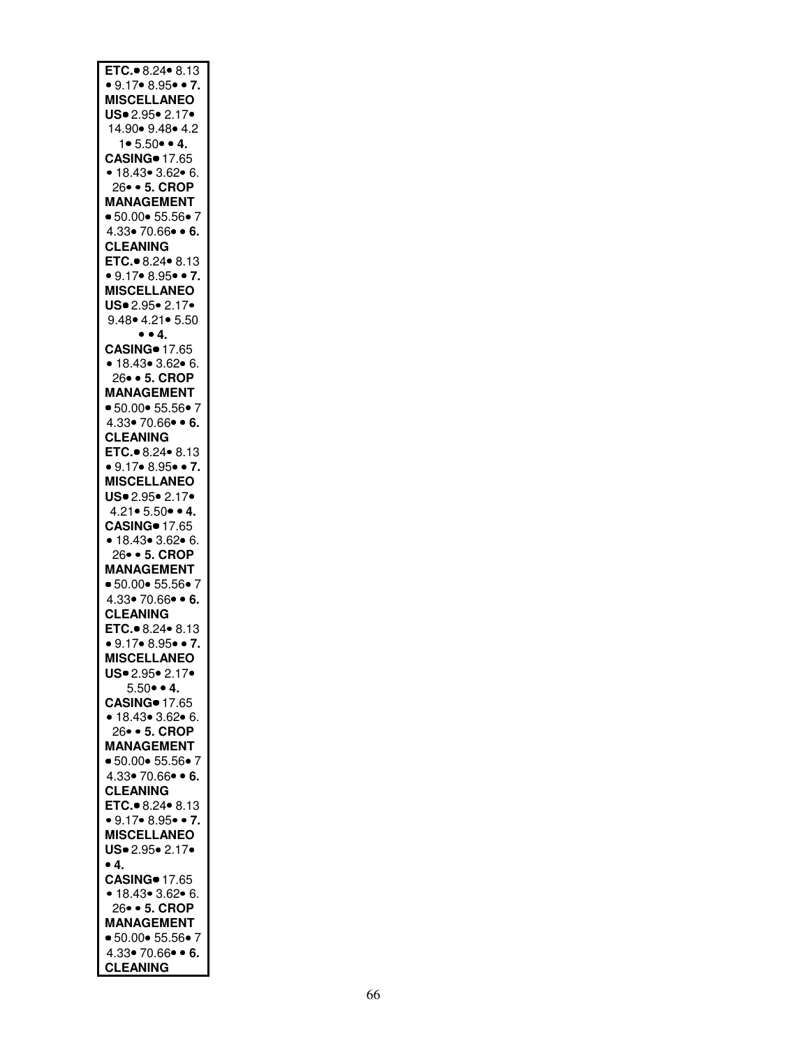**ETC.**• 8.24• 8.13 • 9.17• 8.95• • **7. MISCELLANEOUS**• 2.95• 2.17• 14.90• 9.48• 4.21• 5.50• • **4. CASING**• 17.65 • 18.43• 3.62• 6.26• • **5. CROP MANAGEMENT** • 50.00• 55.56• 74.33• 70.66• • **6. CLEANING ETC.**• 8.24• 8.13 • 9.17• 8.95• • **7. MISCELLANEOUS**• 2.95• 2.17• 9.48• 4.21• 5.50 • • **4. CASING**• 17.65 • 18.43• 3.62• 6.26• • **5. CROP MANAGEMENT** • 50.00• 55.56• 74.33• 70.66• • **6. CLEANING ETC.**• 8.24• 8.13 • 9.17• 8.95• • **7. MISCELLANEOUS**• 2.95• 2.17• 4.21• 5.50• • **4. CASING**• 17.65 • 18.43• 3.62• 6.26• • **5. CROP MANAGEMENT** • 50.00• 55.56• 74.33• 70.66• • **6. CLEANING ETC.**• 8.24• 8.13 • 9.17• 8.95• • **7. MISCELLANEOUS**• 2.95• 2.17• 5.50• • **4. CASING**• 17.65 • 18.43• 3.62• 6.26• • **5. CROP MANAGEMENT** • 50.00• 55.56• 74.33• 70.66• • **6. CLEANING ETC.**• 8.24• 8.13 • 9.17• 8.95• • **7. MISCELLANEOUS**• 2.95• 2.17• • **4. CASING**• 17.65 • 18.43• 3.62• 6.26• • **5. CROP MANAGEMENT** • 50.00• 55.56• 74.33• 70.66• • **6. CLEANING**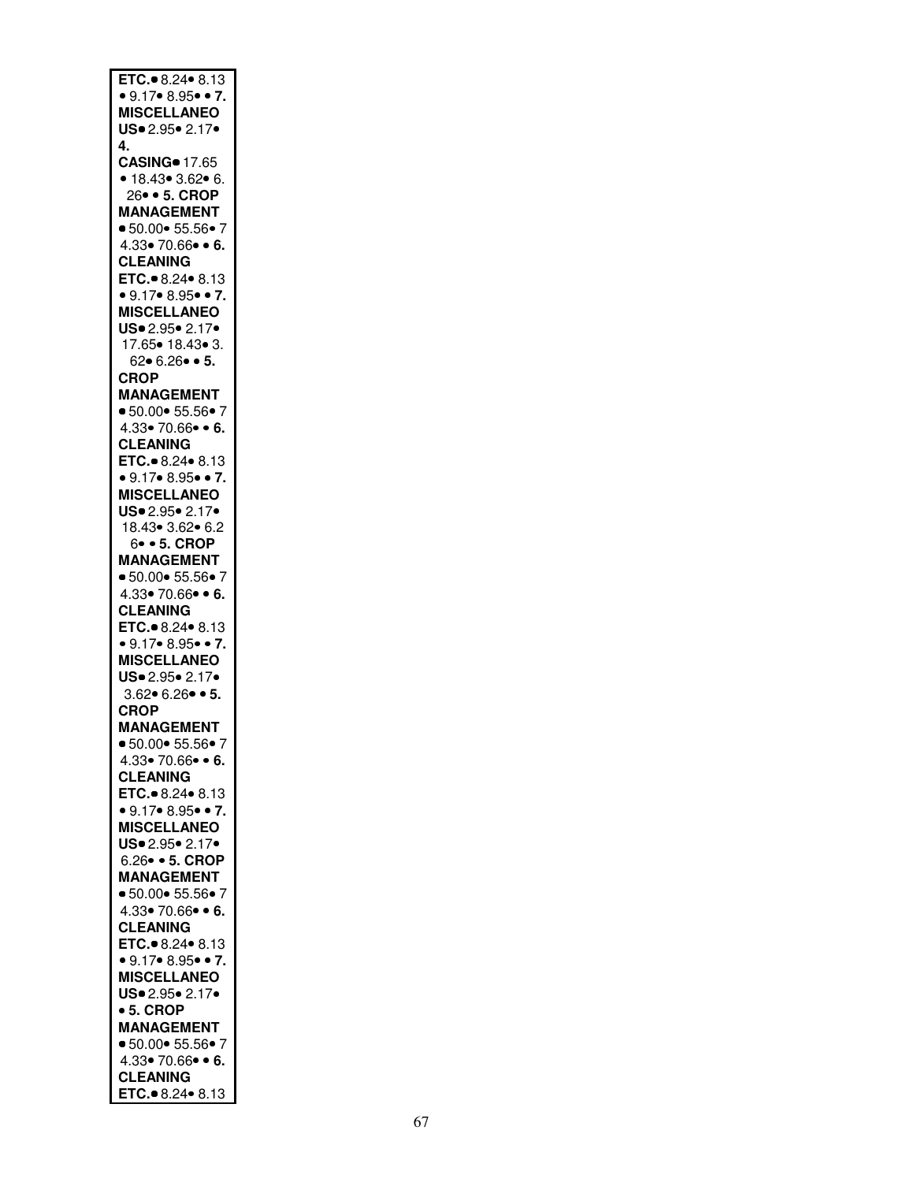**ETC.**• 8.24• 8.13 • 9.17• 8.95• • **7. MISCELLANEOUS**• 2.95• 2.17• **4. CASING**• 17.65 • 18.43• 3.62• 6.26• • **5. CROP MANAGEMENT** • 50.00• 55.56• 74.33• 70.66• • **6. CLEANING ETC.**• 8.24• 8.13 • 9.17• 8.95• • **7. MISCELLANEOUS**• 2.95• 2.17• 17.65• 18.43• 3.62• 6.26• • **5. CROP MANAGEMENT** • 50.00• 55.56• 74.33• 70.66• • **6. CLEANING ETC.**• 8.24• 8.13 • 9.17• 8.95• • **7. MISCELLANEOUS**• 2.95• 2.17• 18.43• 3.62• 6.26• • **5. CROP MANAGEMENT** • 50.00• 55.56• 74.33• 70.66• • **6. CLEANING ETC.**• 8.24• 8.13 • 9.17• 8.95• • **7. MISCELLANEOUS**• 2.95• 2.17• 3.62• 6.26• • **5. CROP MANAGEMENT** • 50.00• 55.56• 74.33• 70.66• • **6. CLEANING ETC.**• 8.24• 8.13 • 9.17• 8.95• • **7. MISCELLANEOUS**• 2.95• 2.17• 6.26• • **5. CROP MANAGEMENT** • 50.00• 55.56• 74.33• 70.66• • **6. CLEANING ETC.**• 8.24• 8.13 • 9.17• 8.95• • **7. MISCELLANEOUS**• 2.95• 2.17• • **5. CROP MANAGEMENT** • 50.00• 55.56• 74.33• 70.66• • **6. CLEANING ETC.**• 8.24• 8.13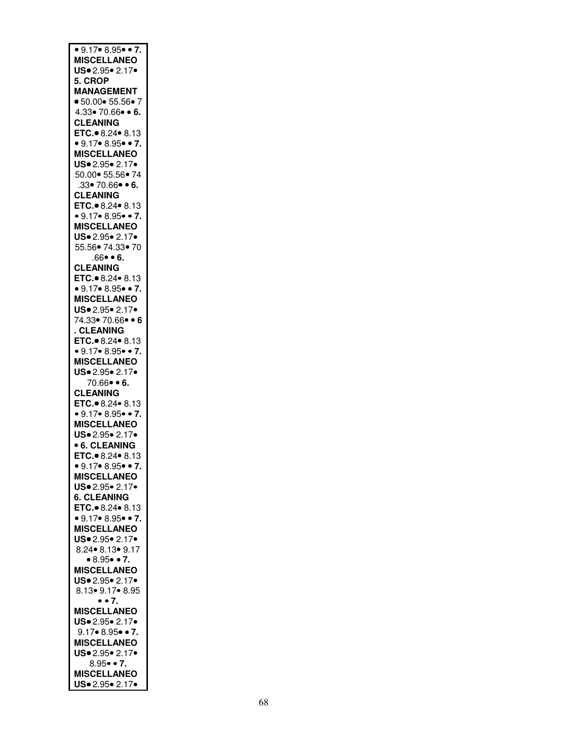• 9.17• 8.95• • **7. MISCELLANEO US**• 2.95• 2.17•
**5. CROP MANAGEMENT**
• 50.00• 55.56• 74.33• 70.66• • **6. CLEANING ETC.**• 8.24• 8.13 • 9.17• 8.95• • **7. MISCELLANEO US**• 2.95• 2.17•
50.00• 55.56• 74.33• 70.66• • **6. CLEANING ETC.**• 8.24• 8.13 • 9.17• 8.95• • **7. MISCELLANEO US**• 2.95• 2.17•
55.56• 74.33• 70.66• • **6. CLEANING ETC.**• 8.24• 8.13 • 9.17• 8.95• • **7. MISCELLANEO US**• 2.95• 2.17•
74.33• 70.66• • **6. CLEANING ETC.**• 8.24• 8.13 • 9.17• 8.95• • **7. MISCELLANEO US**• 2.95• 2.17•
70.66• • **6. CLEANING ETC.**• 8.24• 8.13 • 9.17• 8.95• • **7. MISCELLANEO US**• 2.95• 2.17•
• **6. CLEANING ETC.**• 8.24• 8.13 • 9.17• 8.95• • **7. MISCELLANEO US**• 2.95• 2.17•
**6. CLEANING ETC.**• 8.24• 8.13 • 9.17• 8.95• • **7. MISCELLANEO US**• 2.95• 2.17•
8.24• 8.13• 9.17 • 8.95• • **7. MISCELLANEO US**• 2.95• 2.17•
8.13• 9.17• 8.95 • • **7. MISCELLANEO US**• 2.95• 2.17•
9.17• 8.95• • **7. MISCELLANEO US**• 2.95• 2.17•
8.95• • **7. MISCELLANEO US**• 2.95• 2.17•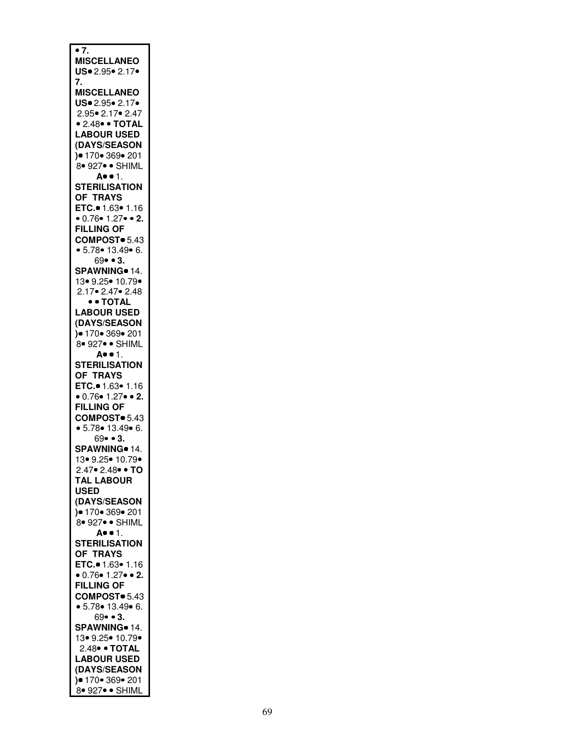• **7. MISCELLANEOUS**• 2.95• 2.17•
**7. MISCELLANEOUS**• 2.95• 2.17•
2.95• 2.17• 2.47
• 2.48• • **TOTAL LABOUR USED (DAYS/SEASON)**• 170• 369• 2018• 927• • SHIMLA• • 1.
**STERILISATION OF TRAYS ETC.**• 1.63• 1.16
• 0.76• 1.27• • **2. FILLING OF COMPOST**• 5.43
• 5.78• 13.49• 6.69• • **3. SPAWNING**• 14.13• 9.25• 10.79•
2.17• 2.47• 2.48
• • **TOTAL LABOUR USED (DAYS/SEASON)**• 170• 369• 2018• 927• • SHIMLA• • 1.
**STERILISATION OF TRAYS ETC.**• 1.63• 1.16
• 0.76• 1.27• • **2. FILLING OF COMPOST**• 5.43
• 5.78• 13.49• 6.69• • **3. SPAWNING**• 14.13• 9.25• 10.79•
2.47• 2.48• • **TOTAL LABOUR USED (DAYS/SEASON)**• 170• 369• 2018• 927• • SHIMLA• • 1.
**STERILISATION OF TRAYS ETC.**• 1.63• 1.16
• 0.76• 1.27• • **2. FILLING OF COMPOST**• 5.43
• 5.78• 13.49• 6.69• • **3. SPAWNING**• 14.13• 9.25• 10.79•
2.48• • **TOTAL LABOUR USED (DAYS/SEASON)**• 170• 369• 2018• 927• • SHIML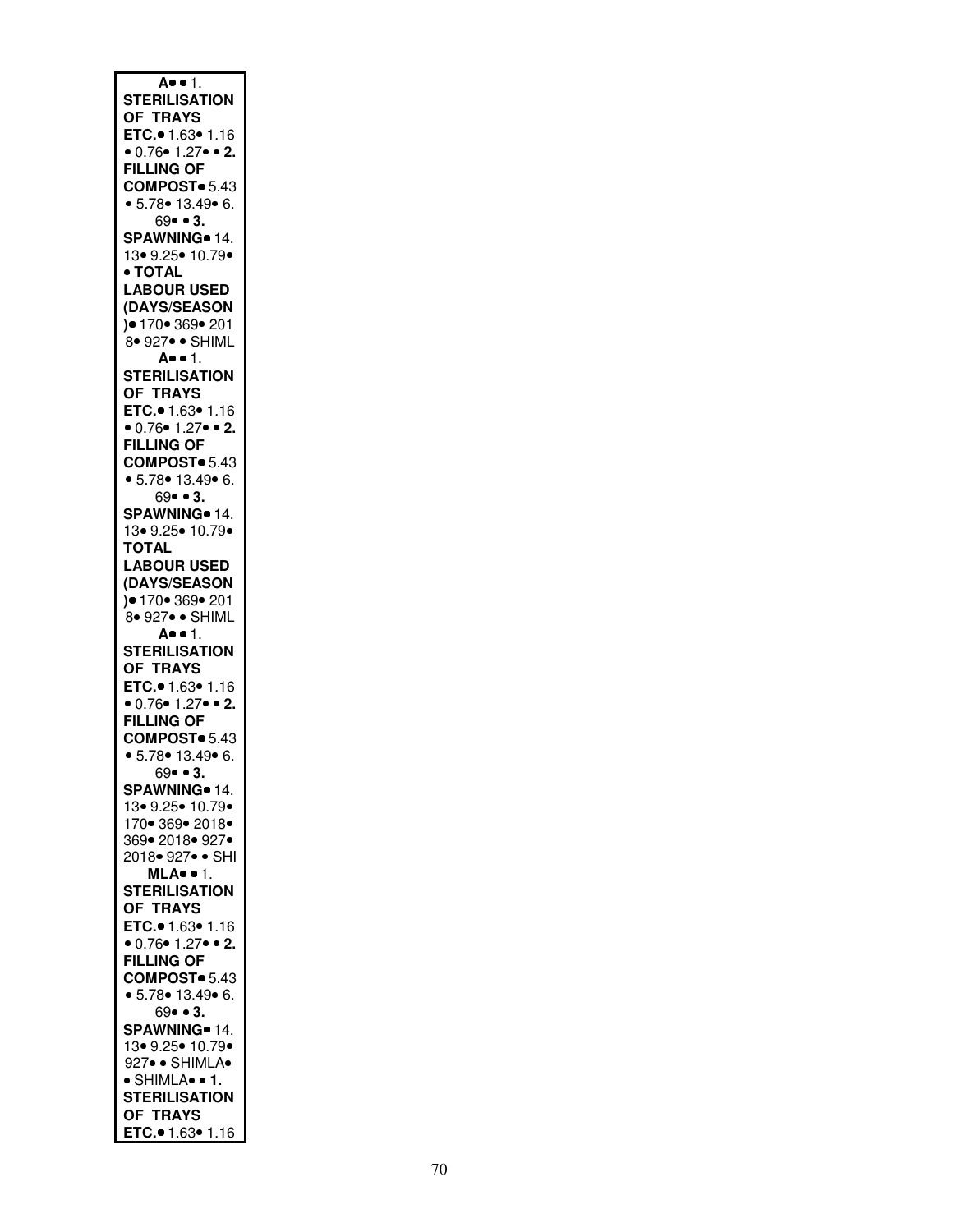**A• •** 1. **STERILISATION OF TRAYS ETC.•** 1.63• 1.16 • 0.76• 1.27• • **2. FILLING OF COMPOST•** 5.43 • 5.78• 13.49• 6. 69• • **3. SPAWNING•** 14. 13• 9.25• 10.79• • **TOTAL LABOUR USED (DAYS/SEASON )•** 170• 369• 201 8• 927• • SHIML **A• •** 1. **STERILISATION OF TRAYS ETC.•** 1.63• 1.16 • 0.76• 1.27• • **2. FILLING OF COMPOST•** 5.43 • 5.78• 13.49• 6. 69• • **3. SPAWNING•** 14. 13• 9.25• 10.79• **TOTAL LABOUR USED (DAYS/SEASON )•** 170• 369• 201 8• 927• • SHIML **A• •** 1. **STERILISATION OF TRAYS ETC.•** 1.63• 1.16 • 0.76• 1.27• • **2. FILLING OF COMPOST•** 5.43 • 5.78• 13.49• 6. 69• • **3. SPAWNING•** 14. 13• 9.25• 10.79• 170• 369• 2018• 369• 2018• 927• 2018• 927• • SHI **MLA• •** 1. **STERILISATION OF TRAYS ETC.•** 1.63• 1.16 • 0.76• 1.27• • **2. FILLING OF COMPOST•** 5.43 • 5.78• 13.49• 6. 69• • **3. SPAWNING•** 14. 13• 9.25• 10.79• 927• • SHIMLA• • SHIMLA• • **1. STERILISATION OF TRAYS ETC.•** 1.63• 1.16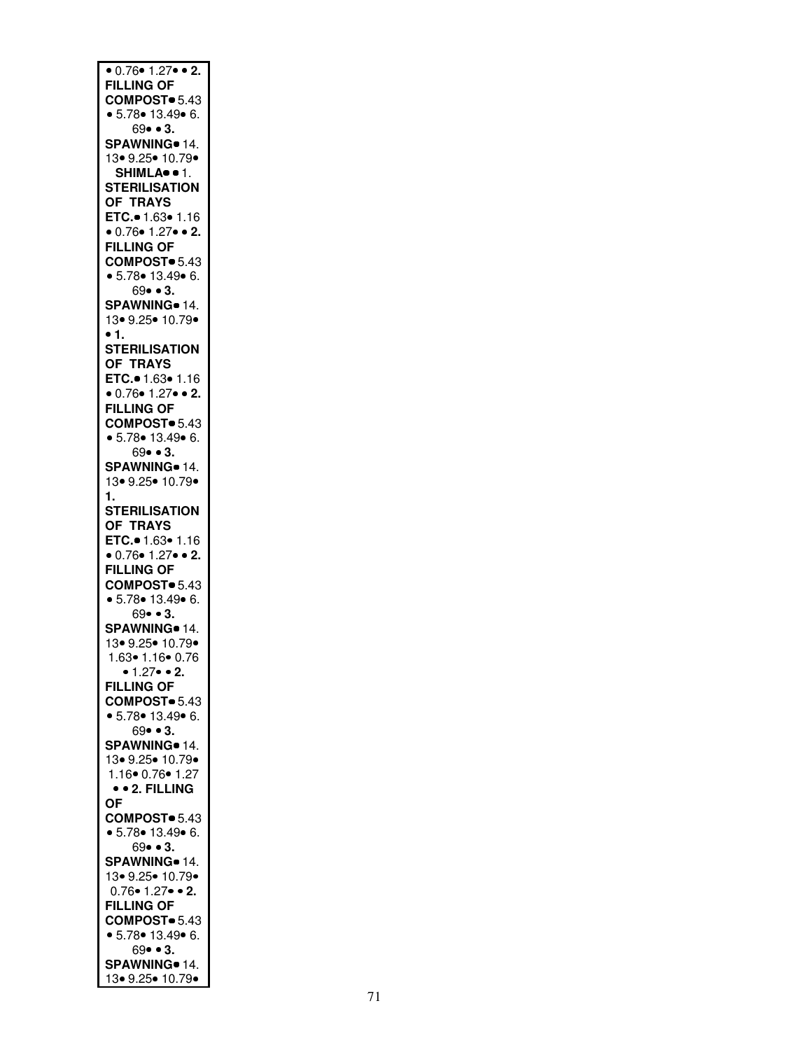• 0.76• 1.27• • **2. FILLING OF COMPOST•** 5.43 • 5.78• 13.49• 6. 69• • **3. SPAWNING•** 14. 13• 9.25• 10.79• **SHIMLA•** • 1. **STERILISATION OF TRAYS ETC.•** 1.63• 1.16 • 0.76• 1.27• • **2. FILLING OF COMPOST•** 5.43 • 5.78• 13.49• 6. 69• • **3. SPAWNING•** 14. 13• 9.25• 10.79• • **1. STERILISATION OF TRAYS ETC.•** 1.63• 1.16 • 0.76• 1.27• • **2. FILLING OF COMPOST•** 5.43 • 5.78• 13.49• 6. 69• • **3. SPAWNING•** 14. 13• 9.25• 10.79• **1. STERILISATION OF TRAYS ETC.•** 1.63• 1.16 • 0.76• 1.27• • **2. FILLING OF COMPOST•** 5.43 • 5.78• 13.49• 6. 69• • **3. SPAWNING•** 14. 13• 9.25• 10.79• 1.63• 1.16• 0.76 • 1.27• • **2. FILLING OF COMPOST•** 5.43 • 5.78• 13.49• 6. 69• • **3. SPAWNING•** 14. 13• 9.25• 10.79• 1.16• 0.76• 1.27 • • **2. FILLING OF COMPOST•** 5.43 • 5.78• 13.49• 6. 69• • **3. SPAWNING•** 14. 13• 9.25• 10.79• 0.76• 1.27• • **2. FILLING OF COMPOST•** 5.43 • 5.78• 13.49• 6. 69• • **3. SPAWNING•** 14. 13• 9.25• 10.79•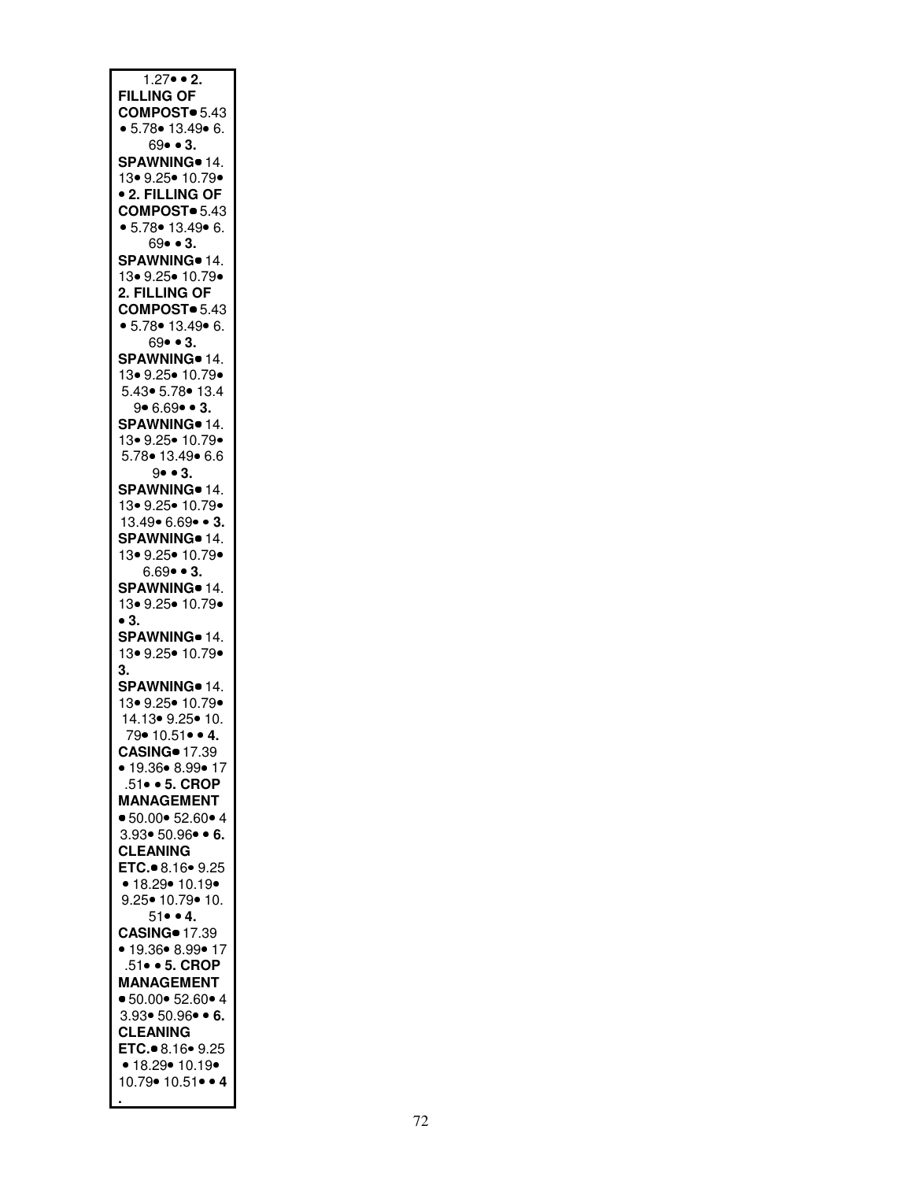1.27• • **2. FILLING OF COMPOST**• 5.43 • 5.78• 13.49• 6.69• • **3. SPAWNING**• 14.13• 9.25• 10.79• • **2. FILLING OF COMPOST**• 5.43 • 5.78• 13.49• 6.69• • **3. SPAWNING**• 14.13• 9.25• 10.79• **2. FILLING OF COMPOST**• 5.43 • 5.78• 13.49• 6.69• • **3. SPAWNING**• 14.13• 9.25• 10.79• 5.43• 5.78• 13.49• 6.69• • **3. SPAWNING**• 14.13• 9.25• 10.79• 5.78• 13.49• 6.69• • **3. SPAWNING**• 14.13• 9.25• 10.79• 13.49• 6.69• • **3. SPAWNING**• 14.13• 9.25• 10.79• 6.69• • **3. SPAWNING**• 14.13• 9.25• 10.79• • **3. SPAWNING**• 14.13• 9.25• 10.79• **3. SPAWNING**• 14.13• 9.25• 10.79• 14.13• 9.25• 10.79• 10.51• • **4. CASING**• 17.39 • 19.36• 8.99• 17.51• • **5. CROP MANAGEMENT** • 50.00• 52.60• 43.93• 50.96• • **6. CLEANING ETC.**• 8.16• 9.25 • 18.29• 10.19• 9.25• 10.79• 10.51• • **4. CASING**• 17.39 • 19.36• 8.99• 17.51• • **5. CROP MANAGEMENT** • 50.00• 52.60• 43.93• 50.96• • **6. CLEANING ETC.**• 8.16• 9.25 • 18.29• 10.19• 10.79• 10.51• • **4.**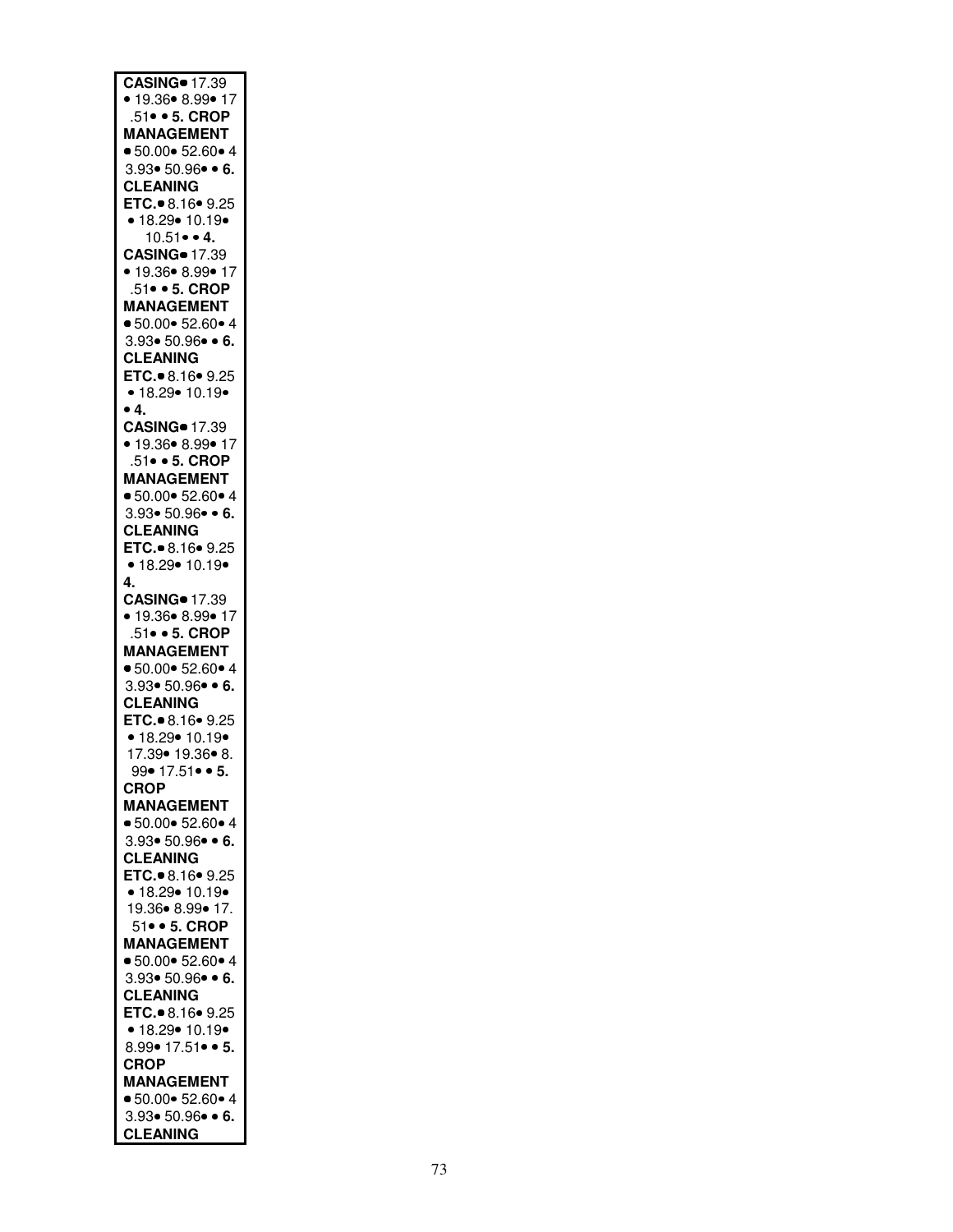**CASING**• 17.39 • 19.36• 8.99• 17 .51• • **5. CROP MANAGEMENT** • 50.00• 52.60• 4 3.93• 50.96• • **6. CLEANING ETC.**• 8.16• 9.25 • 18.29• 10.19• 10.51• • **4. CASING**• 17.39 • 19.36• 8.99• 17 .51• • **5. CROP MANAGEMENT** • 50.00• 52.60• 4 3.93• 50.96• • **6. CLEANING ETC.**• 8.16• 9.25 • 18.29• 10.19• • **4. CASING**• 17.39 • 19.36• 8.99• 17 .51• • **5. CROP MANAGEMENT** • 50.00• 52.60• 4 3.93• 50.96• • **6. CLEANING ETC.**• 8.16• 9.25 • 18.29• 10.19• **4. CASING**• 17.39 • 19.36• 8.99• 17 .51• • **5. CROP MANAGEMENT** • 50.00• 52.60• 4 3.93• 50.96• • **6. CLEANING ETC.**• 8.16• 9.25 • 18.29• 10.19• 17.39• 19.36• 8. 99• 17.51• • **5. CROP MANAGEMENT** • 50.00• 52.60• 4 3.93• 50.96• • **6. CLEANING ETC.**• 8.16• 9.25 • 18.29• 10.19• 19.36• 8.99• 17. 51• • **5. CROP MANAGEMENT** • 50.00• 52.60• 4 3.93• 50.96• • **6. CLEANING ETC.**• 8.16• 9.25 • 18.29• 10.19• 8.99• 17.51• • **5. CROP MANAGEMENT** • 50.00• 52.60• 4 3.93• 50.96• • **6. CLEANING**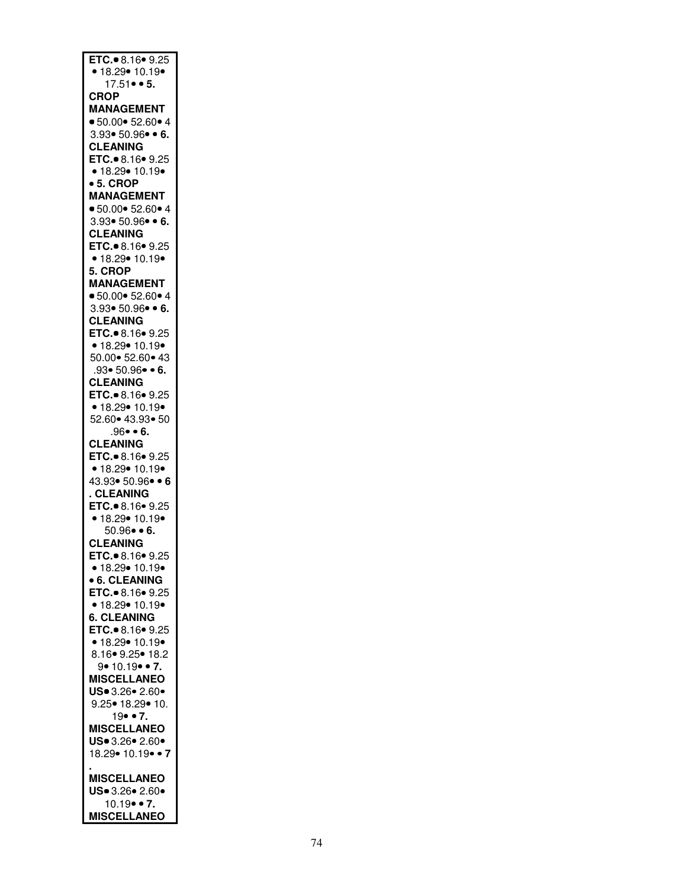**ETC.**• 8.16• 9.25 • 18.29• 10.19• 17.51• • **5. CROP MANAGEMENT** • 50.00• 52.60• 4 3.93• 50.96• • **6. CLEANING ETC.**• 8.16• 9.25 • 18.29• 10.19• • **5. CROP MANAGEMENT** • 50.00• 52.60• 4 3.93• 50.96• • **6. CLEANING ETC.**• 8.16• 9.25 • 18.29• 10.19• **5. CROP MANAGEMENT** • 50.00• 52.60• 4 3.93• 50.96• • **6. CLEANING ETC.**• 8.16• 9.25 • 18.29• 10.19• 50.00• 52.60• 43 .93• 50.96• • **6. CLEANING ETC.**• 8.16• 9.25 • 18.29• 10.19• 52.60• 43.93• 50 .96• • **6. CLEANING ETC.**• 8.16• 9.25 • 18.29• 10.19• 43.93• 50.96• • **6 . CLEANING ETC.**• 8.16• 9.25 • 18.29• 10.19• 50.96• • **6. CLEANING ETC.**• 8.16• 9.25 • 18.29• 10.19• • **6. CLEANING ETC.**• 8.16• 9.25 • 18.29• 10.19• **6. CLEANING ETC.**• 8.16• 9.25 • 18.29• 10.19• 8.16• 9.25• 18.2 9• 10.19• • **7. MISCELLANEOUS**• 3.26• 2.60• 9.25• 18.29• 10. 19• • **7. MISCELLANEOUS**• 3.26• 2.60• 18.29• 10.19• • **7 . MISCELLANEOUS**• 3.26• 2.60• 10.19• • **7. MISCELLANEO**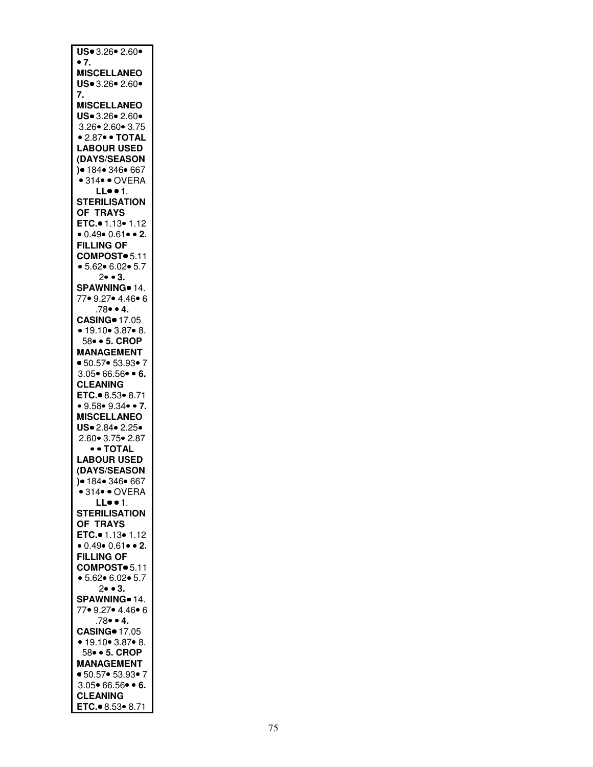**US**• 3.26• 2.60• • **7. MISCELLANEOUS**• 3.26• 2.60• **7. MISCELLANEOUS**• 3.26• 2.60• 3.26• 2.60• 3.75 • 2.87• • **TOTAL LABOUR USED (DAYS/SEASON)**• 184• 346• 667 • 314• • OVERA **LL**• • 1. **STERILISATION OF TRAYS ETC.**• 1.13• 1.12 • 0.49• 0.61• • **2. FILLING OF COMPOST**• 5.11 • 5.62• 6.02• 5.7 2• • **3. SPAWNING**• 14. 77• 9.27• 4.46• 6 .78• • **4. CASING**• 17.05 • 19.10• 3.87• 8. 58• • **5. CROP MANAGEMENT** • 50.57• 53.93• 7 3.05• 66.56• • **6. CLEANING ETC.**• 8.53• 8.71 • 9.58• 9.34• • **7. MISCELLANEOUS**• 2.84• 2.25• 2.60• 3.75• 2.87 • • **TOTAL LABOUR USED (DAYS/SEASON)**• 184• 346• 667 • 314• • OVERA **LL**• • 1. **STERILISATION OF TRAYS ETC.**• 1.13• 1.12 • 0.49• 0.61• • **2. FILLING OF COMPOST**• 5.11 • 5.62• 6.02• 5.7 2• • **3. SPAWNING**• 14. 77• 9.27• 4.46• 6 .78• • **4. CASING**• 17.05 • 19.10• 3.87• 8. 58• • **5. CROP MANAGEMENT** • 50.57• 53.93• 7 3.05• 66.56• • **6. CLEANING ETC.**• 8.53• 8.71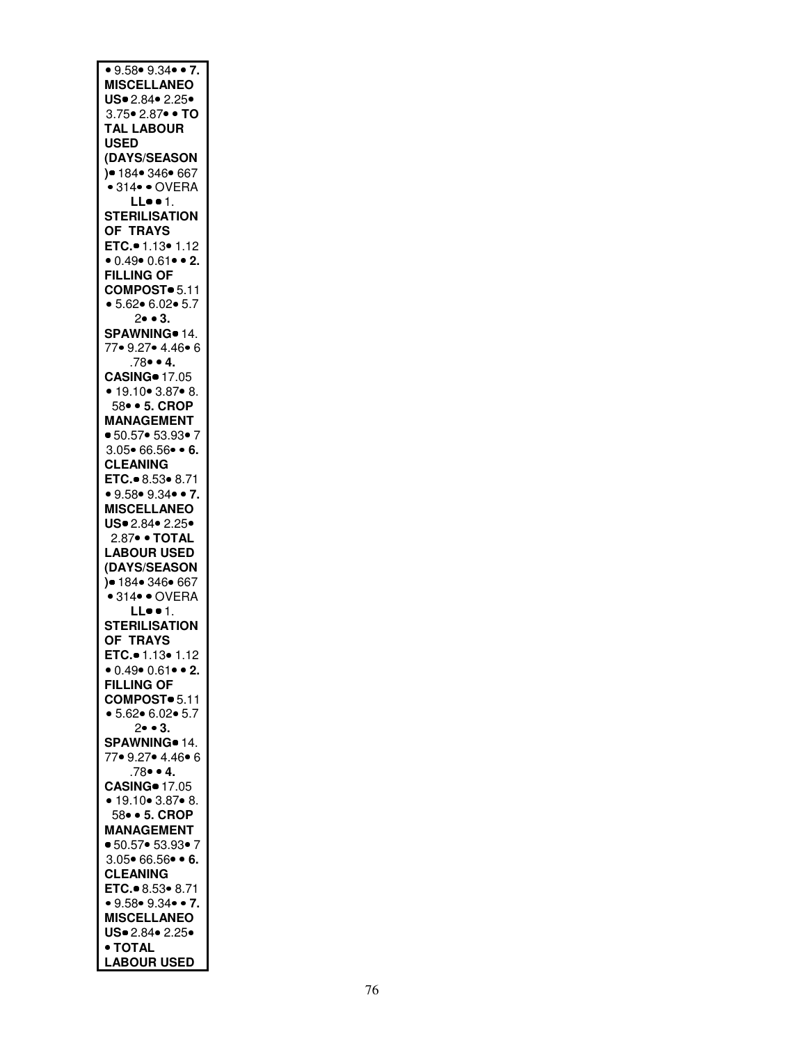• 9.58• 9.34• • **7. MISCELLANEOUS**• 2.84• 2.25• 3.75• 2.87• • **TOTAL LABOUR USED (DAYS/SEASON)**• 184• 346• 667 • 314• • OVERA**LL**• • 1. **STERILISATION OF TRAYS ETC.**• 1.13• 1.12 • 0.49• 0.61• • **2. FILLING OF COMPOST**• 5.11 • 5.62• 6.02• 5.72• • **3. SPAWNING**• 14.77• 9.27• 4.46• 6.78• • **4. CASING**• 17.05 • 19.10• 3.87• 8.58• • **5. CROP MANAGEMENT** • 50.57• 53.93• 73.05• 66.56• • **6. CLEANING ETC.**• 8.53• 8.71 • 9.58• 9.34• • **7. MISCELLANEOUS**• 2.84• 2.25• 2.87• • **TOTAL LABOUR USED (DAYS/SEASON)**• 184• 346• 667 • 314• • OVERA**LL**• • 1. **STERILISATION OF TRAYS ETC.**• 1.13• 1.12 • 0.49• 0.61• • **2. FILLING OF COMPOST**• 5.11 • 5.62• 6.02• 5.72• • **3. SPAWNING**• 14.77• 9.27• 4.46• 6.78• • **4. CASING**• 17.05 • 19.10• 3.87• 8.58• • **5. CROP MANAGEMENT** • 50.57• 53.93• 73.05• 66.56• • **6. CLEANING ETC.**• 8.53• 8.71 • 9.58• 9.34• • **7. MISCELLANEOUS**• 2.84• 2.25• • **TOTAL LABOUR USED**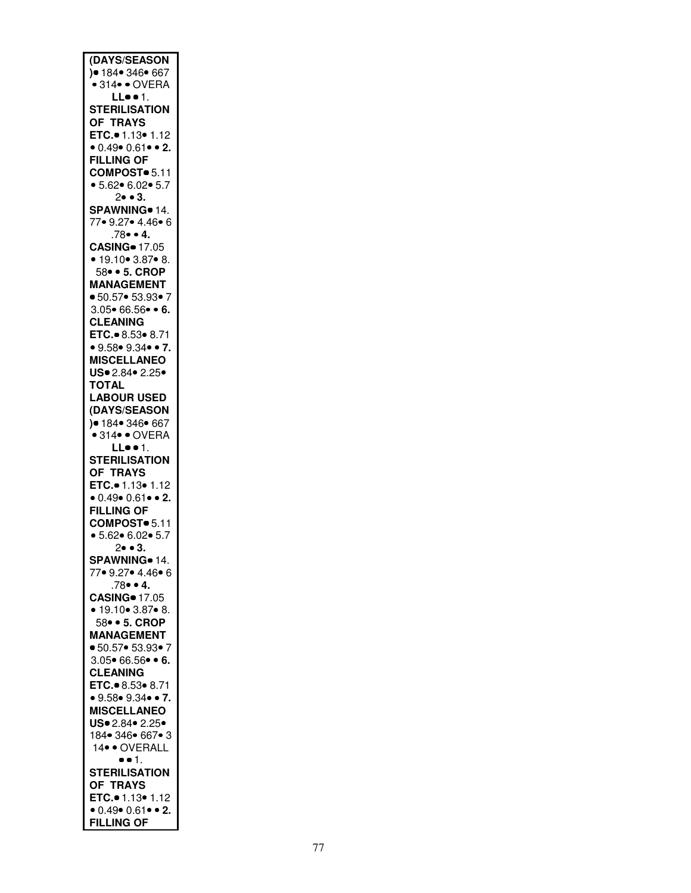**(DAYS/SEASON )**• 184• 346• 667 • 314• • OVERA **LL**• • 1. **STERILISATION OF TRAYS ETC.**• 1.13• 1.12 • 0.49• 0.61• • **2. FILLING OF COMPOST**• 5.11 • 5.62• 6.02• 5.7 2• • **3. SPAWNING**• 14. 77• 9.27• 4.46• 6 .78• • **4. CASING**• 17.05 • 19.10• 3.87• 8. 58• • **5. CROP MANAGEMENT** • 50.57• 53.93• 7 3.05• 66.56• • **6. CLEANING ETC.**• 8.53• 8.71 • 9.58• 9.34• • **7. MISCELLANEO US**• 2.84• 2.25• **TOTAL LABOUR USED (DAYS/SEASON )**• 184• 346• 667 • 314• • OVERA **LL**• • 1. **STERILISATION OF TRAYS ETC.**• 1.13• 1.12 • 0.49• 0.61• • **2. FILLING OF COMPOST**• 5.11 • 5.62• 6.02• 5.7 2• • **3. SPAWNING**• 14. 77• 9.27• 4.46• 6 .78• • **4. CASING**• 17.05 • 19.10• 3.87• 8. 58• • **5. CROP MANAGEMENT** • 50.57• 53.93• 7 3.05• 66.56• • **6. CLEANING ETC.**• 8.53• 8.71 • 9.58• 9.34• • **7. MISCELLANEO US**• 2.84• 2.25• 184• 346• 667• 3 14• • OVERALL • • 1. **STERILISATION OF TRAYS ETC.**• 1.13• 1.12 • 0.49• 0.61• • **2. FILLING OF**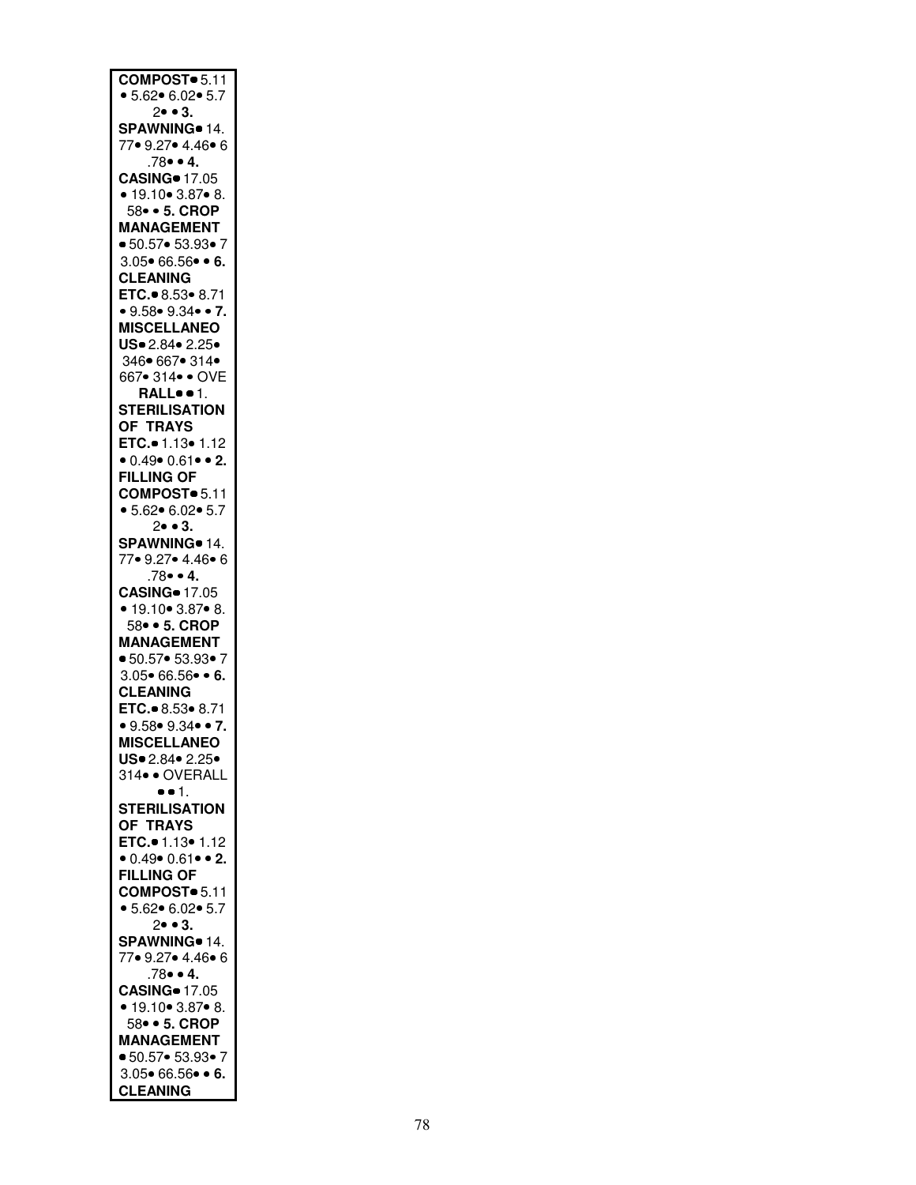**COMPOST**• 5.11 • 5.62• 6.02• 5.72• • **3. SPAWNING**• 14.77• 9.27• 4.46• 6.78• • **4. CASING**• 17.05 • 19.10• 3.87• 8.58• • **5. CROP MANAGEMENT** • 50.57• 53.93• 73.05• 66.56• • **6. CLEANING ETC.**• 8.53• 8.71 • 9.58• 9.34• • **7. MISCELLANEOUS**• 2.84• 2.25• 346• 667• 314• 667• 314• • OVE**RALL**• • 1. **STERILISATION OF TRAYS ETC.**• 1.13• 1.12 • 0.49• 0.61• • **2. FILLING OF COMPOST**• 5.11 • 5.62• 6.02• 5.72• • **3. SPAWNING**• 14.77• 9.27• 4.46• 6.78• • **4. CASING**• 17.05 • 19.10• 3.87• 8.58• • **5. CROP MANAGEMENT** • 50.57• 53.93• 73.05• 66.56• • **6. CLEANING ETC.**• 8.53• 8.71 • 9.58• 9.34• • **7. MISCELLANEOUS**• 2.84• 2.25• 314• • OVERALL • • 1. **STERILISATION OF TRAYS ETC.**• 1.13• 1.12 • 0.49• 0.61• • **2. FILLING OF COMPOST**• 5.11 • 5.62• 6.02• 5.72• • **3. SPAWNING**• 14.77• 9.27• 4.46• 6.78• • **4. CASING**• 17.05 • 19.10• 3.87• 8.58• • **5. CROP MANAGEMENT** • 50.57• 53.93• 73.05• 66.56• • **6. CLEANING**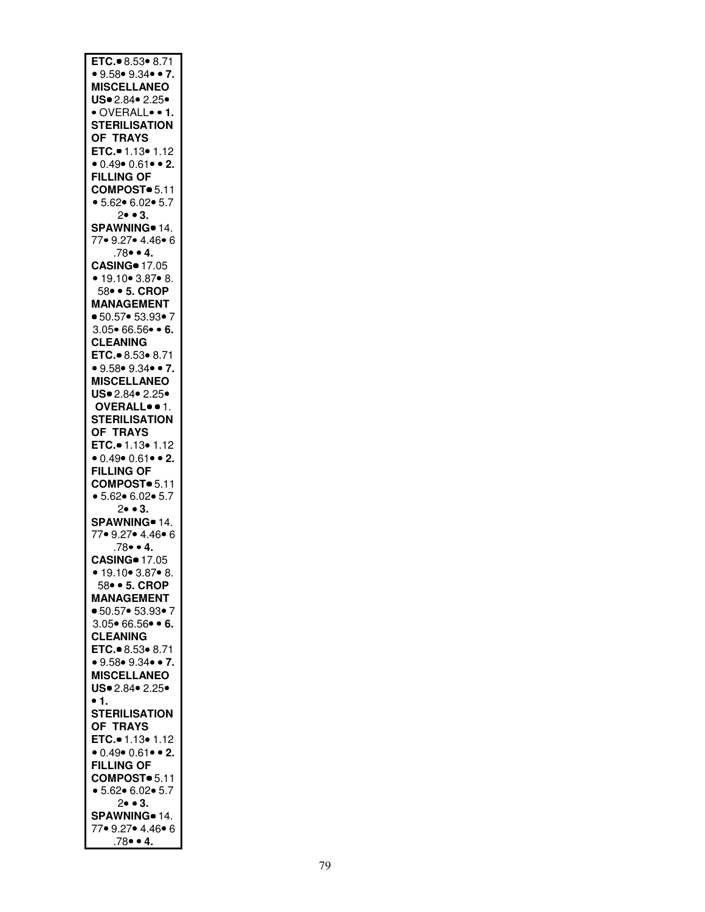**ETC.**• 8.53• 8.71 • 9.58• 9.34• • **7. MISCELLANEOUS**• 2.84• 2.25• • OVERALL• • **1. STERILISATION OF TRAYS ETC.**• 1.13• 1.12 • 0.49• 0.61• • **2. FILLING OF COMPOST**• 5.11 • 5.62• 6.02• 5.72• • **3. SPAWNING**• 14.77• 9.27• 4.46• 6.78• • **4. CASING**• 17.05 • 19.10• 3.87• 8.58• • **5. CROP MANAGEMENT** • 50.57• 53.93• 73.05• 66.56• • **6. CLEANING ETC.**• 8.53• 8.71 • 9.58• 9.34• • **7. MISCELLANEOUS**• 2.84• 2.25• **OVERALL**• • 1. **STERILISATION OF TRAYS ETC.**• 1.13• 1.12 • 0.49• 0.61• • **2. FILLING OF COMPOST**• 5.11 • 5.62• 6.02• 5.72• • **3. SPAWNING**• 14.77• 9.27• 4.46• 6.78• • **4. CASING**• 17.05 • 19.10• 3.87• 8.58• • **5. CROP MANAGEMENT** • 50.57• 53.93• 73.05• 66.56• • **6. CLEANING ETC.**• 8.53• 8.71 • 9.58• 9.34• • **7. MISCELLANEOUS**• 2.84• 2.25• • **1. STERILISATION OF TRAYS ETC.**• 1.13• 1.12 • 0.49• 0.61• • **2. FILLING OF COMPOST**• 5.11 • 5.62• 6.02• 5.72• • **3. SPAWNING**• 14.77• 9.27• 4.46• 6.78• • **4.**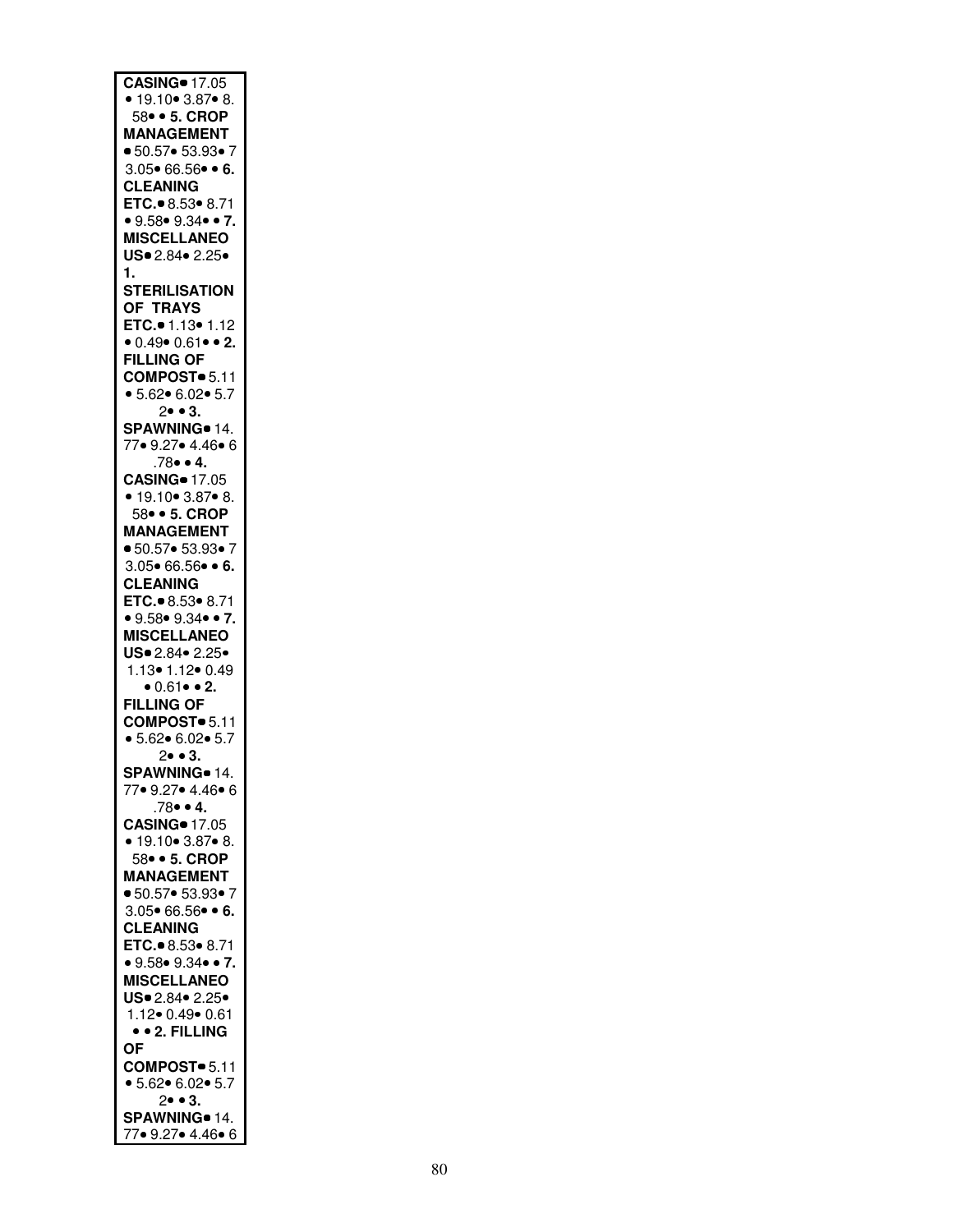**CASING**• 17.05 • 19.10• 3.87• 8.58• • **5. CROP MANAGEMENT** • 50.57• 53.93• 73.05• 66.56• • **6. CLEANING ETC.**• 8.53• 8.71 • 9.58• 9.34• • **7. MISCELLANEOUS**• 2.84• 2.25• **1. STERILISATION OF TRAYS ETC.**• 1.13• 1.12 • 0.49• 0.61• • **2. FILLING OF COMPOST**• 5.11 • 5.62• 6.02• 5.72• • **3. SPAWNING**• 14.77• 9.27• 4.46• 6.78• • **4. CASING**• 17.05 • 19.10• 3.87• 8.58• • **5. CROP MANAGEMENT** • 50.57• 53.93• 73.05• 66.56• • **6. CLEANING ETC.**• 8.53• 8.71 • 9.58• 9.34• • **7. MISCELLANEOUS**• 2.84• 2.25• 1.13• 1.12• 0.49 • 0.61• • **2. FILLING OF COMPOST**• 5.11 • 5.62• 6.02• 5.72• • **3. SPAWNING**• 14.77• 9.27• 4.46• 6.78• • **4. CASING**• 17.05 • 19.10• 3.87• 8.58• • **5. CROP MANAGEMENT** • 50.57• 53.93• 73.05• 66.56• • **6. CLEANING ETC.**• 8.53• 8.71 • 9.58• 9.34• • **7. MISCELLANEOUS**• 2.84• 2.25• 1.12• 0.49• 0.61 • • **2. FILLING OF COMPOST**• 5.11 • 5.62• 6.02• 5.72• • **3. SPAWNING**• 14.77• 9.27• 4.46• 6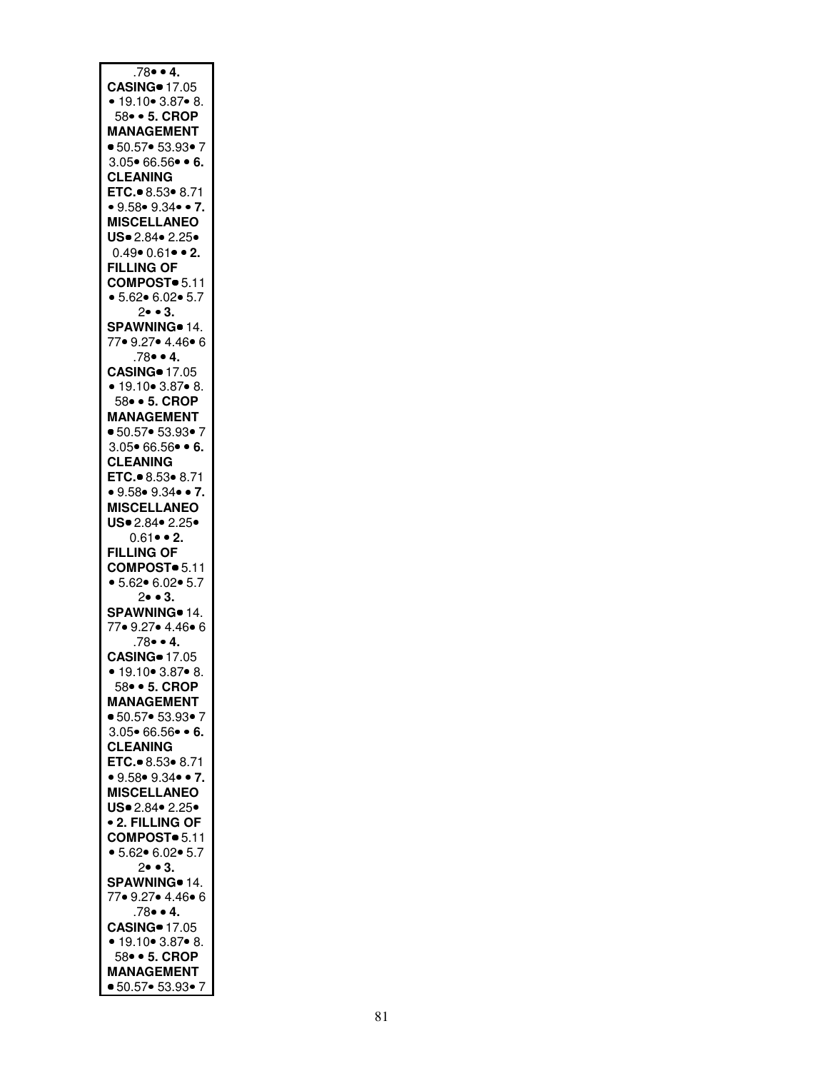.78• • **4. CASING**• 17.05 • 19.10• 3.87• 8. 58• • **5. CROP MANAGEMENT** • 50.57• 53.93• 7 3.05• 66.56• • **6. CLEANING ETC.**• 8.53• 8.71 • 9.58• 9.34• • **7. MISCELLANEO US**• 2.84• 2.25• 0.49• 0.61• • **2. FILLING OF COMPOST**• 5.11 • 5.62• 6.02• 5.7 2• • **3. SPAWNING**• 14. 77• 9.27• 4.46• 6 .78• • **4. CASING**• 17.05 • 19.10• 3.87• 8. 58• • **5. CROP MANAGEMENT** • 50.57• 53.93• 7 3.05• 66.56• • **6. CLEANING ETC.**• 8.53• 8.71 • 9.58• 9.34• • **7. MISCELLANEO US**• 2.84• 2.25• 0.61• • **2. FILLING OF COMPOST**• 5.11 • 5.62• 6.02• 5.7 2• • **3. SPAWNING**• 14. 77• 9.27• 4.46• 6 .78• • **4. CASING**• 17.05 • 19.10• 3.87• 8. 58• • **5. CROP MANAGEMENT** • 50.57• 53.93• 7 3.05• 66.56• • **6. CLEANING ETC.**• 8.53• 8.71 • 9.58• 9.34• • **7. MISCELLANEO US**• 2.84• 2.25• • **2. FILLING OF COMPOST**• 5.11 • 5.62• 6.02• 5.7 2• • **3. SPAWNING**• 14. 77• 9.27• 4.46• 6 .78• • **4. CASING**• 17.05 • 19.10• 3.87• 8. 58• • **5. CROP MANAGEMENT** • 50.57• 53.93• 7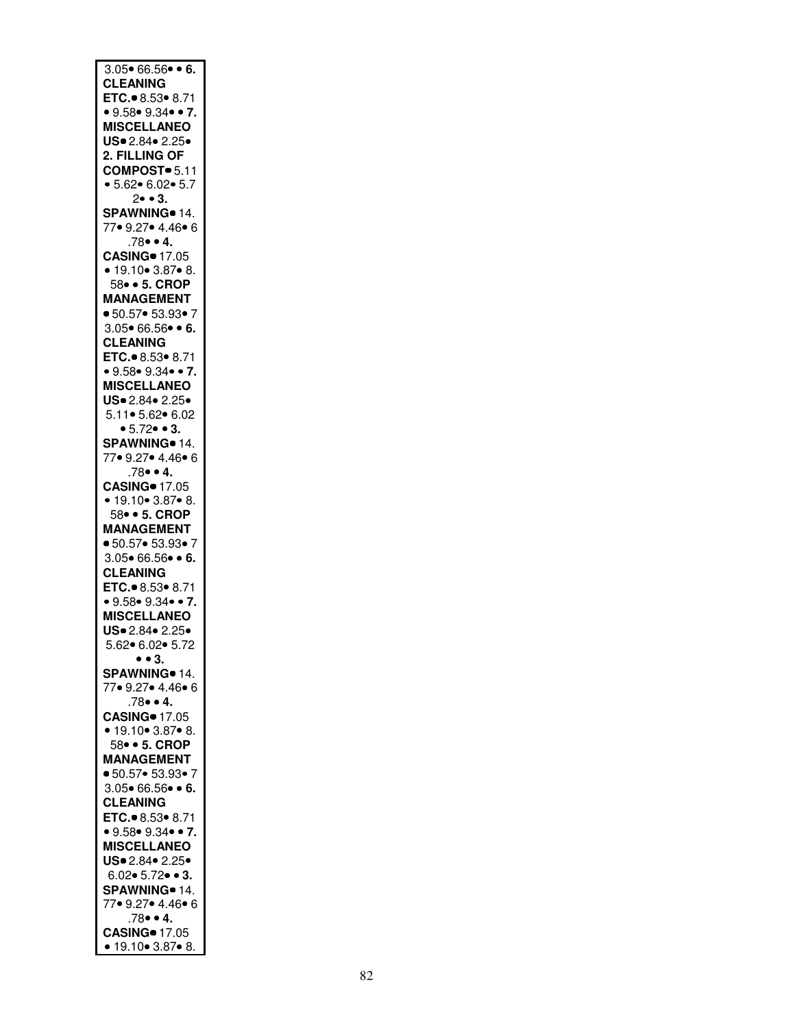3.05• 66.56• • **6. CLEANING ETC.**• 8.53• 8.71 • 9.58• 9.34• • **7. MISCELLANEOUS**• 2.84• 2.25• **2. FILLING OF COMPOST**• 5.11 • 5.62• 6.02• 5.72• • **3. SPAWNING**• 14.77• 9.27• 4.46• 6.78• • **4. CASING**• 17.05 • 19.10• 3.87• 8.58• • **5. CROP MANAGEMENT** • 50.57• 53.93• 73.05• 66.56• • **6. CLEANING ETC.**• 8.53• 8.71 • 9.58• 9.34• • **7. MISCELLANEOUS**• 2.84• 2.25• 5.11• 5.62• 6.02 • 5.72• • **3. SPAWNING**• 14.77• 9.27• 4.46• 6.78• • **4. CASING**• 17.05 • 19.10• 3.87• 8.58• • **5. CROP MANAGEMENT** • 50.57• 53.93• 73.05• 66.56• • **6. CLEANING ETC.**• 8.53• 8.71 • 9.58• 9.34• • **7. MISCELLANEOUS**• 2.84• 2.25• 5.62• 6.02• 5.72 • • **3. SPAWNING**• 14.77• 9.27• 4.46• 6.78• • **4. CASING**• 17.05 • 19.10• 3.87• 8.58• • **5. CROP MANAGEMENT** • 50.57• 53.93• 73.05• 66.56• • **6. CLEANING ETC.**• 8.53• 8.71 • 9.58• 9.34• • **7. MISCELLANEOUS**• 2.84• 2.25• 6.02• 5.72• • **3. SPAWNING**• 14.77• 9.27• 4.46• 6.78• • **4. CASING**• 17.05 • 19.10• 3.87• 8.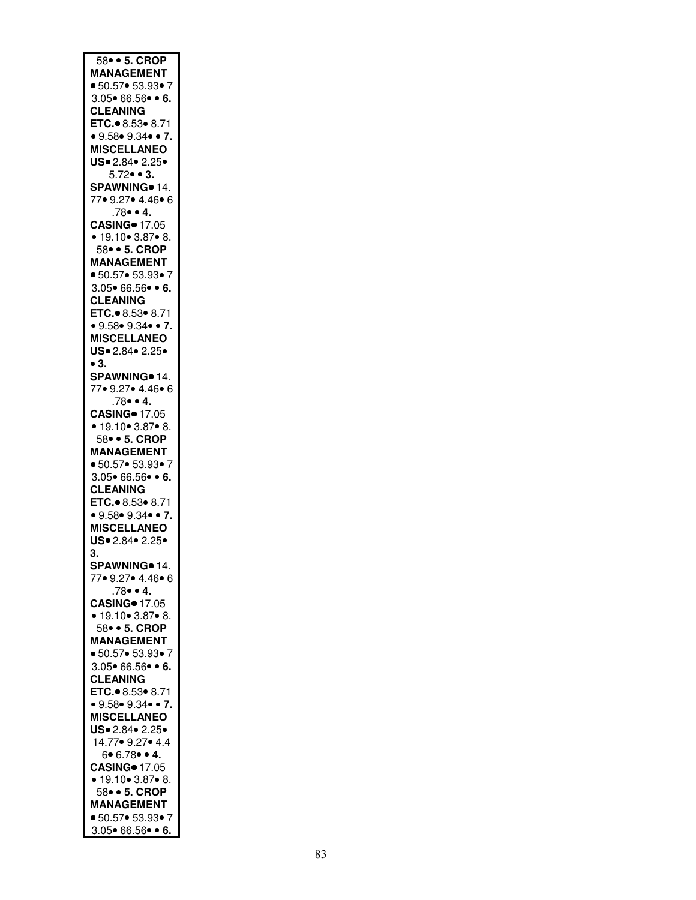58• • **5. CROP MANAGEMENT** • 50.57• 53.93• 73.05• 66.56• • **6. CLEANING ETC.**• 8.53• 8.71 • 9.58• 9.34• • **7. MISCELLANEOUS**• 2.84• 2.25• 5.72• • **3. SPAWNING**• 14.77• 9.27• 4.46• 6.78• • **4. CASING**• 17.05 • 19.10• 3.87• 8.58• • **5. CROP MANAGEMENT** • 50.57• 53.93• 73.05• 66.56• • **6. CLEANING ETC.**• 8.53• 8.71 • 9.58• 9.34• • **7. MISCELLANEOUS**• 2.84• 2.25• • **3. SPAWNING**• 14.77• 9.27• 4.46• 6.78• • **4. CASING**• 17.05 • 19.10• 3.87• 8.58• • **5. CROP MANAGEMENT** • 50.57• 53.93• 73.05• 66.56• • **6. CLEANING ETC.**• 8.53• 8.71 • 9.58• 9.34• • **7. MISCELLANEOUS**• 2.84• 2.25• **3. SPAWNING**• 14.77• 9.27• 4.46• 6.78• • **4. CASING**• 17.05 • 19.10• 3.87• 8.58• • **5. CROP MANAGEMENT** • 50.57• 53.93• 73.05• 66.56• • **6. CLEANING ETC.**• 8.53• 8.71 • 9.58• 9.34• • **7. MISCELLANEOUS**• 2.84• 2.25• 14.77• 9.27• 4.46• 6.78• • **4. CASING**• 17.05 • 19.10• 3.87• 8.58• • **5. CROP MANAGEMENT** • 50.57• 53.93• 73.05• 66.56• • **6.**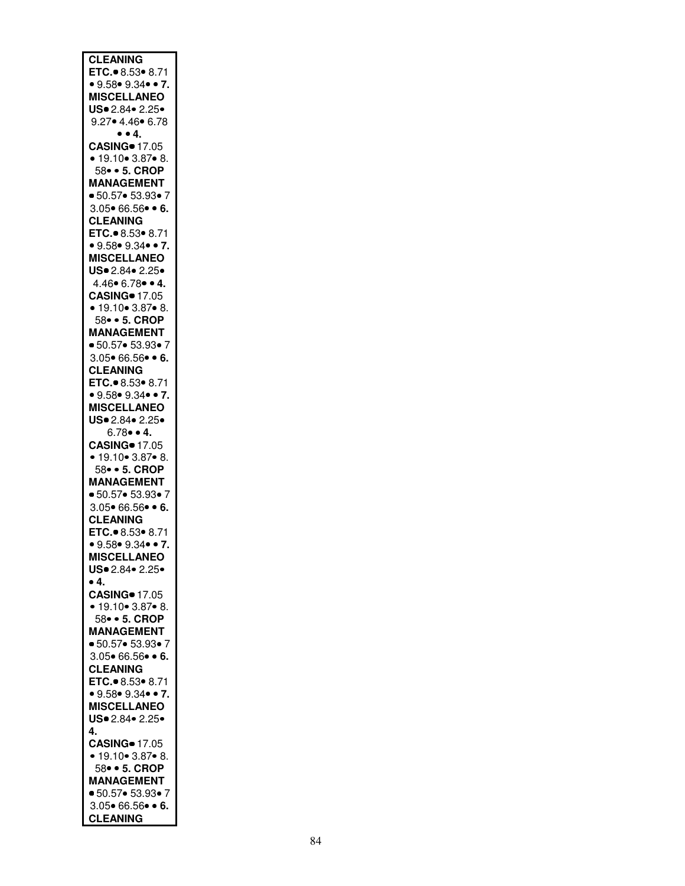**CLEANING ETC.**• 8.53• 8.71 • 9.58• 9.34• • **7. MISCELLANEOUS**• 2.84• 2.25• 9.27• 4.46• 6.78 • • **4. CASING**• 17.05 • 19.10• 3.87• 8. 58• • **5. CROP MANAGEMENT** • 50.57• 53.93• 7 3.05• 66.56• • **6. CLEANING ETC.**• 8.53• 8.71 • 9.58• 9.34• • **7. MISCELLANEOUS**• 2.84• 2.25• 4.46• 6.78• • **4. CASING**• 17.05 • 19.10• 3.87• 8. 58• • **5. CROP MANAGEMENT** • 50.57• 53.93• 7 3.05• 66.56• • **6. CLEANING ETC.**• 8.53• 8.71 • 9.58• 9.34• • **7. MISCELLANEOUS**• 2.84• 2.25• 6.78• • **4. CASING**• 17.05 • 19.10• 3.87• 8. 58• • **5. CROP MANAGEMENT** • 50.57• 53.93• 7 3.05• 66.56• • **6. CLEANING ETC.**• 8.53• 8.71 • 9.58• 9.34• • **7. MISCELLANEOUS**• 2.84• 2.25• • **4. CASING**• 17.05 • 19.10• 3.87• 8. 58• • **5. CROP MANAGEMENT** • 50.57• 53.93• 7 3.05• 66.56• • **6. CLEANING ETC.**• 8.53• 8.71 • 9.58• 9.34• • **7. MISCELLANEOUS**• 2.84• 2.25• **4. CASING**• 17.05 • 19.10• 3.87• 8. 58• • **5. CROP MANAGEMENT** • 50.57• 53.93• 7 3.05• 66.56• • **6. CLEANING**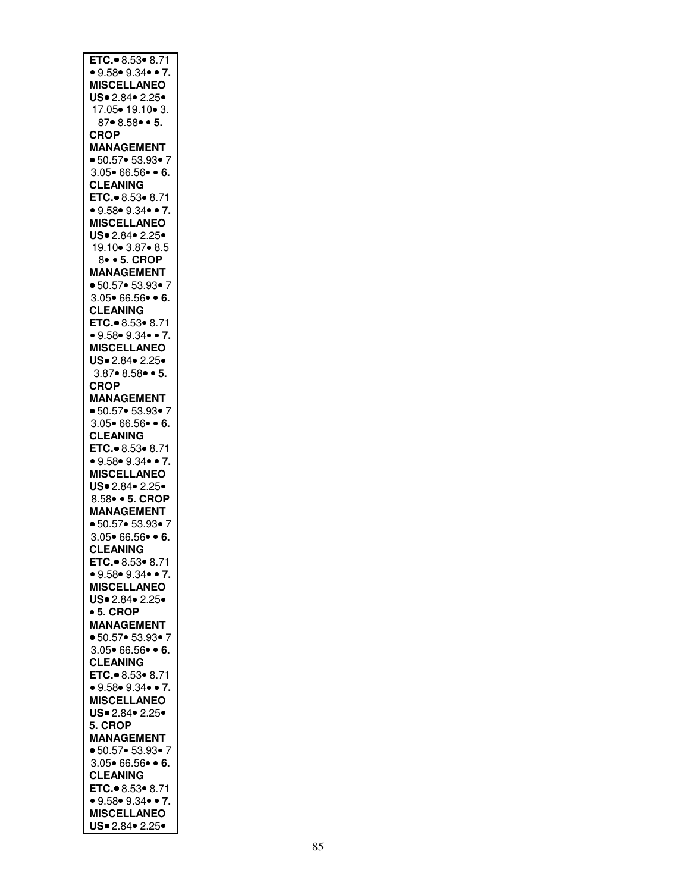**ETC.**• 8.53• 8.71
• 9.58• 9.34• • **7.**
**MISCELLANEO**
**US**• 2.84• 2.25•
17.05• 19.10• 3.
87• 8.58• • **5.**
**CROP**
**MANAGEMENT**
• 50.57• 53.93• 7
3.05• 66.56• • **6.**
**CLEANING**
**ETC.**• 8.53• 8.71
• 9.58• 9.34• • **7.**
**MISCELLANEO**
**US**• 2.84• 2.25•
19.10• 3.87• 8.5
8• • **5. CROP**
**MANAGEMENT**
• 50.57• 53.93• 7
3.05• 66.56• • **6.**
**CLEANING**
**ETC.**• 8.53• 8.71
• 9.58• 9.34• • **7.**
**MISCELLANEO**
**US**• 2.84• 2.25•
3.87• 8.58• • **5.**
**CROP**
**MANAGEMENT**
• 50.57• 53.93• 7
3.05• 66.56• • **6.**
**CLEANING**
**ETC.**• 8.53• 8.71
• 9.58• 9.34• • **7.**
**MISCELLANEO**
**US**• 2.84• 2.25•
8.58• • **5. CROP**
**MANAGEMENT**
• 50.57• 53.93• 7
3.05• 66.56• • **6.**
**CLEANING**
**ETC.**• 8.53• 8.71
• 9.58• 9.34• • **7.**
**MISCELLANEO**
**US**• 2.84• 2.25•
• **5. CROP**
**MANAGEMENT**
• 50.57• 53.93• 7
3.05• 66.56• • **6.**
**CLEANING**
**ETC.**• 8.53• 8.71
• 9.58• 9.34• • **7.**
**MISCELLANEO**
**US**• 2.84• 2.25•
**5. CROP**
**MANAGEMENT**
• 50.57• 53.93• 7
3.05• 66.56• • **6.**
**CLEANING**
**ETC.**• 8.53• 8.71
• 9.58• 9.34• • **7.**
**MISCELLANEO**
**US**• 2.84• 2.25•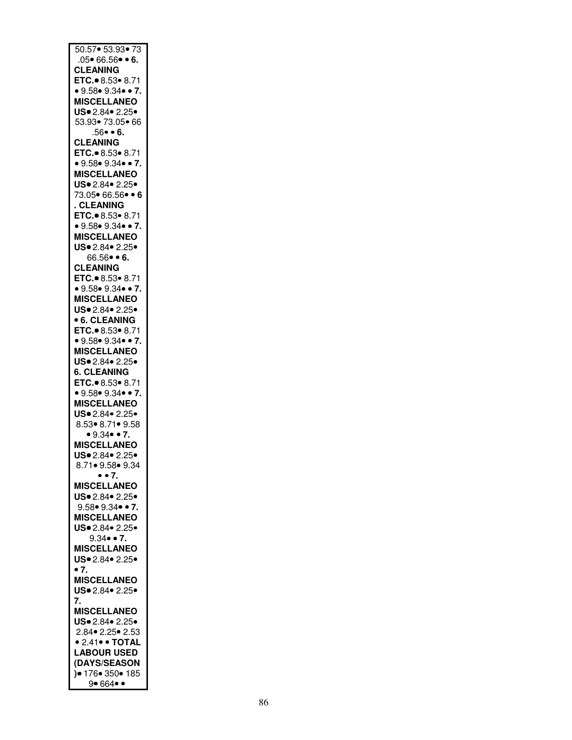50.57• 53.93• 73
.05• 66.56• • **6.**
**CLEANING**
**ETC.**• 8.53• 8.71
• 9.58• 9.34• • **7.**
**MISCELLANEO**
**US**• 2.84• 2.25•
53.93• 73.05• 66
.56• • **6.**
**CLEANING**
**ETC.**• 8.53• 8.71
• 9.58• 9.34• • **7.**
**MISCELLANEO**
**US**• 2.84• 2.25•
73.05• 66.56• • **6**
**. CLEANING**
**ETC.**• 8.53• 8.71
• 9.58• 9.34• • **7.**
**MISCELLANEO**
**US**• 2.84• 2.25•
66.56• • **6.**
**CLEANING**
**ETC.**• 8.53• 8.71
• 9.58• 9.34• • **7.**
**MISCELLANEO**
**US**• 2.84• 2.25•
• **6. CLEANING**
**ETC.**• 8.53• 8.71
• 9.58• 9.34• • **7.**
**MISCELLANEO**
**US**• 2.84• 2.25•
**6. CLEANING**
**ETC.**• 8.53• 8.71
• 9.58• 9.34• • **7.**
**MISCELLANEO**
**US**• 2.84• 2.25•
8.53• 8.71• 9.58
• 9.34• • **7.**
**MISCELLANEO**
**US**• 2.84• 2.25•
8.71• 9.58• 9.34
• • **7.**
**MISCELLANEO**
**US**• 2.84• 2.25•
9.58• 9.34• • **7.**
**MISCELLANEO**
**US**• 2.84• 2.25•
9.34• • **7.**
**MISCELLANEO**
**US**• 2.84• 2.25•
• **7.**
**MISCELLANEO**
**US**• 2.84• 2.25•
**7.**
**MISCELLANEO**
**US**• 2.84• 2.25•
2.84• 2.25• 2.53
• 2.41• • **TOTAL**
**LABOUR USED**
**(DAYS/SEASON**
**)**• 176• 350• 185
9• 664• •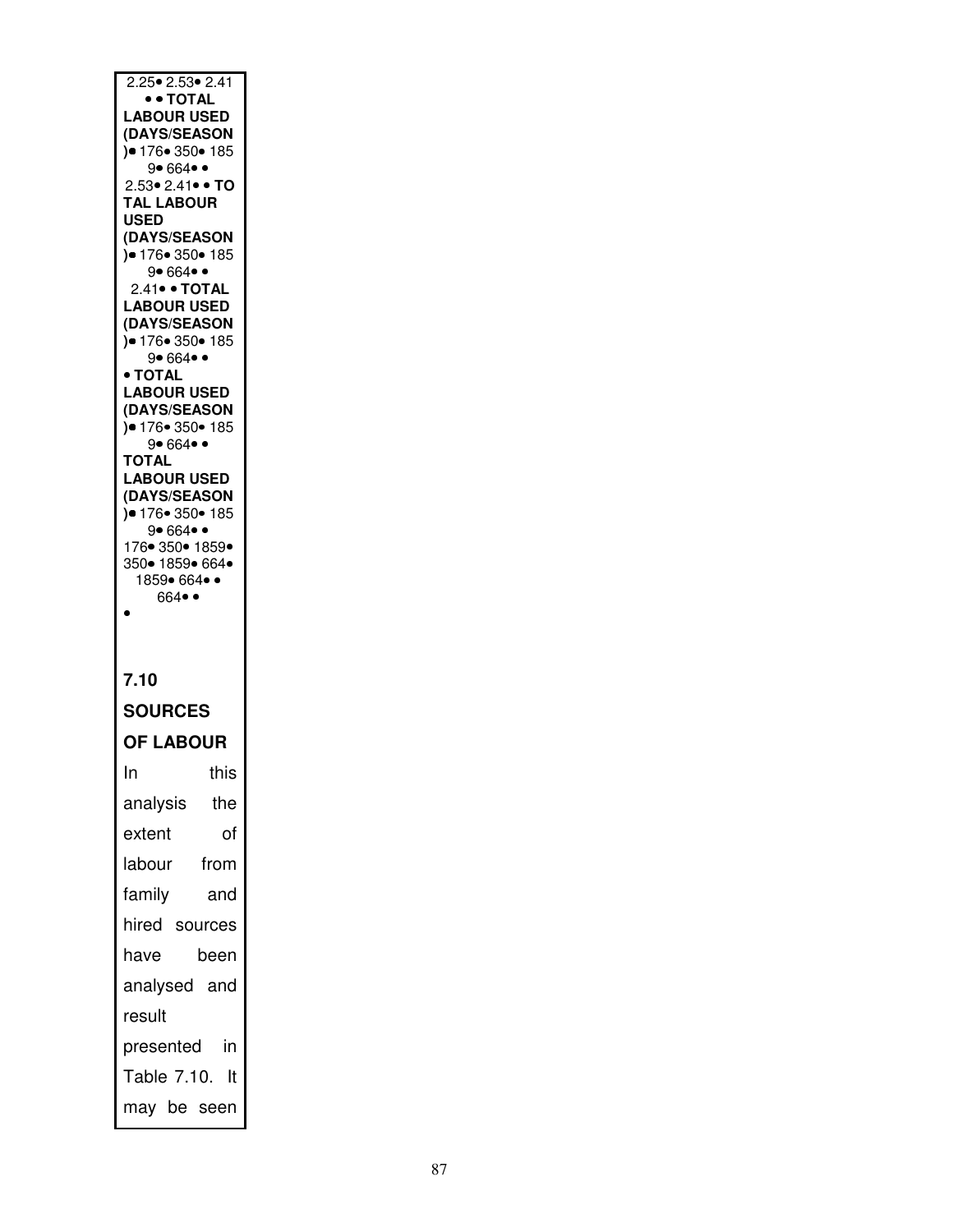2.25• 2.53• 2.41 • • **TOTAL LABOUR USED (DAYS/SEASON)**• 176• 350• 1859• 664• • 2.53• 2.41• • **TOTAL LABOUR USED (DAYS/SEASON)**• 176• 350• 1859• 664• • 2.41• • **TOTAL LABOUR USED (DAYS/SEASON)**• 176• 350• 1859• 664• • • **TOTAL LABOUR USED (DAYS/SEASON)**• 176• 350• 1859• 664• • **TOTAL LABOUR USED (DAYS/SEASON)**• 176• 350• 1859• 664• • 176• 350• 1859• 350• 1859• 664• 1859• 664• • 664• • •

### 7.10 SOURCES OF LABOUR

In this analysis the extent of labour from family and hired sources have been analysed and result presented in Table 7.10. It may be seen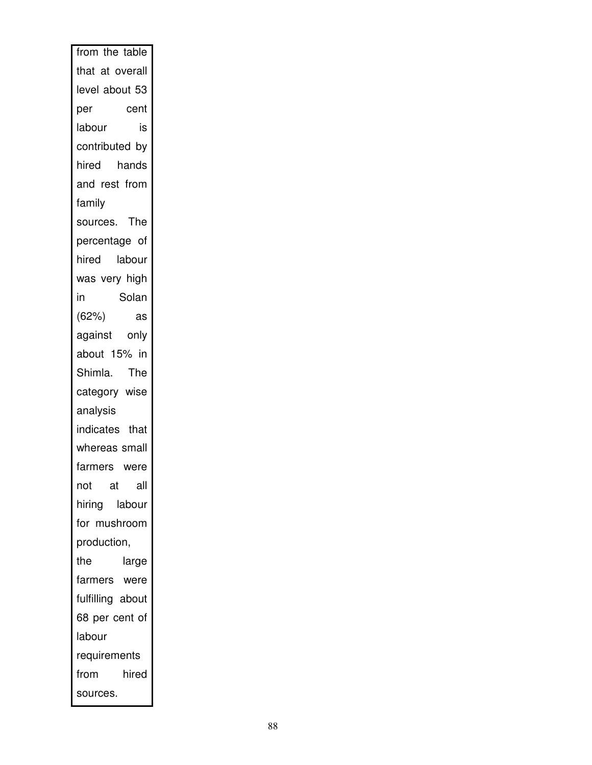from the table that at overall level about 53 per cent labour is contributed by hired hands and rest from family sources. The percentage of hired labour was very high in Solan (62%) as against only about 15% in Shimla. The category wise analysis indicates that whereas small farmers were not at all hiring labour for mushroom production, the large farmers were fulfilling about 68 per cent of labour requirements from hired sources.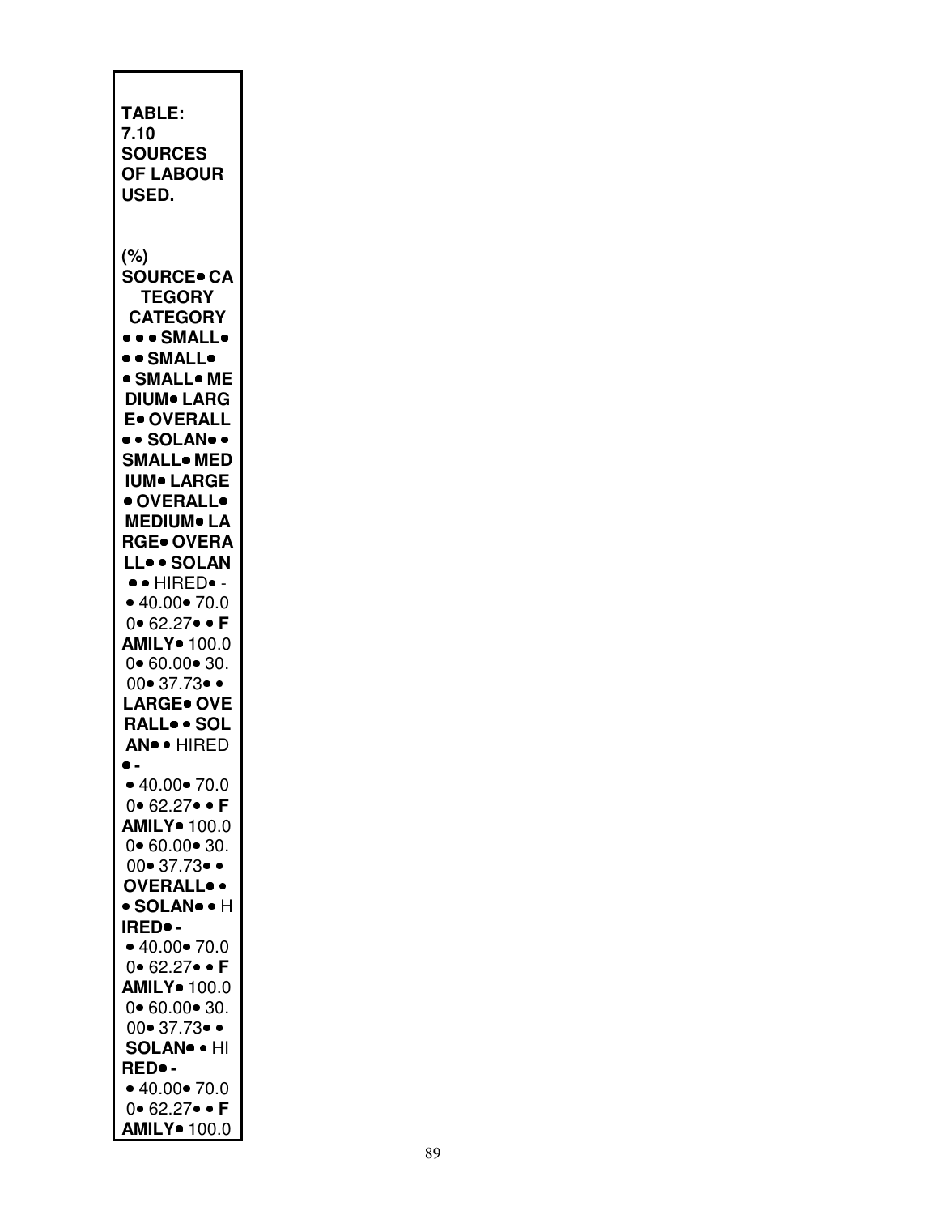**TABLE: 7.10 SOURCES OF LABOUR USED.**

**(%)**

**SOURCE• CATEGORY CATEGORY**

**• • • SMALL• • • SMALL• • SMALL• MEDIUM• LARGE• OVERALL • • SOLAN• • SMALL• MEDIUM• LARGE • OVERALL• MEDIUM• LARGE• OVERALL• • SOLAN**

• • HIRED• - • 40.00• 70.00• 62.27• • **FAMILY**• 100.00• 60.00• 30.00• 37.73• •

**LARGE• OVERALL• • SOLAN**• • HIRED • - • 40.00• 70.00• 62.27• • **FAMILY**• 100.00• 60.00• 30.00• 37.73• •

**OVERALL**• • • **SOLAN**• • HIRED• - • 40.00• 70.00• 62.27• • **FAMILY**• 100.00• 60.00• 30.00• 37.73• •

**SOLAN**• • HIRED• - • 40.00• 70.00• 62.27• • **FAMILY**• 100.0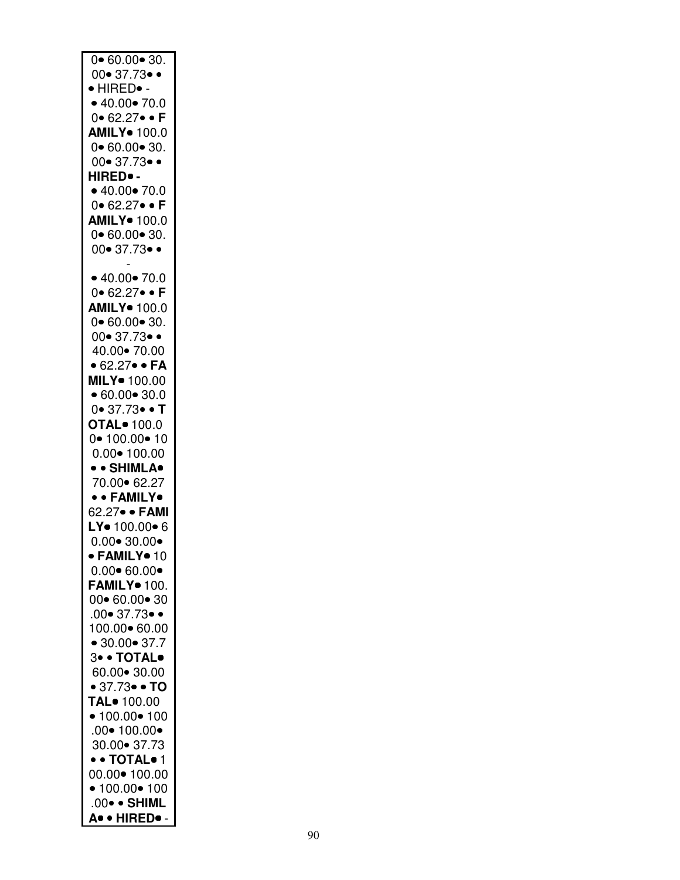0• 60.00• 30.
00• 37.73• •
• HIRED• -
• 40.00• 70.0
0• 62.27• • **F**
**AMILY•** 100.0
0• 60.00• 30.
00• 37.73• •
**HIRED• -**
• 40.00• 70.0
0• 62.27• • **F**
**AMILY•** 100.0
0• 60.00• 30.
00• 37.73• •
-
• 40.00• 70.0
0• 62.27• • **F**
**AMILY•** 100.0
0• 60.00• 30.
00• 37.73• •
40.00• 70.00
• 62.27• • **FA**
**MILY•** 100.00
• 60.00• 30.0
0• 37.73• • **T**
**OTAL•** 100.0
0• 100.00• 10
0.00• 100.00
• • **SHIMLA•**
70.00• 62.27
• • **FAMILY•**
62.27• • **FAMI**
**LY•** 100.00• 6
0.00• 30.00•
• **FAMILY•** 10
0.00• 60.00•
**FAMILY•** 100.
00• 60.00• 30
.00• 37.73• •
100.00• 60.00
• 30.00• 37.7
3• • **TOTAL•**
60.00• 30.00
• 37.73• • **TO**
**TAL•** 100.00
• 100.00• 100
.00• 100.00•
30.00• 37.73
• • **TOTAL•** 1
00.00• 100.00
• 100.00• 100
.00• • **SHIML**
**A• • HIRED•** -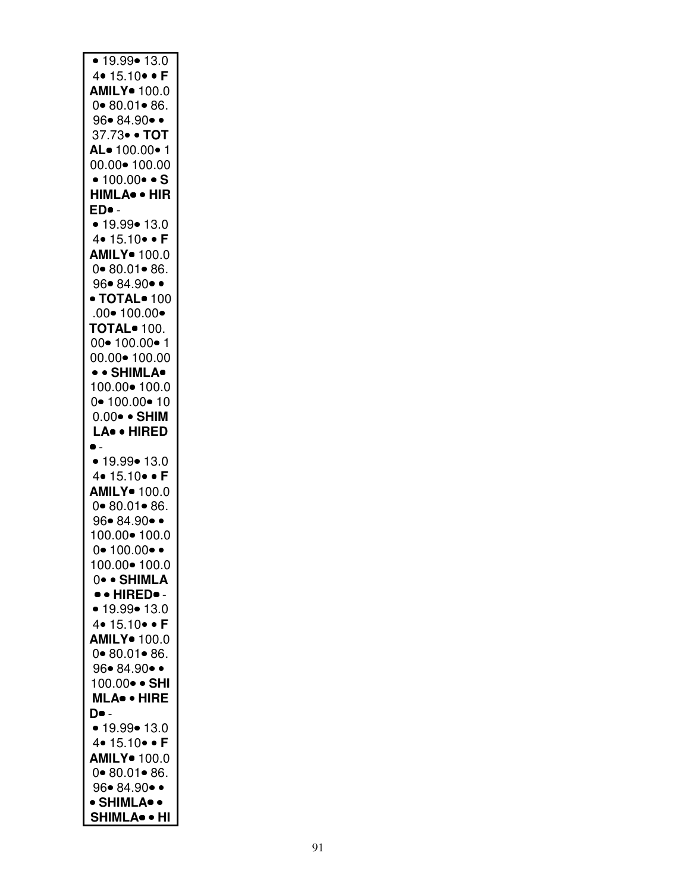• 19.99• 13.0
4• 15.10• • **F
AMILY•** 100.0
0• 80.01• 86.
96• 84.90• •
37.73• • **TOT
AL•** 100.00• 1
00.00• 100.00
• 100.00• • **S
HIMLA• • HIR
ED•** -
• 19.99• 13.0
4• 15.10• • **F
AMILY•** 100.0
0• 80.01• 86.
96• 84.90• •
• **TOTAL•** 100
.00• 100.00•
**TOTAL•** 100.
00• 100.00• 1
00.00• 100.00
• • **SHIMLA•**
100.00• 100.0
0• 100.00• 10
0.00• • **SHIM
LA• • HIRED
•** -
• 19.99• 13.0
4• 15.10• • **F
AMILY•** 100.0
0• 80.01• 86.
96• 84.90• •
100.00• 100.0
0• 100.00• •
100.00• 100.0
0• • **SHIMLA
• • HIRED•** -
• 19.99• 13.0
4• 15.10• • **F
AMILY•** 100.0
0• 80.01• 86.
96• 84.90• •
100.00• • **SHI
MLA• • HIRE
D•** -
• 19.99• 13.0
4• 15.10• • **F
AMILY•** 100.0
0• 80.01• 86.
96• 84.90• •
• **SHIMLA• •
SHIMLA• • HI**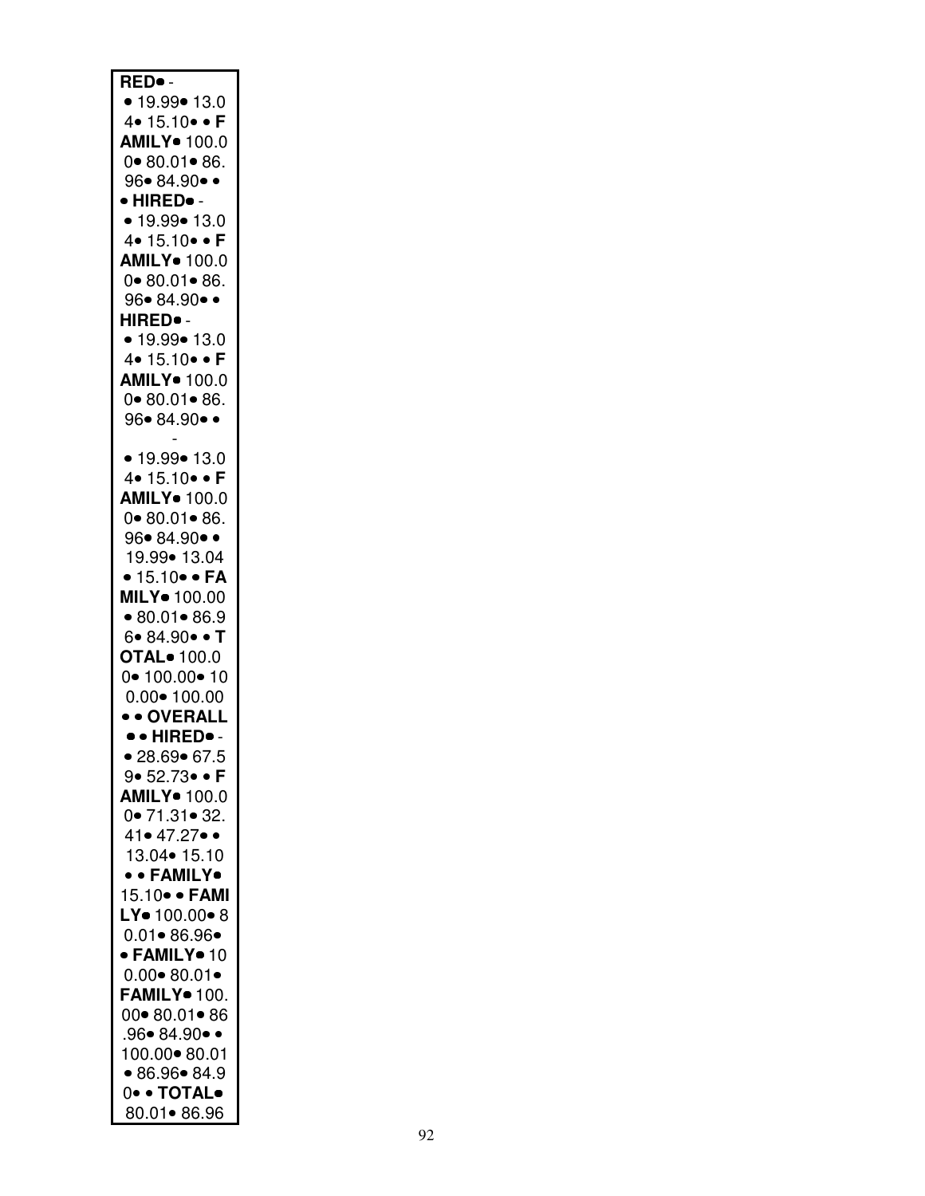**RED**• -
• 19.99• 13.0
4• 15.10• • **F**
**AMILY**• 100.0
0• 80.01• 86.
96• 84.90• •
• **HIRED**• -
• 19.99• 13.0
4• 15.10• • **F**
**AMILY**• 100.0
0• 80.01• 86.
96• 84.90• •
**HIRED**• -
• 19.99• 13.0
4• 15.10• • **F**
**AMILY**• 100.0
0• 80.01• 86.
96• 84.90• •
-
• 19.99• 13.0
4• 15.10• • **F**
**AMILY**• 100.0
0• 80.01• 86.
96• 84.90• •
19.99• 13.04
• 15.10• • **FA**
**MILY**• 100.00
• 80.01• 86.9
6• 84.90• • **T**
**OTAL**• 100.0
0• 100.00• 10
0.00• 100.00
• • **OVERALL**
• • **HIRED**• -
• 28.69• 67.5
9• 52.73• • **F**
**AMILY**• 100.0
0• 71.31• 32.
41• 47.27• •
13.04• 15.10
• • **FAMILY**•
15.10• • **FAMI**
**LY**• 100.00• 8
0.01• 86.96•
• **FAMILY**• 10
0.00• 80.01•
**FAMILY**• 100.
00• 80.01• 86
.96• 84.90• •
100.00• 80.01
• 86.96• 84.9
0• • **TOTAL**•
80.01• 86.96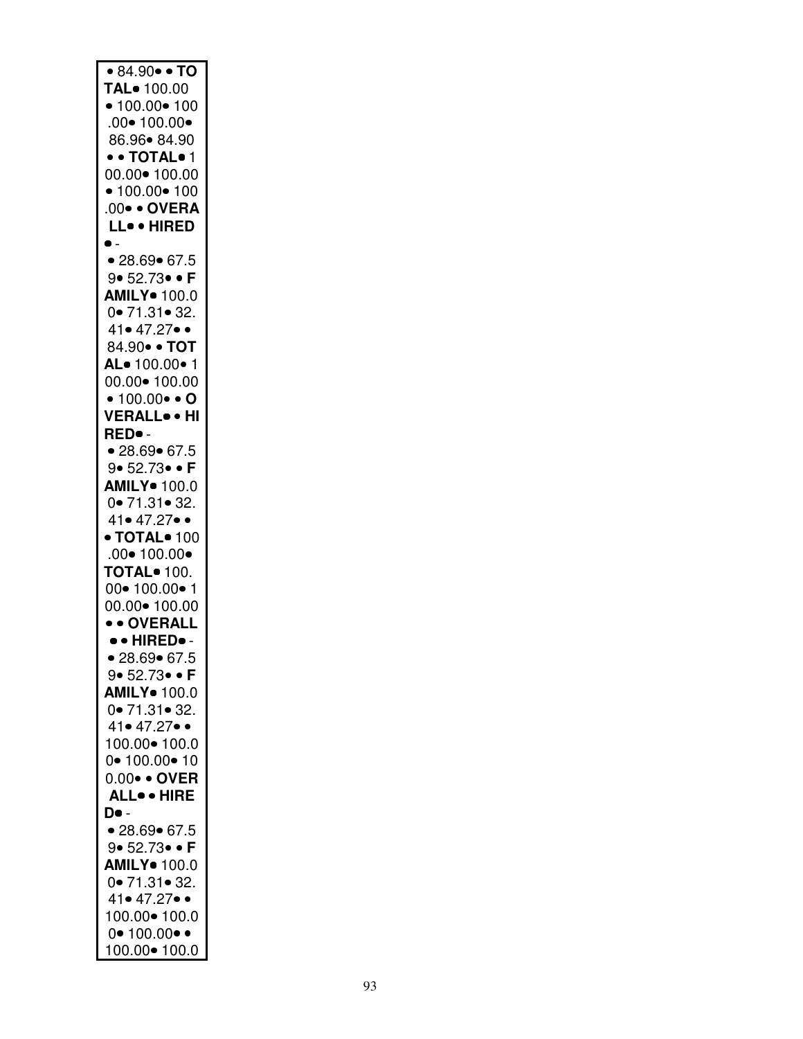• 84.90• • **TO**
**TAL•** 100.00
• 100.00• 100
.00• 100.00•
86.96• 84.90
• • **TOTAL•** 1
00.00• 100.00
• 100.00• 100
.00• • **OVERA**
**LL•** • **HIRED**
• -
• 28.69• 67.5
9• 52.73• • **F**
**AMILY•** 100.0
0• 71.31• 32.
41• 47.27• •
84.90• • **TOT**
**AL•** 100.00• 1
00.00• 100.00
• 100.00• • **O**
**VERALL•** • **HI**
**RED•** -
• 28.69• 67.5
9• 52.73• • **F**
**AMILY•** 100.0
0• 71.31• 32.
41• 47.27• •
• **TOTAL•** 100
.00• 100.00•
**TOTAL•** 100.
00• 100.00• 1
00.00• 100.00
• • **OVERALL**
• • **HIRED•** -
• 28.69• 67.5
9• 52.73• • **F**
**AMILY•** 100.0
0• 71.31• 32.
41• 47.27• •
100.00• 100.0
0• 100.00• 10
0.00• • **OVER**
**ALL•** • **HIRE**
**D•** -
• 28.69• 67.5
9• 52.73• • **F**
**AMILY•** 100.0
0• 71.31• 32.
41• 47.27• •
100.00• 100.0
0• 100.00• •
100.00• 100.0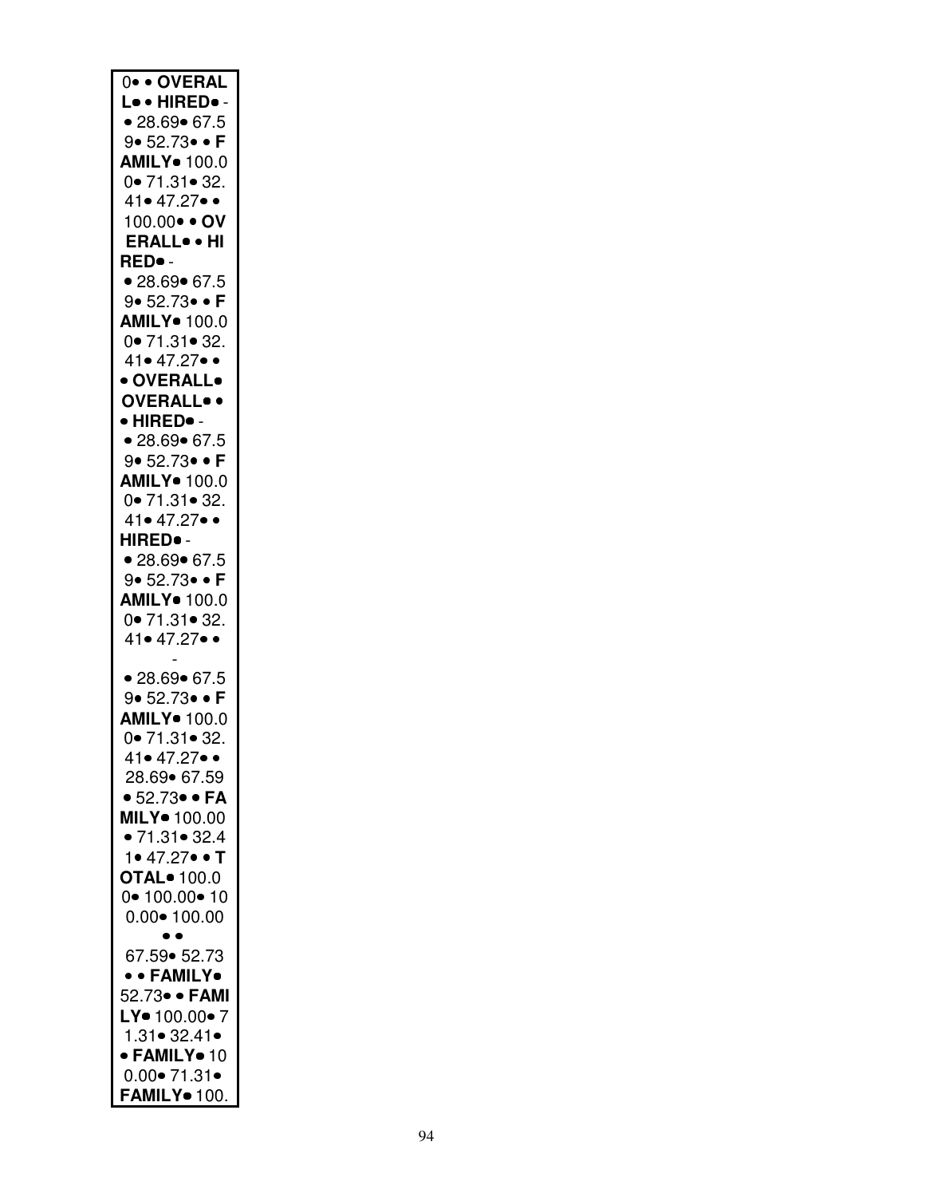0• • **OVERAL**
**L**• • **HIRED**• -
• 28.69• 67.5
9• 52.73• • **F**
**AMILY**• 100.0
0• 71.31• 32.
41• 47.27• •
100.00• • **OV**
**ERALL**• • **HI**
**RED**• -
• 28.69• 67.5
9• 52.73• • **F**
**AMILY**• 100.0
0• 71.31• 32.
41• 47.27• •
• **OVERALL**•
**OVERALL**• •
• **HIRED**• -
• 28.69• 67.5
9• 52.73• • **F**
**AMILY**• 100.0
0• 71.31• 32.
41• 47.27• •
**HIRED**• -
• 28.69• 67.5
9• 52.73• • **F**
**AMILY**• 100.0
0• 71.31• 32.
41• 47.27• •
-
• 28.69• 67.5
9• 52.73• • **F**
**AMILY**• 100.0
0• 71.31• 32.
41• 47.27• •
28.69• 67.59
• 52.73• • **FA**
**MILY**• 100.00
• 71.31• 32.4
1• 47.27• • **T**
**OTAL**• 100.0
0• 100.00• 10
0.00• 100.00
• •
67.59• 52.73
• • **FAMILY**•
52.73• • **FAMI**
**LY**• 100.00• 7
1.31• 32.41•
• **FAMILY**• 10
0.00• 71.31•
**FAMILY**• 100.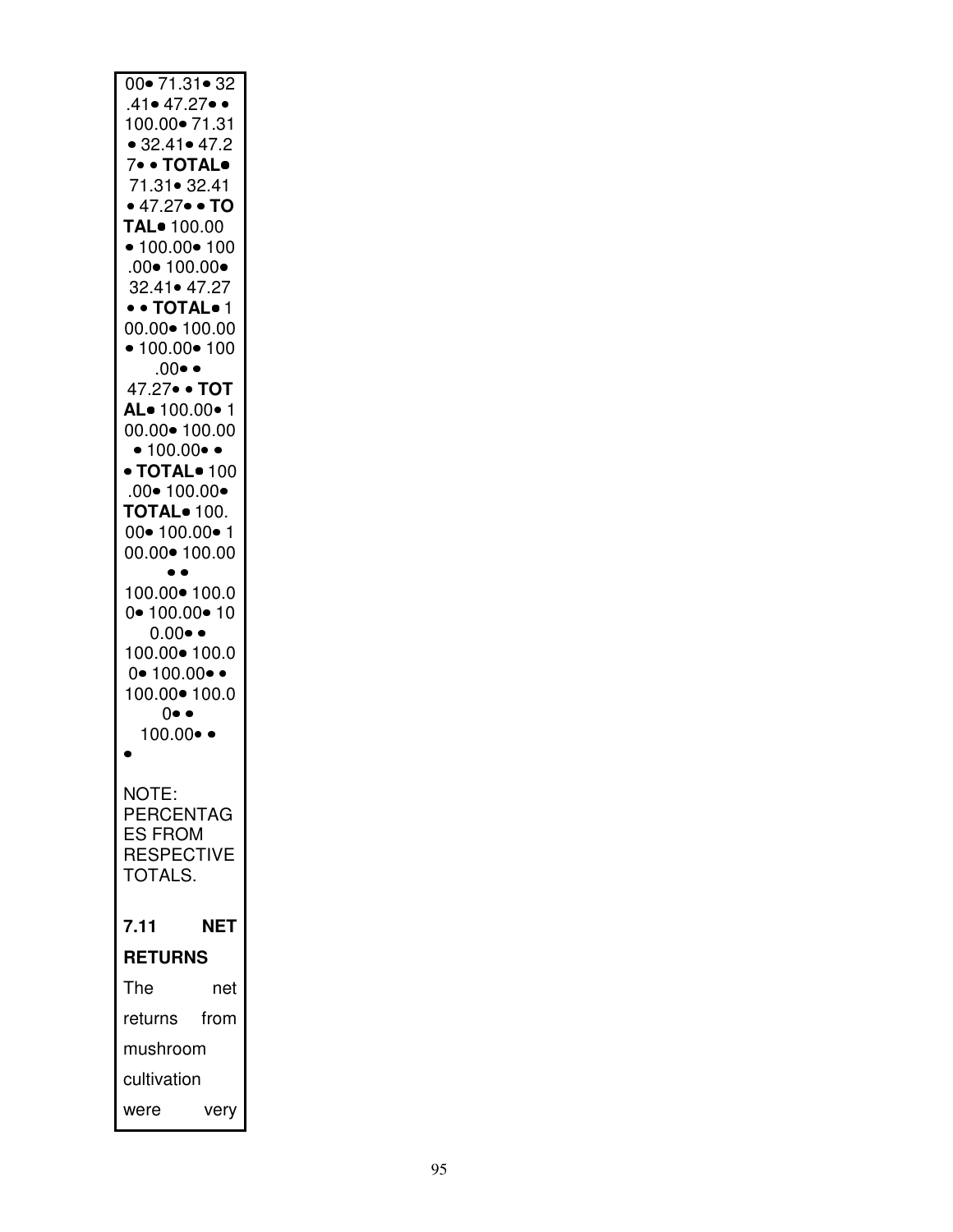00• 71.31• 32 .41• 47.27• • 100.00• 71.31 • 32.41• 47.2 7• • **TOTAL•** 71.31• 32.41 • 47.27• • **TO TAL•** 100.00 • 100.00• 100 .00• 100.00• 32.41• 47.27 • • **TOTAL•** 1 00.00• 100.00 • 100.00• 100 .00• • 47.27• • **TOT AL•** 100.00• 1 00.00• 100.00 • 100.00• • • **TOTAL•** 100 .00• 100.00• **TOTAL•** 100. 00• 100.00• 1 00.00• 100.00 • • 100.00• 100.0 0• 100.00• 10 0.00• • 100.00• 100.0 0• 100.00• • 100.00• 100.0 0• • 100.00• • •

NOTE: PERCENTAGES FROM RESPECTIVE TOTALS.

**7.11 NET RETURNS**

The net returns from mushroom cultivation were very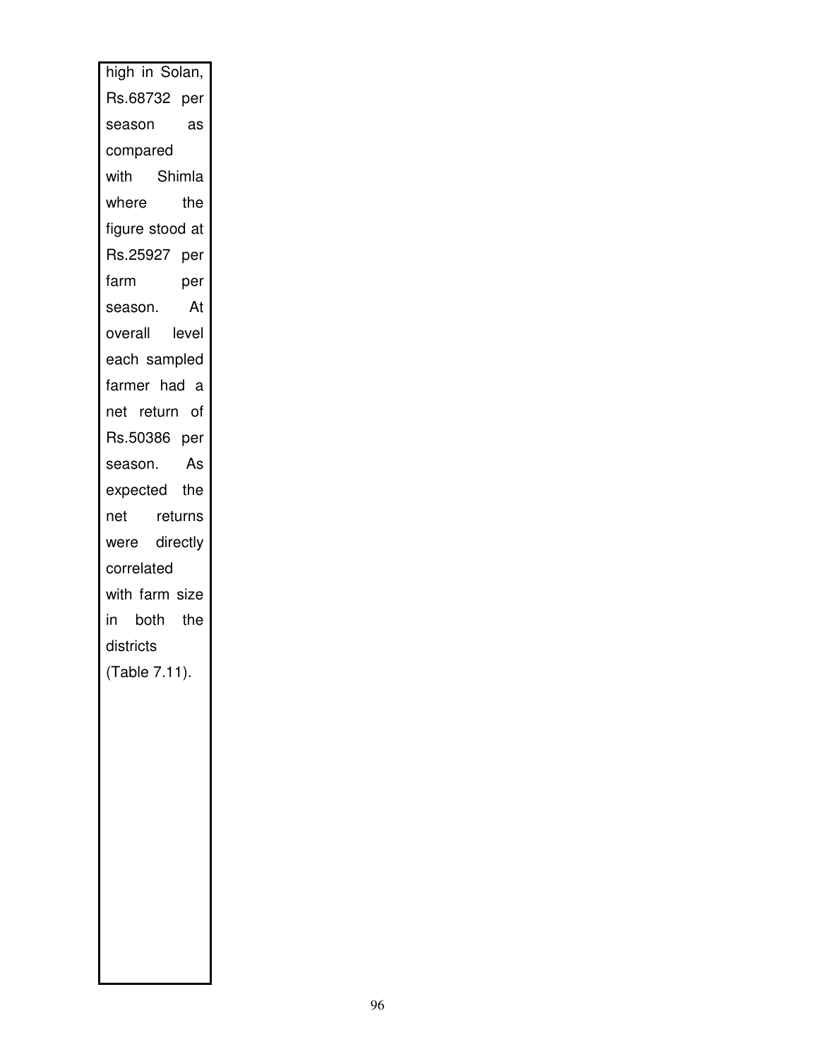high in Solan, Rs.68732 per season as compared with Shimla where the figure stood at Rs.25927 per farm per season. At overall level each sampled farmer had a net return of Rs.50386 per season. As expected the net returns were directly correlated with farm size in both the districts (Table 7.11).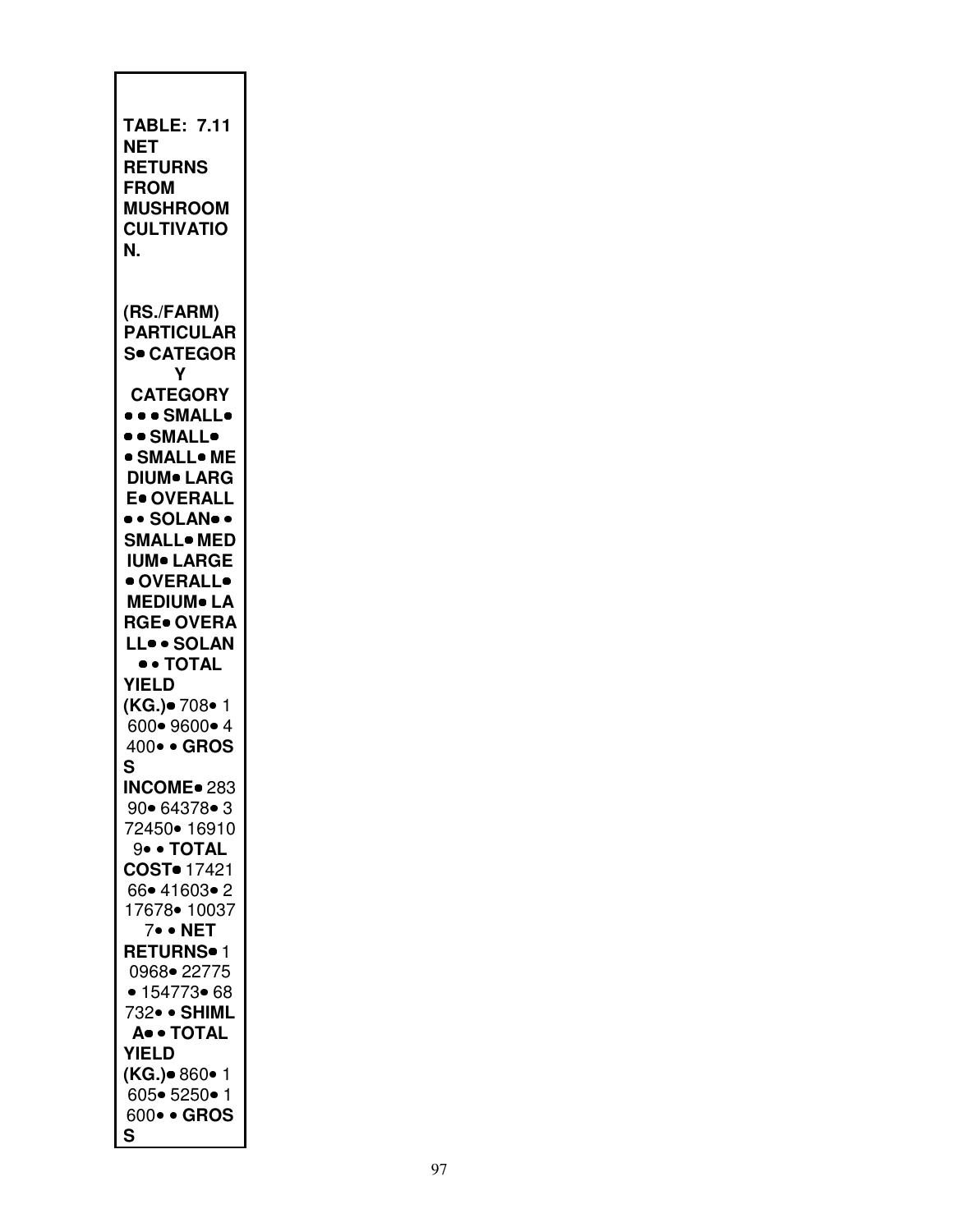**TABLE: 7.11 NET RETURNS FROM MUSHROOM CULTIVATION.**

(RS./FARM)

| PARTICULARS | CATEGORY | | | |
|---|---|---|---|---|
| | SMALL | MEDIUM | LARGE | OVERALL |
| **SOLAN** | | | | |
| **TOTAL YIELD (KG.)** | 708 | 1600 | 9600 | 4400 |
| **GROSS INCOME** | 28390 | 64378 | 372450 | 169109 |
| **TOTAL COST** | 1742166 | 41603 | 217678 | 100377 |
| **NET RETURNS** | 10968 | 22775 | 154773 | 68732 |
| **SHIMLA** | | | | |
| **TOTAL YIELD (KG.)** | 860 | 1605 | 5250 | 1600 |
| **GROSS** | | | | |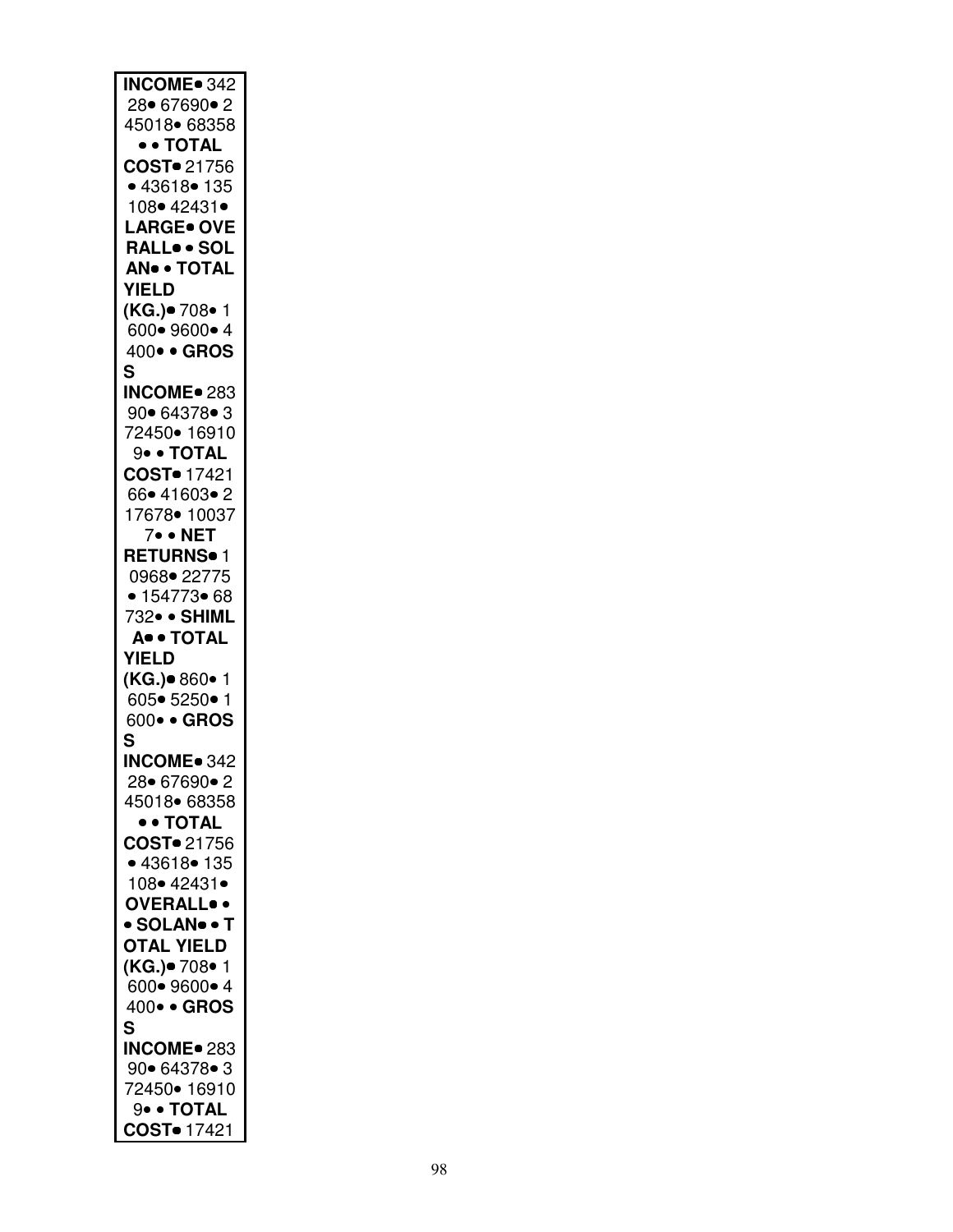**INCOME**• 342 28• 67690• 2 45018• 68358 • • **TOTAL COST**• 21756 • 43618• 135 108• 42431• **LARGE**• **OVE RALL**• • **SOL AN**• • **TOTAL YIELD (KG.)**• 708• 1 600• 9600• 4 400• • **GROS S INCOME**• 283 90• 64378• 3 72450• 16910 9• • **TOTAL COST**• 17421 66• 41603• 2 17678• 10037 7• • **NET RETURNS**• 1 0968• 22775 • 154773• 68 732• • **SHIML A**• • **TOTAL YIELD (KG.)**• 860• 1 605• 5250• 1 600• • **GROS S INCOME**• 342 28• 67690• 2 45018• 68358 • • **TOTAL COST**• 21756 • 43618• 135 108• 42431• **OVERALL**• • • **SOLAN**• • **T OTAL YIELD (KG.)**• 708• 1 600• 9600• 4 400• • **GROS S INCOME**• 283 90• 64378• 3 72450• 16910 9• • **TOTAL COST**• 17421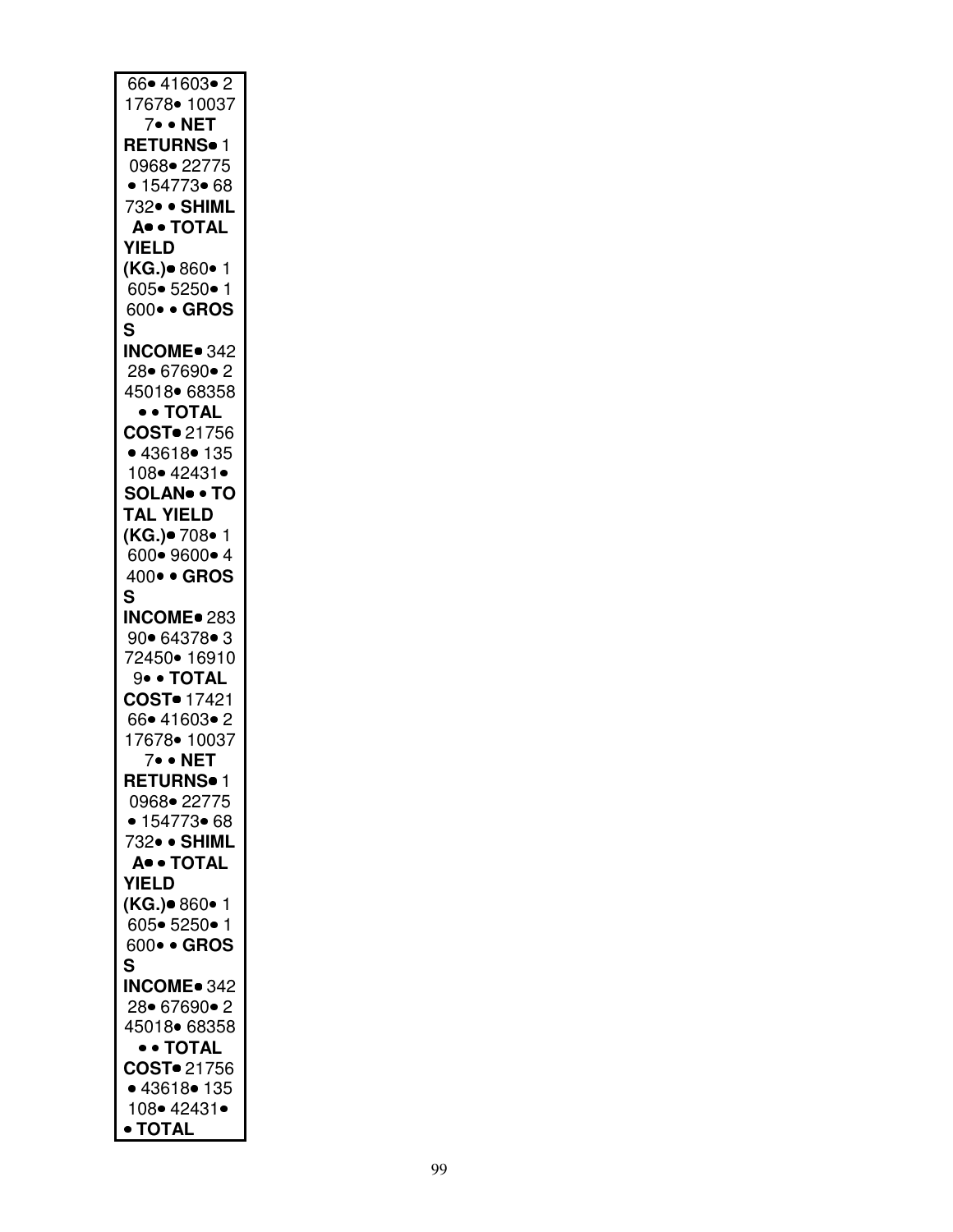66• 41603• 2
17678• 10037
7• • **NET**
**RETURNS**• 1
0968• 22775
• 154773• 68
732• • **SHIML**
**A**• • **TOTAL**
**YIELD**
**(KG.)**• 860• 1
605• 5250• 1
600• • **GROS**
**S**
**INCOME**• 342
28• 67690• 2
45018• 68358
• • **TOTAL**
**COST**• 21756
• 43618• 135
108• 42431•
**SOLAN**• • **TO**
**TAL YIELD**
**(KG.)**• 708• 1
600• 9600• 4
400• • **GROS**
**S**
**INCOME**• 283
90• 64378• 3
72450• 16910
9• • **TOTAL**
**COST**• 17421
66• 41603• 2
17678• 10037
7• • **NET**
**RETURNS**• 1
0968• 22775
• 154773• 68
732• • **SHIML**
**A**• • **TOTAL**
**YIELD**
**(KG.)**• 860• 1
605• 5250• 1
600• • **GROS**
**S**
**INCOME**• 342
28• 67690• 2
45018• 68358
• • **TOTAL**
**COST**• 21756
• 43618• 135
108• 42431•
• **TOTAL**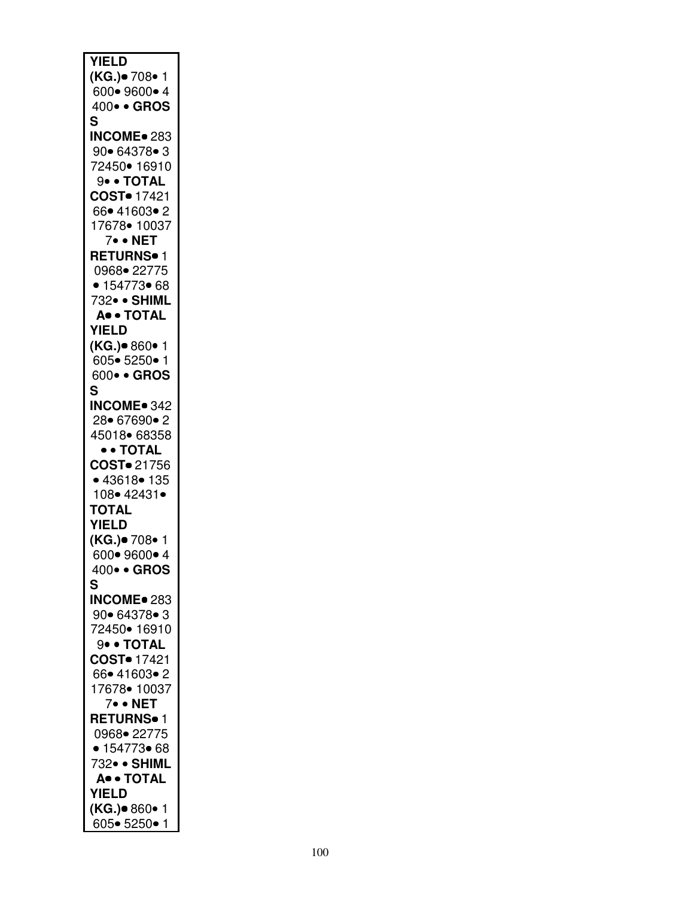**YIELD (KG.)**• 708• 1600• 9600• 4400• • **GROSS INCOME**• 28390• 64378• 372450• 169109• • **TOTAL COST**• 1742166• 41603• 217678• 100377• • **NET RETURNS**• 10968• 22775 • 154773• 68732• • **SHIMLA**• • **TOTAL YIELD (KG.)**• 860• 1605• 5250• 1600• • **GROSS INCOME**• 34228• 67690• 245018• 68358 • • **TOTAL COST**• 21756 • 43618• 135108• 42431• **TOTAL YIELD (KG.)**• 708• 1600• 9600• 4400• • **GROSS INCOME**• 28390• 64378• 372450• 169109• • **TOTAL COST**• 1742166• 41603• 217678• 100377• • **NET RETURNS**• 10968• 22775 • 154773• 68732• • **SHIMLA**• • **TOTAL YIELD (KG.)**• 860• 1605• 5250• 1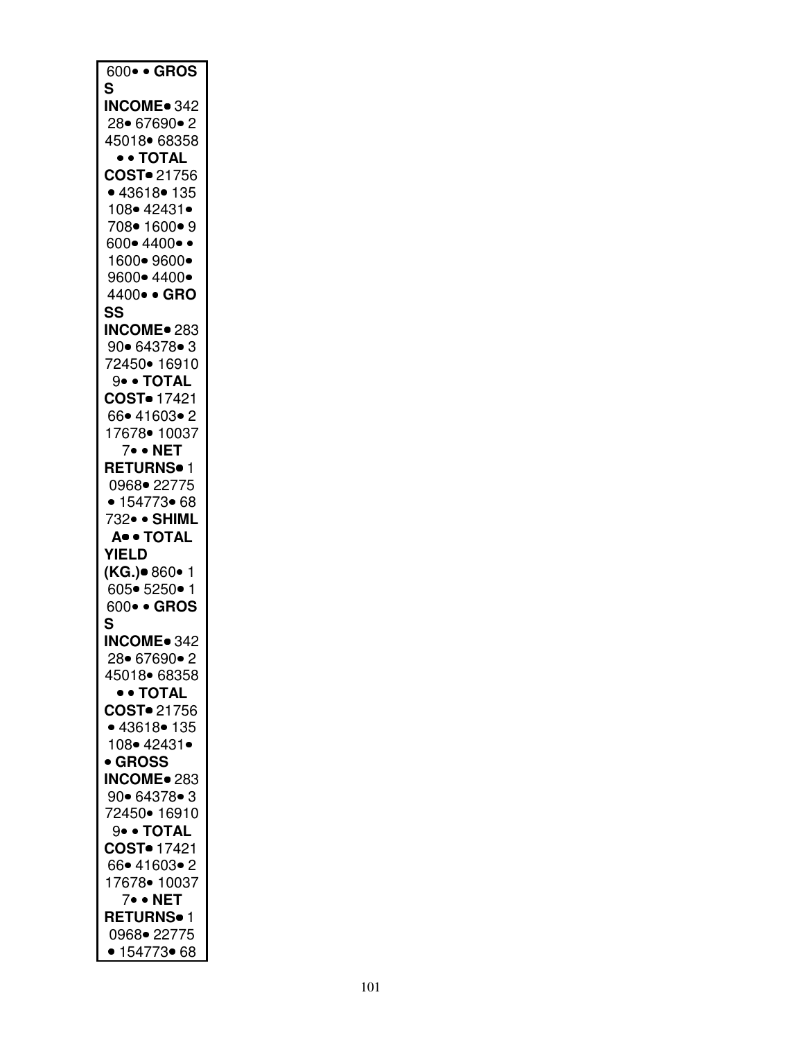600• • **GROS S INCOME•** 342 28• 67690• 2 45018• 68358 • • **TOTAL COST•** 21756 • 43618• 135 108• 42431• 708• 1600• 9 600• 4400• • 1600• 9600• 9600• 4400• 4400• • **GRO SS INCOME•** 283 90• 64378• 3 72450• 16910 9• • **TOTAL COST•** 17421 66• 41603• 2 17678• 10037 7• • **NET RETURNS•** 1 0968• 22775 • 154773• 68 732• • **SHIML A•** • **TOTAL YIELD (KG.)•** 860• 1 605• 5250• 1 600• • **GROS S INCOME•** 342 28• 67690• 2 45018• 68358 • • **TOTAL COST•** 21756 • 43618• 135 108• 42431• • **GROSS INCOME•** 283 90• 64378• 3 72450• 16910 9• • **TOTAL COST•** 17421 66• 41603• 2 17678• 10037 7• • **NET RETURNS•** 1 0968• 22775 • 154773• 68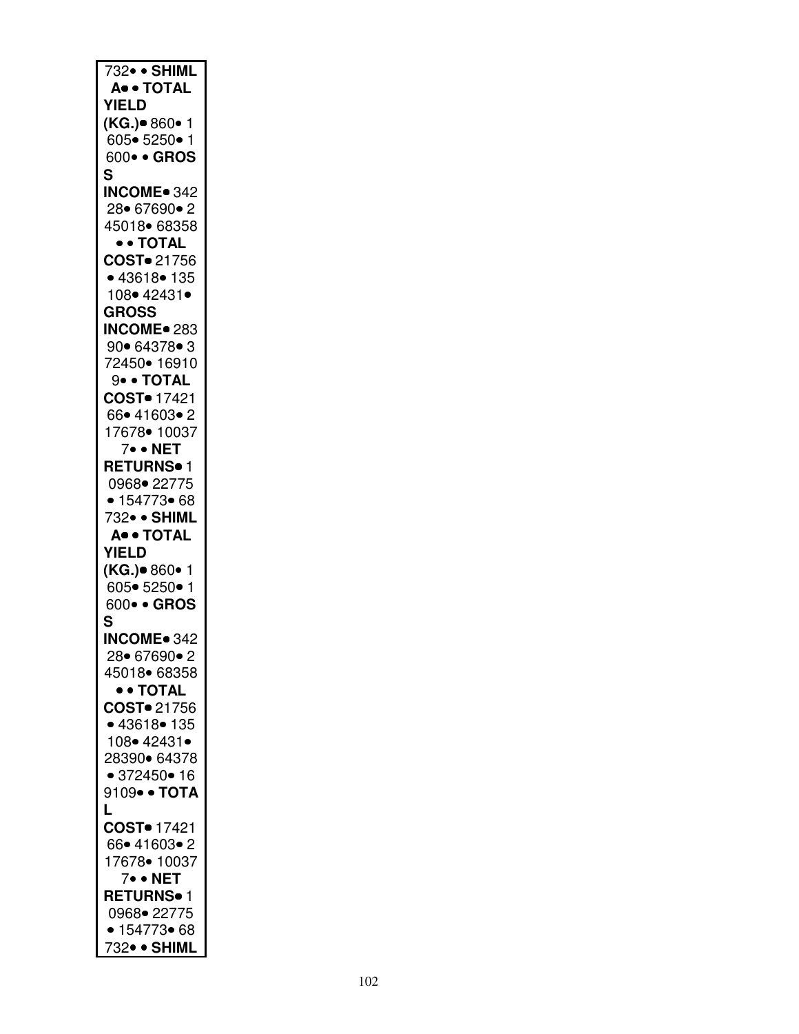732• • **SHIMLA• • TOTAL YIELD (KG.)•** 860• 1605• 5250• 1600• • **GROSS INCOME•** 34228• 67690• 245018• 68358 • • **TOTAL COST•** 21756 • 43618• 135108• 42431• **GROSS INCOME•** 28390• 64378• 372450• 169109• • **TOTAL COST•** 1742166• 41603• 217678• 100377• • **NET RETURNS•** 10968• 22775 • 154773• 68732• • **SHIMLA• • TOTAL YIELD (KG.)•** 860• 1605• 5250• 1600• • **GROSS INCOME•** 34228• 67690• 245018• 68358 • • **TOTAL COST•** 21756 • 43618• 135108• 42431• 28390• 64378 • 372450• 169109• • **TOTAL COST•** 1742166• 41603• 217678• 100377• • **NET RETURNS•** 10968• 22775 • 154773• 68732• • **SHIML**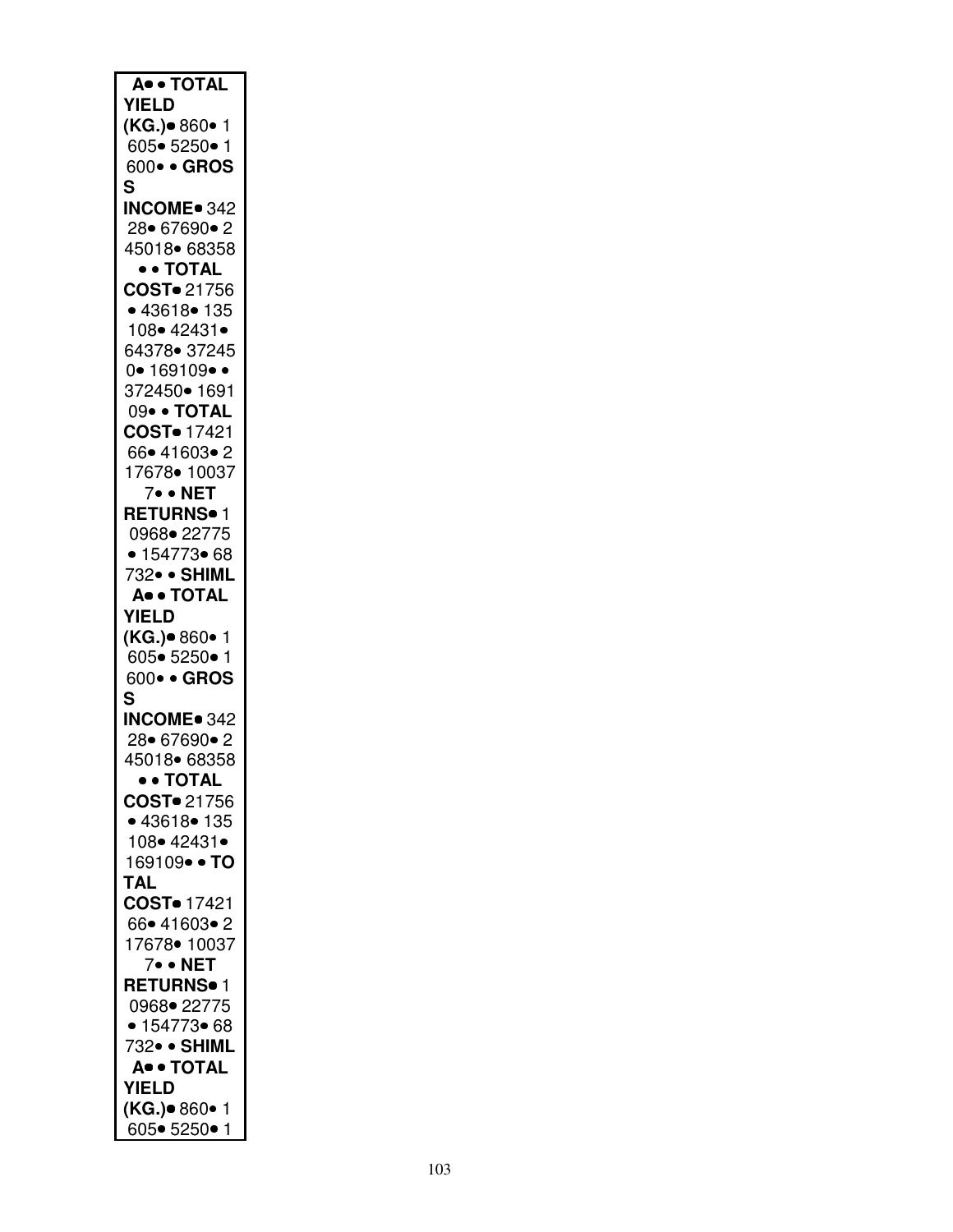**A**• • **TOTAL YIELD (KG.)**• 860• 1 605• 5250• 1 600• • **GROS S INCOME**• 342 28• 67690• 2 45018• 68358 • • **TOTAL COST**• 21756 • 43618• 135 108• 42431• 64378• 37245 0• 169109• • 372450• 1691 09• • **TOTAL COST**• 17421 66• 41603• 2 17678• 10037 7• • **NET RETURNS**• 1 0968• 22775 • 154773• 68 732• • **SHIML A**• • **TOTAL YIELD (KG.)**• 860• 1 605• 5250• 1 600• • **GROS S INCOME**• 342 28• 67690• 2 45018• 68358 • • **TOTAL COST**• 21756 • 43618• 135 108• 42431• 169109• • **TO TAL COST**• 17421 66• 41603• 2 17678• 10037 7• • **NET RETURNS**• 1 0968• 22775 • 154773• 68 732• • **SHIML A**• • **TOTAL YIELD (KG.)**• 860• 1 605• 5250• 1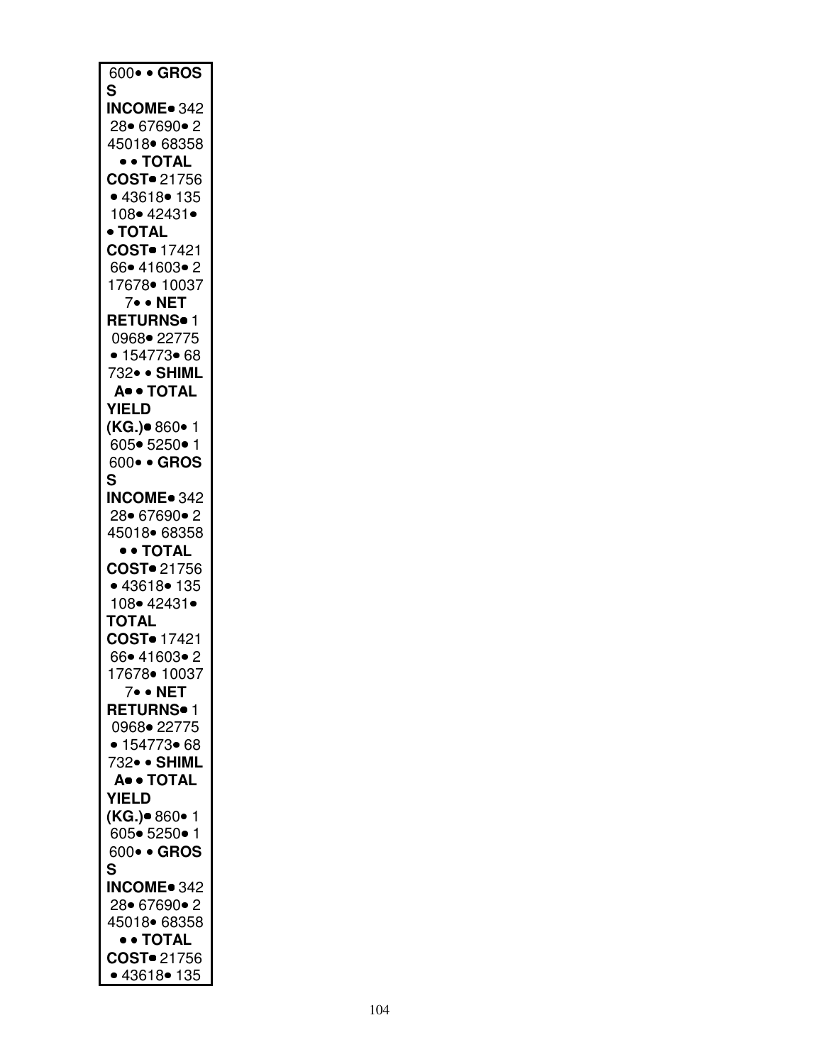600• • **GROSS INCOME**• 34228• 67690• 245018• 68358

• • **TOTAL COST**• 21756 • 43618• 135108• 42431•

• **TOTAL COST**• 1742166• 41603• 217678• 100377• • **NET RETURNS**• 10968• 22775 • 154773• 68732• • **SHIMLA**• • **TOTAL YIELD (KG.)**• 860• 1605• 5250• 1600• • **GROSS INCOME**• 34228• 67690• 245018• 68358

• • **TOTAL COST**• 21756 • 43618• 135108• 42431•

**TOTAL COST**• 1742166• 41603• 217678• 100377• • **NET RETURNS**• 10968• 22775 • 154773• 68732• • **SHIMLA**• • **TOTAL YIELD (KG.)**• 860• 1605• 5250• 1600• • **GROSS INCOME**• 34228• 67690• 245018• 68358

• • **TOTAL COST**• 21756 • 43618• 135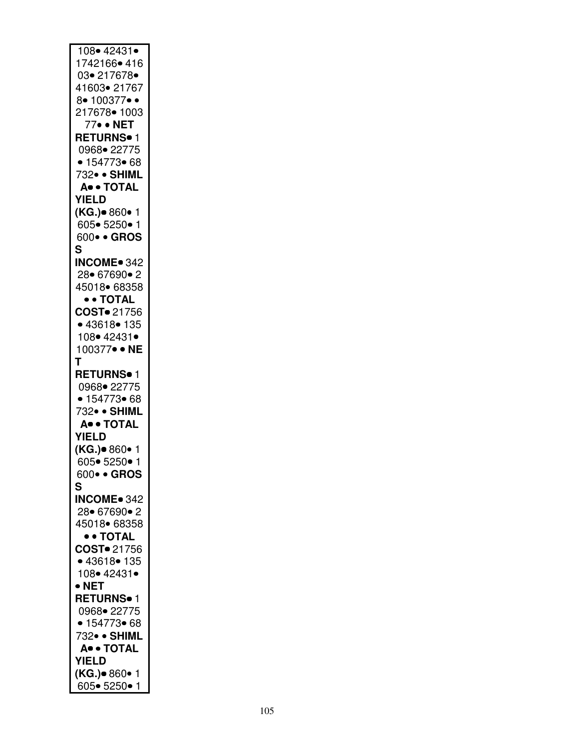108• 42431•
1742166• 416
03• 217678•
41603• 21767
8• 100377• •
217678• 1003
77• • **NET**
**RETURNS**• 1
0968• 22775
• 154773• 68
732• • **SHIML**
**A**• • **TOTAL**
**YIELD**
**(KG.)**• 860• 1
605• 5250• 1
600• • **GROS**
**S**
**INCOME**• 342
28• 67690• 2
45018• 68358
• • **TOTAL**
**COST**• 21756
• 43618• 135
108• 42431•
100377• • **NE**
**T**
**RETURNS**• 1
0968• 22775
• 154773• 68
732• • **SHIML**
**A**• • **TOTAL**
**YIELD**
**(KG.)**• 860• 1
605• 5250• 1
600• • **GROS**
**S**
**INCOME**• 342
28• 67690• 2
45018• 68358
• • **TOTAL**
**COST**• 21756
• 43618• 135
108• 42431•
• **NET**
**RETURNS**• 1
0968• 22775
• 154773• 68
732• • **SHIML**
**A**• • **TOTAL**
**YIELD**
**(KG.)**• 860• 1
605• 5250• 1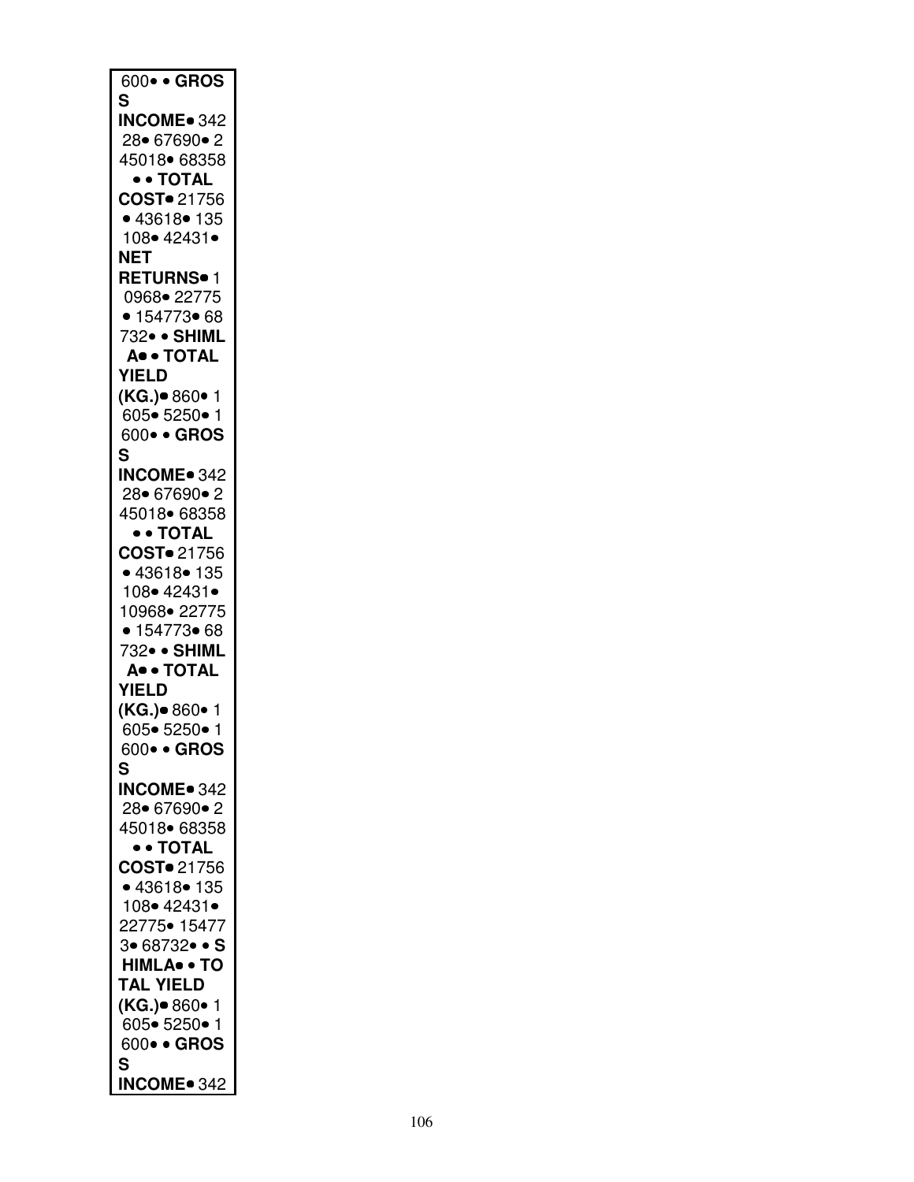600• • **GROSS INCOME**• 34228• 67690• 245018• 68358 • • **TOTAL COST**• 21756 • 43618• 135108• 42431• **NET RETURNS**• 10968• 22775 • 154773• 68732• • **SHIMLA**• • **TOTAL YIELD (KG.)**• 860• 1605• 5250• 1600• • **GROSS INCOME**• 34228• 67690• 245018• 68358 • • **TOTAL COST**• 21756 • 43618• 135108• 42431• 10968• 22775 • 154773• 68732• • **SHIMLA**• • **TOTAL YIELD (KG.)**• 860• 1605• 5250• 1600• • **GROSS INCOME**• 34228• 67690• 245018• 68358 • • **TOTAL COST**• 21756 • 43618• 135108• 42431• 22775• 154773• 68732• • **SHIMLA**• • **TOTAL YIELD (KG.)**• 860• 1605• 5250• 1600• • **GROSS INCOME**• 342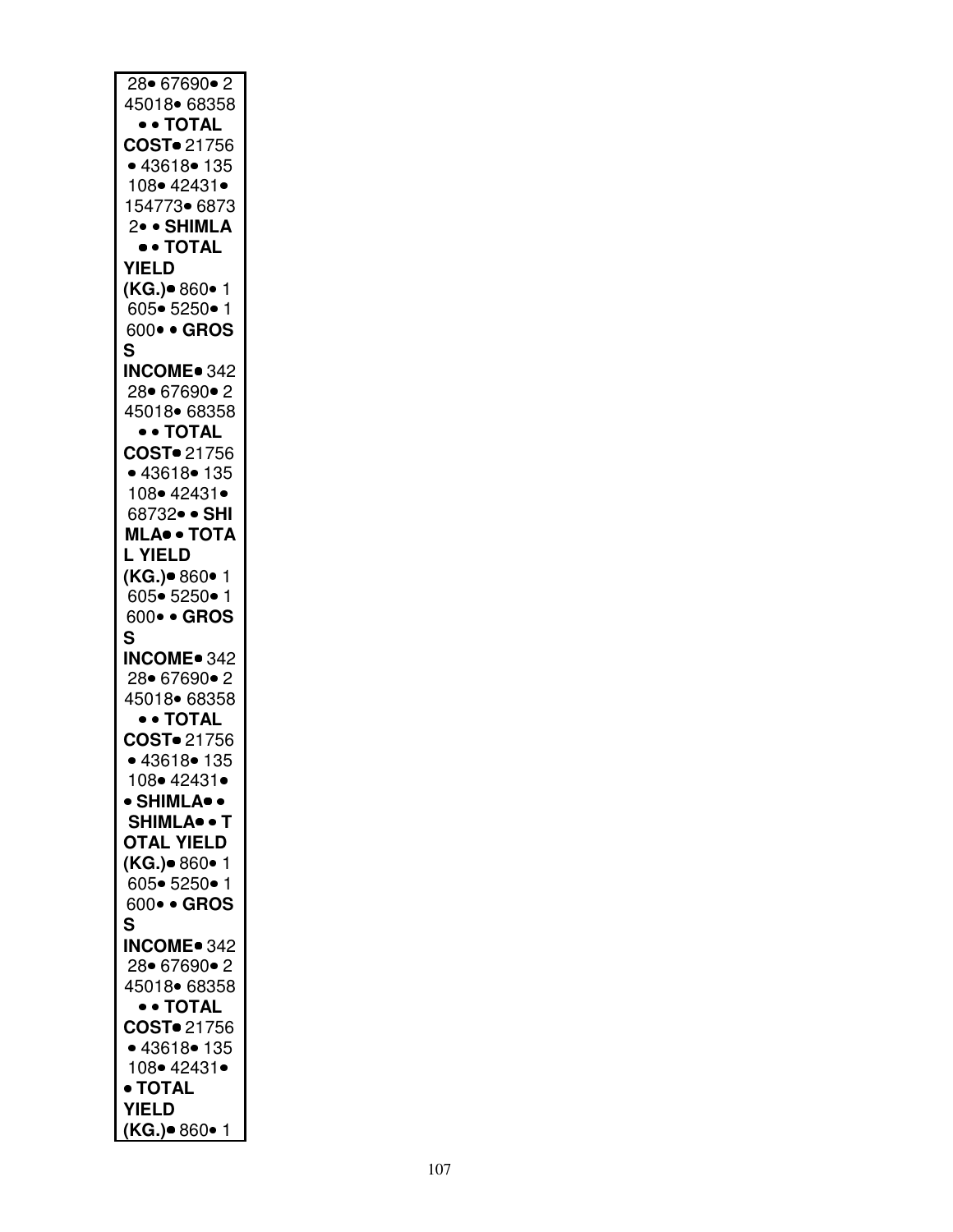28• 67690• 2
45018• 68358
• • **TOTAL**
**COST•** 21756
• 43618• 135
108• 42431•
154773• 6873
2• • **SHIMLA**
• • **TOTAL**
**YIELD**
**(KG.)•** 860• 1
605• 5250• 1
600• • **GROS**
**S**
**INCOME•** 342
28• 67690• 2
45018• 68358
• • **TOTAL**
**COST•** 21756
• 43618• 135
108• 42431•
68732• • **SHI**
**MLA•** • **TOTA**
**L YIELD**
**(KG.)•** 860• 1
605• 5250• 1
600• • **GROS**
**S**
**INCOME•** 342
28• 67690• 2
45018• 68358
• • **TOTAL**
**COST•** 21756
• 43618• 135
108• 42431•
• **SHIMLA•** •
**SHIMLA•** • **T**
**OTAL YIELD**
**(KG.)•** 860• 1
605• 5250• 1
600• • **GROS**
**S**
**INCOME•** 342
28• 67690• 2
45018• 68358
• • **TOTAL**
**COST•** 21756
• 43618• 135
108• 42431•
• **TOTAL**
**YIELD**
**(KG.)•** 860• 1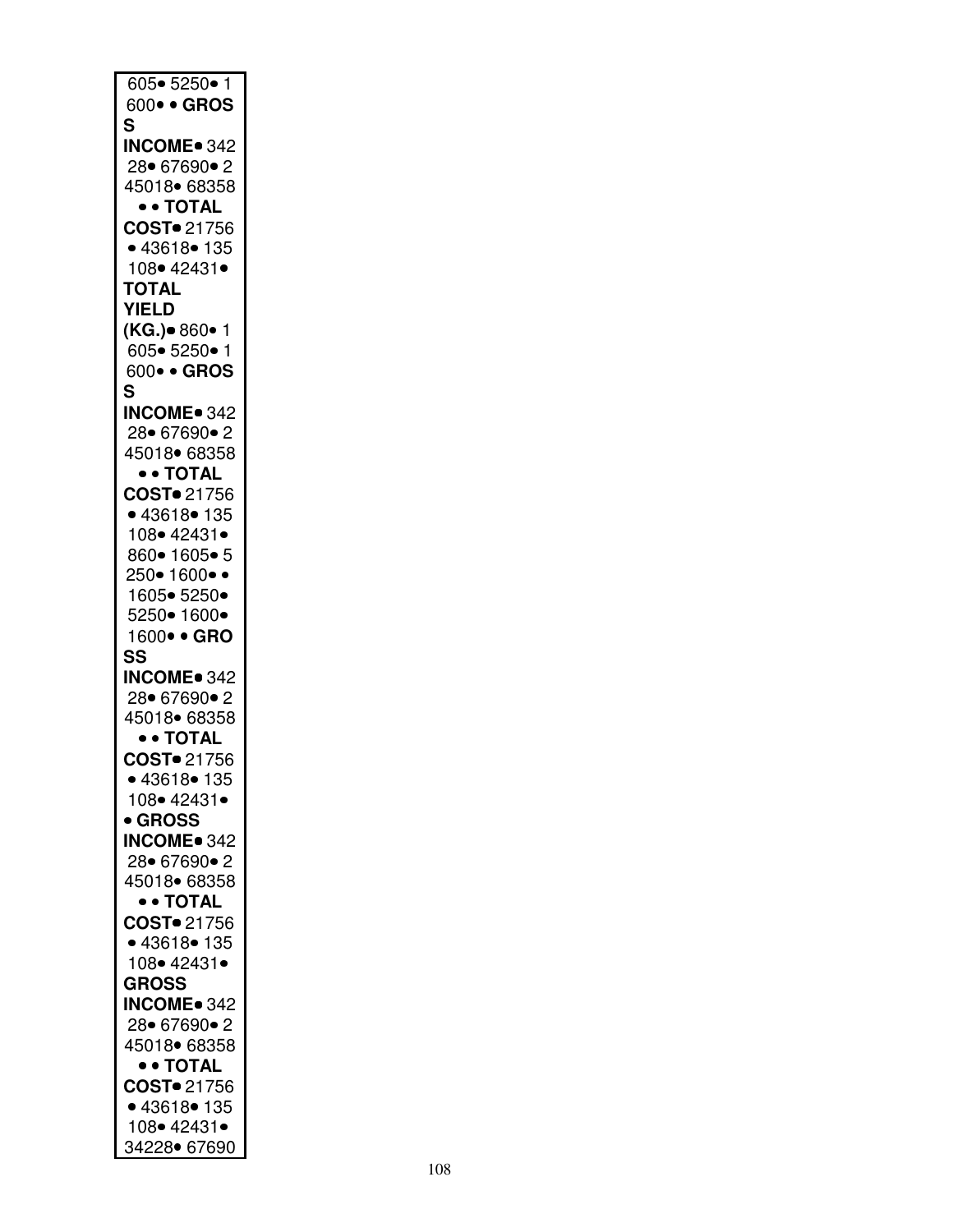605• 5250• 1
600• • **GROS
S
INCOME**• 342
28• 67690• 2
45018• 68358
• • **TOTAL
COST**• 21756
• 43618• 135
108• 42431•
**TOTAL
YIELD
(KG.)**• 860• 1
605• 5250• 1
600• • **GROS
S
INCOME**• 342
28• 67690• 2
45018• 68358
• • **TOTAL
COST**• 21756
• 43618• 135
108• 42431•
860• 1605• 5
250• 1600• •
1605• 5250•
5250• 1600•
1600• • **GRO
SS
INCOME**• 342
28• 67690• 2
45018• 68358
• • **TOTAL
COST**• 21756
• 43618• 135
108• 42431•
• **GROSS
INCOME**• 342
28• 67690• 2
45018• 68358
• • **TOTAL
COST**• 21756
• 43618• 135
108• 42431•
**GROSS
INCOME**• 342
28• 67690• 2
45018• 68358
• • **TOTAL
COST**• 21756
• 43618• 135
108• 42431•
34228• 67690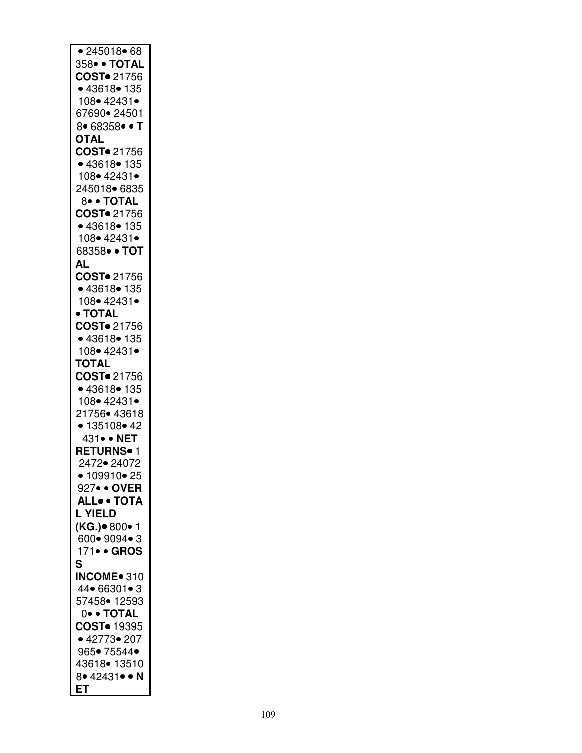• 245018• 68 358• • **TOTAL COST**• 21756 • 43618• 135 108• 42431• 67690• 24501 8• 68358• • **TOTAL COST**• 21756 • 43618• 135 108• 42431• 245018• 6835 8• • **TOTAL COST**• 21756 • 43618• 135 108• 42431• 68358• • **TOTAL COST**• 21756 • 43618• 135 108• 42431• • **TOTAL COST**• 21756 • 43618• 135 108• 42431• **TOTAL COST**• 21756 • 43618• 135 108• 42431• 21756• 43618 • 135108• 42 431• • **NET RETURNS**• 1 2472• 24072 • 109910• 25 927• • **OVER ALL**• • **TOTAL YIELD (KG.)**• 800• 1 600• 9094• 3 171• • **GROSS INCOME**• 310 44• 66301• 3 57458• 12593 0• • **TOTAL COST**• 19395 • 42773• 207 965• 75544• 43618• 13510 8• 42431• • **NET**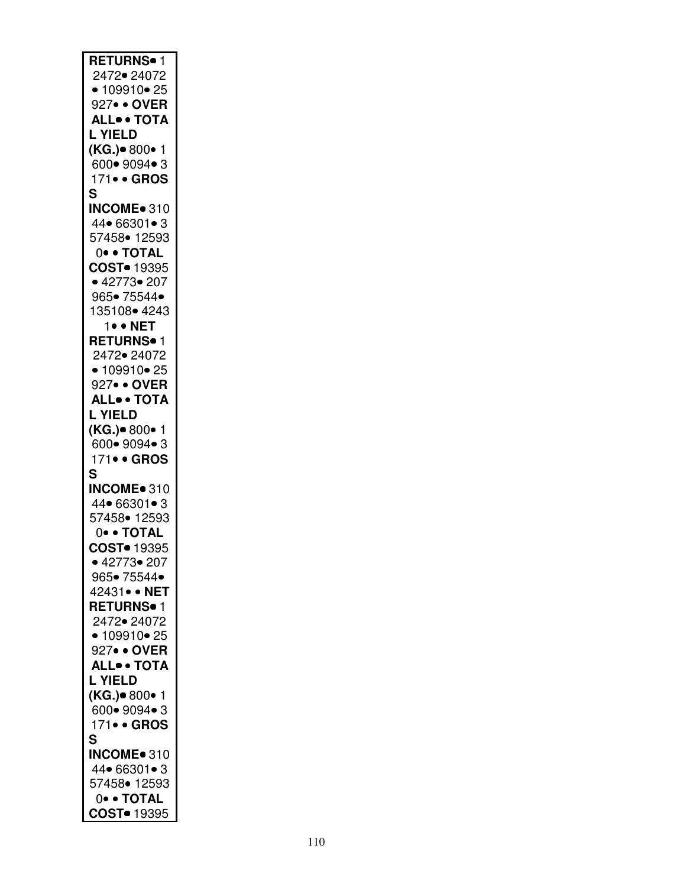**RETURNS**• 1
2472• 24072
• 109910• 25
927• • **OVER
ALL**• • **TOTA
L YIELD
(KG.)**• 800• 1
600• 9094• 3
171• • **GROS
S
INCOME**• 310
44• 66301• 3
57458• 12593
0• • **TOTAL
COST**• 19395
• 42773• 207
965• 75544•
135108• 4243
1• • **NET
RETURNS**• 1
2472• 24072
• 109910• 25
927• • **OVER
ALL**• • **TOTA
L YIELD
(KG.)**• 800• 1
600• 9094• 3
171• • **GROS
S
INCOME**• 310
44• 66301• 3
57458• 12593
0• • **TOTAL
COST**• 19395
• 42773• 207
965• 75544•
42431• • **NET
RETURNS**• 1
2472• 24072
• 109910• 25
927• • **OVER
ALL**• • **TOTA
L YIELD
(KG.)**• 800• 1
600• 9094• 3
171• • **GROS
S
INCOME**• 310
44• 66301• 3
57458• 12593
0• • **TOTAL
COST**• 19395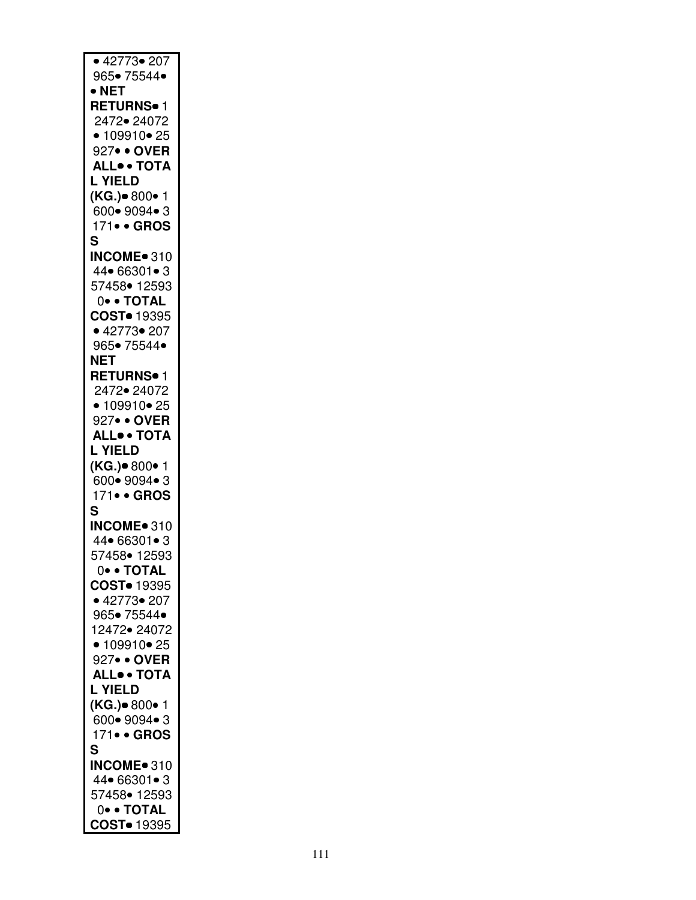• 42773• 207 965• 75544• • **NET RETURNS**• 12472• 24072 • 109910• 25927• • **OVER ALL**• • **TOTAL YIELD (KG.)**• 800• 1600• 9094• 3171• • **GROSS INCOME**• 31044• 66301• 357458• 125930• • **TOTAL COST**• 19395 • 42773• 207965• 75544• **NET RETURNS**• 12472• 24072 • 109910• 25927• • **OVER ALL**• • **TOTAL YIELD (KG.)**• 800• 1600• 9094• 3171• • **GROSS INCOME**• 31044• 66301• 357458• 125930• • **TOTAL COST**• 19395 • 42773• 207965• 75544• 12472• 24072 • 109910• 25927• • **OVER ALL**• • **TOTAL YIELD (KG.)**• 800• 1600• 9094• 3171• • **GROSS INCOME**• 31044• 66301• 357458• 125930• • **TOTAL COST**• 19395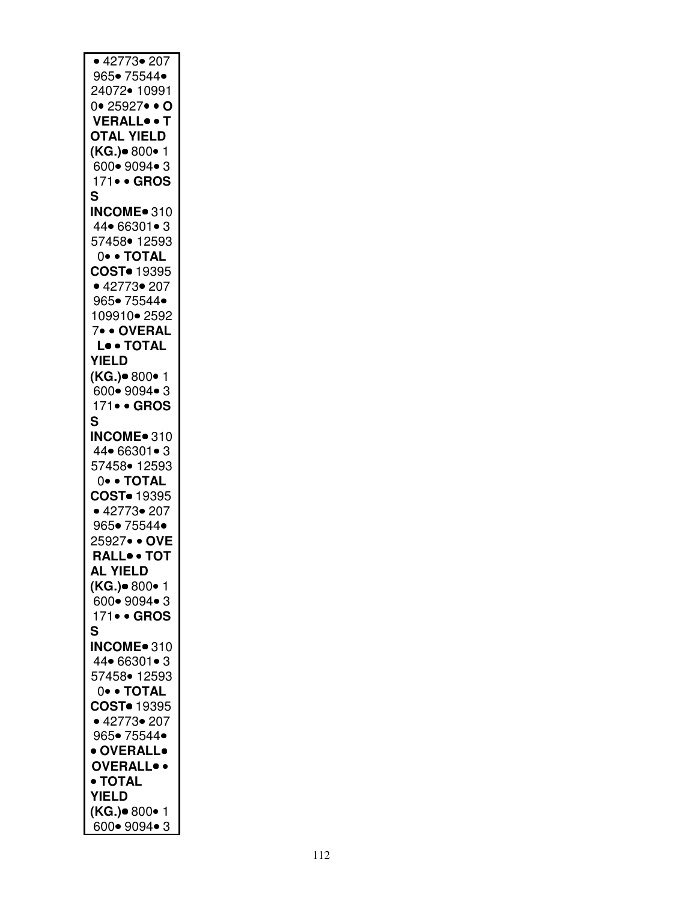• 42773• 207
965• 75544•
24072• 10991
0• 25927• • O
**VERALL• • T**
**OTAL YIELD**
**(KG.)•** 800• 1
600• 9094• 3
171• • **GROS**
**S**
**INCOME•** 310
44• 66301• 3
57458• 12593
0• • **TOTAL**
**COST•** 19395
• 42773• 207
965• 75544•
109910• 2592
7• • **OVERAL**
**L• • TOTAL**
**YIELD**
**(KG.)•** 800• 1
600• 9094• 3
171• • **GROS**
**S**
**INCOME•** 310
44• 66301• 3
57458• 12593
0• • **TOTAL**
**COST•** 19395
• 42773• 207
965• 75544•
25927• • **OVE**
**RALL• • TOT**
**AL YIELD**
**(KG.)•** 800• 1
600• 9094• 3
171• • **GROS**
**S**
**INCOME•** 310
44• 66301• 3
57458• 12593
0• • **TOTAL**
**COST•** 19395
• 42773• 207
965• 75544•
**• OVERALL•**
**OVERALL• •**
**• TOTAL**
**YIELD**
**(KG.)•** 800• 1
600• 9094• 3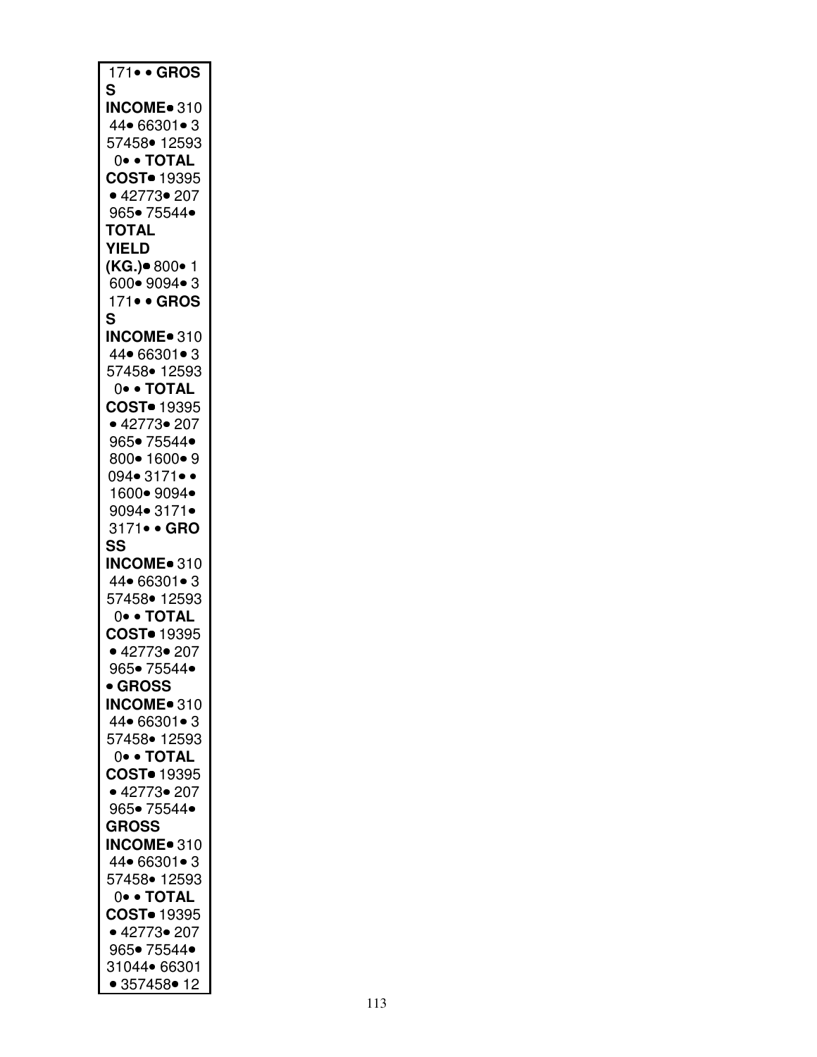171• • **GROSS INCOME**• 31044• 66301• 357458• 125930• • **TOTAL COST**• 19395 • 42773• 207965• 75544• **TOTAL YIELD (KG.)**• 800• 1600• 9094• 3171• • **GROSS INCOME**• 31044• 66301• 357458• 125930• • **TOTAL COST**• 19395 • 42773• 207965• 75544• 800• 1600• 9094• 3171• • 1600• 9094• 9094• 3171• 3171• • **GROSS INCOME**• 31044• 66301• 357458• 125930• • **TOTAL COST**• 19395 • 42773• 207965• 75544• • **GROSS INCOME**• 31044• 66301• 357458• 125930• • **TOTAL COST**• 19395 • 42773• 207965• 75544• **GROSS INCOME**• 31044• 66301• 357458• 125930• • **TOTAL COST**• 19395 • 42773• 207965• 75544• 31044• 66301 • 357458• 12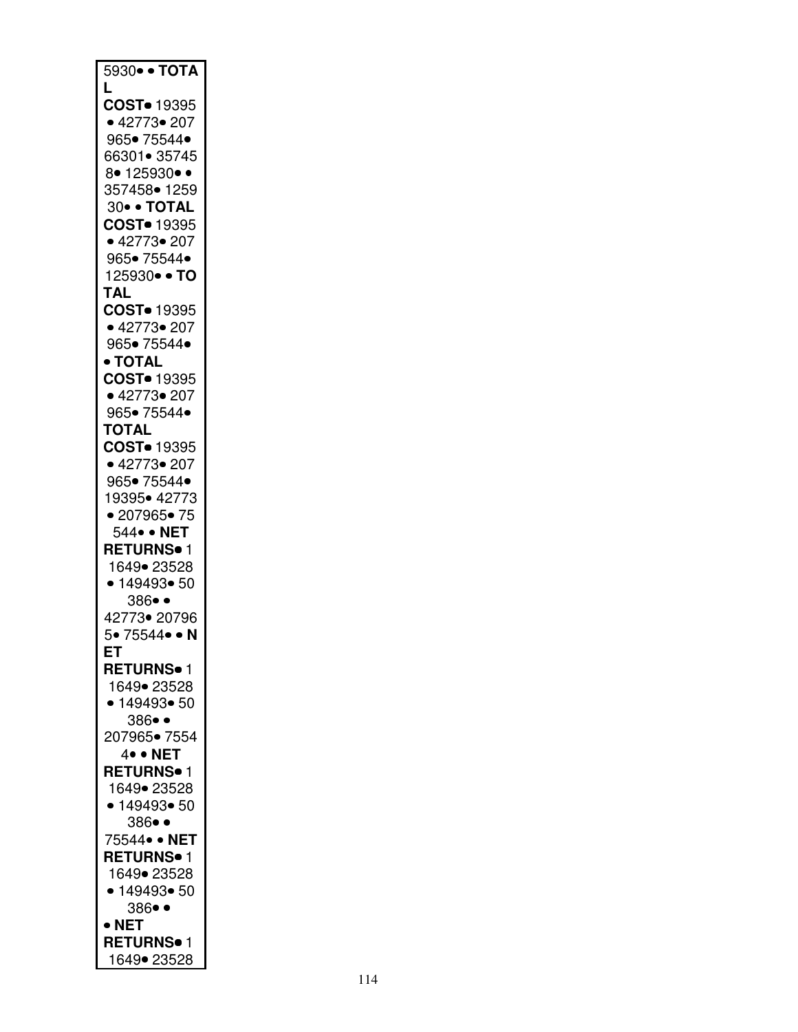| 5930• • **TOTAL COST**• 19395 • 42773• 207965• 75544• 66301• 357458• 125930• • 357458• 125930• • **TOTAL COST**• 19395 • 42773• 207965• 75544• 125930• • **TOTAL COST**• 19395 • 42773• 207965• 75544• • **TOTAL COST**• 19395 • 42773• 207965• 75544• **TOTAL COST**• 19395 • 42773• 207965• 75544• 19395• 42773 • 207965• 75544• • **NET RETURNS**• 11649• 23528 • 149493• 50386• • 42773• 207965• 75544• • **NET RETURNS**• 11649• 23528 • 149493• 50386• • 207965• 75544• • **NET RETURNS**• 11649• 23528 • 149493• 50386• • 75544• • **NET RETURNS**• 11649• 23528 • 149493• 50386• • • **NET RETURNS**• 11649• 23528 |
|---|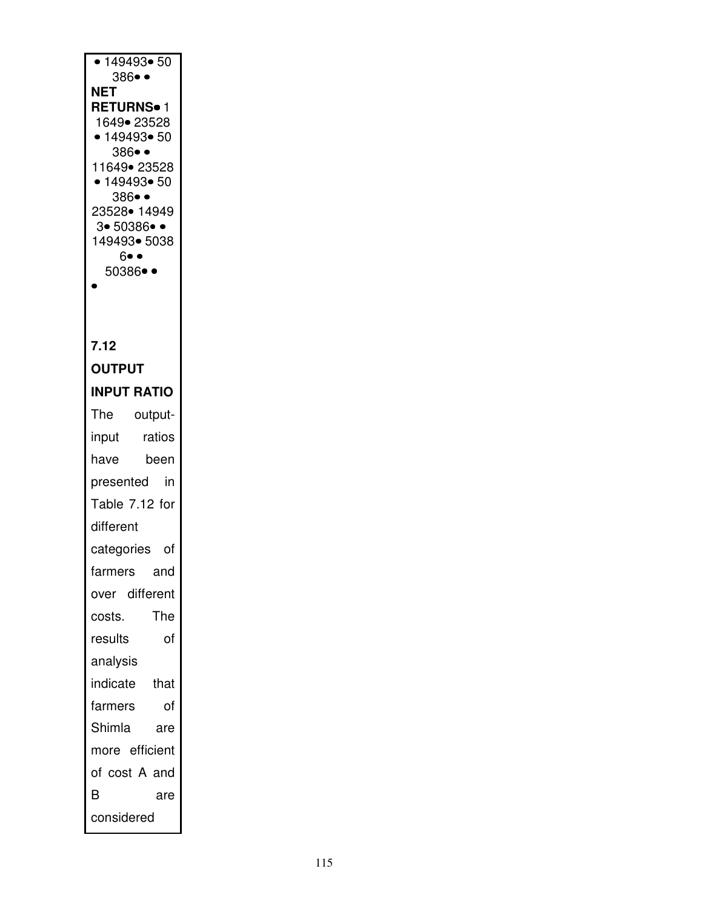• 149493• 50 386• •

**NET RETURNS**• 11649• 23528 • 149493• 50 386• • 11649• 23528 • 149493• 50 386• • 23528• 149493• 50386• • 149493• 50386• • 50386• • •

**7.12 OUTPUT INPUT RATIO**

The output-input ratios have been presented in Table 7.12 for different categories of farmers and over different costs. The results of analysis indicate that farmers of Shimla are more efficient of cost A and B are considered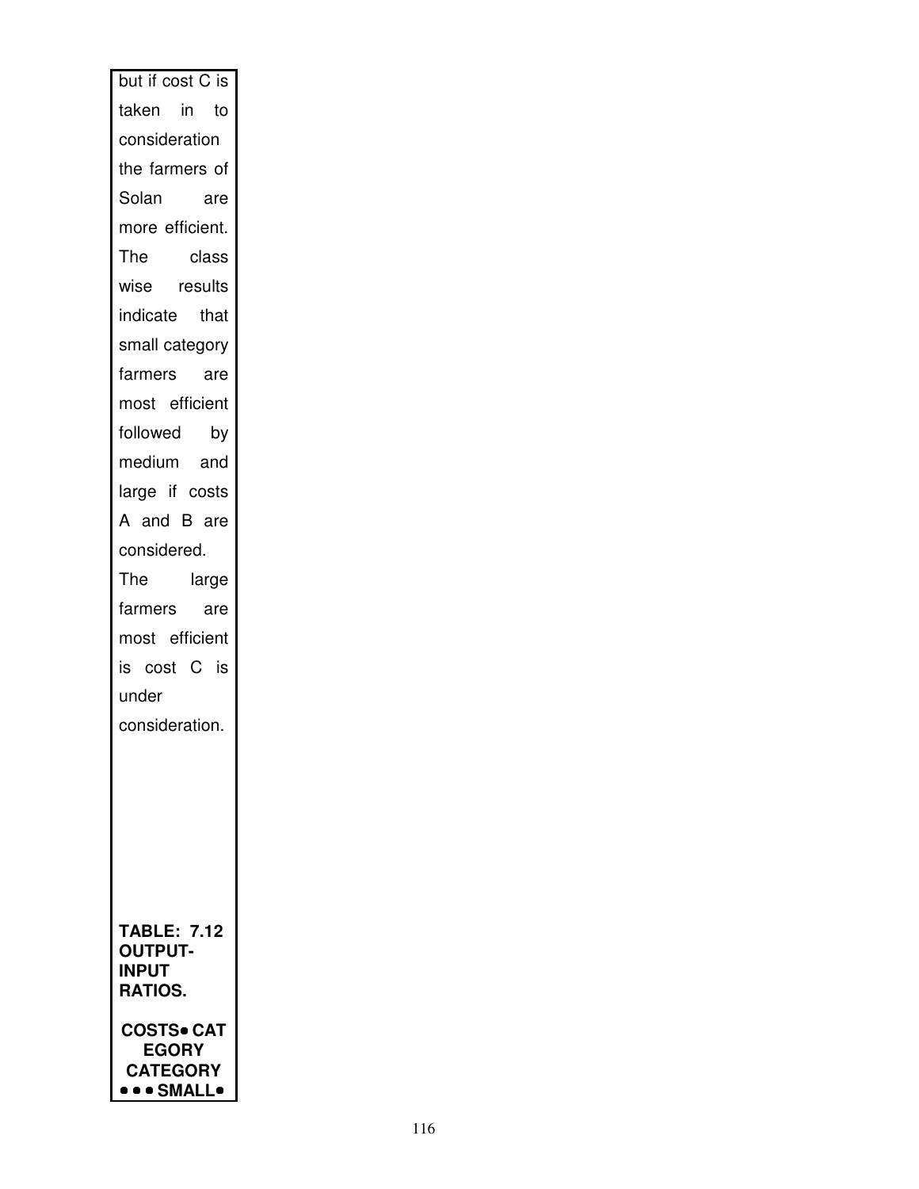but if cost C is taken in to consideration the farmers of Solan are more efficient. The class wise results indicate that small category farmers are most efficient followed by medium and large if costs A and B are considered. The large farmers are most efficient is cost C is under consideration.

**TABLE: 7.12 OUTPUT-INPUT RATIOS.**

| COSTS• CATEGORY CATEGORY • • • SMALL• |
|---|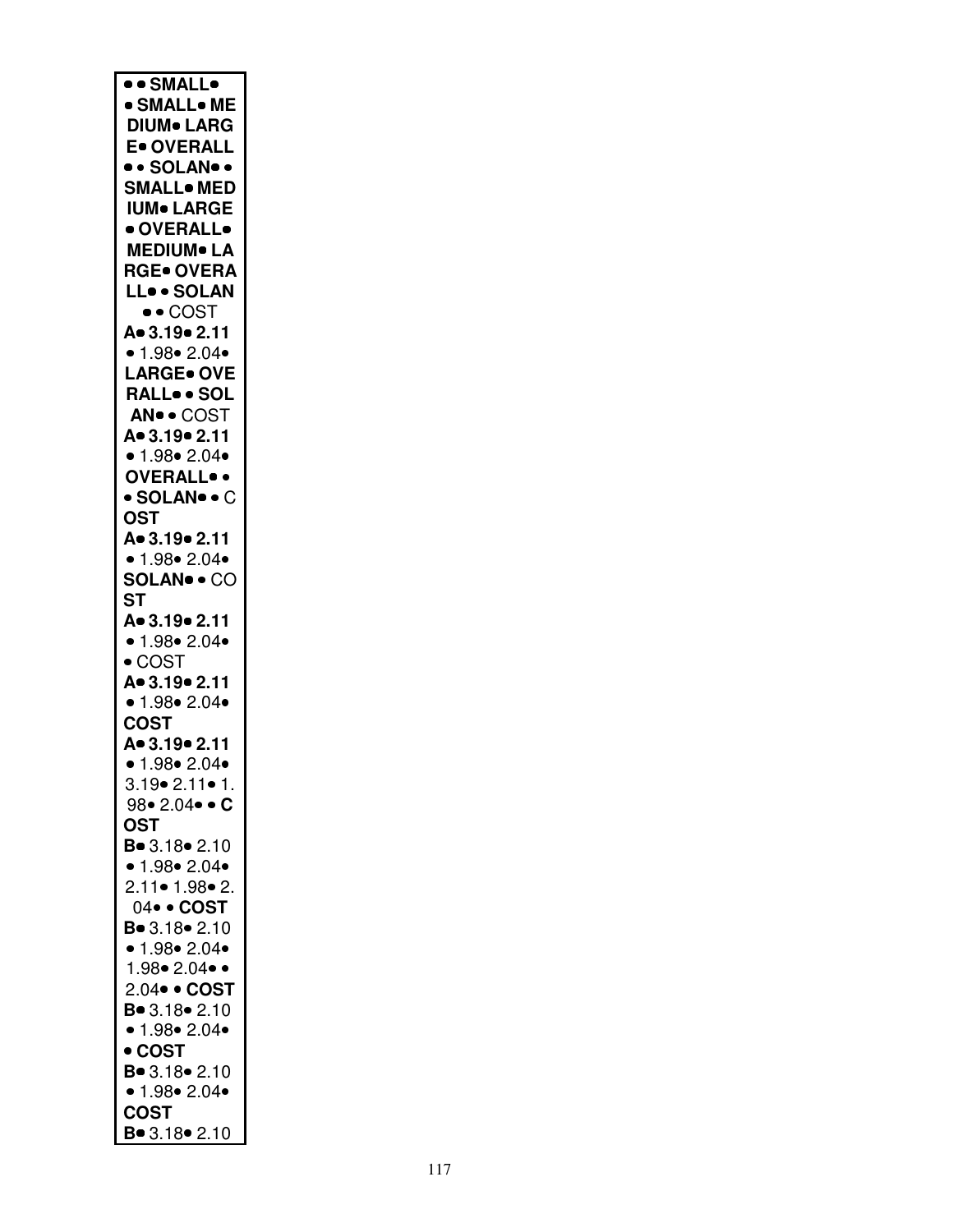| ● ● SMALL● |
|---|
| ● SMALL● ME |
| DIUM● LARG |
| E● OVERALL |
| ● ● SOLAN● ● |
| SMALL● MED |
| IUM● LARGE |
| ● OVERALL● |
| MEDIUM● LA |
| RGE● OVERA |
| LL● ● SOLAN |
| ● ● COST |
| **A● 3.19● 2.11** |
| ● 1.98● 2.04● |
| **LARGE● OVE** |
| **RALL● ● SOL** |
| **AN● ●** COST |
| **A● 3.19● 2.11** |
| ● 1.98● 2.04● |
| **OVERALL● ●** |
| **● SOLAN● ●** C |
| **OST** |
| **A● 3.19● 2.11** |
| ● 1.98● 2.04● |
| **SOLAN● ●** CO |
| **ST** |
| **A● 3.19● 2.11** |
| ● 1.98● 2.04● |
| ● COST |
| **A● 3.19● 2.11** |
| ● 1.98● 2.04● |
| **COST** |
| **A● 3.19● 2.11** |
| ● 1.98● 2.04● |
| 3.19● 2.11● 1. |
| 98● 2.04● ● **C** |
| **OST** |
| **B●** 3.18● 2.10 |
| ● 1.98● 2.04● |
| 2.11● 1.98● 2. |
| 04● ● **COST** |
| **B●** 3.18● 2.10 |
| ● 1.98● 2.04● |
| 1.98● 2.04● ● |
| 2.04● ● **COST** |
| **B●** 3.18● 2.10 |
| ● 1.98● 2.04● |
| ● **COST** |
| **B●** 3.18● 2.10 |
| ● 1.98● 2.04● |
| **COST** |
| **B●** 3.18● 2.10 |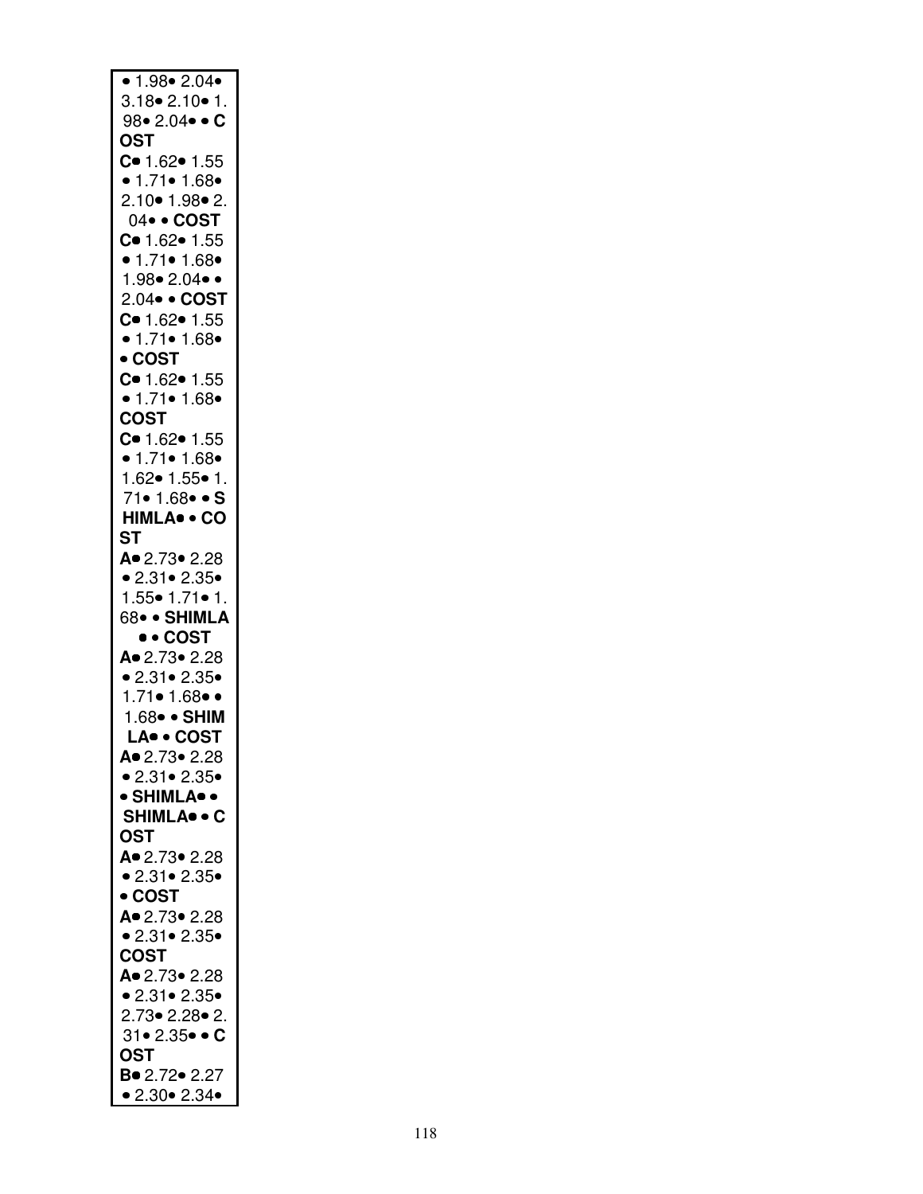• 1.98• 2.04•
3.18• 2.10• 1.
98• 2.04• • **C
OST**
**C•** 1.62• 1.55
• 1.71• 1.68•
2.10• 1.98• 2.
04• • **COST**
**C•** 1.62• 1.55
• 1.71• 1.68•
1.98• 2.04• •
2.04• • **COST**
**C•** 1.62• 1.55
• 1.71• 1.68•
• **COST**
**C•** 1.62• 1.55
• 1.71• 1.68•
**COST**
**C•** 1.62• 1.55
• 1.71• 1.68•
1.62• 1.55• 1.
71• 1.68• • **S
HIMLA•** • **CO
ST**
**A•** 2.73• 2.28
• 2.31• 2.35•
1.55• 1.71• 1.
68• • **SHIMLA
•** • **COST**
**A•** 2.73• 2.28
• 2.31• 2.35•
1.71• 1.68• •
1.68• • **SHIM
LA•** • **COST**
**A•** 2.73• 2.28
• 2.31• 2.35•
• **SHIMLA•** •
**SHIMLA•** • **C
OST**
**A•** 2.73• 2.28
• 2.31• 2.35•
• **COST**
**A•** 2.73• 2.28
• 2.31• 2.35•
**COST**
**A•** 2.73• 2.28
• 2.31• 2.35•
2.73• 2.28• 2.
31• 2.35• • **C
OST**
**B•** 2.72• 2.27
• 2.30• 2.34•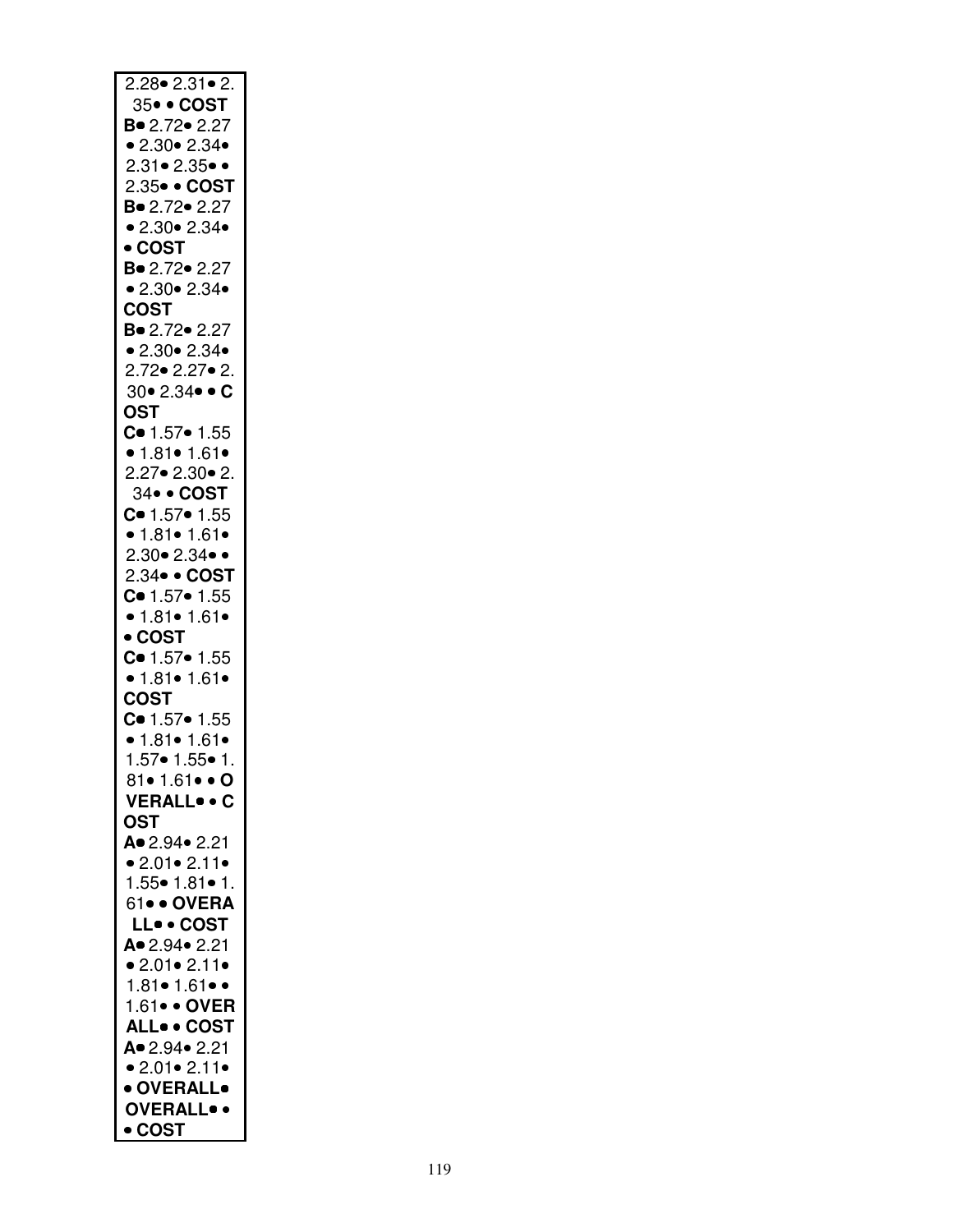2.28• 2.31• 2.
35• • **COST**
**B•** 2.72• 2.27
• 2.30• 2.34•
2.31• 2.35• •
2.35• • **COST**
**B•** 2.72• 2.27
• 2.30• 2.34•
• **COST**
**B•** 2.72• 2.27
• 2.30• 2.34•
**COST**
**B•** 2.72• 2.27
• 2.30• 2.34•
2.72• 2.27• 2.
30• 2.34• • **C**
**OST**
**C•** 1.57• 1.55
• 1.81• 1.61•
2.27• 2.30• 2.
34• • **COST**
**C•** 1.57• 1.55
• 1.81• 1.61•
2.30• 2.34• •
2.34• • **COST**
**C•** 1.57• 1.55
• 1.81• 1.61•
• **COST**
**C•** 1.57• 1.55
• 1.81• 1.61•
**COST**
**C•** 1.57• 1.55
• 1.81• 1.61•
1.57• 1.55• 1.
81• 1.61• • **O**
**VERALL•** • **C**
**OST**
**A•** 2.94• 2.21
• 2.01• 2.11•
1.55• 1.81• 1.
61• • **OVERA**
**LL•** • **COST**
**A•** 2.94• 2.21
• 2.01• 2.11•
1.81• 1.61• •
1.61• • **OVER**
**ALL•** • **COST**
**A•** 2.94• 2.21
• 2.01• 2.11•
• **OVERALL•**
**OVERALL•** •
• **COST**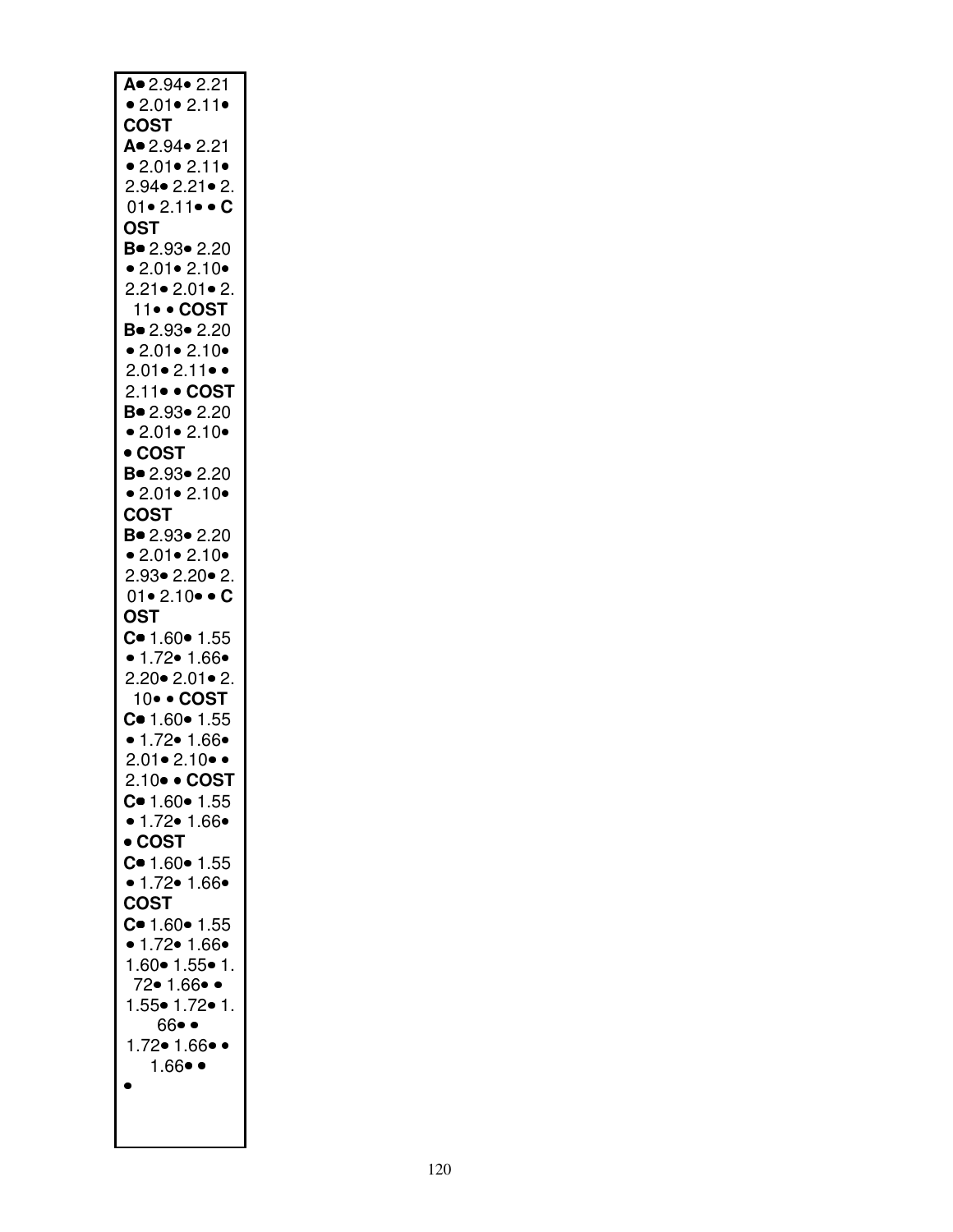**A**• 2.94• 2.21
• 2.01• 2.11•
**COST**
**A**• 2.94• 2.21
• 2.01• 2.11•
2.94• 2.21• 2.
01• 2.11• • **C**
**OST**
**B**• 2.93• 2.20
• 2.01• 2.10•
2.21• 2.01• 2.
11• • **COST**
**B**• 2.93• 2.20
• 2.01• 2.10•
2.01• 2.11• •
2.11• • **COST**
**B**• 2.93• 2.20
• 2.01• 2.10•
• **COST**
**B**• 2.93• 2.20
• 2.01• 2.10•
**COST**
**B**• 2.93• 2.20
• 2.01• 2.10•
2.93• 2.20• 2.
01• 2.10• • **C**
**OST**
**C**• 1.60• 1.55
• 1.72• 1.66•
2.20• 2.01• 2.
10• • **COST**
**C**• 1.60• 1.55
• 1.72• 1.66•
2.01• 2.10• •
2.10• • **COST**
**C**• 1.60• 1.55
• 1.72• 1.66•
• **COST**
**C**• 1.60• 1.55
• 1.72• 1.66•
**COST**
**C**• 1.60• 1.55
• 1.72• 1.66•
1.60• 1.55• 1.
72• 1.66• •
1.55• 1.72• 1.
66• •
1.72• 1.66• •
1.66• •
•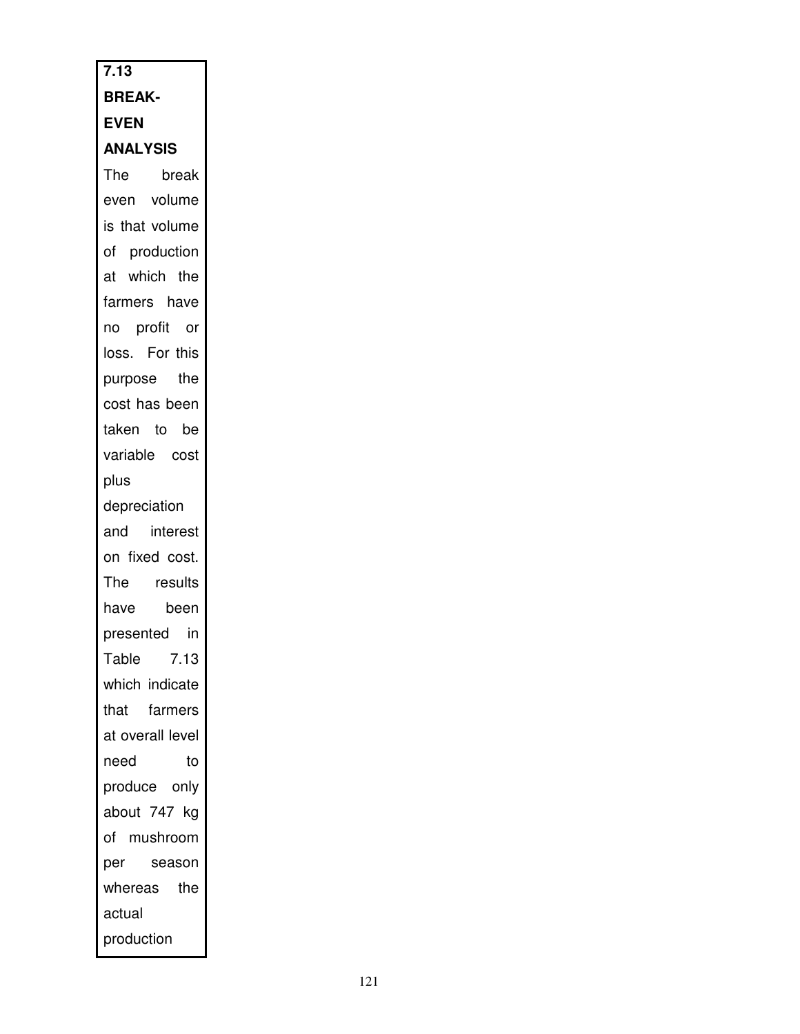### 7.13 BREAK-EVEN ANALYSIS

The break even volume is that volume of production at which the farmers have no profit or loss. For this purpose the cost has been taken to be variable cost plus depreciation and interest on fixed cost. The results have been presented in Table 7.13 which indicate that farmers at overall level need to produce only about 747 kg of mushroom per season whereas the actual production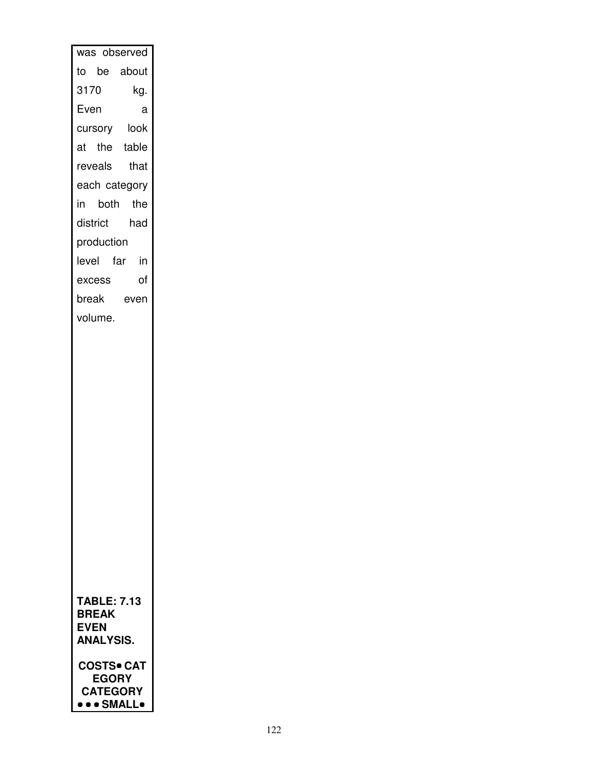was observed to be about 3170 kg. Even a cursory look at the table reveals that each category in both the district had production level far in excess of break even volume.

**TABLE: 7.13 BREAK EVEN ANALYSIS.**

**COSTS• CATEGORY CATEGORY • • • SMALL•**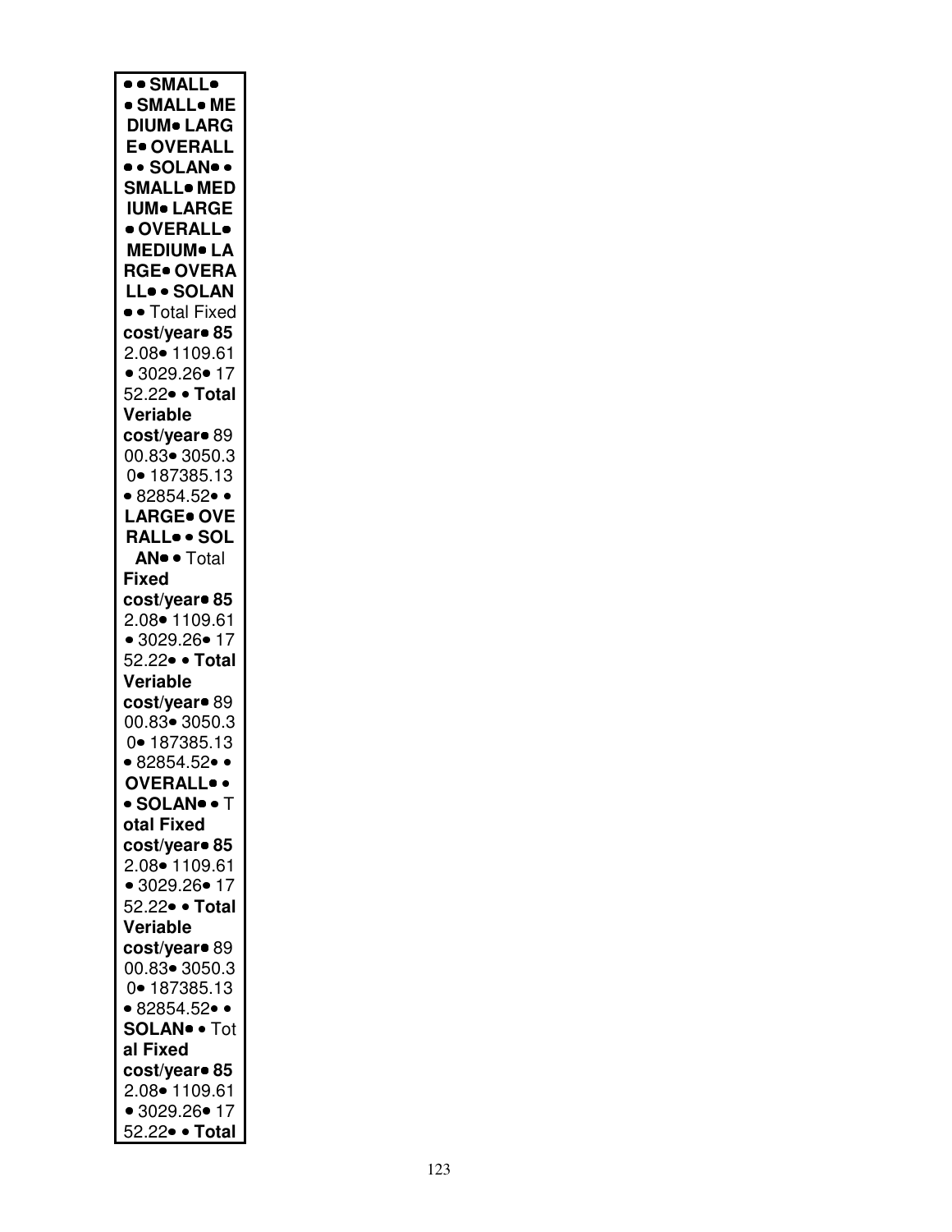● ● **SMALL**●
● **SMALL**● **ME**
**DIUM**● **LARG**
**E**● **OVERALL**
● ● **SOLAN**● ●
**SMALL**● **MED**
**IUM**● **LARGE**
● **OVERALL**●
**MEDIUM**● **LA**
**RGE**● **OVERA**
**LL**● ● **SOLAN**
● ● Total Fixed
**cost/year**● **85**
2.08● 1109.61
● 3029.26● 17
52.22● ● **Total**
**Veriable**
**cost/year**● 89
00.83● 3050.3
0● 187385.13
● 82854.52● ●
**LARGE**● **OVE**
**RALL**● ● **SOL**
**AN**● ● Total
**Fixed**
**cost/year**● **85**
2.08● 1109.61
● 3029.26● 17
52.22● ● **Total**
**Veriable**
**cost/year**● 89
00.83● 3050.3
0● 187385.13
● 82854.52● ●
**OVERALL**● ●
● **SOLAN**● ● T
**otal Fixed**
**cost/year**● **85**
2.08● 1109.61
● 3029.26● 17
52.22● ● **Total**
**Veriable**
**cost/year**● 89
00.83● 3050.3
0● 187385.13
● 82854.52● ●
**SOLAN**● ● Tot
**al Fixed**
**cost/year**● **85**
2.08● 1109.61
● 3029.26● 17
52.22● ● **Total**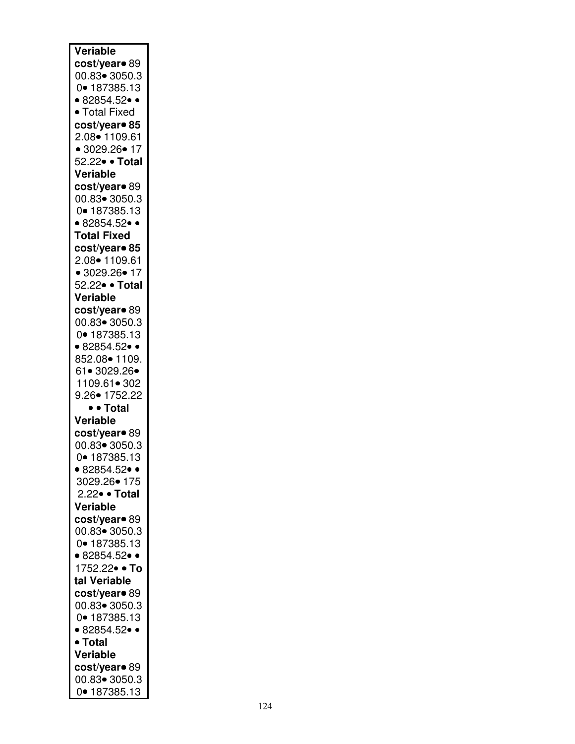| **Veriable cost/year**• 8900.83• 3050.30• 187385.13 • 82854.52• • • Total Fixed **cost/year• 85**2.08• 1109.61 • 3029.26• 1752.22• • **Total Veriable cost/year**• 8900.83• 3050.30• 187385.13 • 82854.52• • **Total Fixed cost/year• 85**2.08• 1109.61 • 3029.26• 1752.22• • **Total Veriable cost/year**• 8900.83• 3050.30• 187385.13 • 82854.52• • 852.08• 1109.61• 3029.26• 1109.61• 3029.26• 1752.22 • • **Total Veriable cost/year**• 8900.83• 3050.30• 187385.13 • 82854.52• • 3029.26• 1752.22• • **Total Veriable cost/year**• 8900.83• 3050.30• 187385.13 • 82854.52• • 1752.22• • **Total Veriable cost/year**• 8900.83• 3050.30• 187385.13 • 82854.52• • • **Total Veriable cost/year**• 8900.83• 3050.30• 187385.13 |
|---|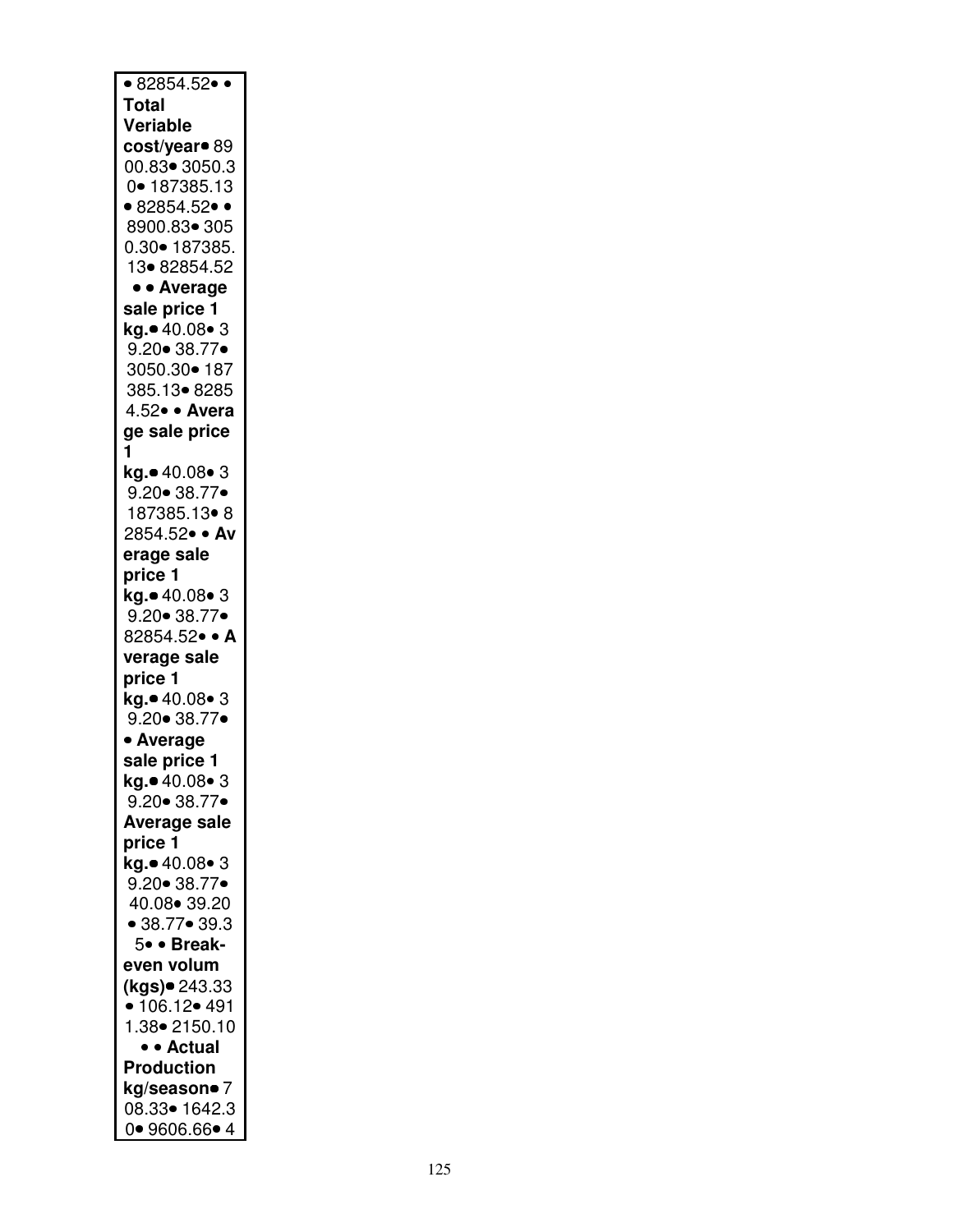• 82854.52• •
**Total Veriable cost/year**• 8900.83• 3050.30• 187385.13
• 82854.52• •
8900.83• 3050.30• 187385.13• 82854.52
• • **Average sale price 1 kg.**• 40.08• 39.20• 38.77•
3050.30• 187385.13• 82854.52• • **Average sale price 1 kg.**• 40.08• 39.20• 38.77•
187385.13• 82854.52• • **Average sale price 1 kg.**• 40.08• 39.20• 38.77•
82854.52• • **Average sale price 1 kg.**• 40.08• 39.20• 38.77•
• **Average sale price 1 kg.**• 40.08• 39.20• 38.77•
**Average sale price 1 kg.**• 40.08• 39.20• 38.77•
40.08• 39.20
• 38.77• 39.35• • **Break-even volum (kgs)**• 243.33
• 106.12• 4911.38• 2150.10
• • **Actual Production kg/season**• 708.33• 1642.30• 9606.66• 4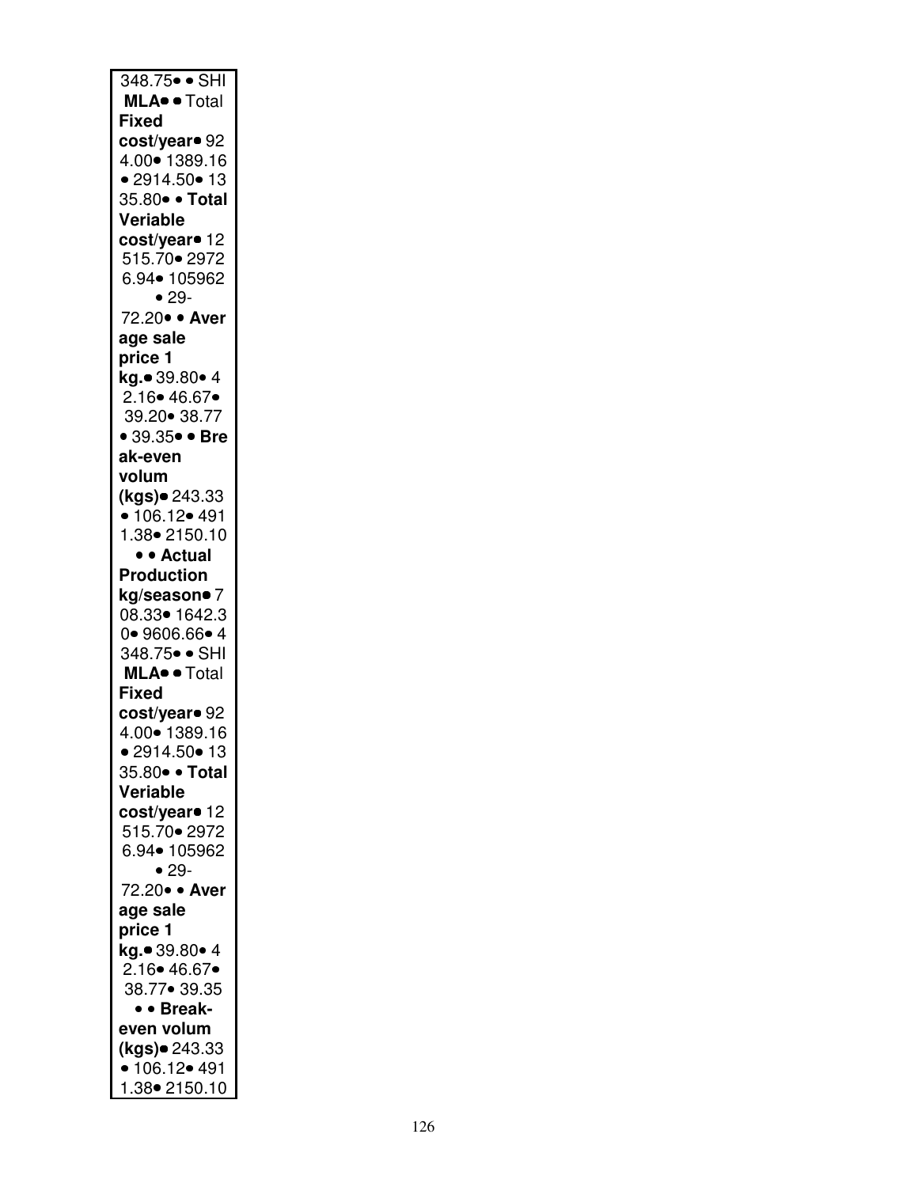348.75• • SHI **MLA**• • Total **Fixed cost/year**• 924.00• 1389.16 • 2914.50• 1335.80• • **Total Veriable cost/year**• 12515.70• 29726.94• 105962 • 29-72.20• • **Average sale price 1 kg.**• 39.80• 42.16• 46.67• 39.20• 38.77 • 39.35• • **Break-even volum (kgs)**• 243.33 • 106.12• 4911.38• 2150.10 • • **Actual Production kg/season**• 708.33• 1642.30• 9606.66• 4348.75• • SHI **MLA**• • Total **Fixed cost/year**• 924.00• 1389.16 • 2914.50• 1335.80• • **Total Veriable cost/year**• 12515.70• 29726.94• 105962 • 29-72.20• • **Average sale price 1 kg.**• 39.80• 42.16• 46.67• 38.77• 39.35 • • **Break-even volum (kgs)**• 243.33 • 106.12• 4911.38• 2150.10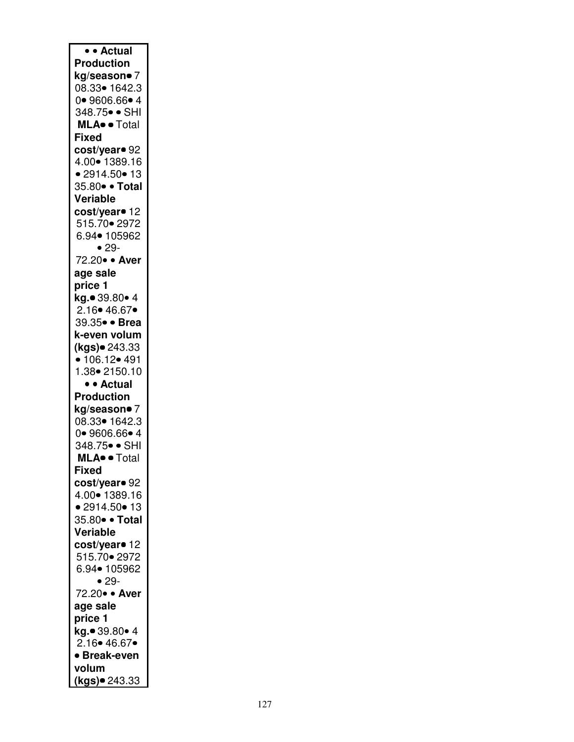• • **Actual Production kg/season**• 708.33• 1642.30• 9606.66• 4348.75• • SHIMLA• • Total **Fixed cost/year**• 924.00• 1389.16 • 2914.50• 1335.80• • **Total Veriable cost/year**• 12515.70• 29726.94• 105962 • 29-72.20• • **Average sale price 1 kg.**• 39.80• 42.16• 46.67• 39.35• • **Break-even volum (kgs)**• 243.33 • 106.12• 4911.38• 2150.10 • • **Actual Production kg/season**• 708.33• 1642.30• 9606.66• 4348.75• • SHIMLA• • Total **Fixed cost/year**• 924.00• 1389.16 • 2914.50• 1335.80• • **Total Veriable cost/year**• 12515.70• 29726.94• 105962 • 29-72.20• • **Average sale price 1 kg.**• 39.80• 42.16• 46.67• • **Break-even volum (kgs)**• 243.33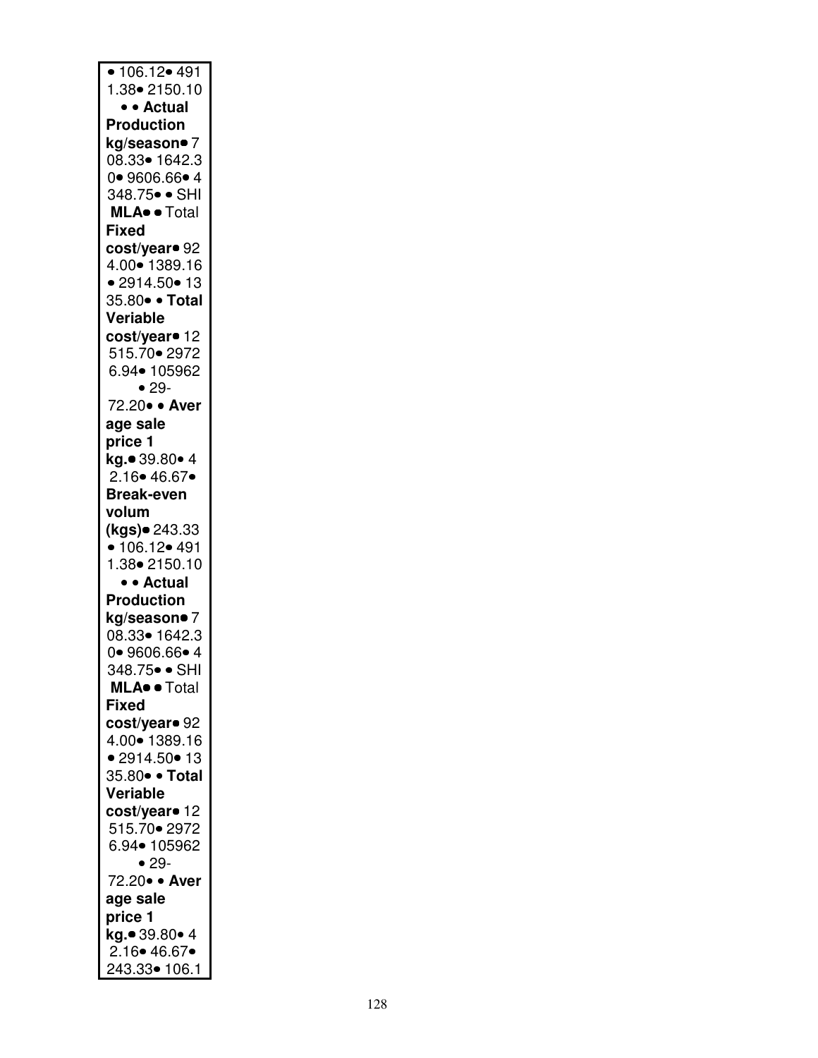• 106.12• 491 1.38• 2150.10 • • **Actual Production kg/season**• 7 08.33• 1642.3 0• 9606.66• 4 348.75• • SHI **MLA**• • Total **Fixed cost/year**• 92 4.00• 1389.16 • 2914.50• 13 35.80• • **Total Veriable cost/year**• 12 515.70• 2972 6.94• 105962 • 29- 72.20• • **Aver age sale price 1 kg.**• 39.80• 4 2.16• 46.67• **Break-even volum (kgs)**• 243.33 • 106.12• 491 1.38• 2150.10 • • **Actual Production kg/season**• 7 08.33• 1642.3 0• 9606.66• 4 348.75• • SHI **MLA**• • Total **Fixed cost/year**• 92 4.00• 1389.16 • 2914.50• 13 35.80• • **Total Veriable cost/year**• 12 515.70• 2972 6.94• 105962 • 29- 72.20• • **Aver age sale price 1 kg.**• 39.80• 4 2.16• 46.67• 243.33• 106.1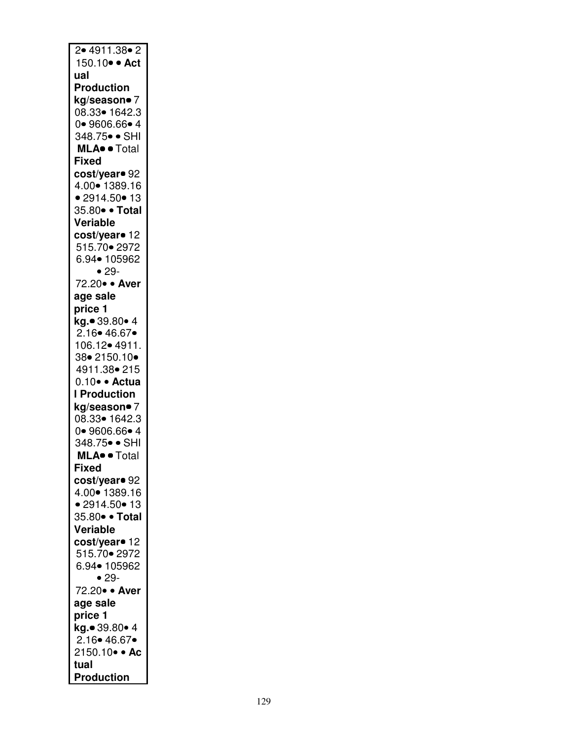2• 4911.38• 2
150.10• • **Actual Production kg/season**• 7
08.33• 1642.3
0• 9606.66• 4
348.75• • SHI
**MLA**• • Total
**Fixed cost/year**• 92
4.00• 1389.16
• 2914.50• 13
35.80• • **Total Veriable cost/year**• 12
515.70• 2972
6.94• 105962
• 29-
72.20• • **Average sale price 1 kg.**• 39.80• 4
2.16• 46.67•
106.12• 4911.
38• 2150.10•
4911.38• 215
0.10• • **Actual Production kg/season**• 7
08.33• 1642.3
0• 9606.66• 4
348.75• • SHI
**MLA**• • Total
**Fixed cost/year**• 92
4.00• 1389.16
• 2914.50• 13
35.80• • **Total Veriable cost/year**• 12
515.70• 2972
6.94• 105962
• 29-
72.20• • **Average sale price 1 kg.**• 39.80• 4
2.16• 46.67•
2150.10• • **Actual Production**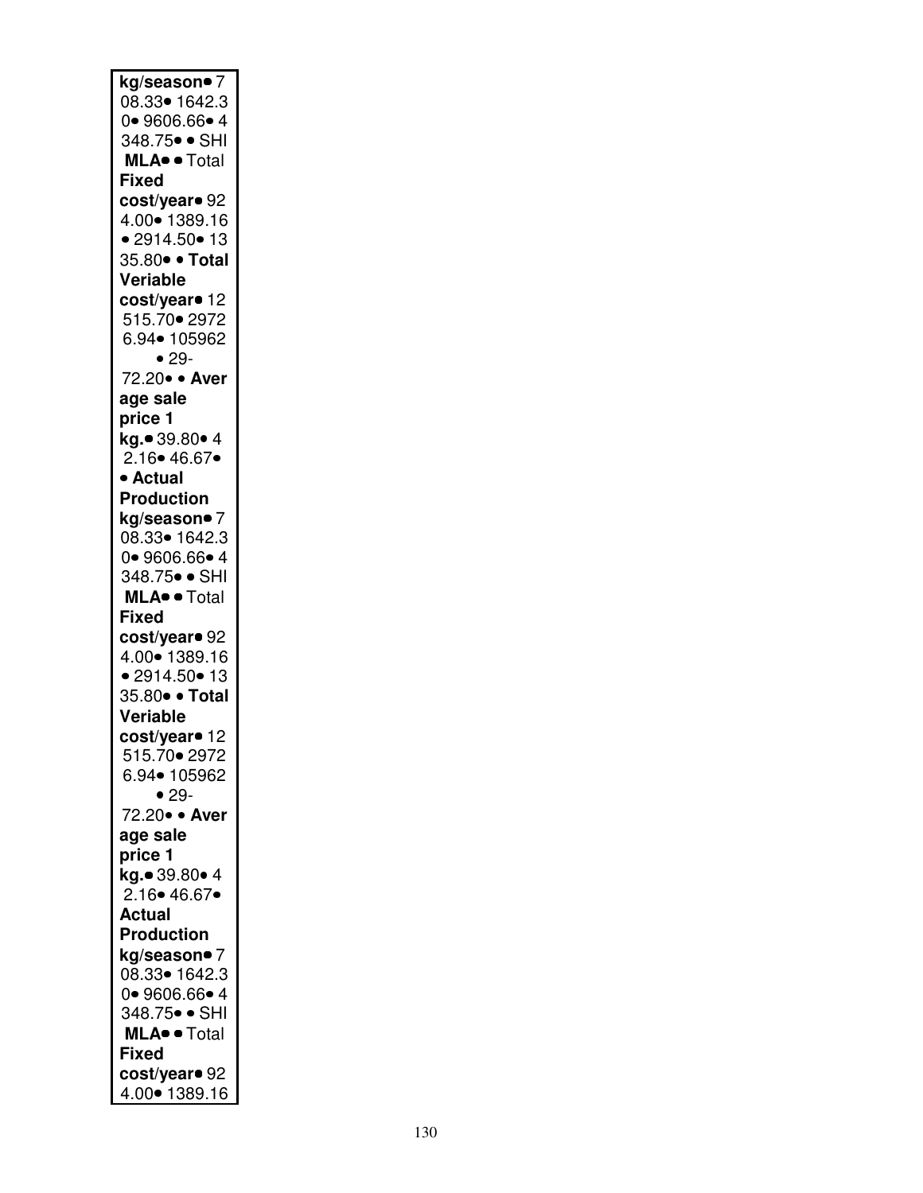**kg/season**• 7 08.33• 1642.3 0• 9606.66• 4 348.75• • SHI **MLA**• • Total **Fixed cost/year**• 92 4.00• 1389.16 • 2914.50• 13 35.80• • **Total Veriable cost/year**• 12 515.70• 2972 6.94• 105962 • 29- 72.20• • **Average sale price 1 kg.**• 39.80• 4 2.16• 46.67• • **Actual Production kg/season**• 7 08.33• 1642.3 0• 9606.66• 4 348.75• • SHI **MLA**• • Total **Fixed cost/year**• 92 4.00• 1389.16 • 2914.50• 13 35.80• • **Total Veriable cost/year**• 12 515.70• 2972 6.94• 105962 • 29- 72.20• • **Average sale price 1 kg.**• 39.80• 4 2.16• 46.67• **Actual Production kg/season**• 7 08.33• 1642.3 0• 9606.66• 4 348.75• • SHI **MLA**• • Total **Fixed cost/year**• 92 4.00• 1389.16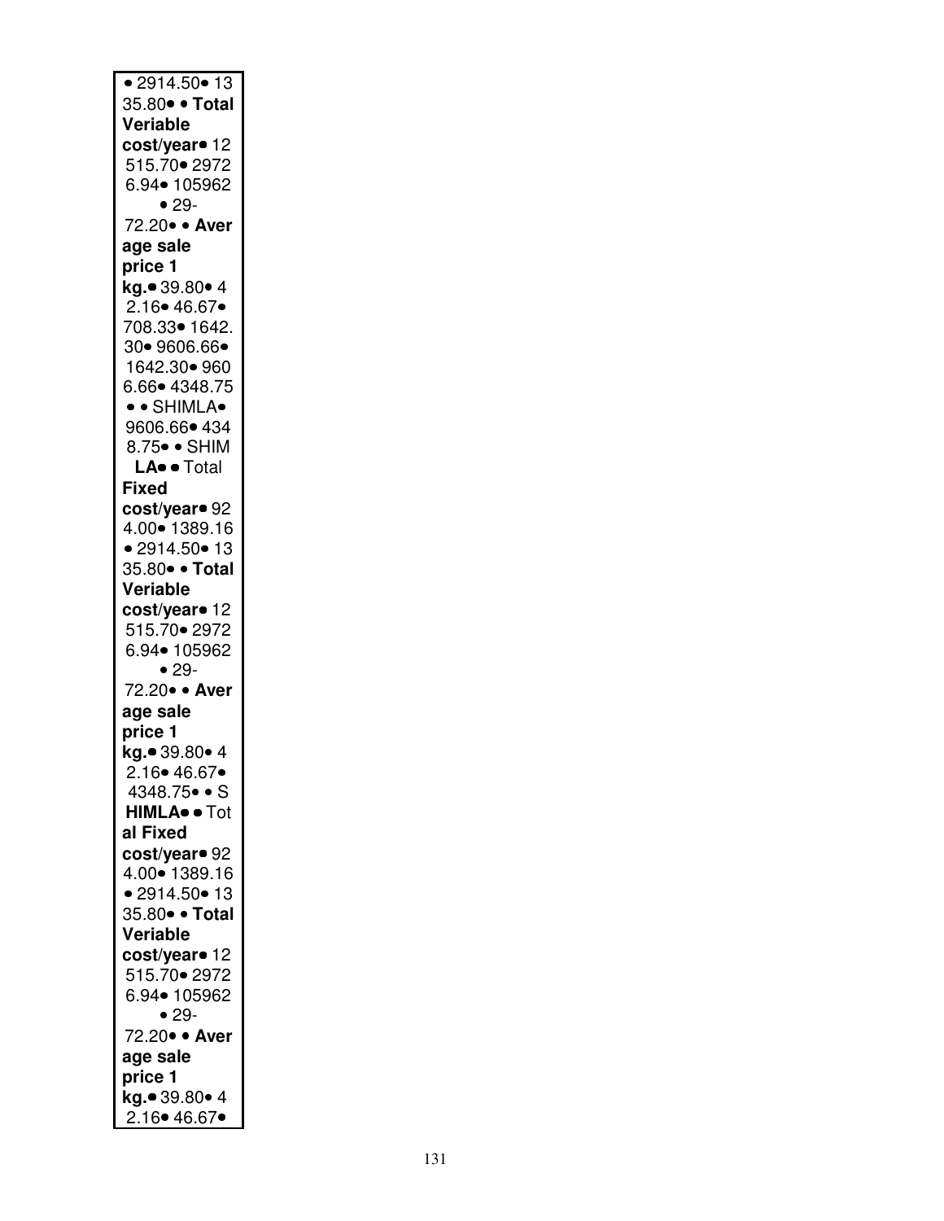• 2914.50• 13
35.80• • **Total Veriable cost/year**• 12
515.70• 2972
6.94• 105962
• 29-
72.20• • **Aver age sale price 1 kg.**• 39.80• 4
2.16• 46.67•
708.33• 1642.
30• 9606.66•
1642.30• 960
6.66• 4348.75
• • SHIMLA•
9606.66• 434
8.75• • SHIM
**LA**• • Total
**Fixed cost/year**• 92
4.00• 1389.16
• 2914.50• 13
35.80• • **Total Veriable cost/year**• 12
515.70• 2972
6.94• 105962
• 29-
72.20• • **Aver age sale price 1 kg.**• 39.80• 4
2.16• 46.67•
4348.75• • S
**HIMLA**• • Tot
**al Fixed cost/year**• 92
4.00• 1389.16
• 2914.50• 13
35.80• • **Total Veriable cost/year**• 12
515.70• 2972
6.94• 105962
• 29-
72.20• • **Aver age sale price 1 kg.**• 39.80• 4
2.16• 46.67•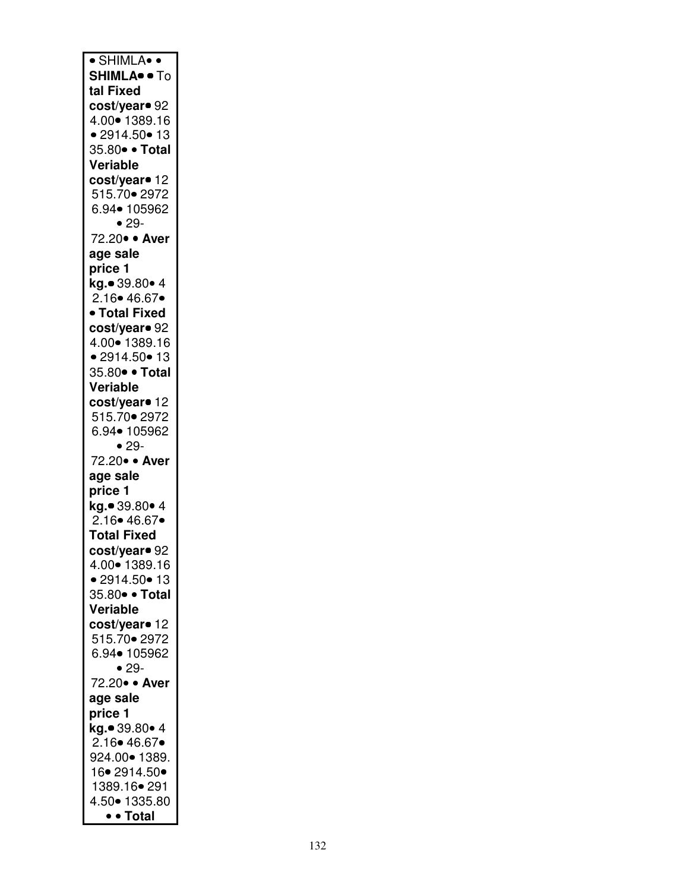• SHIMLA• • **SHIMLA**• • To**tal Fixed cost/year**• 924.00• 1389.16 • 2914.50• 1335.80• • **Total Veriable cost/year**• 12515.70• 29726.94• 105962 • 29-72.20• • **Average sale price 1 kg.**• 39.80• 42.16• 46.67• • **Total Fixed cost/year**• 924.00• 1389.16 • 2914.50• 1335.80• • **Total Veriable cost/year**• 12515.70• 29726.94• 105962 • 29-72.20• • **Average sale price 1 kg.**• 39.80• 42.16• 46.67• **Total Fixed cost/year**• 924.00• 1389.16 • 2914.50• 1335.80• • **Total Veriable cost/year**• 12515.70• 29726.94• 105962 • 29-72.20• • **Average sale price 1 kg.**• 39.80• 42.16• 46.67• 924.00• 1389.16• 2914.50• 1389.16• 2914.50• 1335.80 • • **Total**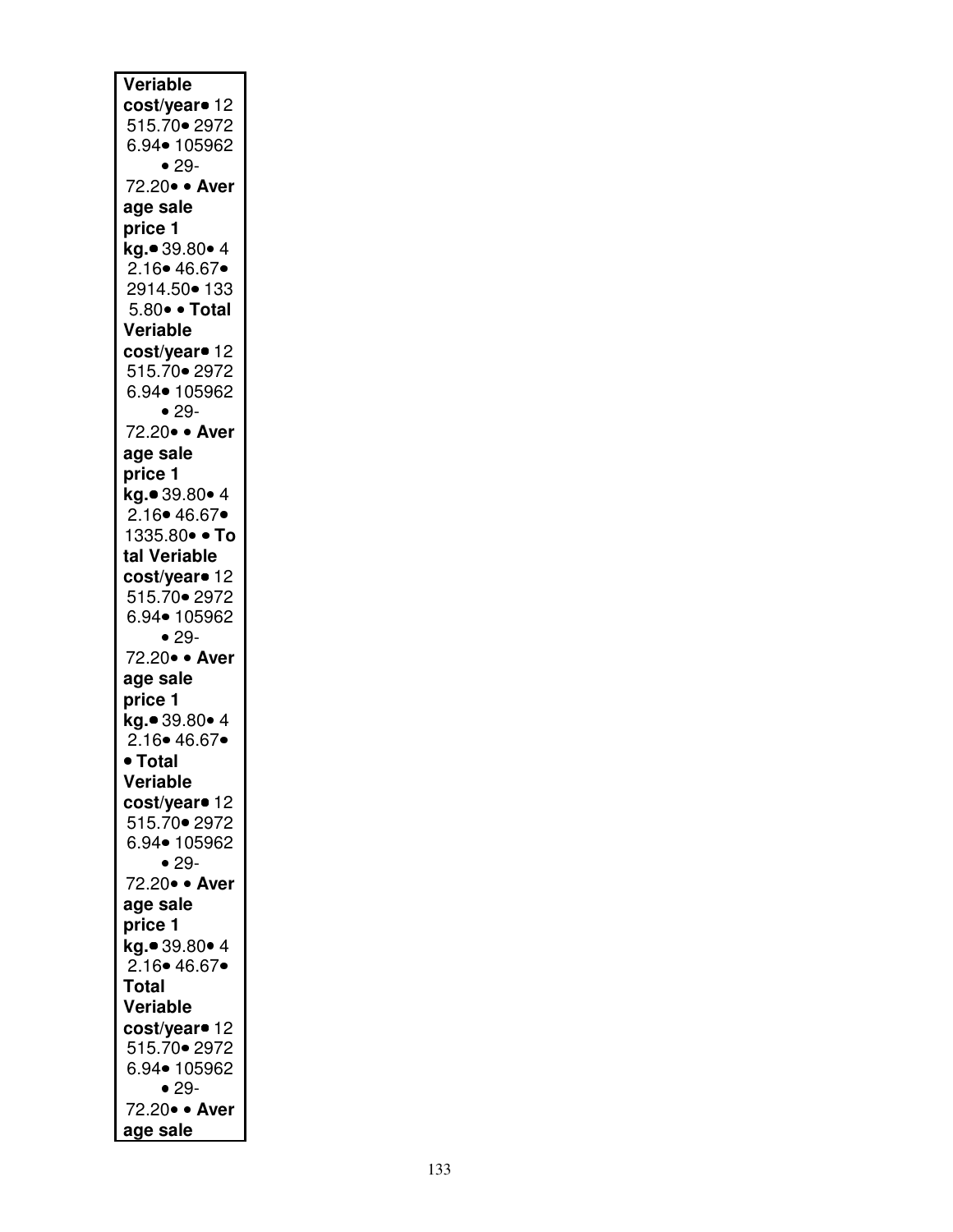**Veriable cost/year**• 12 515.70• 2972 6.94• 105962 • 29-72.20• • **Average sale price 1 kg.**• 39.80• 4 2.16• 46.67• 2914.50• 133 5.80• • **Total Veriable cost/year**• 12 515.70• 2972 6.94• 105962 • 29-72.20• • **Average sale price 1 kg.**• 39.80• 4 2.16• 46.67• 1335.80• • **Total Veriable cost/year**• 12 515.70• 2972 6.94• 105962 • 29-72.20• • **Average sale price 1 kg.**• 39.80• 4 2.16• 46.67• • **Total Veriable cost/year**• 12 515.70• 2972 6.94• 105962 • 29-72.20• • **Average sale price 1 kg.**• 39.80• 4 2.16• 46.67• **Total Veriable cost/year**• 12 515.70• 2972 6.94• 105962 • 29-72.20• • **Average sale**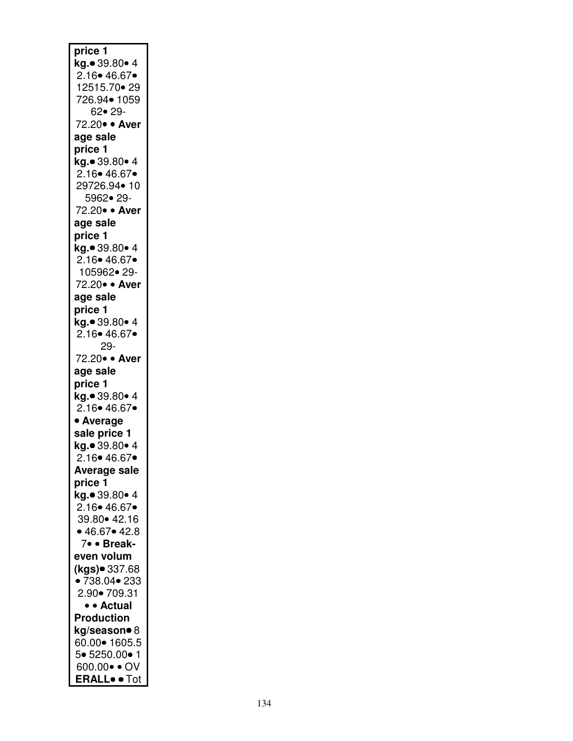**price 1 kg.**• 39.80• 42.16• 46.67• 12515.70• 29726.94• 105962• 29-72.20• • **Average sale price 1 kg.**• 39.80• 42.16• 46.67• 29726.94• 105962• 29-72.20• • **Average sale price 1 kg.**• 39.80• 42.16• 46.67• 105962• 29-72.20• • **Average sale price 1 kg.**• 39.80• 42.16• 46.67• 29-72.20• • **Average sale price 1 kg.**• 39.80• 42.16• 46.67• • **Average sale price 1 kg.**• 39.80• 42.16• 46.67• **Average sale price 1 kg.**• 39.80• 42.16• 46.67• 39.80• 42.16 • 46.67• 42.87• • **Break-even volum (kgs)**• 337.68 • 738.04• 2332.90• 709.31 • • **Actual Production kg/season**• 860.00• 1605.55• 5250.00• 1600.00• • OV**ERALL**• • Tot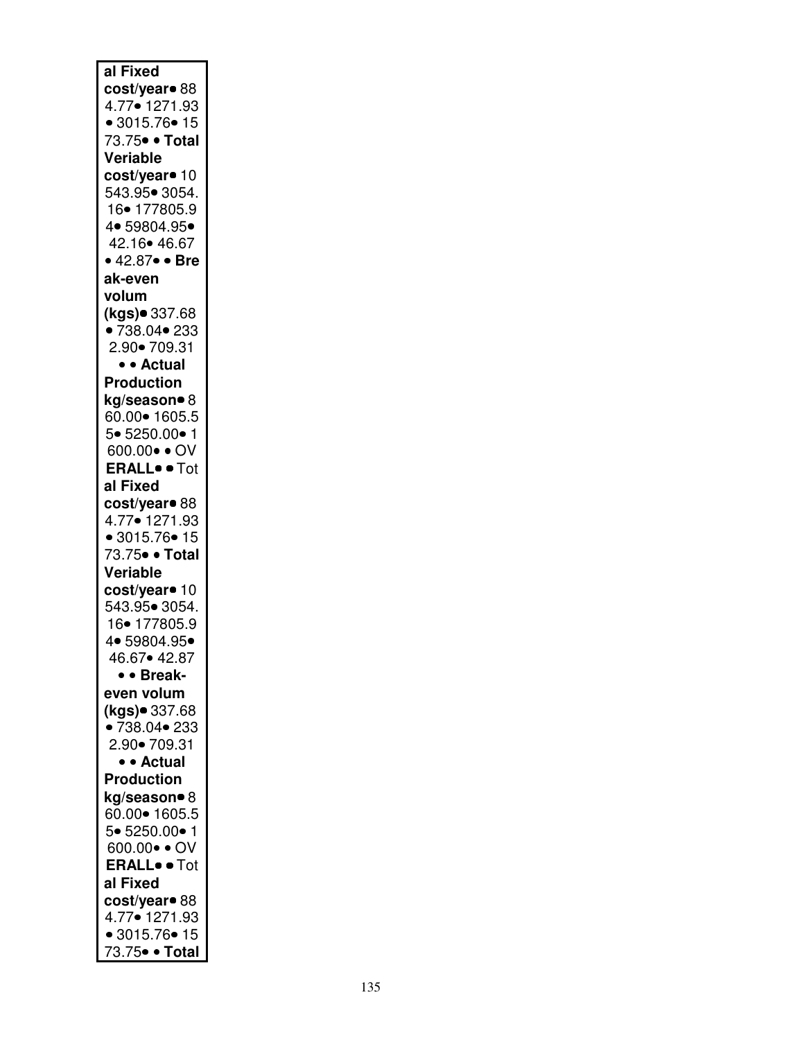| al Fixed cost/year• 884.77• 1271.93 • 3015.76• 1573.75• • **Total Veriable cost/year**• 10543.95• 3054.16• 177805.94• 59804.95• 42.16• 46.67 • 42.87• • **Break-even volum (kgs)**• 337.68 • 738.04• 2332.90• 709.31 • • **Actual Production kg/season**• 860.00• 1605.55• 5250.00• 1600.00• • OV**ERALL**• • Tot**al Fixed cost/year**• 884.77• 1271.93 • 3015.76• 1573.75• • **Total Veriable cost/year**• 10543.95• 3054.16• 177805.94• 59804.95• 46.67• 42.87 • • **Break-even volum (kgs)**• 337.68 • 738.04• 2332.90• 709.31 • • **Actual Production kg/season**• 860.00• 1605.55• 5250.00• 1600.00• • OV**ERALL**• • Tot**al Fixed cost/year**• 884.77• 1271.93 • 3015.76• 1573.75• • **Total** |
|---|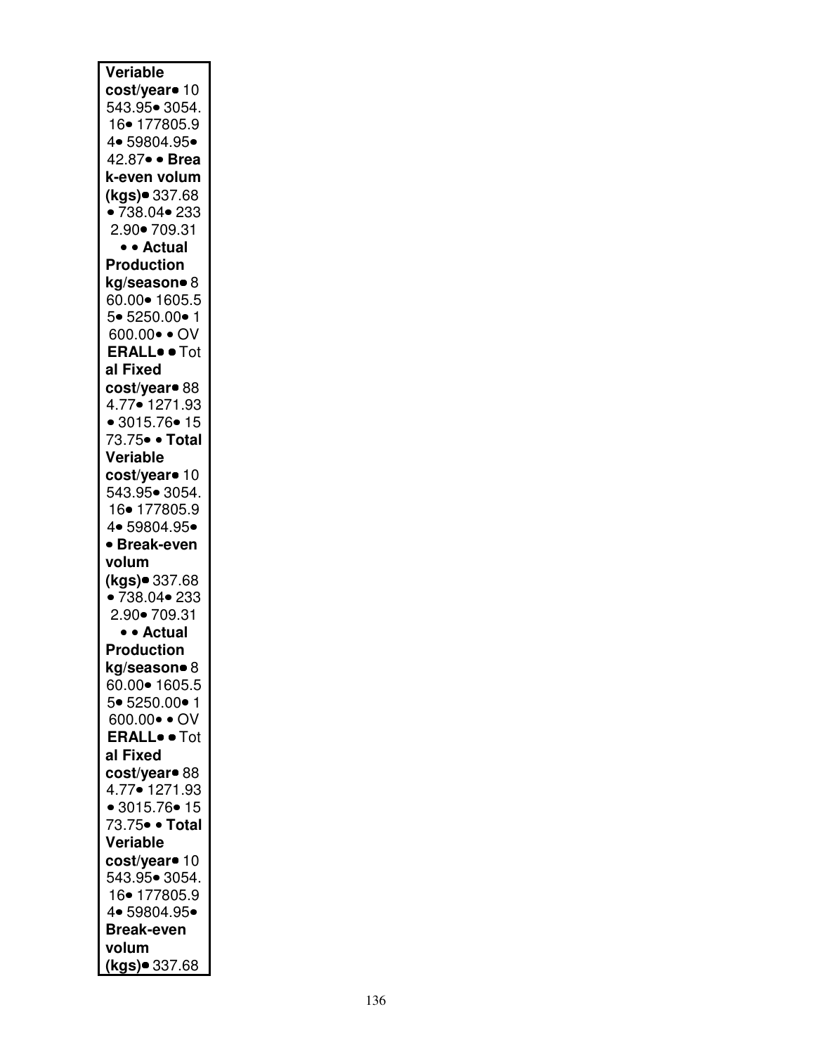**Veriable cost/year**• 10543.95• 3054.16• 177805.94• 59804.95• 42.87• • **Break-even volum (kgs)**• 337.68 • 738.04• 2332.90• 709.31 • • **Actual Production kg/season**• 860.00• 1605.55• 5250.00• 1600.00• • OV**ERALL**• • Tot**al Fixed cost/year**• 884.77• 1271.93 • 3015.76• 1573.75• • **Total Veriable cost/year**• 10543.95• 3054.16• 177805.94• 59804.95• • **Break-even volum (kgs)**• 337.68 • 738.04• 2332.90• 709.31 • • **Actual Production kg/season**• 860.00• 1605.55• 5250.00• 1600.00• • OV**ERALL**• • Tot**al Fixed cost/year**• 884.77• 1271.93 • 3015.76• 1573.75• • **Total Veriable cost/year**• 10543.95• 3054.16• 177805.94• 59804.95• **Break-even volum (kgs)**• 337.68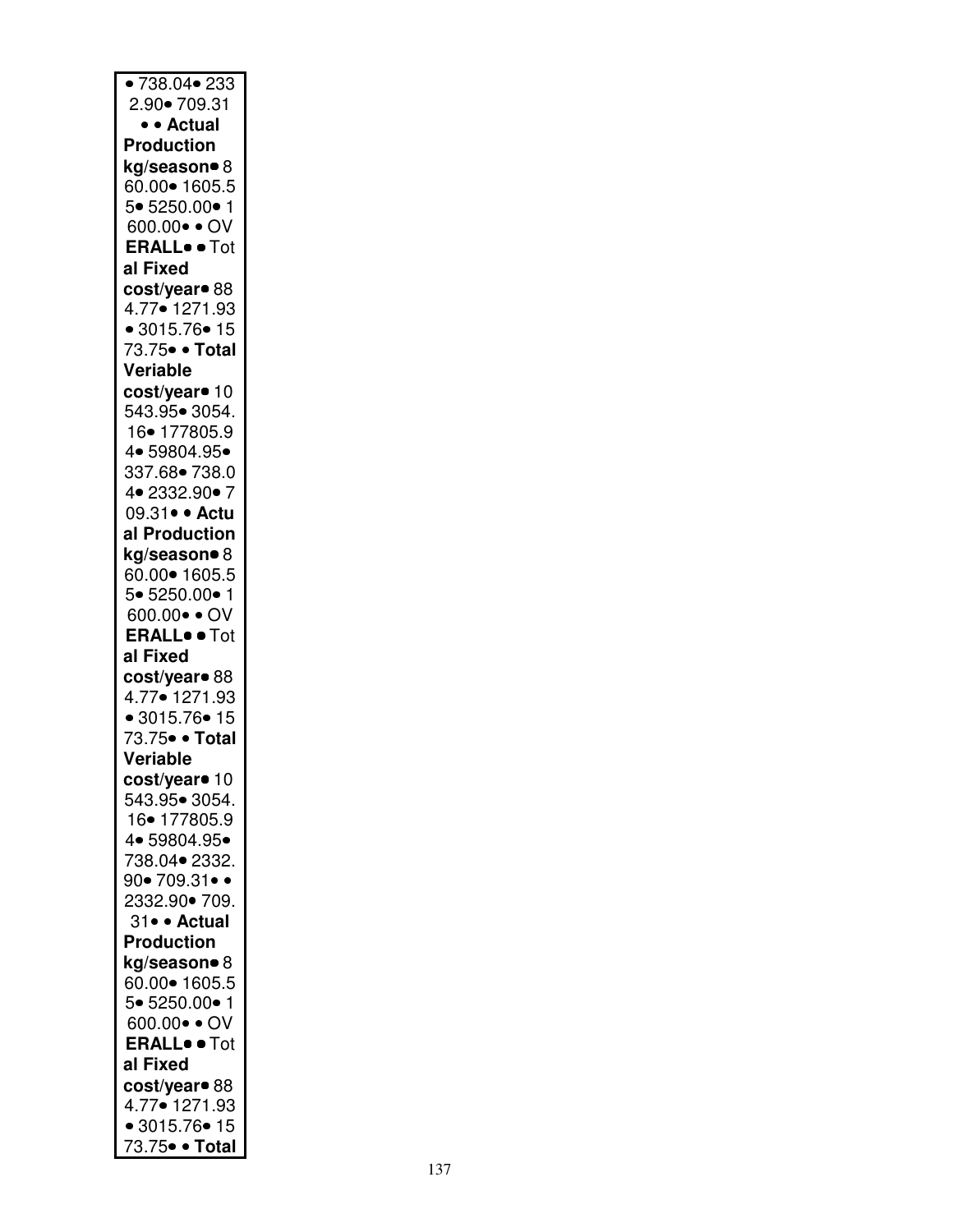• 738.04• 233 2.90• 709.31 • • **Actual Production kg/season**• 860.00• 1605.55• 5250.00• 1600.00• • **OVERALL**• • **Total Fixed cost/year**• 884.77• 1271.93 • 3015.76• 1573.75• • **Total Veriable cost/year**• 10543.95• 3054.16• 177805.94• 59804.95• 337.68• 738.04• 2332.90• 709.31• • **Actual Production kg/season**• 860.00• 1605.55• 5250.00• 1600.00• • **OVERALL**• • **Total Fixed cost/year**• 884.77• 1271.93 • 3015.76• 1573.75• • **Total Veriable cost/year**• 10543.95• 3054.16• 177805.94• 59804.95• 738.04• 2332.90• 709.31• • 2332.90• 709.31• • **Actual Production kg/season**• 860.00• 1605.55• 5250.00• 1600.00• • **OVERALL**• • **Total Fixed cost/year**• 884.77• 1271.93 • 3015.76• 1573.75• • **Total**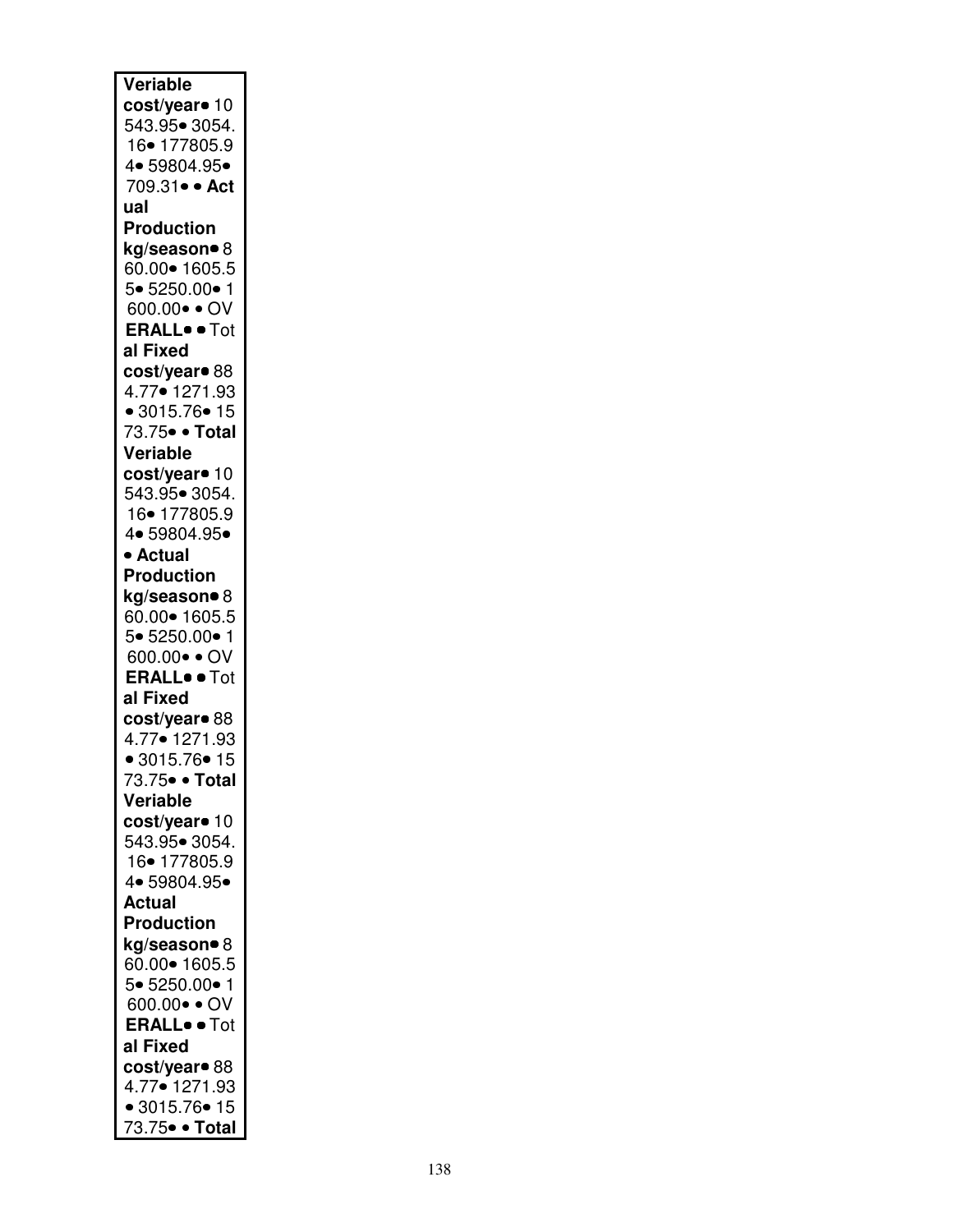**Veriable cost/year**• 10543.95• 3054.16• 177805.94• 59804.95• 709.31• • **Actual Production kg/season**• 860.00• 1605.55• 5250.00• 1600.00• • OV**ERALL**• • Tot**al Fixed cost/year**• 884.77• 1271.93 • 3015.76• 1573.75• • **Total Veriable cost/year**• 10543.95• 3054.16• 177805.94• 59804.95• • **Actual Production kg/season**• 860.00• 1605.55• 5250.00• 1600.00• • OV**ERALL**• • Tot**al Fixed cost/year**• 884.77• 1271.93 • 3015.76• 1573.75• • **Total Veriable cost/year**• 10543.95• 3054.16• 177805.94• 59804.95• **Actual Production kg/season**• 860.00• 1605.55• 5250.00• 1600.00• • OV**ERALL**• • Tot**al Fixed cost/year**• 884.77• 1271.93 • 3015.76• 1573.75• • **Total**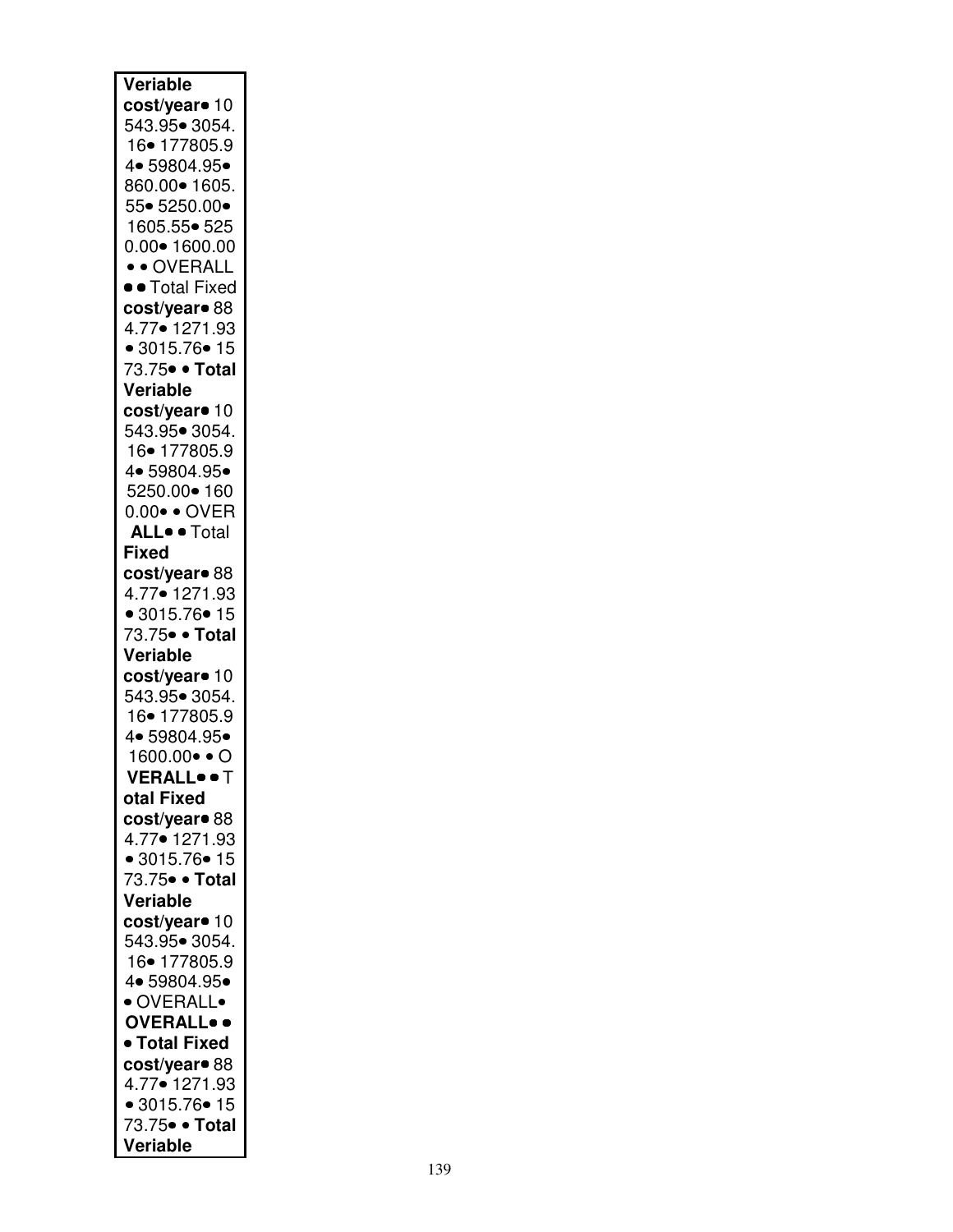**Veriable cost/year**• 10543.95• 3054.16• 177805.94• 59804.95• 860.00• 1605.55• 5250.00• 1605.55• 5250.00• 1600.00 • • OVERALL • • Total Fixed **cost/year**• 884.77• 1271.93 • 3015.76• 1573.75• • **Total Veriable cost/year**• 10543.95• 3054.16• 177805.94• 59804.95• 5250.00• 1600.00• • OVERALL• • Total **Fixed cost/year**• 884.77• 1271.93 • 3015.76• 1573.75• • **Total Veriable cost/year**• 10543.95• 3054.16• 177805.94• 59804.95• 1600.00• • O**VERALL**• • T**otal Fixed cost/year**• 884.77• 1271.93 • 3015.76• 1573.75• • **Total Veriable cost/year**• 10543.95• 3054.16• 177805.94• 59804.95• • OVERALL• **OVERALL**• • • **Total Fixed cost/year**• 884.77• 1271.93 • 3015.76• 1573.75• • **Total Veriable**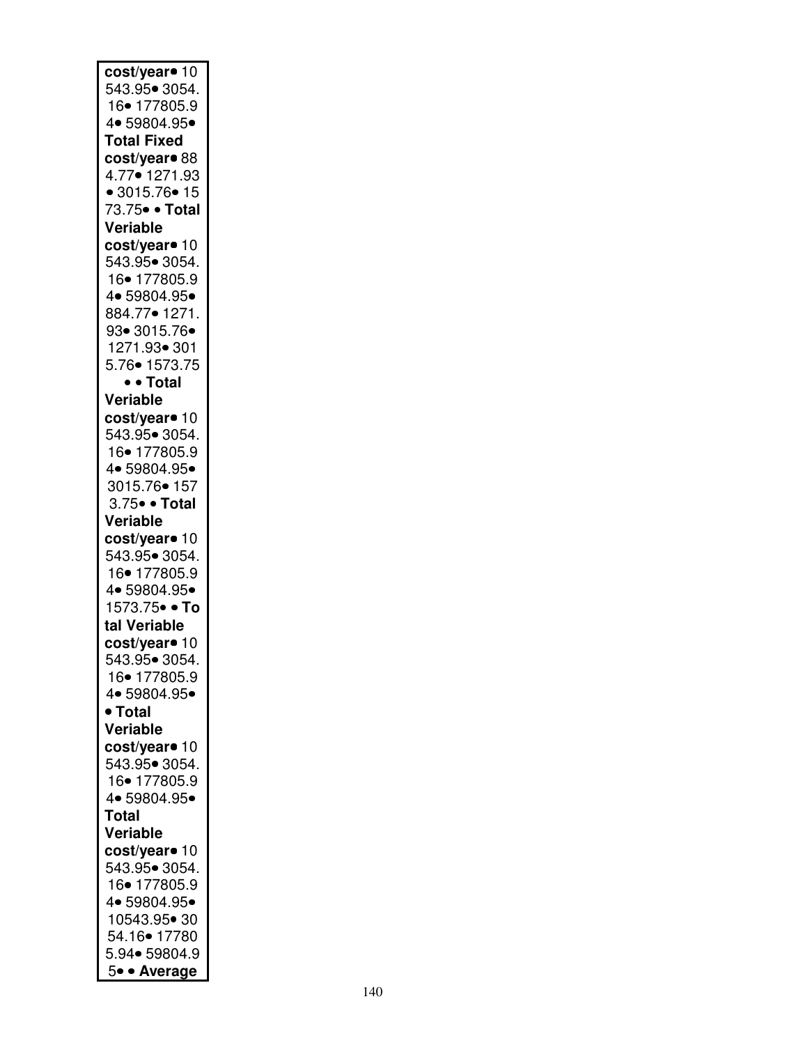**cost/year**• 10543.95• 3054.16• 177805.94• 59804.95• **Total Fixed cost/year**• 884.77• 1271.93 • 3015.76• 1573.75• • **Total Veriable cost/year**• 10543.95• 3054.16• 177805.94• 59804.95• 884.77• 1271.93• 3015.76• 1271.93• 3015.76• 1573.75 • • **Total Veriable cost/year**• 10543.95• 3054.16• 177805.94• 59804.95• 3015.76• 1573.75• • **Total Veriable cost/year**• 10543.95• 3054.16• 177805.94• 59804.95• 1573.75• • **Total Veriable cost/year**• 10543.95• 3054.16• 177805.94• 59804.95• • **Total Veriable cost/year**• 10543.95• 3054.16• 177805.94• 59804.95• **Total Veriable cost/year**• 10543.95• 3054.16• 177805.94• 59804.95• 10543.95• 3054.16• 177805.94• 59804.95• • **Average**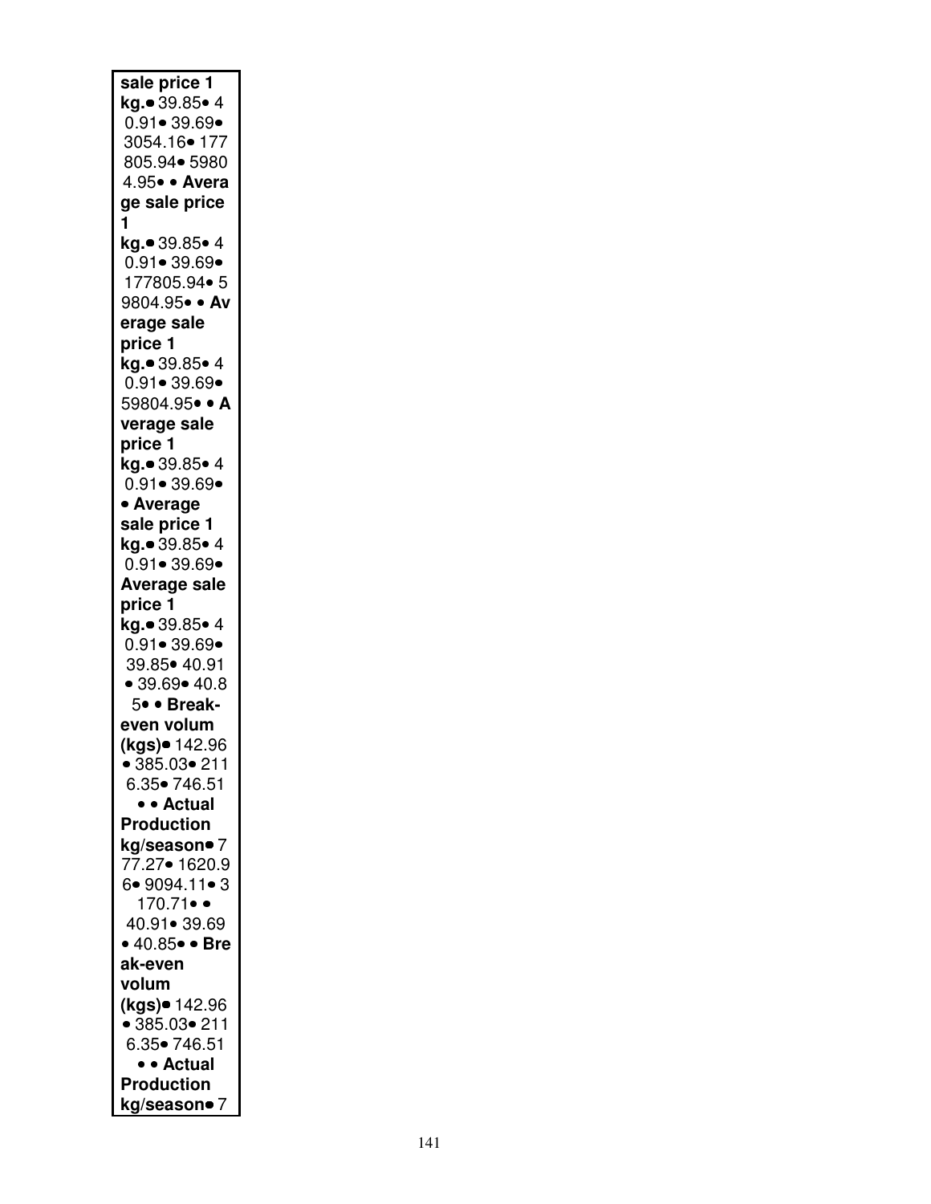**sale price 1 kg.**• 39.85• 40.91• 39.69• 3054.16• 177805.94• 59804.95• • **Average sale price 1 kg.**• 39.85• 40.91• 39.69• 177805.94• 59804.95• • **Average sale price 1 kg.**• 39.85• 40.91• 39.69• 59804.95• • **Average sale price 1 kg.**• 39.85• 40.91• 39.69• • **Average sale price 1 kg.**• 39.85• 40.91• 39.69• **Average sale price 1 kg.**• 39.85• 40.91• 39.69• 39.85• 40.91 • 39.69• 40.85• • **Break-even volum (kgs)**• 142.96 • 385.03• 2116.35• 746.51 • • **Actual Production kg/season**• 777.27• 1620.96• 9094.11• 3170.71• • 40.91• 39.69 • 40.85• • **Break-even volum (kgs)**• 142.96 • 385.03• 2116.35• 746.51 • • **Actual Production kg/season**• 7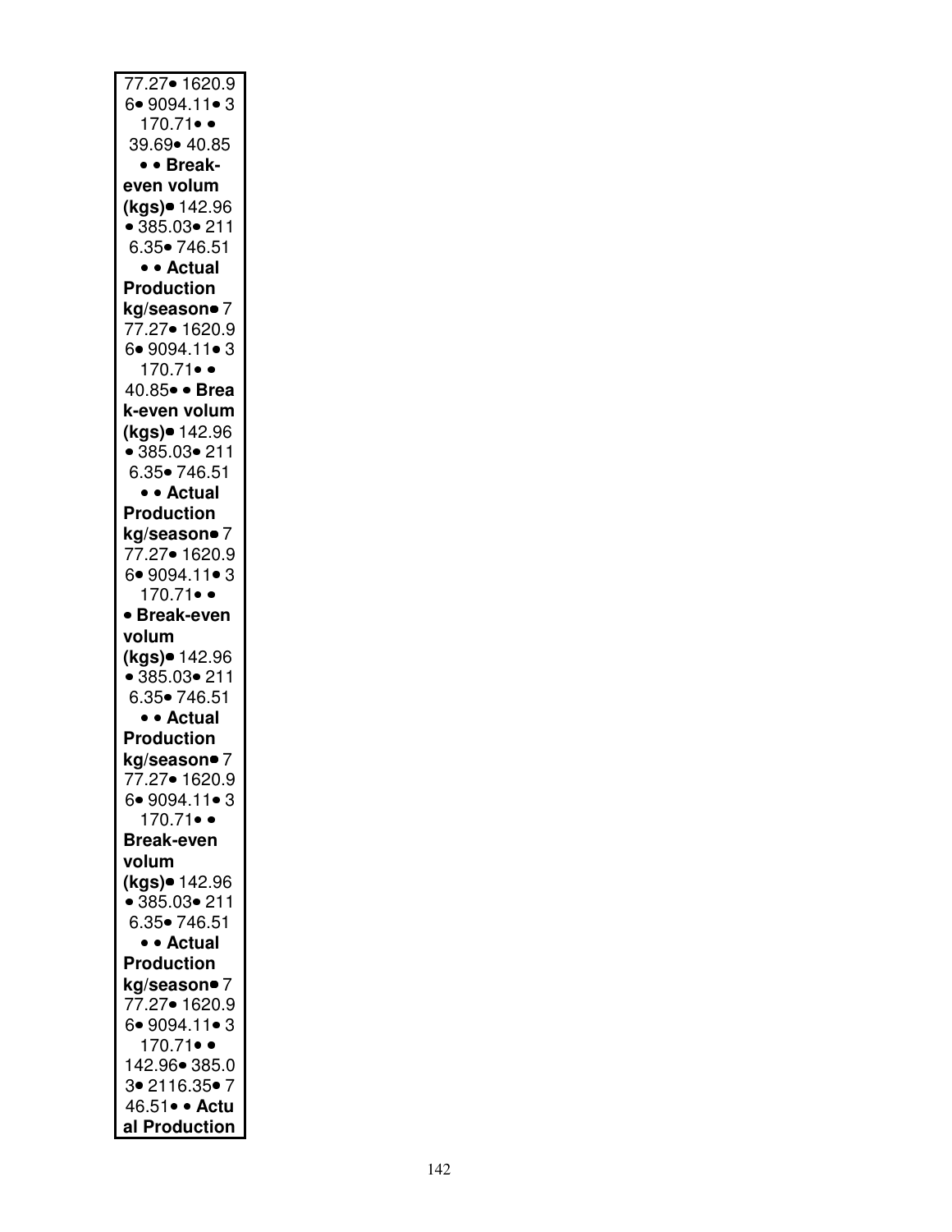77.27• 1620.9
6• 9094.11• 3
170.71• •
39.69• 40.85
• • **Break-even volum (kgs)**• 142.96
• 385.03• 211
6.35• 746.51
• • **Actual Production kg/season**• 7
77.27• 1620.9
6• 9094.11• 3
170.71• •
40.85• • **Break-even volum (kgs)**• 142.96
• 385.03• 211
6.35• 746.51
• • **Actual Production kg/season**• 7
77.27• 1620.9
6• 9094.11• 3
170.71• •
• **Break-even volum (kgs)**• 142.96
• 385.03• 211
6.35• 746.51
• • **Actual Production kg/season**• 7
77.27• 1620.9
6• 9094.11• 3
170.71• •
**Break-even volum (kgs)**• 142.96
• 385.03• 211
6.35• 746.51
• • **Actual Production kg/season**• 7
77.27• 1620.9
6• 9094.11• 3
170.71• •
142.96• 385.0
3• 2116.35• 7
46.51• • **Actual Production**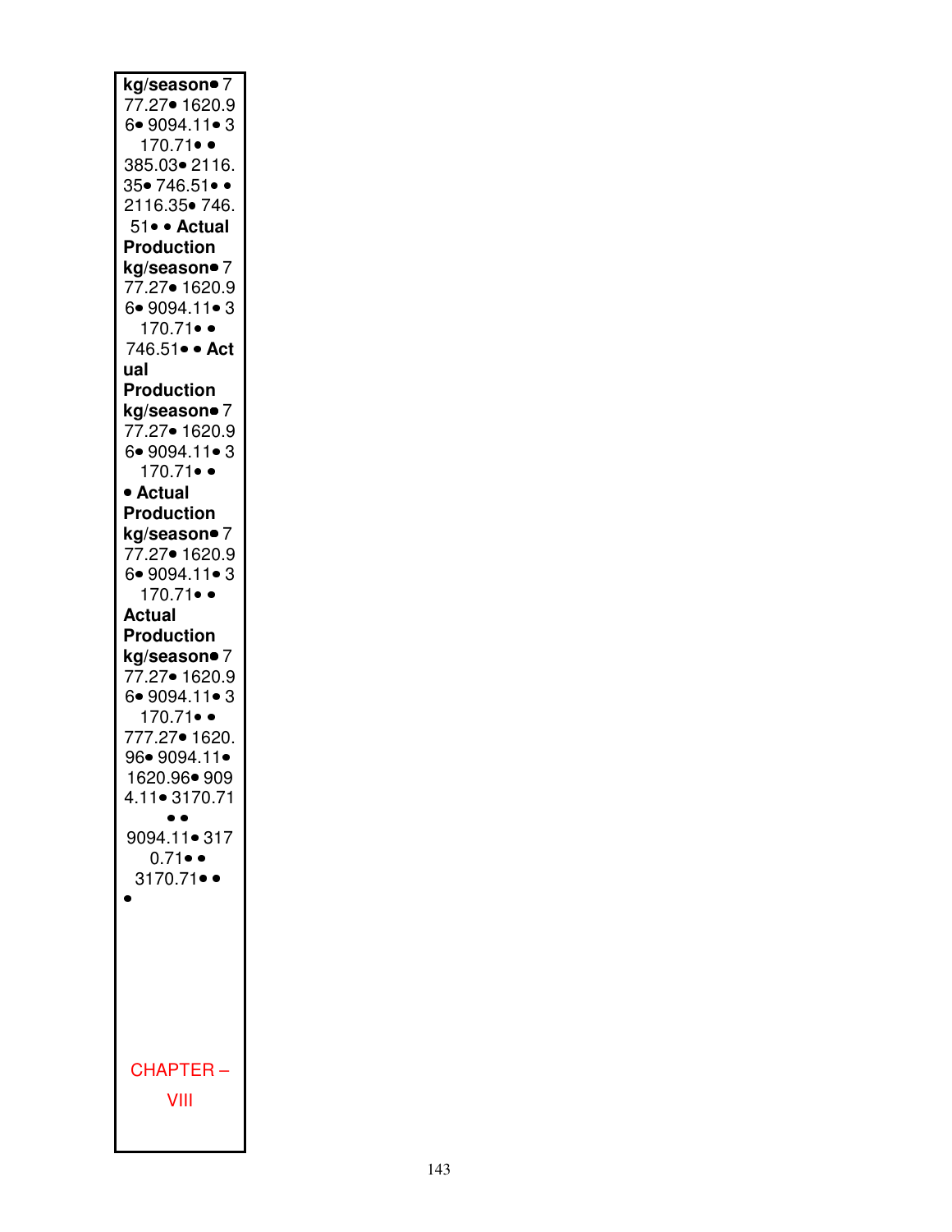**kg/season**• 777.27• 1620.96• 9094.11• 3170.71• • 385.03• 2116.35• 746.51• • 2116.35• 746.51• • **Actual Production kg/season**• 777.27• 1620.96• 9094.11• 3170.71• • 746.51• • **Actual Production kg/season**• 777.27• 1620.96• 9094.11• 3170.71• • • **Actual Production kg/season**• 777.27• 1620.96• 9094.11• 3170.71• • **Actual Production kg/season**• 777.27• 1620.96• 9094.11• 3170.71• • 777.27• 1620.96• 9094.11• 1620.96• 9094.11• 3170.71 • • 9094.11• 3170.71• • 3170.71• • •

# CHAPTER – VIII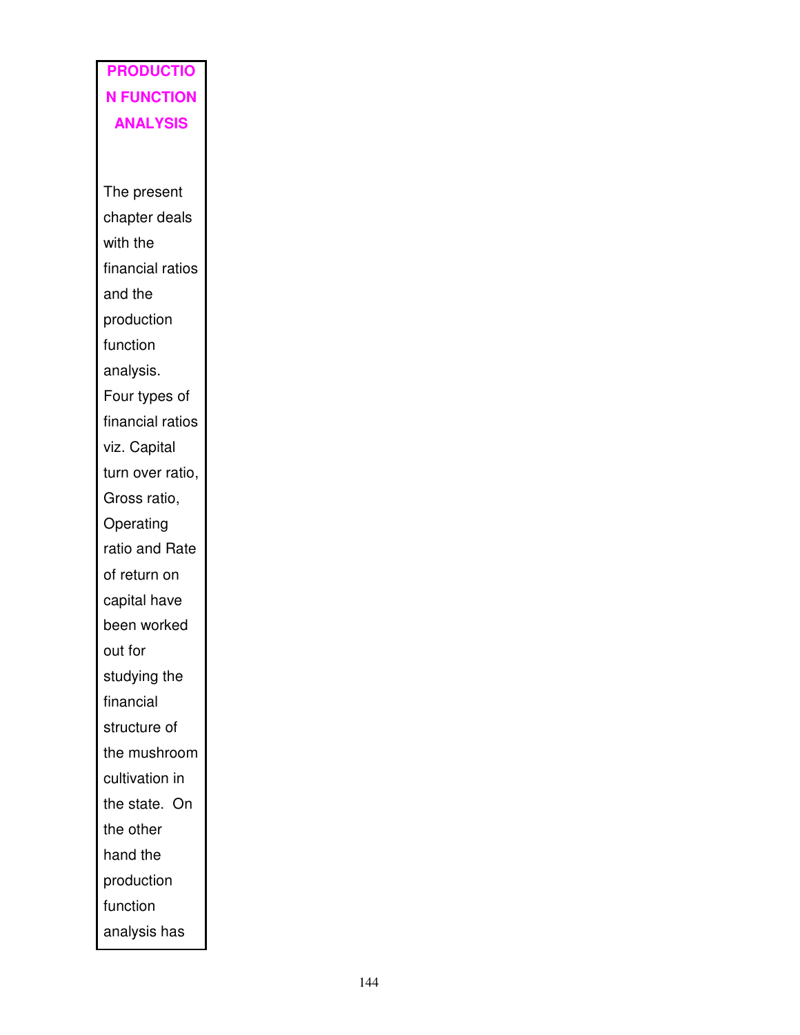# PRODUCTION FUNCTION ANALYSIS

The present chapter deals with the financial ratios and the production function analysis. Four types of financial ratios viz. Capital turn over ratio, Gross ratio, Operating ratio and Rate of return on capital have been worked out for studying the financial structure of the mushroom cultivation in the state. On the other hand the production function analysis has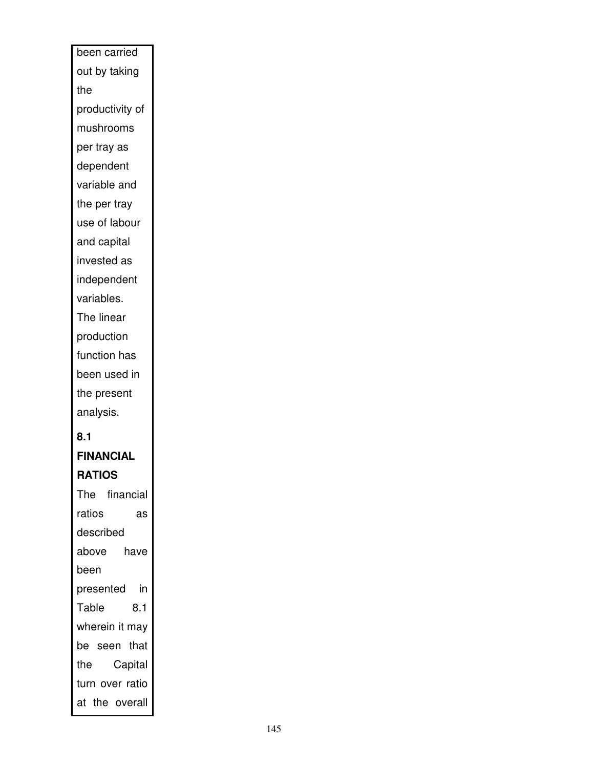been carried out by taking the productivity of mushrooms per tray as dependent variable and the per tray use of labour and capital invested as independent variables. The linear production function has been used in the present analysis.

**8.1 FINANCIAL RATIOS**

The financial ratios as described above have been presented in Table 8.1 wherein it may be seen that the Capital turn over ratio at the overall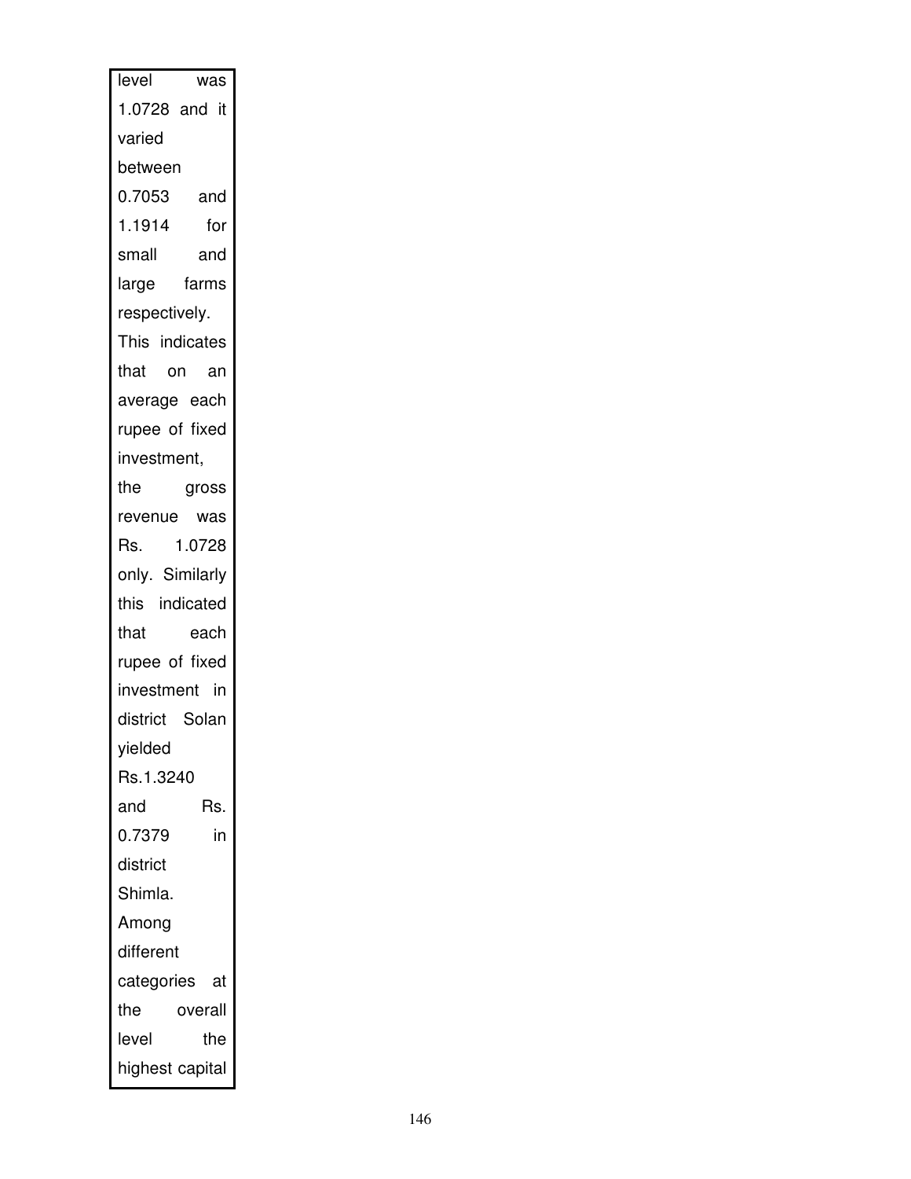level was 1.0728 and it varied between 0.7053 and 1.1914 for small and large farms respectively. This indicates that on an average each rupee of fixed investment, the gross revenue was Rs. 1.0728 only. Similarly this indicated that each rupee of fixed investment in district Solan yielded Rs.1.3240 and Rs. 0.7379 in district Shimla. Among different categories at the overall level the highest capital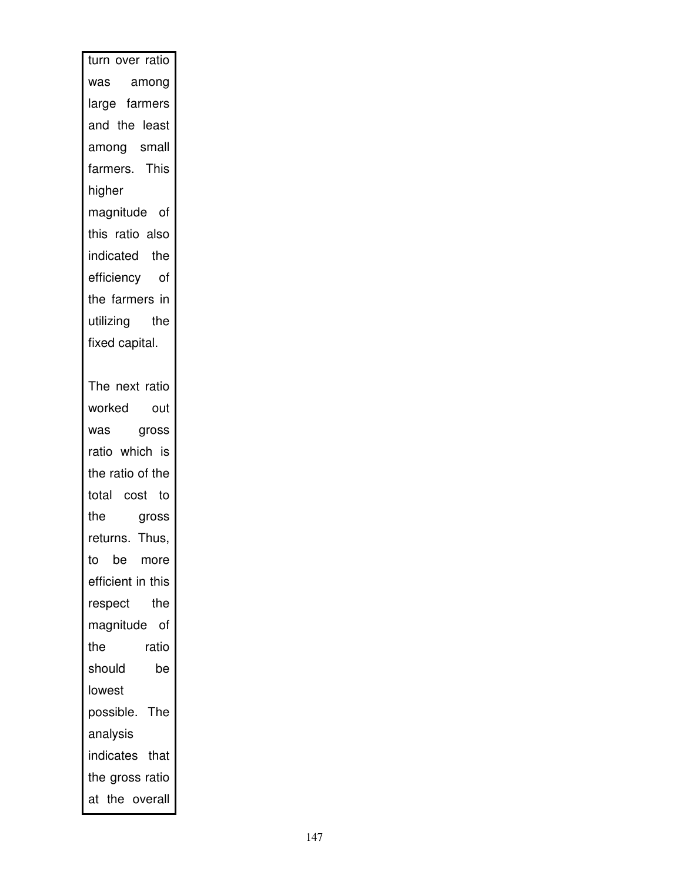turn over ratio was among large farmers and the least among small farmers. This higher magnitude of this ratio also indicated the efficiency of the farmers in utilizing the fixed capital.

The next ratio worked out was gross ratio which is the ratio of the total cost to the gross returns. Thus, to be more efficient in this respect the magnitude of the ratio should be lowest possible. The analysis indicates that the gross ratio at the overall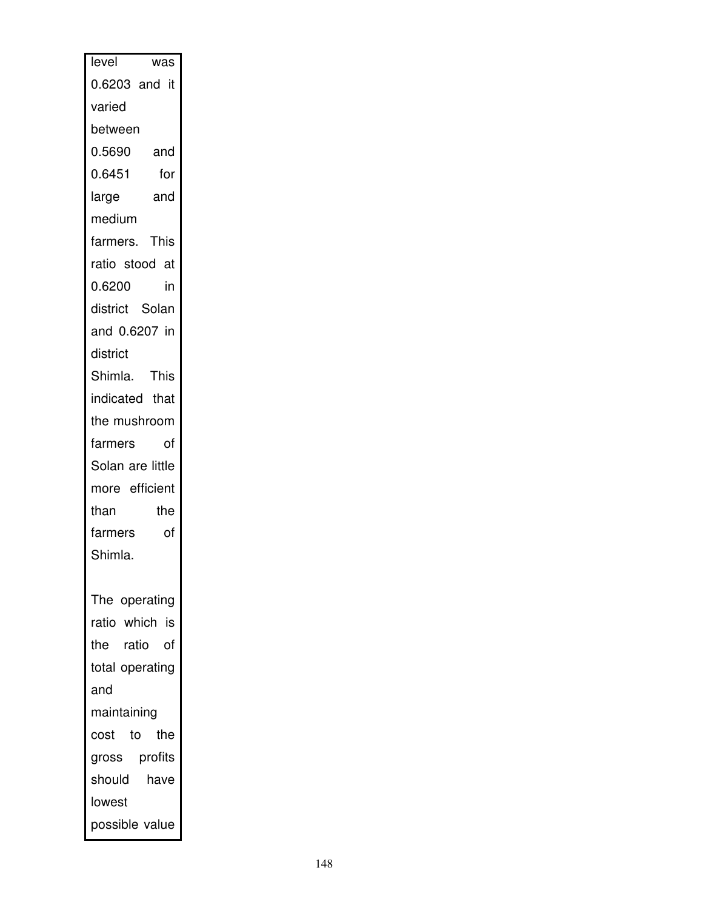level was 0.6203 and it varied between 0.5690 and 0.6451 for large and medium farmers. This ratio stood at 0.6200 in district Solan and 0.6207 in district Shimla. This indicated that the mushroom farmers of Solan are little more efficient than the farmers of Shimla.

The operating ratio which is the ratio of total operating and maintaining cost to the gross profits should have lowest possible value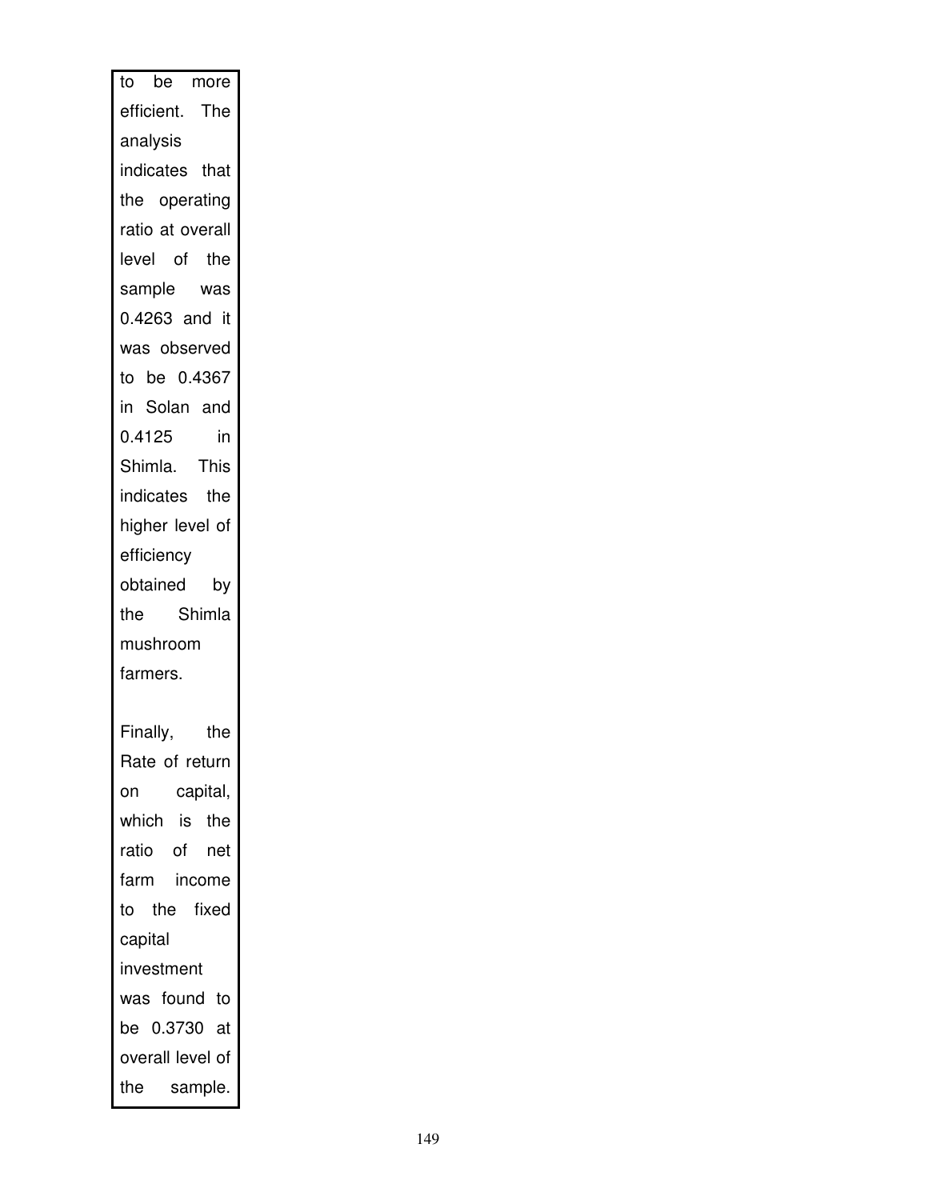to be more efficient. The analysis indicates that the operating ratio at overall level of the sample was 0.4263 and it was observed to be 0.4367 in Solan and 0.4125 in Shimla. This indicates the higher level of efficiency obtained by the Shimla mushroom farmers.

Finally, the Rate of return on capital, which is the ratio of net farm income to the fixed capital investment was found to be 0.3730 at overall level of the sample.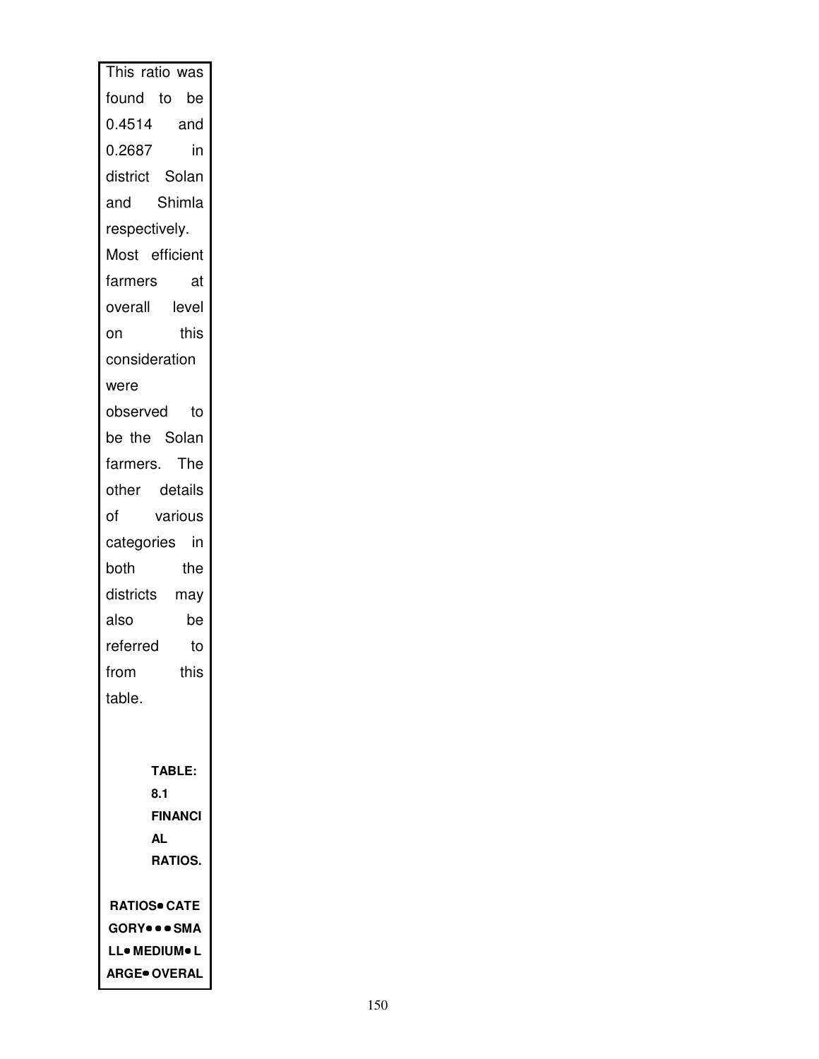This ratio was found to be 0.4514 and 0.2687 in district Solan and Shimla respectively. Most efficient farmers at overall level on this consideration were observed to be the Solan farmers. The other details of various categories in both the districts may also be referred to from this table.

**TABLE: 8.1 FINANCIAL RATIOS.**

| RATIOS | CATEGORY | | | SMALL | MEDIUM | LARGE | OVERAL |
|---|---|---|---|---|---|---|---|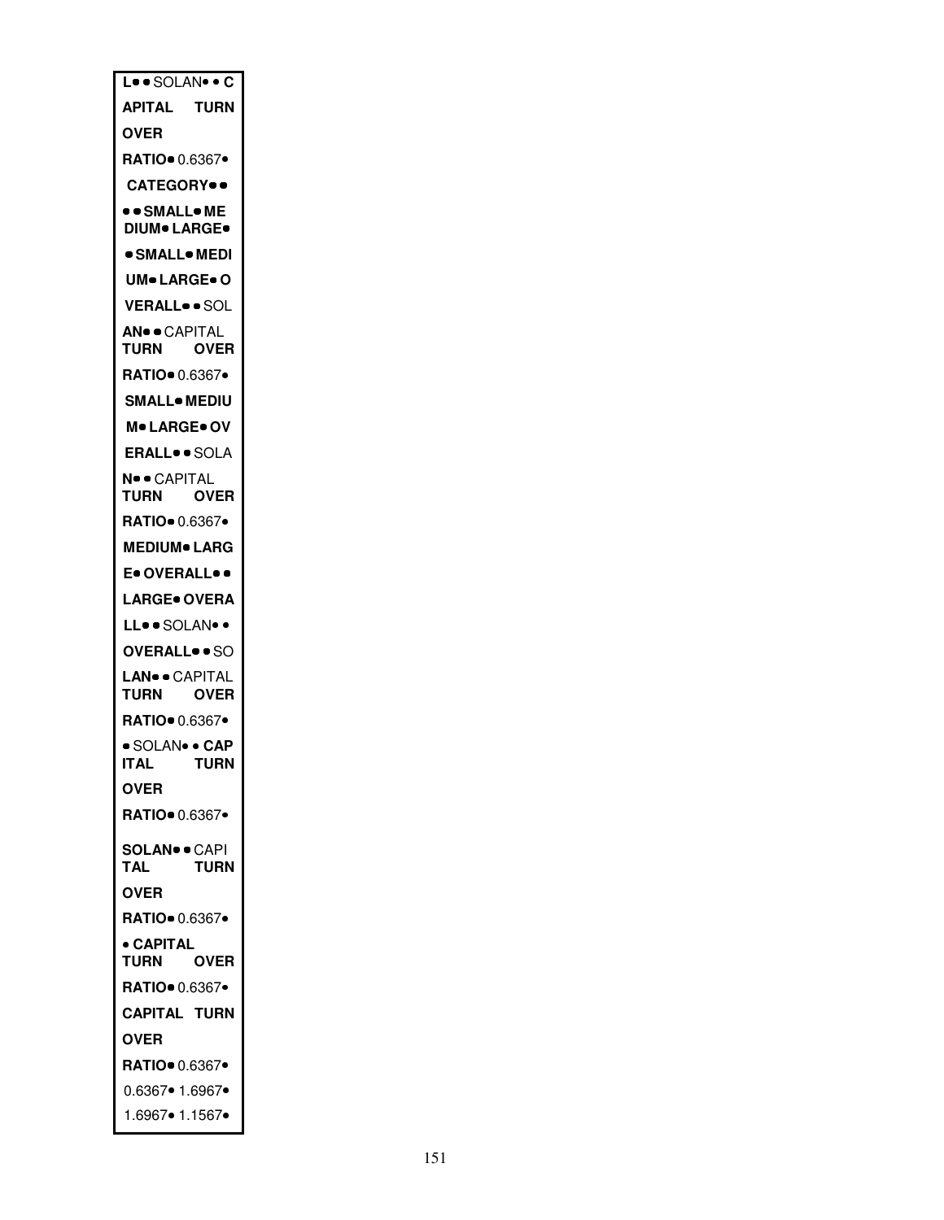| L•• SOLAN•• C APITAL TURN OVER RATIO• 0.6367• |
| --- |
| CATEGORY•• |
| •• SMALL• ME DIUM• LARGE• |
| • SMALL• MEDI |
| UM• LARGE• O |
| VERALL•• SOL |
| AN•• CAPITAL TURN OVER |
| RATIO• 0.6367• |
| SMALL• MEDIU |
| M• LARGE• OV |
| ERALL•• SOLA |
| N•• CAPITAL TURN OVER |
| RATIO• 0.6367• |
| MEDIUM• LARG |
| E• OVERALL•• |
| LARGE• OVERA |
| LL•• SOLAN•• |
| OVERALL•• SO |
| LAN•• CAPITAL TURN OVER |
| RATIO• 0.6367• |
| • SOLAN•• CAP ITAL TURN |
| OVER |
| RATIO• 0.6367• |
| SOLAN•• CAPI TAL TURN |
| OVER |
| RATIO• 0.6367• |
| • CAPITAL TURN OVER |
| RATIO• 0.6367• |
| CAPITAL TURN |
| OVER |
| RATIO• 0.6367• |
| 0.6367• 1.6967• |
| 1.6967• 1.1567• |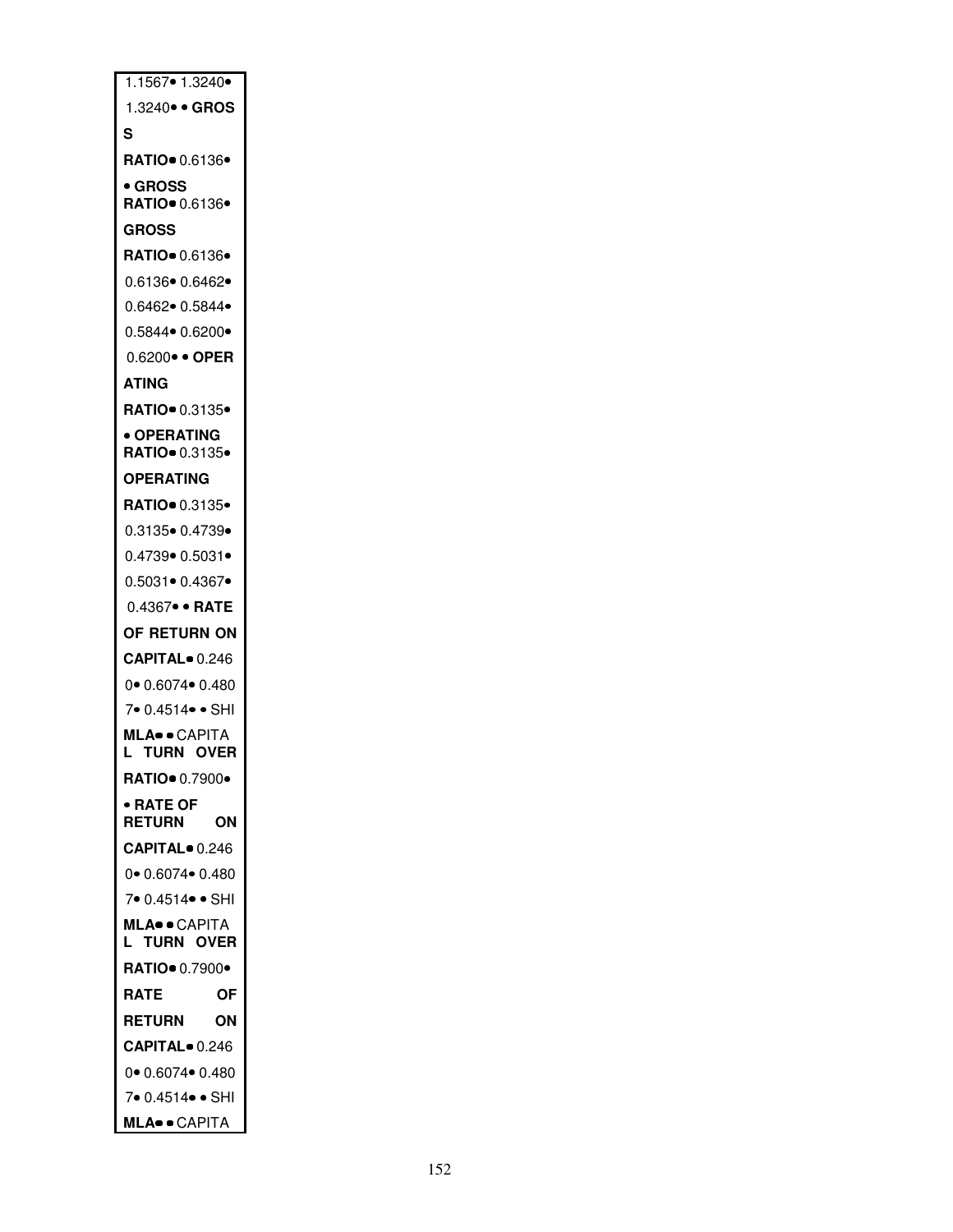1.1567• 1.3240•

1.3240• • **GROS**

**S**

**RATIO•** 0.6136•

• **GROSS RATIO•** 0.6136•

**GROSS**

**RATIO•** 0.6136•

0.6136• 0.6462•

0.6462• 0.5844•

0.5844• 0.6200•

0.6200• • **OPER**

**ATING**

**RATIO•** 0.3135•

• **OPERATING RATIO•** 0.3135•

**OPERATING**

**RATIO•** 0.3135•

0.3135• 0.4739•

0.4739• 0.5031•

0.5031• 0.4367•

0.4367• • **RATE**

**OF RETURN ON**

**CAPITAL•** 0.246

0• 0.6074• 0.480

7• 0.4514• • SHI

**MLA•** • CAPITA **L TURN OVER**

**RATIO•** 0.7900•

• **RATE OF RETURN ON**

**CAPITAL•** 0.246

0• 0.6074• 0.480

7• 0.4514• • SHI

**MLA•** • CAPITA **L TURN OVER**

**RATIO•** 0.7900•

**RATE OF**

**RETURN ON**

**CAPITAL•** 0.246

0• 0.6074• 0.480

7• 0.4514• • SHI

**MLA•** • CAPITA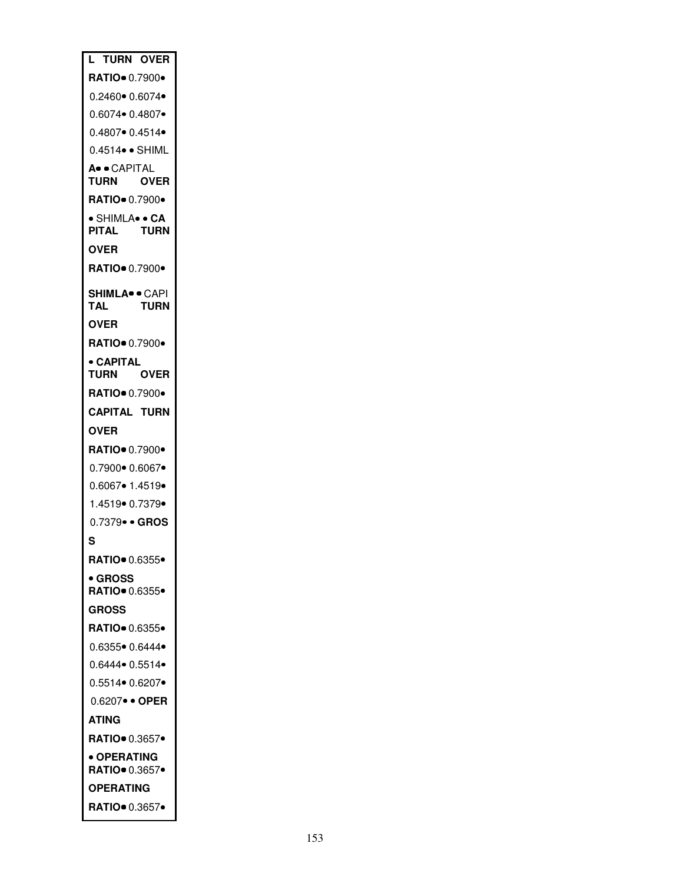| L TURN OVER |
|---|
| **RATIO**• 0.7900• |
| 0.2460• 0.6074• |
| 0.6074• 0.4807• |
| 0.4807• 0.4514• |
| 0.4514• • SHIML |
| **A**• • CAPITAL **TURN OVER** |
| **RATIO**• 0.7900• |
| • SHIMLA• • **CAPITAL TURN** |
| **OVER** |
| **RATIO**• 0.7900• |
| **SHIMLA**• • CAPITAL **TURN** |
| **OVER** |
| **RATIO**• 0.7900• |
| • **CAPITAL TURN OVER** |
| **RATIO**• 0.7900• |
| **CAPITAL TURN** |
| **OVER** |
| **RATIO**• 0.7900• |
| 0.7900• 0.6067• |
| 0.6067• 1.4519• |
| 1.4519• 0.7379• |
| 0.7379• • **GROS** |
| **S** |
| **RATIO**• 0.6355• |
| • **GROSS RATIO**• 0.6355• |
| **GROSS** |
| **RATIO**• 0.6355• |
| 0.6355• 0.6444• |
| 0.6444• 0.5514• |
| 0.5514• 0.6207• |
| 0.6207• • **OPER** |
| **ATING** |
| **RATIO**• 0.3657• |
| • **OPERATING RATIO**• 0.3657• |
| **OPERATING** |
| **RATIO**• 0.3657• |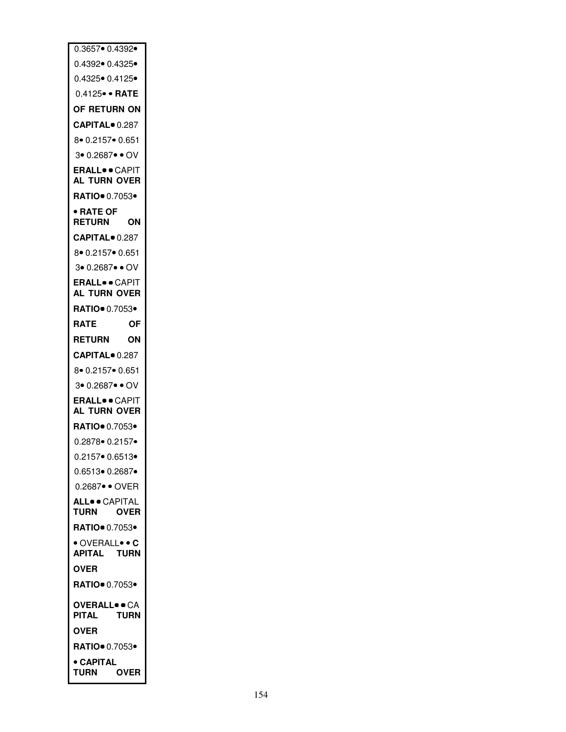| 0.3657• 0.4392• |
| --- |
| 0.4392• 0.4325• |
| 0.4325• 0.4125• |
| 0.4125• • **RATE** |
| **OF RETURN ON** |
| **CAPITAL**• 0.287 |
| 8• 0.2157• 0.651 |
| 3• 0.2687• • OV |
| **ERALL**• • CAPIT **AL TURN OVER** |
| **RATIO**• 0.7053• |
| • **RATE OF RETURN ON** |
| **CAPITAL**• 0.287 |
| 8• 0.2157• 0.651 |
| 3• 0.2687• • OV |
| **ERALL**• • CAPIT **AL TURN OVER** |
| **RATIO**• 0.7053• |
| **RATE OF** |
| **RETURN ON** |
| **CAPITAL**• 0.287 |
| 8• 0.2157• 0.651 |
| 3• 0.2687• • OV |
| **ERALL**• • CAPIT **AL TURN OVER** |
| **RATIO**• 0.7053• |
| 0.2878• 0.2157• |
| 0.2157• 0.6513• |
| 0.6513• 0.2687• |
| 0.2687• • OVER |
| **ALL**• • CAPITAL **TURN OVER** |
| **RATIO**• 0.7053• |
| • OVERALL• • **C APITAL TURN** |
| **OVER** |
| **RATIO**• 0.7053• |
| **OVERALL**• • CA **PITAL TURN** |
| **OVER** |
| **RATIO**• 0.7053• |
| • **CAPITAL TURN OVER** |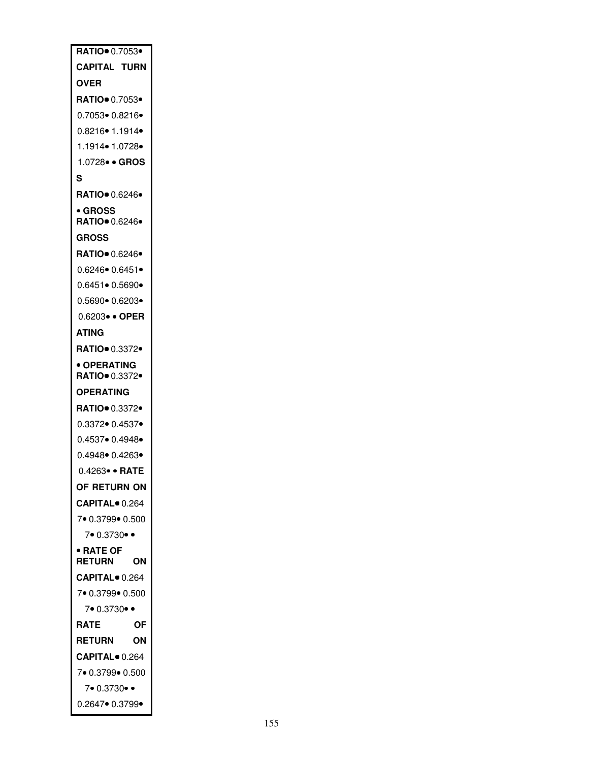| **RATIO**• 0.7053• |
|---|
| **CAPITAL TURN** |
| **OVER** |
| **RATIO**• 0.7053• |
| 0.7053• 0.8216• |
| 0.8216• 1.1914• |
| 1.1914• 1.0728• |
| 1.0728• • **GROS** |
| **S** |
| **RATIO**• 0.6246• |
| • **GROSS RATIO**• 0.6246• |
| **GROSS** |
| **RATIO**• 0.6246• |
| 0.6246• 0.6451• |
| 0.6451• 0.5690• |
| 0.5690• 0.6203• |
| 0.6203• • **OPER** |
| **ATING** |
| **RATIO**• 0.3372• |
| • **OPERATING RATIO**• 0.3372• |
| **OPERATING** |
| **RATIO**• 0.3372• |
| 0.3372• 0.4537• |
| 0.4537• 0.4948• |
| 0.4948• 0.4263• |
| 0.4263• • **RATE** |
| **OF RETURN ON** |
| **CAPITAL**• 0.264 |
| 7• 0.3799• 0.500 |
| 7• 0.3730• • |
| • **RATE OF RETURN ON** |
| **CAPITAL**• 0.264 |
| 7• 0.3799• 0.500 |
| 7• 0.3730• • |
| **RATE OF** |
| **RETURN ON** |
| **CAPITAL**• 0.264 |
| 7• 0.3799• 0.500 |
| 7• 0.3730• • |
| 0.2647• 0.3799• |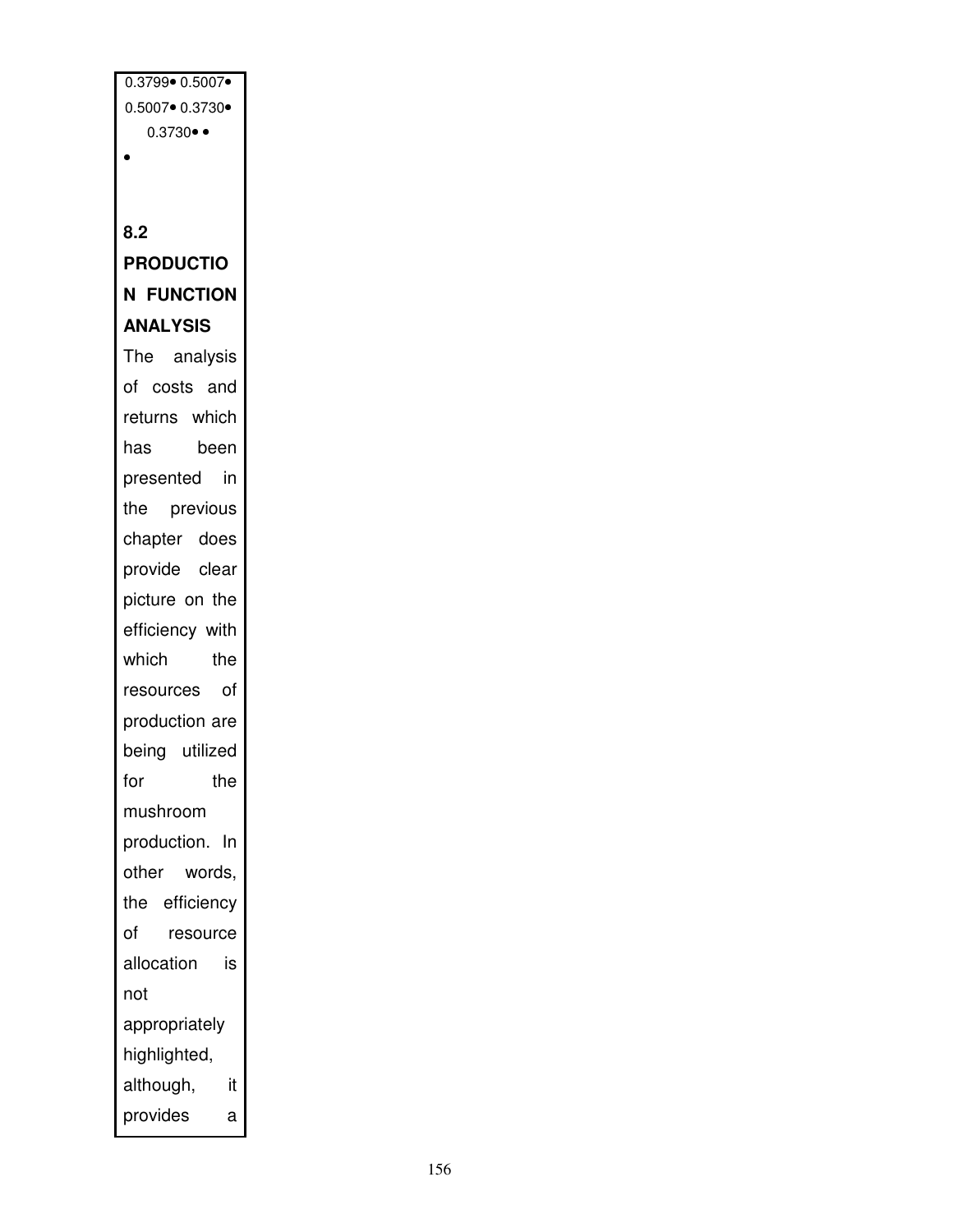0.3799• 0.5007•
0.5007• 0.3730•
0.3730• •
•

## 8.2 PRODUCTION FUNCTION ANALYSIS

The analysis of costs and returns which has been presented in the previous chapter does provide clear picture on the efficiency with which the resources of production are being utilized for the mushroom production. In other words, the efficiency of resource allocation is not appropriately highlighted, although, it provides a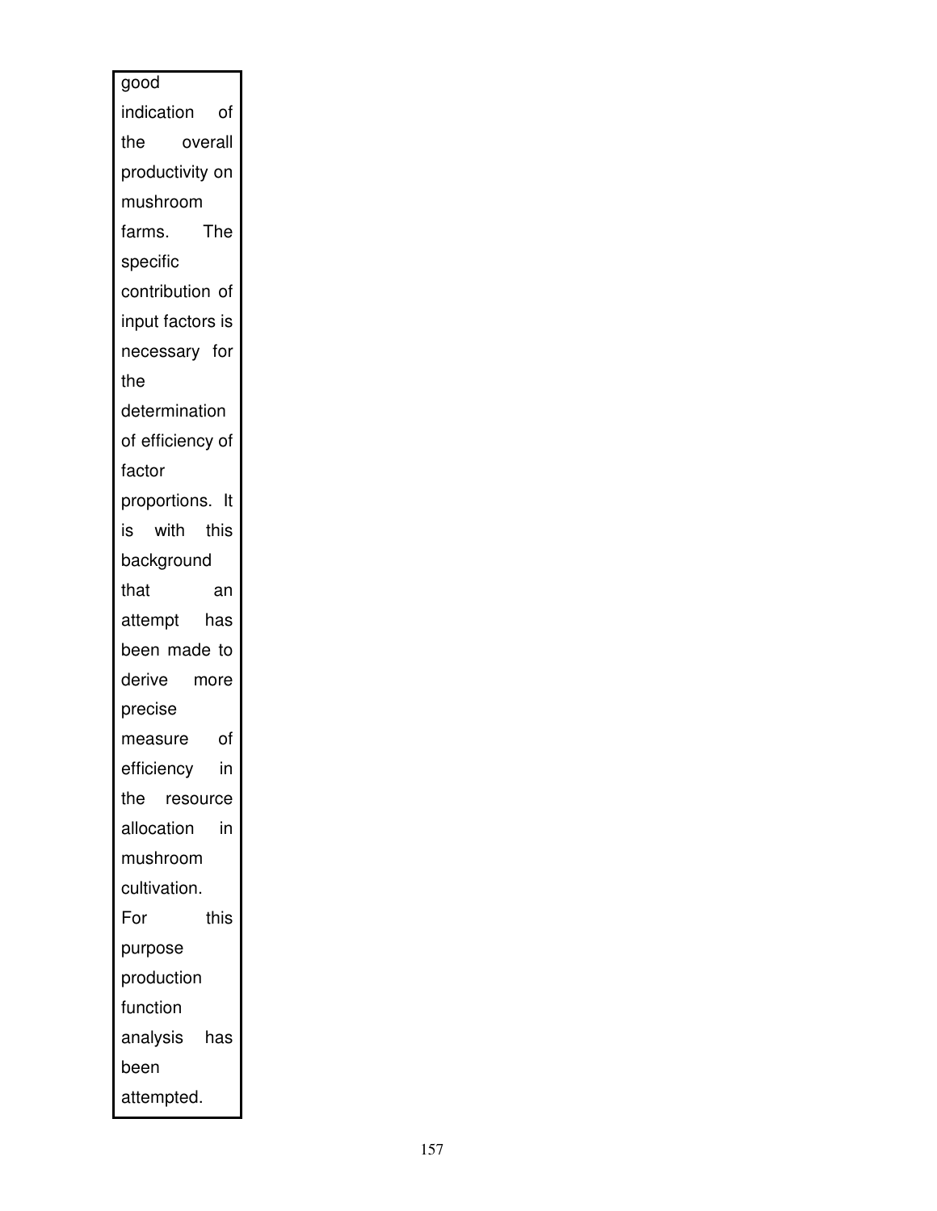good indication of the overall productivity on mushroom farms. The specific contribution of input factors is necessary for the determination of efficiency of factor proportions. It is with this background that an attempt has been made to derive more precise measure of efficiency in the resource allocation in mushroom cultivation. For this purpose production function analysis has been attempted.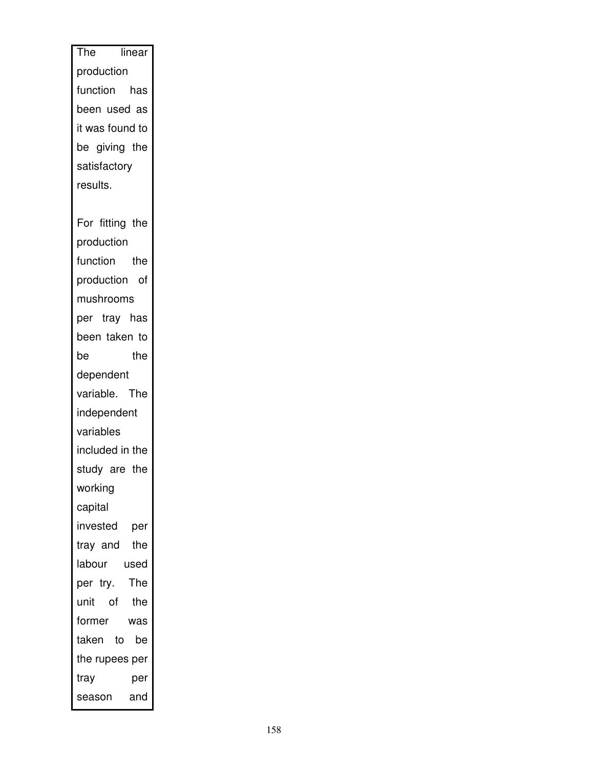The linear production function has been used as it was found to be giving the satisfactory results.

For fitting the production function the production of mushrooms per tray has been taken to be the dependent variable. The independent variables included in the study are the working capital invested per tray and the labour used per try. The unit of the former was taken to be the rupees per tray per season and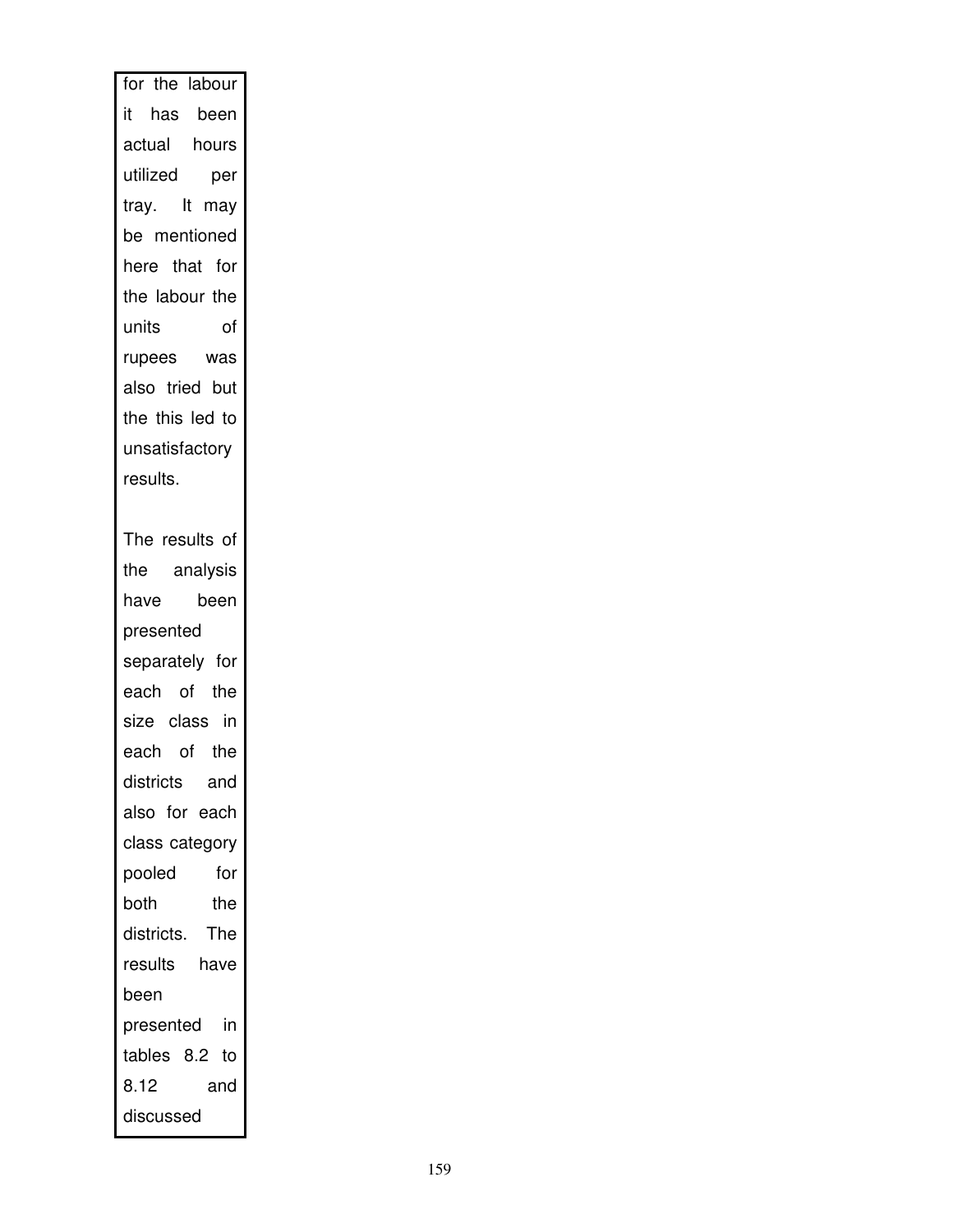for the labour it has been actual hours utilized per tray. It may be mentioned here that for the labour the units of rupees was also tried but the this led to unsatisfactory results.

The results of the analysis have been presented separately for each of the size class in each of the districts and also for each class category pooled for both the districts. The results have been presented in tables 8.2 to 8.12 and discussed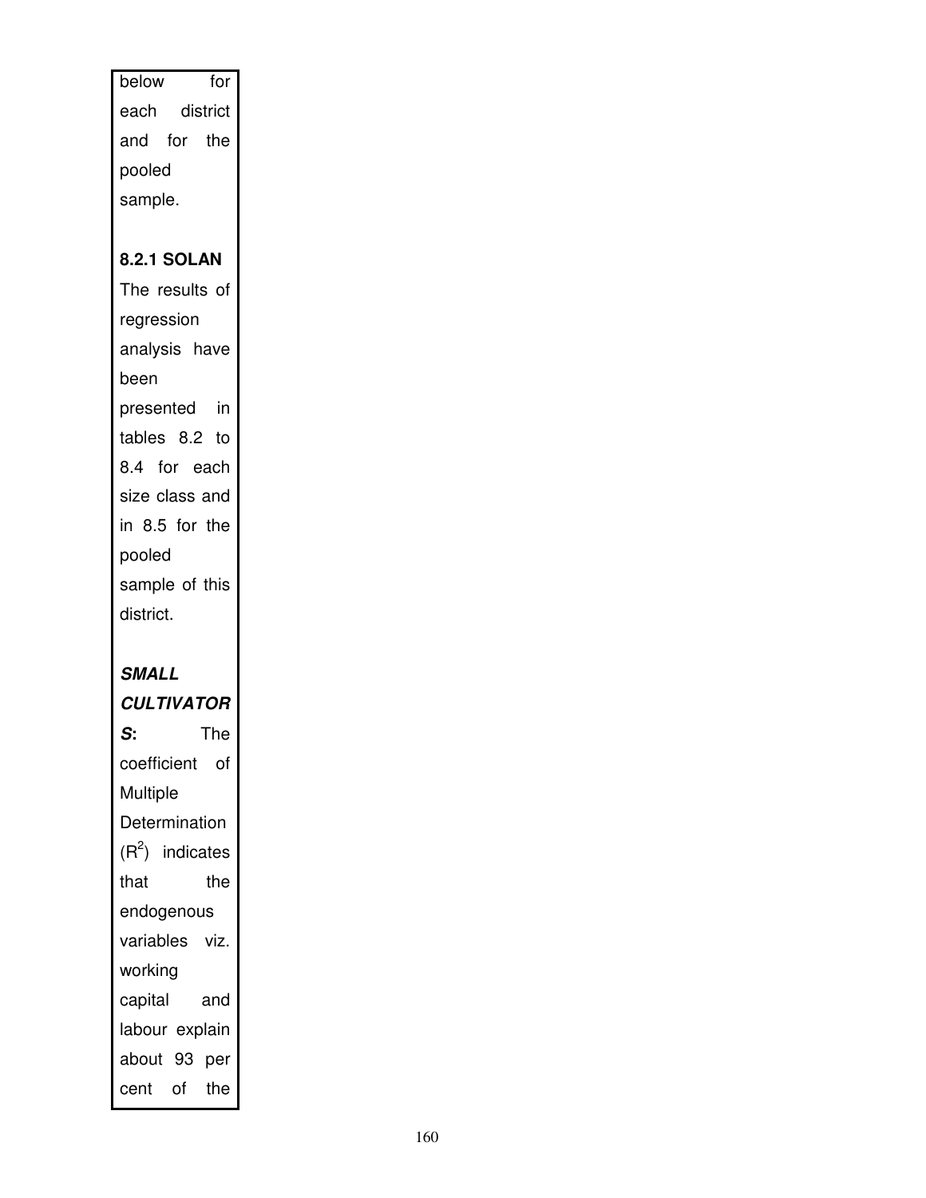below for each district and for the pooled sample.

### 8.2.1 SOLAN

The results of regression analysis have been presented in tables 8.2 to 8.4 for each size class and in 8.5 for the pooled sample of this district.

***SMALL CULTIVATORS*:** The coefficient of Multiple Determination ($R^2$) indicates that the endogenous variables viz. working capital and labour explain about 93 per cent of the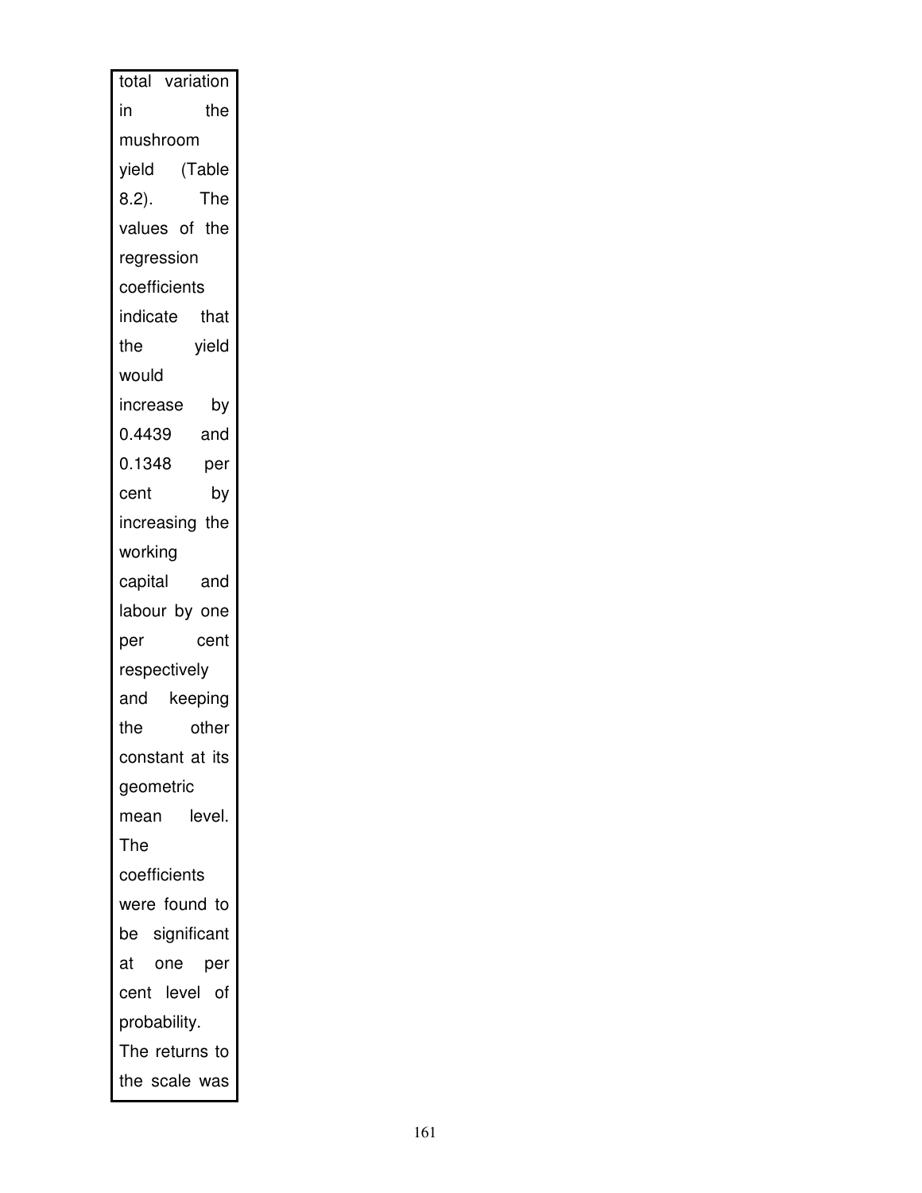total variation in the mushroom yield (Table 8.2). The values of the regression coefficients indicate that the yield would increase by 0.4439 and 0.1348 per cent by increasing the working capital and labour by one per cent respectively and keeping the other constant at its geometric mean level. The coefficients were found to be significant at one per cent level of probability. The returns to the scale was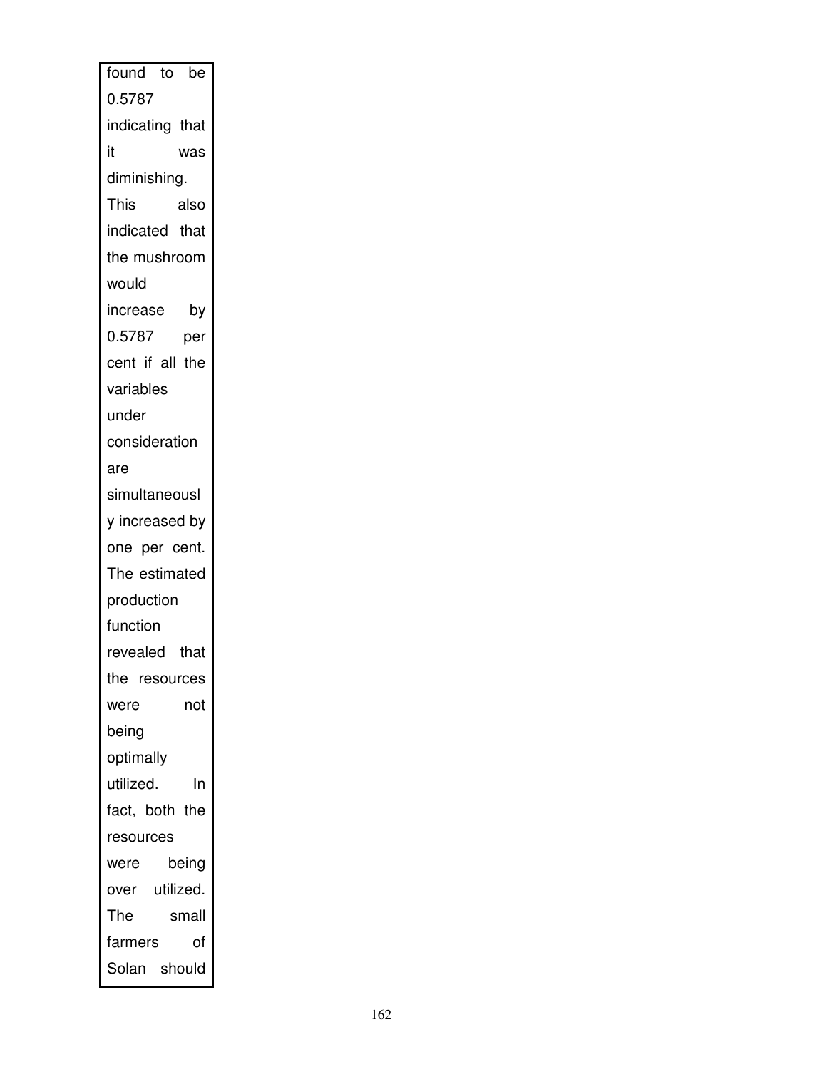found to be 0.5787 indicating that it was diminishing. This also indicated that the mushroom would increase by 0.5787 per cent if all the variables under consideration are simultaneously increased by one per cent. The estimated production function revealed that the resources were not being optimally utilized. In fact, both the resources were being over utilized. The small farmers of Solan should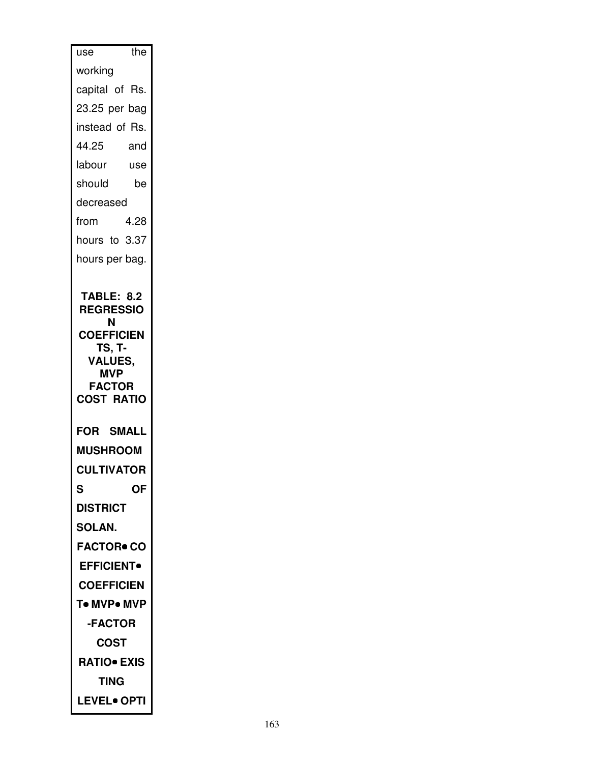use the working capital of Rs. 23.25 per bag instead of Rs. 44.25 and labour use should be decreased from 4.28 hours to 3.37 hours per bag.

**TABLE: 8.2 REGRESSION COEFFICIENTS, T-VALUES, MVP FACTOR COST RATIO FOR SMALL MUSHROOM CULTIVATORS OF DISTRICT SOLAN.**

**FACTOR• CO EFFICIENT• COEFFICIENT• MVP• MVP -FACTOR COST RATIO• EXISTING LEVEL• OPTI**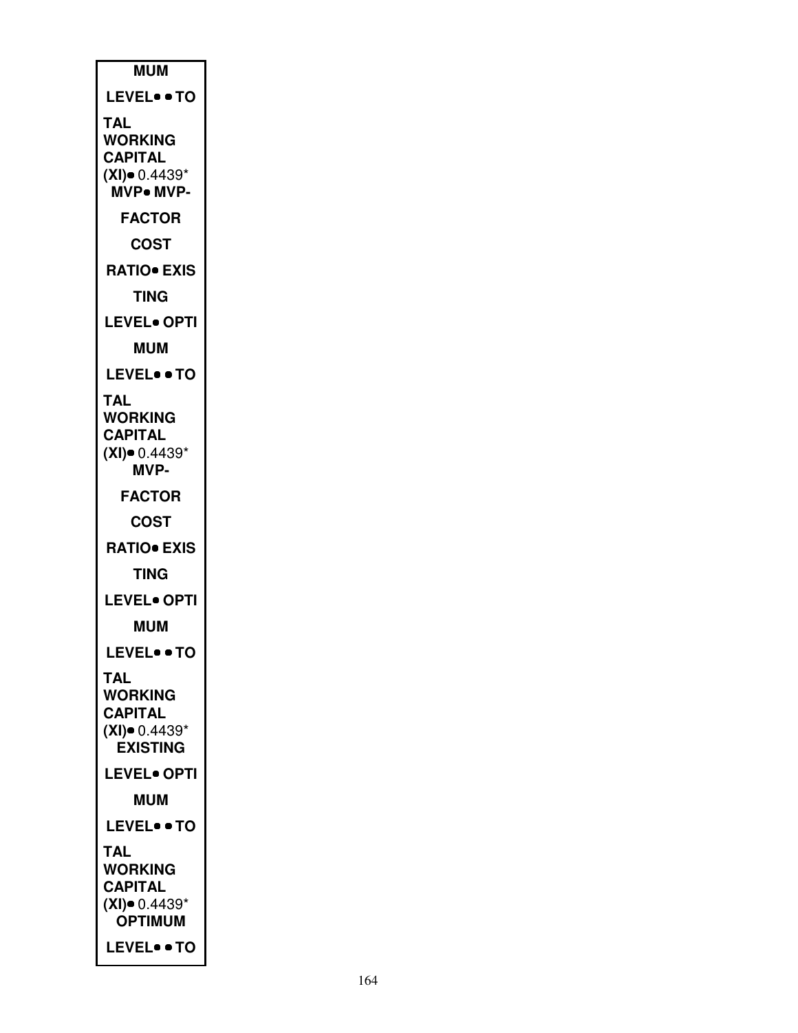| MUM |
|---|
| LEVEL• • TO |
| TAL WORKING CAPITAL (XI)• 0.4439* MVP• MVP- |
| FACTOR |
| COST |
| RATIO• EXIS |
| TING |
| LEVEL• OPTI |
| MUM |
| LEVEL• • TO |
| TAL WORKING CAPITAL (XI)• 0.4439* MVP- |
| FACTOR |
| COST |
| RATIO• EXIS |
| TING |
| LEVEL• OPTI |
| MUM |
| LEVEL• • TO |
| TAL WORKING CAPITAL (XI)• 0.4439* EXISTING |
| LEVEL• OPTI |
| MUM |
| LEVEL• • TO |
| TAL WORKING CAPITAL (XI)• 0.4439* OPTIMUM |
| LEVEL• • TO |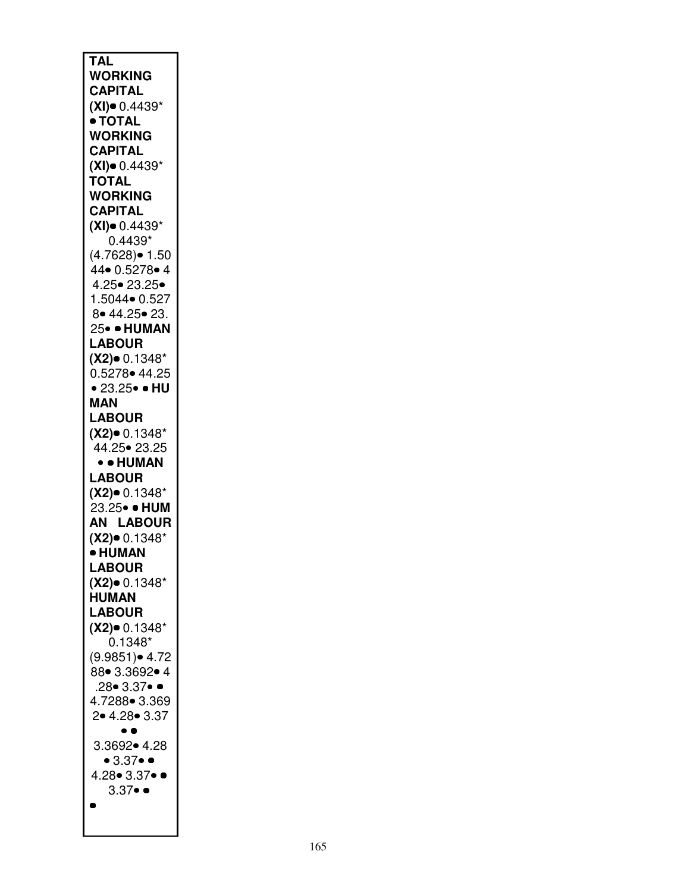| **TAL WORKING CAPITAL (XI)**• 0.4439* • **TOTAL WORKING CAPITAL (XI)**• 0.4439* **TOTAL WORKING CAPITAL (XI)**• 0.4439* 0.4439* (4.7628)• 1.5044• 0.5278• 44.25• 23.25• 1.5044• 0.5278• 44.25• 23.25• • **HUMAN LABOUR (X2)**• 0.1348* 0.5278• 44.25 • 23.25• • **HUMAN LABOUR (X2)**• 0.1348* 44.25• 23.25 • • **HUMAN LABOUR (X2)**• 0.1348* 23.25• • **HUMAN LABOUR (X2)**• 0.1348* • **HUMAN LABOUR (X2)**• 0.1348* **HUMAN LABOUR (X2)**• 0.1348* 0.1348* (9.9851)• 4.7288• 3.3692• 4.28• 3.37• • 4.7288• 3.3692• 4.28• 3.37 • • 3.3692• 4.28 • 3.37• • 4.28• 3.37• • 3.37• • • |
|---|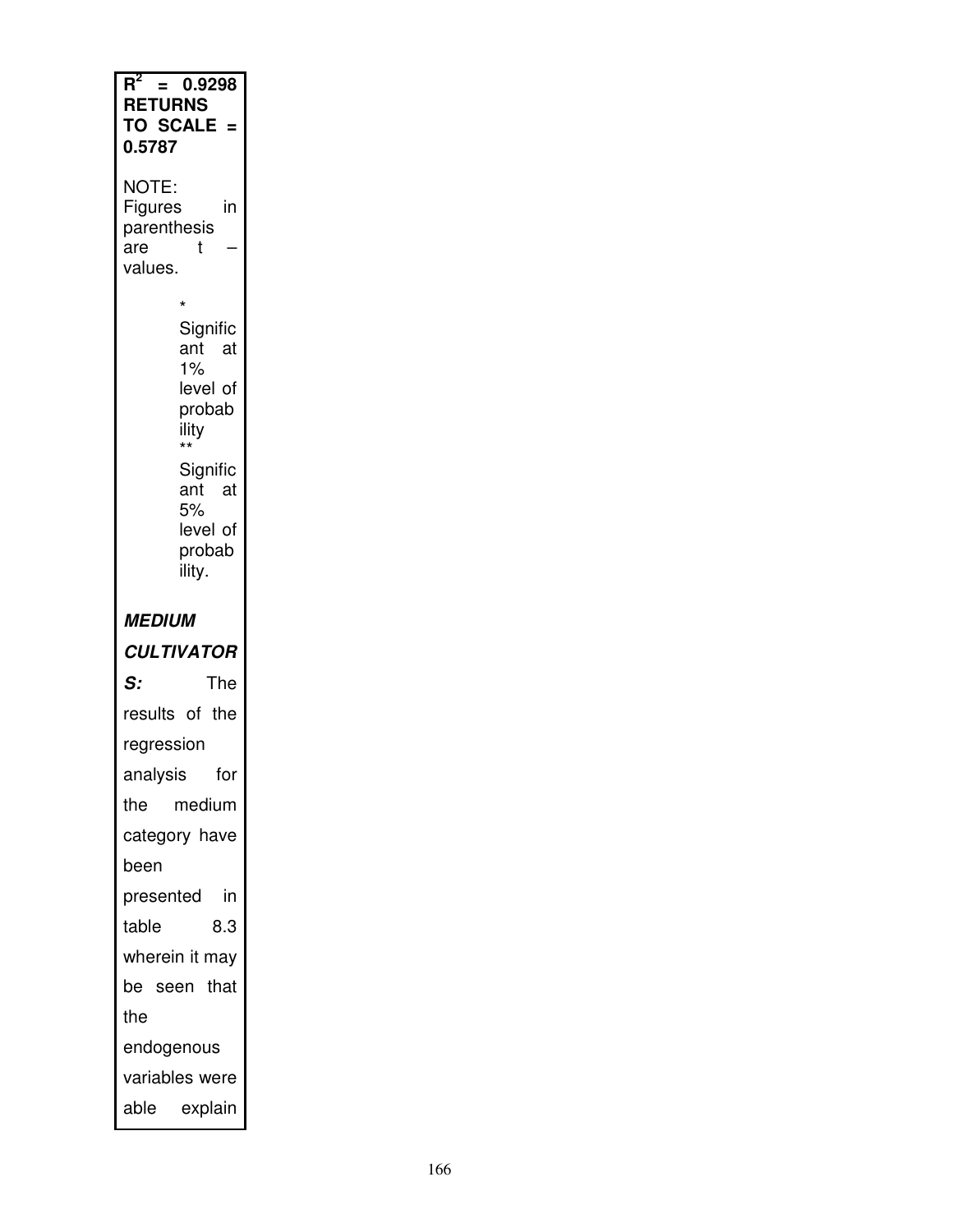**$R^2$ = 0.9298**
**RETURNS TO SCALE = 0.5787**

NOTE: Figures in parenthesis are t – values.

\* Significant at 1% level of probability
\*\* Significant at 5% level of probability.

***MEDIUM CULTIVATORS:*** The results of the regression analysis for the medium category have been presented in table 8.3 wherein it may be seen that the endogenous variables were able explain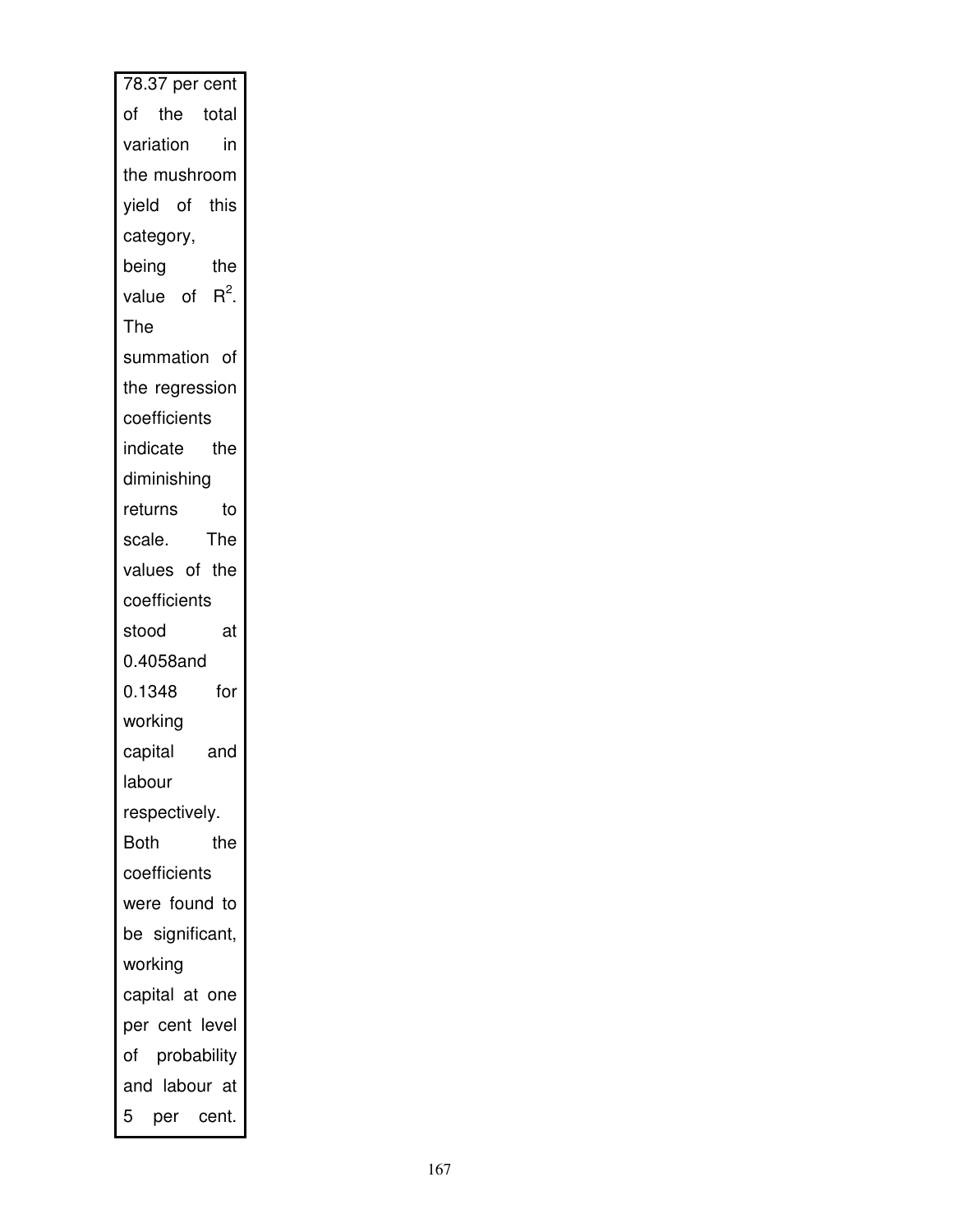78.37 per cent of the total variation in the mushroom yield of this category, being the value of $R^2$. The summation of the regression coefficients indicate the diminishing returns to scale. The values of the coefficients stood at 0.4058and 0.1348 for working capital and labour respectively. Both the coefficients were found to be significant, working capital at one per cent level of probability and labour at 5 per cent.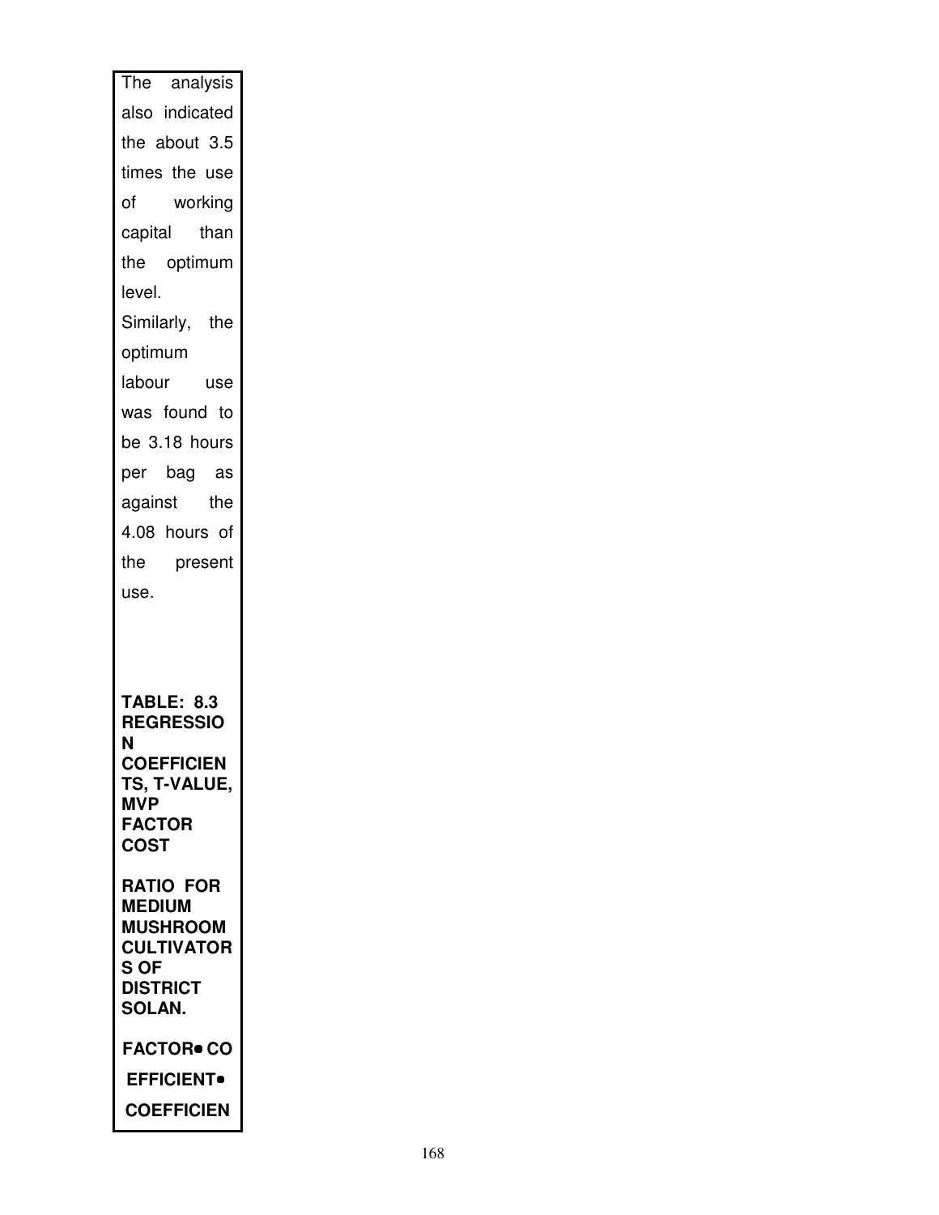The analysis also indicated the about 3.5 times the use of working capital than the optimum level. Similarly, the optimum labour use was found to be 3.18 hours per bag as against the 4.08 hours of the present use.

**TABLE: 8.3 REGRESSION COEFFICIENTS, T-VALUE, MVP FACTOR COST RATIO FOR MEDIUM MUSHROOM CULTIVATORS OF DISTRICT SOLAN.**

**FACTOR● CO EFFICIENT● COEFFICIEN**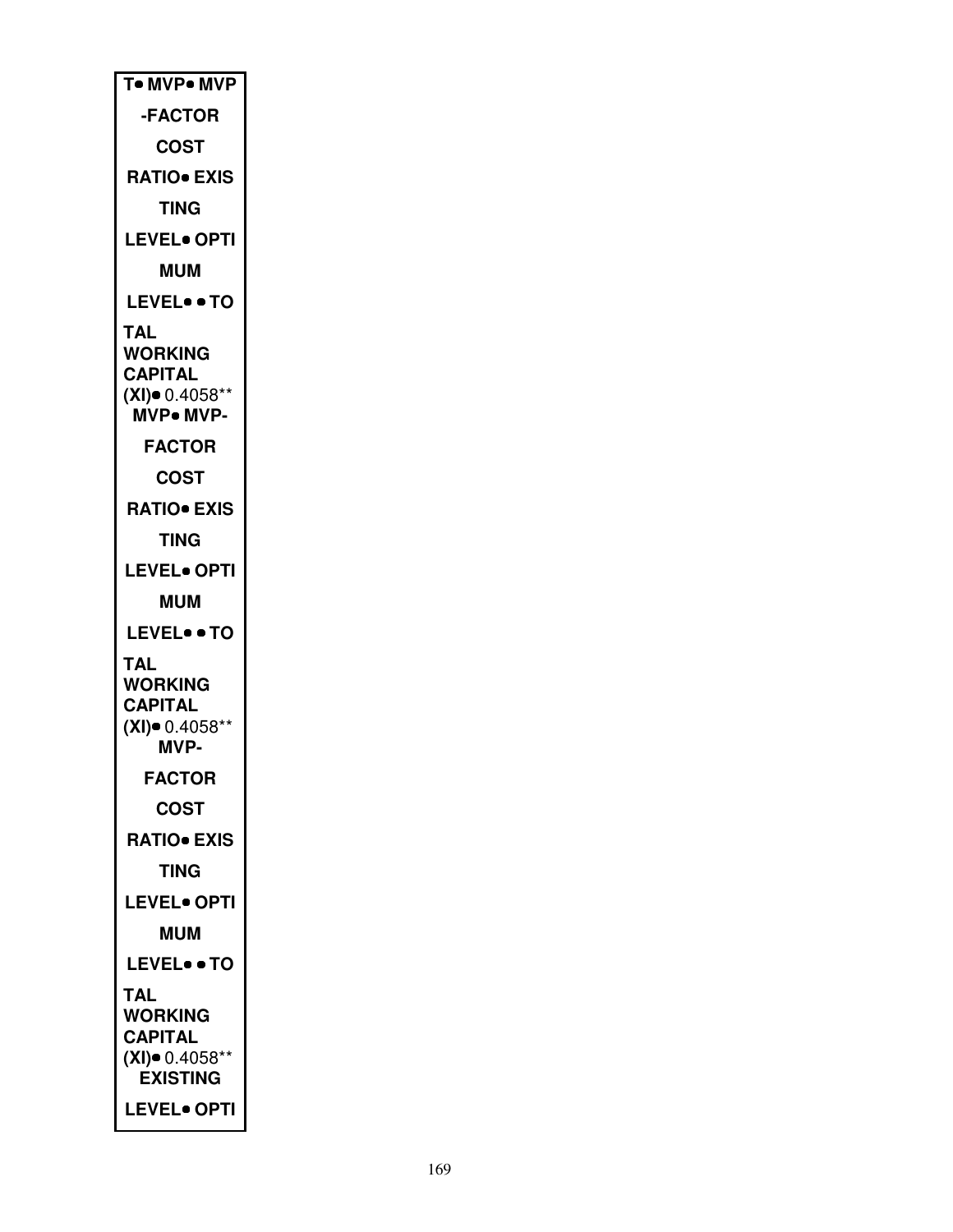| T• MVP• MVP -FACTOR COST RATIO• EXISTING LEVEL• OPTIMUM LEVEL• • TOTAL WORKING CAPITAL (XI)• 0.4058** MVP• MVP-FACTOR COST RATIO• EXISTING LEVEL• OPTIMUM LEVEL• • TOTAL WORKING CAPITAL (XI)• 0.4058** MVP-FACTOR COST RATIO• EXISTING LEVEL• OPTIMUM LEVEL• • TOTAL WORKING CAPITAL (XI)• 0.4058** EXISTING LEVEL• OPTI |
|---|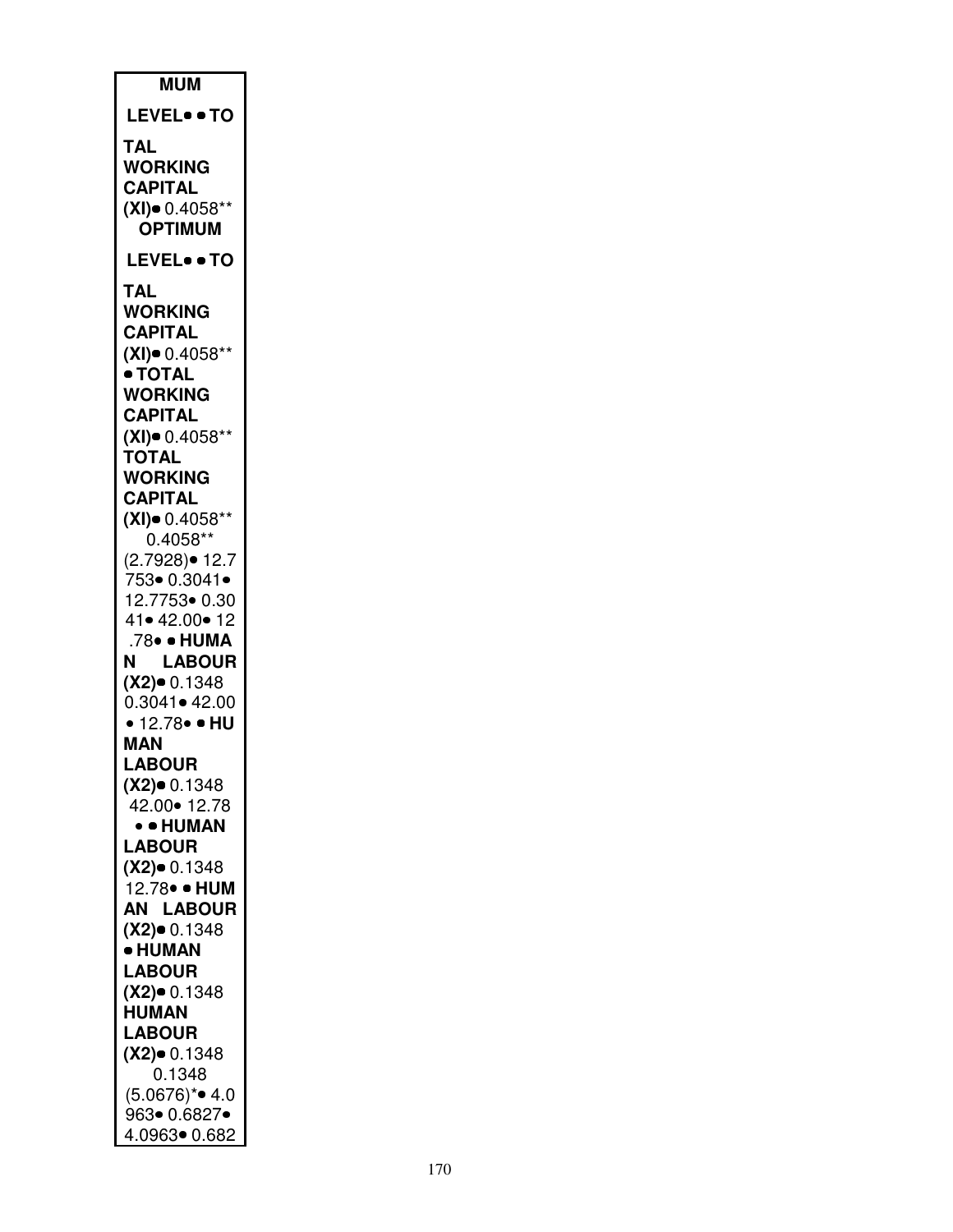| MUM |
|---|
| LEVEL• • TO |
| TAL WORKING CAPITAL (XI)• 0.4058** OPTIMUM |
| LEVEL• • TO |
| TAL WORKING CAPITAL (XI)• 0.4058** • TOTAL WORKING CAPITAL (XI)• 0.4058** TOTAL WORKING CAPITAL (XI)• 0.4058** 0.4058** (2.7928)• 12.7 753• 0.3041• 12.7753• 0.30 41• 42.00• 12 .78• • HUMA N LABOUR (X2)• 0.1348 0.3041• 42.00 • 12.78• • HU MAN LABOUR (X2)• 0.1348 42.00• 12.78 • • HUMAN LABOUR (X2)• 0.1348 12.78• • HUM AN LABOUR (X2)• 0.1348 • HUMAN LABOUR (X2)• 0.1348 HUMAN LABOUR (X2)• 0.1348 0.1348 (5.0676)*• 4.0 963• 0.6827• 4.0963• 0.682 |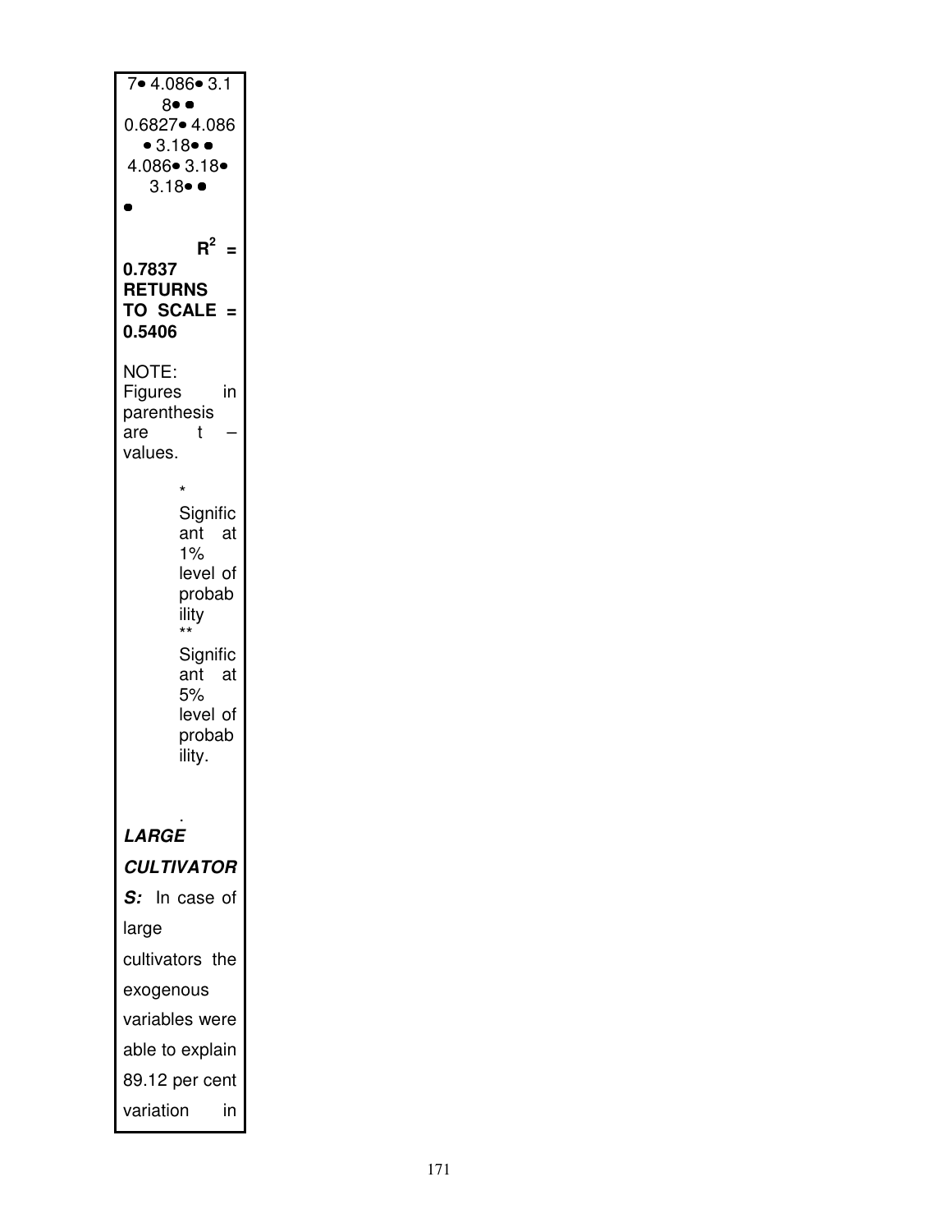7• 4.086• 3.1
8• •
0.6827• 4.086
• 3.18• •
4.086• 3.18•
3.18• •
•

**$R^2$ = 0.7837**
**RETURNS TO SCALE = 0.5406**

NOTE: Figures in parenthesis are t – values.

\* Significant at 1% level of probability
\*\* Significant at 5% level of probability.

.
***LARGE CULTIVATORS:*** In case of large cultivators the exogenous variables were able to explain 89.12 per cent variation in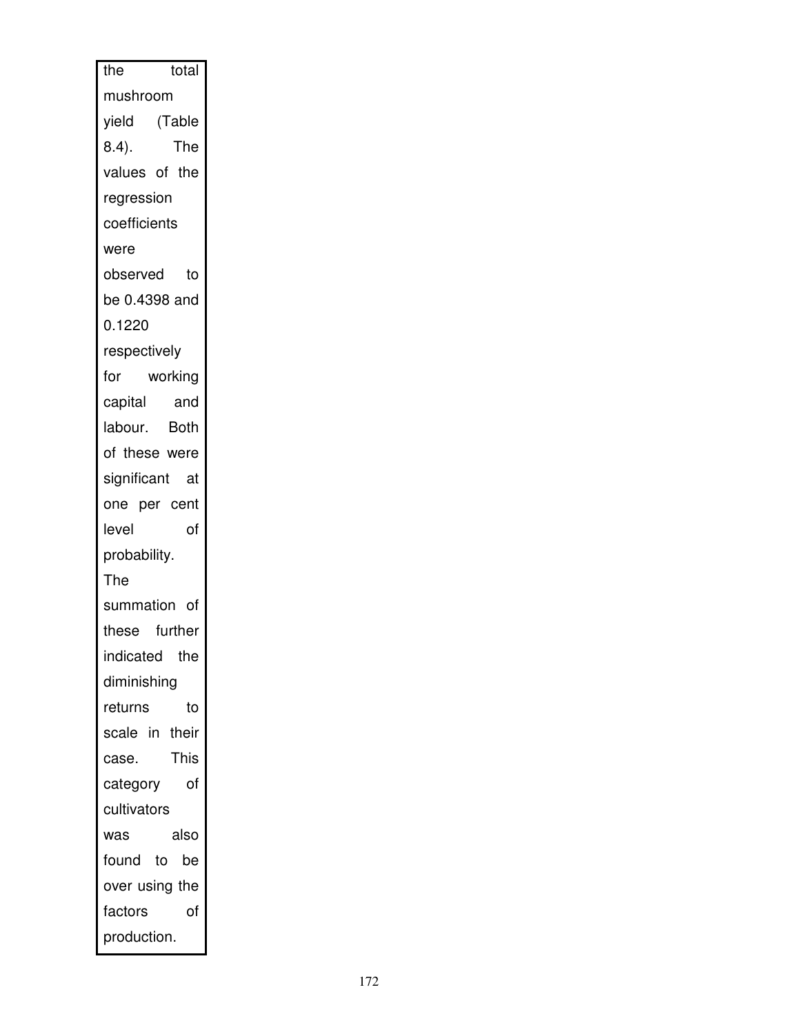the total mushroom yield (Table 8.4). The values of the regression coefficients were observed to be 0.4398 and 0.1220 respectively for working capital and labour. Both of these were significant at one per cent level of probability. The summation of these further indicated the diminishing returns to scale in their case. This category of cultivators was also found to be over using the factors of production.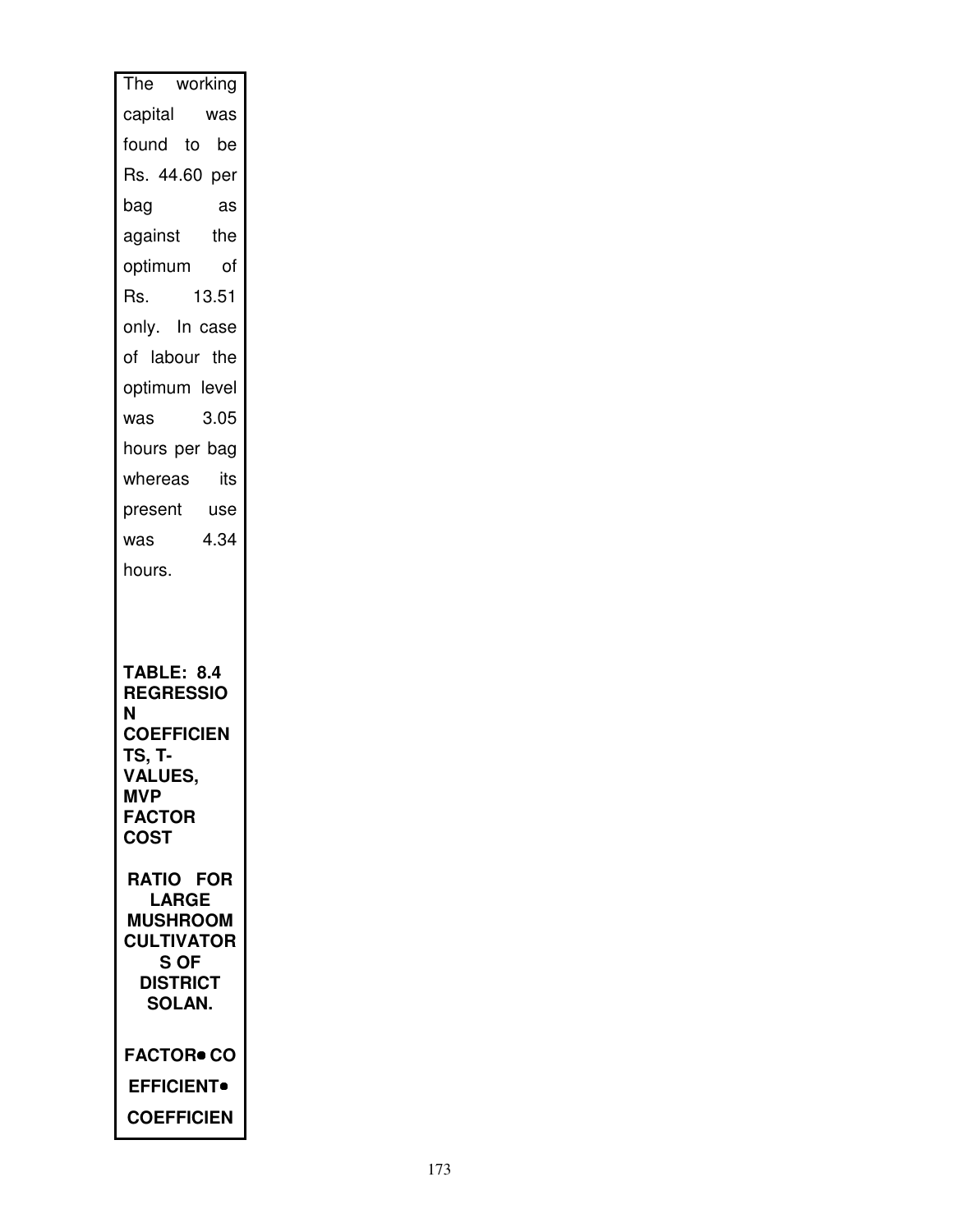The working capital was found to be Rs. 44.60 per bag as against the optimum of Rs. 13.51 only. In case of labour the optimum level was 3.05 hours per bag whereas its present use was 4.34 hours.

**TABLE: 8.4 REGRESSION COEFFICIENTS, T-VALUES, MVP FACTOR COST RATIO FOR LARGE MUSHROOM CULTIVATORS OF DISTRICT SOLAN.**

**FACTOR** • **CO EFFICIENT** • **COEFFICIEN**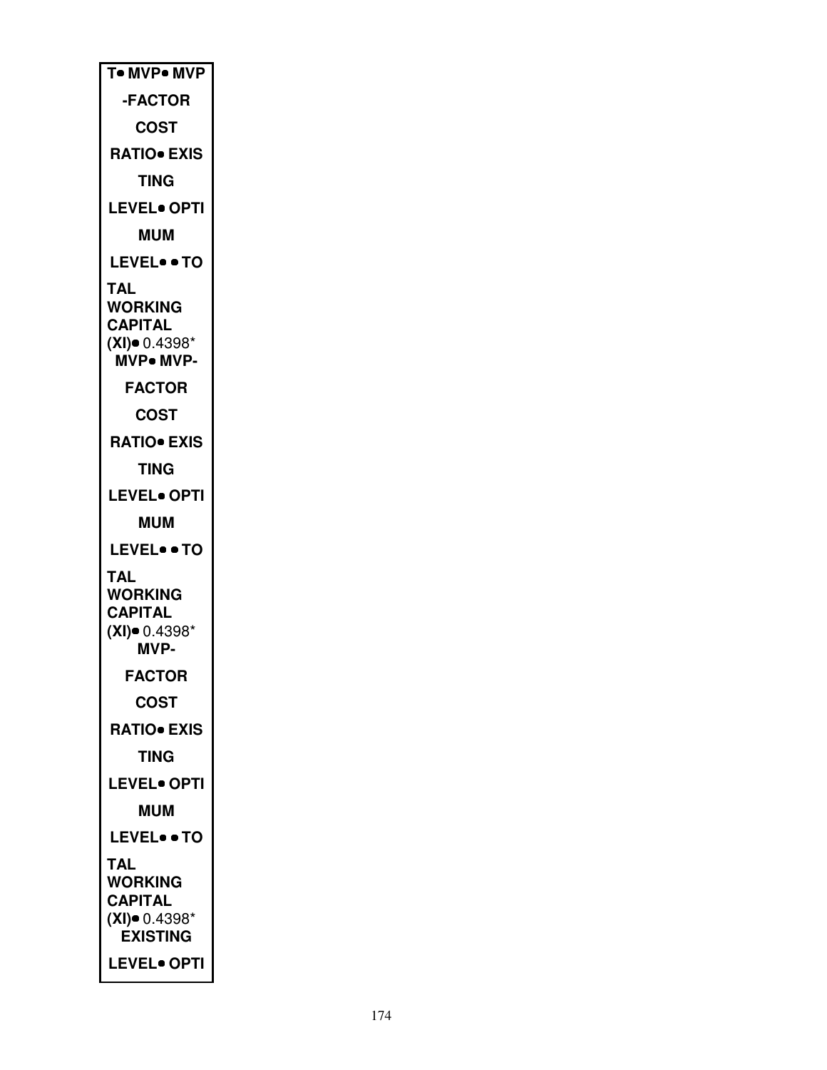| T• MVP• MVP |
|---|
| -FACTOR |
| COST |
| RATIO• EXIS |
| TING |
| LEVEL• OPTI |
| MUM |
| LEVEL• • TO |
| TAL WORKING CAPITAL (XI)• 0.4398* |
| MVP• MVP- |
| FACTOR |
| COST |
| RATIO• EXIS |
| TING |
| LEVEL• OPTI |
| MUM |
| LEVEL• • TO |
| TAL WORKING CAPITAL (XI)• 0.4398* |
| MVP- |
| FACTOR |
| COST |
| RATIO• EXIS |
| TING |
| LEVEL• OPTI |
| MUM |
| LEVEL• • TO |
| TAL WORKING CAPITAL (XI)• 0.4398* |
| EXISTING |
| LEVEL• OPTI |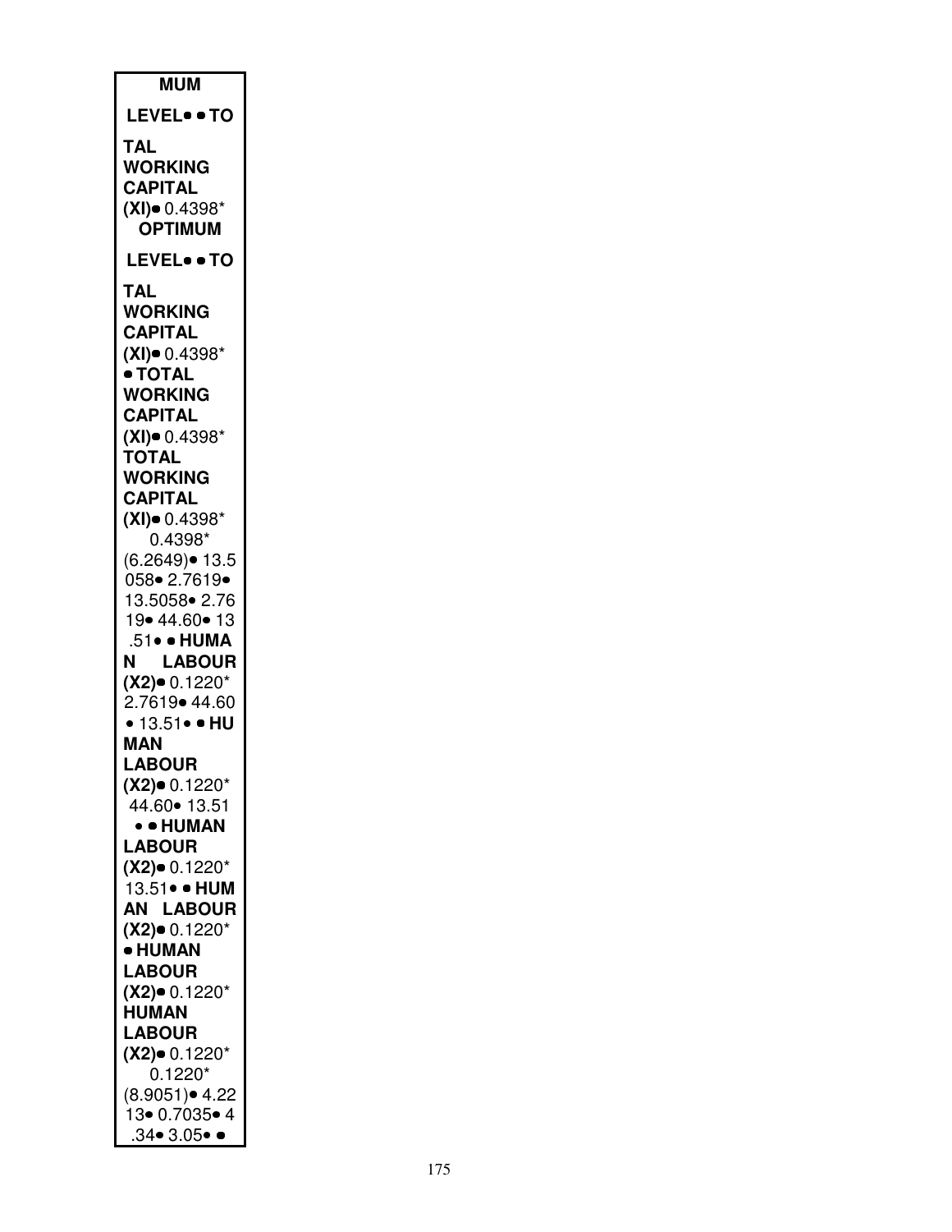| MUM LEVEL• • TO TAL WORKING CAPITAL (XI)• 0.4398* OPTIMUM LEVEL• • TO TAL WORKING CAPITAL (XI)• 0.4398* • TOTAL WORKING CAPITAL (XI)• 0.4398* TOTAL WORKING CAPITAL (XI)• 0.4398* 0.4398* (6.2649)• 13.5 058• 2.7619• 13.5058• 2.76 19• 44.60• 13 .51• • HUMA N LABOUR (X2)• 0.1220* 2.7619• 44.60 • 13.51• • HU MAN LABOUR (X2)• 0.1220* 44.60• 13.51 • • HUMAN LABOUR (X2)• 0.1220* 13.51• • HUM AN LABOUR (X2)• 0.1220* • HUMAN LABOUR (X2)• 0.1220* HUMAN LABOUR (X2)• 0.1220* 0.1220* (8.9051)• 4.22 13• 0.7035• 4 .34• 3.05• • |
|---|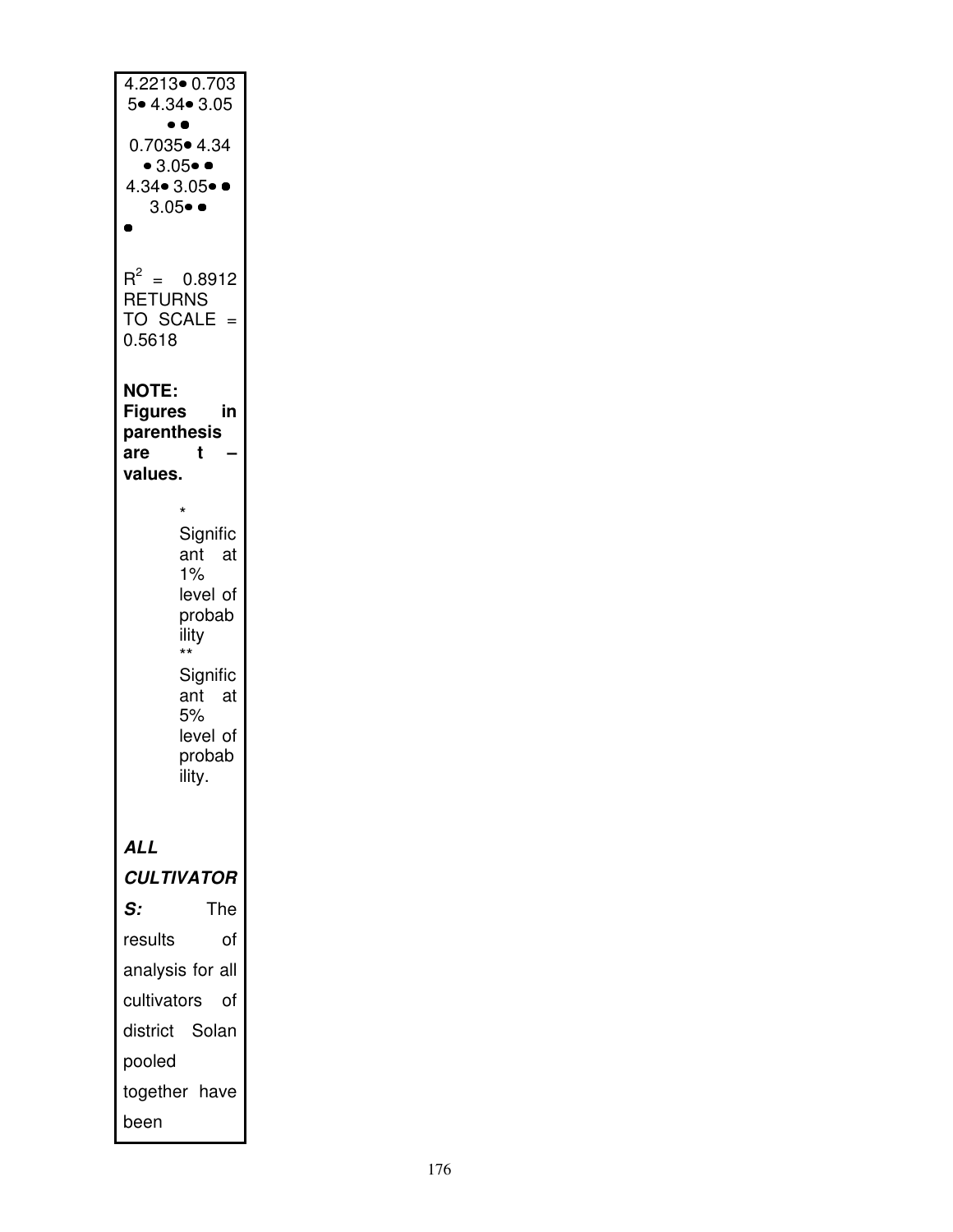4.2213• 0.703 5• 4.34• 3.05 • • 0.7035• 4.34 • 3.05• • 4.34• 3.05• • 3.05• • •

$R^2$ = 0.8912
RETURNS TO SCALE = 0.5618

**NOTE: Figures in parenthesis are t – values.**

\* Significant at 1% level of probability
\*\* Significant at 5% level of probability.

***ALL CULTIVATORS:*** The results of analysis for all cultivators of district Solan pooled together have been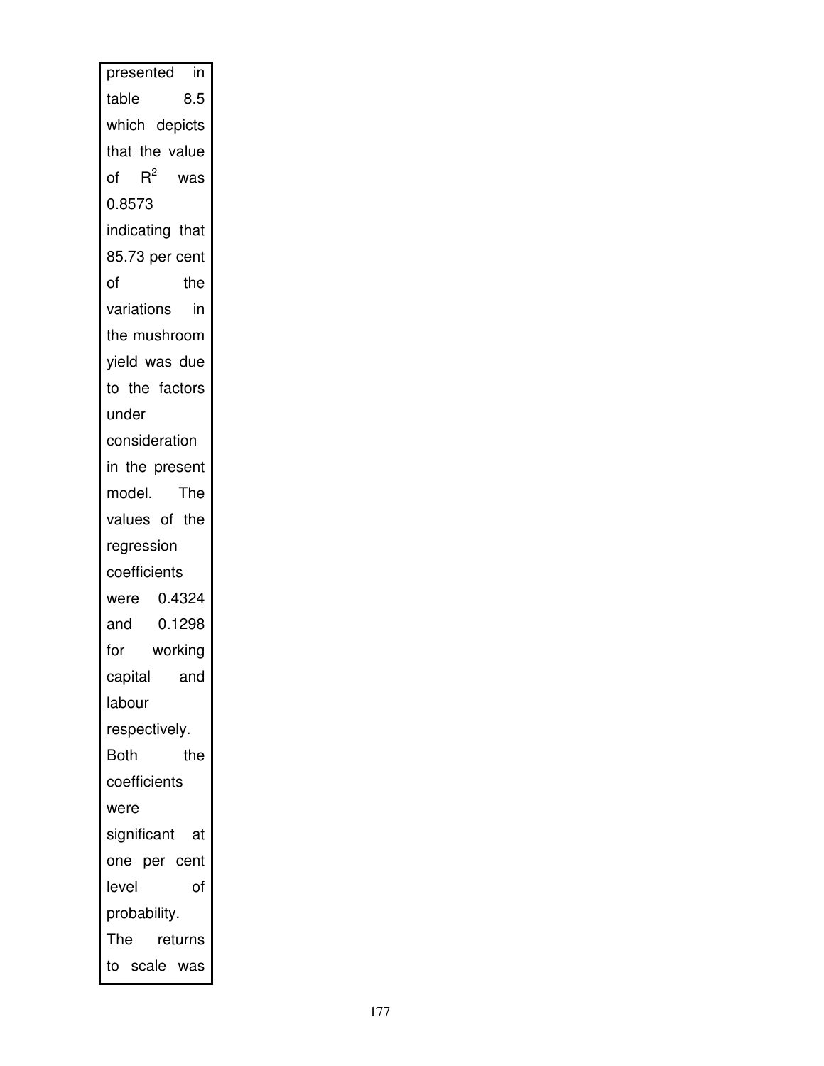presented in table 8.5 which depicts that the value of $R^2$ was 0.8573 indicating that 85.73 per cent of the variations in the mushroom yield was due to the factors under consideration in the present model. The values of the regression coefficients were 0.4324 and 0.1298 for working capital and labour respectively. Both the coefficients were significant at one per cent level of probability. The returns to scale was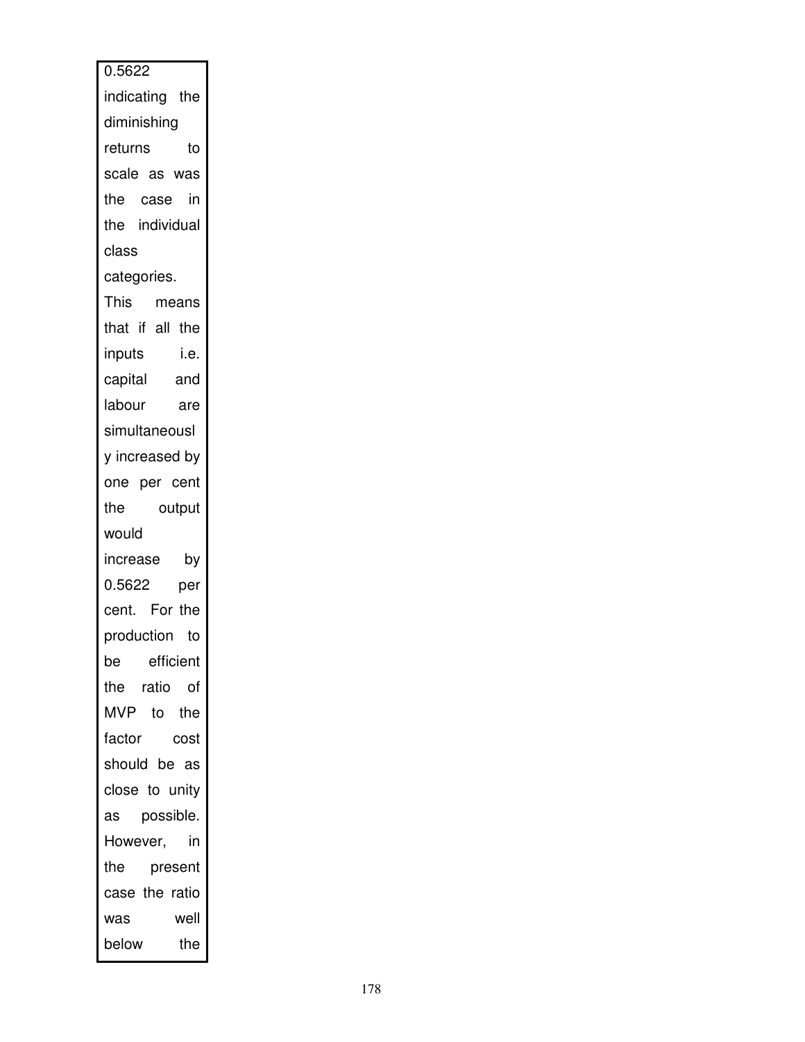0.5622 indicating the diminishing returns to scale as was the case in the individual class categories. This means that if all the inputs i.e. capital and labour are simultaneously increased by one per cent the output would increase by 0.5622 per cent. For the production to be efficient the ratio of MVP to the factor cost should be as close to unity as possible. However, in the present case the ratio was well below the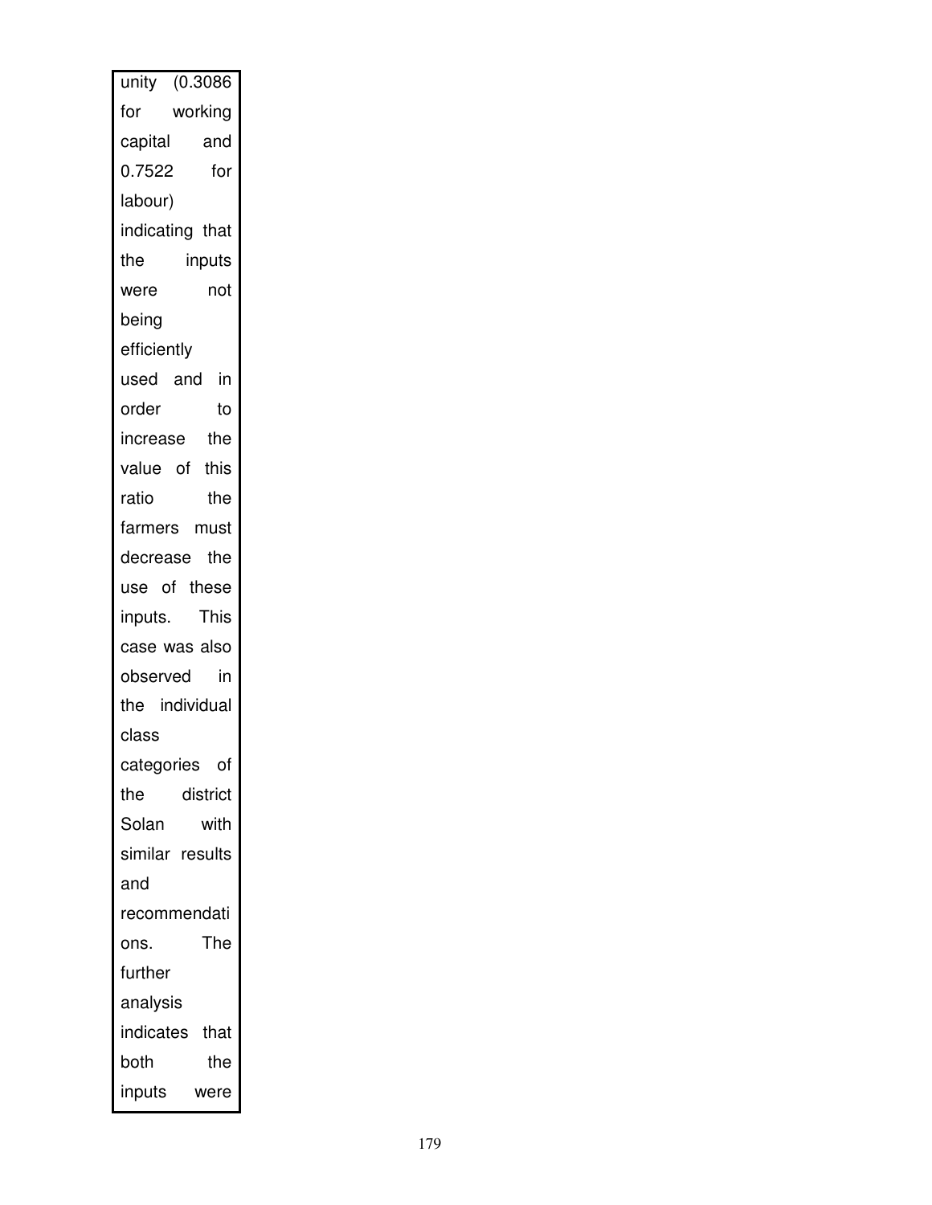unity (0.3086 for working capital and 0.7522 for labour) indicating that the inputs were not being efficiently used and in order to increase the value of this ratio the farmers must decrease the use of these inputs. This case was also observed in the individual class categories of the district Solan with similar results and recommendations. The further analysis indicates that both the inputs were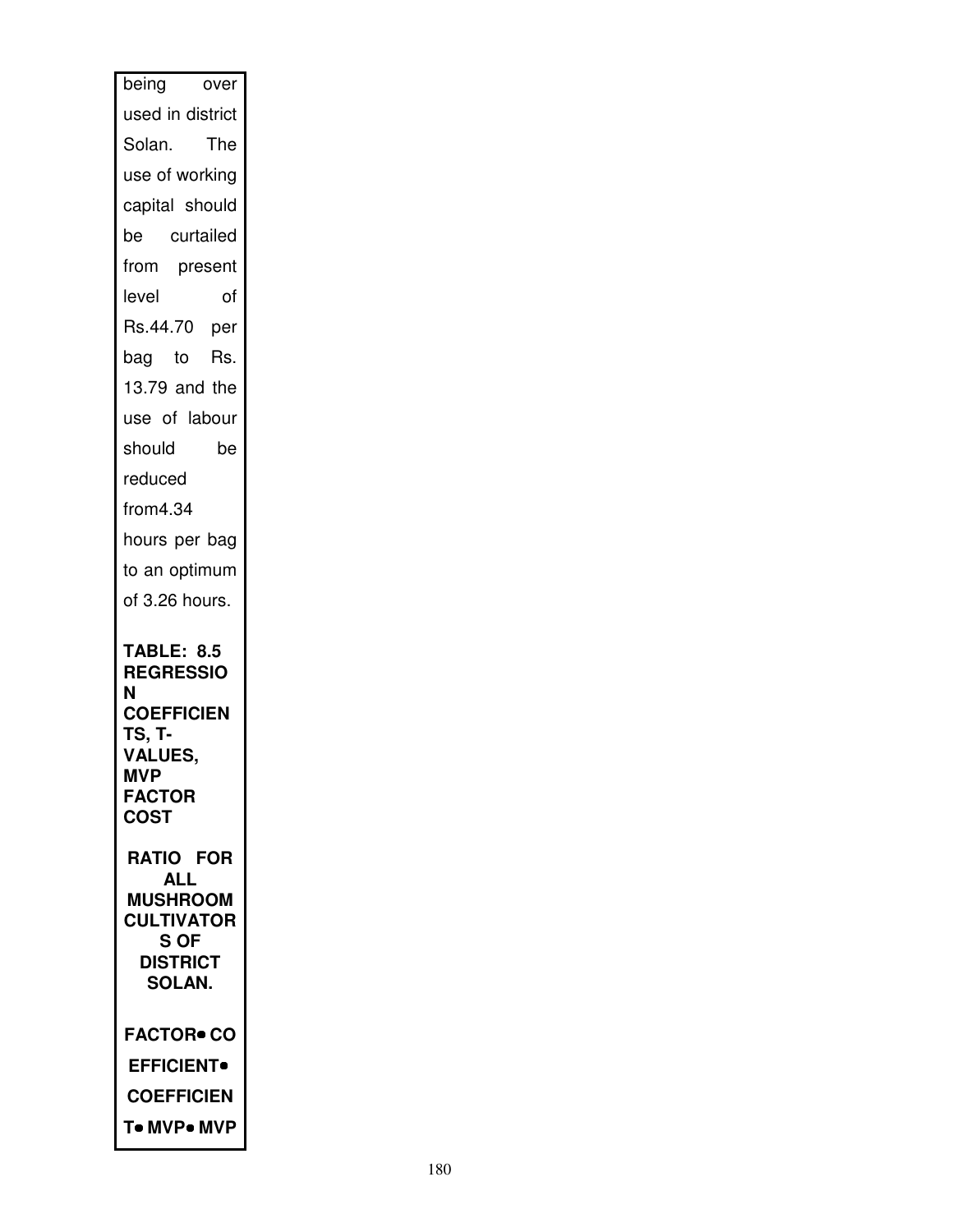being over used in district Solan. The use of working capital should be curtailed from present level of Rs.44.70 per bag to Rs. 13.79 and the use of labour should be reduced from4.34 hours per bag to an optimum of 3.26 hours.

**TABLE: 8.5 REGRESSION COEFFICIENTS, T-VALUES, MVP FACTOR COST**

**RATIO FOR ALL MUSHROOM CULTIVATORS OF DISTRICT SOLAN.**

**FACTOR• CO EFFICIENT• COEFFICIENT• MVP• MVP**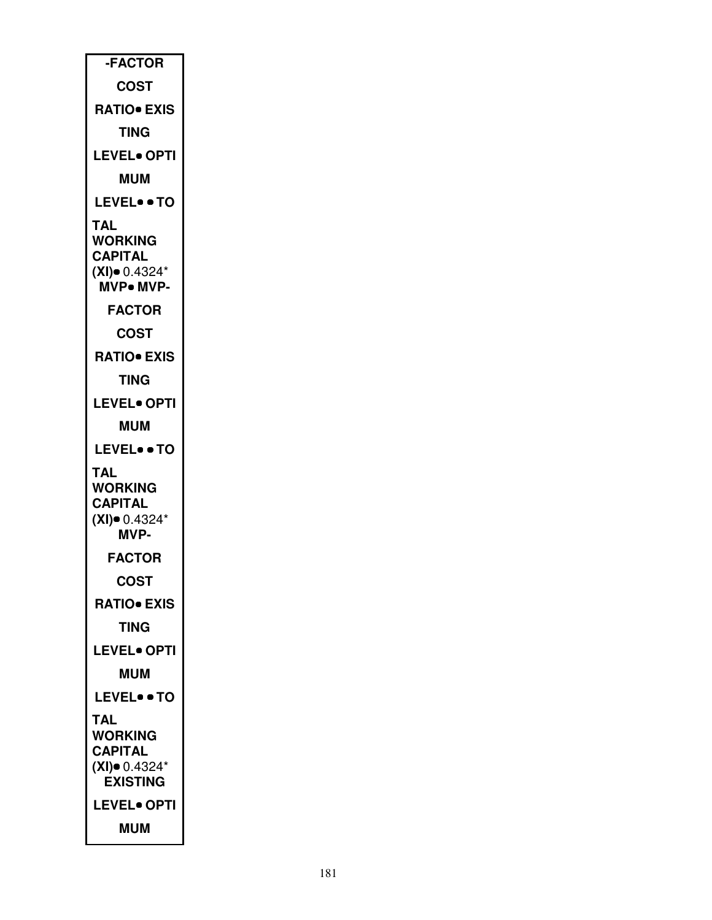| -FACTOR COST RATIO• EXISTING LEVEL• OPTIMUM LEVEL• • TOTAL WORKING CAPITAL (XI)• 0.4324* MVP• MVP-FACTOR COST RATIO• EXISTING LEVEL• OPTIMUM LEVEL• • TOTAL WORKING CAPITAL (XI)• 0.4324* MVP-FACTOR COST RATIO• EXISTING LEVEL• OPTIMUM LEVEL• • TOTAL WORKING CAPITAL (XI)• 0.4324* EXISTING LEVEL• OPTIMUM |
|---|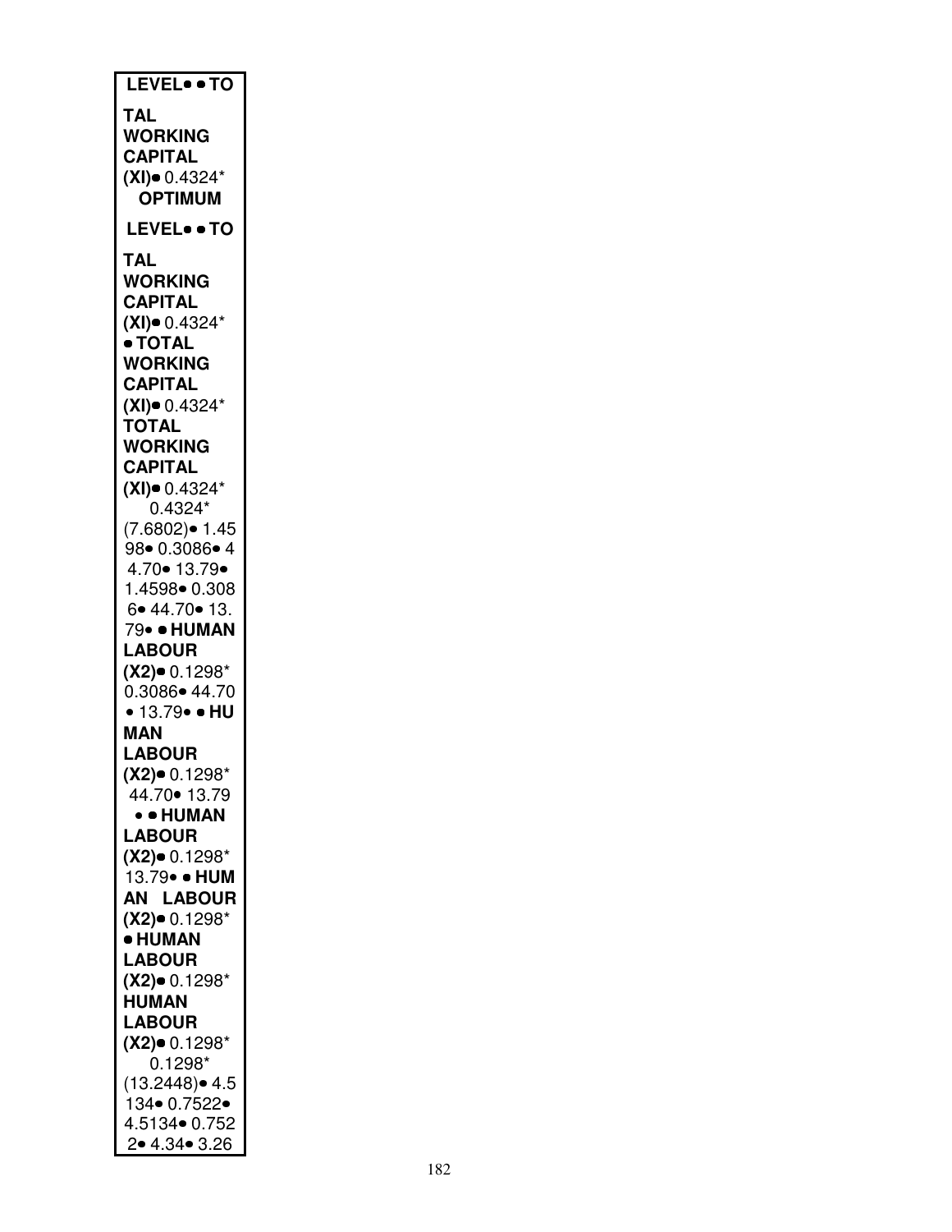| LEVEL• • TO |
|---|
| TAL WORKING CAPITAL (XI)• 0.4324* OPTIMUM |
| LEVEL• • TO |
| TAL WORKING CAPITAL (XI)• 0.4324* • TOTAL WORKING CAPITAL (XI)• 0.4324* TOTAL WORKING CAPITAL (XI)• 0.4324* 0.4324* (7.6802)• 1.4598• 0.3086• 44.70• 13.79• 1.4598• 0.3086• 44.70• 13.79• • HUMAN LABOUR (X2)• 0.1298* 0.3086• 44.70 • 13.79• • HUMAN LABOUR (X2)• 0.1298* 44.70• 13.79 • • HUMAN LABOUR (X2)• 0.1298* 13.79• • HUMAN LABOUR (X2)• 0.1298* • HUMAN LABOUR (X2)• 0.1298* HUMAN LABOUR (X2)• 0.1298* 0.1298* (13.2448)• 4.5134• 0.7522• 4.5134• 0.7522• 4.34• 3.26 |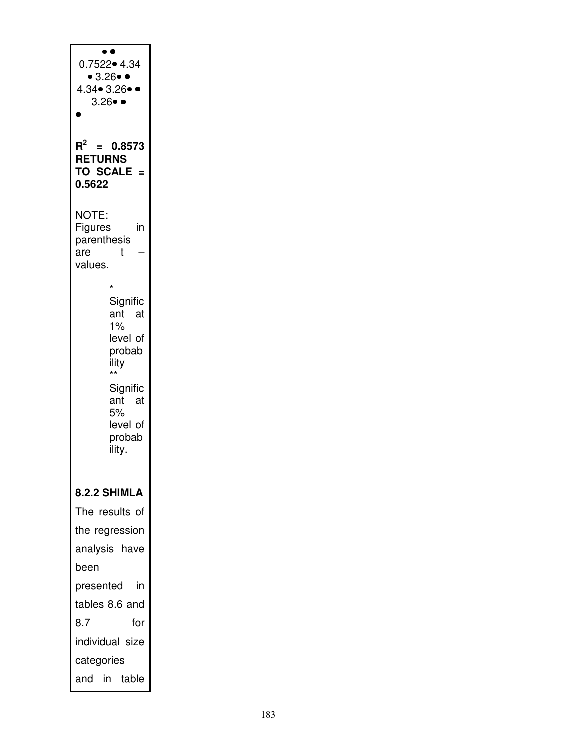0.7522• 4.34
• 3.26• •
4.34• 3.26• •
3.26• •
•

**$R^2$ = 0.8573**
**RETURNS TO SCALE = 0.5622**

NOTE: Figures in parenthesis are t – values.

\* Significant at 1% level of probability
\*\* Significant at 5% level of probability.

### 8.2.2 SHIMLA

The results of the regression analysis have been presented in tables 8.6 and 8.7 for individual size categories and in table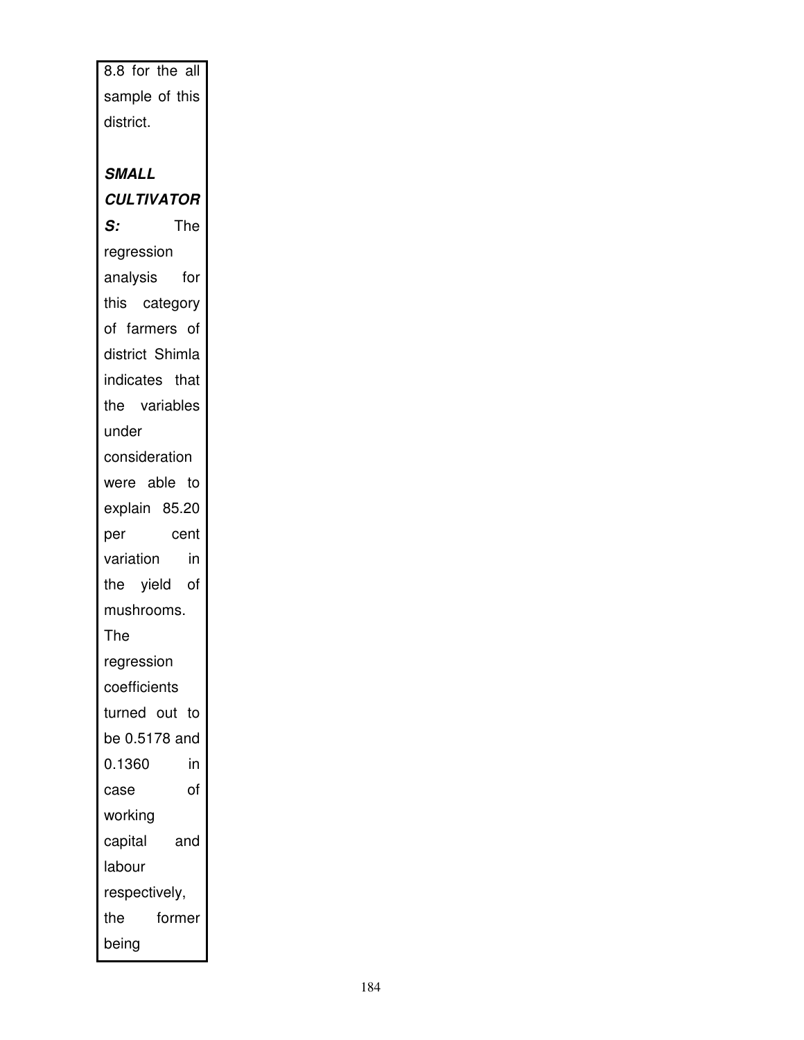8.8 for the all sample of this district.

***SMALL CULTIVATORS:*** The regression analysis for this category of farmers of district Shimla indicates that the variables under consideration were able to explain 85.20 per cent variation in the yield of mushrooms. The regression coefficients turned out to be 0.5178 and 0.1360 in case of working capital and labour respectively, the former being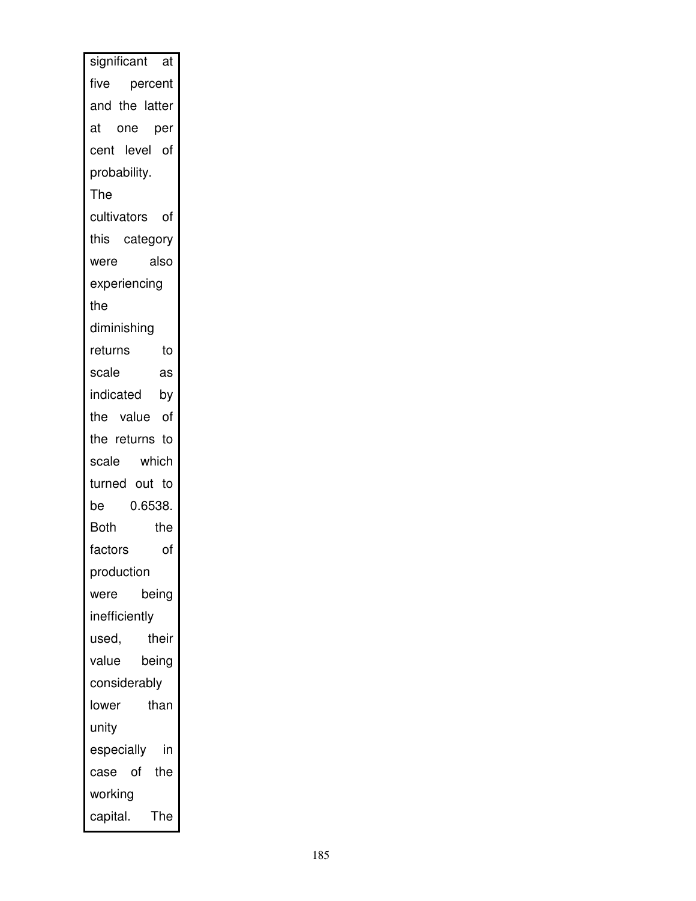significant at five percent and the latter at one per cent level of probability. The cultivators of this category were also experiencing the diminishing returns to scale as indicated by the value of the returns to scale which turned out to be 0.6538. Both the factors of production were being inefficiently used, their value being considerably lower than unity especially in case of the working capital. The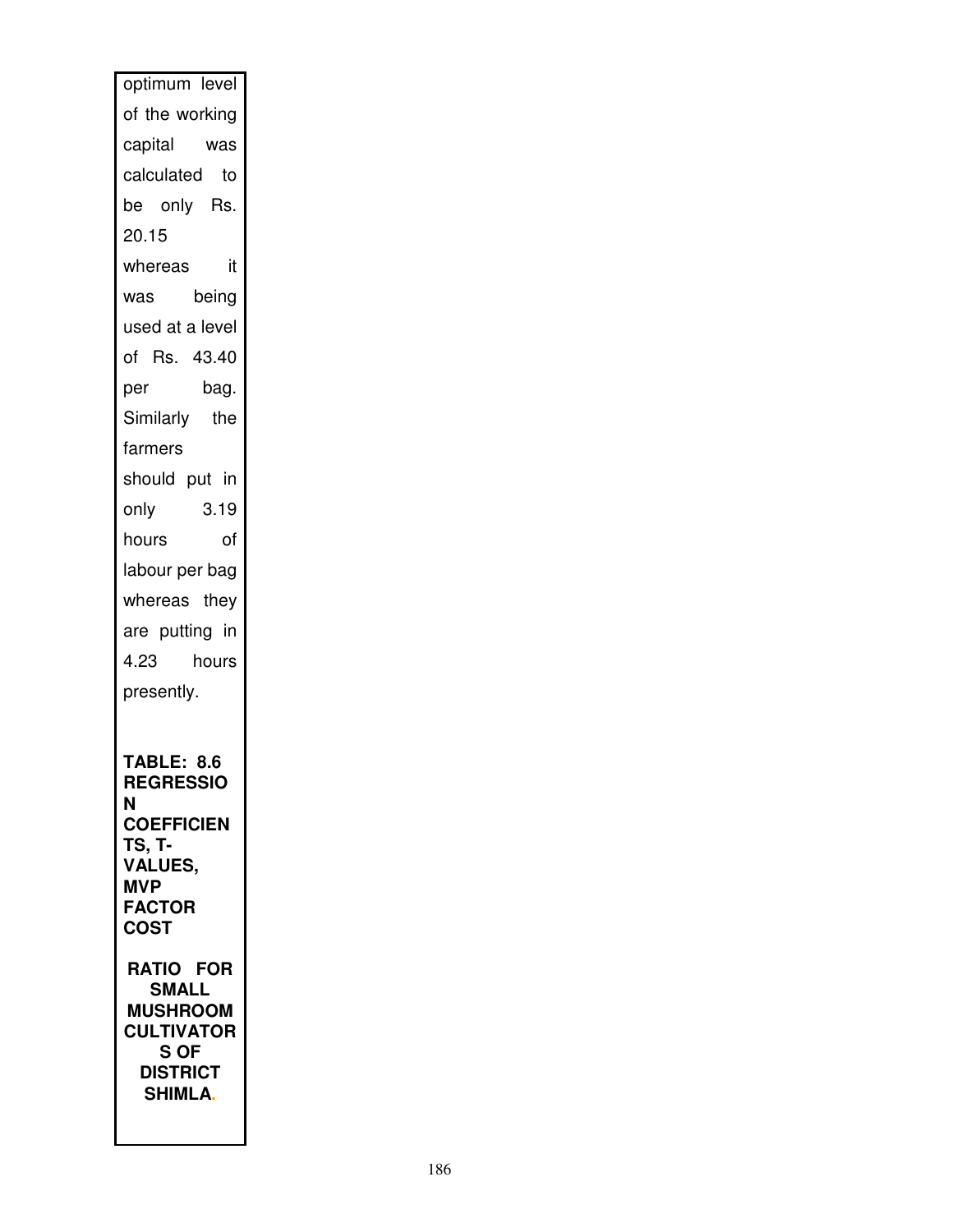optimum level of the working capital was calculated to be only Rs. 20.15 whereas it was being used at a level of Rs. 43.40 per bag. Similarly the farmers should put in only 3.19 hours of labour per bag whereas they are putting in 4.23 hours presently.

**TABLE: 8.6 REGRESSION COEFFICIENTS, T-VALUES, MVP FACTOR COST RATIO FOR SMALL MUSHROOM CULTIVATORS OF DISTRICT SHIMLA.**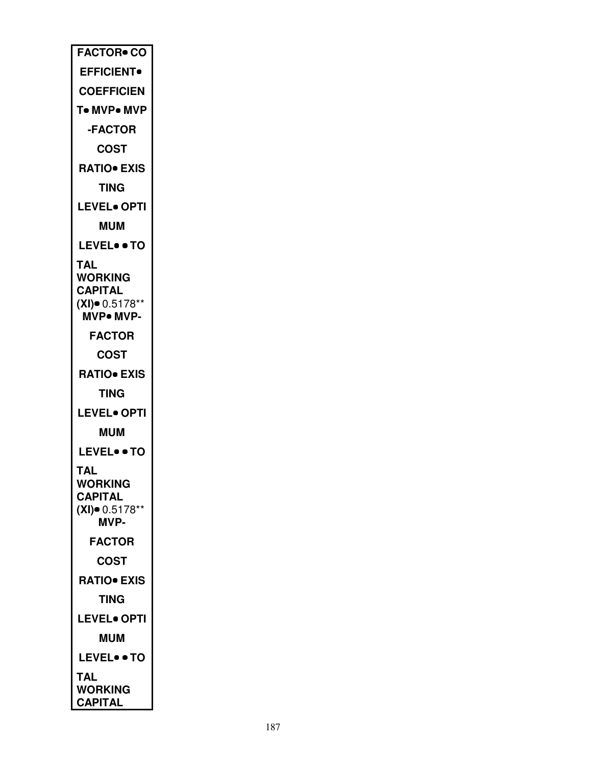| FACTOR• CO EFFICIENT• COEFFICIEN T• MVP• MVP -FACTOR COST RATIO• EXIS TING LEVEL• OPTI MUM LEVEL• • TO TAL WORKING CAPITAL (XI)• 0.5178** MVP• MVP- FACTOR COST RATIO• EXIS TING LEVEL• OPTI MUM LEVEL• • TO TAL WORKING CAPITAL (XI)• 0.5178** MVP- FACTOR COST RATIO• EXIS TING LEVEL• OPTI MUM LEVEL• • TO TAL WORKING CAPITAL |
| --- |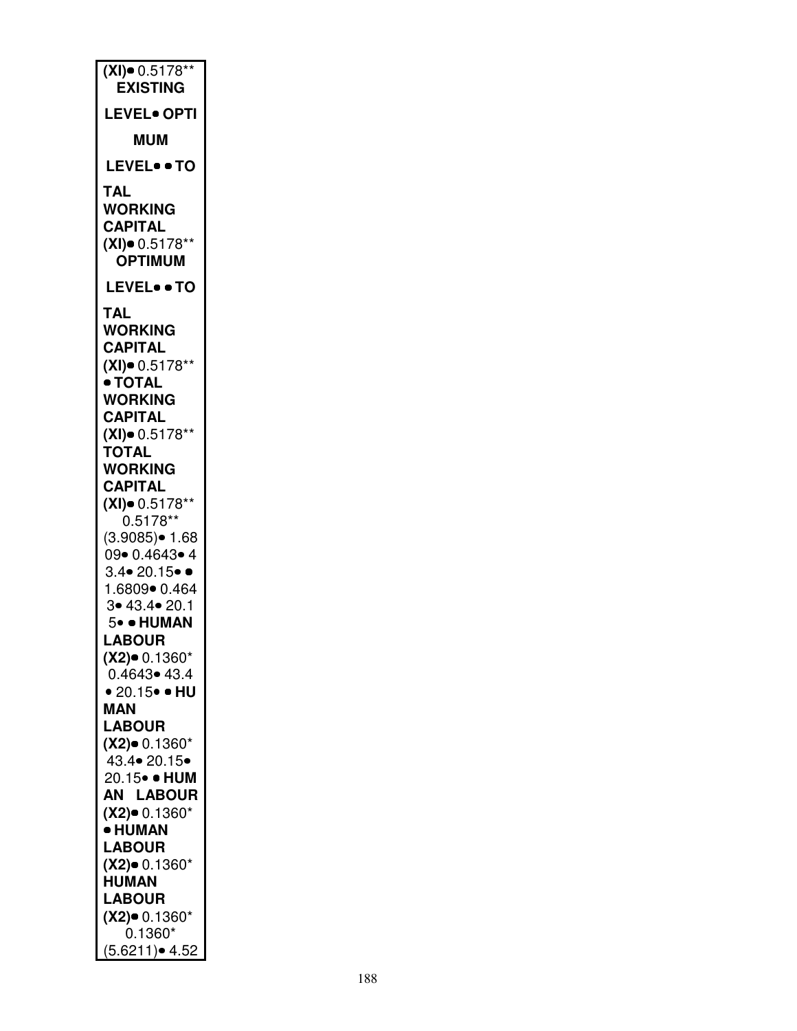**(XI)**• 0.5178**
**EXISTING**

**LEVEL• OPTI**

**MUM**

**LEVEL• • TO**

**TAL**
**WORKING**
**CAPITAL**
**(XI)**• 0.5178**
**OPTIMUM**

**LEVEL• • TO**

**TAL**
**WORKING**
**CAPITAL**
**(XI)**• 0.5178**
**• TOTAL**
**WORKING**
**CAPITAL**
**(XI)**• 0.5178**
**TOTAL**
**WORKING**
**CAPITAL**
**(XI)**• 0.5178**
0.5178**
(3.9085)• 1.68
09• 0.4643• 4
3.4• 20.15• •
1.6809• 0.464
3• 43.4• 20.1
5• • **HUMAN**
**LABOUR**
**(X2)**• 0.1360*
0.4643• 43.4
• 20.15• • **HU**
**MAN**
**LABOUR**
**(X2)**• 0.1360*
43.4• 20.15•
20.15• • **HUM**
**AN LABOUR**
**(X2)**• 0.1360*
**• HUMAN**
**LABOUR**
**(X2)**• 0.1360*
**HUMAN**
**LABOUR**
**(X2)**• 0.1360*
0.1360*
(5.6211)• 4.52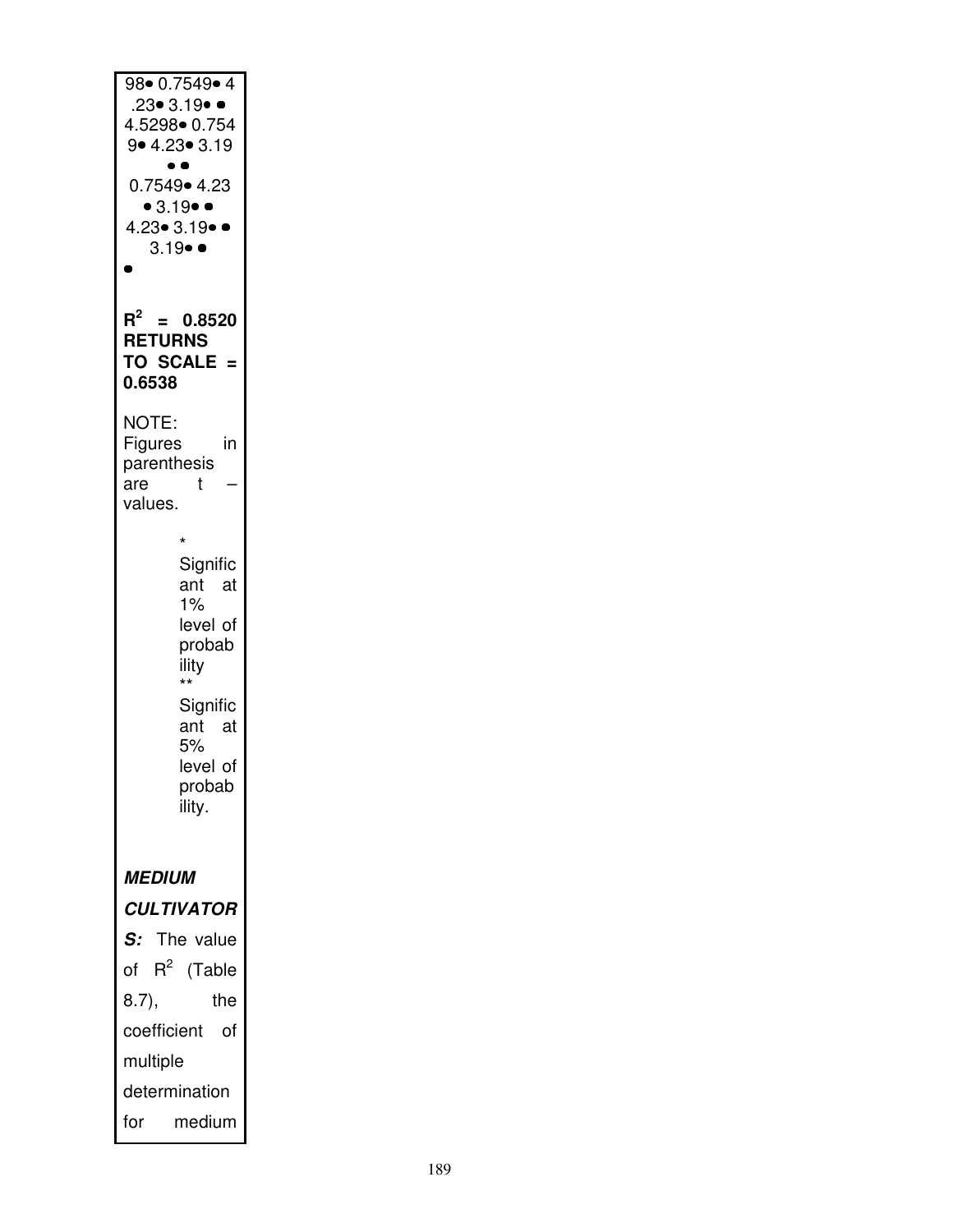98• 0.7549• 4 .23• 3.19• • 4.5298• 0.754 9• 4.23• 3.19 • • 0.7549• 4.23 • 3.19• • 4.23• 3.19• • 3.19• • •

**$R^2$ = 0.8520**
**RETURNS TO SCALE = 0.6538**

NOTE: Figures in parenthesis are t – values.

\* Significant at 1% level of probability

\*\* Significant at 5% level of probability.

***MEDIUM CULTIVATORS:*** The value of $R^2$ (Table 8.7), the coefficient of multiple determination for medium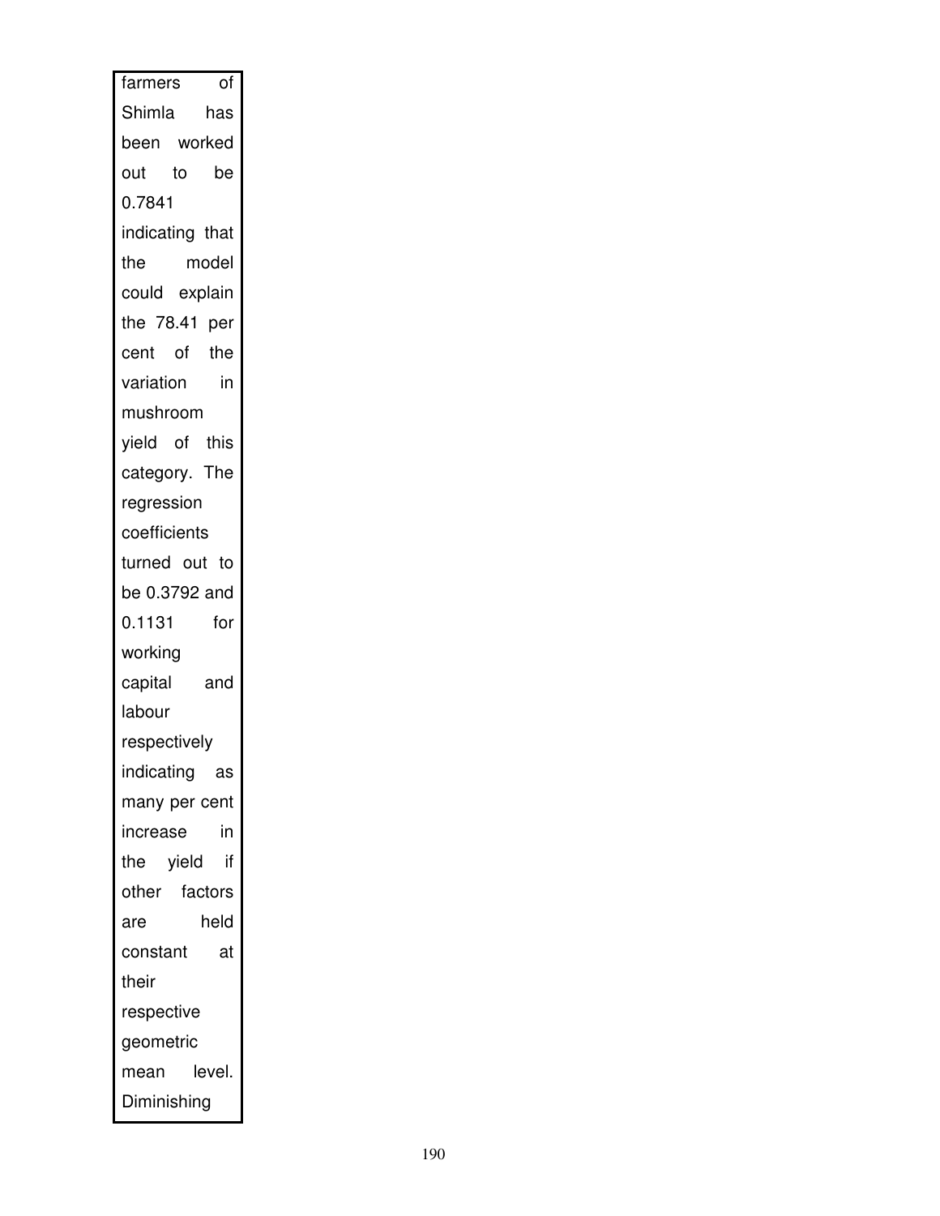farmers of Shimla has been worked out to be 0.7841 indicating that the model could explain the 78.41 per cent of the variation in mushroom yield of this category. The regression coefficients turned out to be 0.3792 and 0.1131 for working capital and labour respectively indicating as many per cent increase in the yield if other factors are held constant at their respective geometric mean level. Diminishing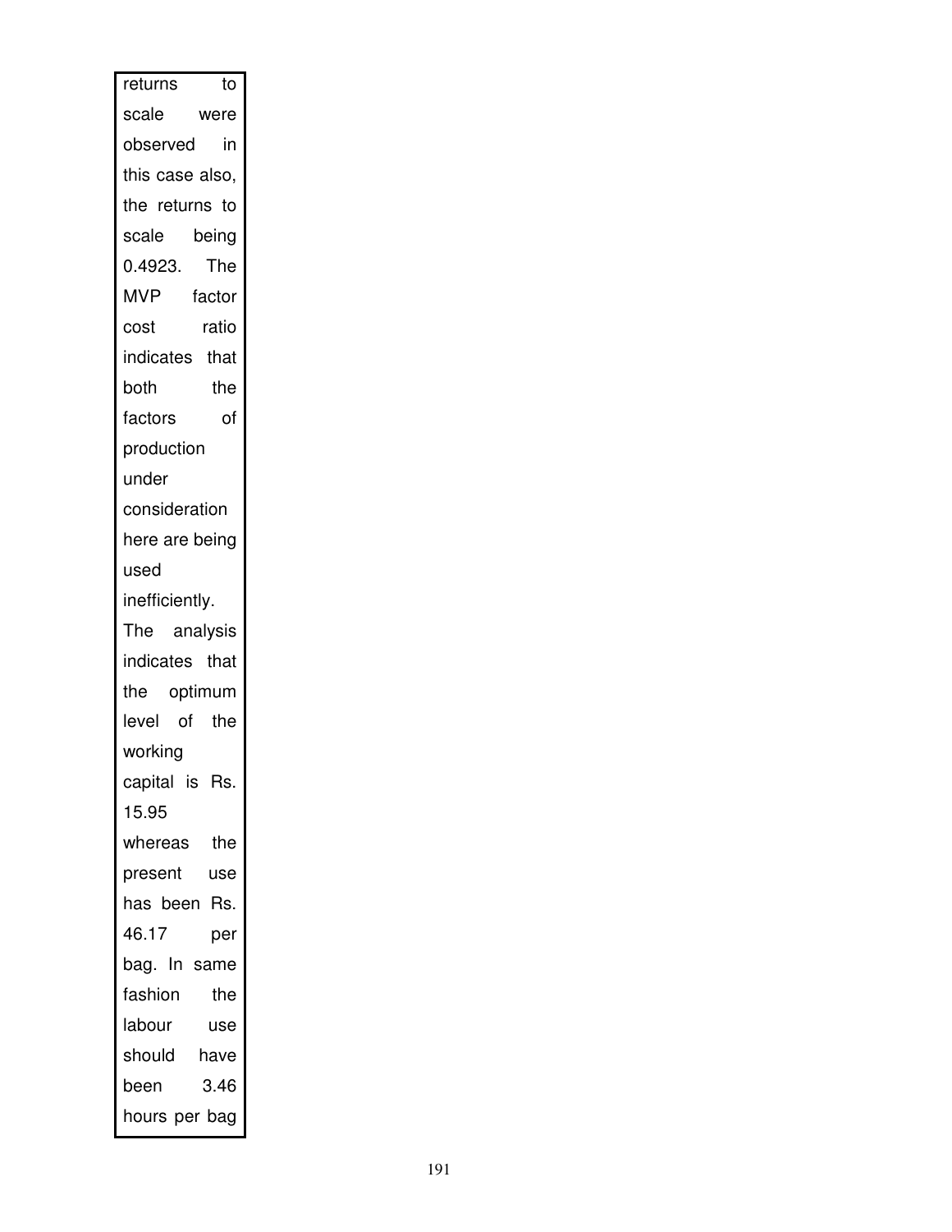returns to scale were observed in this case also, the returns to scale being 0.4923. The MVP factor cost ratio indicates that both the factors of production under consideration here are being used inefficiently. The analysis indicates that the optimum level of the working capital is Rs. 15.95 whereas the present use has been Rs. 46.17 per bag. In same fashion the labour use should have been 3.46 hours per bag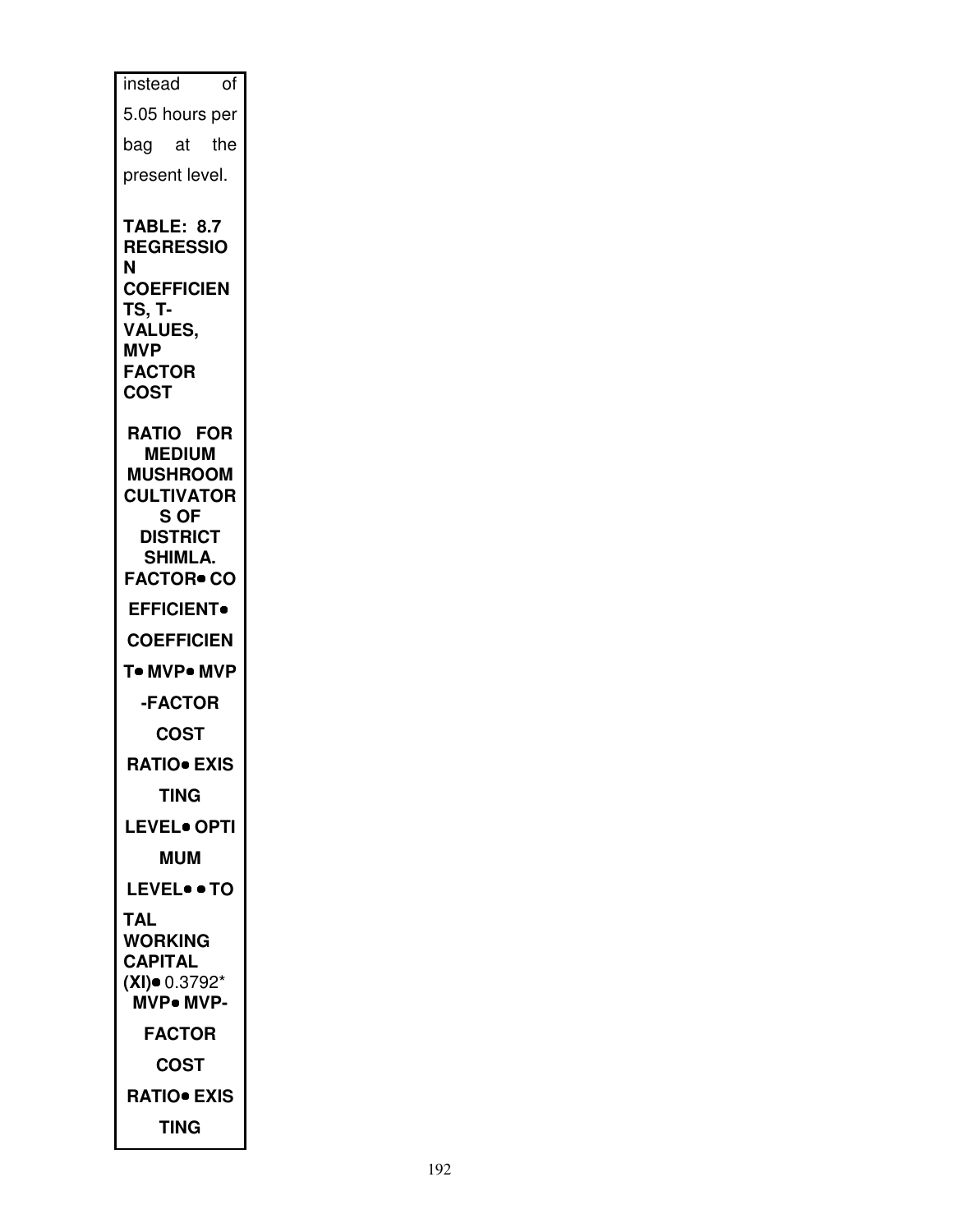instead of 5.05 hours per bag at the present level.

**TABLE: 8.7 REGRESSION COEFFICIENTS, T-VALUES, MVP FACTOR COST RATIO FOR MEDIUM MUSHROOM CULTIVATORS OF DISTRICT SHIMLA.**

**FACTOR• CO EFFICIENT• COEFFICIENT• MVP• MVP -FACTOR COST RATIO• EXISTING LEVEL• OPTIMUM LEVEL• • TOTAL WORKING CAPITAL (XI)•** 0.3792* **MVP• MVP-FACTOR COST RATIO• EXISTING**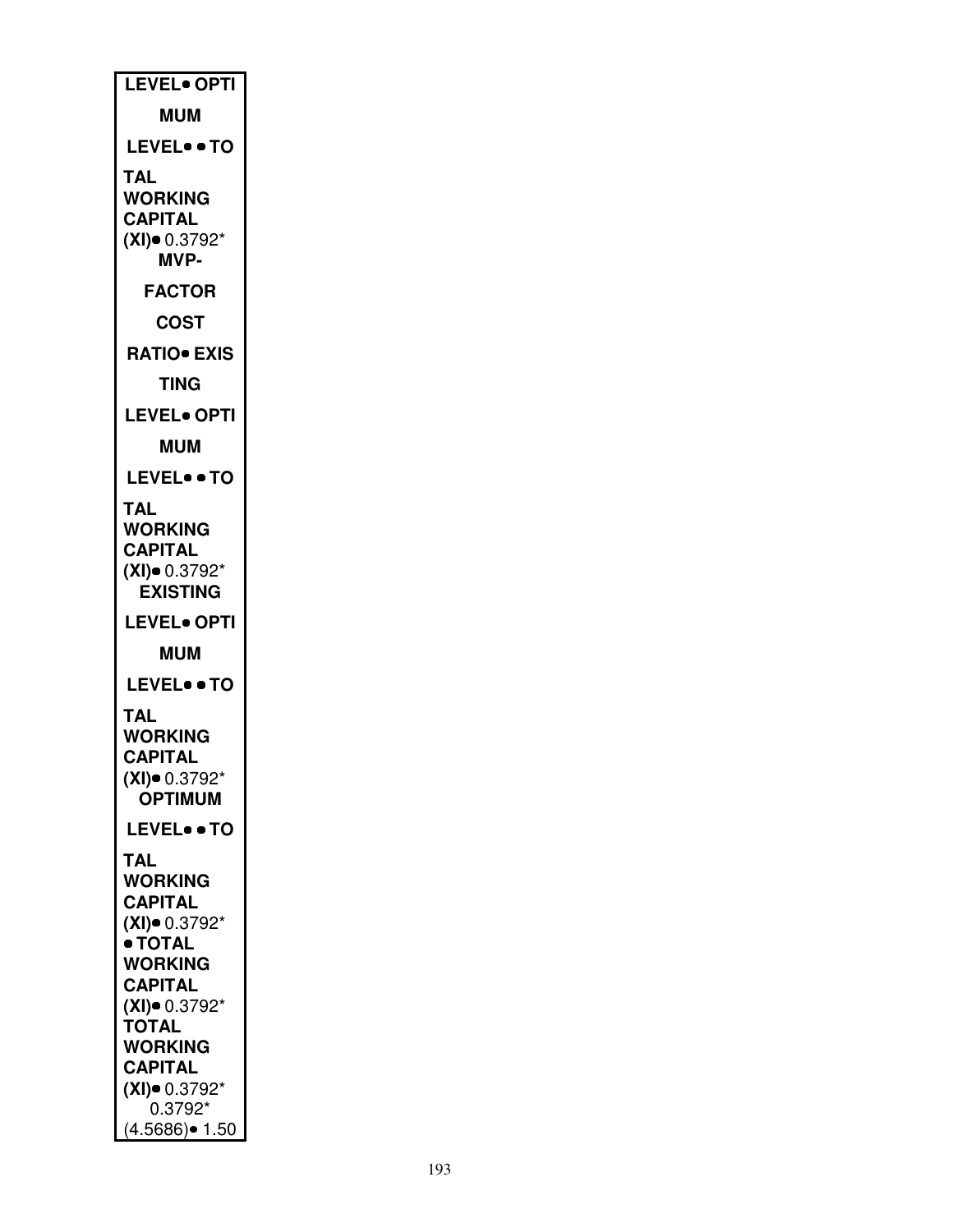| LEVEL• OPTI |
| --- |
| MUM |
| LEVEL• • TO |
| TAL WORKING CAPITAL (XI)• 0.3792* |
| MVP- |
| FACTOR |
| COST |
| RATIO• EXIS |
| TING |
| LEVEL• OPTI |
| MUM |
| LEVEL• • TO |
| TAL WORKING CAPITAL (XI)• 0.3792* |
| EXISTING |
| LEVEL• OPTI |
| MUM |
| LEVEL• • TO |
| TAL WORKING CAPITAL (XI)• 0.3792* |
| OPTIMUM |
| LEVEL• • TO |
| TAL WORKING CAPITAL (XI)• 0.3792* • TOTAL WORKING CAPITAL (XI)• 0.3792* TOTAL WORKING CAPITAL (XI)• 0.3792* 0.3792* (4.5686)• 1.50 |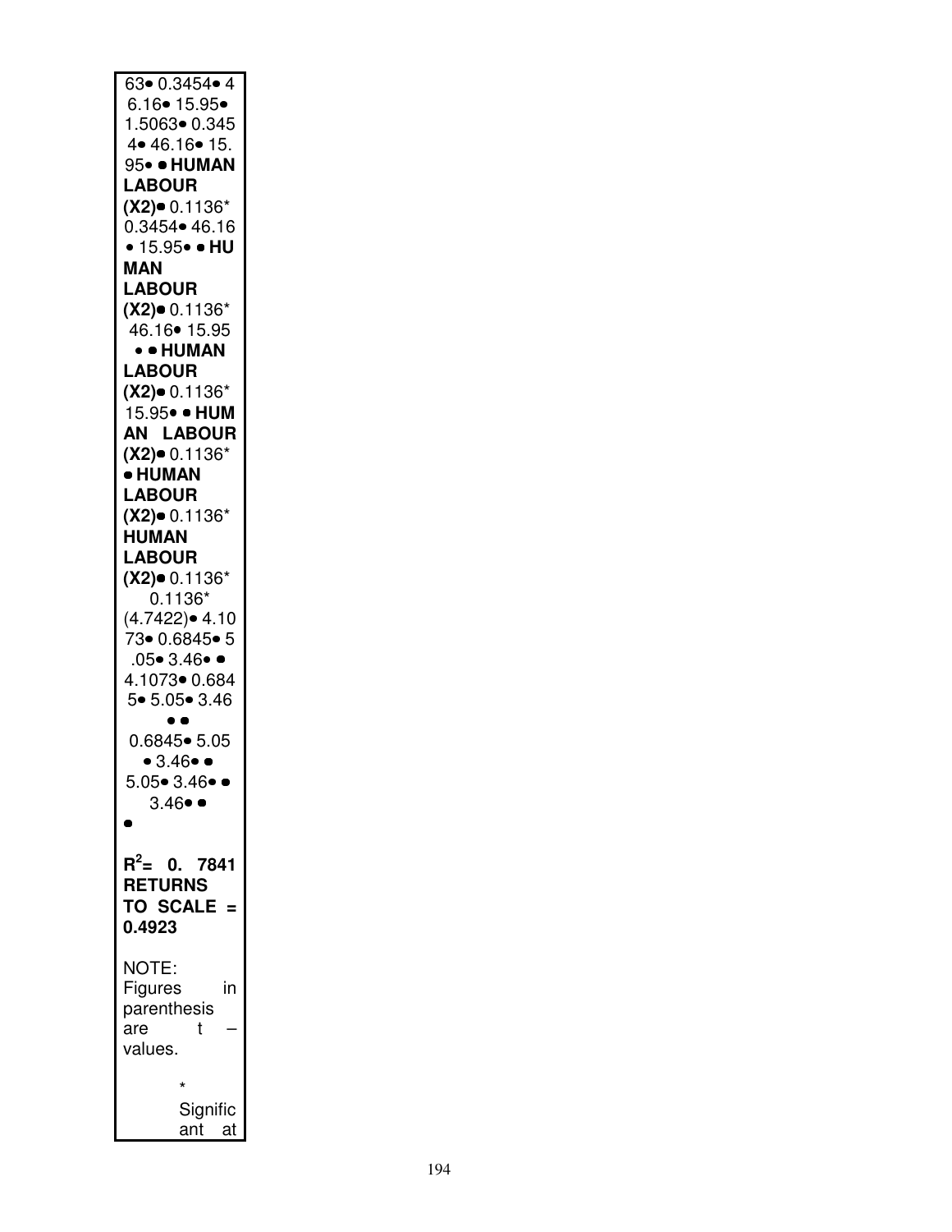| 63• 0.3454• 4 6.16• 15.95• 1.5063• 0.345 4• 46.16• 15. 95• • **HUMAN LABOUR (X2)•** 0.1136* 0.3454• 46.16 • 15.95• • **HU MAN LABOUR (X2)•** 0.1136* 46.16• 15.95 • • **HUMAN LABOUR (X2)•** 0.1136* 15.95• • **HUM AN LABOUR (X2)•** 0.1136* • **HUMAN LABOUR (X2)•** 0.1136* **HUMAN LABOUR (X2)•** 0.1136* 0.1136* (4.7422)• 4.10 73• 0.6845• 5 .05• 3.46• • 4.1073• 0.684 5• 5.05• 3.46 • • 0.6845• 5.05 • 3.46• • 5.05• 3.46• • 3.46• • • |
|---|
| **$R^2$= 0. 7841 RETURNS TO SCALE = 0.4923** |
| NOTE: Figures in parenthesis are t – values. |
| * Significant at |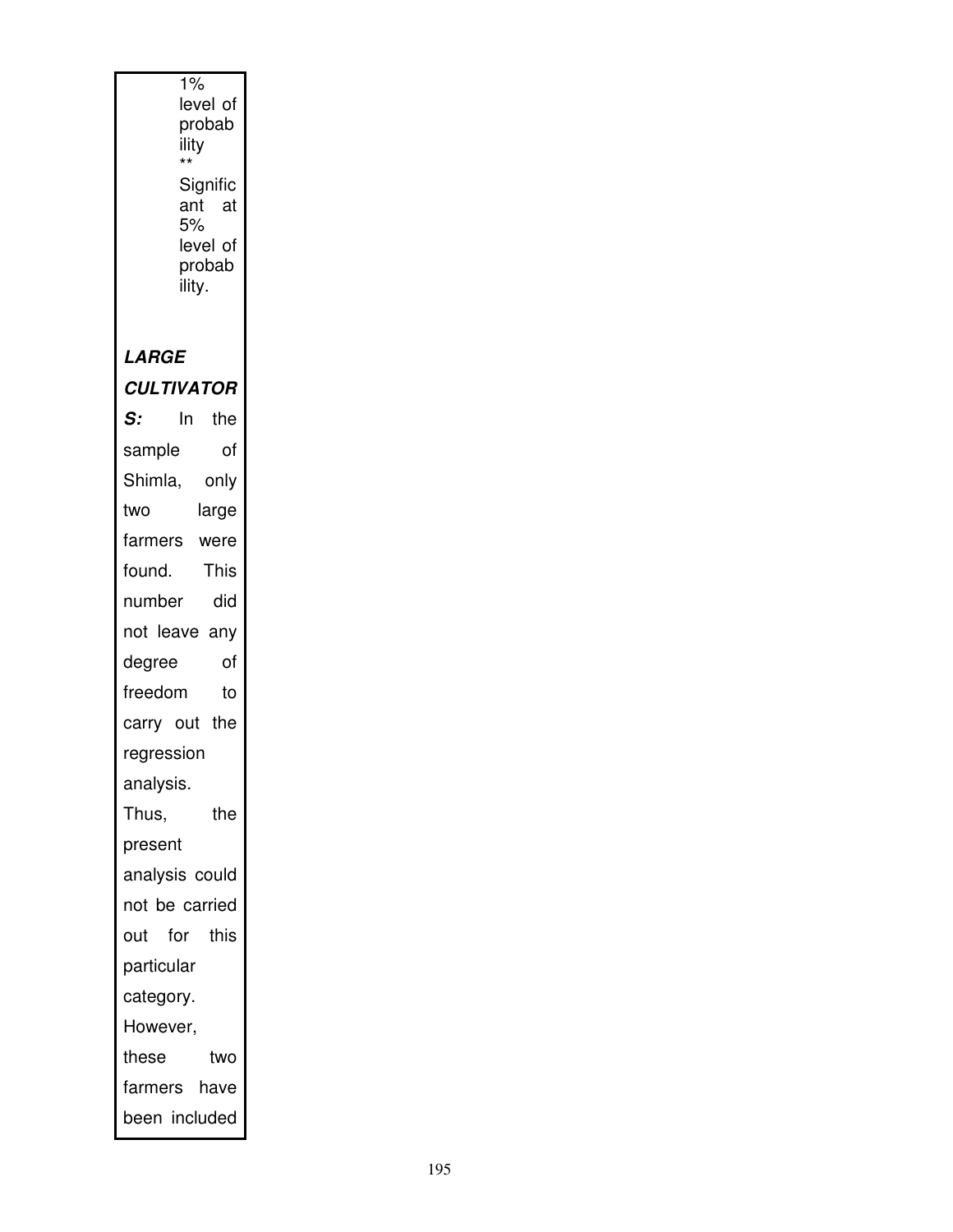1% level of probability

** Significant at 5% level of probability.

***LARGE CULTIVATORS:*** In the sample of Shimla, only two large farmers were found. This number did not leave any degree of freedom to carry out the regression analysis. Thus, the present analysis could not be carried out for this particular category. However, these two farmers have been included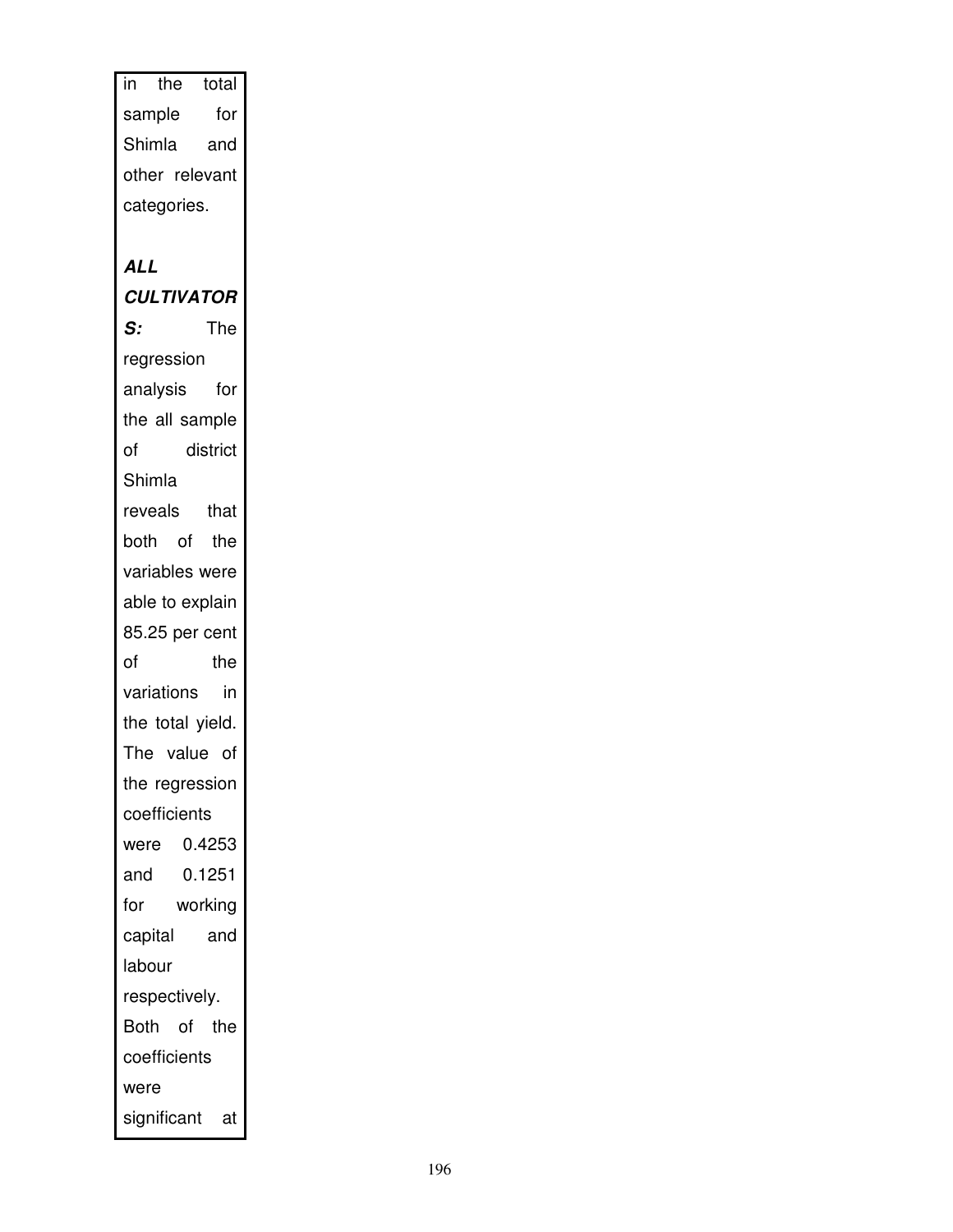in the total sample for Shimla and other relevant categories.

***ALL CULTIVATORS:*** The regression analysis for the all sample of district Shimla reveals that both of the variables were able to explain 85.25 per cent of the variations in the total yield. The value of the regression coefficients were 0.4253 and 0.1251 for working capital and labour respectively. Both of the coefficients were significant at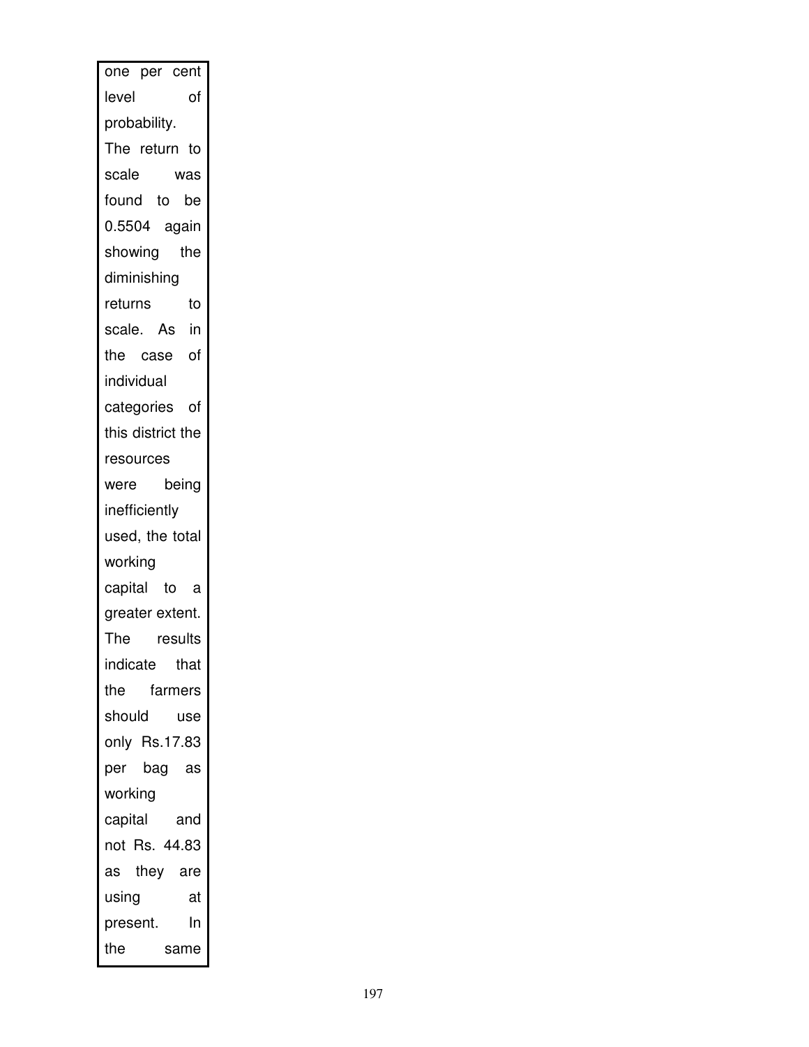one per cent level of probability. The return to scale was found to be 0.5504 again showing the diminishing returns to scale. As in the case of individual categories of this district the resources were being inefficiently used, the total working capital to a greater extent. The results indicate that the farmers should use only Rs.17.83 per bag as working capital and not Rs. 44.83 as they are using at present. In the same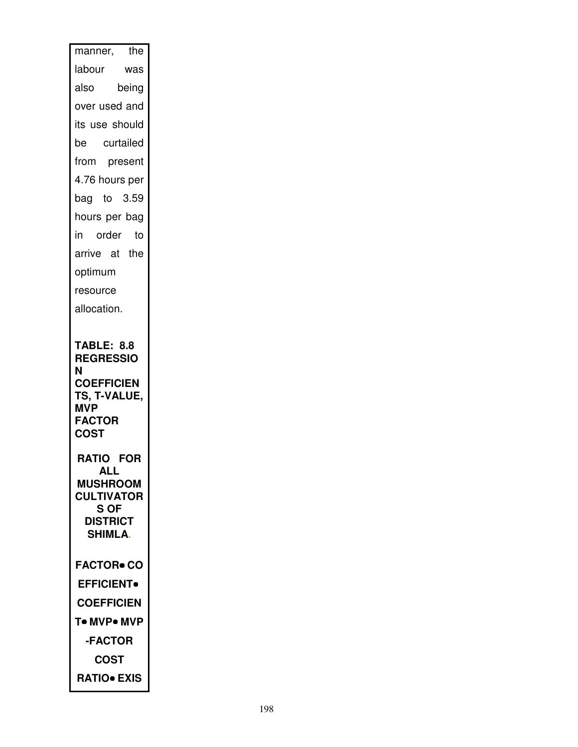manner, the labour was also being over used and its use should be curtailed from present 4.76 hours per bag to 3.59 hours per bag in order to arrive at the optimum resource allocation.

**TABLE: 8.8 REGRESSION COEFFICIENTS, T-VALUE, MVP FACTOR COST RATIO FOR ALL MUSHROOM CULTIVATORS OF DISTRICT SHIMLA.**

**FACTOR• COEFFICIENT• COEFFICIENT• MVP• MVP-FACTOR COST RATIO• EXIS**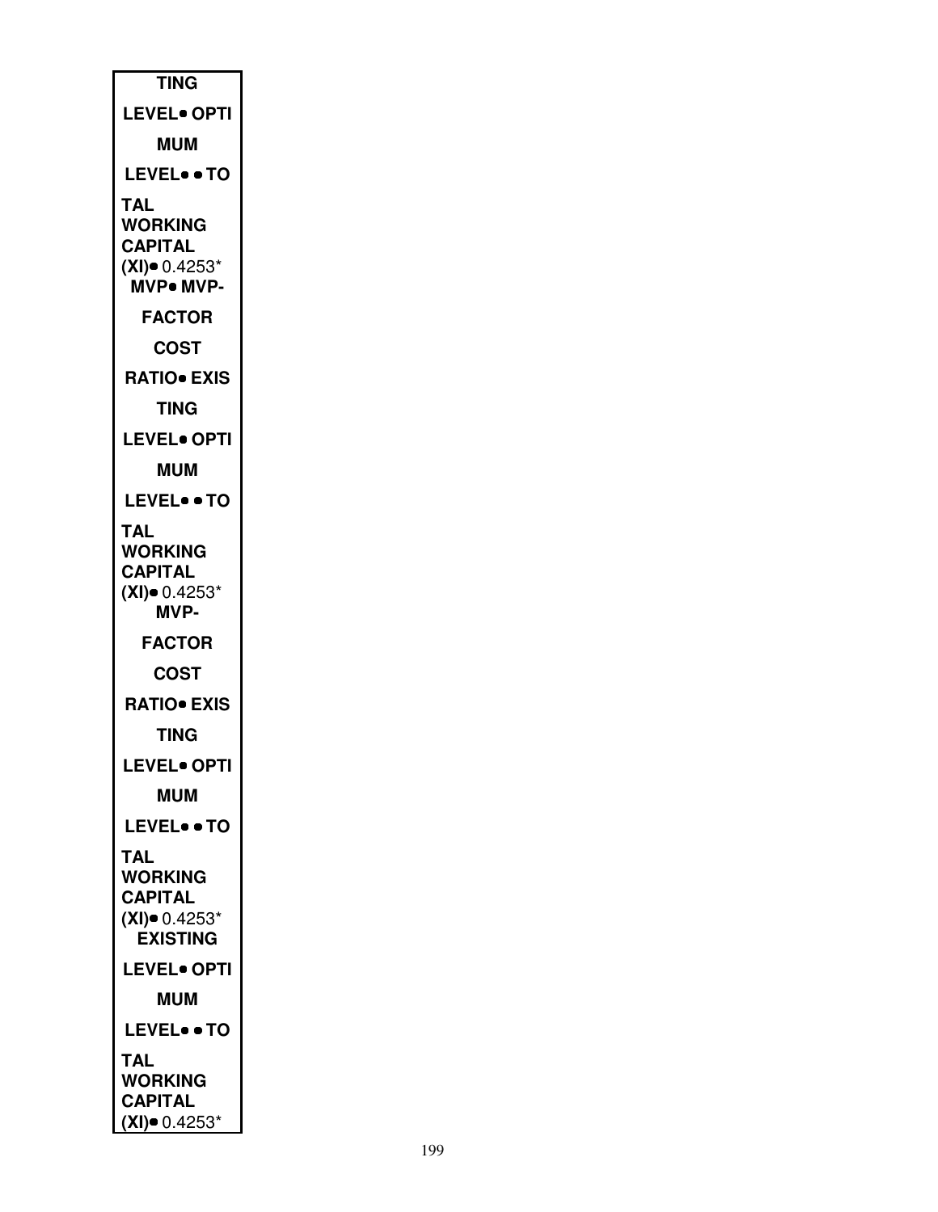| TING |
| --- |
| LEVEL● OPTI |
| MUM |
| LEVEL● ● TO |
| TAL WORKING CAPITAL (XI)● 0.4253* |
| MVP● MVP- |
| FACTOR |
| COST |
| RATIO● EXIS |
| TING |
| LEVEL● OPTI |
| MUM |
| LEVEL● ● TO |
| TAL WORKING CAPITAL (XI)● 0.4253* |
| MVP- |
| FACTOR |
| COST |
| RATIO● EXIS |
| TING |
| LEVEL● OPTI |
| MUM |
| LEVEL● ● TO |
| TAL WORKING CAPITAL (XI)● 0.4253* |
| EXISTING |
| LEVEL● OPTI |
| MUM |
| LEVEL● ● TO |
| TAL WORKING CAPITAL (XI)● 0.4253* |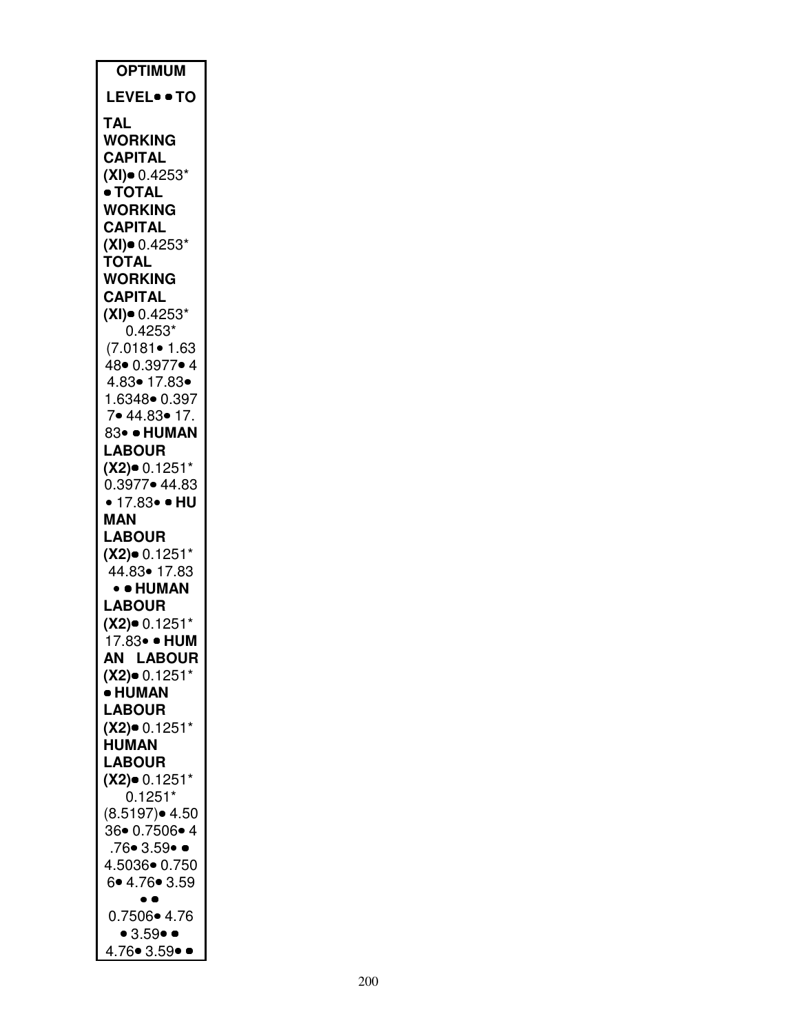| OPTIMUM |
|---|
| LEVEL• • TO |
| TAL WORKING CAPITAL (XI)• 0.4253* • TOTAL WORKING CAPITAL (XI)• 0.4253* TOTAL WORKING CAPITAL (XI)• 0.4253* 0.4253* (7.0181• 1.6348• 0.3977• 44.83• 17.83• 1.6348• 0.3977• 44.83• 17.83• • HUMAN LABOUR (X2)• 0.1251* 0.3977• 44.83 • 17.83• • HUMAN LABOUR (X2)• 0.1251* 44.83• 17.83 • • HUMAN LABOUR (X2)• 0.1251* 17.83• • HUMAN LABOUR (X2)• 0.1251* • HUMAN LABOUR (X2)• 0.1251* HUMAN LABOUR (X2)• 0.1251* 0.1251* (8.5197)• 4.5036• 0.7506• 4.76• 3.59• • 4.5036• 0.7506• 4.76• 3.59 • • 0.7506• 4.76 • 3.59• • 4.76• 3.59• • |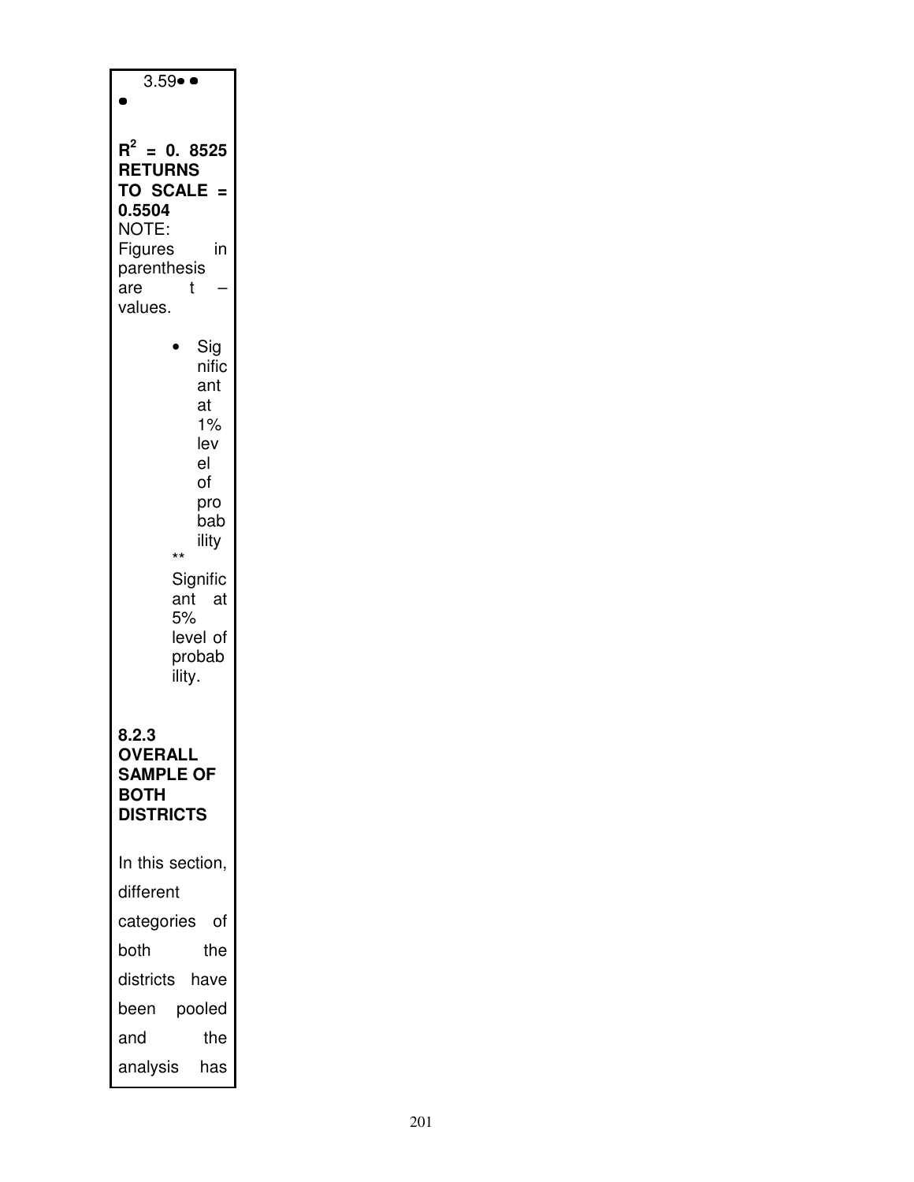3.59• •

•

**$R^2$ = 0. 8525**
**RETURNS TO SCALE = 0.5504**

NOTE: Figures in parenthesis are t – values.

- Significant at 1% level of probability

** Significant at 5% level of probability.

### 8.2.3 OVERALL SAMPLE OF BOTH DISTRICTS

In this section, different categories of both the districts have been pooled and the analysis has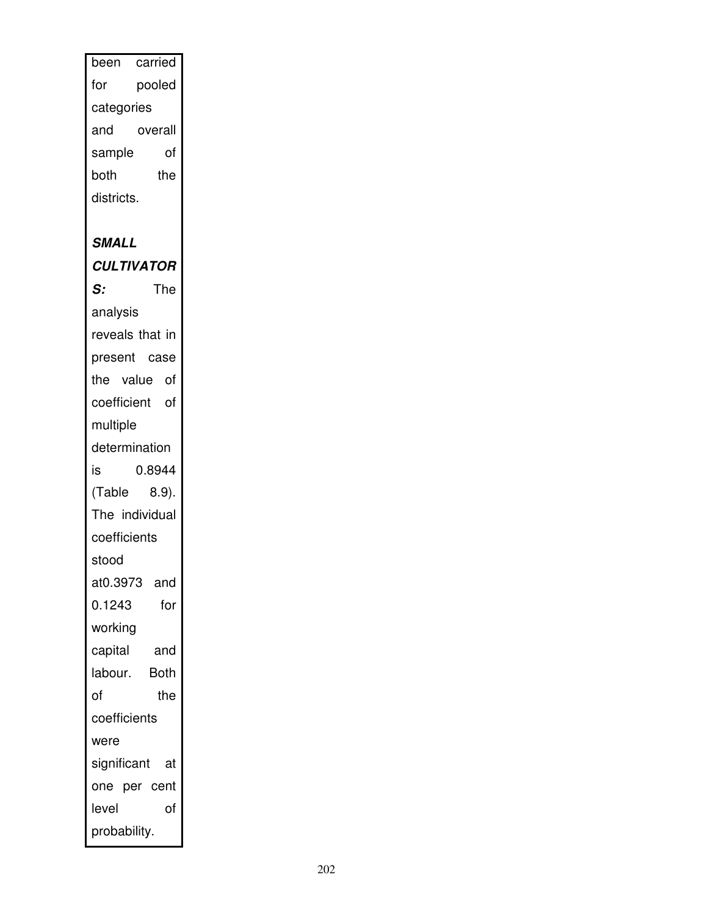been carried for pooled categories and overall sample of both the districts.

***SMALL CULTIVATORS:*** The analysis reveals that in present case the value of coefficient of multiple determination is 0.8944 (Table 8.9). The individual coefficients stood at0.3973 and 0.1243 for working capital and labour. Both of the coefficients were significant at one per cent level of probability.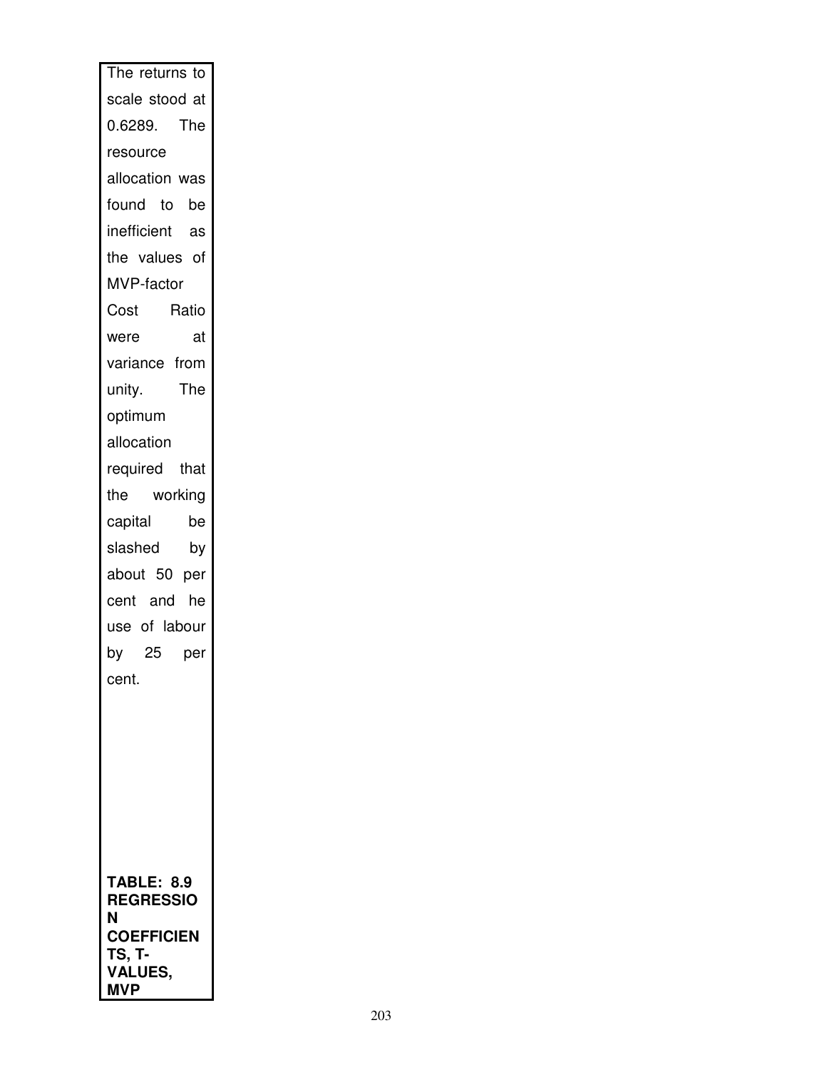The returns to scale stood at 0.6289. The resource allocation was found to be inefficient as the values of MVP-factor Cost Ratio were at variance from unity. The optimum allocation required that the working capital be slashed by about 50 per cent and he use of labour by 25 per cent.

**TABLE: 8.9 REGRESSION COEFFICIENTS, T-VALUES, MVP**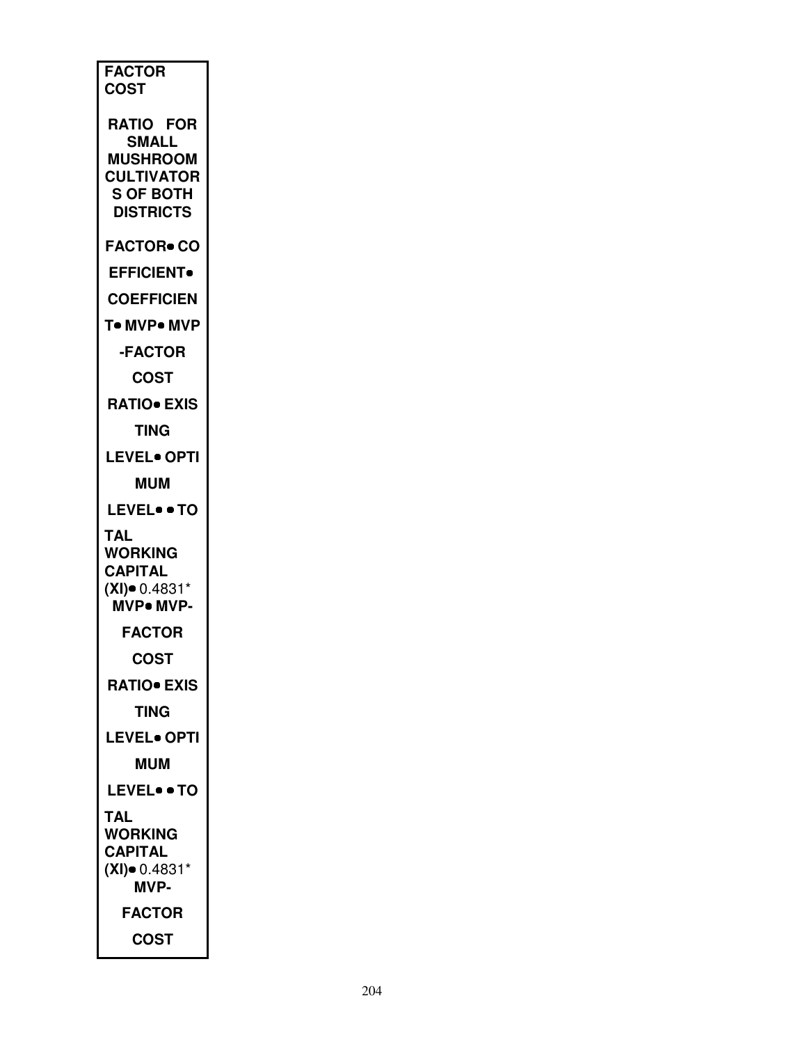| FACTOR COST |
|---|
| RATIO FOR SMALL MUSHROOM CULTIVATORS OF BOTH DISTRICTS |
| FACTOR• CO |
| EFFICIENT• |
| COEFFICIEN |
| T• MVP• MVP |
| -FACTOR |
| COST |
| RATIO• EXIS |
| TING |
| LEVEL• OPTI |
| MUM |
| LEVEL• • TO |
| TAL WORKING CAPITAL (XI)• 0.4831* MVP• MVP- |
| FACTOR |
| COST |
| RATIO• EXIS |
| TING |
| LEVEL• OPTI |
| MUM |
| LEVEL• • TO |
| TAL WORKING CAPITAL (XI)• 0.4831* MVP- |
| FACTOR |
| COST |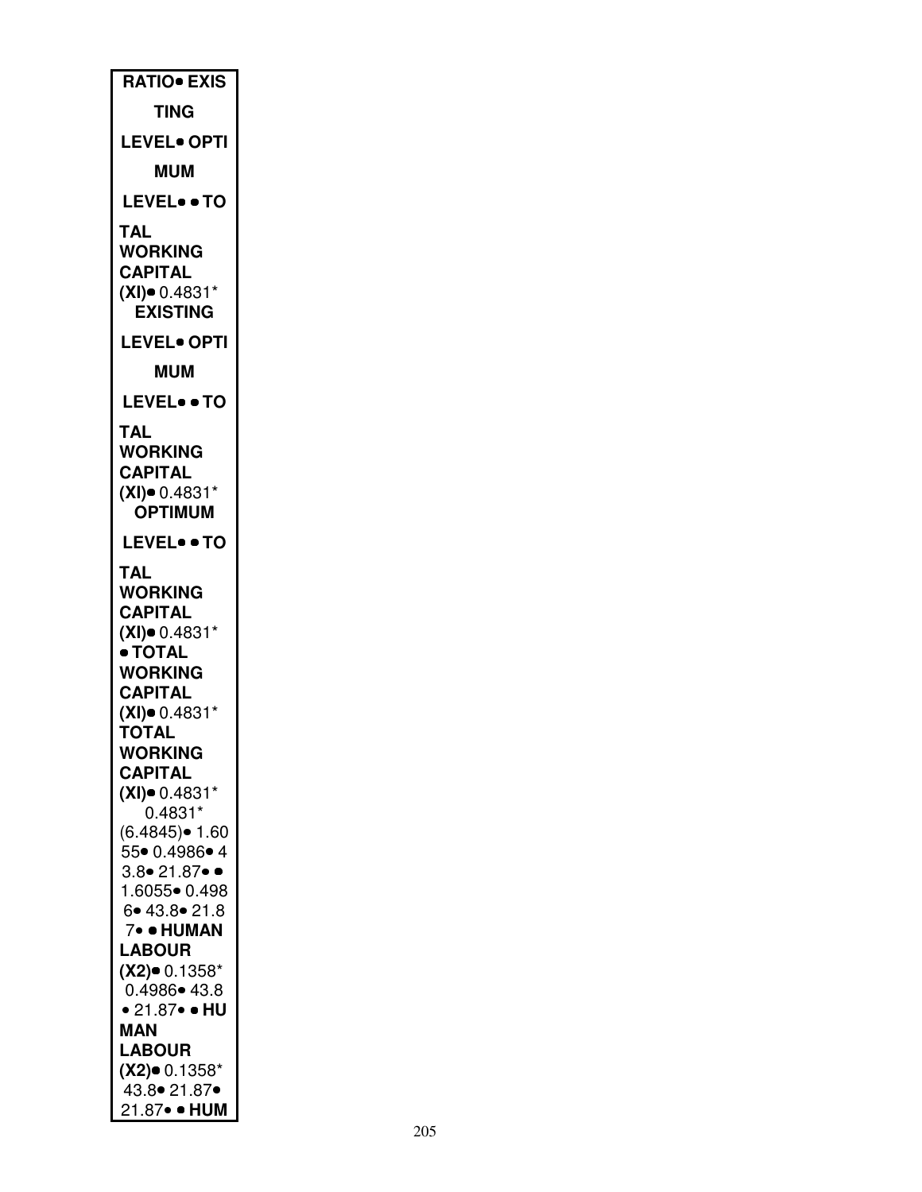**RATIO• EXIS**

**TING**

**LEVEL• OPTI**

**MUM**

**LEVEL• • TO**

**TAL WORKING CAPITAL (XI)•** 0.4831*
**EXISTING**

**LEVEL• OPTI**

**MUM**

**LEVEL• • TO**

**TAL WORKING CAPITAL (XI)•** 0.4831*
**OPTIMUM**

**LEVEL• • TO**

**TAL WORKING CAPITAL (XI)•** 0.4831*
**• TOTAL WORKING CAPITAL (XI)•** 0.4831*
**TOTAL WORKING CAPITAL (XI)•** 0.4831*
0.4831*
(6.4845)• 1.6055• 0.4986• 43.8• 21.87• •
1.6055• 0.4986• 43.8• 21.87• • **HUMAN LABOUR (X2)•** 0.1358*
0.4986• 43.8
• 21.87• • **HUMAN LABOUR (X2)•** 0.1358*
43.8• 21.87•
21.87• • **HUM**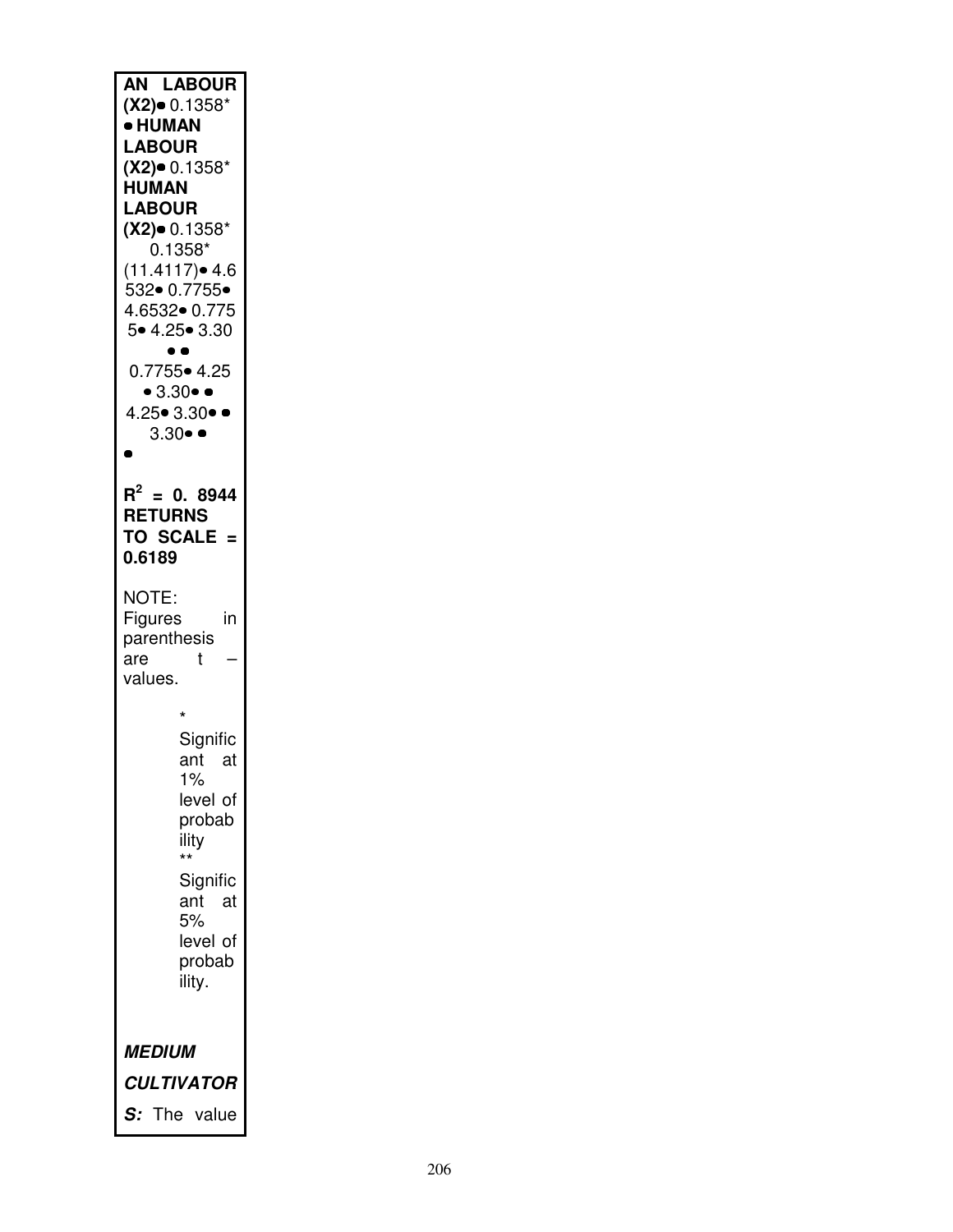**AN LABOUR (X2)**• 0.1358*
• **HUMAN LABOUR (X2)**• 0.1358*
**HUMAN LABOUR (X2)**• 0.1358*
0.1358*
(11.4117)• 4.6532• 0.7755•
4.6532• 0.7755• 4.25• 3.30
• •
0.7755• 4.25
• 3.30• •
4.25• 3.30• •
3.30• •
•

**$R^2$ = 0. 8944**
**RETURNS TO SCALE = 0.6189**

NOTE: Figures in parenthesis are t – values.

\* Significant at 1% level of probability

\** Significant at 5% level of probability.

***MEDIUM CULTIVATORS:*** The value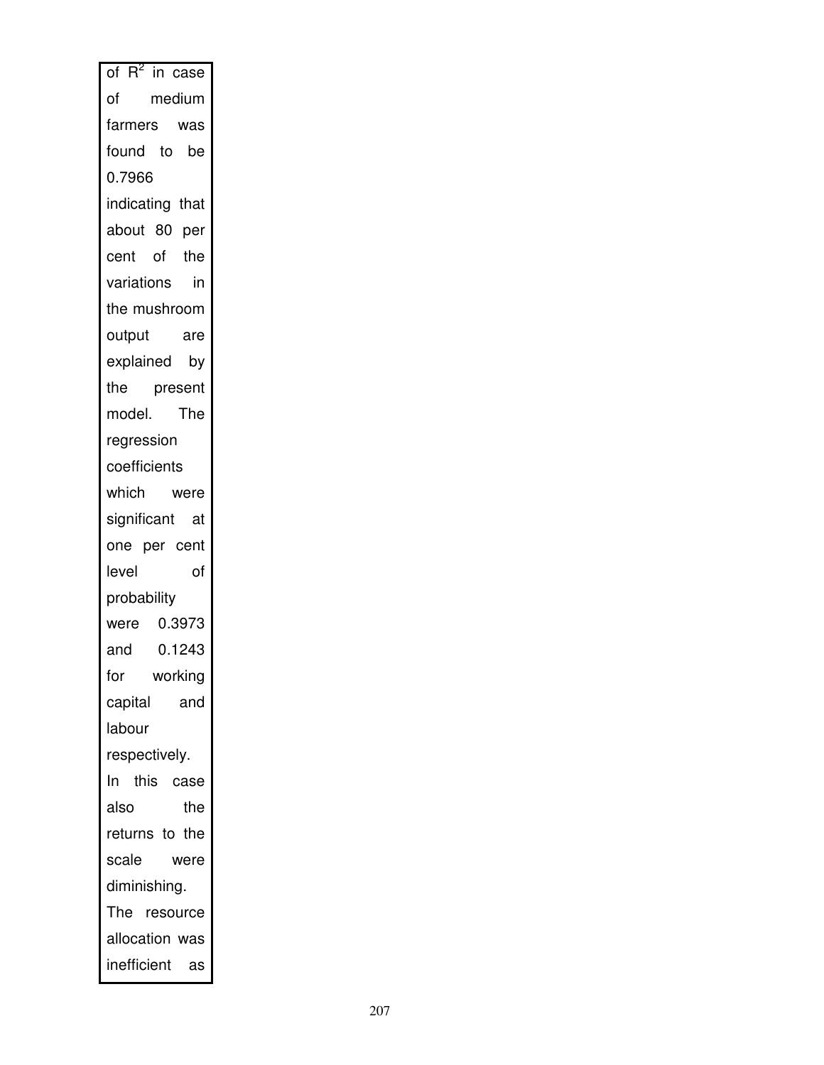of $R^2$ in case of medium farmers was found to be 0.7966 indicating that about 80 per cent of the variations in the mushroom output are explained by the present model. The regression coefficients which were significant at one per cent level of probability were 0.3973 and 0.1243 for working capital and labour respectively. In this case also the returns to the scale were diminishing. The resource allocation was inefficient as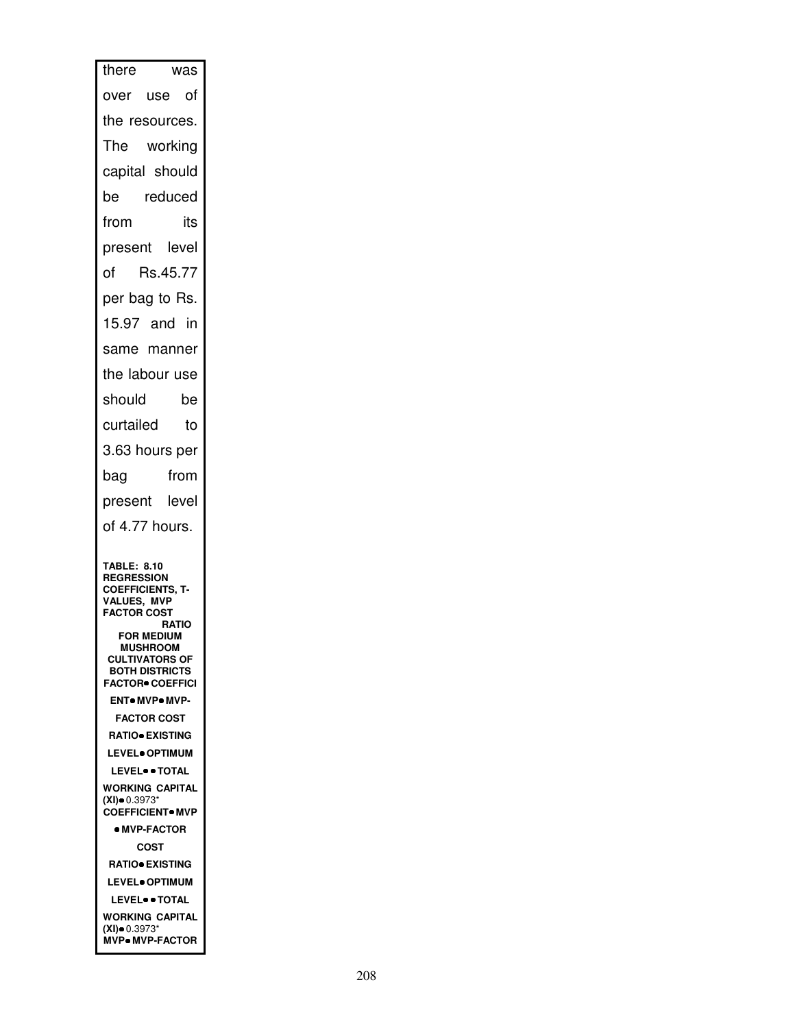there was over use of the resources. The working capital should be reduced from its present level of Rs.45.77 per bag to Rs. 15.97 and in same manner the labour use should be curtailed to 3.63 hours per bag from present level of 4.77 hours.

**TABLE: 8.10 REGRESSION COEFFICIENTS, T-VALUES, MVP FACTOR COST RATIO FOR MEDIUM MUSHROOM CULTIVATORS OF BOTH DISTRICTS**

**FACTOR● COEFFICIENT● MVP● MVP-FACTOR COST RATIO● EXISTING LEVEL● OPTIMUM LEVEL● ● TOTAL WORKING CAPITAL (XI)●** 0.3973*
**COEFFICIENT● MVP ● MVP-FACTOR COST RATIO● EXISTING LEVEL● OPTIMUM LEVEL● ● TOTAL WORKING CAPITAL (XI)●** 0.3973*
**MVP● MVP-FACTOR**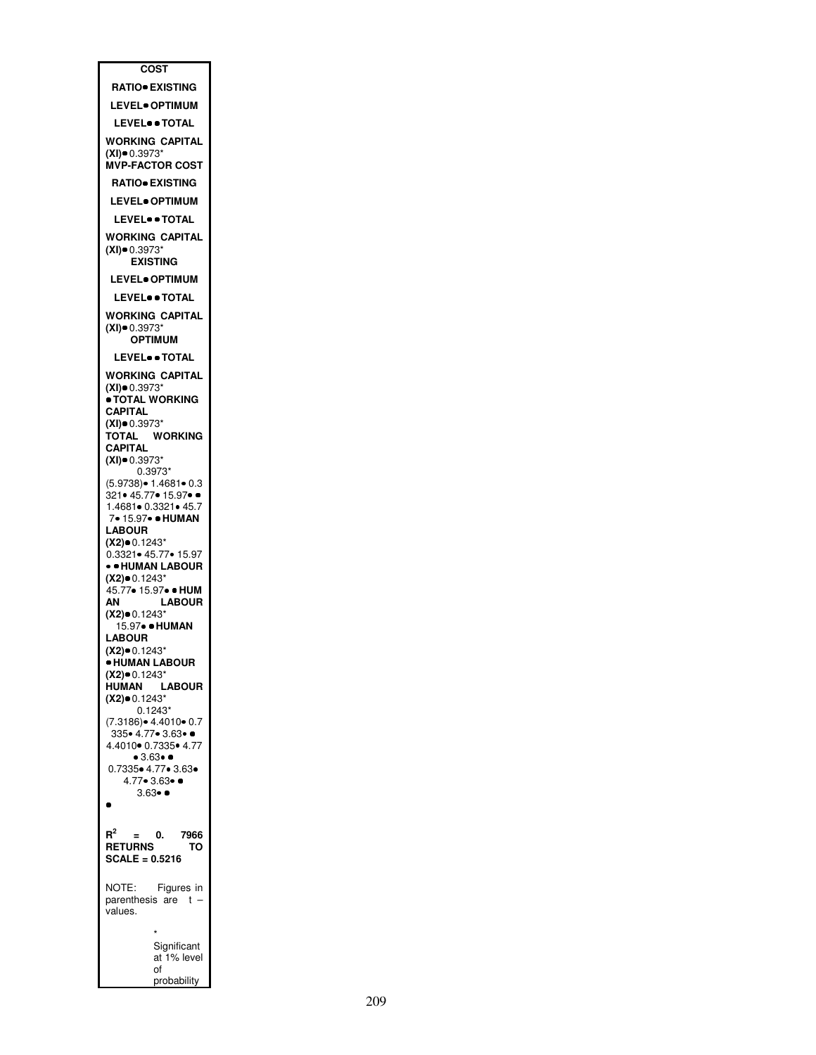|  |  |  | MVP-FACTOR COST RATIO | EXISTING LEVEL | OPTIMUM LEVEL |
|---|---|---|---|---|---|
| TOTAL WORKING CAPITAL (XI) | 0.3973* (5.9738) | 1.4681 | 0.3321 | 45.77 | 15.97 |
| HUMAN LABOUR (X2) | 0.1243* (7.3186) | 4.4010 | 0.7335 | 4.77 | 3.63 |

$R^2$ = 0.7966

RETURNS TO SCALE = 0.5216

NOTE: Figures in parenthesis are t – values.

\* Significant at 1% level of probability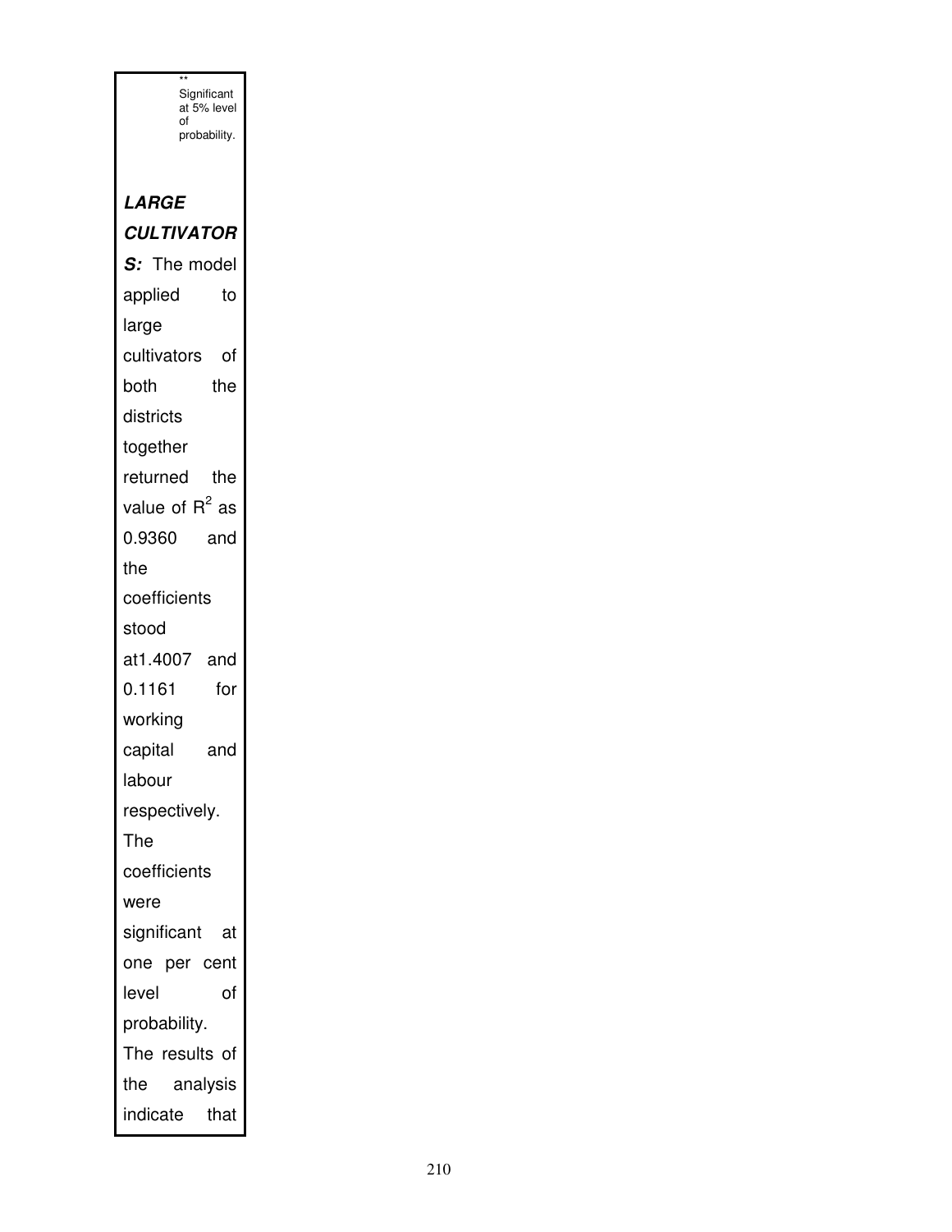** Significant at 5% level of probability.

***LARGE CULTIVATORS:*** The model applied to large cultivators of both the districts together returned the value of $R^2$ as 0.9360 and the coefficients stood at1.4007 and 0.1161 for working capital and labour respectively. The coefficients were significant at one per cent level of probability. The results of the analysis indicate that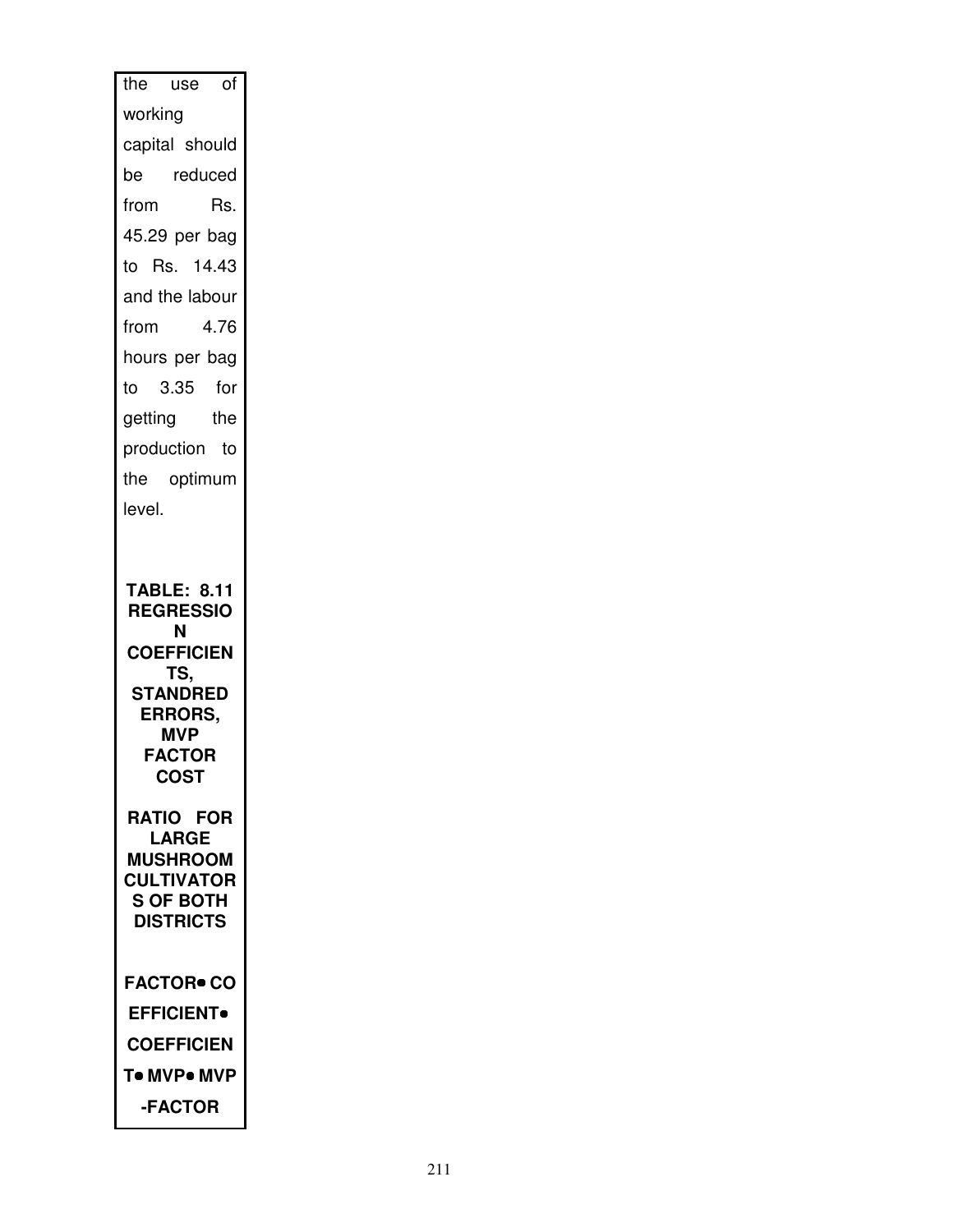the use of working capital should be reduced from Rs. 45.29 per bag to Rs. 14.43 and the labour from 4.76 hours per bag to 3.35 for getting the production to the optimum level.

**TABLE: 8.11 REGRESSION COEFFICIENTS, STANDRED ERRORS, MVP FACTOR COST RATIO FOR LARGE MUSHROOM CULTIVATORS OF BOTH DISTRICTS**

**FACTOR• CO EFFICIENT• COEFFICIENT• MVP• MVP -FACTOR**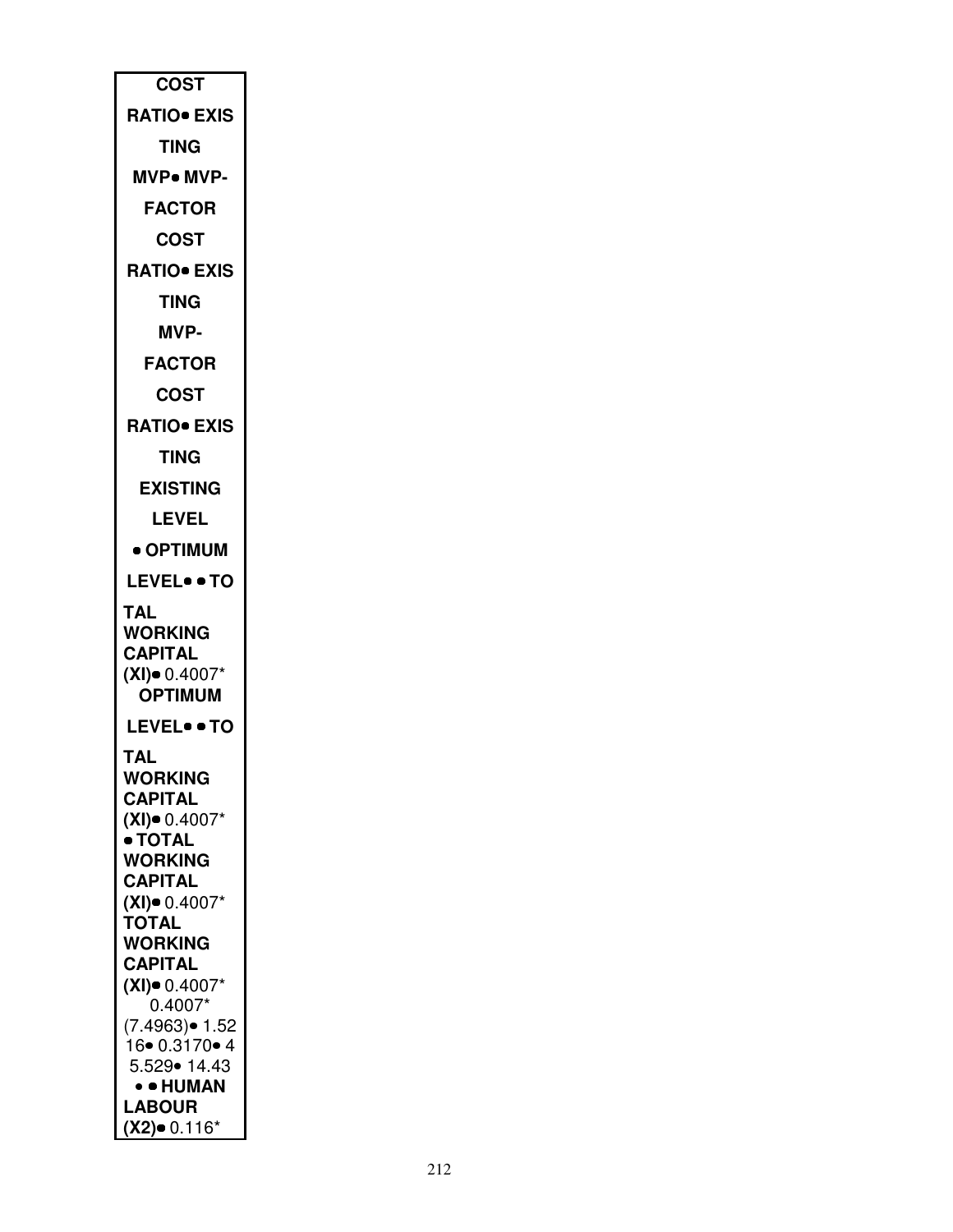| COST |
|---|
| RATIO• EXIS |
| TING |
| MVP• MVP- |
| FACTOR |
| COST |
| RATIO• EXIS |
| TING |
| MVP- |
| FACTOR |
| COST |
| RATIO• EXIS |
| TING |
| EXISTING |
| LEVEL |
| • OPTIMUM |
| LEVEL• • TO |
| TAL WORKING CAPITAL (XI)• 0.4007* |
| OPTIMUM |
| LEVEL• • TO |
| TAL WORKING CAPITAL (XI)• 0.4007* • TOTAL WORKING CAPITAL (XI)• 0.4007* TOTAL WORKING CAPITAL (XI)• 0.4007* 0.4007* (7.4963)• 1.5216• 0.3170• 45.529• 14.43 • • HUMAN LABOUR (X2)• 0.116* |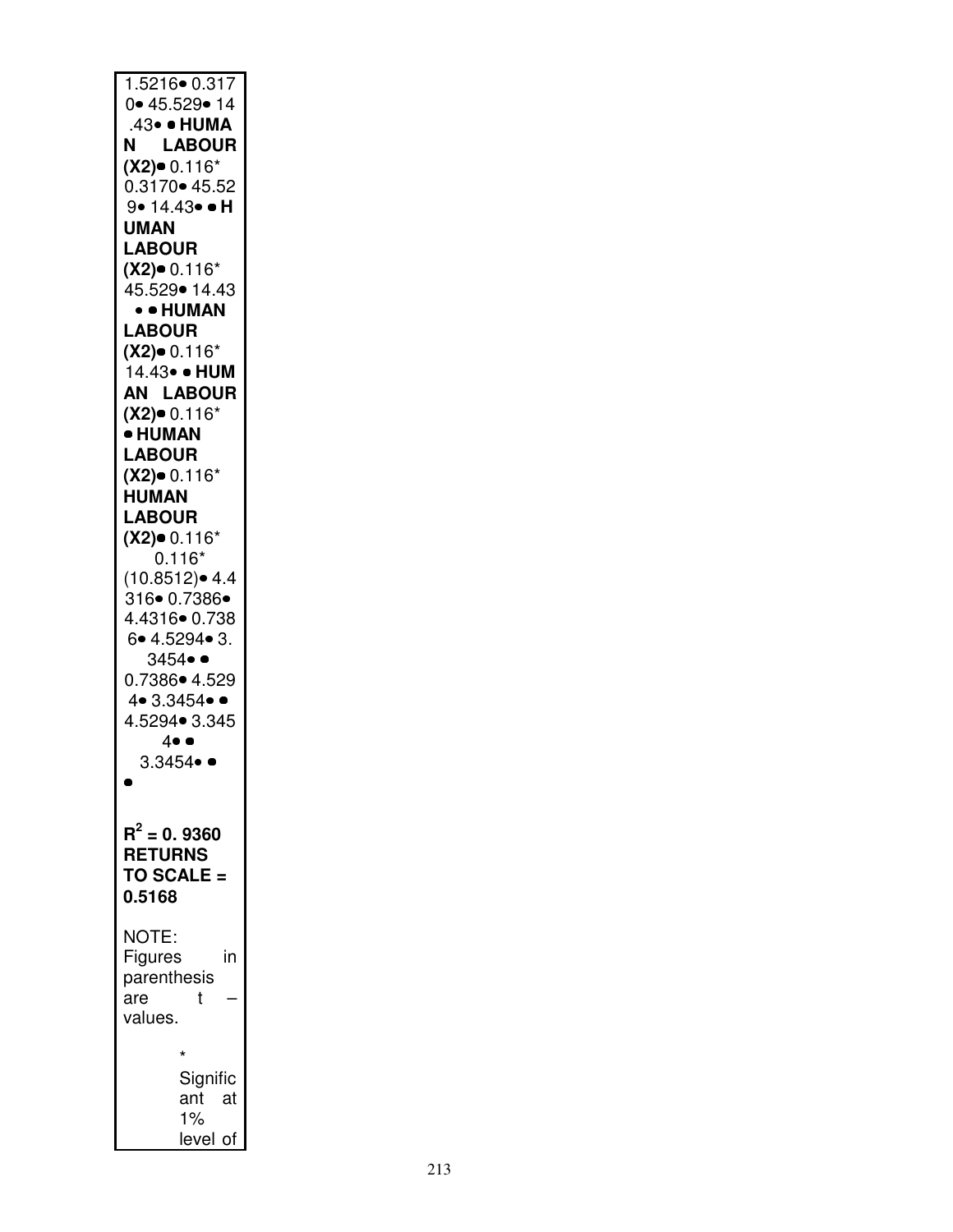1.5216• 0.317
0• 45.529• 14
.43• • **HUMA**
**N LABOUR**
**(X2)**• 0.116*
0.3170• 45.52
9• 14.43• • **H**
**UMAN**
**LABOUR**
**(X2)**• 0.116*
45.529• 14.43
• • **HUMAN**
**LABOUR**
**(X2)**• 0.116*
14.43• • **HUM**
**AN LABOUR**
**(X2)**• 0.116*
• **HUMAN**
**LABOUR**
**(X2)**• 0.116*
**HUMAN**
**LABOUR**
**(X2)**• 0.116*
0.116*
(10.8512)• 4.4
316• 0.7386•
4.4316• 0.738
6• 4.5294• 3.
3454• •
0.7386• 4.529
4• 3.3454• •
4.5294• 3.345
4• •
3.3454• •
•

**$R^2$ = 0. 9360**
**RETURNS TO SCALE = 0.5168**

NOTE: Figures in parenthesis are t – values.

\* Significant at 1% level of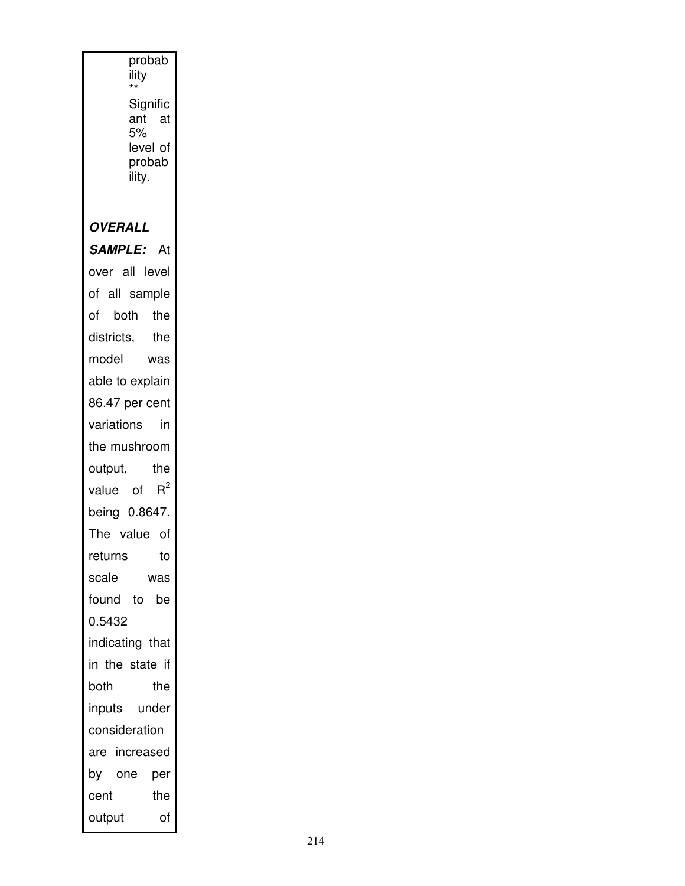probability

** Significant at 5% level of probability.

***OVERALL SAMPLE:*** At over all level of all sample of both the districts, the model was able to explain 86.47 per cent variations in the mushroom output, the value of $R^2$ being 0.8647. The value of returns to scale was found to be 0.5432 indicating that in the state if both the inputs under consideration are increased by one per cent the output of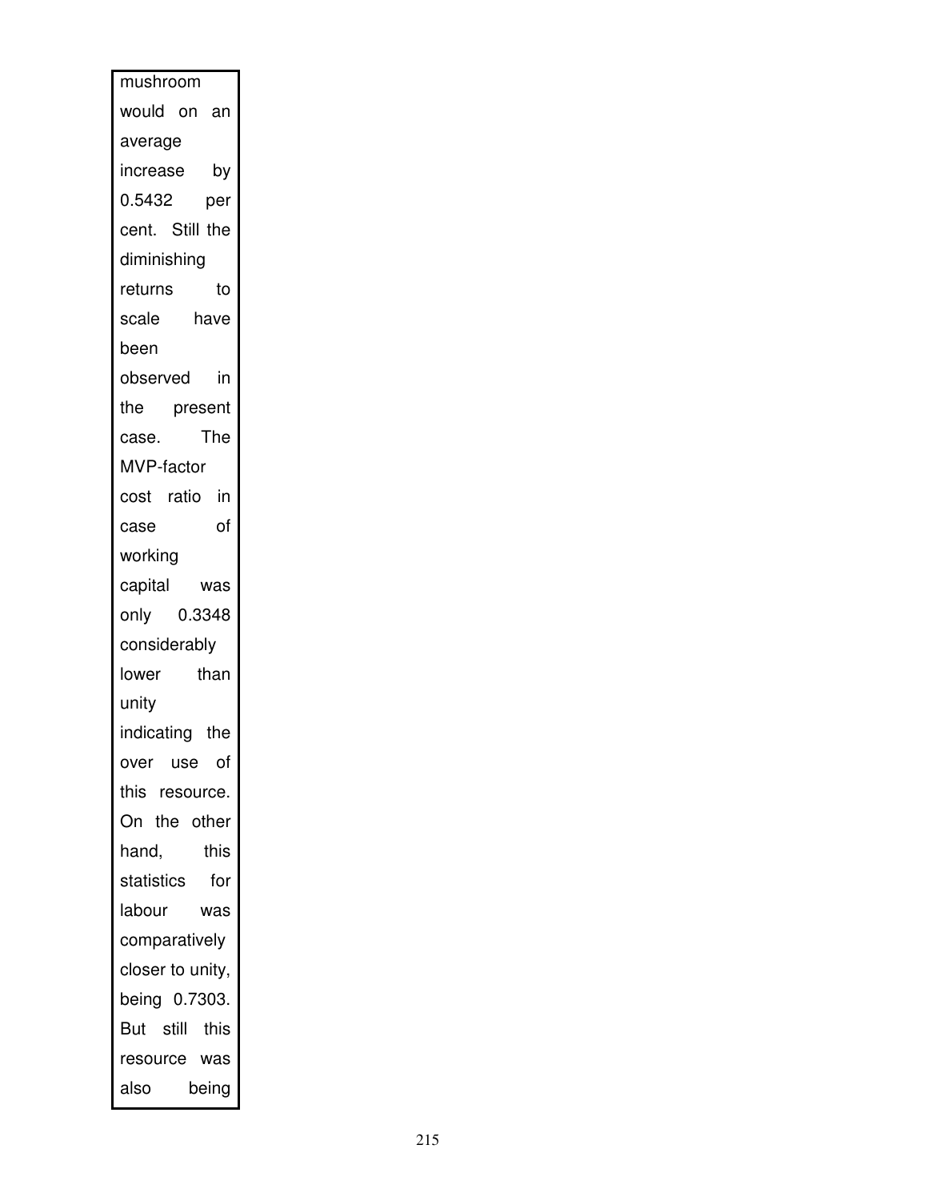mushroom would on an average increase by 0.5432 per cent. Still the diminishing returns to scale have been observed in the present case. The MVP-factor cost ratio in case of working capital was only 0.3348 considerably lower than unity indicating the over use of this resource. On the other hand, this statistics for labour was comparatively closer to unity, being 0.7303. But still this resource was also being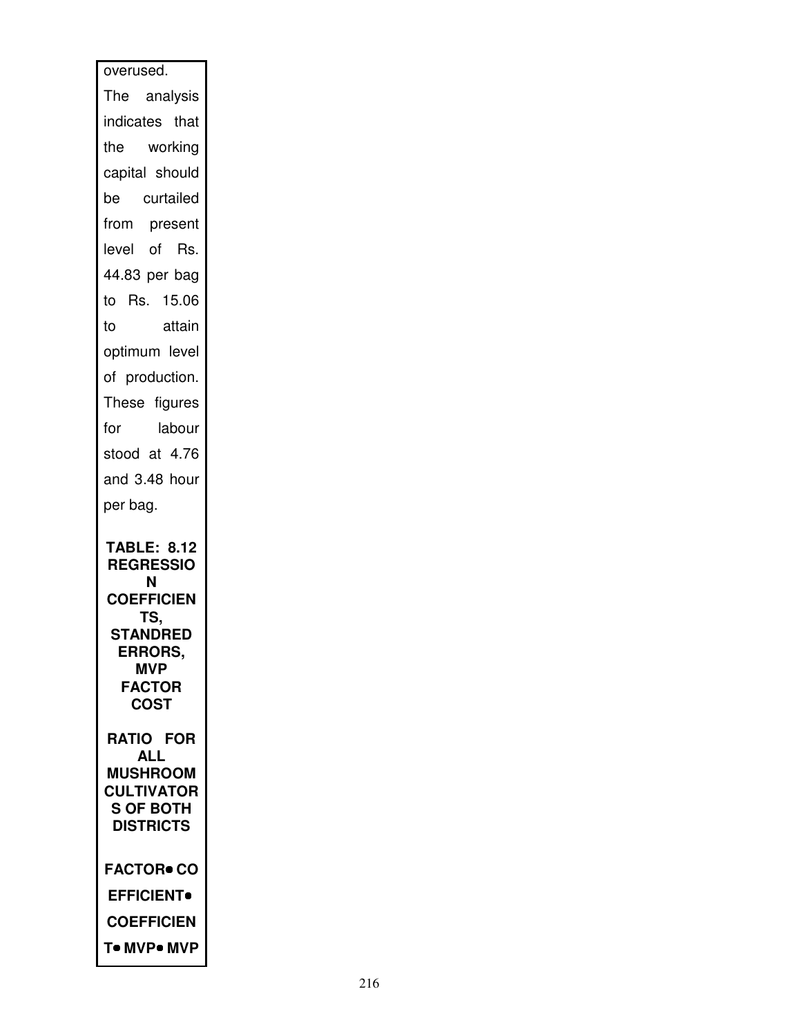overused.

The analysis indicates that the working capital should be curtailed from present level of Rs. 44.83 per bag to Rs. 15.06 to attain optimum level of production. These figures for labour stood at 4.76 and 3.48 hour per bag.

**TABLE: 8.12 REGRESSION COEFFICIENTS, STANDRED ERRORS, MVP FACTOR COST RATIO FOR ALL MUSHROOM CULTIVATORS OF BOTH DISTRICTS**

**FACTOR● CO EFFICIENT● COEFFICIENT● MVP● MVP**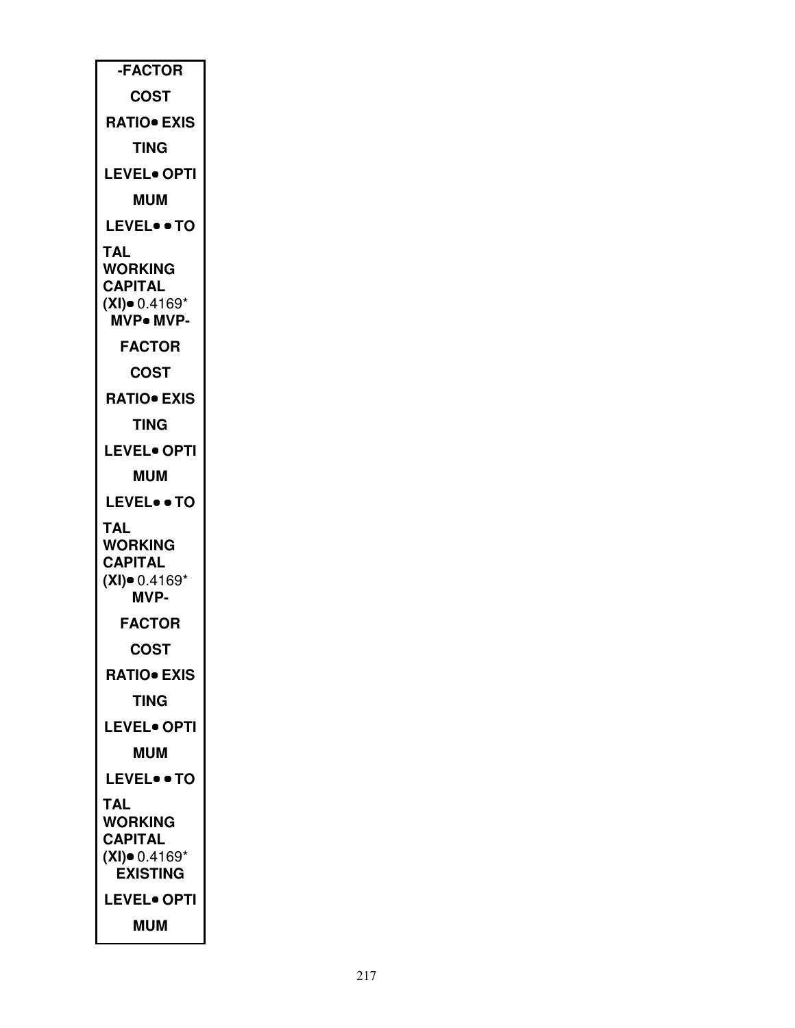| -FACTOR COST RATIO• EXISTING LEVEL• OPTIMUM LEVEL• • TOTAL WORKING CAPITAL (XI)• 0.4169* MVP• MVP-FACTOR COST RATIO• EXISTING LEVEL• OPTIMUM LEVEL• • TOTAL WORKING CAPITAL (XI)• 0.4169* MVP-FACTOR COST RATIO• EXISTING LEVEL• OPTIMUM LEVEL• • TOTAL WORKING CAPITAL (XI)• 0.4169* EXISTING LEVEL• OPTIMUM |
| --- |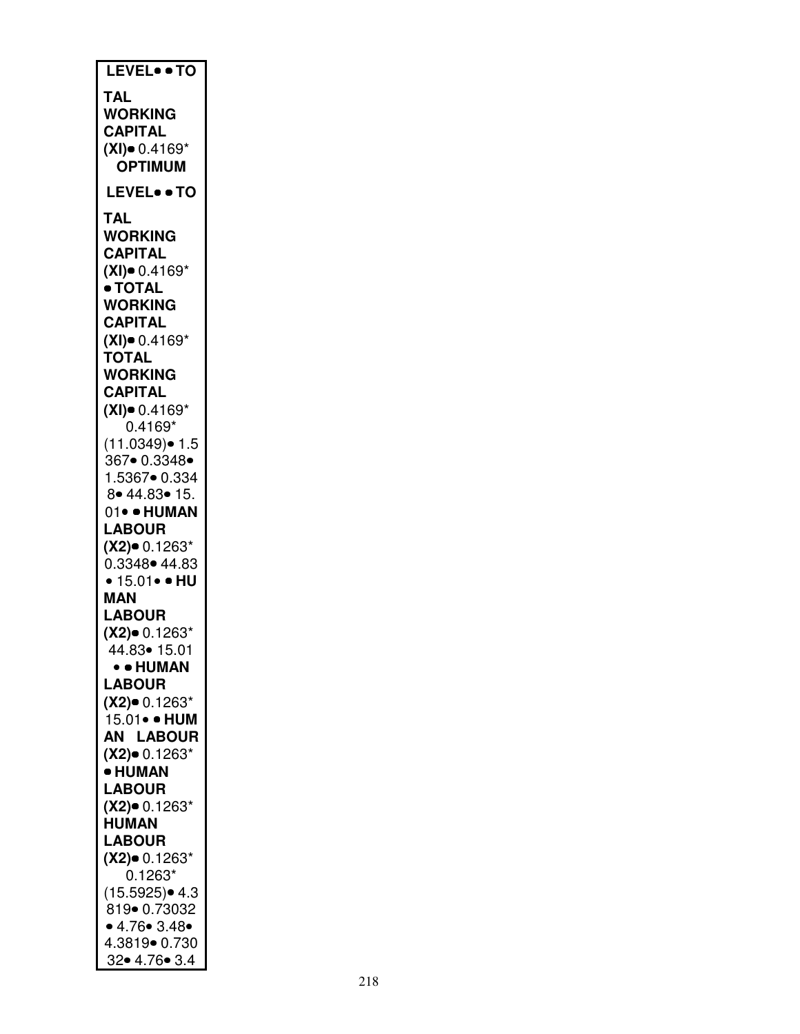**LEVEL• • TO**

**TAL WORKING CAPITAL (XI)•** 0.4169* **OPTIMUM**

**LEVEL• • TO**

**TAL WORKING CAPITAL (XI)•** 0.4169*
**• TOTAL WORKING CAPITAL (XI)•** 0.4169*
**TOTAL WORKING CAPITAL (XI)•** 0.4169*
0.4169*
(11.0349)• 1.5367• 0.3348• 1.5367• 0.3348• 44.83• 15.01• • **HUMAN LABOUR (X2)•** 0.1263* 0.3348• 44.83 • 15.01• • **HUMAN LABOUR (X2)•** 0.1263* 44.83• 15.01 • • **HUMAN LABOUR (X2)•** 0.1263* 15.01• • **HUMAN LABOUR (X2)•** 0.1263*
**• HUMAN LABOUR (X2)•** 0.1263*
**HUMAN LABOUR (X2)•** 0.1263*
0.1263*
(15.5925)• 4.3819• 0.73032 • 4.76• 3.48• 4.3819• 0.73032• 4.76• 3.4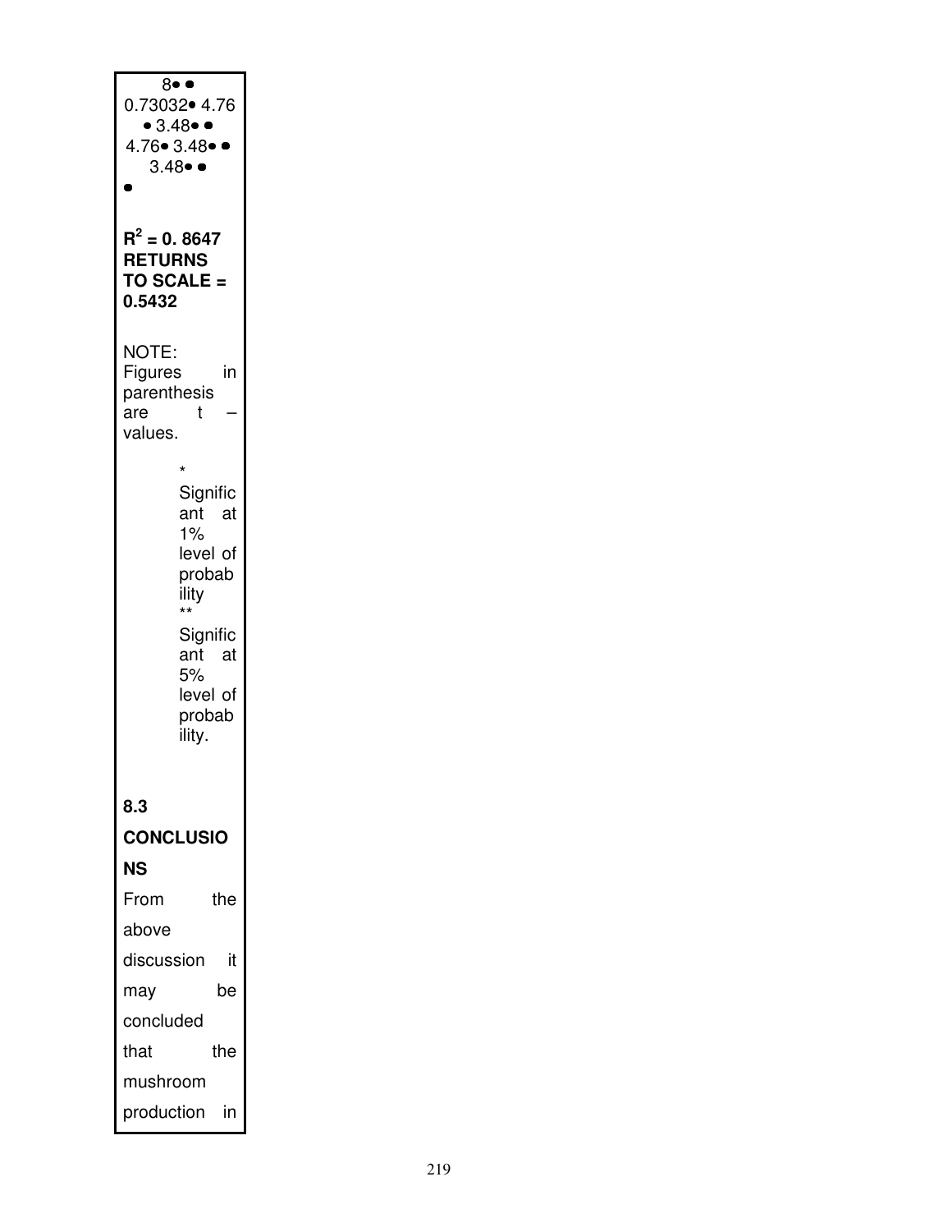8• •
0.73032• 4.76
• 3.48• •
4.76• 3.48• •
3.48• •
•

**$R^2$ = 0. 8647**
**RETURNS TO SCALE = 0.5432**

NOTE: Figures in parenthesis are t – values.

\* Significant at 1% level of probability
\** Significant at 5% level of probability.

**8.3 CONCLUSIONS**

From the above discussion it may be concluded that the mushroom production in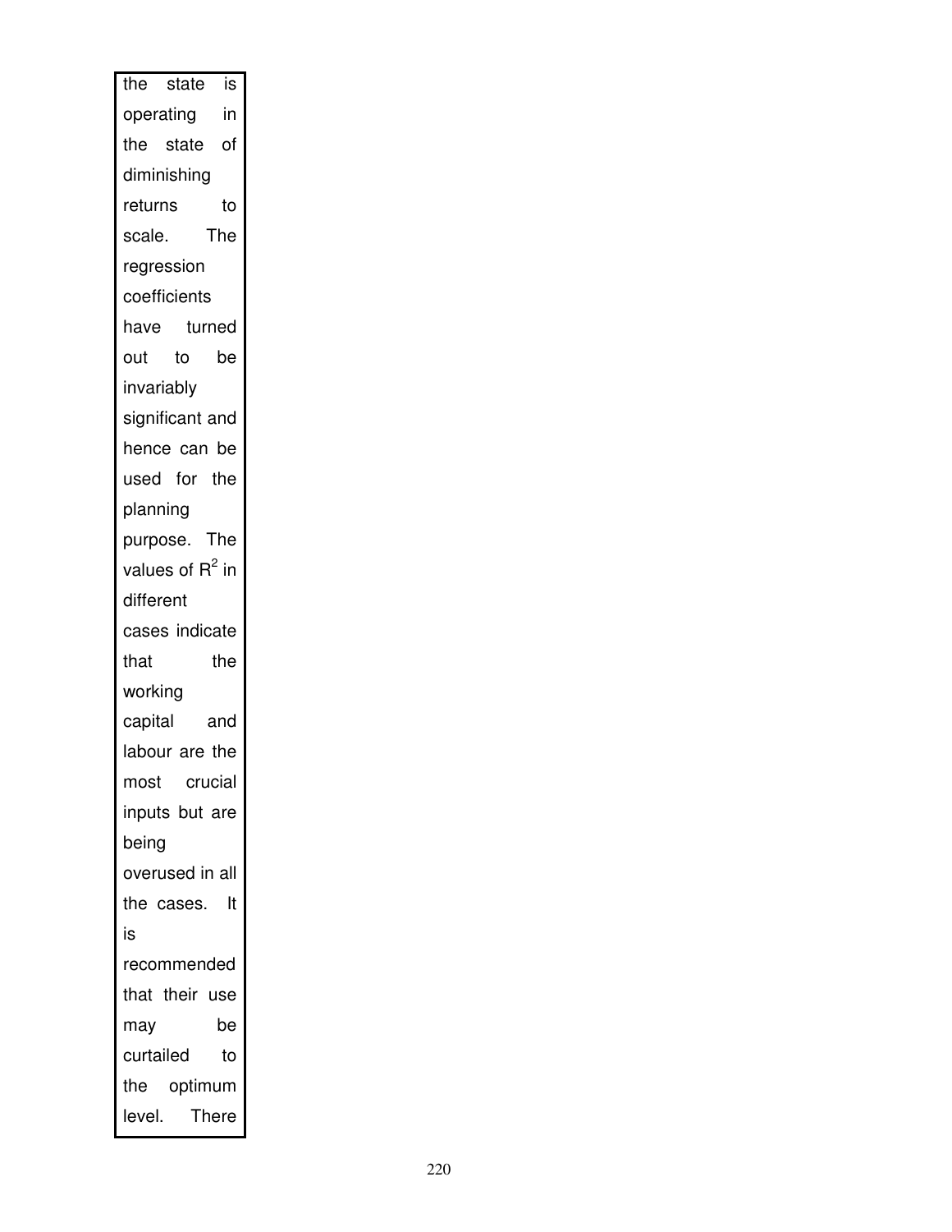the state is operating in the state of diminishing returns to scale. The regression coefficients have turned out to be invariably significant and hence can be used for the planning purpose. The values of $R^2$ in different cases indicate that the working capital and labour are the most crucial inputs but are being overused in all the cases. It is recommended that their use may be curtailed to the optimum level. There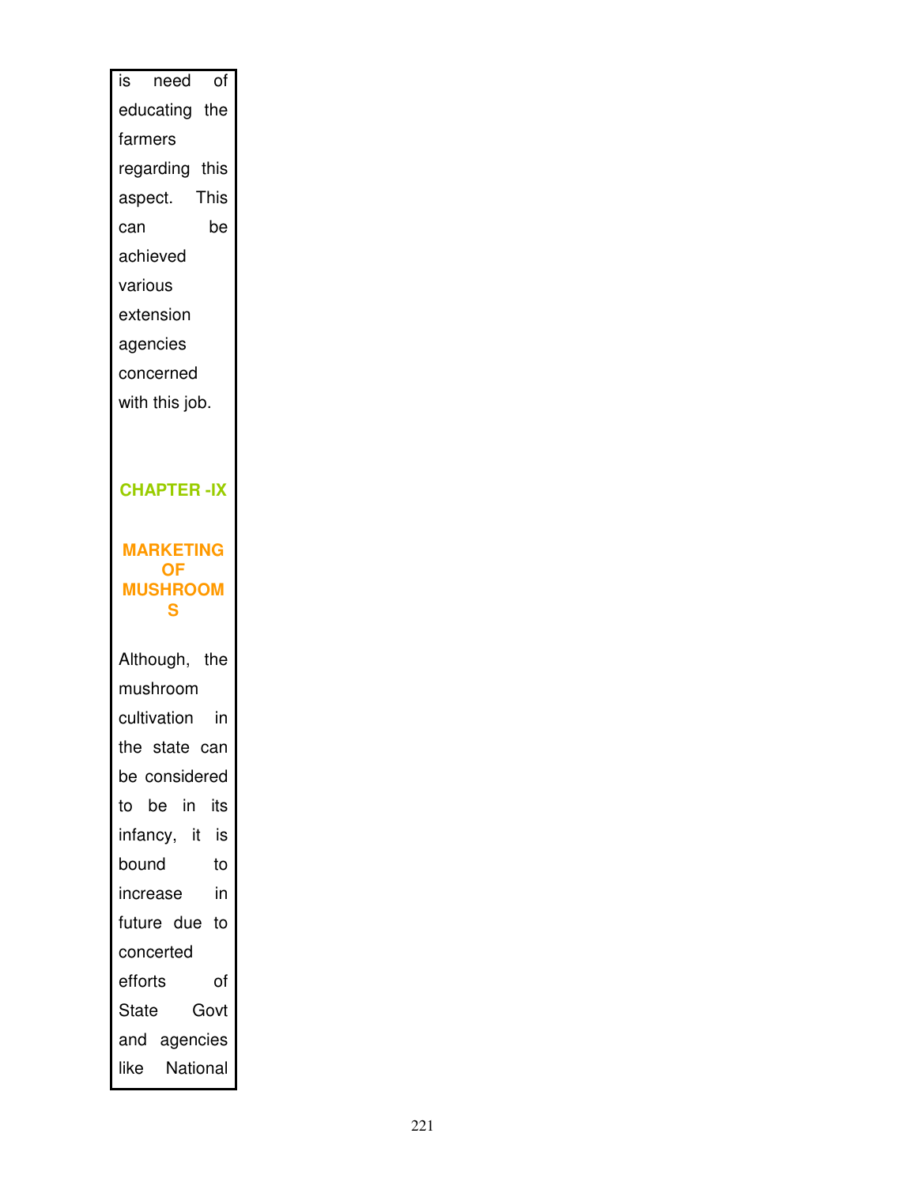is need of educating the farmers regarding this aspect. This can be achieved various extension agencies concerned with this job.

# CHAPTER -IX

## MARKETING OF MUSHROOMS

Although, the mushroom cultivation in the state can be considered to be in its infancy, it is bound to increase in future due to concerted efforts of State Govt and agencies like National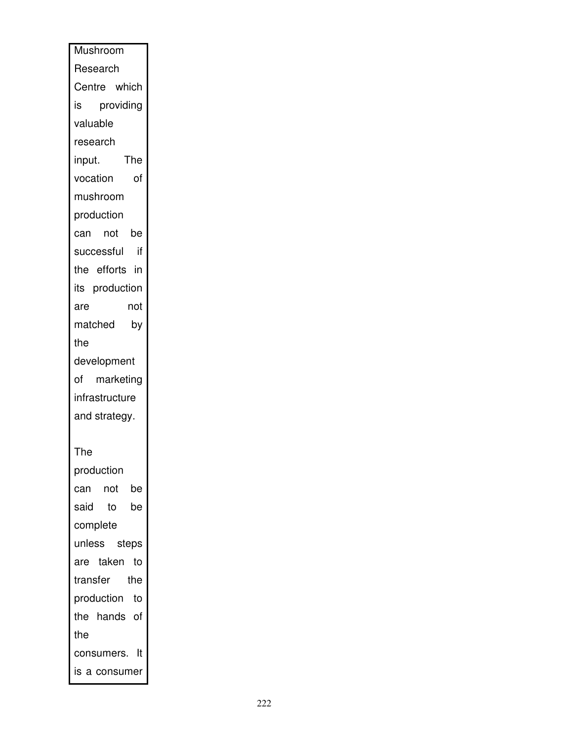Mushroom Research Centre which is providing valuable research input. The vocation of mushroom production can not be successful if the efforts in its production are not matched by the development of marketing infrastructure and strategy.

The production can not be said to be complete unless steps are taken to transfer the production to the hands of the consumers. It is a consumer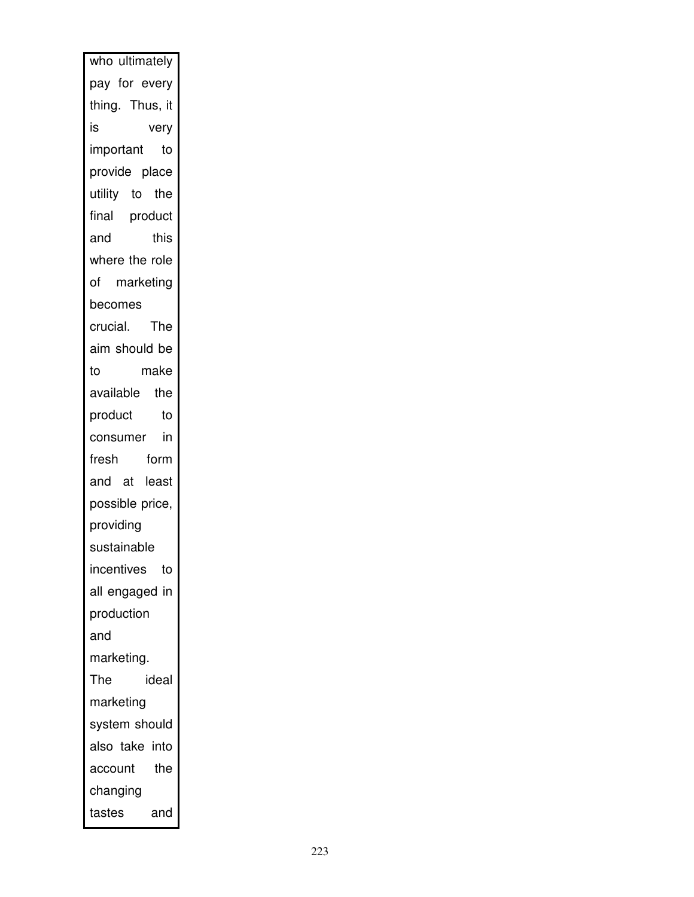who ultimately pay for every thing. Thus, it is very important to provide place utility to the final product and this where the role of marketing becomes crucial. The aim should be to make available the product to consumer in fresh form and at least possible price, providing sustainable incentives to all engaged in production and marketing. The ideal marketing system should also take into account the changing tastes and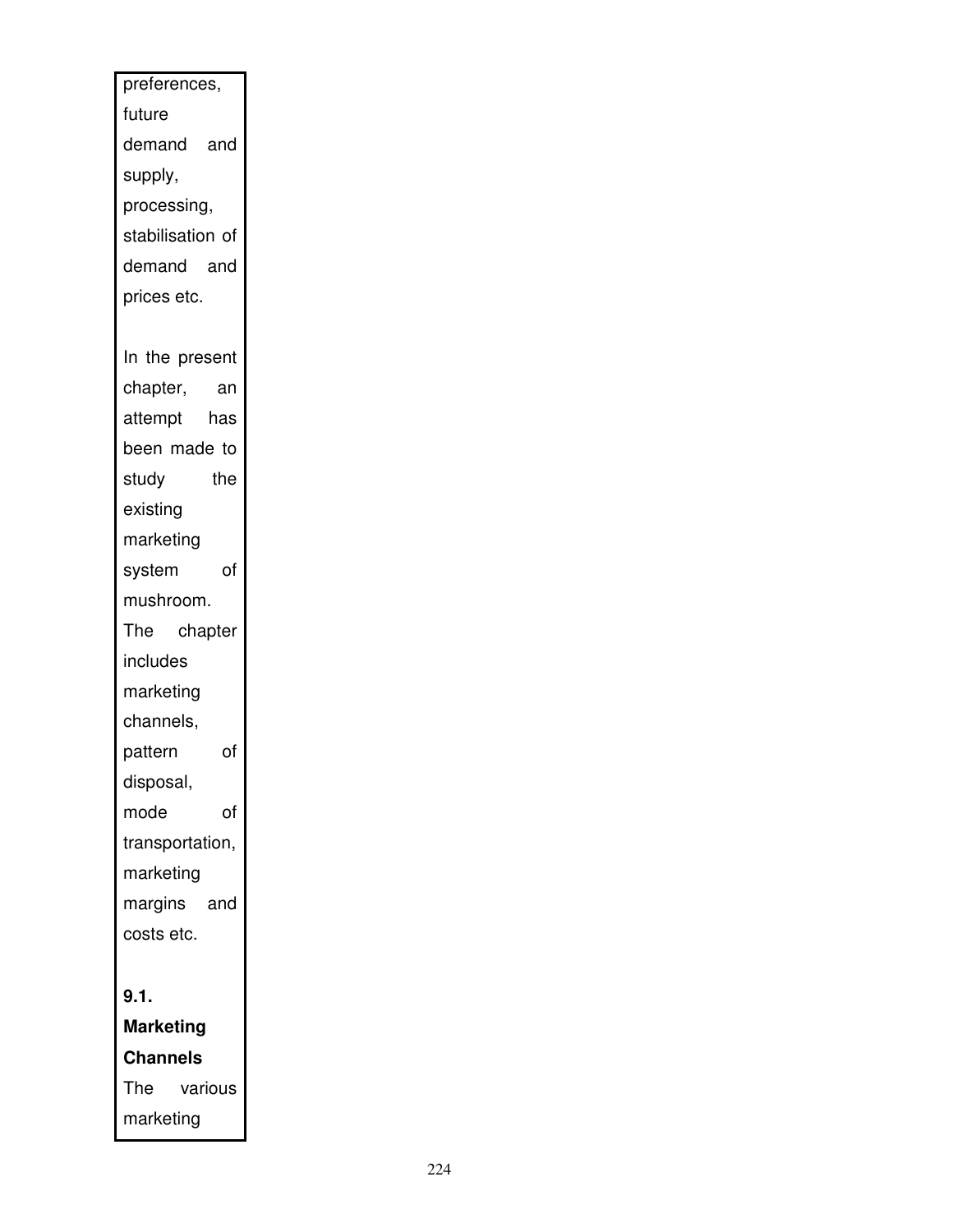preferences, future demand and supply, processing, stabilisation of demand and prices etc.

In the present chapter, an attempt has been made to study the existing marketing system of mushroom. The chapter includes marketing channels, pattern of disposal, mode of transportation, marketing margins and costs etc.

**9.1. Marketing Channels**

The various marketing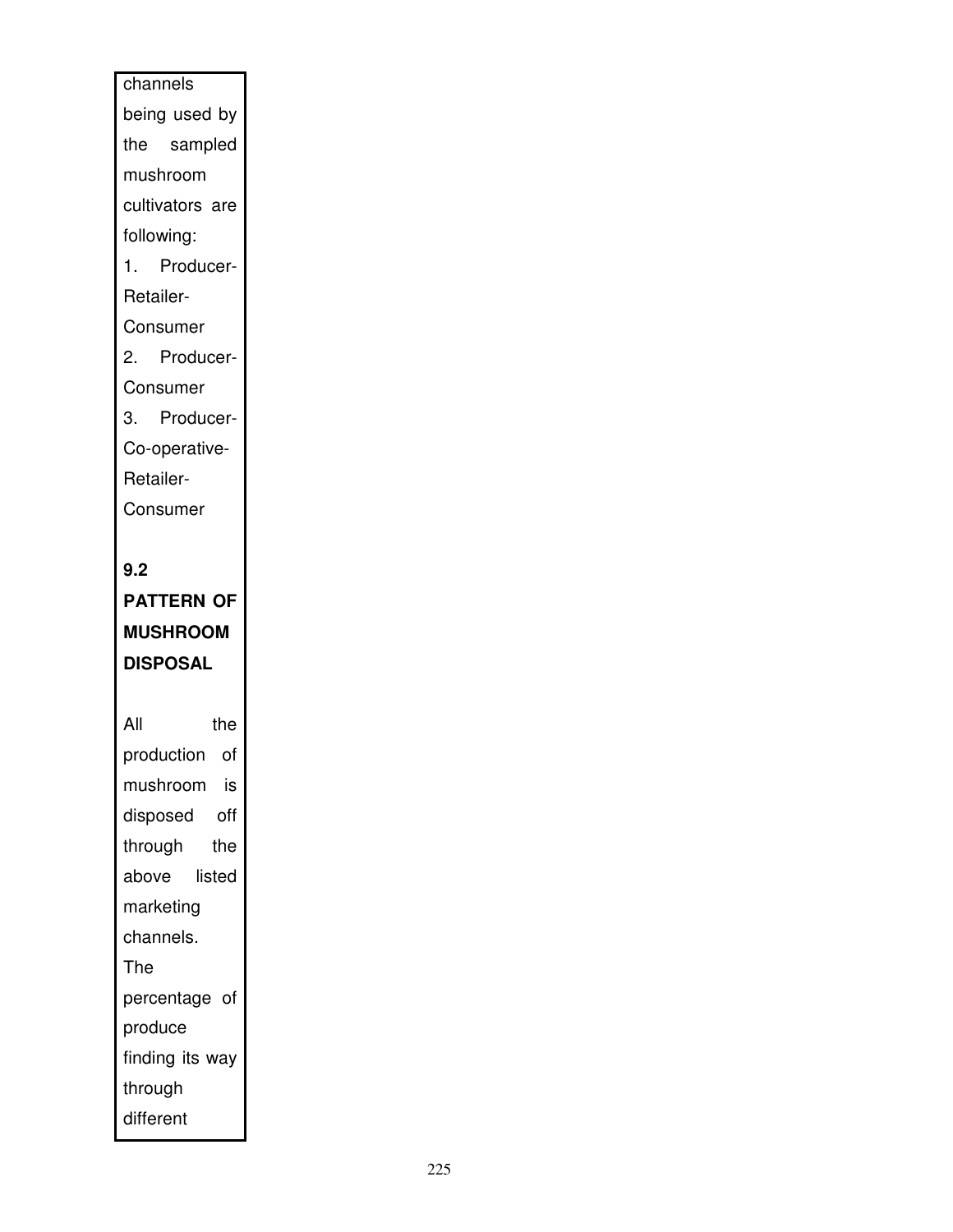channels being used by the sampled mushroom cultivators are following:

1. Producer-Retailer-Consumer
2. Producer-Consumer
3. Producer-Co-operative-Retailer-Consumer

## 9.2 PATTERN OF MUSHROOM DISPOSAL

All the production of mushroom is disposed off through the above listed marketing channels. The percentage of produce finding its way through different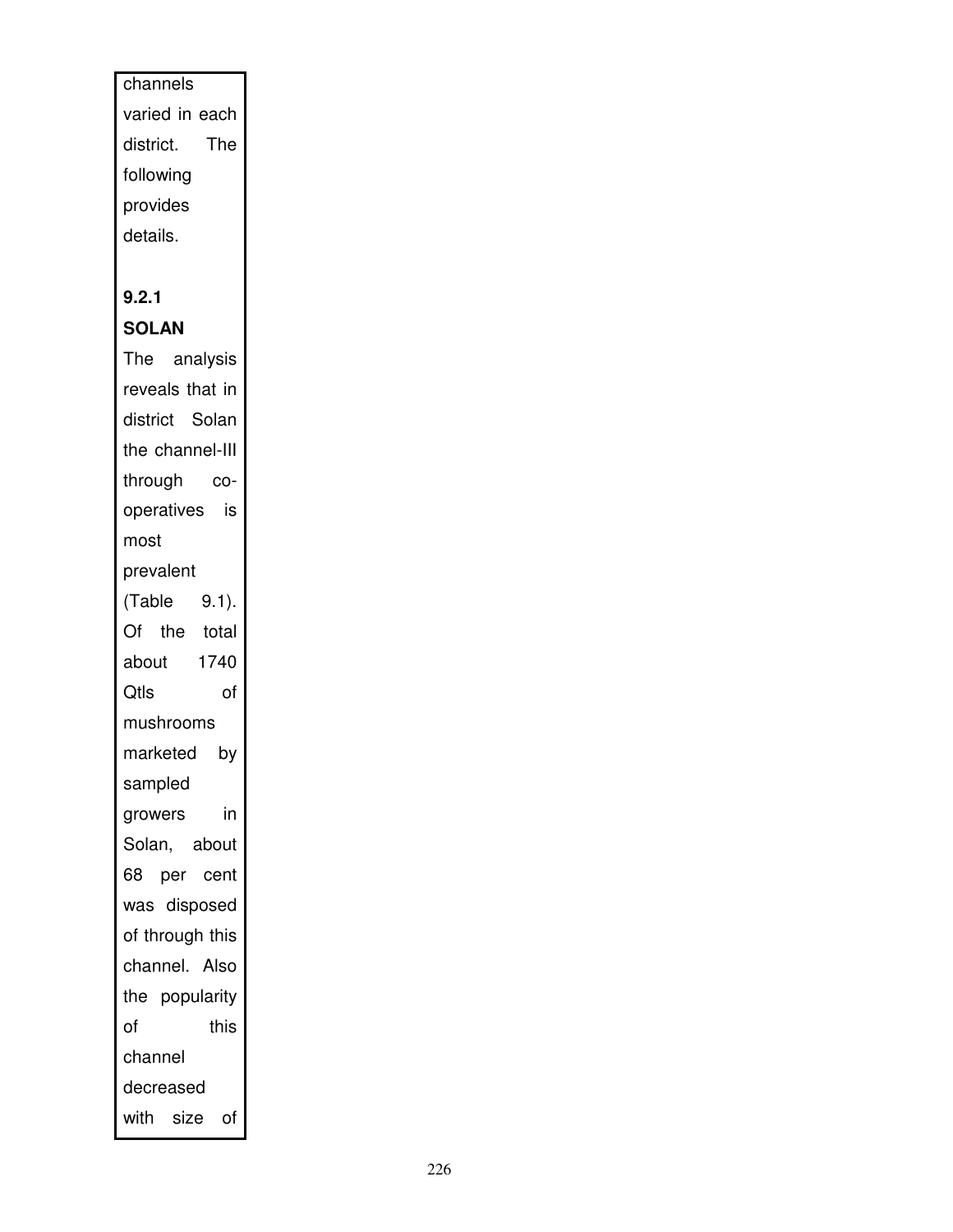channels varied in each district. The following provides details.

### 9.2.1 SOLAN

The analysis reveals that in district Solan the channel-III through co-operatives is most prevalent (Table 9.1). Of the total about 1740 Qtls of mushrooms marketed by sampled growers in Solan, about 68 per cent was disposed of through this channel. Also the popularity of this channel decreased with size of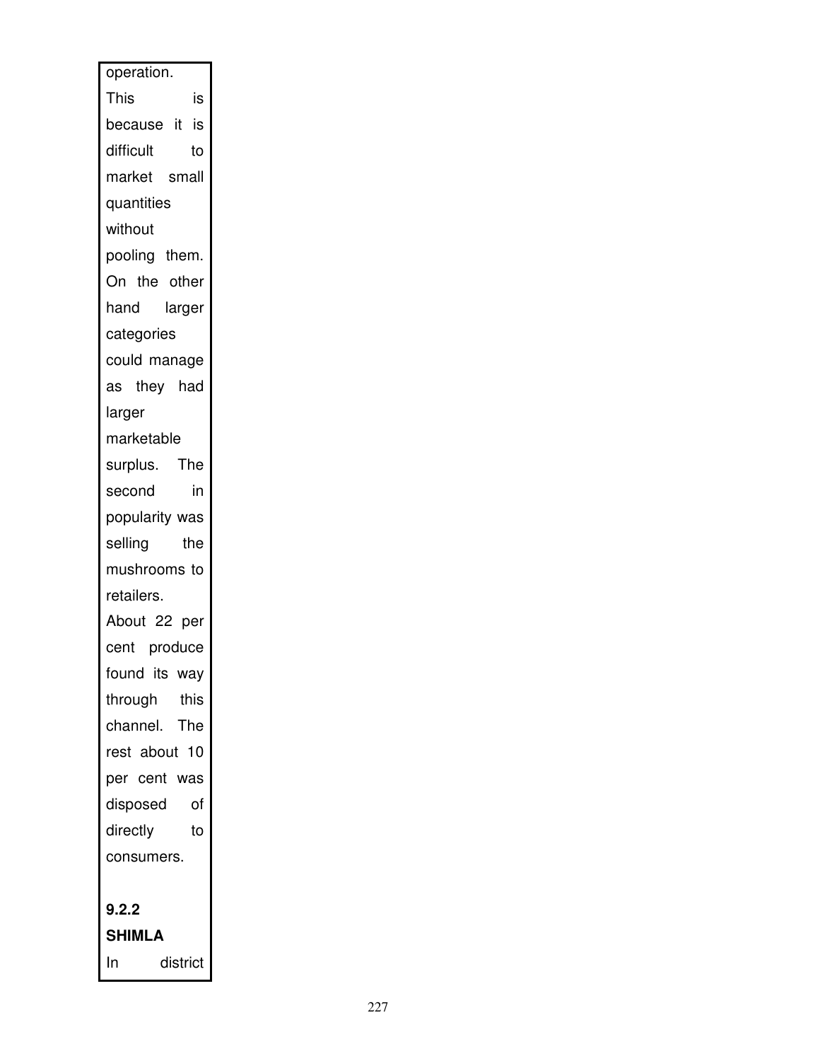operation. This is because it is difficult to market small quantities without pooling them. On the other hand larger categories could manage as they had larger marketable surplus. The second in popularity was selling the mushrooms to retailers. About 22 per cent produce found its way through this channel. The rest about 10 per cent was disposed of directly to consumers.

### 9.2.2 SHIMLA

In district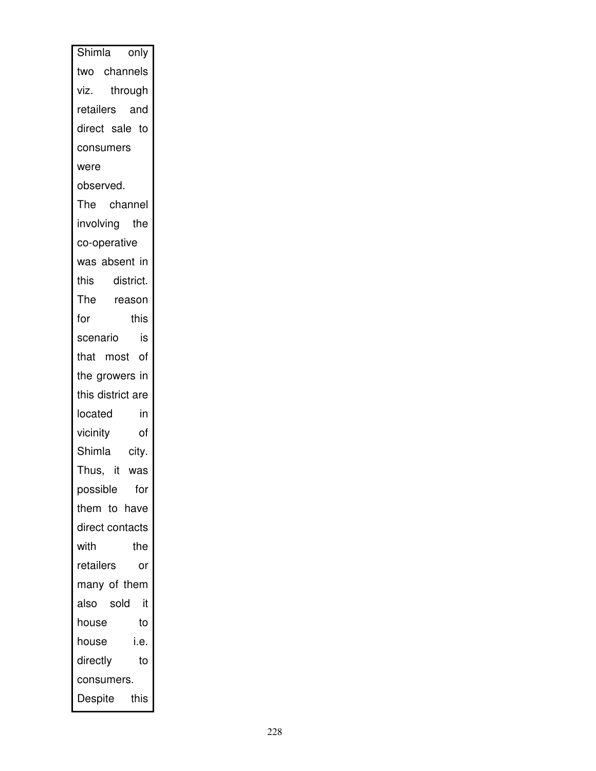Shimla only two channels viz. through retailers and direct sale to consumers were observed. The channel involving the co-operative was absent in this district. The reason for this scenario is that most of the growers in this district are located in vicinity of Shimla city. Thus, it was possible for them to have direct contacts with the retailers or many of them also sold it house to house i.e. directly to consumers. Despite this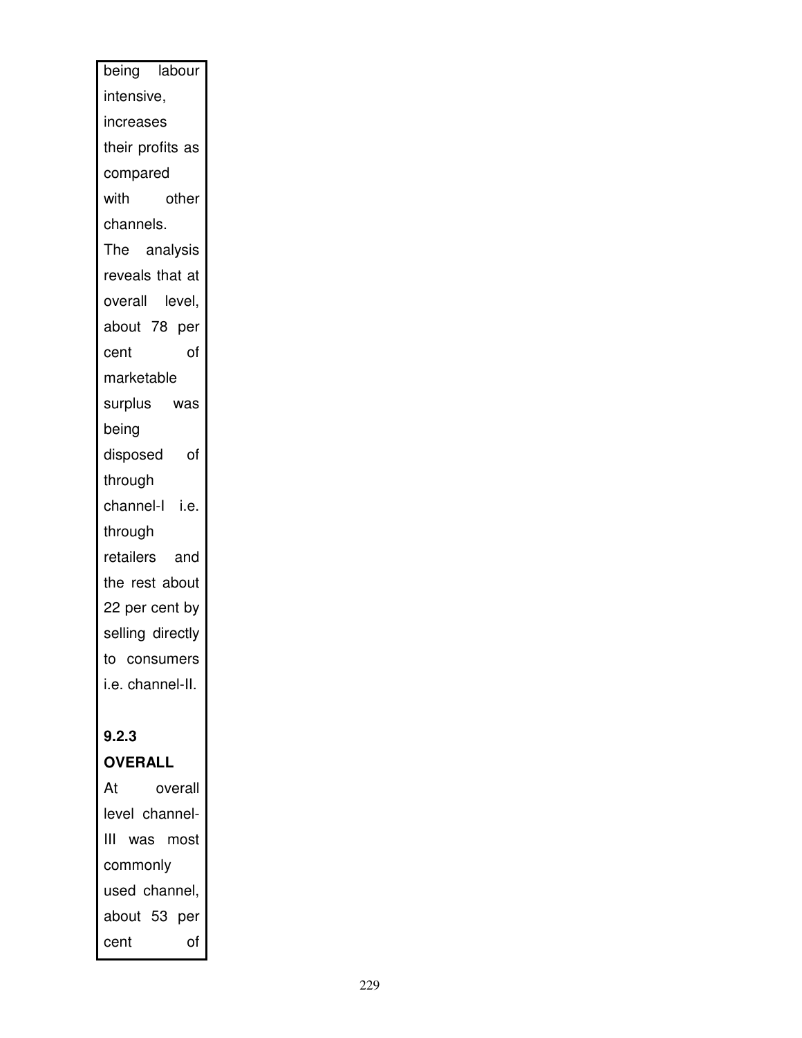being labour intensive, increases their profits as compared with other channels.

The analysis reveals that at overall level, about 78 per cent of marketable surplus was being disposed of through channel-I i.e. through retailers and the rest about 22 per cent by selling directly to consumers i.e. channel-II.

**9.2.3 OVERALL**

At overall level channel-III was most commonly used channel, about 53 per cent of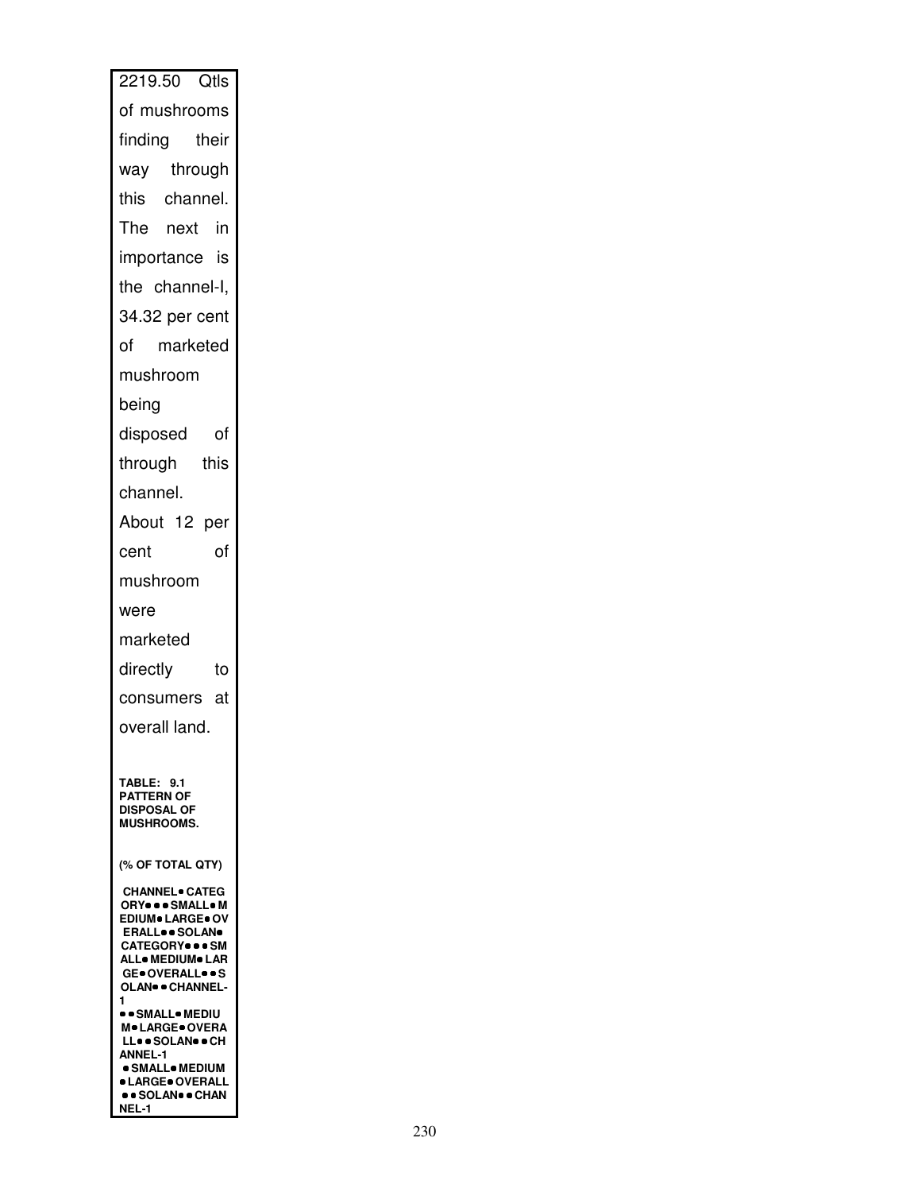2219.50 Qtls of mushrooms finding their way through this channel. The next in importance is the channel-I, 34.32 per cent of marketed mushroom being disposed of through this channel. About 12 per cent of mushroom were marketed directly to consumers at overall land.

**TABLE: 9.1**
**PATTERN OF DISPOSAL OF MUSHROOMS.**

**(% OF TOTAL QTY)**

**CHANNEL• CATEGORY• • • SMALL• MEDIUM• LARGE• OVERALL• • SOLAN• CATEGORY• • • SMALL• MEDIUM• LARGE• OVERALL• • SOLAN• • CHANNEL-1**
**• • SMALL• MEDIUM• LARGE• OVERALL• • SOLAN• • CHANNEL-1**
**• SMALL• MEDIUM • LARGE• OVERALL • • SOLAN• • CHANNEL-1**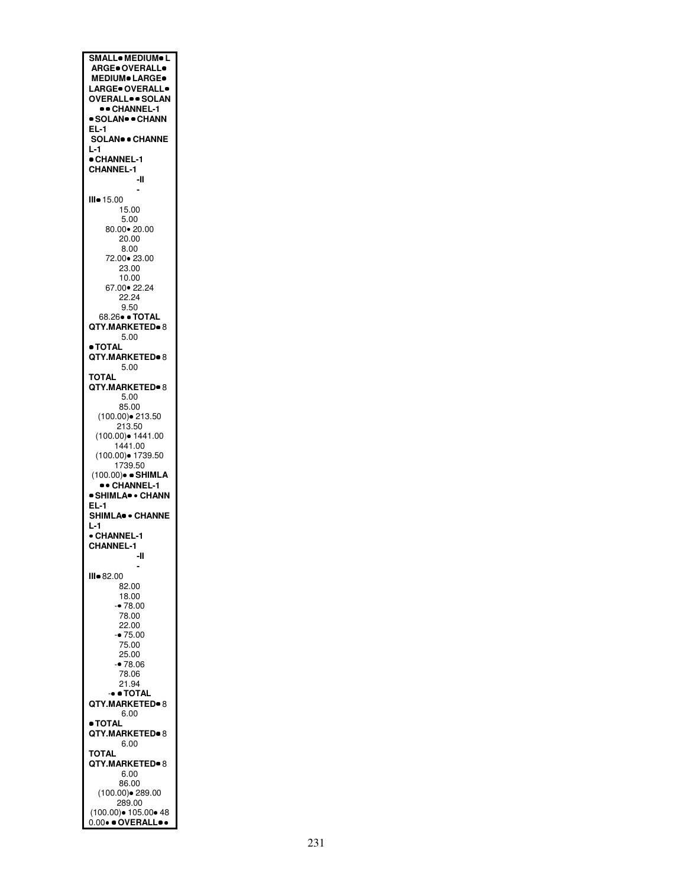**SMALL● MEDIUM● L ARGE● OVERALL● MEDIUM● LARGE● LARGE● OVERALL● OVERALL●● SOLAN ●● CHANNEL-1 ● SOLAN● ● CHANN EL-1 SOLAN● ● CHANNE L-1 ● CHANNEL-1 CHANNEL-1 -II - III●** 15.00
15.00
5.00
80.00● 20.00
20.00
8.00
72.00● 23.00
23.00
10.00
67.00● 22.24
22.24
9.50
68.26● ● **TOTAL QTY.MARKETED●** 8
5.00
● **TOTAL QTY.MARKETED●** 8
5.00
**TOTAL QTY.MARKETED●** 8
5.00
85.00
(100.00)● 213.50
213.50
(100.00)● 1441.00
1441.00
(100.00)● 1739.50
1739.50
(100.00)● ● **SHIMLA ●● CHANNEL-1 ● SHIMLA● ● CHANN EL-1 SHIMLA● ● CHANNE L-1 ● CHANNEL-1 CHANNEL-1 -II - III●** 82.00
82.00
18.00
-● 78.00
78.00
22.00
-● 75.00
75.00
25.00
-● 78.06
78.06
21.94
-● ● **TOTAL QTY.MARKETED●** 8
6.00
● **TOTAL QTY.MARKETED●** 8
6.00
**TOTAL QTY.MARKETED●** 8
6.00
86.00
(100.00)● 289.00
289.00
(100.00)● 105.00● 48
0.00● ● **OVERALL●●**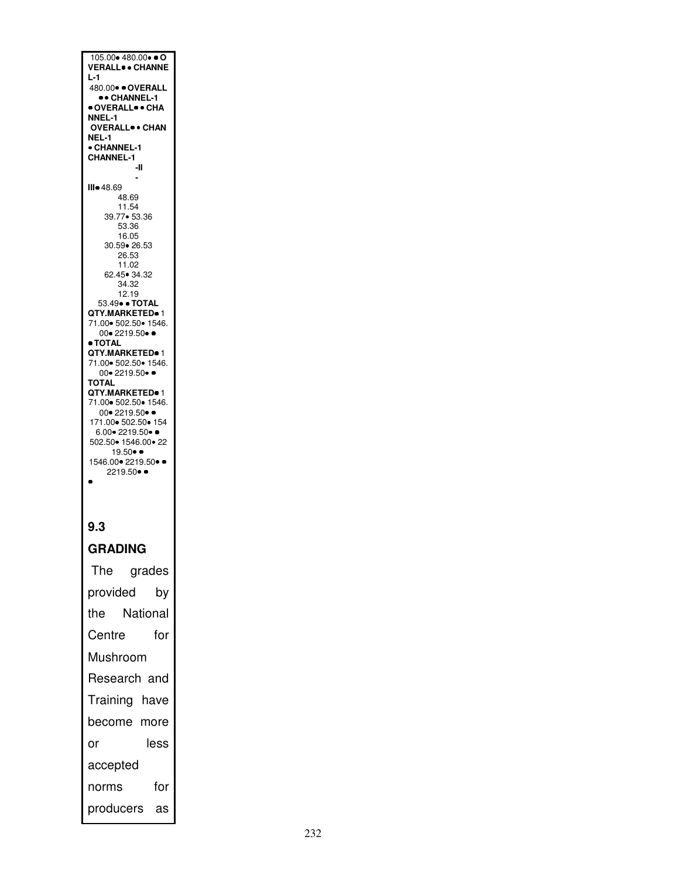105.00• 480.00• • **OVERALL• • CHANNEL-1**
480.00• • **OVERALL • • CHANNEL-1**
• **OVERALL• • CHANNEL-1**
**OVERALL• • CHANNEL-1**
• **CHANNEL-1**
**CHANNEL-1**
**-II**
**-**
**III**• 48.69
48.69
11.54
39.77• 53.36
53.36
16.05
30.59• 26.53
26.53
11.02
62.45• 34.32
34.32
12.19
53.49• • **TOTAL QTY.MARKETED**• 171.00• 502.50• 1546.00• 2219.50• •
• **TOTAL QTY.MARKETED**• 171.00• 502.50• 1546.00• 2219.50• •
**TOTAL QTY.MARKETED**• 171.00• 502.50• 1546.00• 2219.50• •
171.00• 502.50• 1546.00• 2219.50• •
502.50• 1546.00• 2219.50• •
1546.00• 2219.50• •
2219.50• •
•

## 9.3 GRADING

The grades provided by the National Centre for Mushroom Research and Training have become more or less accepted norms for producers as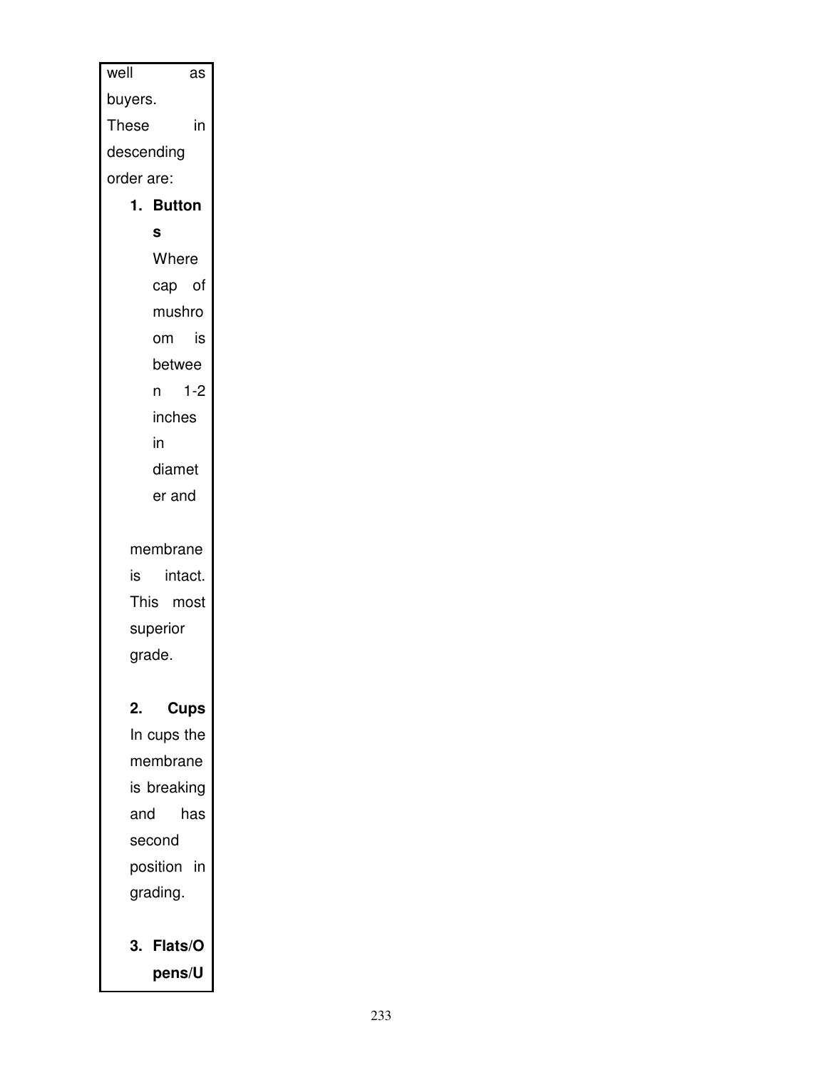well as buyers. These in descending order are:

1. **Buttons**
   Where cap of mushroom is between 1-2 inches in diameter and membrane is intact. This most superior grade.

2. **Cups**
   In cups the membrane is breaking and has second position in grading.

3. **Flats/Opens/U**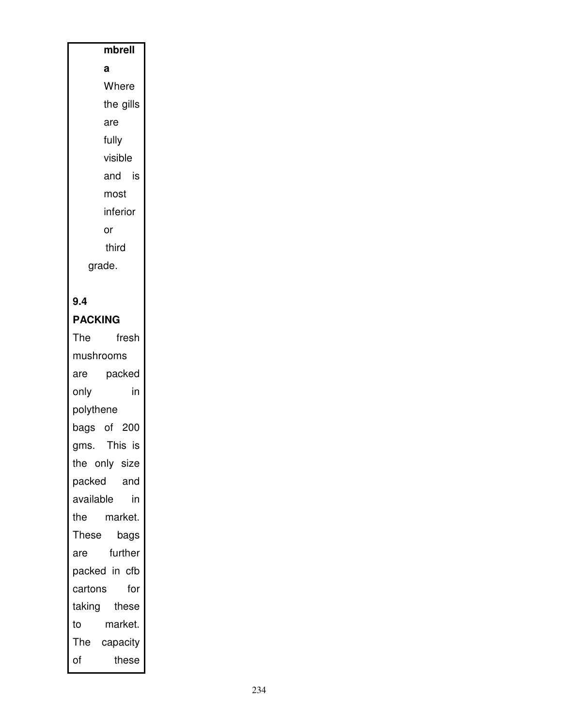**mbrella**

Where the gills are fully visible and is most inferior or third grade.

**9.4 PACKING**

The fresh mushrooms are packed only in polythene bags of 200 gms. This is the only size packed and available in the market. These bags are further packed in cfb cartons for taking these to market. The capacity of these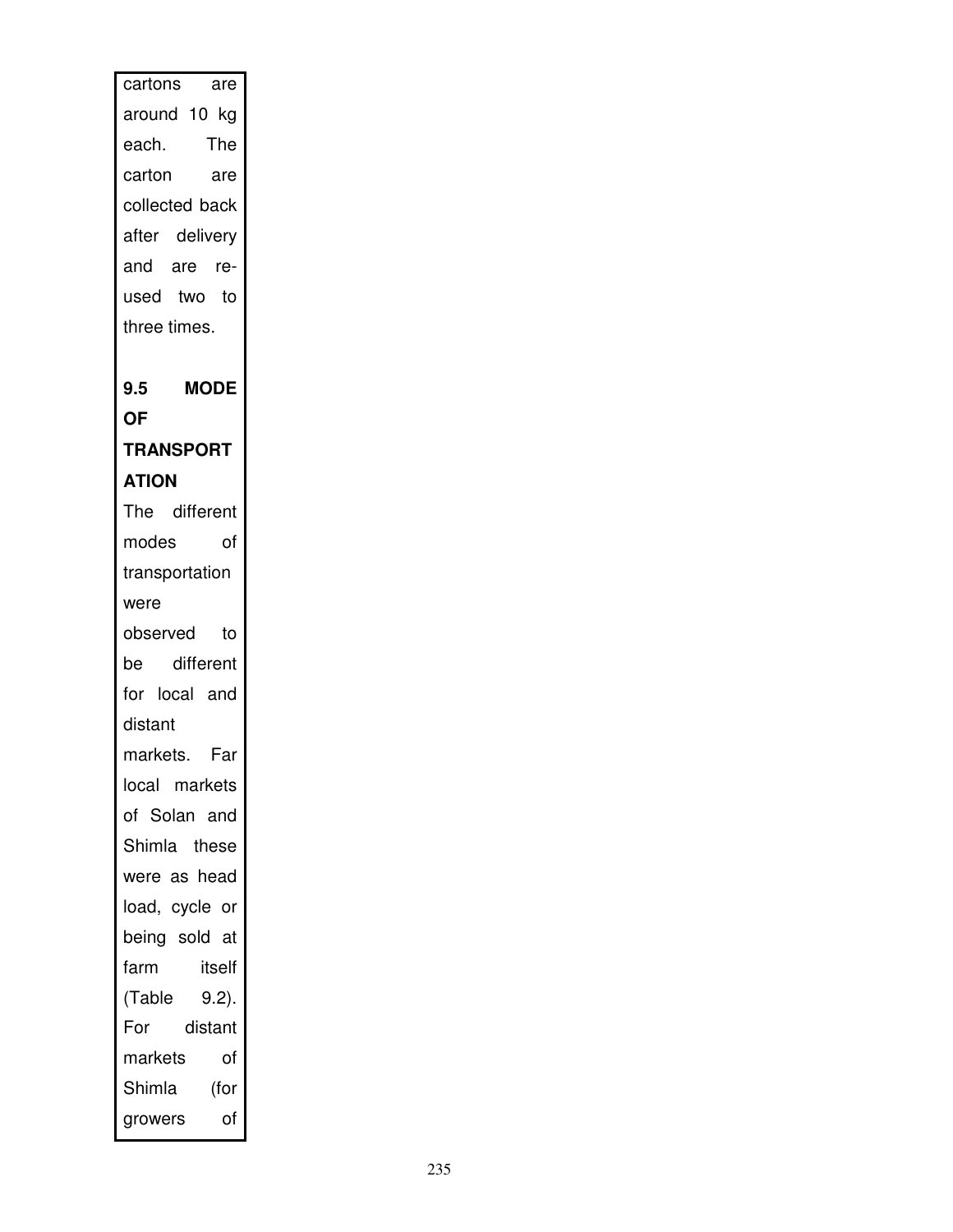cartons are around 10 kg each. The carton are collected back after delivery and are re-used two to three times.

### 9.5 MODE OF TRANSPORTATION

The different modes of transportation were observed to be different for local and distant markets. Far local markets of Solan and Shimla these were as head load, cycle or being sold at farm itself (Table 9.2). For distant markets of Shimla (for growers of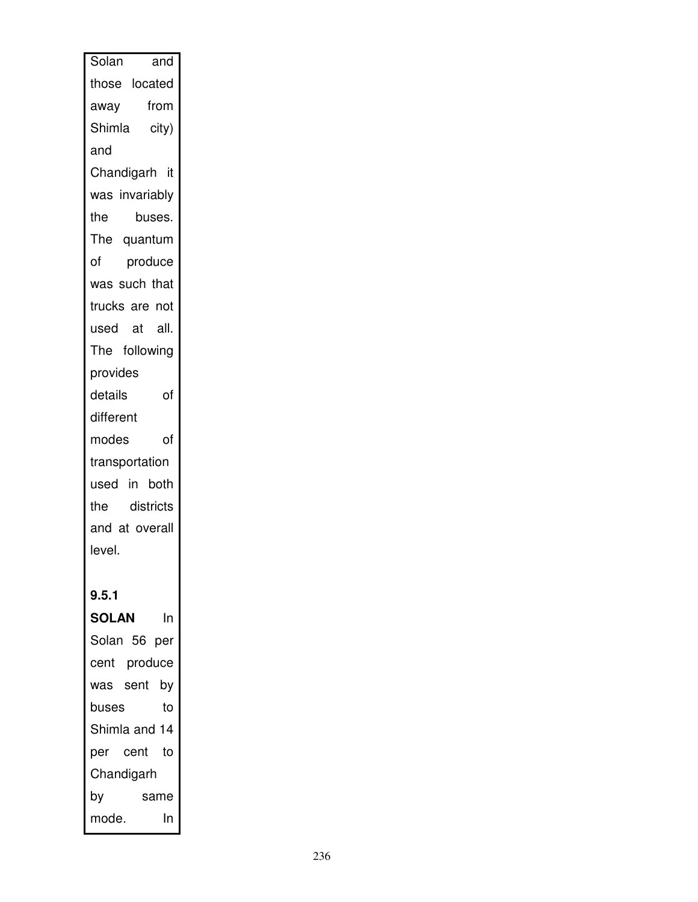Solan and those located away from Shimla city) and Chandigarh it was invariably the buses. The quantum of produce was such that trucks are not used at all. The following provides details of different modes of transportation used in both the districts and at overall level.

**9.5.1 SOLAN** In Solan 56 per cent produce was sent by buses to Shimla and 14 per cent to Chandigarh by same mode. In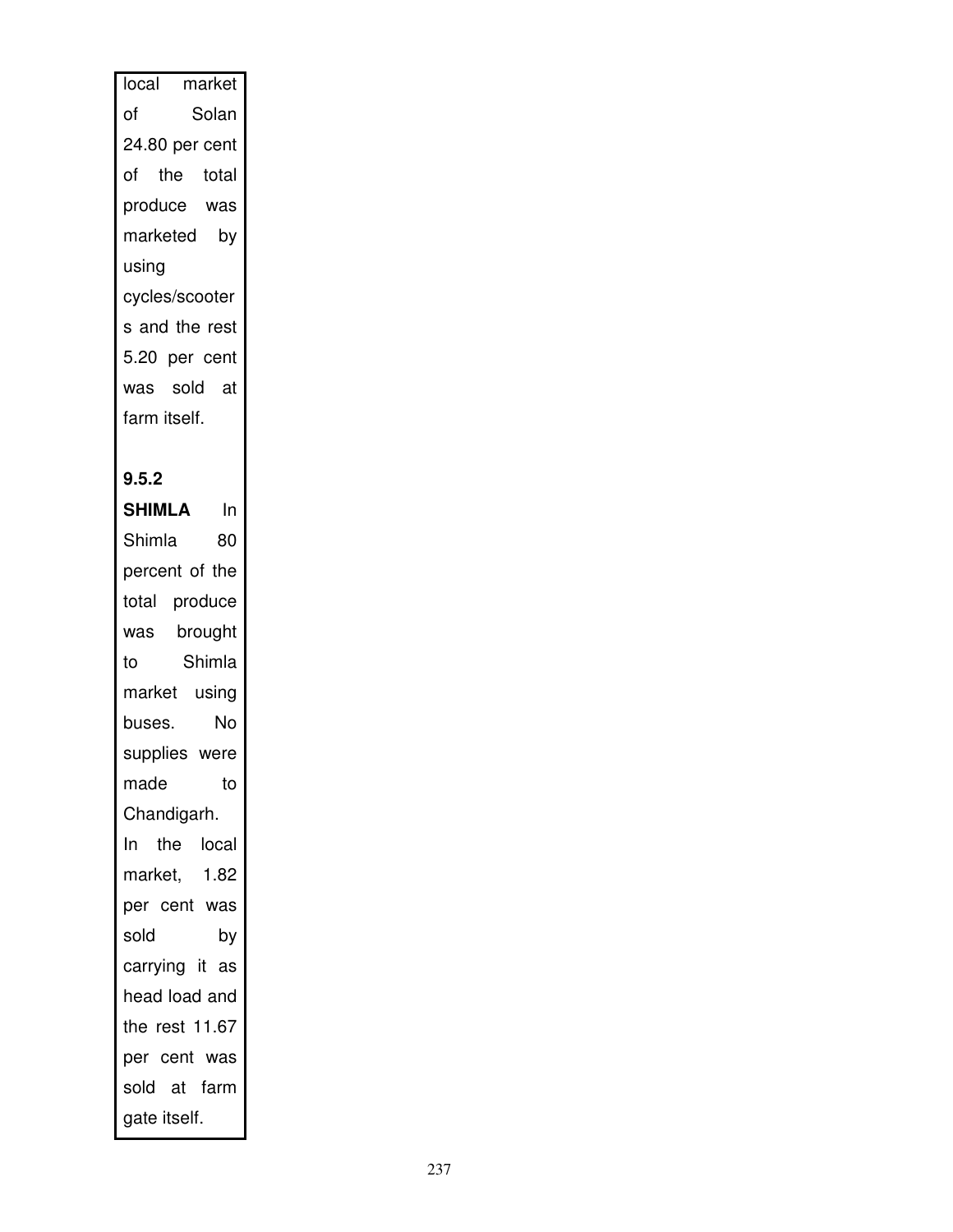local market of Solan 24.80 per cent of the total produce was marketed by using cycles/scooters and the rest 5.20 per cent was sold at farm itself.

**9.5.2 SHIMLA** In Shimla 80 percent of the total produce was brought to Shimla market using buses. No supplies were made to Chandigarh. In the local market, 1.82 per cent was sold by carrying it as head load and the rest 11.67 per cent was sold at farm gate itself.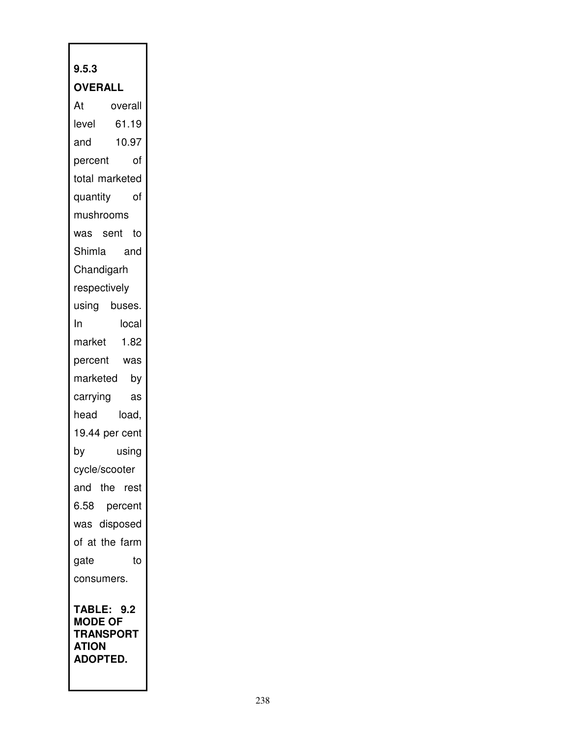### 9.5.3 OVERALL

At overall level 61.19 and 10.97 percent of total marketed quantity of mushrooms was sent to Shimla and Chandigarh respectively using buses. In local market 1.82 percent was marketed by carrying as head load, 19.44 per cent by using cycle/scooter and the rest 6.58 percent was disposed of at the farm gate to consumers.

**TABLE: 9.2 MODE OF TRANSPORTATION ADOPTED.**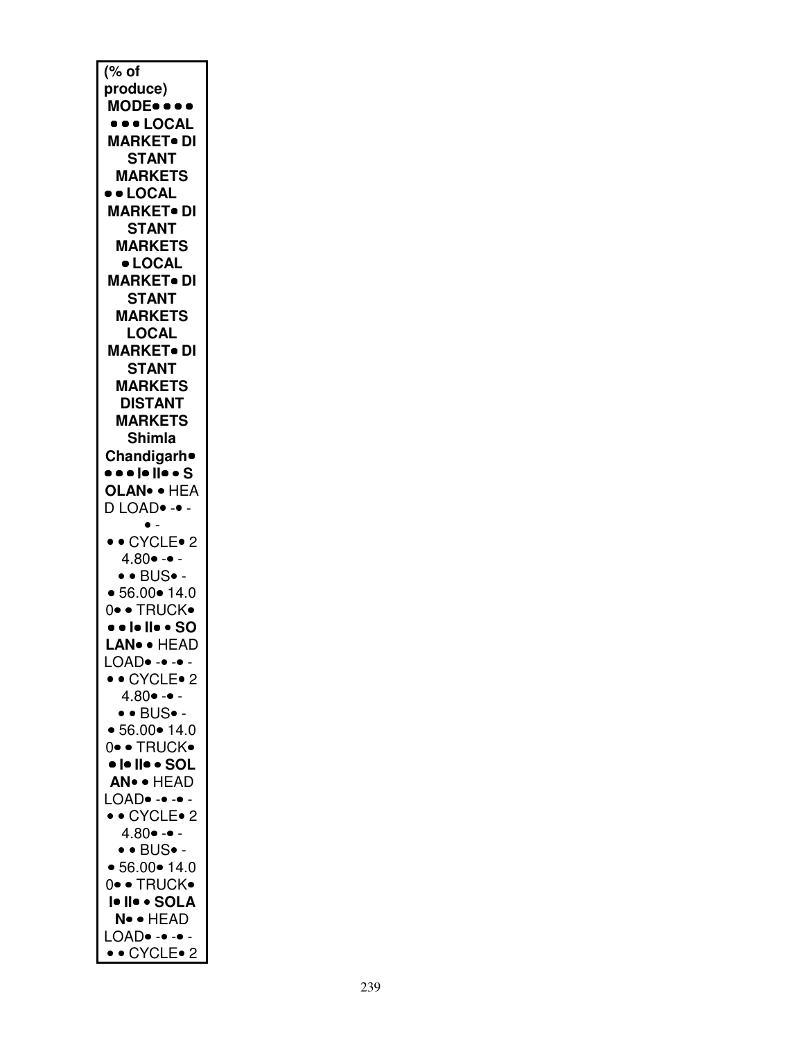(% of produce)
**MODE• • • •**
**• • • LOCAL MARKET• DISTANT MARKETS**
**• • LOCAL MARKET• DISTANT MARKETS**
**• LOCAL MARKET• DISTANT MARKETS**
**LOCAL MARKET• DISTANT MARKETS**
**DISTANT MARKETS**
**Shimla**
**Chandigarh•**
**• • • I• II• • SOLAN•** • HEAD LOAD• -• -
• -
• • CYCLE• 24.80• -• -
• • BUS• -
• 56.00• 14.00• • TRUCK•
**• • I• II• • SOLAN•** • HEAD LOAD• -• -• -
• • CYCLE• 24.80• -• -
• • BUS• -
• 56.00• 14.00• • TRUCK•
**• I• II• • SOLAN•** • HEAD LOAD• -• -• -
• • CYCLE• 24.80• -• -
• • BUS• -
• 56.00• 14.00• • TRUCK•
**I• II• • SOLAN•** • HEAD LOAD• -• -• -
• • CYCLE• 2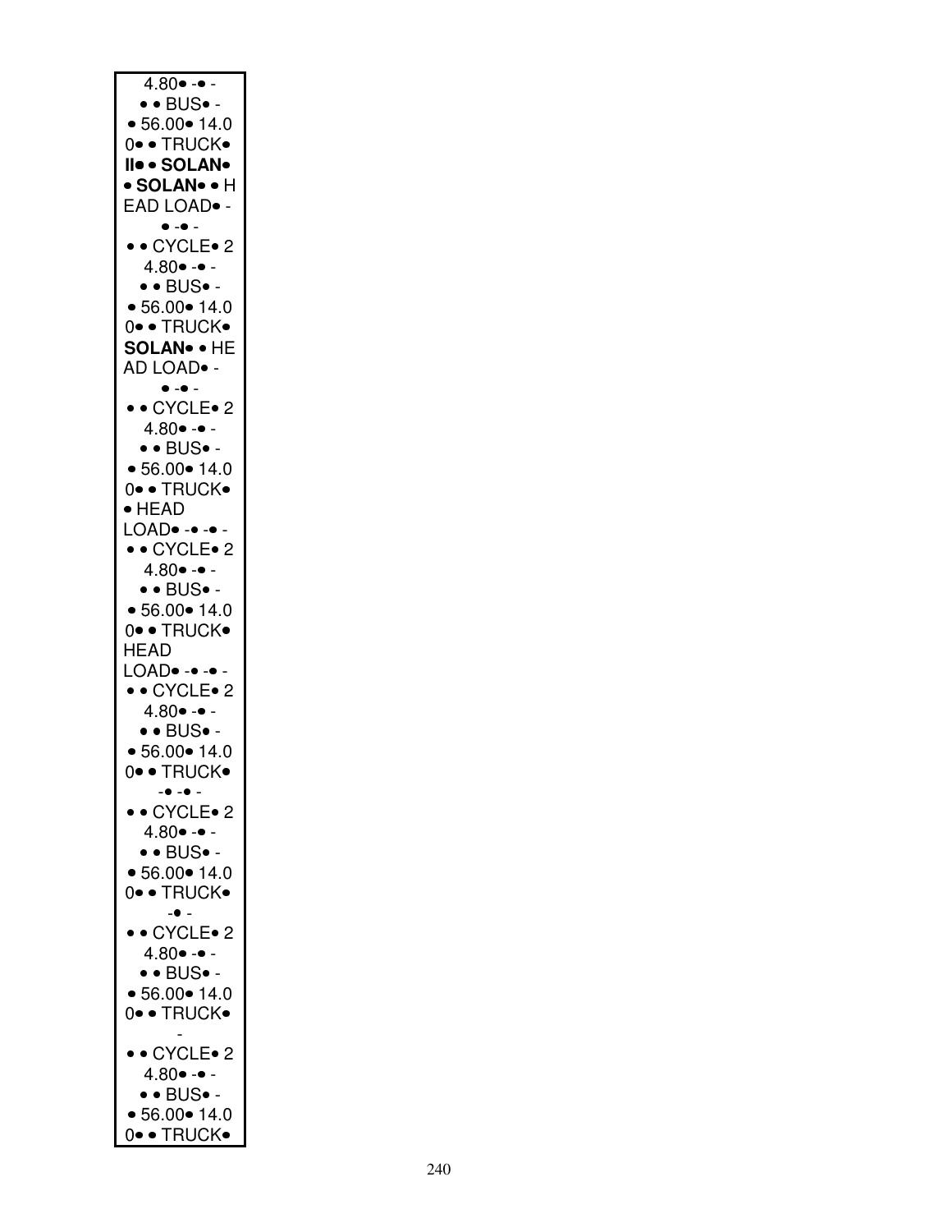4.80• -• -
• • BUS• -
• 56.00• 14.0
0• • TRUCK•
**II• • SOLAN•**
• **SOLAN**• • H
EAD LOAD• -
• -• -
• • CYCLE• 2
4.80• -• -
• • BUS• -
• 56.00• 14.0
0• • TRUCK•
**SOLAN**• • HE
AD LOAD• -
• -• -
• • CYCLE• 2
4.80• -• -
• • BUS• -
• 56.00• 14.0
0• • TRUCK•
• HEAD
LOAD• -• -• -
• • CYCLE• 2
4.80• -• -
• • BUS• -
• 56.00• 14.0
0• • TRUCK•
HEAD
LOAD• -• -• -
• • CYCLE• 2
4.80• -• -
• • BUS• -
• 56.00• 14.0
0• • TRUCK•
-• -• -
• • CYCLE• 2
4.80• -• -
• • BUS• -
• 56.00• 14.0
0• • TRUCK•
-• -
• • CYCLE• 2
4.80• -• -
• • BUS• -
• 56.00• 14.0
0• • TRUCK•
-
• • CYCLE• 2
4.80• -• -
• • BUS• -
• 56.00• 14.0
0• • TRUCK•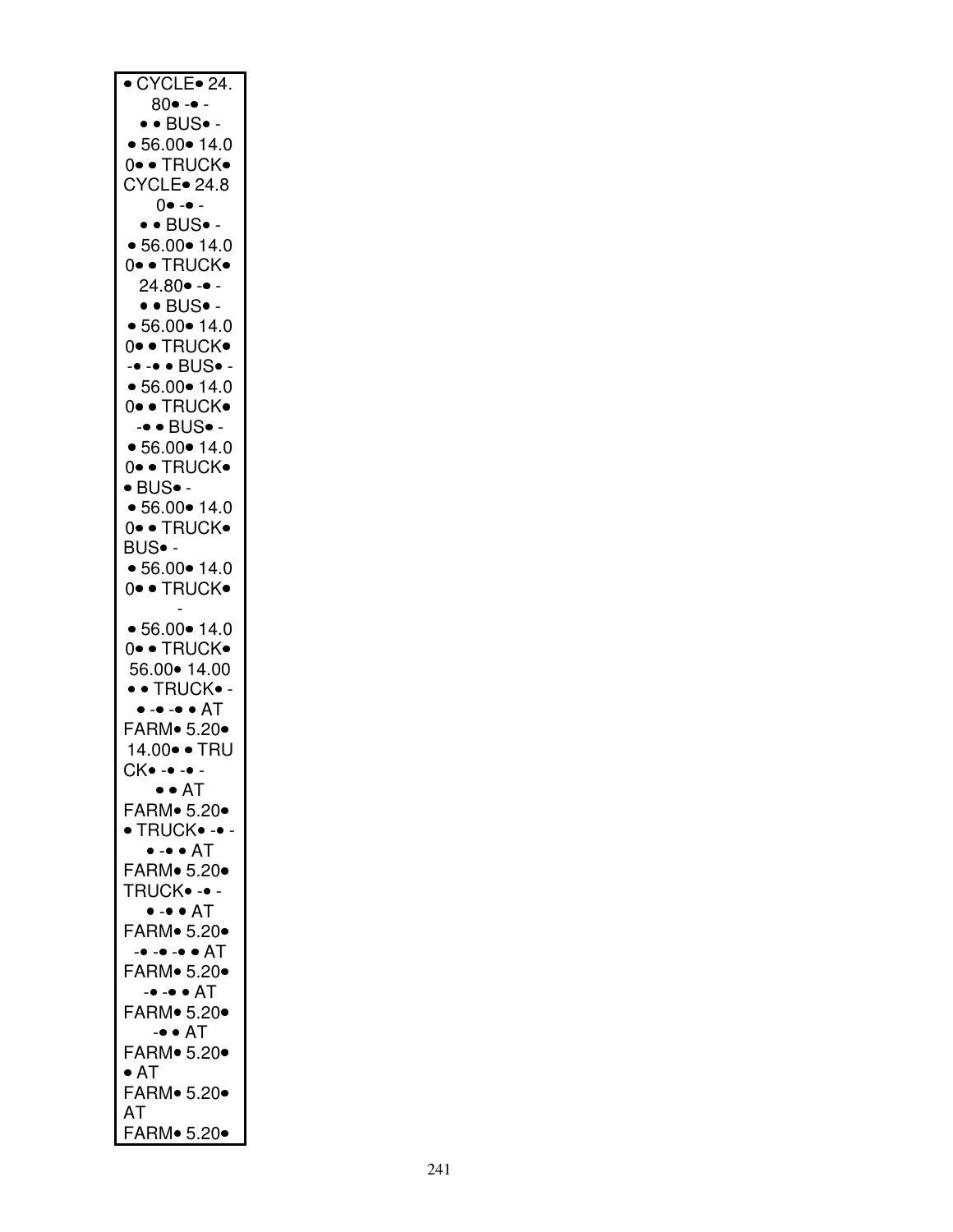| • CYCLE• 24.<br>80• -• -<br>• • BUS• -<br>• 56.00• 14.0<br>0• • TRUCK•<br>CYCLE• 24.8<br>0• -• -<br>• • BUS• -<br>• 56.00• 14.0<br>0• • TRUCK•<br>24.80• -• -<br>• • BUS• -<br>• 56.00• 14.0<br>0• • TRUCK•<br>-• -• • BUS• -<br>• 56.00• 14.0<br>0• • TRUCK•<br>-• • BUS• -<br>• 56.00• 14.0<br>0• • TRUCK•<br>• BUS• -<br>• 56.00• 14.0<br>0• • TRUCK•<br>BUS• -<br>• 56.00• 14.0<br>0• • TRUCK•<br>-<br>• 56.00• 14.0<br>0• • TRUCK•<br>56.00• 14.00<br>• • TRUCK• -<br>• -• -• • AT<br>FARM• 5.20•<br>14.00• • TRU<br>CK• -• -• -<br>• • AT<br>FARM• 5.20•<br>• TRUCK• -• -<br>• -• • AT<br>FARM• 5.20•<br>TRUCK• -• -<br>• -• • AT<br>FARM• 5.20•<br>-• -• -• • AT<br>FARM• 5.20•<br>-• -• • AT<br>FARM• 5.20•<br>-• • AT<br>FARM• 5.20•<br>• AT<br>FARM• 5.20•<br>AT<br>FARM• 5.20• |
|---|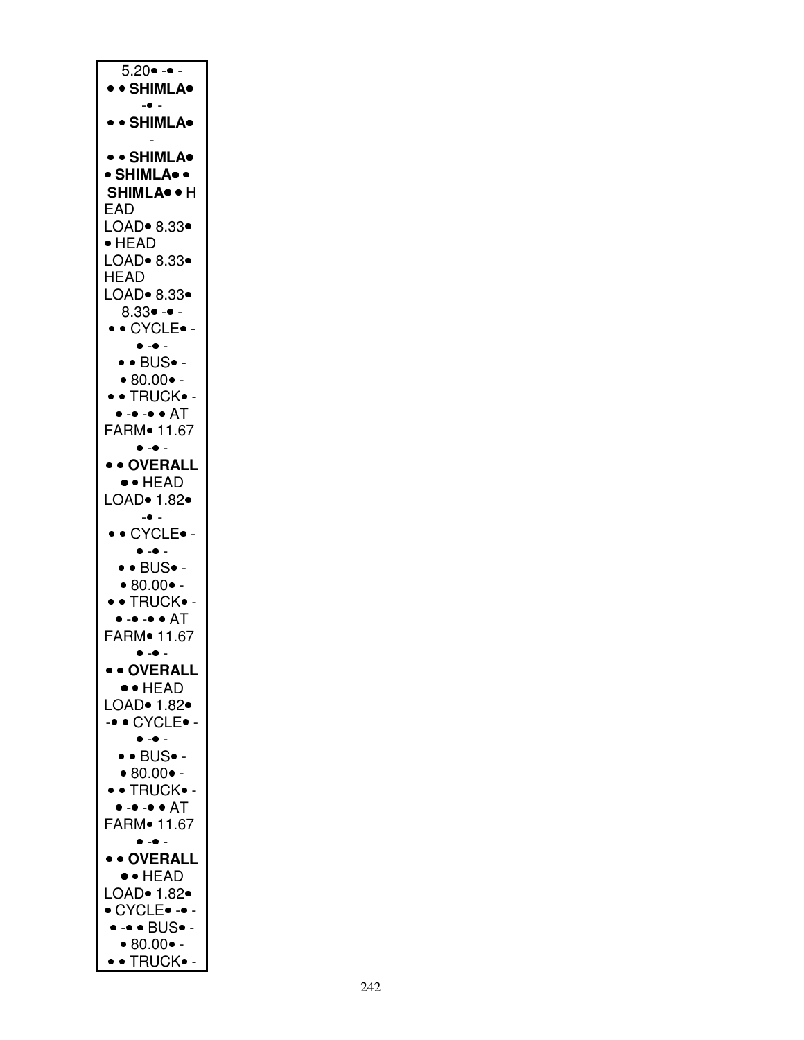5.20• -• -

• • **SHIMLA•**

-• -

• • **SHIMLA•**

-

• • **SHIMLA•**

• **SHIMLA•** •

**SHIMLA•** • HEAD LOAD• 8.33•

• HEAD LOAD• 8.33•

HEAD LOAD• 8.33•

8.33• -• -

• • CYCLE• -

• -• -

• • BUS• -

• 80.00• -

• • TRUCK• -

• -• -• • AT FARM• 11.67

• -• -

• • **OVERALL**

• • HEAD LOAD• 1.82•

-• -

• • CYCLE• -

• -• -

• • BUS• -

• 80.00• -

• • TRUCK• -

• -• -• • AT FARM• 11.67

• -• -

• • **OVERALL**

• • HEAD LOAD• 1.82•

-• • CYCLE• -

• -• -

• • BUS• -

• 80.00• -

• • TRUCK• -

• -• -• • AT FARM• 11.67

• -• -

• • **OVERALL**

• • HEAD LOAD• 1.82•

• CYCLE• -• -

• -• • BUS• -

• 80.00• -

• • TRUCK• -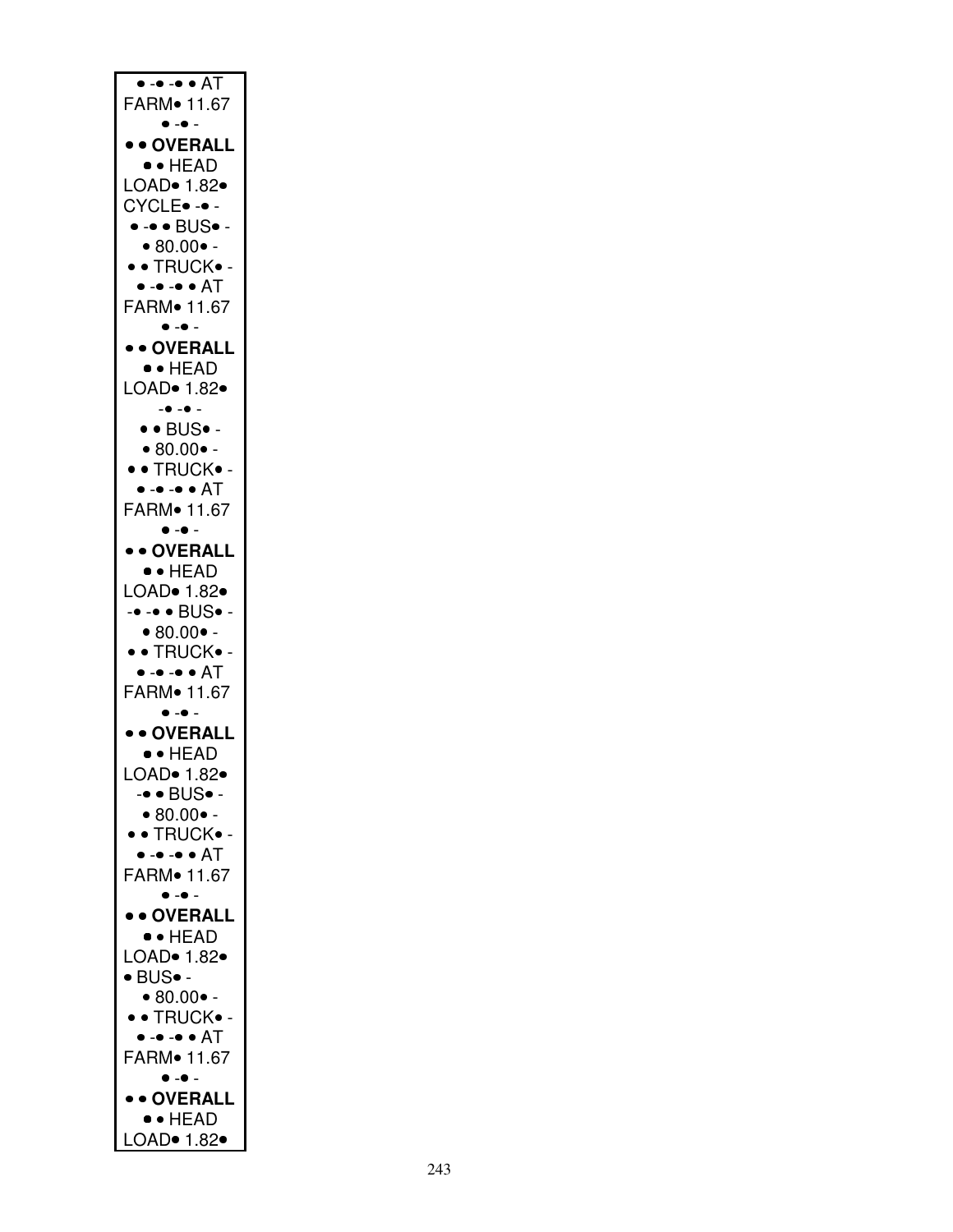• -• -• • AT
FARM• 11.67
• -• -
• • **OVERALL**
• • HEAD
LOAD• 1.82•
CYCLE• -• -
• -• • BUS• -
• 80.00• -
• • TRUCK• -
• -• -• • AT
FARM• 11.67
• -• -
• • **OVERALL**
• • HEAD
LOAD• 1.82•
-• -• -
• • BUS• -
• 80.00• -
• • TRUCK• -
• -• -• • AT
FARM• 11.67
• -• -
• • **OVERALL**
• • HEAD
LOAD• 1.82•
-• -• • BUS• -
• 80.00• -
• • TRUCK• -
• -• -• • AT
FARM• 11.67
• -• -
• • **OVERALL**
• • HEAD
LOAD• 1.82•
-• • BUS• -
• 80.00• -
• • TRUCK• -
• -• -• • AT
FARM• 11.67
• -• -
• • **OVERALL**
• • HEAD
LOAD• 1.82•
• BUS• -
• 80.00• -
• • TRUCK• -
• -• -• • AT
FARM• 11.67
• -• -
• • **OVERALL**
• • HEAD
LOAD• 1.82•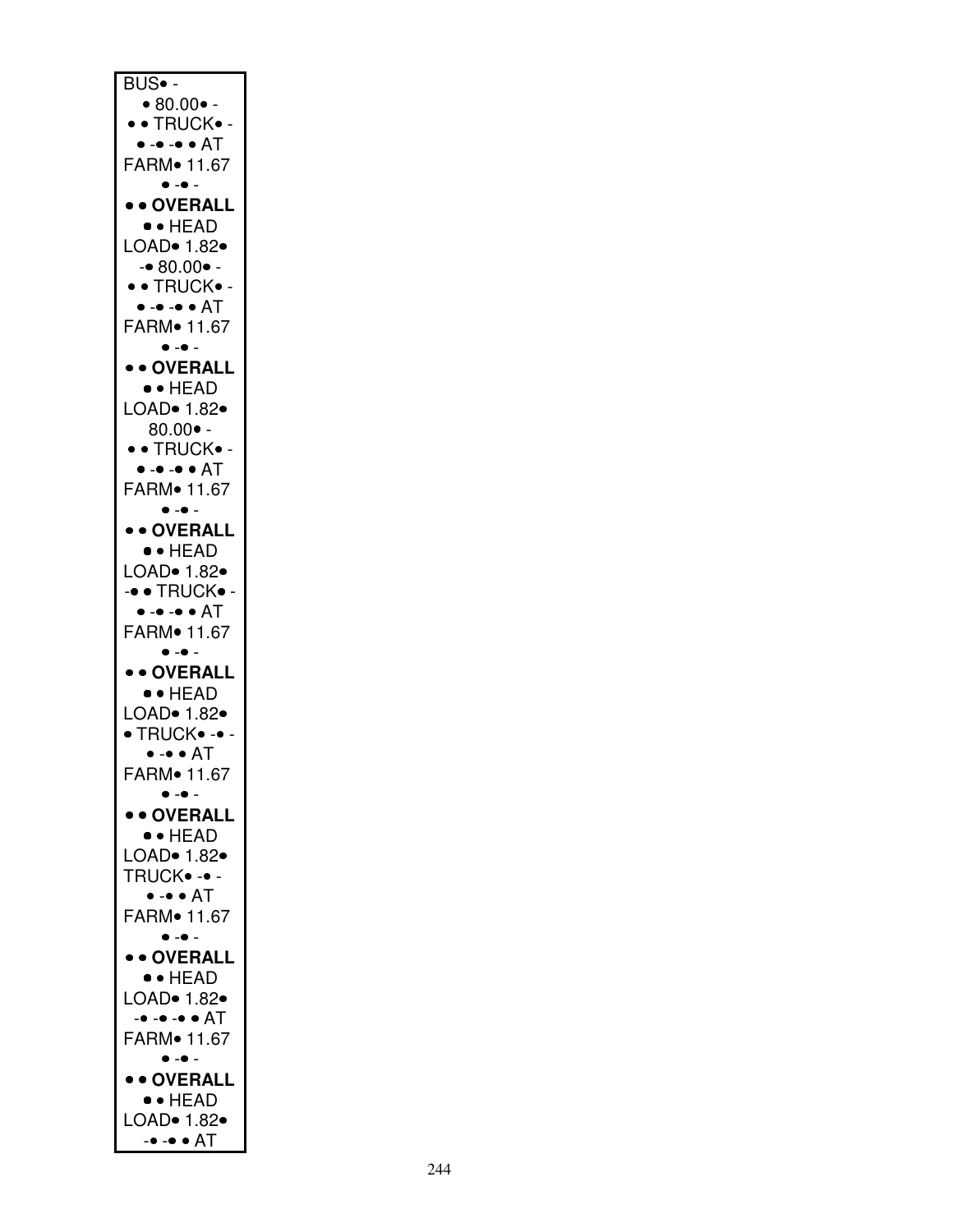BUS• -
• 80.00• -
• • TRUCK• -
• -• -• • AT
FARM• 11.67
• -• -
• • **OVERALL**
• • HEAD
LOAD• 1.82•
-• 80.00• -
• • TRUCK• -
• -• -• • AT
FARM• 11.67
• -• -
• • **OVERALL**
• • HEAD
LOAD• 1.82•
80.00• -
• • TRUCK• -
• -• -• • AT
FARM• 11.67
• -• -
• • **OVERALL**
• • HEAD
LOAD• 1.82•
-• • TRUCK• -
• -• -• • AT
FARM• 11.67
• -• -
• • **OVERALL**
• • HEAD
LOAD• 1.82•
• TRUCK• -• -
• -• • AT
FARM• 11.67
• -• -
• • **OVERALL**
• • HEAD
LOAD• 1.82•
TRUCK• -• -
• -• • AT
FARM• 11.67
• -• -
• • **OVERALL**
• • HEAD
LOAD• 1.82•
-• -• -• • AT
FARM• 11.67
• -• -
• • **OVERALL**
• • HEAD
LOAD• 1.82•
-• -• • AT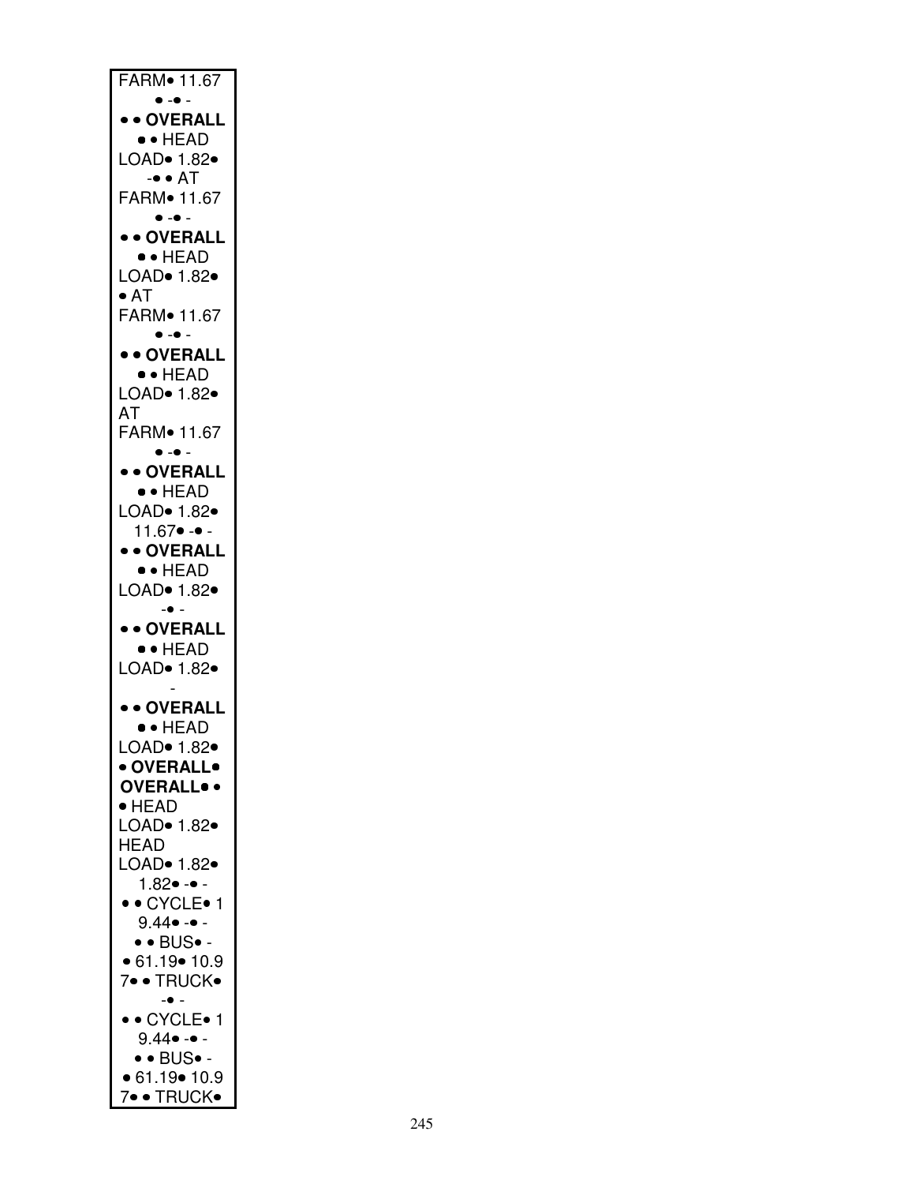FARM• 11.67
• -• -
• • **OVERALL**
• • HEAD
LOAD• 1.82•
-• • AT
FARM• 11.67
• -• -
• • **OVERALL**
• • HEAD
LOAD• 1.82•
• AT
FARM• 11.67
• -• -
• • **OVERALL**
• • HEAD
LOAD• 1.82•
AT
FARM• 11.67
• -• -
• • **OVERALL**
• • HEAD
LOAD• 1.82•
11.67• -• -
• • **OVERALL**
• • HEAD
LOAD• 1.82•
-• -
• • **OVERALL**
• • HEAD
LOAD• 1.82•
-
• • **OVERALL**
• • HEAD
LOAD• 1.82•
• **OVERALL•**
**OVERALL•** •
• HEAD
LOAD• 1.82•
HEAD
LOAD• 1.82•
1.82• -• -
• • CYCLE• 1
9.44• -• -
• • BUS• -
• 61.19• 10.9
7• • TRUCK•
-• -
• • CYCLE• 1
9.44• -• -
• • BUS• -
• 61.19• 10.9
7• • TRUCK•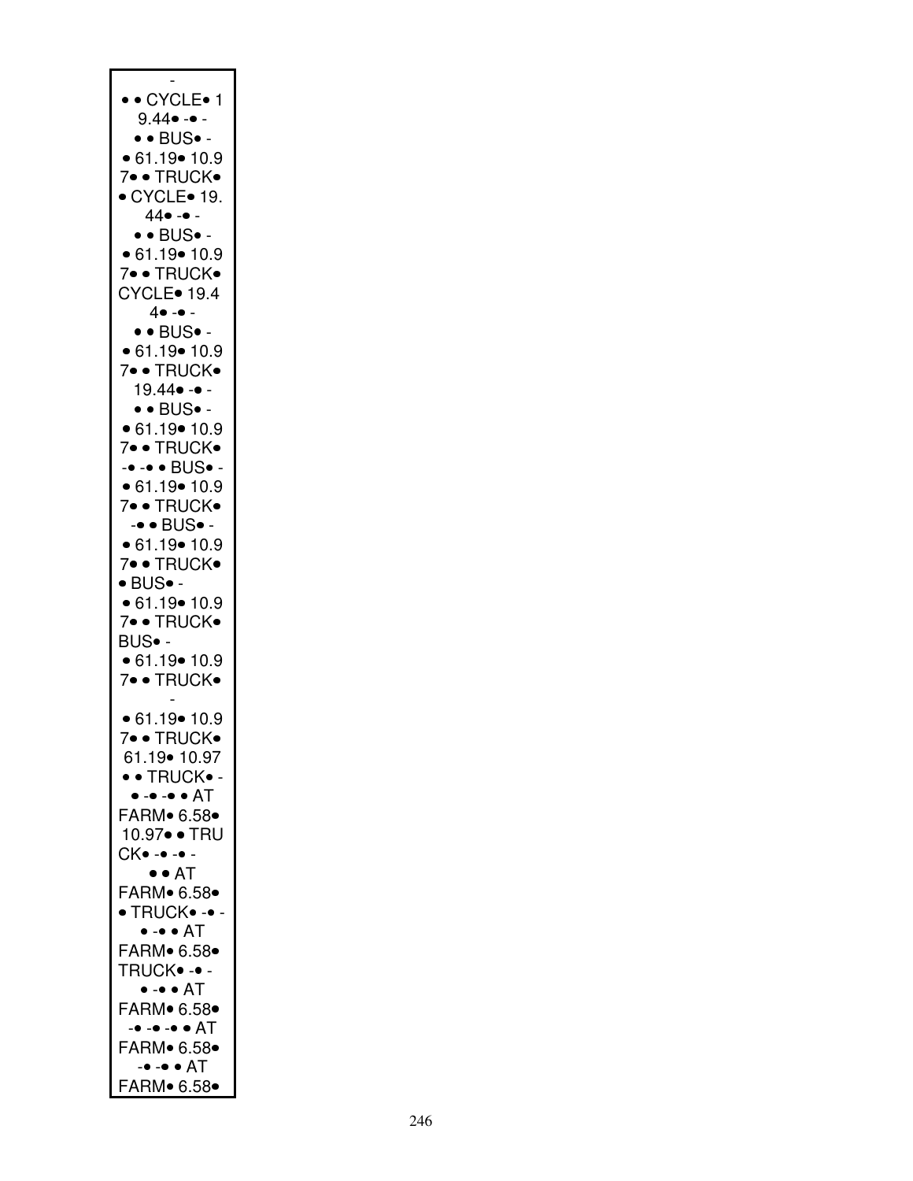-
• • CYCLE• 1
9.44• -• -
• • BUS• -
• 61.19• 10.9
7• • TRUCK•
• CYCLE• 19.
44• -• -
• • BUS• -
• 61.19• 10.9
7• • TRUCK•
CYCLE• 19.4
4• -• -
• • BUS• -
• 61.19• 10.9
7• • TRUCK•
19.44• -• -
• • BUS• -
• 61.19• 10.9
7• • TRUCK•
-• -• • BUS• -
• 61.19• 10.9
7• • TRUCK•
-• • BUS• -
• 61.19• 10.9
7• • TRUCK•
• BUS• -
• 61.19• 10.9
7• • TRUCK•
BUS• -
• 61.19• 10.9
7• • TRUCK•
-
• 61.19• 10.9
7• • TRUCK•
61.19• 10.97
• • TRUCK• -
• -• -• • AT
FARM• 6.58•
10.97• • TRU
CK• -• -• -
• • AT
FARM• 6.58•
• TRUCK• -• -
• -• • AT
FARM• 6.58•
TRUCK• -• -
• -• • AT
FARM• 6.58•
-• -• -• • AT
FARM• 6.58•
-• -• • AT
FARM• 6.58•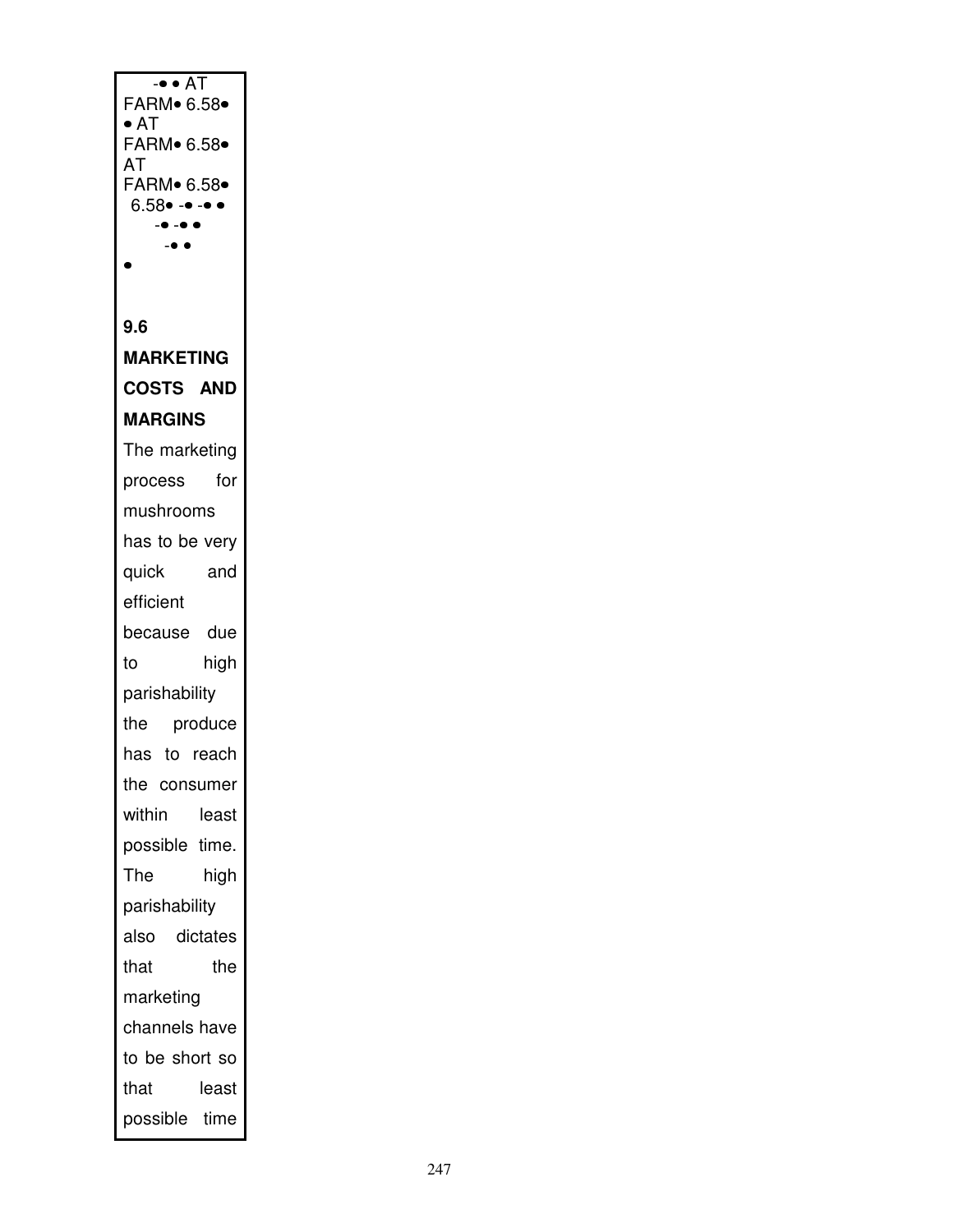-• • AT FARM• 6.58• • AT FARM• 6.58• AT FARM• 6.58• 6.58• -• -• • -• -• • -• • •

### 9.6 MARKETING COSTS AND MARGINS

The marketing process for mushrooms has to be very quick and efficient because due to high parishability the produce has to reach the consumer within least possible time. The high parishability also dictates that the marketing channels have to be short so that least possible time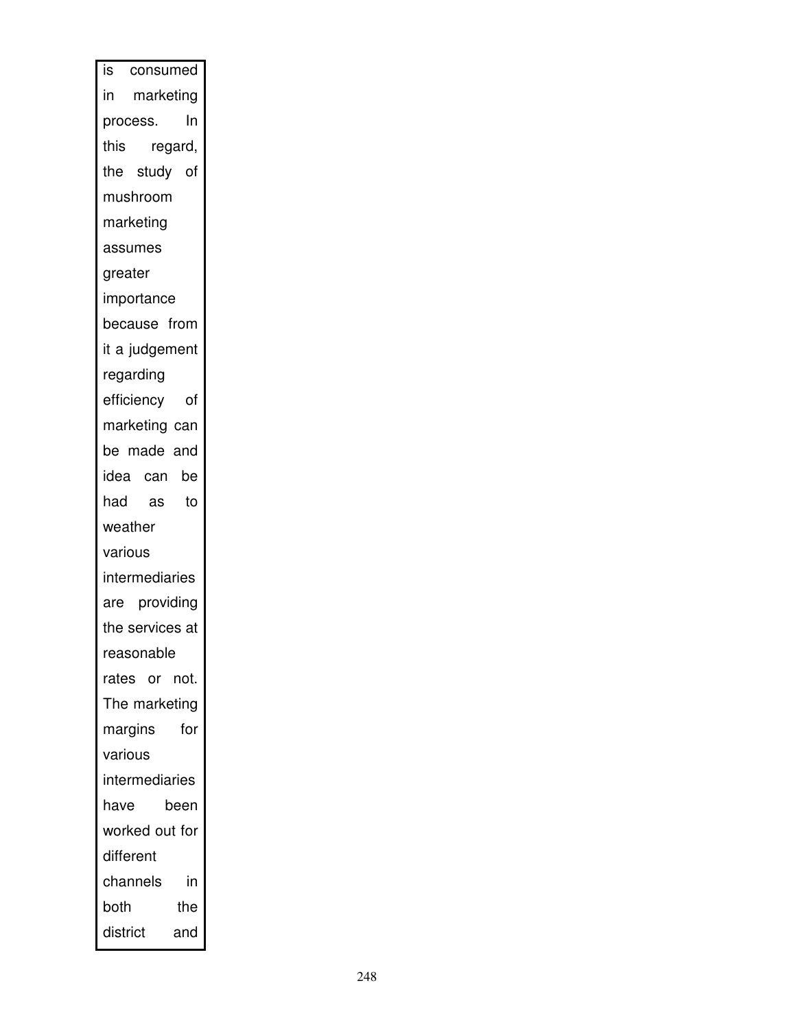is consumed in marketing process. In this regard, the study of mushroom marketing assumes greater importance because from it a judgement regarding efficiency of marketing can be made and idea can be had as to weather various intermediaries are providing the services at reasonable rates or not. The marketing margins for various intermediaries have been worked out for different channels in both the district and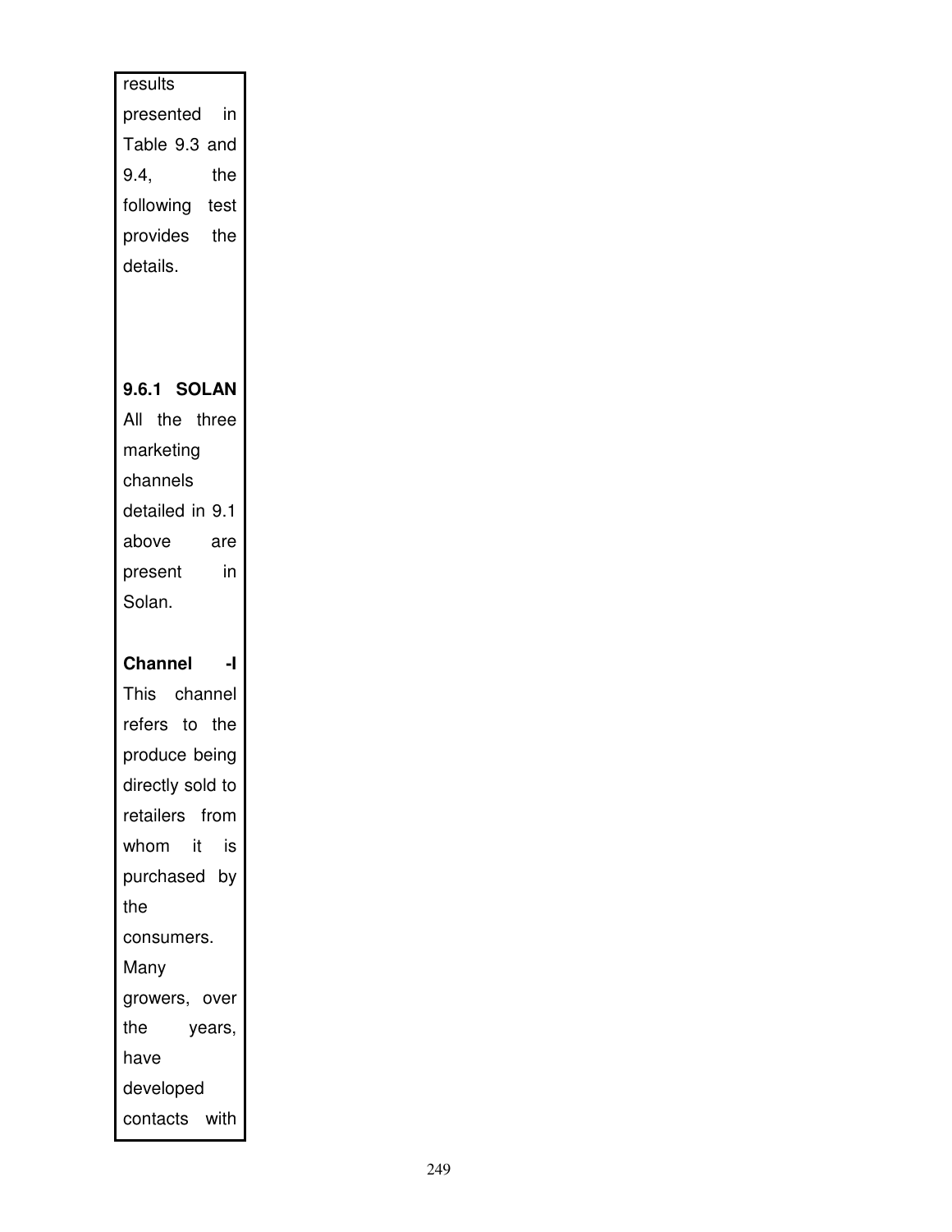results presented in Table 9.3 and 9.4, the following test provides the details.

**9.6.1 SOLAN**

All the three marketing channels detailed in 9.1 above are present in Solan.

**Channel -I**

This channel refers to the produce being directly sold to retailers from whom it is purchased by the consumers. Many growers, over the years, have developed contacts with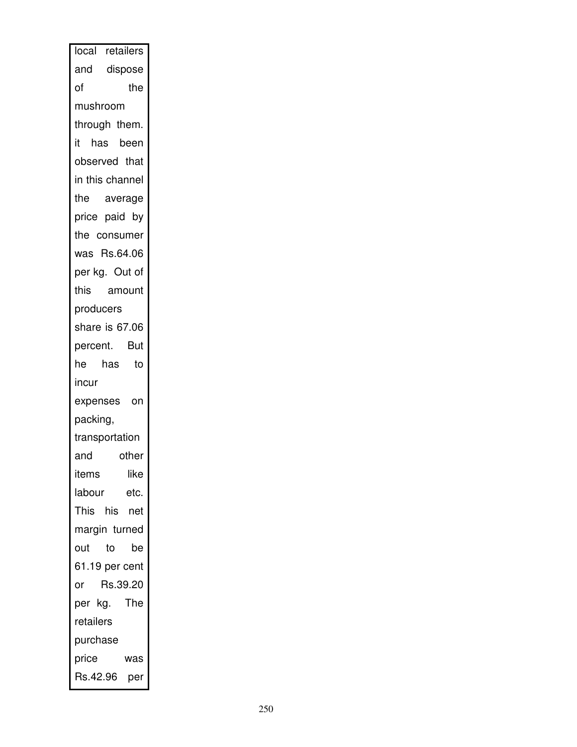local retailers and dispose of the mushroom through them. it has been observed that in this channel the average price paid by the consumer was Rs.64.06 per kg. Out of this amount producers share is 67.06 percent. But he has to incur expenses on packing, transportation and other items like labour etc. This his net margin turned out to be 61.19 per cent or Rs.39.20 per kg. The retailers purchase price was Rs.42.96 per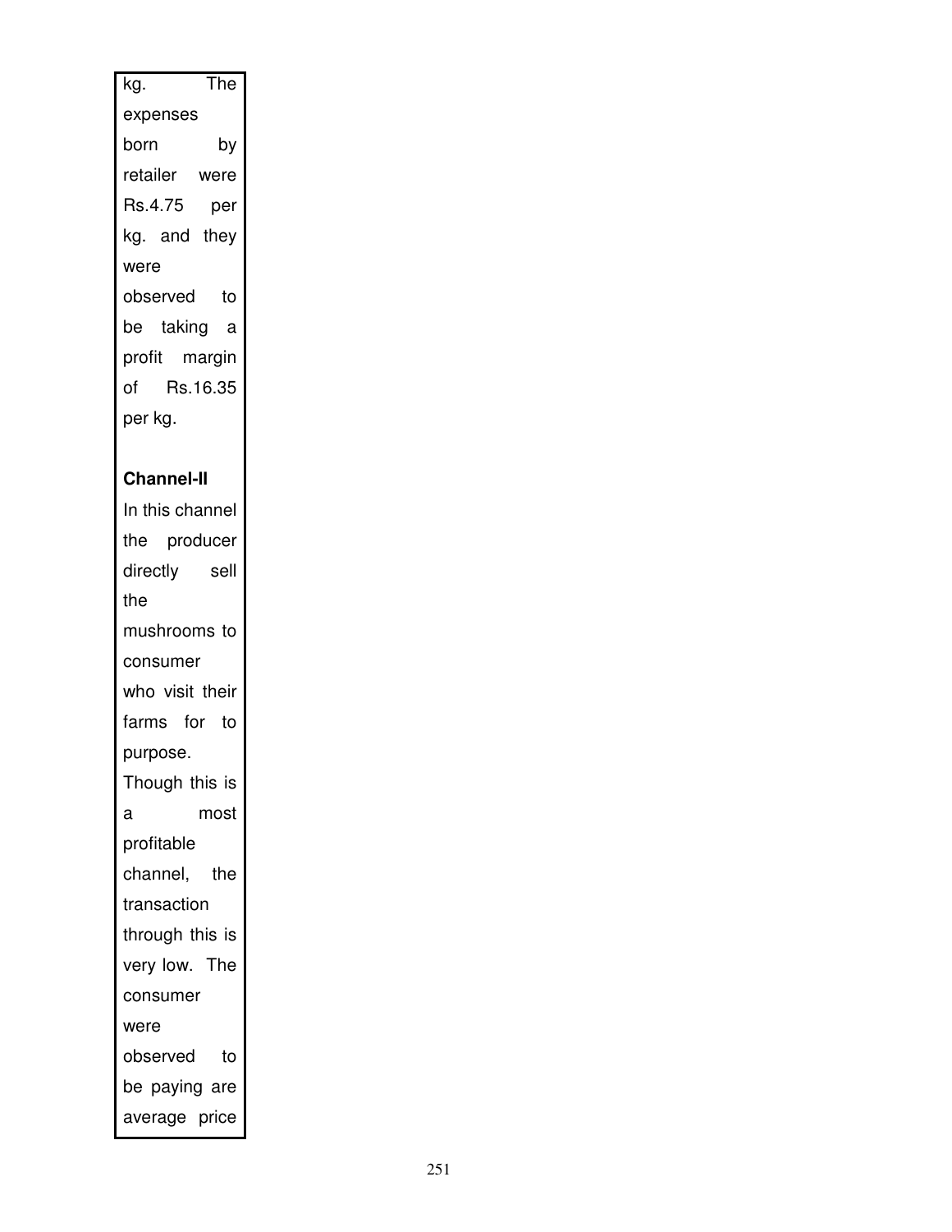kg. The expenses born by retailer were Rs.4.75 per kg. and they were observed to be taking a profit margin of Rs.16.35 per kg.

**Channel-II**

In this channel the producer directly sell the mushrooms to consumer who visit their farms for to purpose. Though this is a most profitable channel, the transaction through this is very low. The consumer were observed to be paying are average price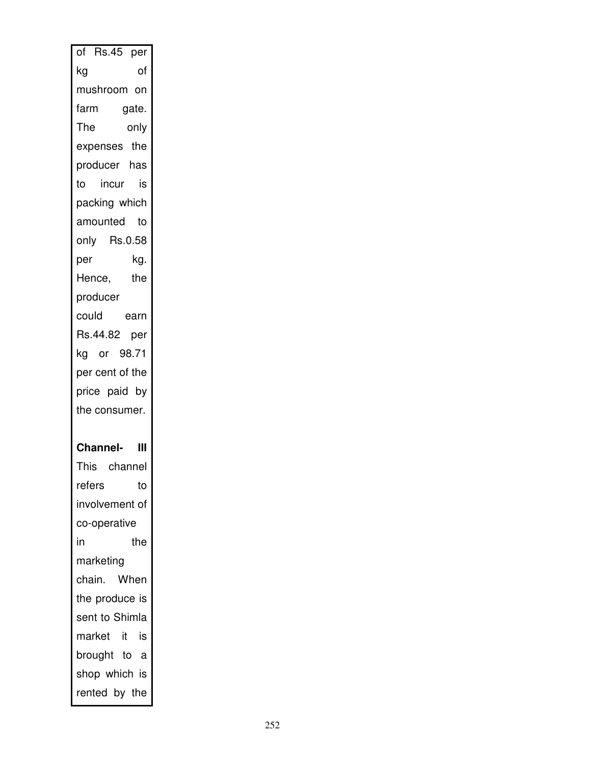of Rs.45 per kg of mushroom on farm gate. The only expenses the producer has to incur is packing which amounted to only Rs.0.58 per kg. Hence, the producer could earn Rs.44.82 per kg or 98.71 per cent of the price paid by the consumer.

**Channel- III**

This channel refers to involvement of co-operative in the marketing chain. When the produce is sent to Shimla market it is brought to a shop which is rented by the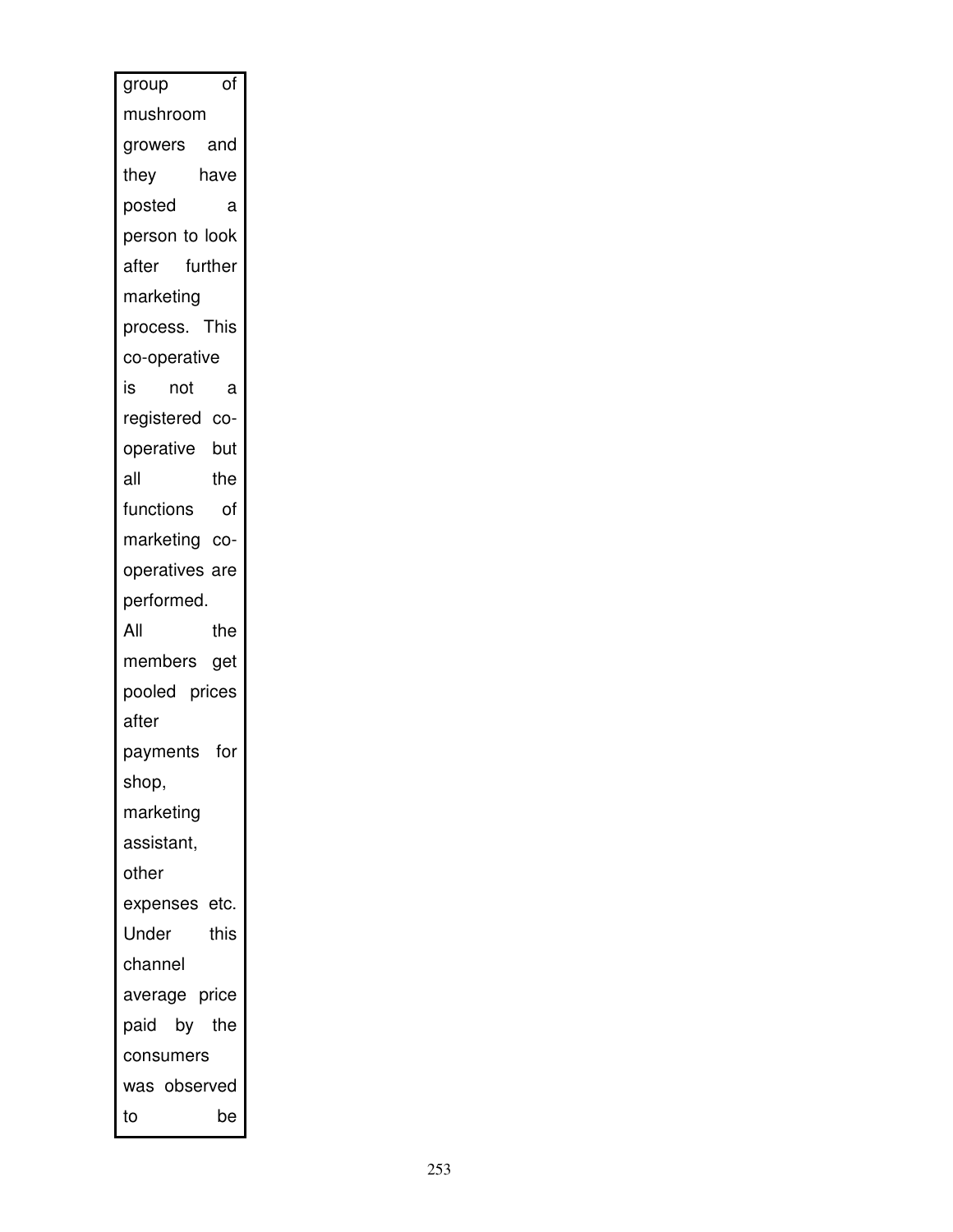| group of mushroom growers and they have posted a person to look after further marketing process. This co-operative is not a registered co-operative but all the functions of marketing co-operatives are performed. All the members get pooled prices after payments for shop, marketing assistant, other expenses etc. Under this channel average price paid by the consumers was observed to be |
|---|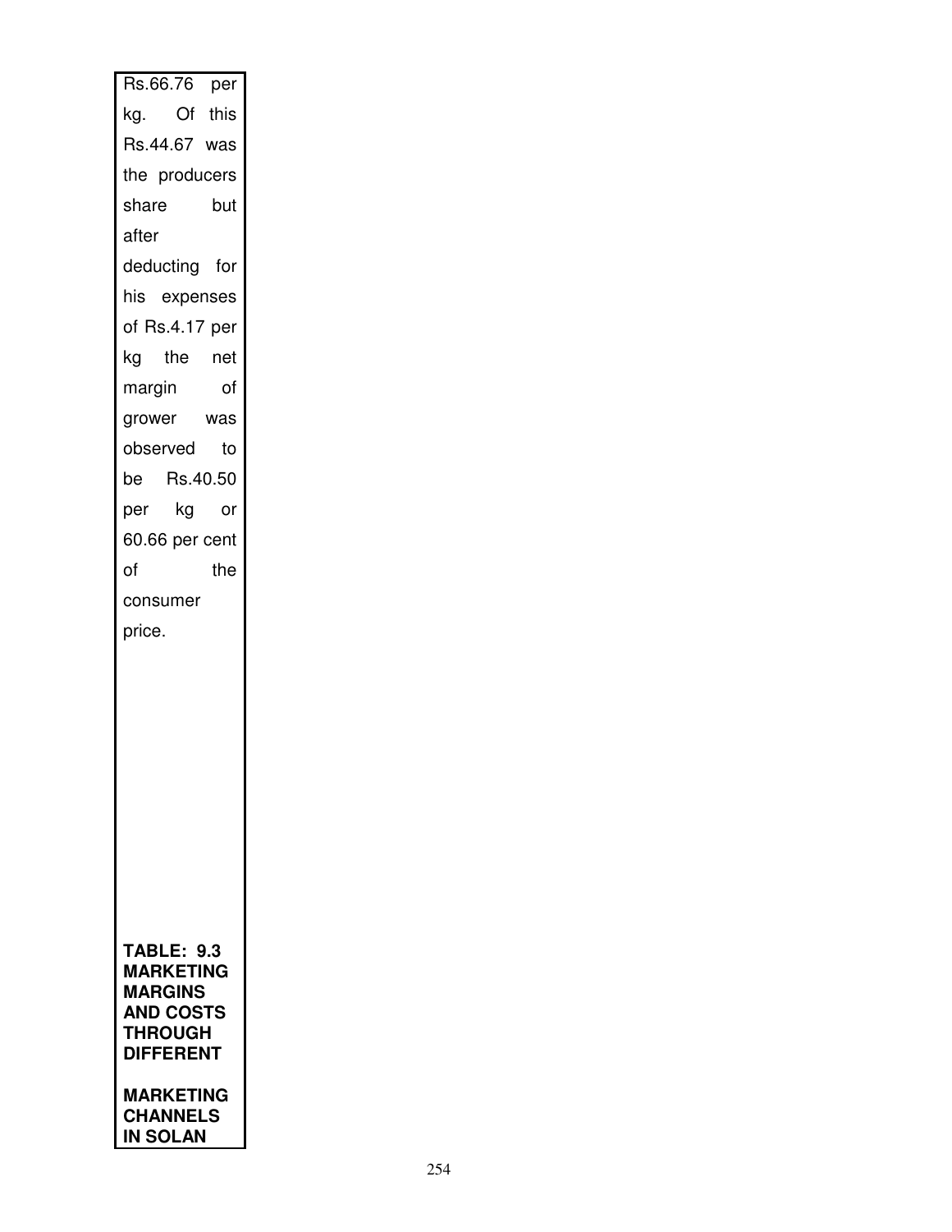Rs.66.76 per kg. Of this Rs.44.67 was the producers share but after deducting for his expenses of Rs.4.17 per kg the net margin of grower was observed to be Rs.40.50 per kg or 60.66 per cent of the consumer price.

**TABLE: 9.3 MARKETING MARGINS AND COSTS THROUGH DIFFERENT MARKETING CHANNELS IN SOLAN**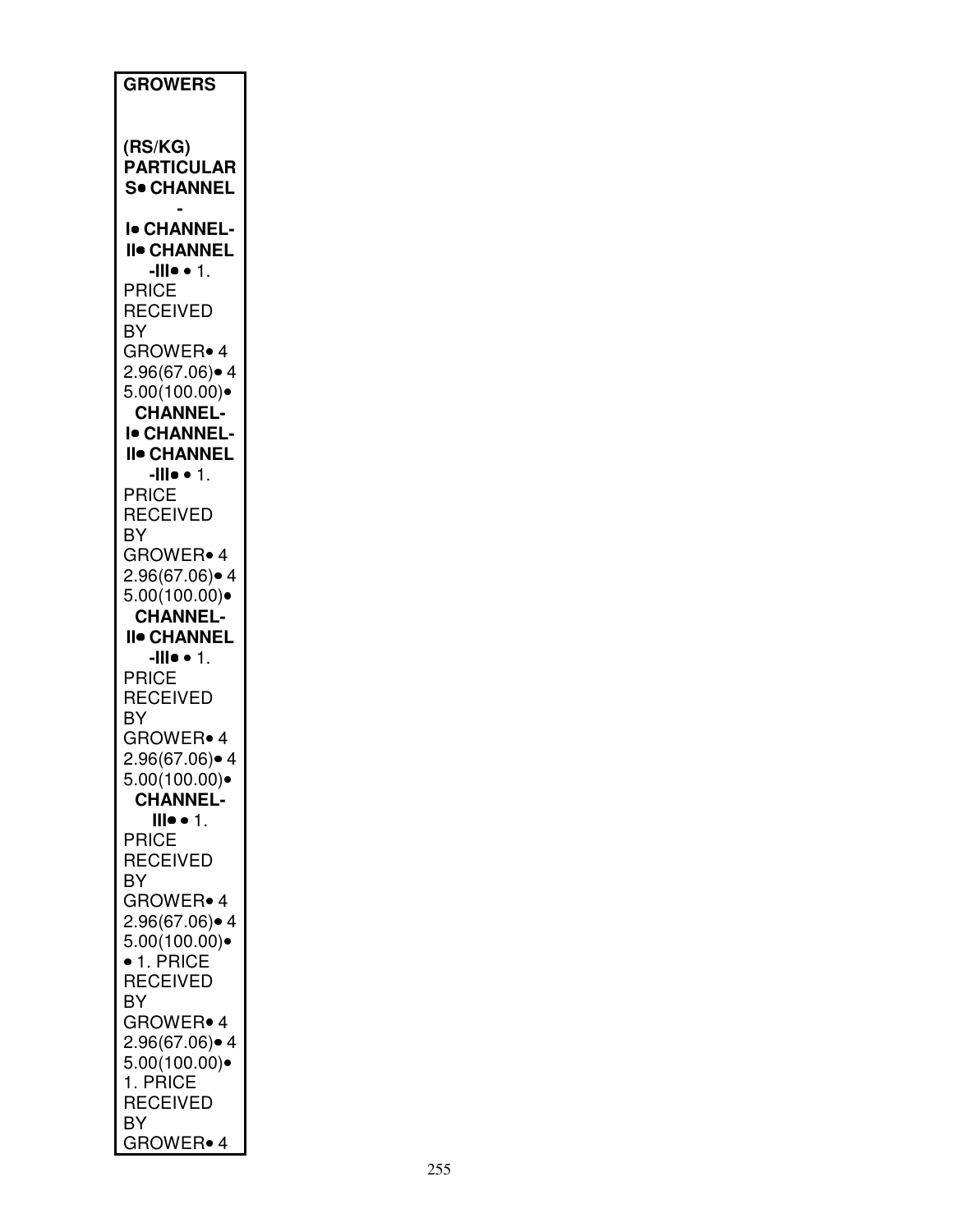**GROWERS**

**(RS/KG)**
**PARTICULARS• CHANNEL-I• CHANNEL-II• CHANNEL-III•** • 1. PRICE RECEIVED BY GROWER• 42.96(67.06)• 45.00(100.00)•
**CHANNEL-I• CHANNEL-II• CHANNEL-III•** • 1. PRICE RECEIVED BY GROWER• 42.96(67.06)• 45.00(100.00)•
**CHANNEL-II• CHANNEL-III•** • 1. PRICE RECEIVED BY GROWER• 42.96(67.06)• 45.00(100.00)•
**CHANNEL-III•** • 1. PRICE RECEIVED BY GROWER• 42.96(67.06)• 45.00(100.00)•
• 1. PRICE RECEIVED BY GROWER• 42.96(67.06)• 45.00(100.00)•
1. PRICE RECEIVED BY GROWER• 4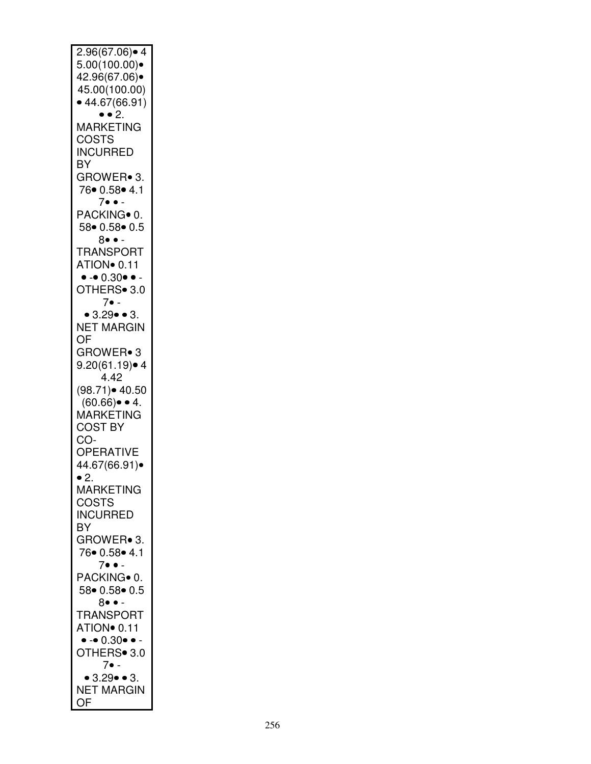2.96(67.06)• 4
5.00(100.00)•
42.96(67.06)•
45.00(100.00)
• 44.67(66.91)
• • 2.
MARKETING
COSTS
INCURRED
BY
GROWER• 3.
76• 0.58• 4.1
7• • -
PACKING• 0.
58• 0.58• 0.5
8• • -
TRANSPORT
ATION• 0.11
• -• 0.30• • -
OTHERS• 3.0
7• -
• 3.29• • 3.
NET MARGIN
OF
GROWER• 3
9.20(61.19)• 4
4.42
(98.71)• 40.50
(60.66)• • 4.
MARKETING
COST BY
CO-
OPERATIVE
44.67(66.91)•
• 2.
MARKETING
COSTS
INCURRED
BY
GROWER• 3.
76• 0.58• 4.1
7• • -
PACKING• 0.
58• 0.58• 0.5
8• • -
TRANSPORT
ATION• 0.11
• -• 0.30• • -
OTHERS• 3.0
7• -
• 3.29• • 3.
NET MARGIN
OF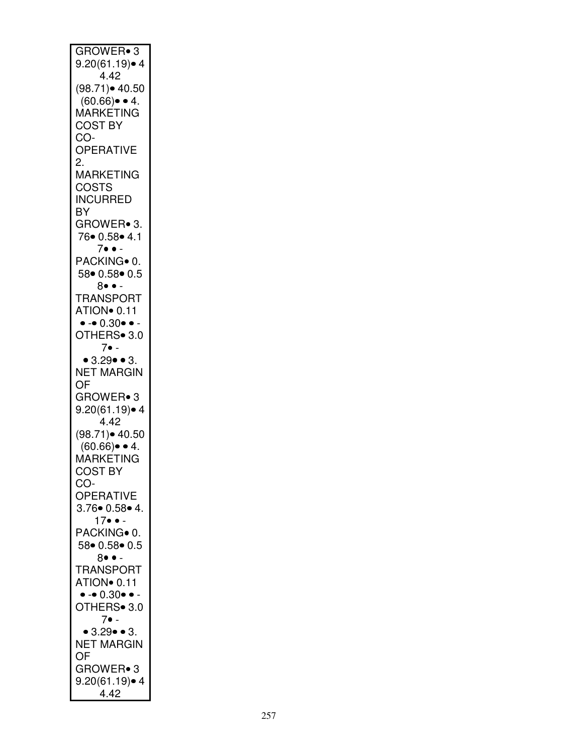GROWER• 3
9.20(61.19)• 4
4.42
(98.71)• 40.50
(60.66)• • 4.
MARKETING
COST BY
CO-
OPERATIVE
2.
MARKETING
COSTS
INCURRED
BY
GROWER• 3.
76• 0.58• 4.1
7• • -
PACKING• 0.
58• 0.58• 0.5
8• • -
TRANSPORT
ATION• 0.11
• -• 0.30• • -
OTHERS• 3.0
7• -
• 3.29• • 3.
NET MARGIN
OF
GROWER• 3
9.20(61.19)• 4
4.42
(98.71)• 40.50
(60.66)• • 4.
MARKETING
COST BY
CO-
OPERATIVE
3.76• 0.58• 4.
17• • -
PACKING• 0.
58• 0.58• 0.5
8• • -
TRANSPORT
ATION• 0.11
• -• 0.30• • -
OTHERS• 3.0
7• -
• 3.29• • 3.
NET MARGIN
OF
GROWER• 3
9.20(61.19)• 4
4.42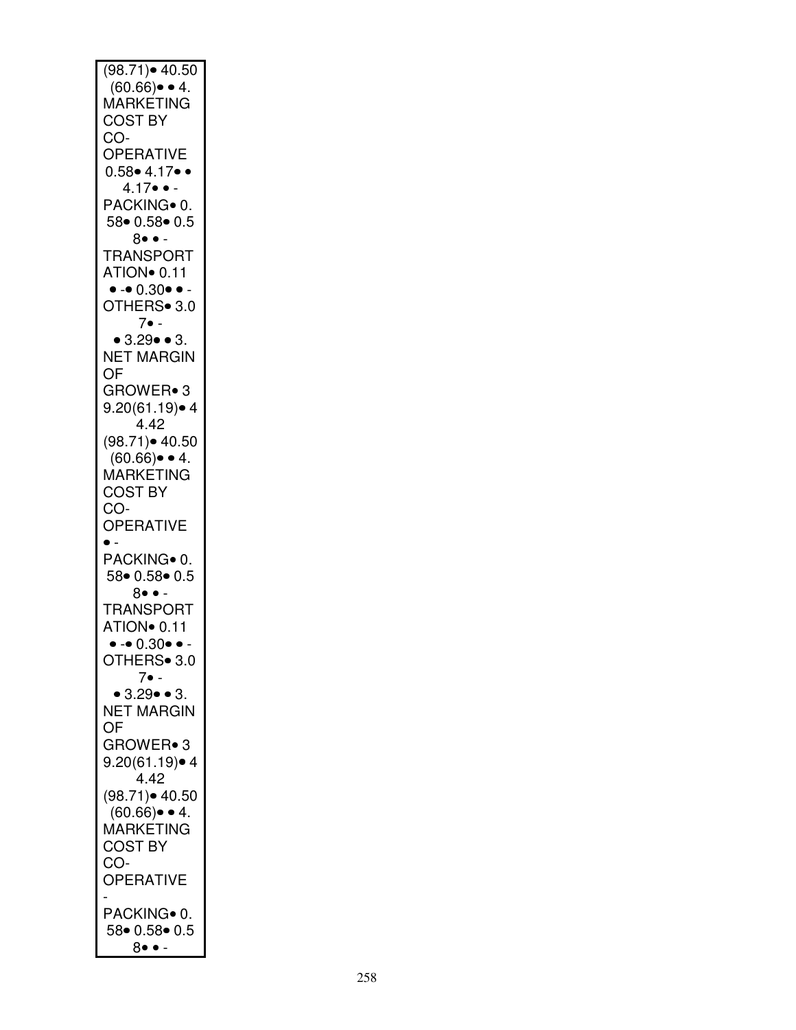(98.71)• 40.50
(60.66)• • 4.
MARKETING
COST BY
CO-
OPERATIVE
0.58• 4.17• •
4.17• • -
PACKING• 0.
58• 0.58• 0.5
8• • -
TRANSPORT
ATION• 0.11
• -• 0.30• • -
OTHERS• 3.0
7• -
• 3.29• • 3.
NET MARGIN
OF
GROWER• 3
9.20(61.19)• 4
4.42
(98.71)• 40.50
(60.66)• • 4.
MARKETING
COST BY
CO-
OPERATIVE
• -
PACKING• 0.
58• 0.58• 0.5
8• • -
TRANSPORT
ATION• 0.11
• -• 0.30• • -
OTHERS• 3.0
7• -
• 3.29• • 3.
NET MARGIN
OF
GROWER• 3
9.20(61.19)• 4
4.42
(98.71)• 40.50
(60.66)• • 4.
MARKETING
COST BY
CO-
OPERATIVE
-
PACKING• 0.
58• 0.58• 0.5
8• • -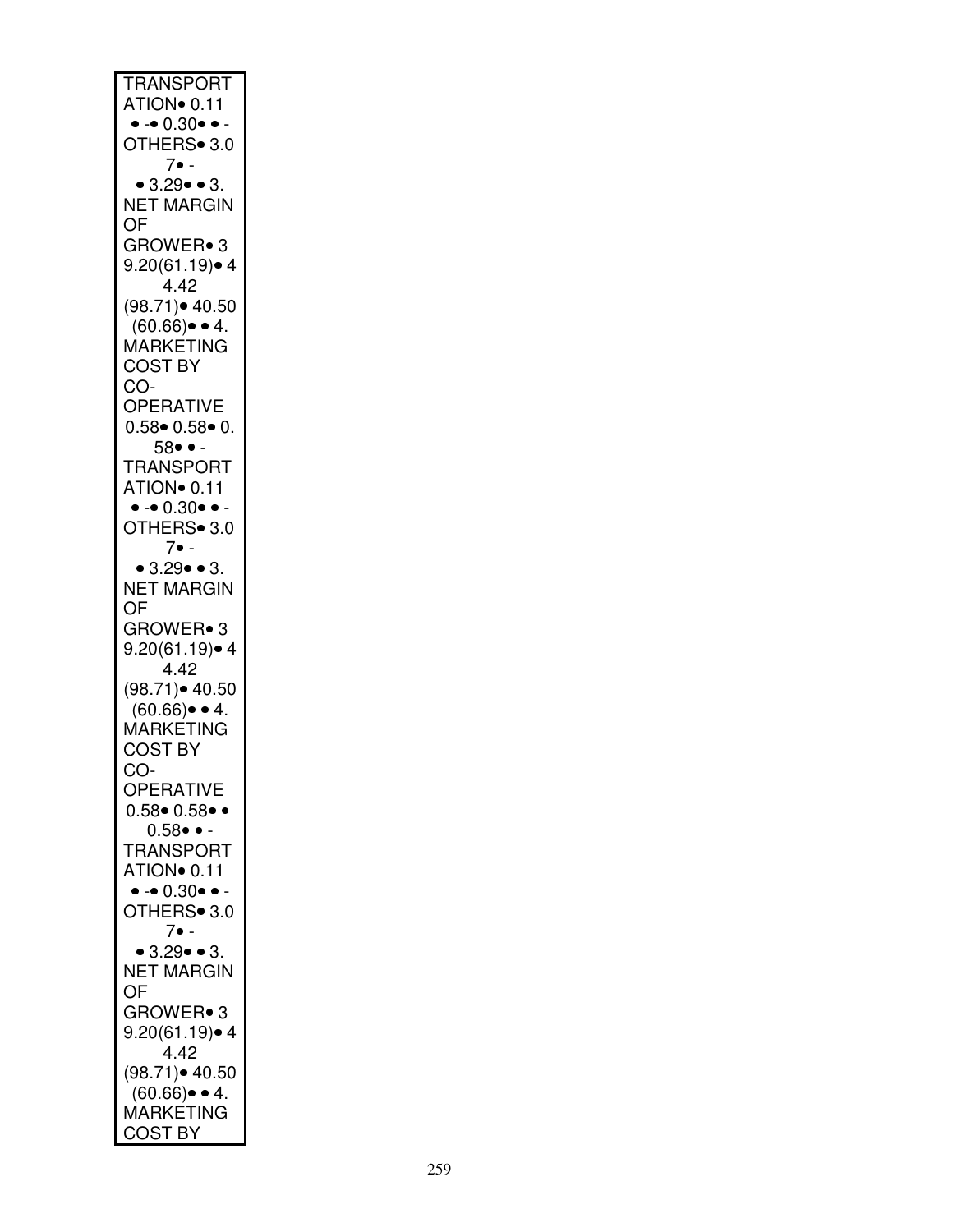TRANSPORT
ATION• 0.11
• -• 0.30• • -
OTHERS• 3.0
7• -
• 3.29• • 3.
NET MARGIN
OF
GROWER• 3
9.20(61.19)• 4
4.42
(98.71)• 40.50
(60.66)• • 4.
MARKETING
COST BY
CO-
OPERATIVE
0.58• 0.58• 0.
58• • -
TRANSPORT
ATION• 0.11
• -• 0.30• • -
OTHERS• 3.0
7• -
• 3.29• • 3.
NET MARGIN
OF
GROWER• 3
9.20(61.19)• 4
4.42
(98.71)• 40.50
(60.66)• • 4.
MARKETING
COST BY
CO-
OPERATIVE
0.58• 0.58• •
0.58• • -
TRANSPORT
ATION• 0.11
• -• 0.30• • -
OTHERS• 3.0
7• -
• 3.29• • 3.
NET MARGIN
OF
GROWER• 3
9.20(61.19)• 4
4.42
(98.71)• 40.50
(60.66)• • 4.
MARKETING
COST BY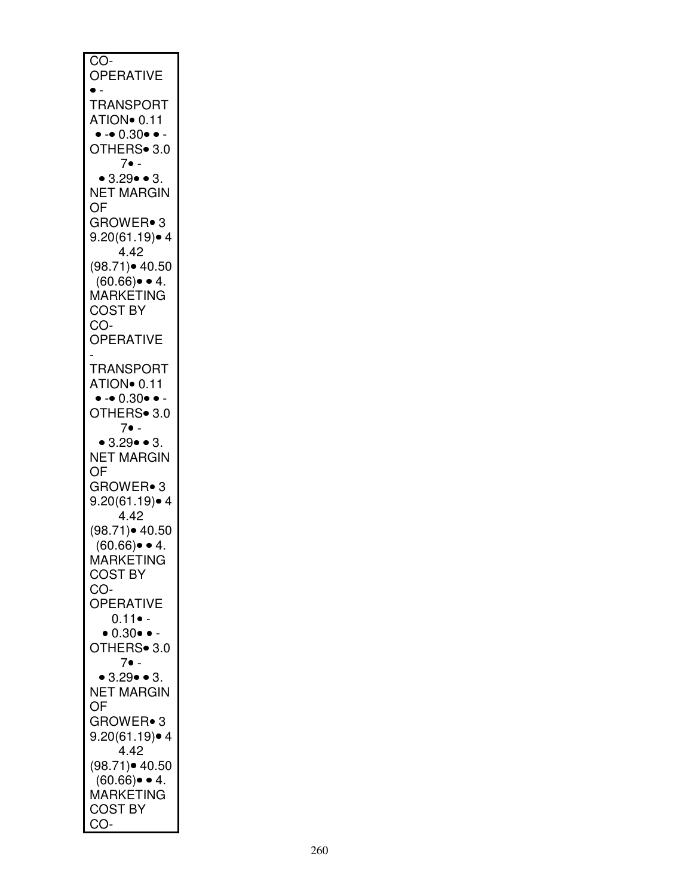| CO-<br>OPERATIVE<br>• -<br>TRANSPORT ATION• 0.11<br>• -• 0.30• • -<br>OTHERS• 3.07• -<br>• 3.29• • 3.<br>NET MARGIN OF GROWER• 39.20(61.19)• 44.42<br>(98.71)• 40.50<br>(60.66)• • 4.<br>MARKETING COST BY CO-<br>OPERATIVE<br>-<br>TRANSPORT ATION• 0.11<br>• -• 0.30• • -<br>OTHERS• 3.07• -<br>• 3.29• • 3.<br>NET MARGIN OF GROWER• 39.20(61.19)• 44.42<br>(98.71)• 40.50<br>(60.66)• • 4.<br>MARKETING COST BY CO-<br>OPERATIVE<br>0.11• -<br>• 0.30• • -<br>OTHERS• 3.07• -<br>• 3.29• • 3.<br>NET MARGIN OF GROWER• 39.20(61.19)• 44.42<br>(98.71)• 40.50<br>(60.66)• • 4.<br>MARKETING COST BY CO- |
|---|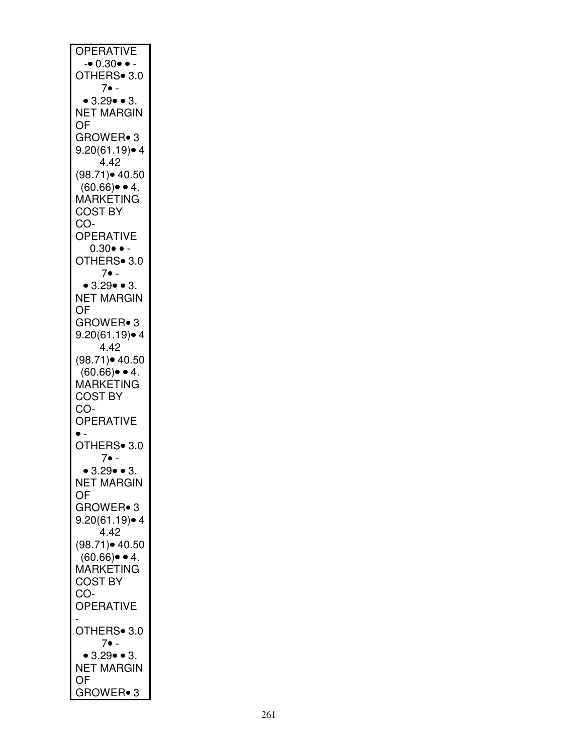| OPERATIVE -• 0.30• • - OTHERS• 3.0 7• - • 3.29• • 3. NET MARGIN OF GROWER• 3 9.20(61.19)• 4 4.42 (98.71)• 40.50 (60.66)• • 4. MARKETING COST BY CO-OPERATIVE 0.30• • - OTHERS• 3.0 7• - • 3.29• • 3. NET MARGIN OF GROWER• 3 9.20(61.19)• 4 4.42 (98.71)• 40.50 (60.66)• • 4. MARKETING COST BY CO-OPERATIVE • - OTHERS• 3.0 7• - • 3.29• • 3. NET MARGIN OF GROWER• 3 9.20(61.19)• 4 4.42 (98.71)• 40.50 (60.66)• • 4. MARKETING COST BY CO-OPERATIVE - OTHERS• 3.0 7• - • 3.29• • 3. NET MARGIN OF GROWER• 3 |
|---|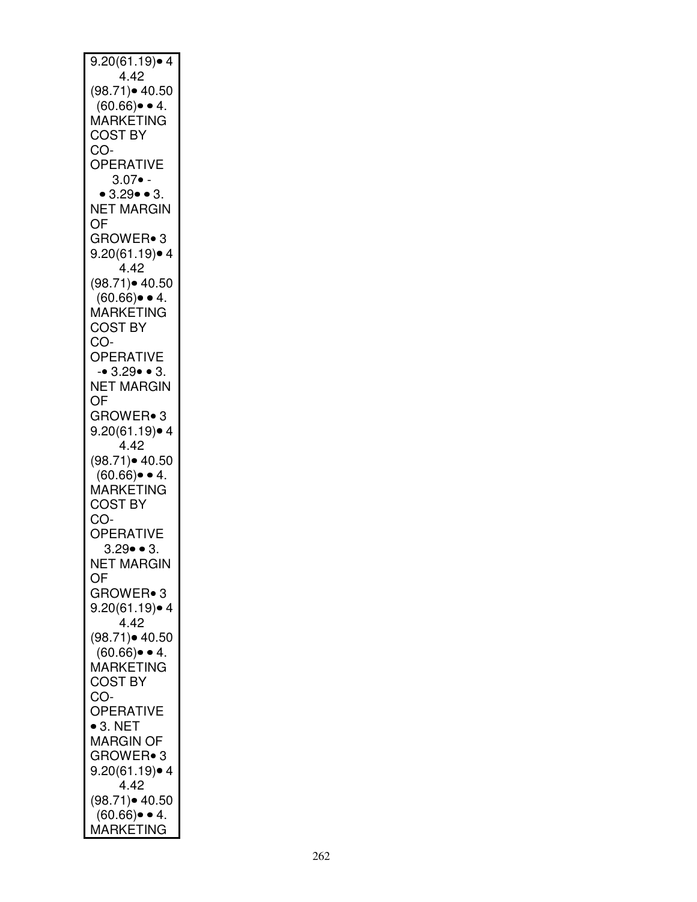| 9.20(61.19)• 4 4.42 (98.71)• 40.50 (60.66)• • 4. MARKETING COST BY CO-OPERATIVE 3.07• - • 3.29• • 3. NET MARGIN OF GROWER• 3 9.20(61.19)• 4 4.42 (98.71)• 40.50 (60.66)• • 4. MARKETING COST BY CO-OPERATIVE -• 3.29• • 3. NET MARGIN OF GROWER• 3 9.20(61.19)• 4 4.42 (98.71)• 40.50 (60.66)• • 4. MARKETING COST BY CO-OPERATIVE 3.29• • 3. NET MARGIN OF GROWER• 3 9.20(61.19)• 4 4.42 (98.71)• 40.50 (60.66)• • 4. MARKETING COST BY CO-OPERATIVE • 3. NET MARGIN OF GROWER• 3 9.20(61.19)• 4 4.42 (98.71)• 40.50 (60.66)• • 4. MARKETING |
|---|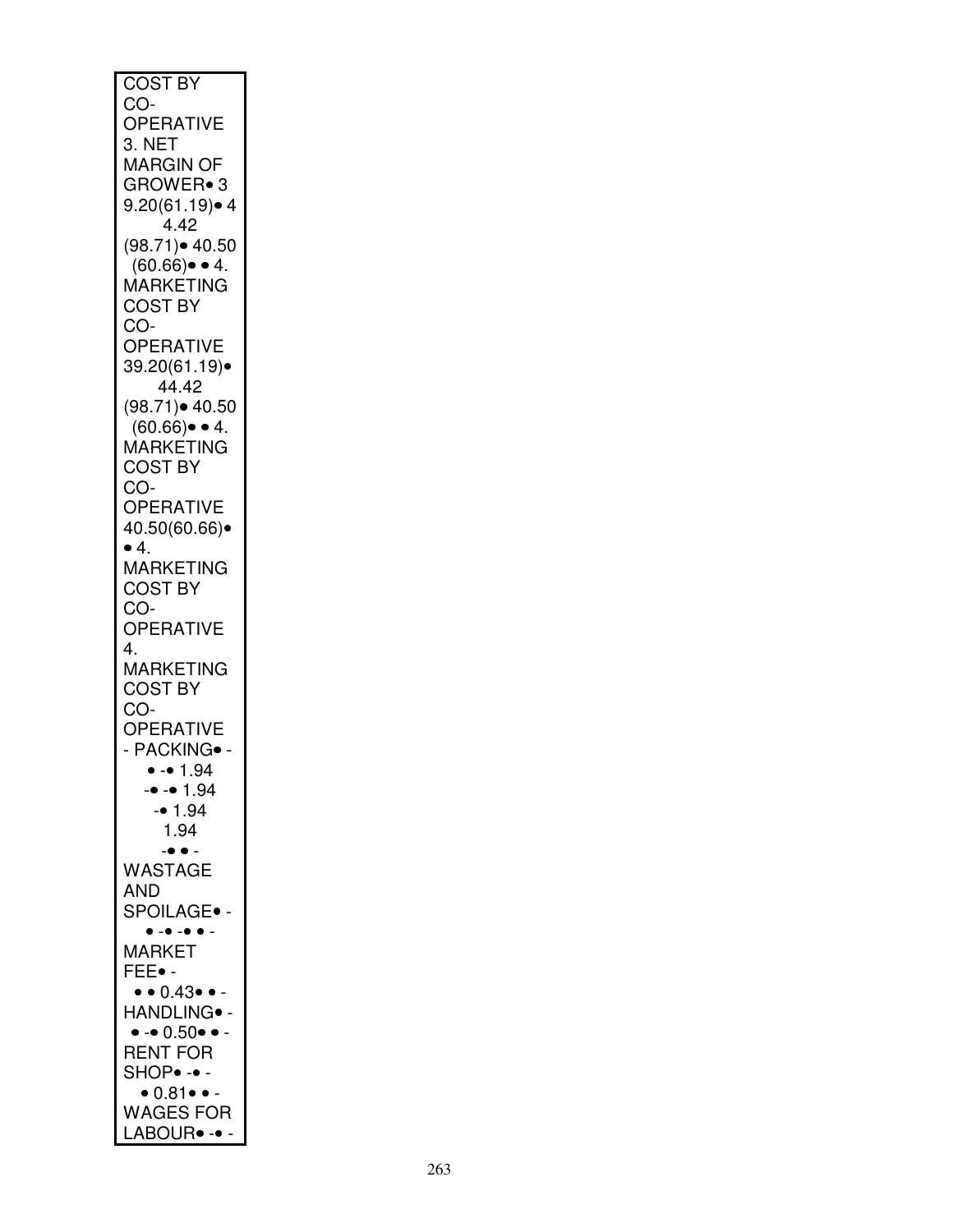| COST BY CO-OPERATIVE 3. NET MARGIN OF GROWER• 39.20(61.19)• 44.42 (98.71)• 40.50 (60.66)• • 4. MARKETING COST BY CO-OPERATIVE 39.20(61.19)• 44.42 (98.71)• 40.50 (60.66)• • 4. MARKETING COST BY CO-OPERATIVE 40.50(60.66)• • 4. MARKETING COST BY CO-OPERATIVE 4. MARKETING COST BY CO-OPERATIVE - PACKING• - • -• 1.94 -• -• 1.94 -• 1.94 1.94 -• • - WASTAGE AND SPOILAGE• - • -• -• • - MARKET FEE• - • • 0.43• • - HANDLING• - • -• 0.50• • - RENT FOR SHOP• -• - • 0.81• • - WAGES FOR LABOUR• -• - |
|---|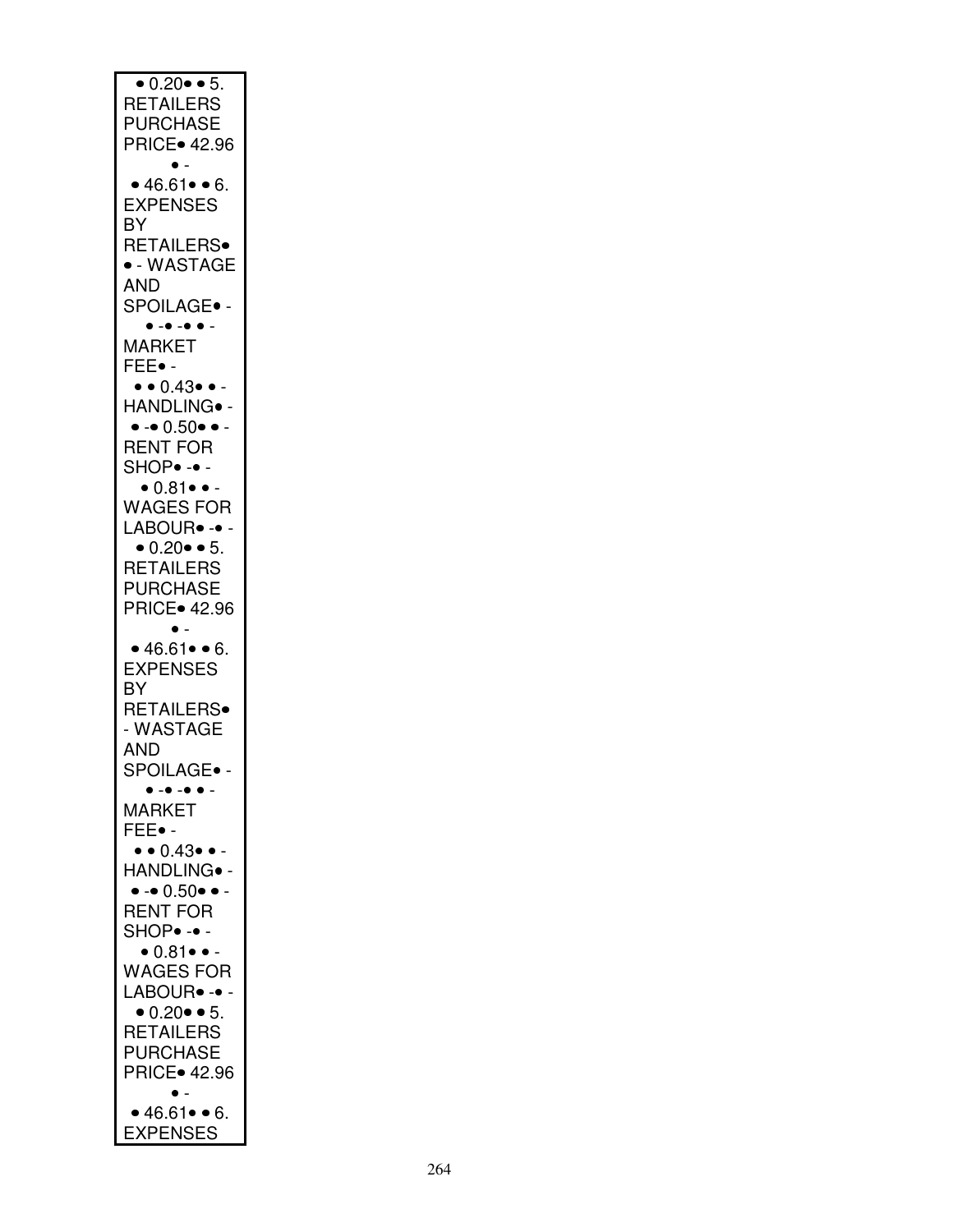• 0.20• • 5.
RETAILERS
PURCHASE
PRICE• 42.96
• -
• 46.61• • 6.
EXPENSES
BY
RETAILERS•
• - WASTAGE
AND
SPOILAGE• -
• -• -• • -
MARKET
FEE• -
• • 0.43• • -
HANDLING• -
• -• 0.50• • -
RENT FOR
SHOP• -• -
• 0.81• • -
WAGES FOR
LABOUR• -• -
• 0.20• • 5.
RETAILERS
PURCHASE
PRICE• 42.96
• -
• 46.61• • 6.
EXPENSES
BY
RETAILERS•
- WASTAGE
AND
SPOILAGE• -
• -• -• • -
MARKET
FEE• -
• • 0.43• • -
HANDLING• -
• -• 0.50• • -
RENT FOR
SHOP• -• -
• 0.81• • -
WAGES FOR
LABOUR• -• -
• 0.20• • 5.
RETAILERS
PURCHASE
PRICE• 42.96
• -
• 46.61• • 6.
EXPENSES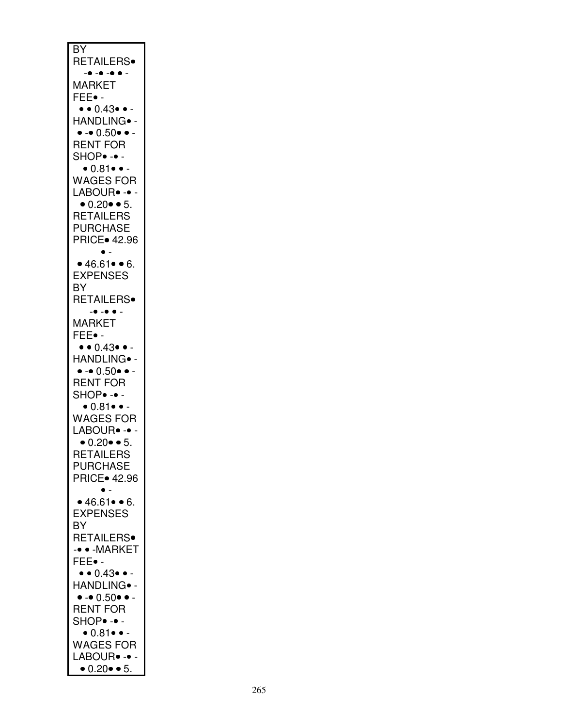BY
RETAILERS•
-• -• -• • -
MARKET
FEE• -
• • 0.43• • -
HANDLING• -
• -• 0.50• • -
RENT FOR
SHOP• -• -
• 0.81• • -
WAGES FOR
LABOUR• -• -
• 0.20• • 5.
RETAILERS
PURCHASE
PRICE• 42.96
• -
• 46.61• • 6.
EXPENSES
BY
RETAILERS•
-• -• • -
MARKET
FEE• -
• • 0.43• • -
HANDLING• -
• -• 0.50• • -
RENT FOR
SHOP• -• -
• 0.81• • -
WAGES FOR
LABOUR• -• -
• 0.20• • 5.
RETAILERS
PURCHASE
PRICE• 42.96
• -
• 46.61• • 6.
EXPENSES
BY
RETAILERS•
-• • -MARKET
FEE• -
• • 0.43• • -
HANDLING• -
• -• 0.50• • -
RENT FOR
SHOP• -• -
• 0.81• • -
WAGES FOR
LABOUR• -• -
• 0.20• • 5.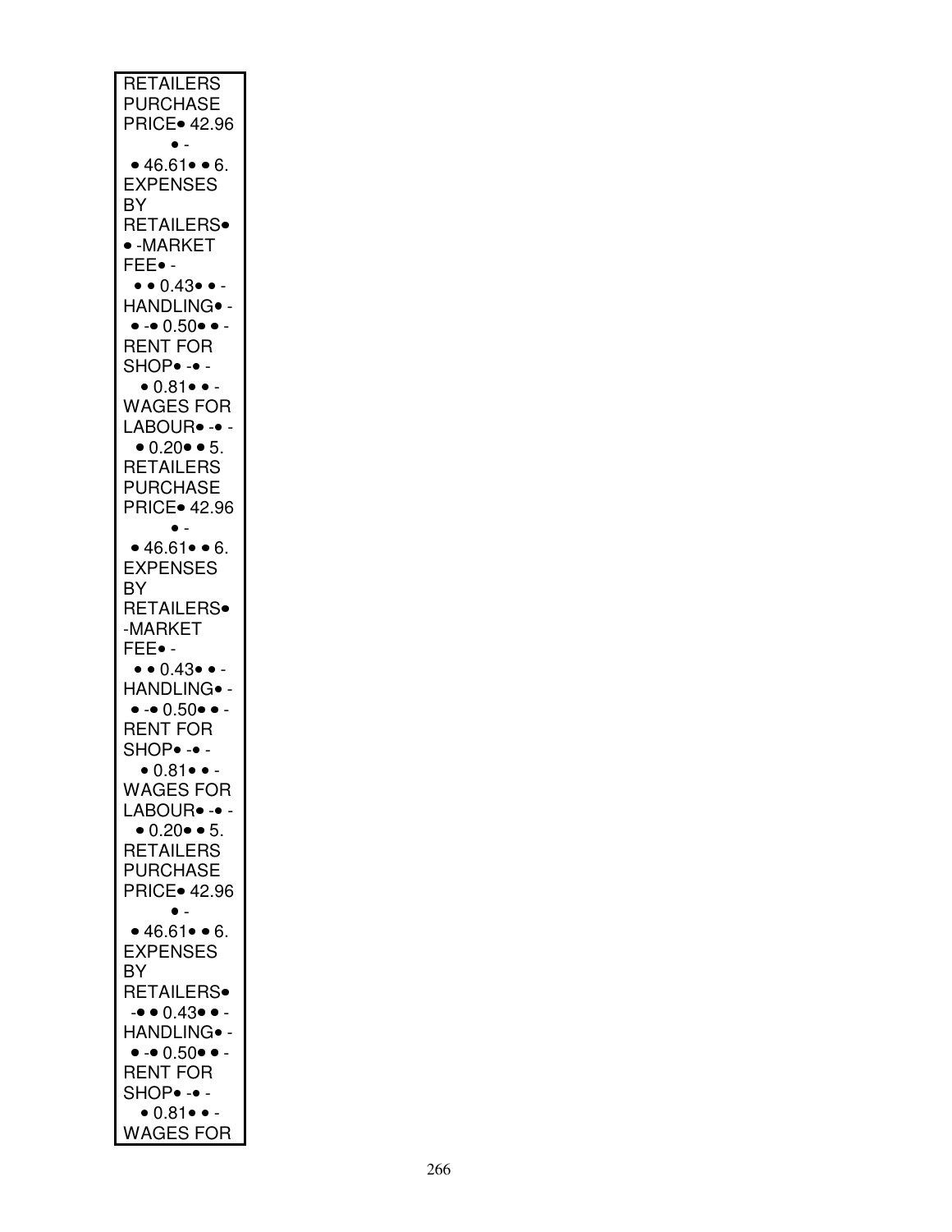| RETAILERS PURCHASE PRICE• 42.96 • - • 46.61• • 6. EXPENSES BY RETAILERS• • -MARKET FEE• - • • 0.43• • - HANDLING• - • -• 0.50• • - RENT FOR SHOP• -• - • 0.81• • - WAGES FOR LABOUR• -• - • 0.20• • 5. RETAILERS PURCHASE PRICE• 42.96 • - • 46.61• • 6. EXPENSES BY RETAILERS• -MARKET FEE• - • • 0.43• • - HANDLING• - • -• 0.50• • - RENT FOR SHOP• -• - • 0.81• • - WAGES FOR LABOUR• -• - • 0.20• • 5. RETAILERS PURCHASE PRICE• 42.96 • - • 46.61• • 6. EXPENSES BY RETAILERS• -• • 0.43• • - HANDLING• - • -• 0.50• • - RENT FOR SHOP• -• - • 0.81• • - WAGES FOR |
|---|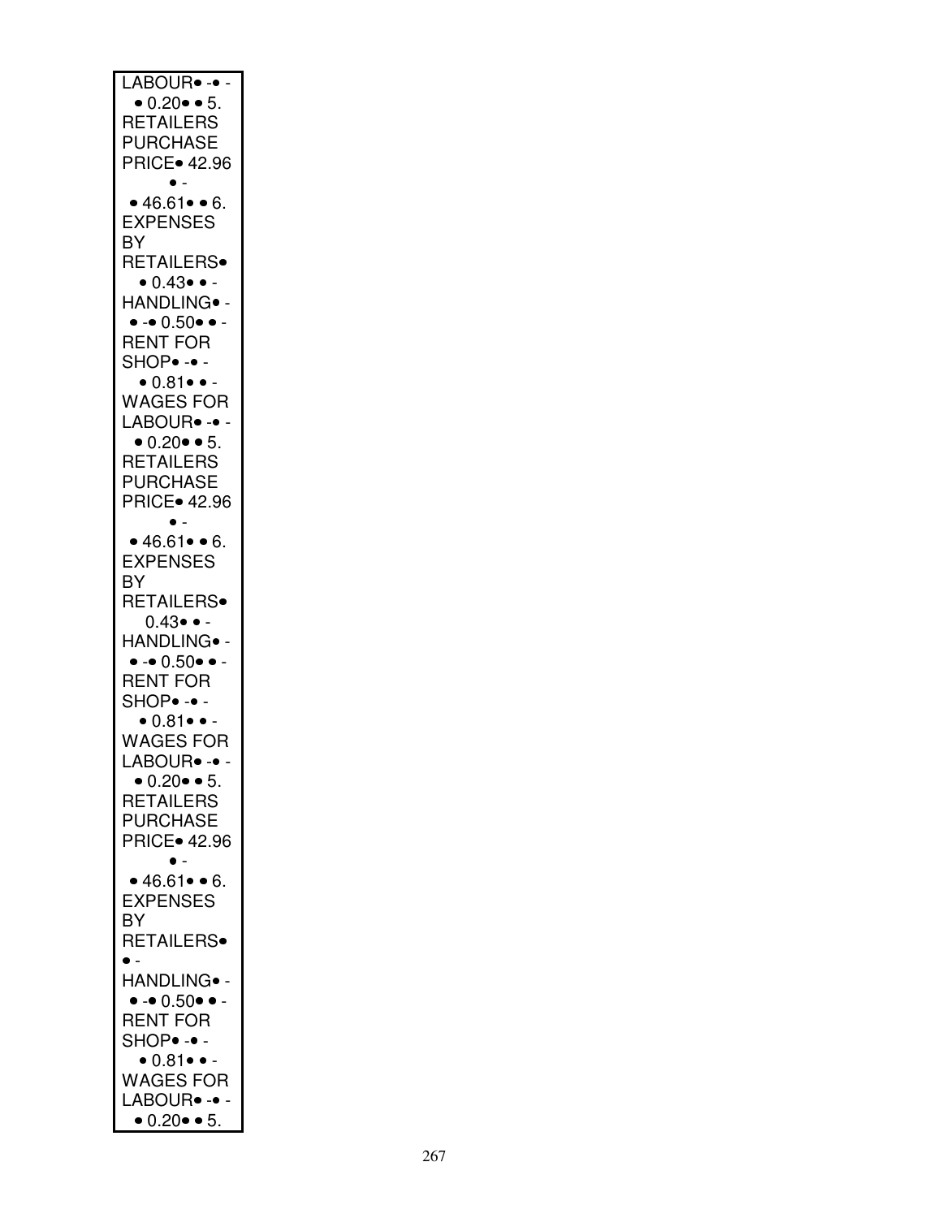LABOUR• -• -
• 0.20• • 5.
RETAILERS
PURCHASE
PRICE• 42.96
• -
• 46.61• • 6.
EXPENSES
BY
RETAILERS•
• 0.43• • -
HANDLING• -
• -• 0.50• • -
RENT FOR
SHOP• -• -
• 0.81• • -
WAGES FOR
LABOUR• -• -
• 0.20• • 5.
RETAILERS
PURCHASE
PRICE• 42.96
• -
• 46.61• • 6.
EXPENSES
BY
RETAILERS•
0.43• • -
HANDLING• -
• -• 0.50• • -
RENT FOR
SHOP• -• -
• 0.81• • -
WAGES FOR
LABOUR• -• -
• 0.20• • 5.
RETAILERS
PURCHASE
PRICE• 42.96
• -
• 46.61• • 6.
EXPENSES
BY
RETAILERS•
• -
HANDLING• -
• -• 0.50• • -
RENT FOR
SHOP• -• -
• 0.81• • -
WAGES FOR
LABOUR• -• -
• 0.20• • 5.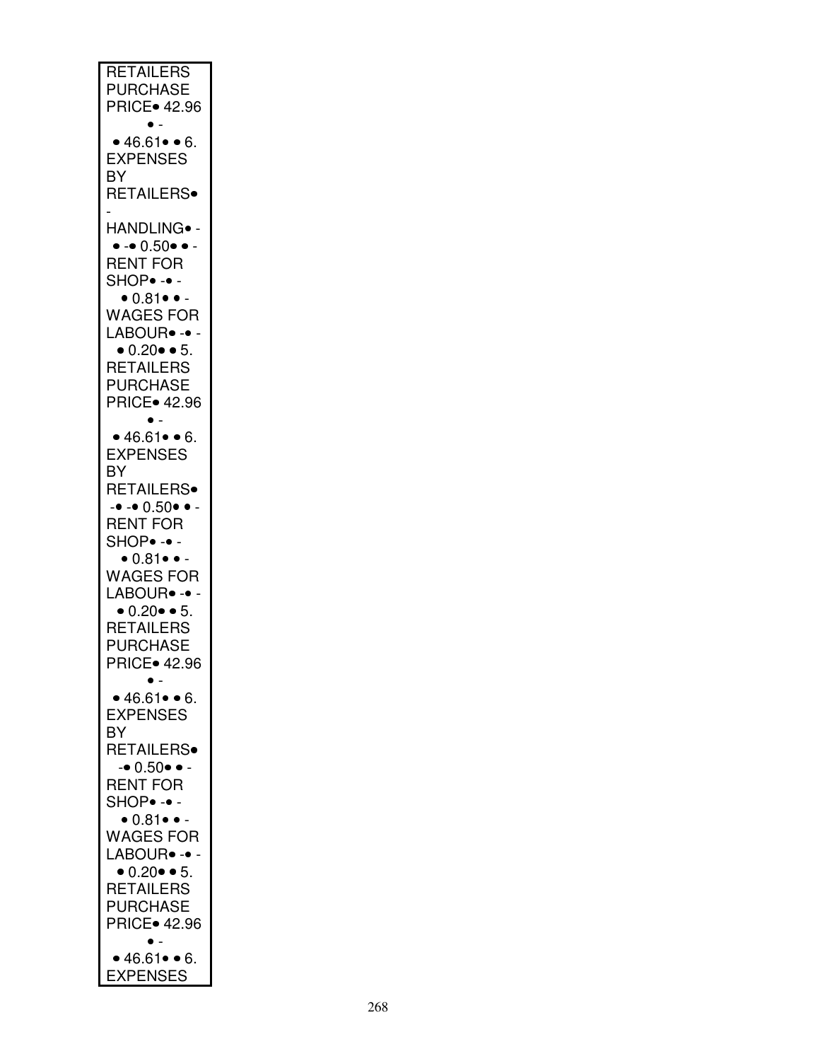RETAILERS
PURCHASE
PRICE• 42.96
• -
• 46.61• • 6.
EXPENSES
BY
RETAILERS•
-
HANDLING• -
• -• 0.50• • -
RENT FOR
SHOP• -• -
• 0.81• • -
WAGES FOR
LABOUR• -• -
• 0.20• • 5.
RETAILERS
PURCHASE
PRICE• 42.96
• -
• 46.61• • 6.
EXPENSES
BY
RETAILERS•
-• -• 0.50• • -
RENT FOR
SHOP• -• -
• 0.81• • -
WAGES FOR
LABOUR• -• -
• 0.20• • 5.
RETAILERS
PURCHASE
PRICE• 42.96
• -
• 46.61• • 6.
EXPENSES
BY
RETAILERS•
-• 0.50• • -
RENT FOR
SHOP• -• -
• 0.81• • -
WAGES FOR
LABOUR• -• -
• 0.20• • 5.
RETAILERS
PURCHASE
PRICE• 42.96
• -
• 46.61• • 6.
EXPENSES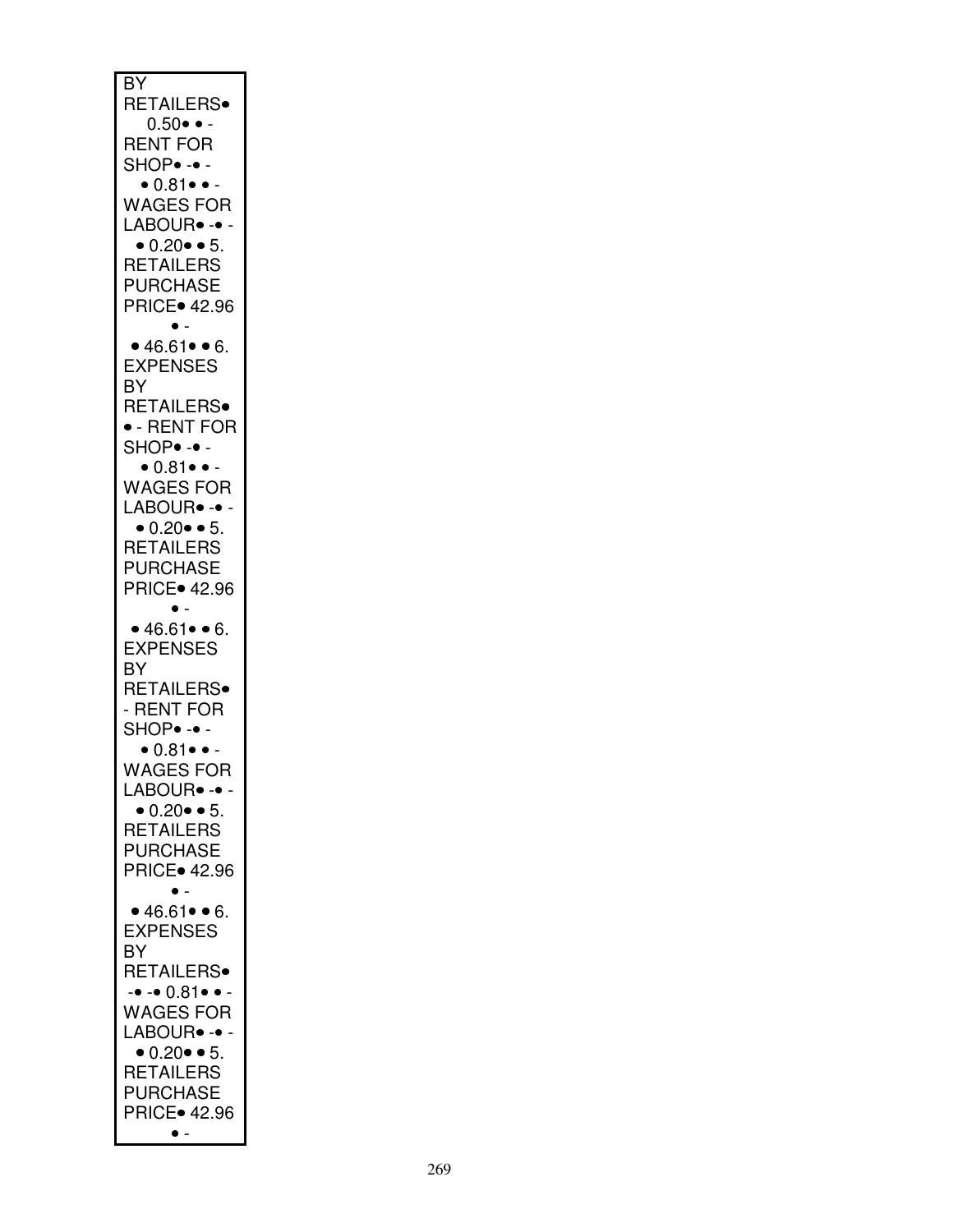BY
RETAILERS•
0.50• • -
RENT FOR
SHOP• -• -
• 0.81• • -
WAGES FOR
LABOUR• -• -
• 0.20• • 5.
RETAILERS
PURCHASE
PRICE• 42.96
• -
• 46.61• • 6.
EXPENSES
BY
RETAILERS•
• - RENT FOR
SHOP• -• -
• 0.81• • -
WAGES FOR
LABOUR• -• -
• 0.20• • 5.
RETAILERS
PURCHASE
PRICE• 42.96
• -
• 46.61• • 6.
EXPENSES
BY
RETAILERS•
- RENT FOR
SHOP• -• -
• 0.81• • -
WAGES FOR
LABOUR• -• -
• 0.20• • 5.
RETAILERS
PURCHASE
PRICE• 42.96
• -
• 46.61• • 6.
EXPENSES
BY
RETAILERS•
-• -• 0.81• • -
WAGES FOR
LABOUR• -• -
• 0.20• • 5.
RETAILERS
PURCHASE
PRICE• 42.96
• -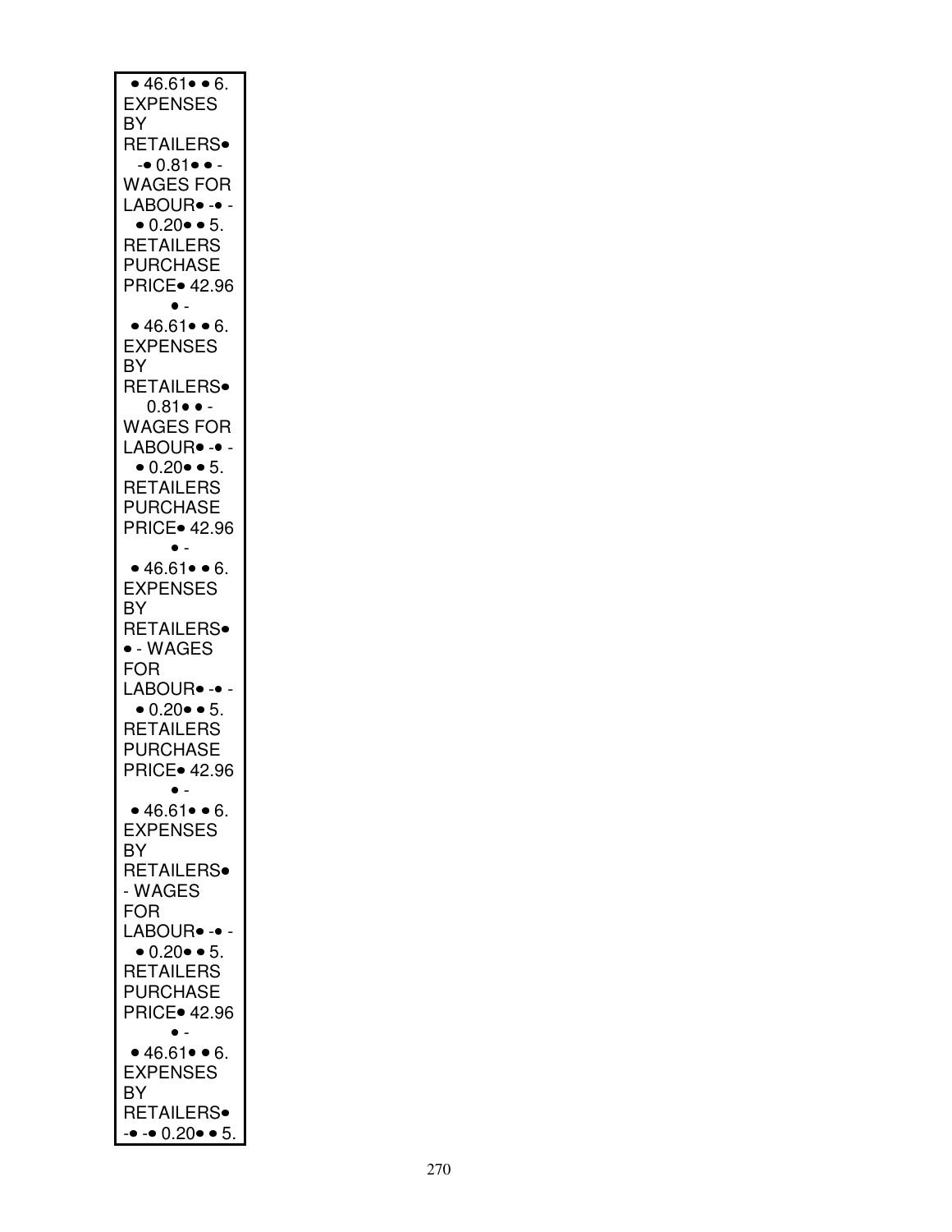• 46.61• • 6. EXPENSES BY RETAILERS• -• 0.81• • - WAGES FOR LABOUR• -• - • 0.20• • 5. RETAILERS PURCHASE PRICE• 42.96 • - • 46.61• • 6. EXPENSES BY RETAILERS• 0.81• • - WAGES FOR LABOUR• -• - • 0.20• • 5. RETAILERS PURCHASE PRICE• 42.96 • - • 46.61• • 6. EXPENSES BY RETAILERS• • - WAGES FOR LABOUR• -• - • 0.20• • 5. RETAILERS PURCHASE PRICE• 42.96 • - • 46.61• • 6. EXPENSES BY RETAILERS• - WAGES FOR LABOUR• -• - • 0.20• • 5. RETAILERS PURCHASE PRICE• 42.96 • - • 46.61• • 6. EXPENSES BY RETAILERS• -• -• 0.20• • 5.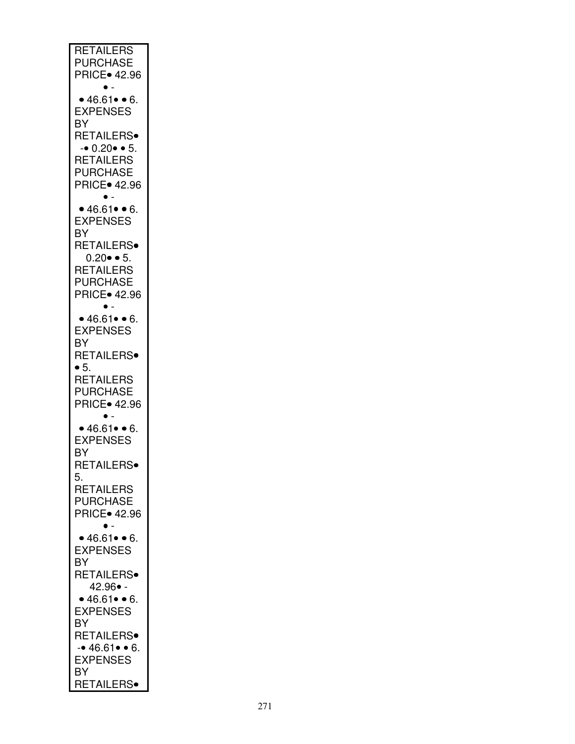RETAILERS PURCHASE PRICE• 42.96 • - • 46.61• • 6. EXPENSES BY RETAILERS• -• 0.20• • 5. RETAILERS PURCHASE PRICE• 42.96 • - • 46.61• • 6. EXPENSES BY RETAILERS• 0.20• • 5. RETAILERS PURCHASE PRICE• 42.96 • - • 46.61• • 6. EXPENSES BY RETAILERS• • 5. RETAILERS PURCHASE PRICE• 42.96 • - • 46.61• • 6. EXPENSES BY RETAILERS• 5. RETAILERS PURCHASE PRICE• 42.96 • - • 46.61• • 6. EXPENSES BY RETAILERS• 42.96• - • 46.61• • 6. EXPENSES BY RETAILERS• -• 46.61• • 6. EXPENSES BY RETAILERS•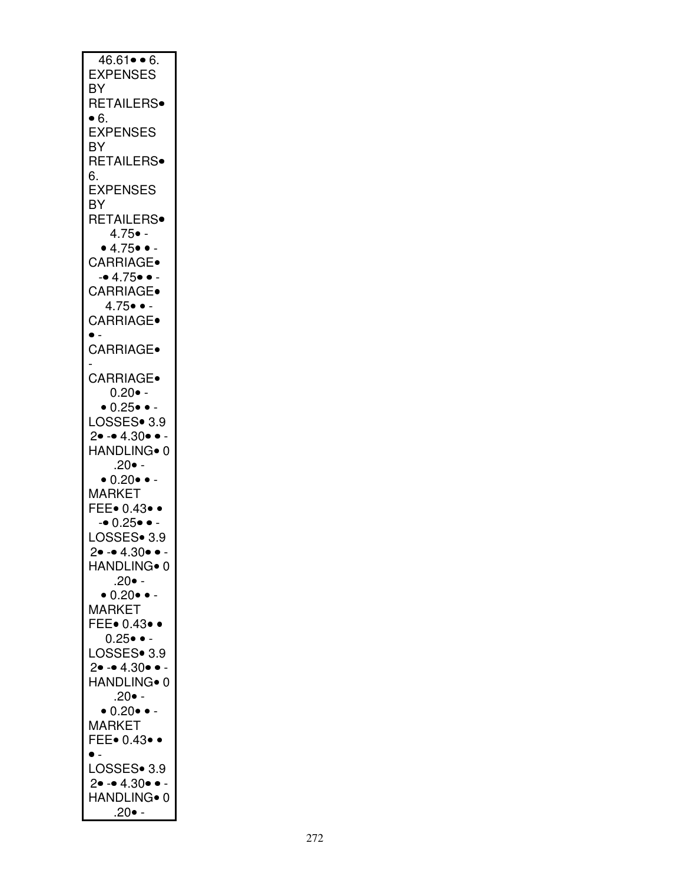46.61• • 6.
EXPENSES
BY
RETAILERS•
• 6.
EXPENSES
BY
RETAILERS•
6.
EXPENSES
BY
RETAILERS•
4.75• -
• 4.75• • -
CARRIAGE•
-• 4.75• • -
CARRIAGE•
4.75• • -
CARRIAGE•
• -
CARRIAGE•
-
CARRIAGE•
0.20• -
• 0.25• • -
LOSSES• 3.9
2• -• 4.30• • -
HANDLING• 0
.20• -
• 0.20• • -
MARKET
FEE• 0.43• •
-• 0.25• • -
LOSSES• 3.9
2• -• 4.30• • -
HANDLING• 0
.20• -
• 0.20• • -
MARKET
FEE• 0.43• •
0.25• • -
LOSSES• 3.9
2• -• 4.30• • -
HANDLING• 0
.20• -
• 0.20• • -
MARKET
FEE• 0.43• •
• -
LOSSES• 3.9
2• -• 4.30• • -
HANDLING• 0
.20• -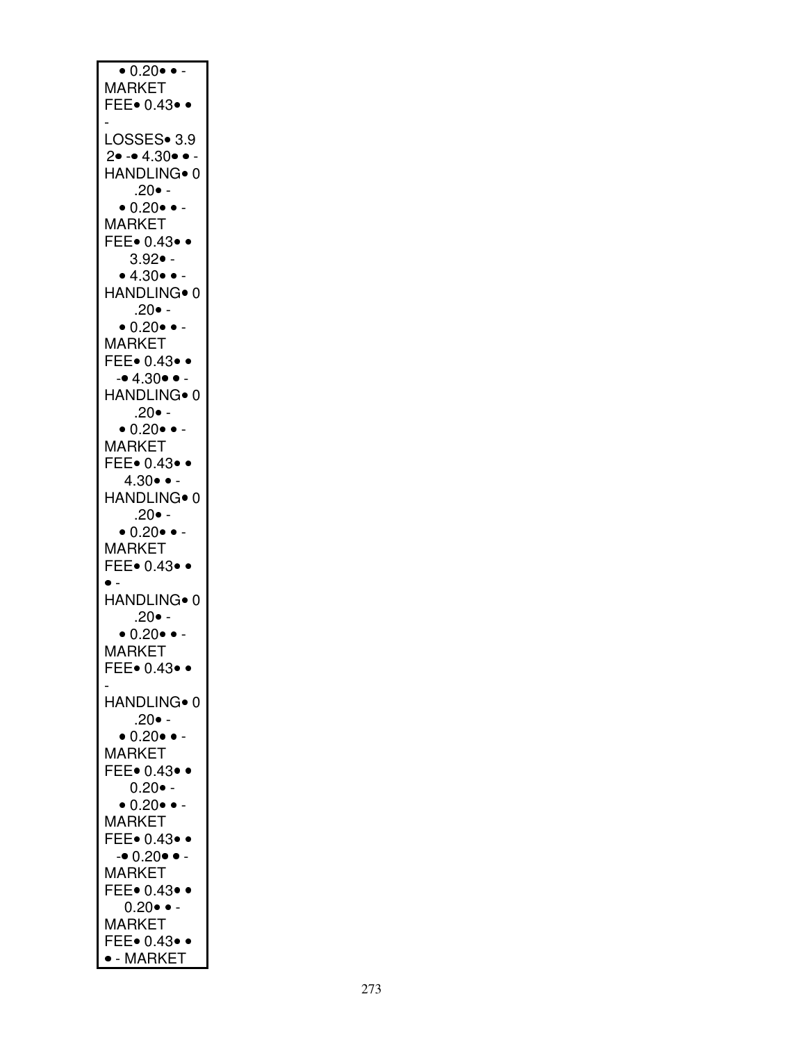• 0.20• • -
MARKET
FEE• 0.43• •
-
LOSSES• 3.9
2• -• 4.30• • -
HANDLING• 0
.20• -
• 0.20• • -
MARKET
FEE• 0.43• •
3.92• -
• 4.30• • -
HANDLING• 0
.20• -
• 0.20• • -
MARKET
FEE• 0.43• •
-• 4.30• • -
HANDLING• 0
.20• -
• 0.20• • -
MARKET
FEE• 0.43• •
4.30• • -
HANDLING• 0
.20• -
• 0.20• • -
MARKET
FEE• 0.43• •
• -
HANDLING• 0
.20• -
• 0.20• • -
MARKET
FEE• 0.43• •
-
HANDLING• 0
.20• -
• 0.20• • -
MARKET
FEE• 0.43• •
0.20• -
• 0.20• • -
MARKET
FEE• 0.43• •
-• 0.20• • -
MARKET
FEE• 0.43• •
0.20• • -
MARKET
FEE• 0.43• •
• - MARKET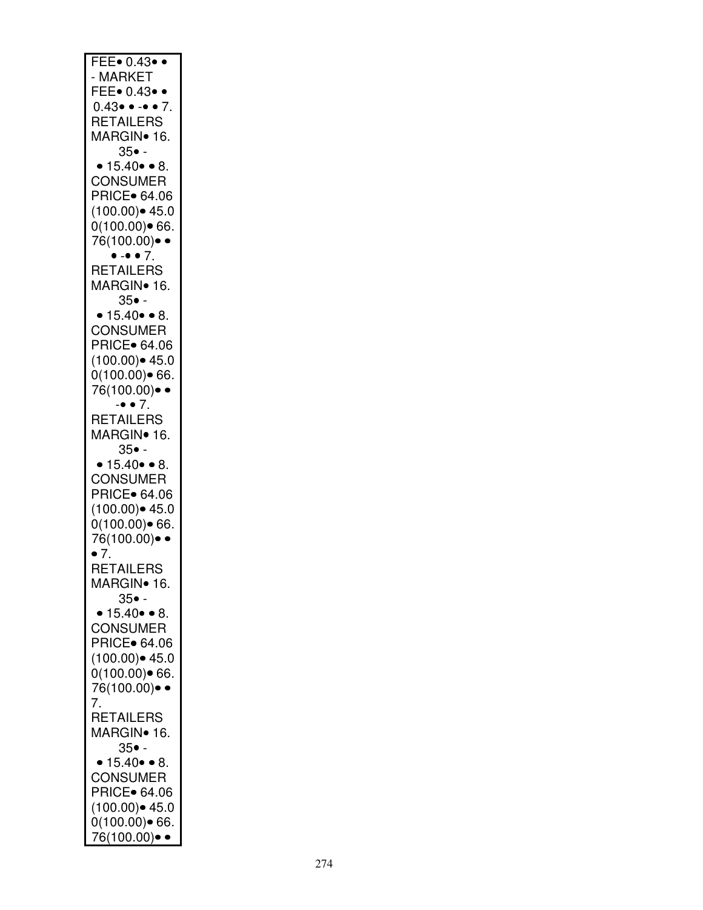FEE• 0.43• •
- MARKET
FEE• 0.43• •
0.43• • -• • 7.
RETAILERS
MARGIN• 16.
35• -
• 15.40• • 8.
CONSUMER
PRICE• 64.06
(100.00)• 45.0
0(100.00)• 66.
76(100.00)• •
• -• • 7.
RETAILERS
MARGIN• 16.
35• -
• 15.40• • 8.
CONSUMER
PRICE• 64.06
(100.00)• 45.0
0(100.00)• 66.
76(100.00)• •
-• • 7.
RETAILERS
MARGIN• 16.
35• -
• 15.40• • 8.
CONSUMER
PRICE• 64.06
(100.00)• 45.0
0(100.00)• 66.
76(100.00)• •
• 7.
RETAILERS
MARGIN• 16.
35• -
• 15.40• • 8.
CONSUMER
PRICE• 64.06
(100.00)• 45.0
0(100.00)• 66.
76(100.00)• •
7.
RETAILERS
MARGIN• 16.
35• -
• 15.40• • 8.
CONSUMER
PRICE• 64.06
(100.00)• 45.0
0(100.00)• 66.
76(100.00)• •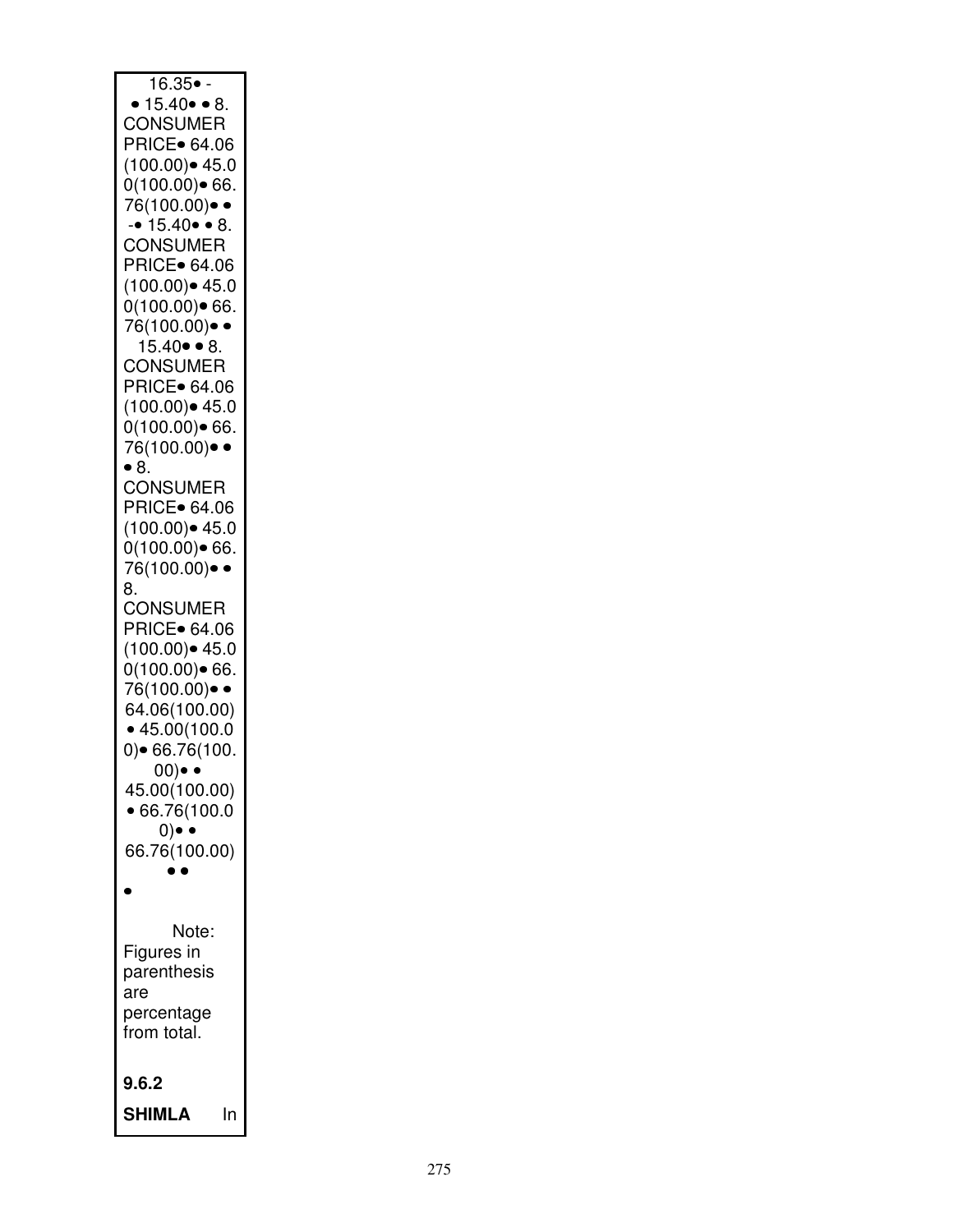16.35• -
• 15.40• • 8.
CONSUMER
PRICE• 64.06
(100.00)• 45.0
0(100.00)• 66.
76(100.00)• •
-• 15.40• • 8.
CONSUMER
PRICE• 64.06
(100.00)• 45.0
0(100.00)• 66.
76(100.00)• •
15.40• • 8.
CONSUMER
PRICE• 64.06
(100.00)• 45.0
0(100.00)• 66.
76(100.00)• •
• 8.
CONSUMER
PRICE• 64.06
(100.00)• 45.0
0(100.00)• 66.
76(100.00)• •
8.
CONSUMER
PRICE• 64.06
(100.00)• 45.0
0(100.00)• 66.
76(100.00)• •
64.06(100.00)
• 45.00(100.0
0)• 66.76(100.
00)• •
45.00(100.00)
• 66.76(100.0
0)• •
66.76(100.00)
• •
•

Note: Figures in parenthesis are percentage from total.

**9.6.2**

**SHIMLA** In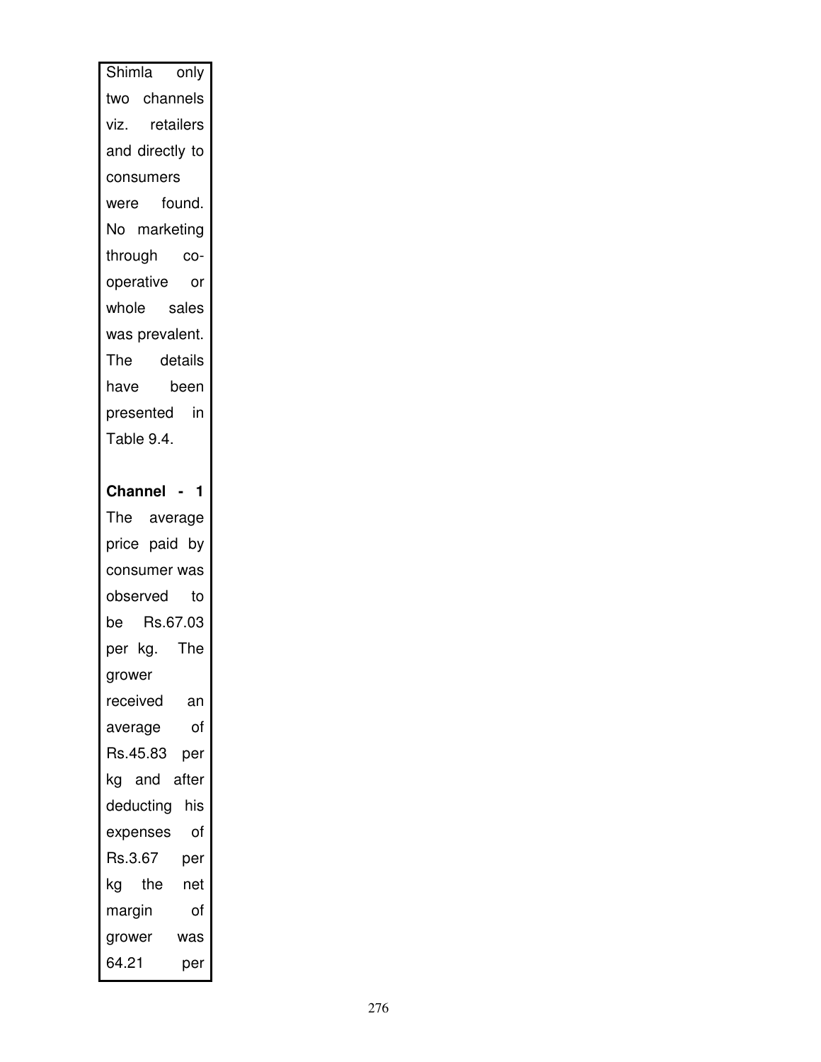Shimla only two channels viz. retailers and directly to consumers were found. No marketing through co-operative or whole sales was prevalent. The details have been presented in Table 9.4.

**Channel - 1**

The average price paid by consumer was observed to be Rs.67.03 per kg. The grower received an average of Rs.45.83 per kg and after deducting his expenses of Rs.3.67 per kg the net margin of grower was 64.21 per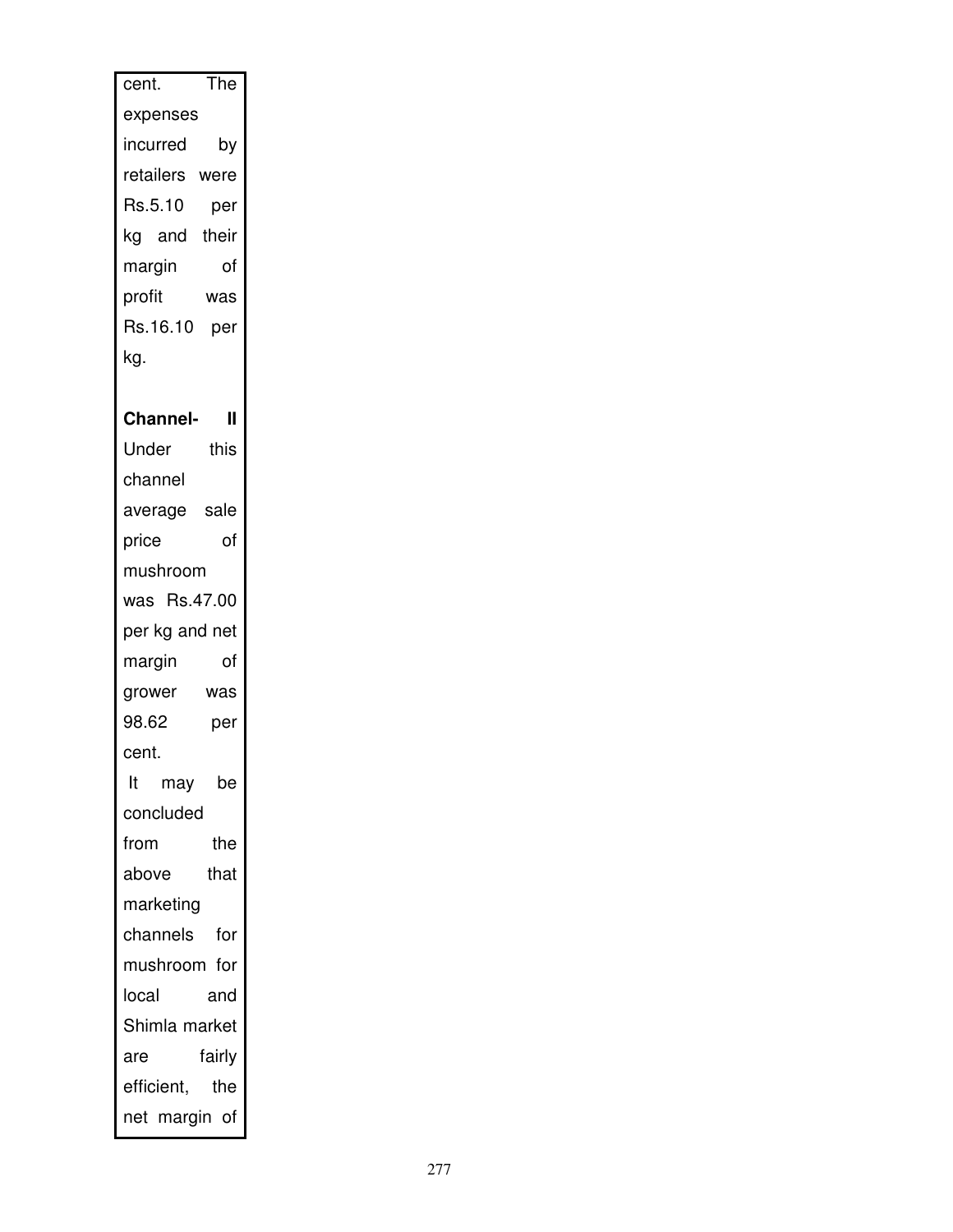cent. The expenses incurred by retailers were Rs.5.10 per kg and their margin of profit was Rs.16.10 per kg.

**Channel- II**

Under this channel average sale price of mushroom was Rs.47.00 per kg and net margin of grower was 98.62 per cent.

It may be concluded from the above that marketing channels for mushroom for local and Shimla market are fairly efficient, the net margin of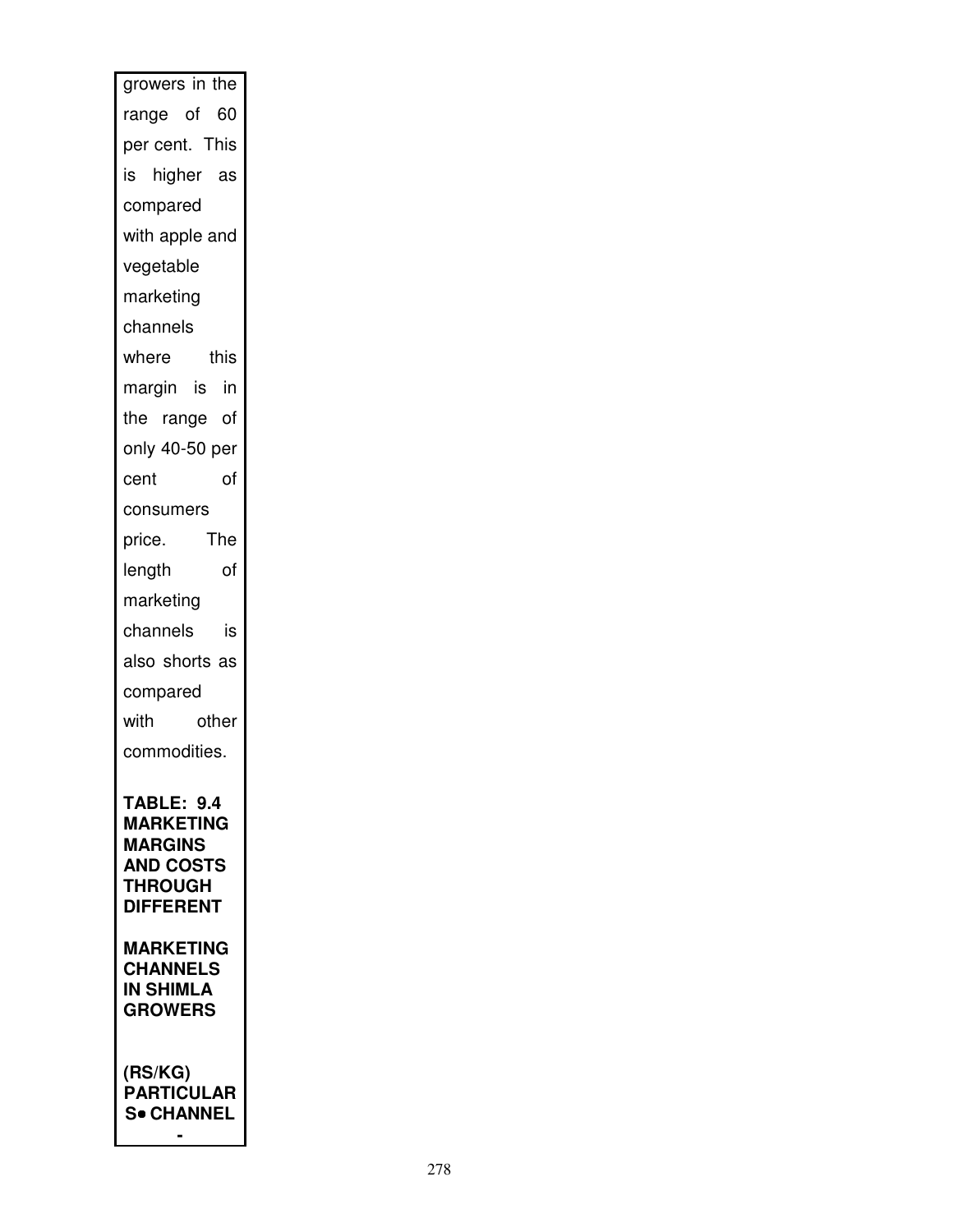growers in the range of 60 per cent. This is higher as compared with apple and vegetable marketing channels where this margin is in the range of only 40-50 per cent of consumers price. The length of marketing channels is also shorts as compared with other commodities.

**TABLE: 9.4 MARKETING MARGINS AND COSTS THROUGH DIFFERENT MARKETING CHANNELS IN SHIMLA GROWERS**

**(RS/KG)**

**PARTICULARS• CHANNEL -**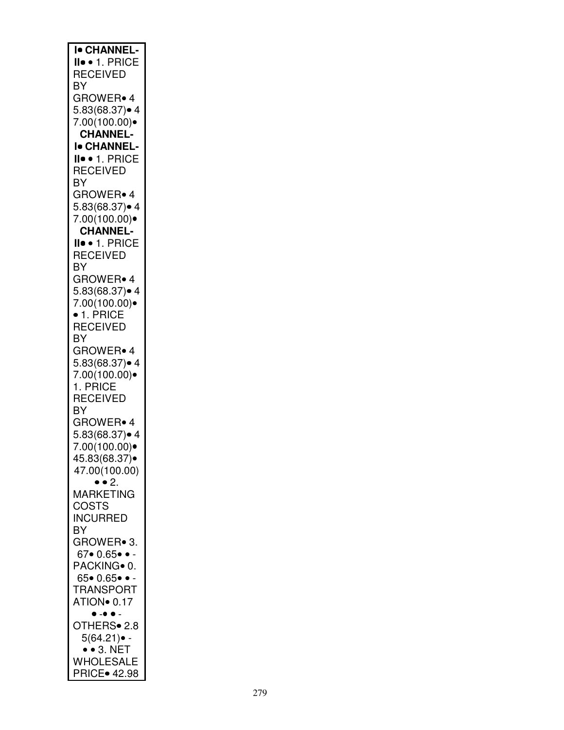| I• CHANNEL-II• • 1. PRICE RECEIVED BY GROWER• 45.83(68.37)• 47.00(100.00)• CHANNEL-I• CHANNEL-II• • 1. PRICE RECEIVED BY GROWER• 45.83(68.37)• 47.00(100.00)• CHANNEL-II• • 1. PRICE RECEIVED BY GROWER• 45.83(68.37)• 47.00(100.00)• • 1. PRICE RECEIVED BY GROWER• 45.83(68.37)• 47.00(100.00)• 1. PRICE RECEIVED BY GROWER• 45.83(68.37)• 47.00(100.00)• 45.83(68.37)• 47.00(100.00) • • 2. MARKETING COSTS INCURRED BY GROWER• 3.67• 0.65• • - PACKING• 0.65• 0.65• • - TRANSPORTATION• 0.17 • -• • - OTHERS• 2.85(64.21)• - • • 3. NET WHOLESALE PRICE• 42.98 |
|---|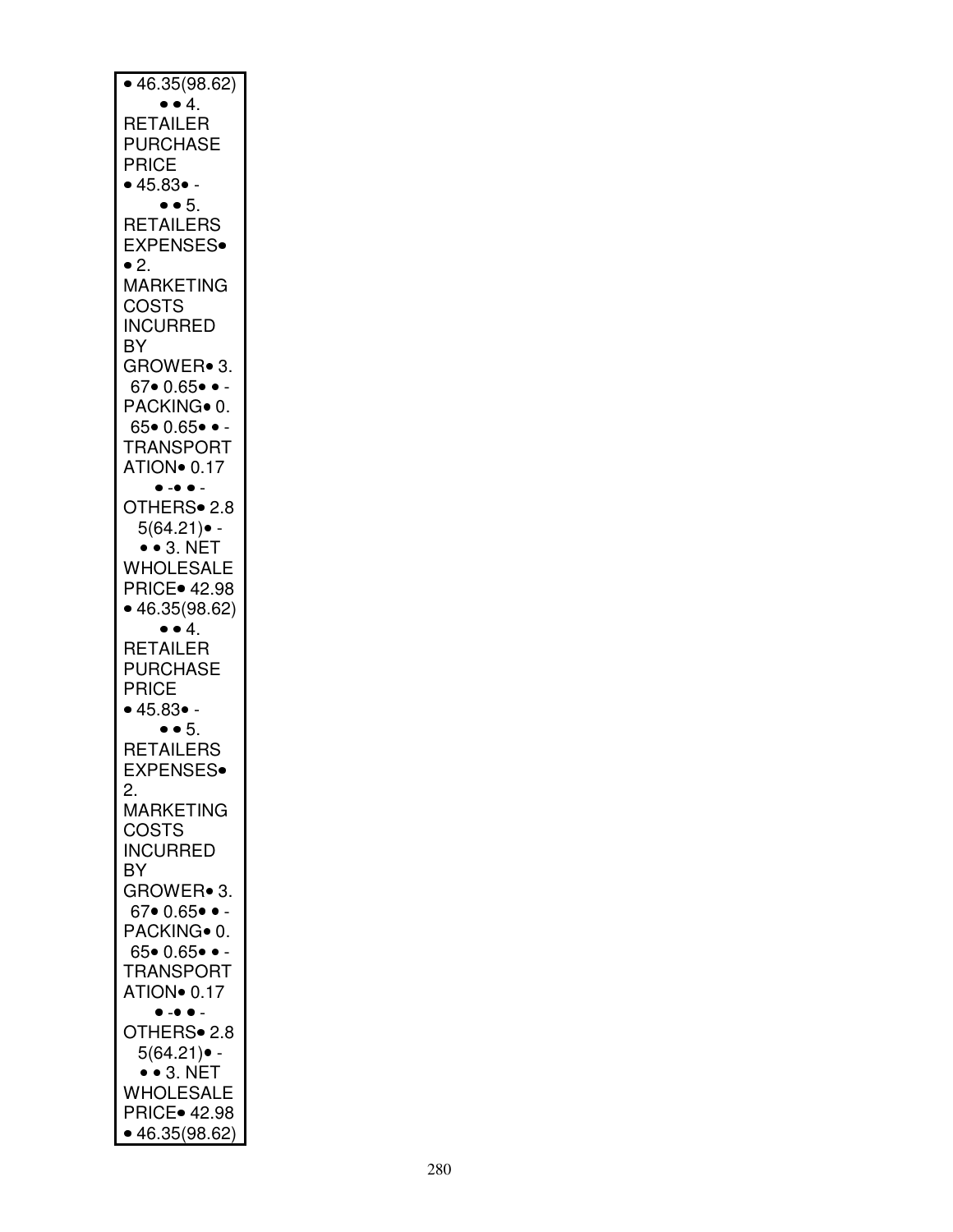• 46.35(98.62)
• • 4.
RETAILER
PURCHASE
PRICE
• 45.83• -
• • 5.
RETAILERS
EXPENSES•
• 2.
MARKETING
COSTS
INCURRED
BY
GROWER• 3.
67• 0.65• • -
PACKING• 0.
65• 0.65• • -
TRANSPORT
ATION• 0.17
• -• • -
OTHERS• 2.8
5(64.21)• -
• • 3. NET
WHOLESALE
PRICE• 42.98
• 46.35(98.62)
• • 4.
RETAILER
PURCHASE
PRICE
• 45.83• -
• • 5.
RETAILERS
EXPENSES•
2.
MARKETING
COSTS
INCURRED
BY
GROWER• 3.
67• 0.65• • -
PACKING• 0.
65• 0.65• • -
TRANSPORT
ATION• 0.17
• -• • -
OTHERS• 2.8
5(64.21)• -
• • 3. NET
WHOLESALE
PRICE• 42.98
• 46.35(98.62)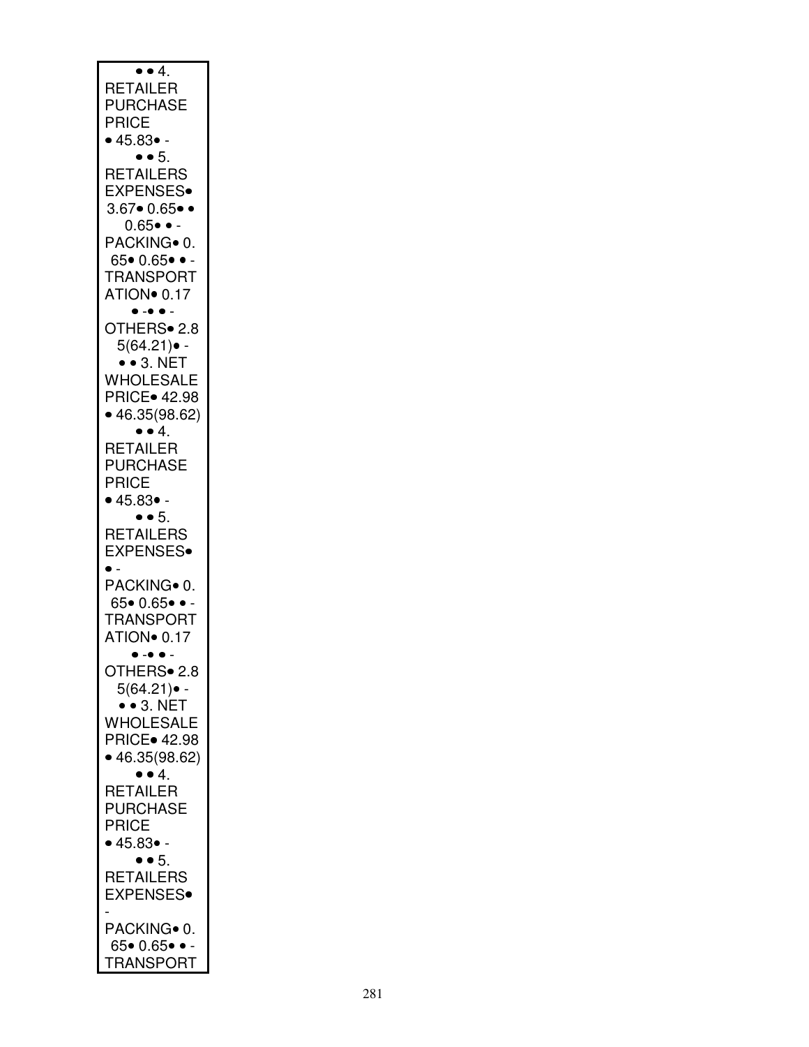• • 4.
RETAILER
PURCHASE
PRICE
• 45.83• -
• • 5.
RETAILERS
EXPENSES•
3.67• 0.65• •
0.65• • -
PACKING• 0.
65• 0.65• • -
TRANSPORT
ATION• 0.17
• -• • -
OTHERS• 2.8
5(64.21)• -
• • 3. NET
WHOLESALE
PRICE• 42.98
• 46.35(98.62)
• • 4.
RETAILER
PURCHASE
PRICE
• 45.83• -
• • 5.
RETAILERS
EXPENSES•
• -
PACKING• 0.
65• 0.65• • -
TRANSPORT
ATION• 0.17
• -• • -
OTHERS• 2.8
5(64.21)• -
• • 3. NET
WHOLESALE
PRICE• 42.98
• 46.35(98.62)
• • 4.
RETAILER
PURCHASE
PRICE
• 45.83• -
• • 5.
RETAILERS
EXPENSES•
-
PACKING• 0.
65• 0.65• • -
TRANSPORT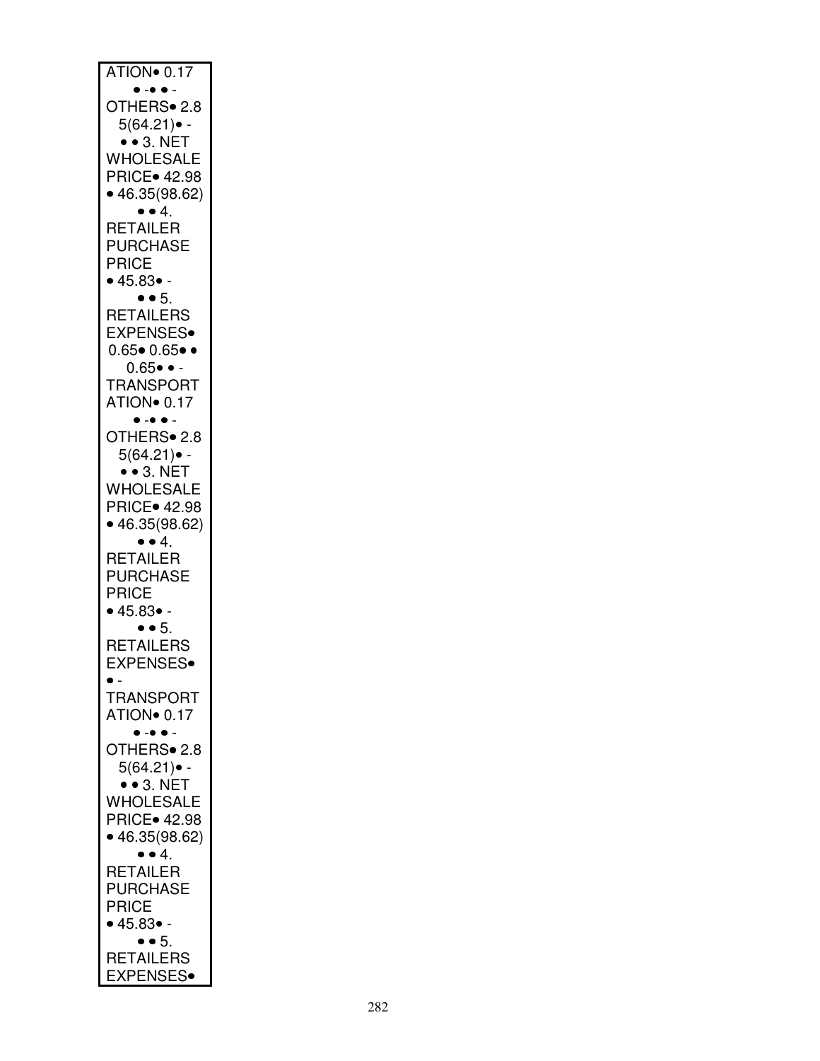ATION• 0.17
• -• • -
OTHERS• 2.8
5(64.21)• -
• • 3. NET
WHOLESALE
PRICE• 42.98
• 46.35(98.62)
• • 4.
RETAILER
PURCHASE
PRICE
• 45.83• -
• • 5.
RETAILERS
EXPENSES•
0.65• 0.65• •
0.65• • -
TRANSPORT
ATION• 0.17
• -• • -
OTHERS• 2.8
5(64.21)• -
• • 3. NET
WHOLESALE
PRICE• 42.98
• 46.35(98.62)
• • 4.
RETAILER
PURCHASE
PRICE
• 45.83• -
• • 5.
RETAILERS
EXPENSES•
• -
TRANSPORT
ATION• 0.17
• -• • -
OTHERS• 2.8
5(64.21)• -
• • 3. NET
WHOLESALE
PRICE• 42.98
• 46.35(98.62)
• • 4.
RETAILER
PURCHASE
PRICE
• 45.83• -
• • 5.
RETAILERS
EXPENSES•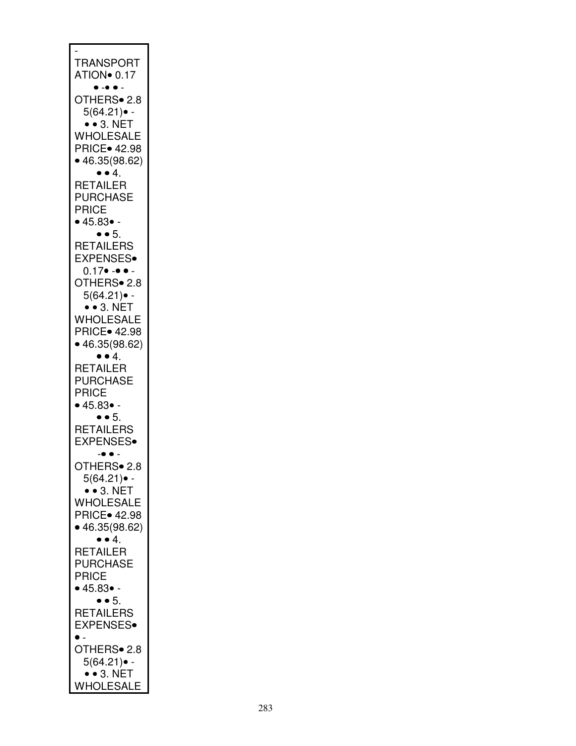-
TRANSPORTATION• 0.17
• -• • -
OTHERS• 2.85(64.21)• -
• • 3. NET WHOLESALE PRICE• 42.98
• 46.35(98.62)
• • 4.
RETAILER PURCHASE PRICE
• 45.83• -
• • 5.
RETAILERS EXPENSES•
0.17• -• • -
OTHERS• 2.85(64.21)• -
• • 3. NET WHOLESALE PRICE• 42.98
• 46.35(98.62)
• • 4.
RETAILER PURCHASE PRICE
• 45.83• -
• • 5.
RETAILERS EXPENSES•
-• • -
OTHERS• 2.85(64.21)• -
• • 3. NET WHOLESALE PRICE• 42.98
• 46.35(98.62)
• • 4.
RETAILER PURCHASE PRICE
• 45.83• -
• • 5.
RETAILERS EXPENSES•
• -
OTHERS• 2.85(64.21)• -
• • 3. NET WHOLESALE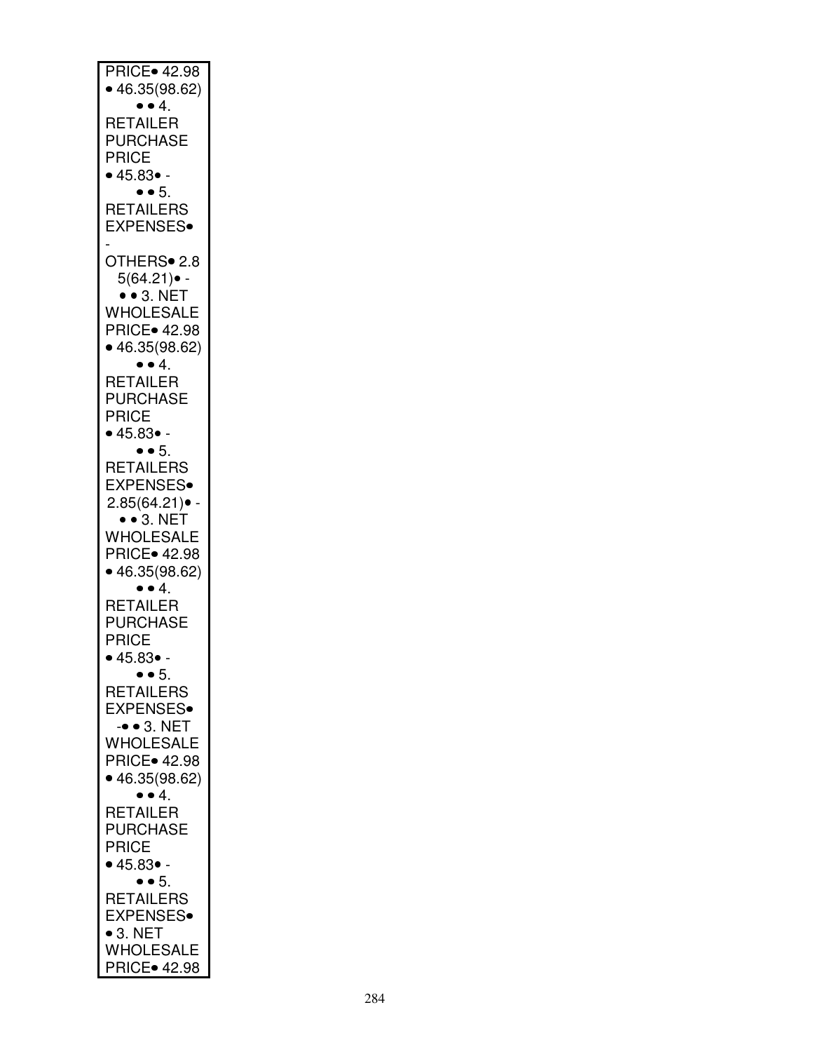PRICE• 42.98
• 46.35(98.62)
• • 4.
RETAILER
PURCHASE
PRICE
• 45.83• -
• • 5.
RETAILERS
EXPENSES•
-
OTHERS• 2.8
5(64.21)• -
• • 3. NET
WHOLESALE
PRICE• 42.98
• 46.35(98.62)
• • 4.
RETAILER
PURCHASE
PRICE
• 45.83• -
• • 5.
RETAILERS
EXPENSES•
2.85(64.21)• -
• • 3. NET
WHOLESALE
PRICE• 42.98
• 46.35(98.62)
• • 4.
RETAILER
PURCHASE
PRICE
• 45.83• -
• • 5.
RETAILERS
EXPENSES•
-• • 3. NET
WHOLESALE
PRICE• 42.98
• 46.35(98.62)
• • 4.
RETAILER
PURCHASE
PRICE
• 45.83• -
• • 5.
RETAILERS
EXPENSES•
• 3. NET
WHOLESALE
PRICE• 42.98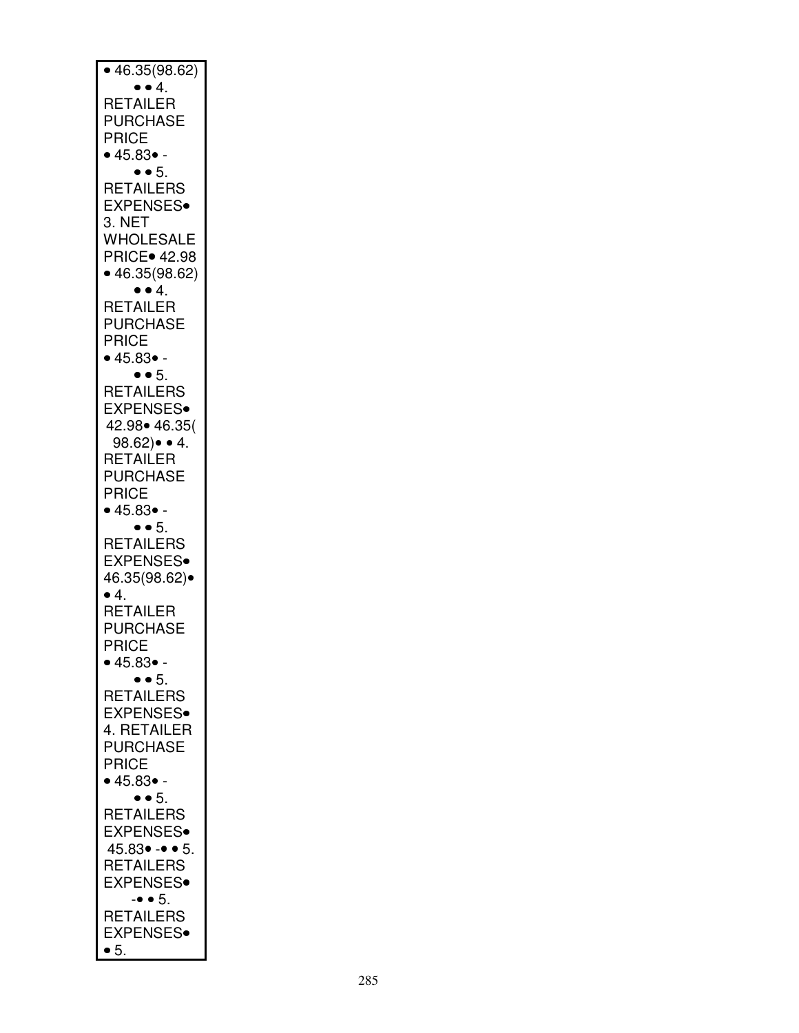• 46.35(98.62)
• • 4.
RETAILER
PURCHASE
PRICE
• 45.83• -
• • 5.
RETAILERS
EXPENSES•
3. NET
WHOLESALE
PRICE• 42.98
• 46.35(98.62)
• • 4.
RETAILER
PURCHASE
PRICE
• 45.83• -
• • 5.
RETAILERS
EXPENSES•
42.98• 46.35(
98.62)• • 4.
RETAILER
PURCHASE
PRICE
• 45.83• -
• • 5.
RETAILERS
EXPENSES•
46.35(98.62)•
• 4.
RETAILER
PURCHASE
PRICE
• 45.83• -
• • 5.
RETAILERS
EXPENSES•
4. RETAILER
PURCHASE
PRICE
• 45.83• -
• • 5.
RETAILERS
EXPENSES•
45.83• -• • 5.
RETAILERS
EXPENSES•
-• • 5.
RETAILERS
EXPENSES•
• 5.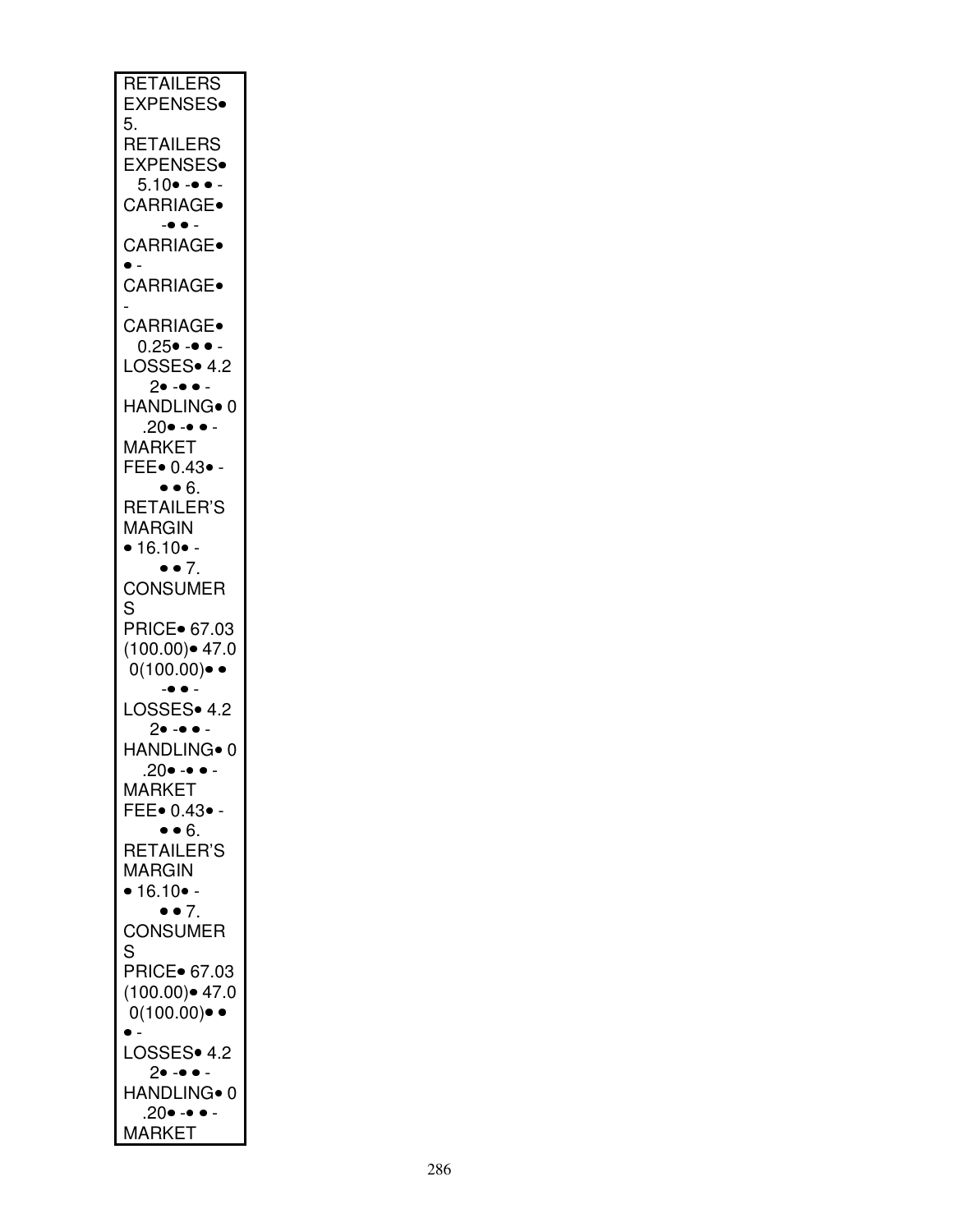RETAILERS EXPENSES•
5.
RETAILERS EXPENSES•
5.10• -• • -
CARRIAGE•
-• • -
CARRIAGE•
• -
CARRIAGE•
-
CARRIAGE•
0.25• -• • -
LOSSES• 4.2
2• -• • -
HANDLING• 0
.20• -• • -
MARKET FEE• 0.43• -
• • 6.
RETAILER'S MARGIN
• 16.10• -
• • 7.
CONSUMER
S
PRICE• 67.03
(100.00)• 47.0
0(100.00)• •
-• • -
LOSSES• 4.2
2• -• • -
HANDLING• 0
.20• -• • -
MARKET FEE• 0.43• -
• • 6.
RETAILER'S MARGIN
• 16.10• -
• • 7.
CONSUMER
S
PRICE• 67.03
(100.00)• 47.0
0(100.00)• •
• -
LOSSES• 4.2
2• -• • -
HANDLING• 0
.20• -• • -
MARKET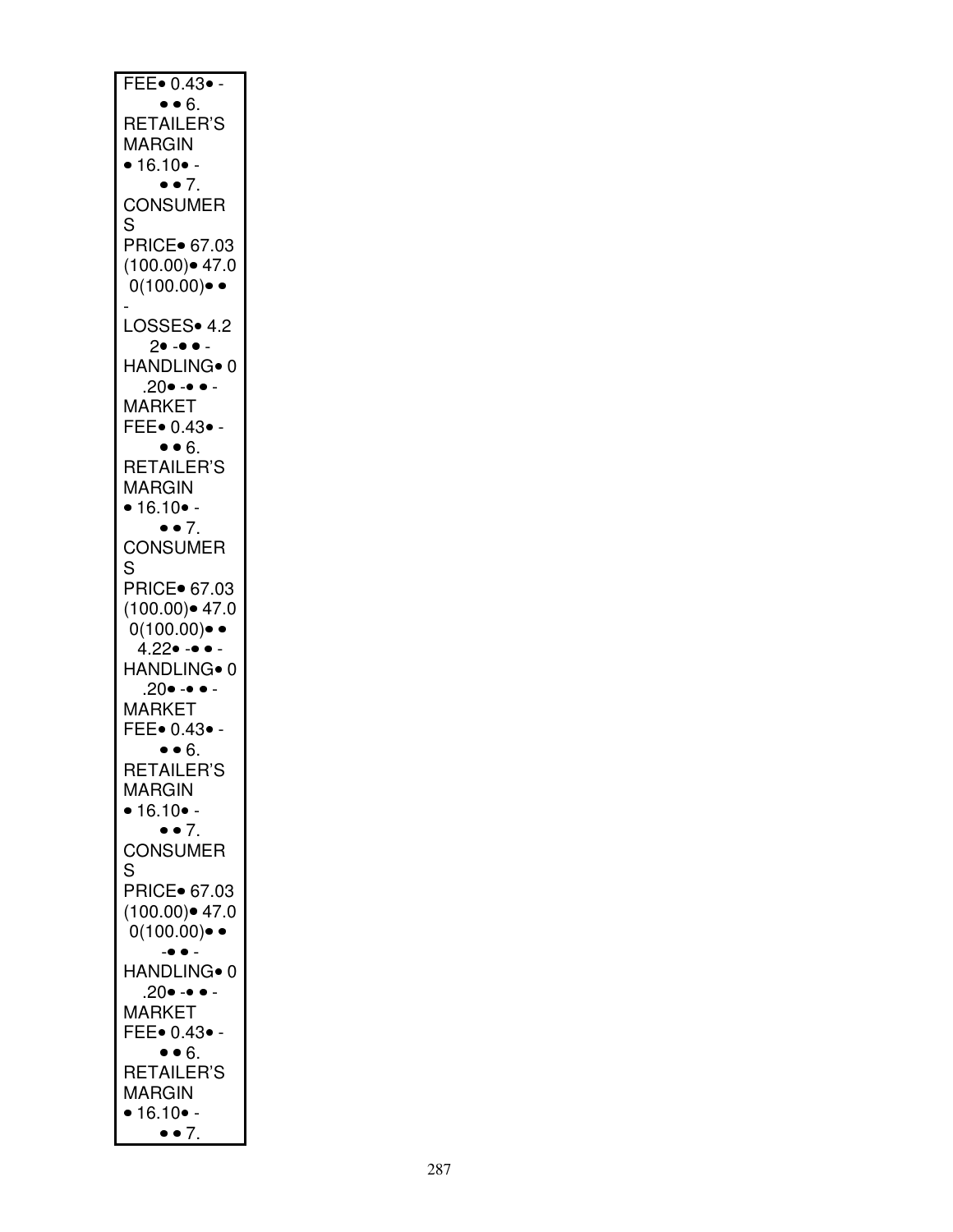FEE• 0.43• -
• • 6.
RETAILER'S
MARGIN
• 16.10• -
• • 7.
CONSUMER
S
PRICE• 67.03
(100.00)• 47.0
0(100.00)• •
-
LOSSES• 4.2
2• -• • -
HANDLING• 0
.20• -• • -
MARKET
FEE• 0.43• -
• • 6.
RETAILER'S
MARGIN
• 16.10• -
• • 7.
CONSUMER
S
PRICE• 67.03
(100.00)• 47.0
0(100.00)• •
4.22• -• • -
HANDLING• 0
.20• -• • -
MARKET
FEE• 0.43• -
• • 6.
RETAILER'S
MARGIN
• 16.10• -
• • 7.
CONSUMER
S
PRICE• 67.03
(100.00)• 47.0
0(100.00)• •
-• • -
HANDLING• 0
.20• -• • -
MARKET
FEE• 0.43• -
• • 6.
RETAILER'S
MARGIN
• 16.10• -
• • 7.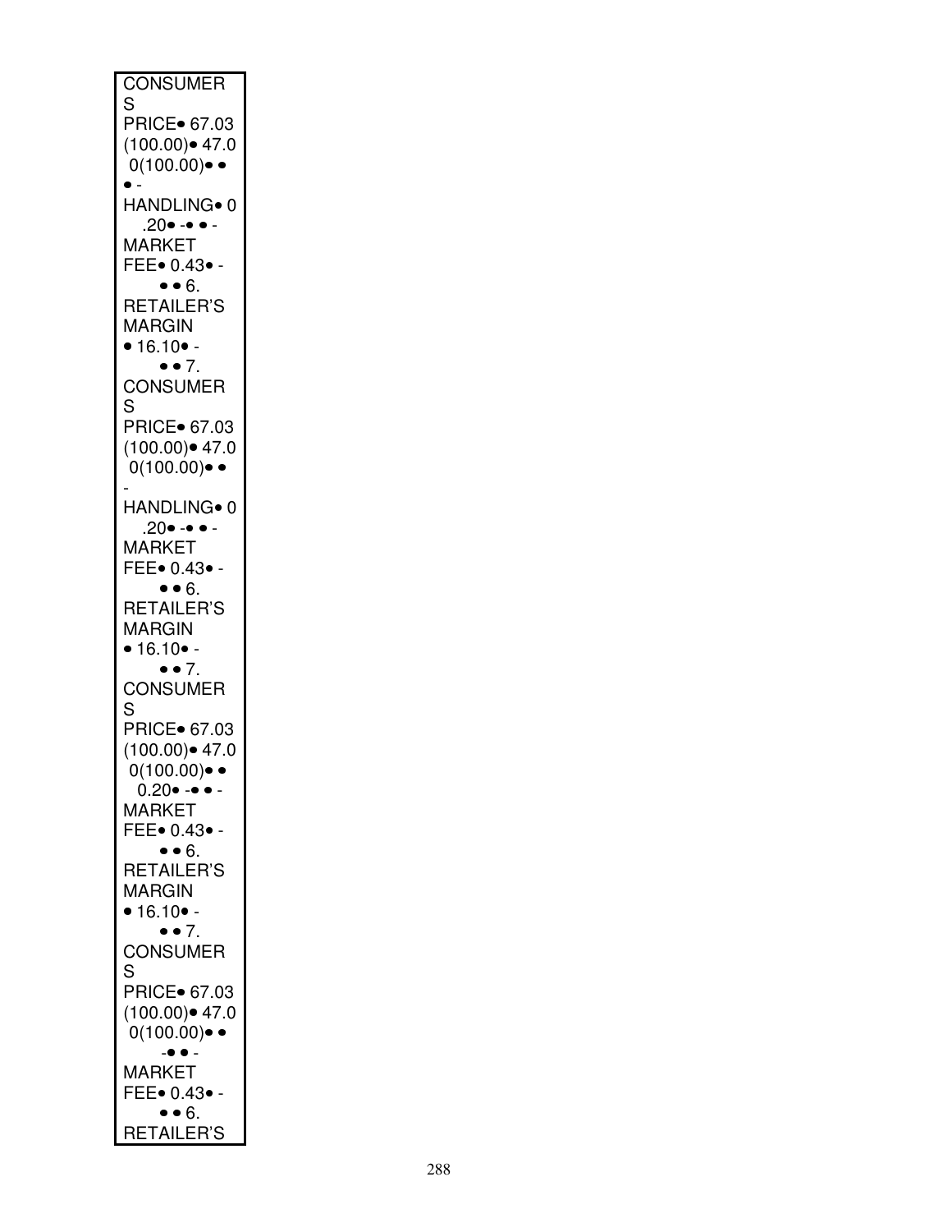| CONSUMERS PRICE• 67.03 (100.00)• 47.0 0(100.00)• • • - HANDLING• 0 .20• -• • - MARKET FEE• 0.43• - • • 6. RETAILER'S MARGIN • 16.10• - • • 7. CONSUMERS PRICE• 67.03 (100.00)• 47.0 0(100.00)• • - HANDLING• 0 .20• -• • - MARKET FEE• 0.43• - • • 6. RETAILER'S MARGIN • 16.10• - • • 7. CONSUMERS PRICE• 67.03 (100.00)• 47.0 0(100.00)• • 0.20• -• • - MARKET FEE• 0.43• - • • 6. RETAILER'S MARGIN • 16.10• - • • 7. CONSUMERS PRICE• 67.03 (100.00)• 47.0 0(100.00)• • -• • - MARKET FEE• 0.43• - • • 6. RETAILER'S |
|---|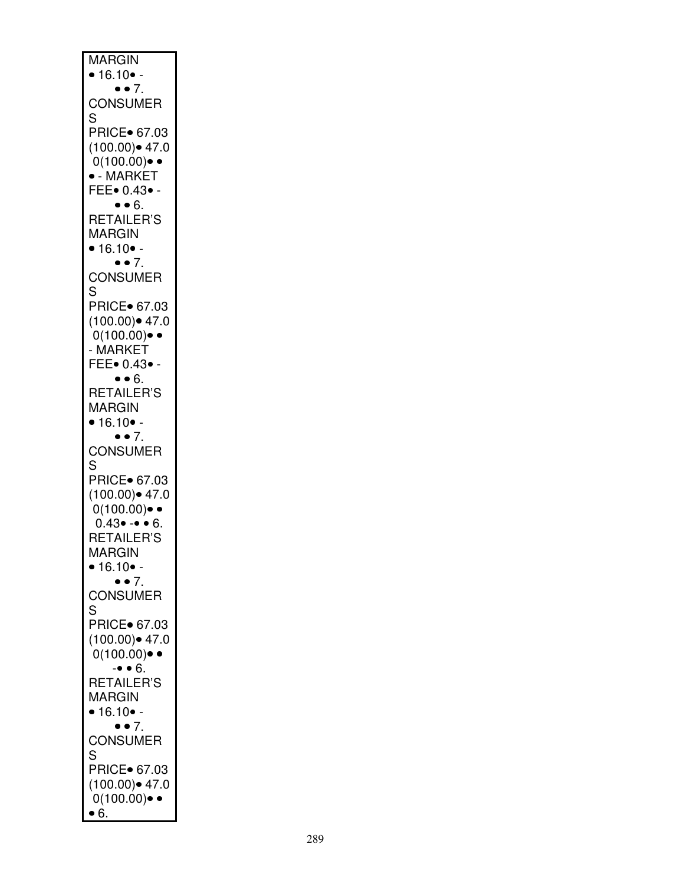MARGIN
• 16.10• -
• • 7.
CONSUMER
S
PRICE• 67.03
(100.00)• 47.0
0(100.00)• •
• - MARKET
FEE• 0.43• -
• • 6.
RETAILER'S
MARGIN
• 16.10• -
• • 7.
CONSUMER
S
PRICE• 67.03
(100.00)• 47.0
0(100.00)• •
- MARKET
FEE• 0.43• -
• • 6.
RETAILER'S
MARGIN
• 16.10• -
• • 7.
CONSUMER
S
PRICE• 67.03
(100.00)• 47.0
0(100.00)• •
0.43• -• • 6.
RETAILER'S
MARGIN
• 16.10• -
• • 7.
CONSUMER
S
PRICE• 67.03
(100.00)• 47.0
0(100.00)• •
-• • 6.
RETAILER'S
MARGIN
• 16.10• -
• • 7.
CONSUMER
S
PRICE• 67.03
(100.00)• 47.0
0(100.00)• •
• 6.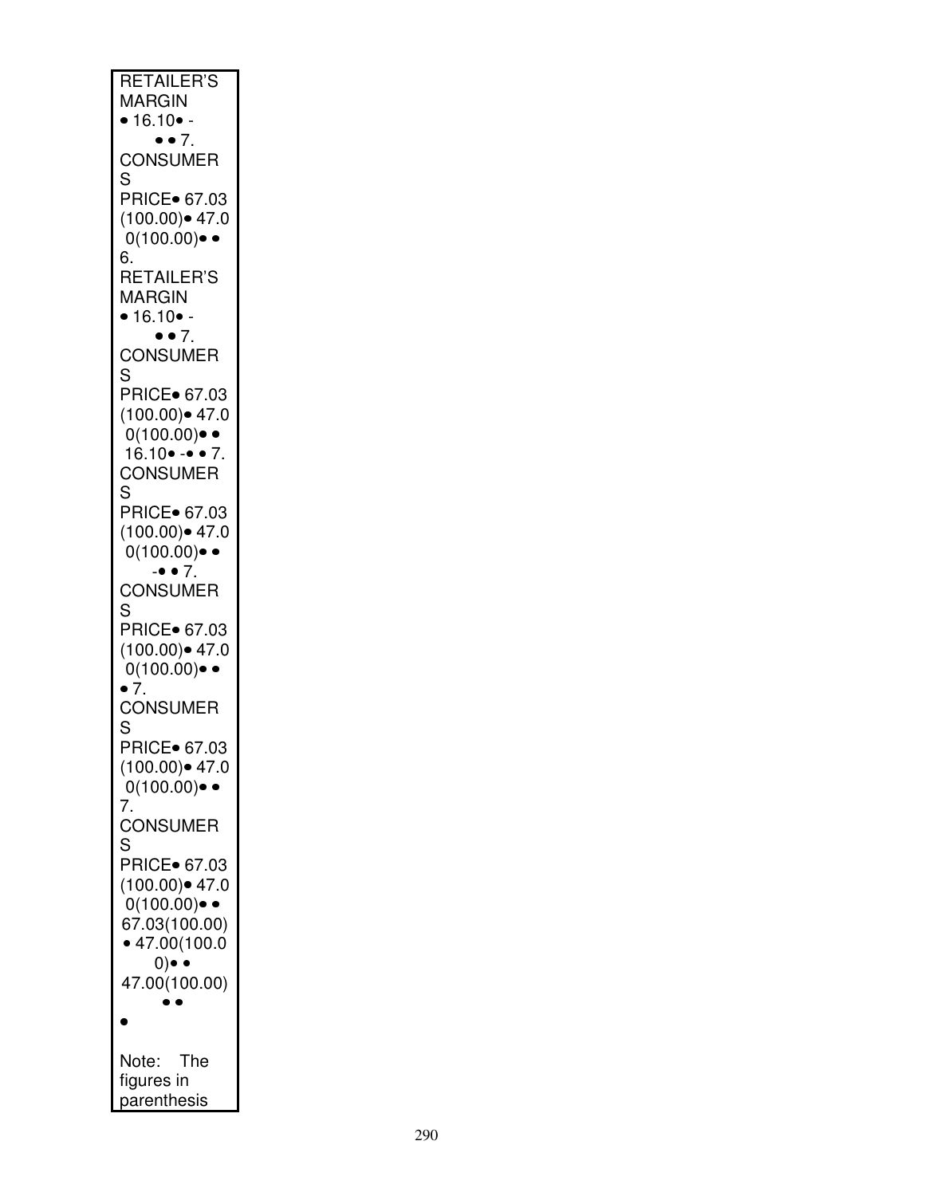| |
|---|
| RETAILER'S MARGIN<br>• 16.10• -<br>• • 7.<br>CONSUMERS<br>PRICE• 67.03 (100.00)• 47.00(100.00)• •<br>6.<br>RETAILER'S MARGIN<br>• 16.10• -<br>• • 7.<br>CONSUMERS<br>PRICE• 67.03 (100.00)• 47.00(100.00)• •<br>16.10• -• • 7.<br>CONSUMERS<br>PRICE• 67.03 (100.00)• 47.00(100.00)• •<br>-• • 7.<br>CONSUMERS<br>PRICE• 67.03 (100.00)• 47.00(100.00)• •<br>• 7.<br>CONSUMERS<br>PRICE• 67.03 (100.00)• 47.00(100.00)• •<br>7.<br>CONSUMERS<br>PRICE• 67.03 (100.00)• 47.00(100.00)• •<br>67.03(100.00)<br>• 47.00(100.00)• •<br>47.00(100.00)<br>• •<br>•<br><br>Note: The figures in parenthesis |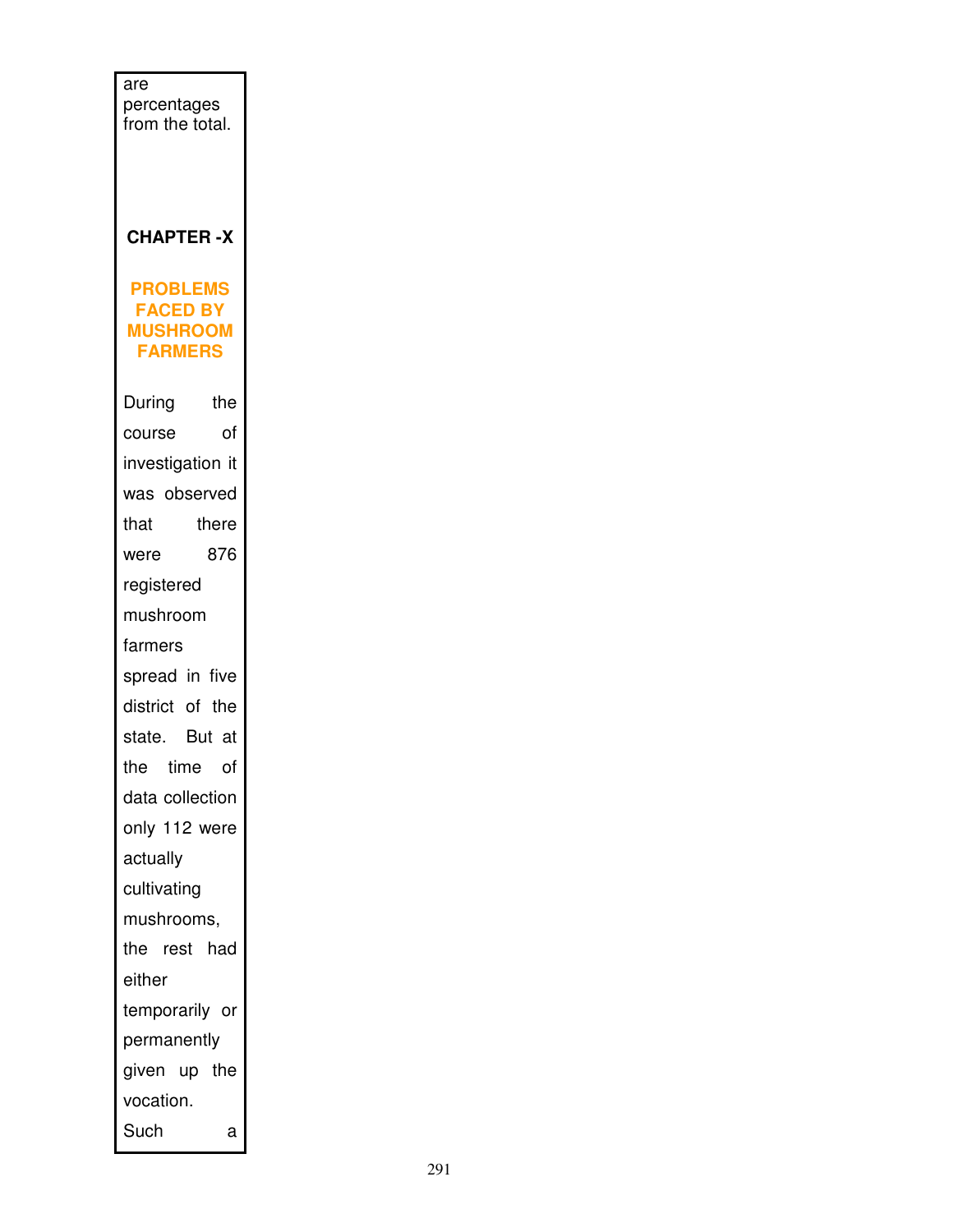are percentages from the total.

# CHAPTER -X

## PROBLEMS FACED BY MUSHROOM FARMERS

During the course of investigation it was observed that there were 876 registered mushroom farmers spread in five district of the state. But at the time of data collection only 112 were actually cultivating mushrooms, the rest had either temporarily or permanently given up the vocation. Such a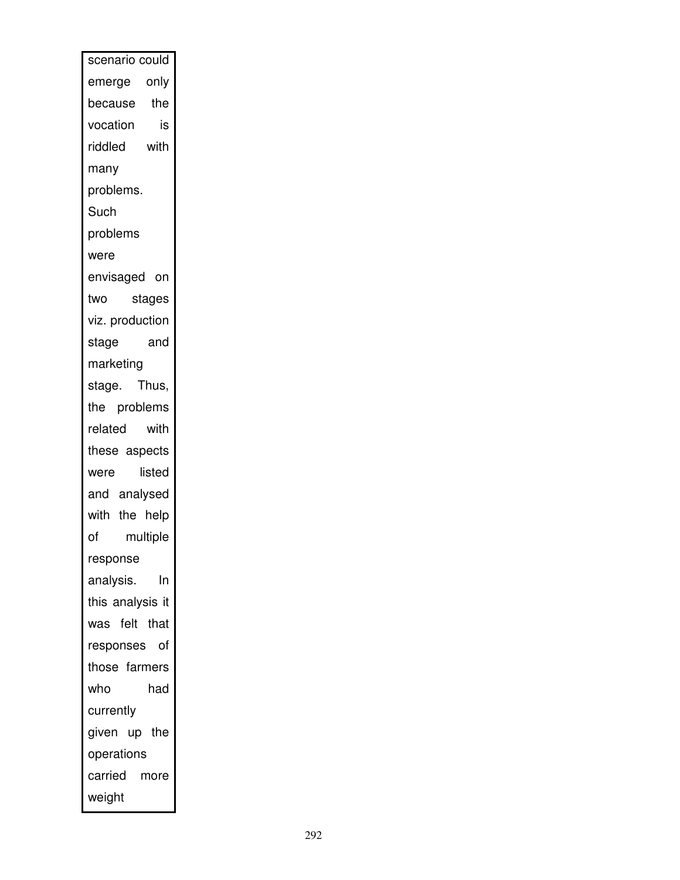scenario could emerge only because the vocation is riddled with many problems. Such problems were envisaged on two stages viz. production stage and marketing stage. Thus, the problems related with these aspects were listed and analysed with the help of multiple response analysis. In this analysis it was felt that responses of those farmers who had currently given up the operations carried more weight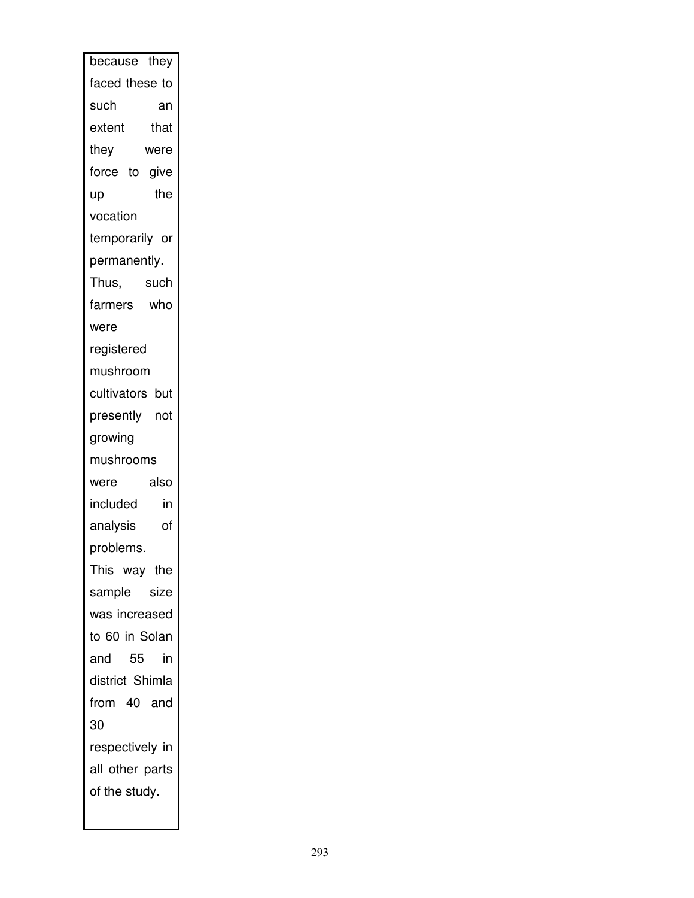because they faced these to such an extent that they were force to give up the vocation temporarily or permanently. Thus, such farmers who were registered mushroom cultivators but presently not growing mushrooms were also included in analysis of problems. This way the sample size was increased to 60 in Solan and 55 in district Shimla from 40 and 30 respectively in all other parts of the study.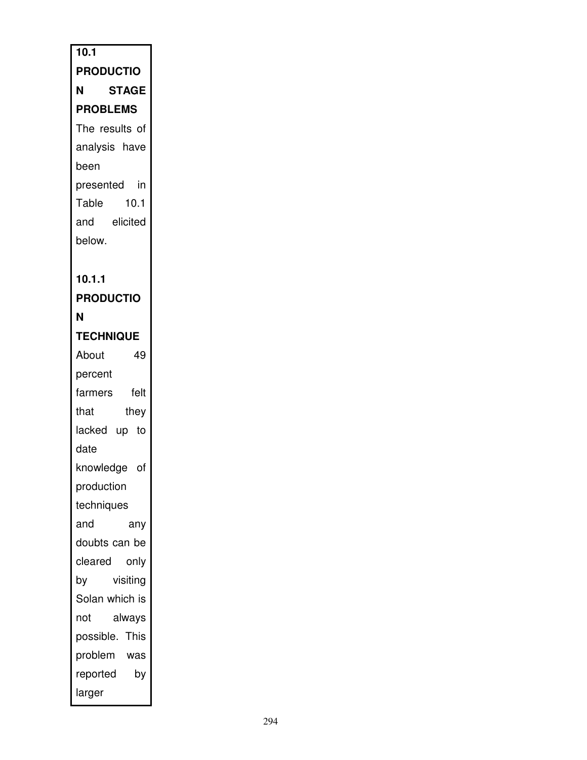## 10.1 PRODUCTION STAGE PROBLEMS

The results of analysis have been presented in Table 10.1 and elicited below.

### 10.1.1 PRODUCTION TECHNIQUE

About 49 percent farmers felt that they lacked up to date knowledge of production techniques and any doubts can be cleared only by visiting Solan which is not always possible. This problem was reported by larger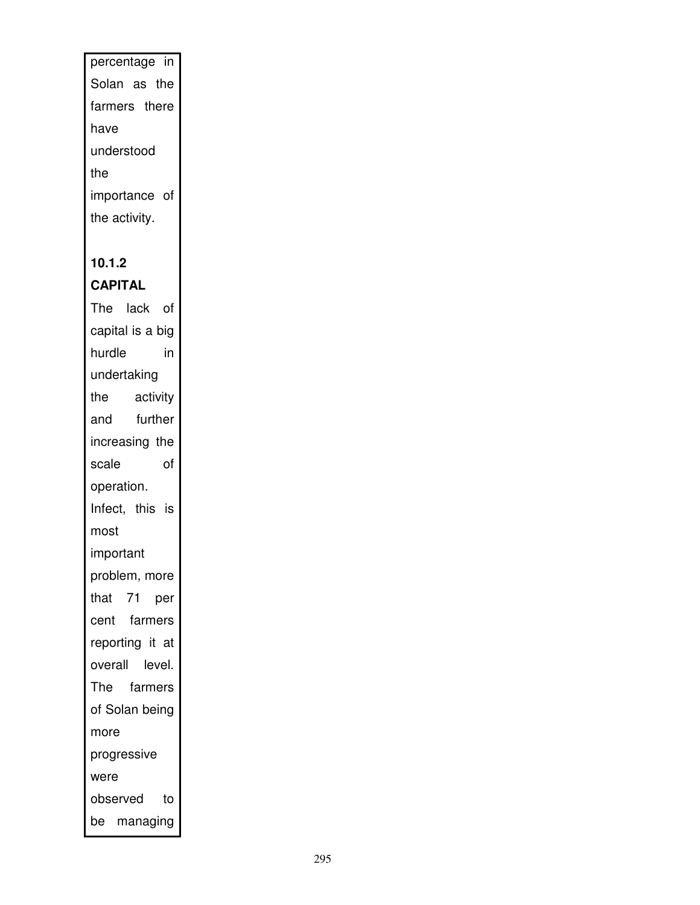percentage in Solan as the farmers there have understood the importance of the activity.

### 10.1.2 CAPITAL

The lack of capital is a big hurdle in undertaking the activity and further increasing the scale of operation. Infect, this is most important problem, more that 71 per cent farmers reporting it at overall level. The farmers of Solan being more progressive were observed to be managing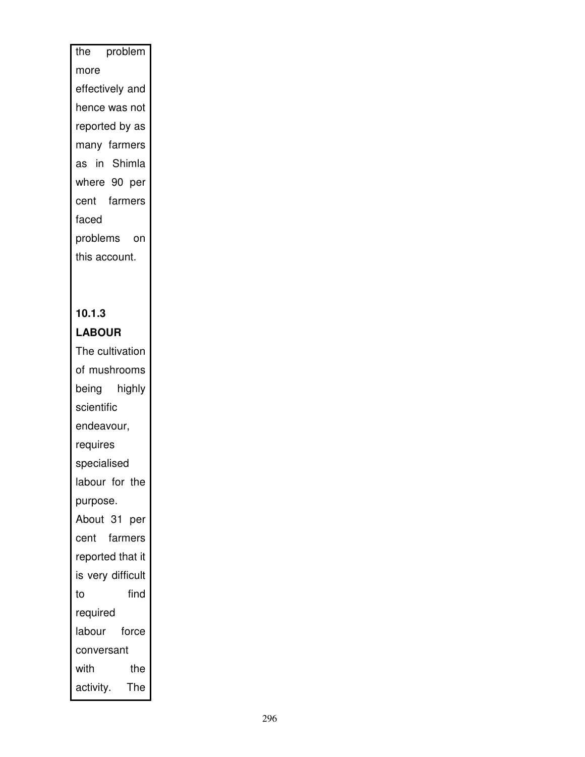the problem more effectively and hence was not reported by as many farmers as in Shimla where 90 per cent farmers faced problems on this account.

#### 10.1.3 LABOUR

The cultivation of mushrooms being highly scientific endeavour, requires specialised labour for the purpose. About 31 per cent farmers reported that it is very difficult to find required labour force conversant with the activity. The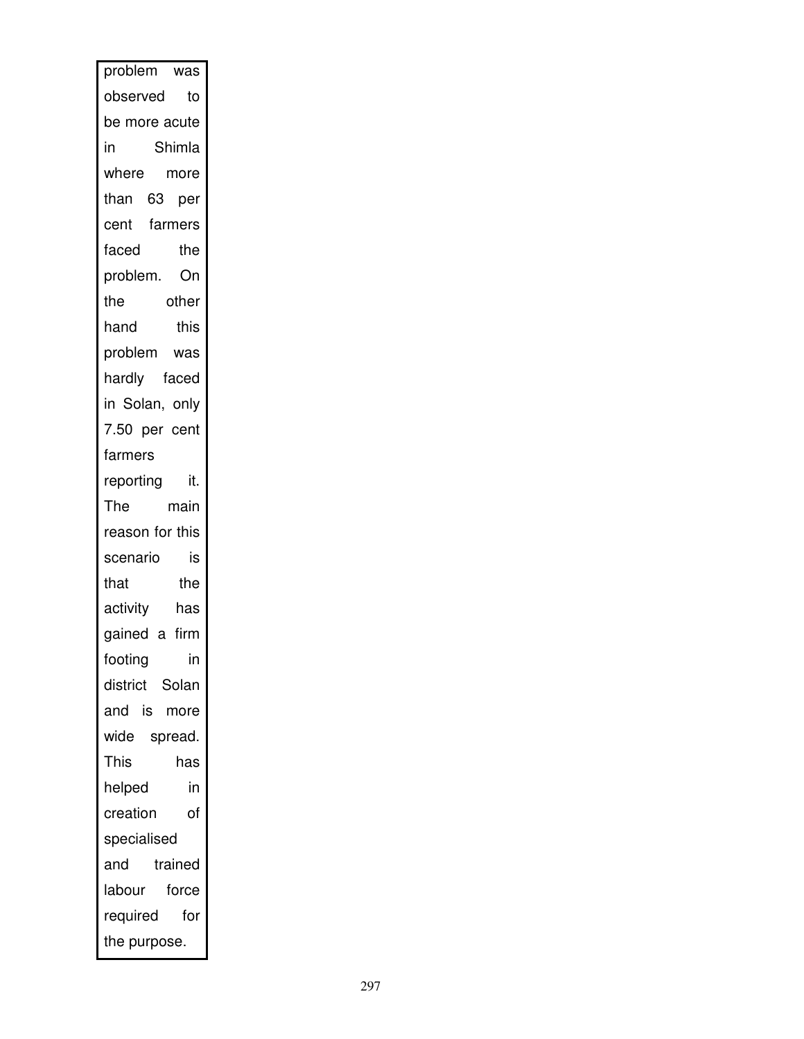problem was observed to be more acute in Shimla where more than 63 per cent farmers faced the problem. On the other hand this problem was hardly faced in Solan, only 7.50 per cent farmers reporting it. The main reason for this scenario is that the activity has gained a firm footing in district Solan and is more wide spread. This has helped in creation of specialised and trained labour force required for the purpose.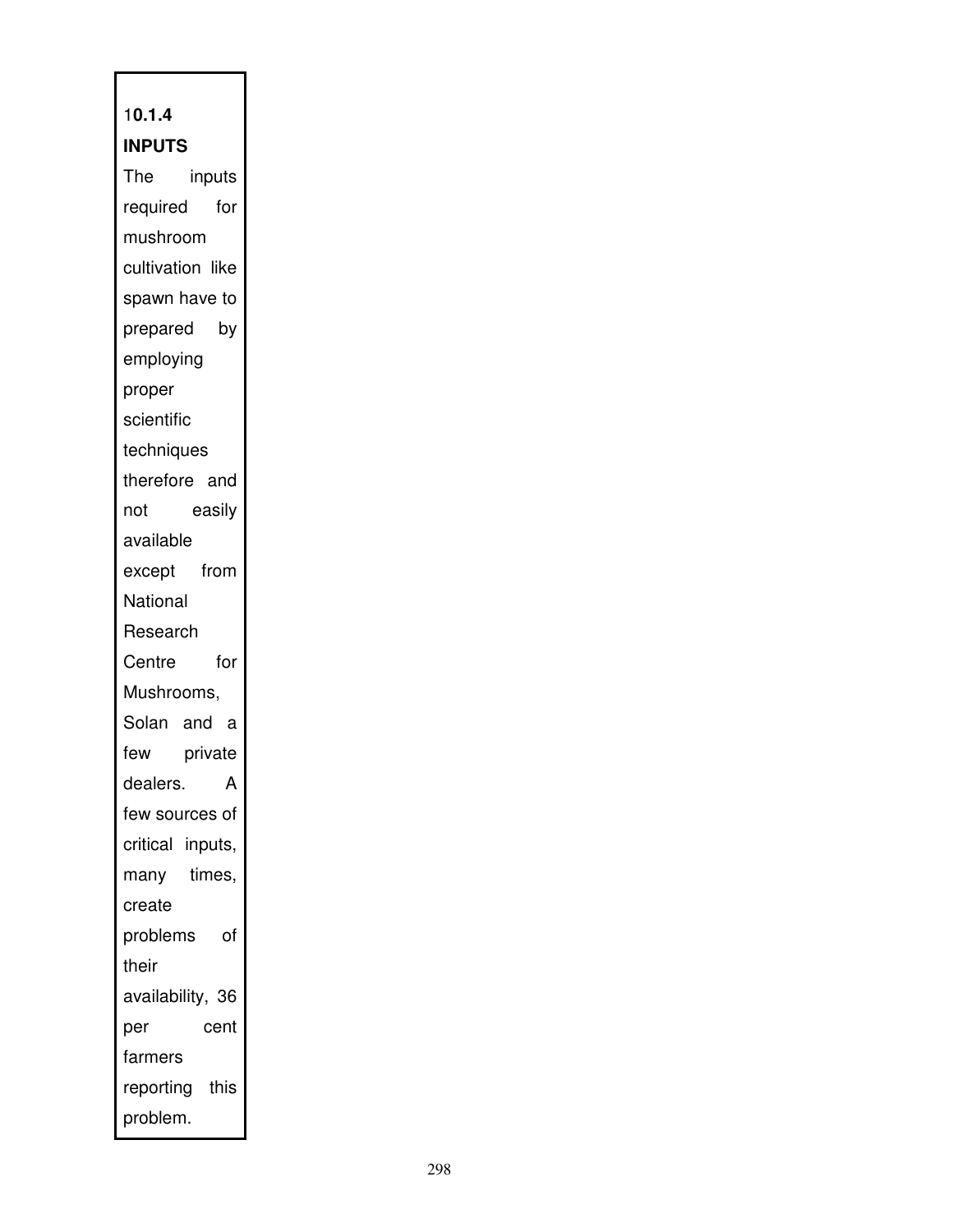### 10.1.4 INPUTS

The inputs required for mushroom cultivation like spawn have to prepared by employing proper scientific techniques therefore and not easily available except from National Research Centre for Mushrooms, Solan and a few private dealers. A few sources of critical inputs, many times, create problems of their availability, 36 per cent farmers reporting this problem.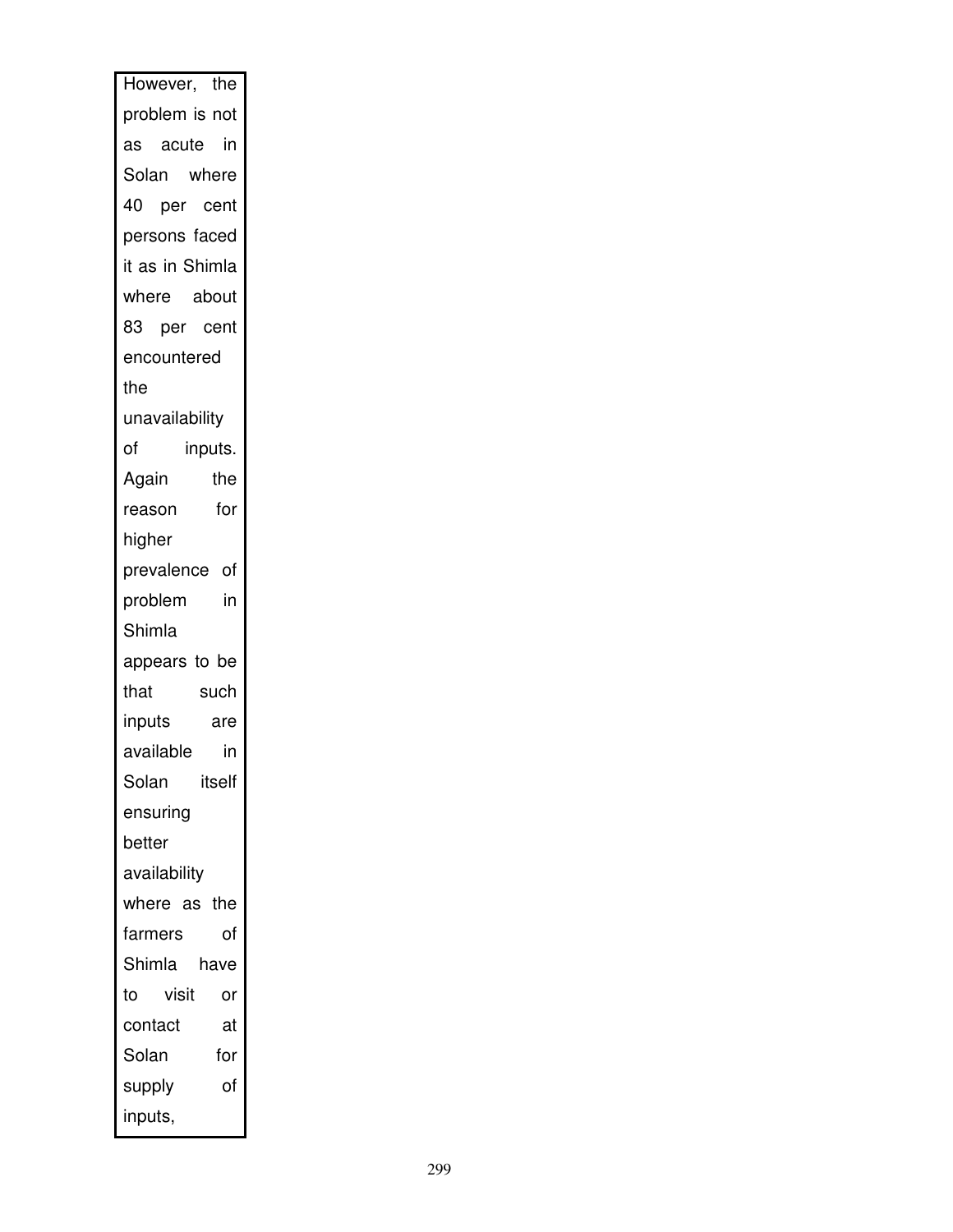However, the problem is not as acute in Solan where 40 per cent persons faced it as in Shimla where about 83 per cent encountered the unavailability of inputs. Again the reason for higher prevalence of problem in Shimla appears to be that such inputs are available in Solan itself ensuring better availability where as the farmers of Shimla have to visit or contact at Solan for supply of inputs,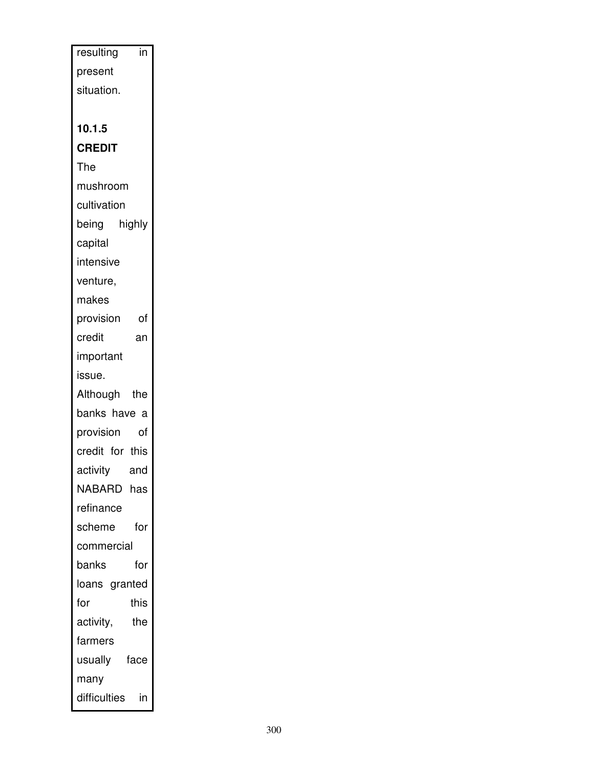resulting in present situation.

### 10.1.5 CREDIT

The mushroom cultivation being highly capital intensive venture, makes provision of credit an important issue. Although the banks have a provision of credit for this activity and NABARD has refinance scheme for commercial banks for loans granted for this activity, the farmers usually face many difficulties in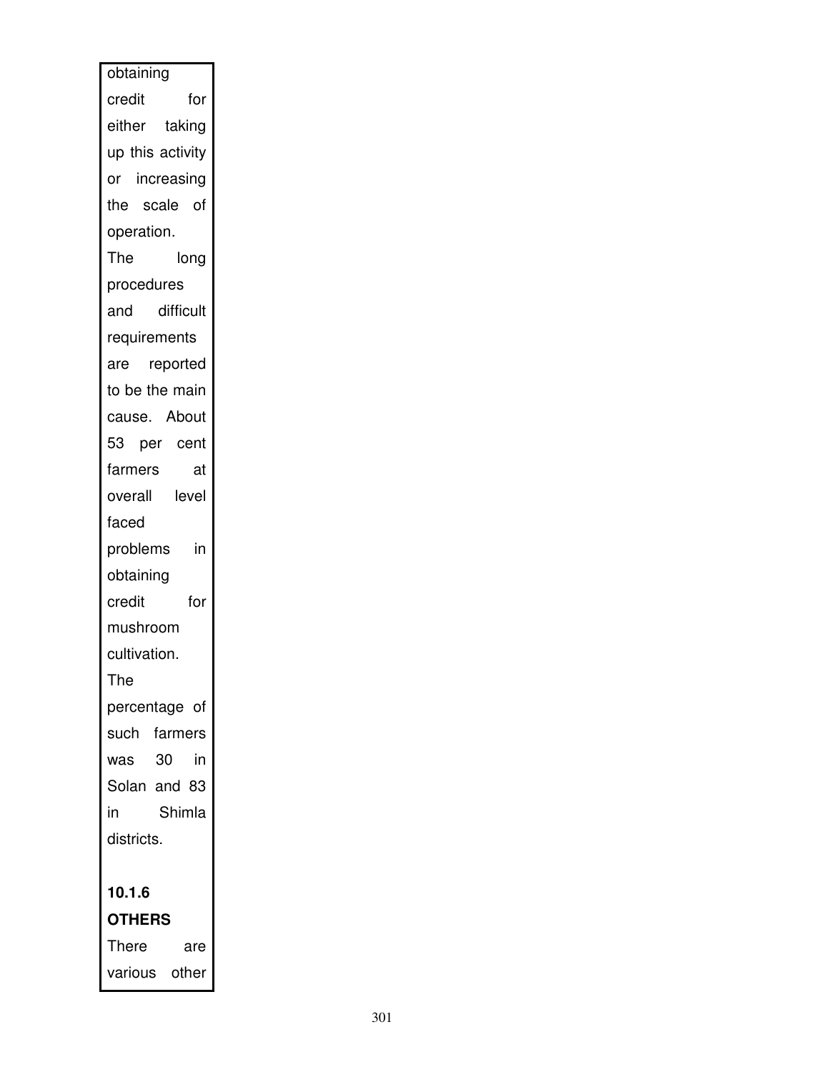obtaining credit for either taking up this activity or increasing the scale of operation. The long procedures and difficult requirements are reported to be the main cause. About 53 per cent farmers at overall level faced problems in obtaining credit for mushroom cultivation. The percentage of such farmers was 30 in Solan and 83 in Shimla districts.

**10.1.6 OTHERS**

There are various other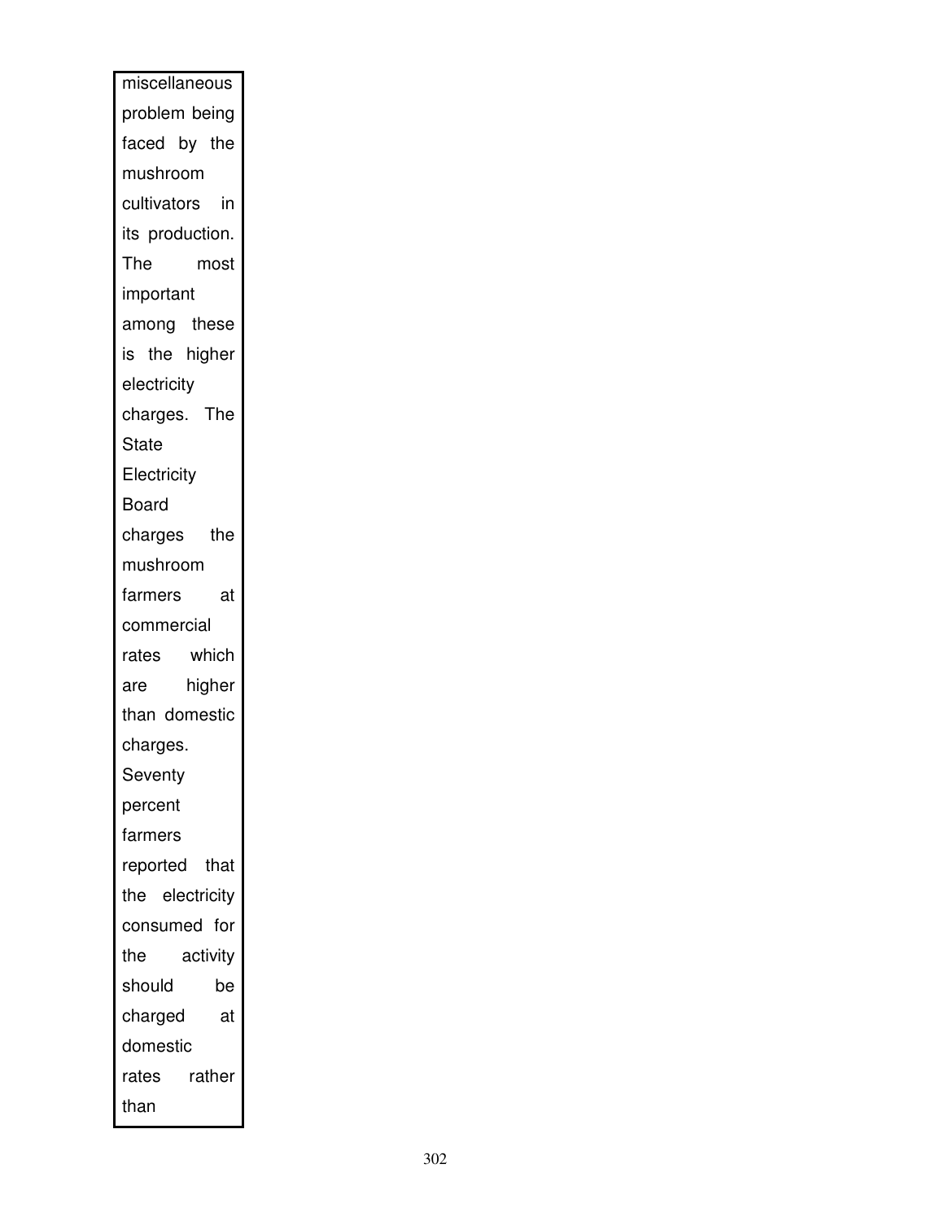miscellaneous problem being faced by the mushroom cultivators in its production. The most important among these is the higher electricity charges. The State Electricity Board charges the mushroom farmers at commercial rates which are higher than domestic charges. Seventy percent farmers reported that the electricity consumed for the activity should be charged at domestic rates rather than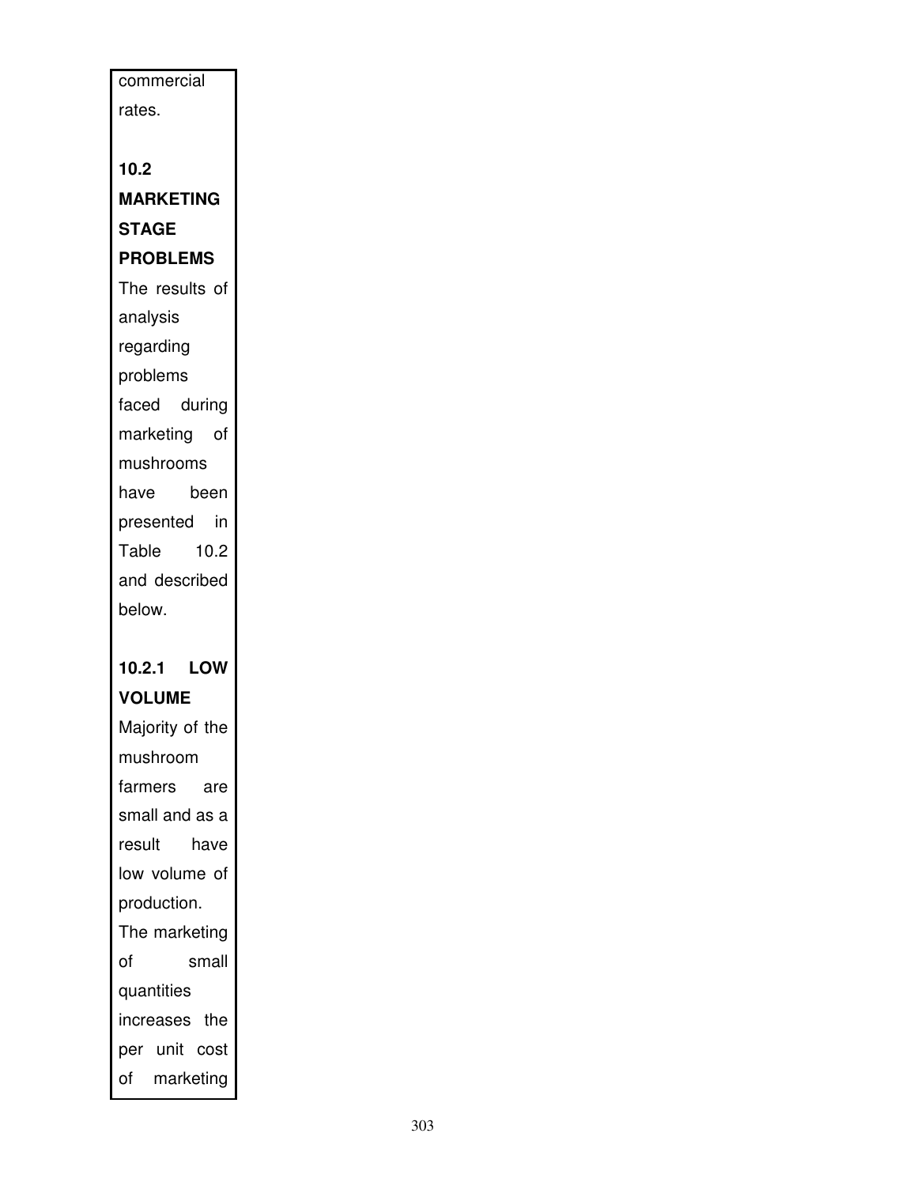commercial rates.

## 10.2 MARKETING STAGE PROBLEMS

The results of analysis regarding problems faced during marketing of mushrooms have been presented in Table 10.2 and described below.

### 10.2.1 LOW VOLUME

Majority of the mushroom farmers are small and as a result have low volume of production. The marketing of small quantities increases the per unit cost of marketing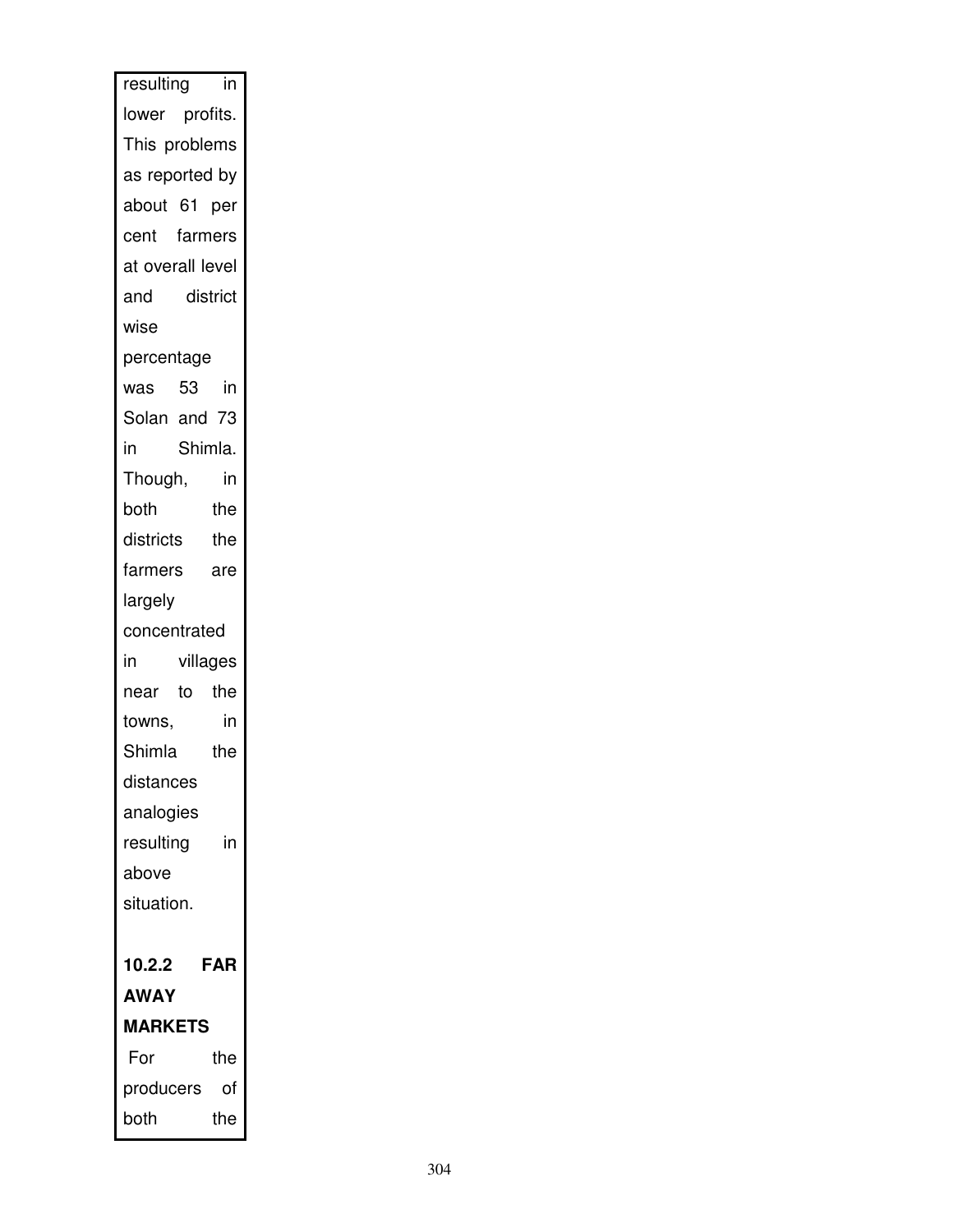resulting in lower profits. This problems as reported by about 61 per cent farmers at overall level and district wise percentage was 53 in Solan and 73 in Shimla. Though, in both the districts the farmers are largely concentrated in villages near to the towns, in Shimla the distances analogies resulting in above situation.

**10.2.2 FAR AWAY MARKETS**

For the producers of both the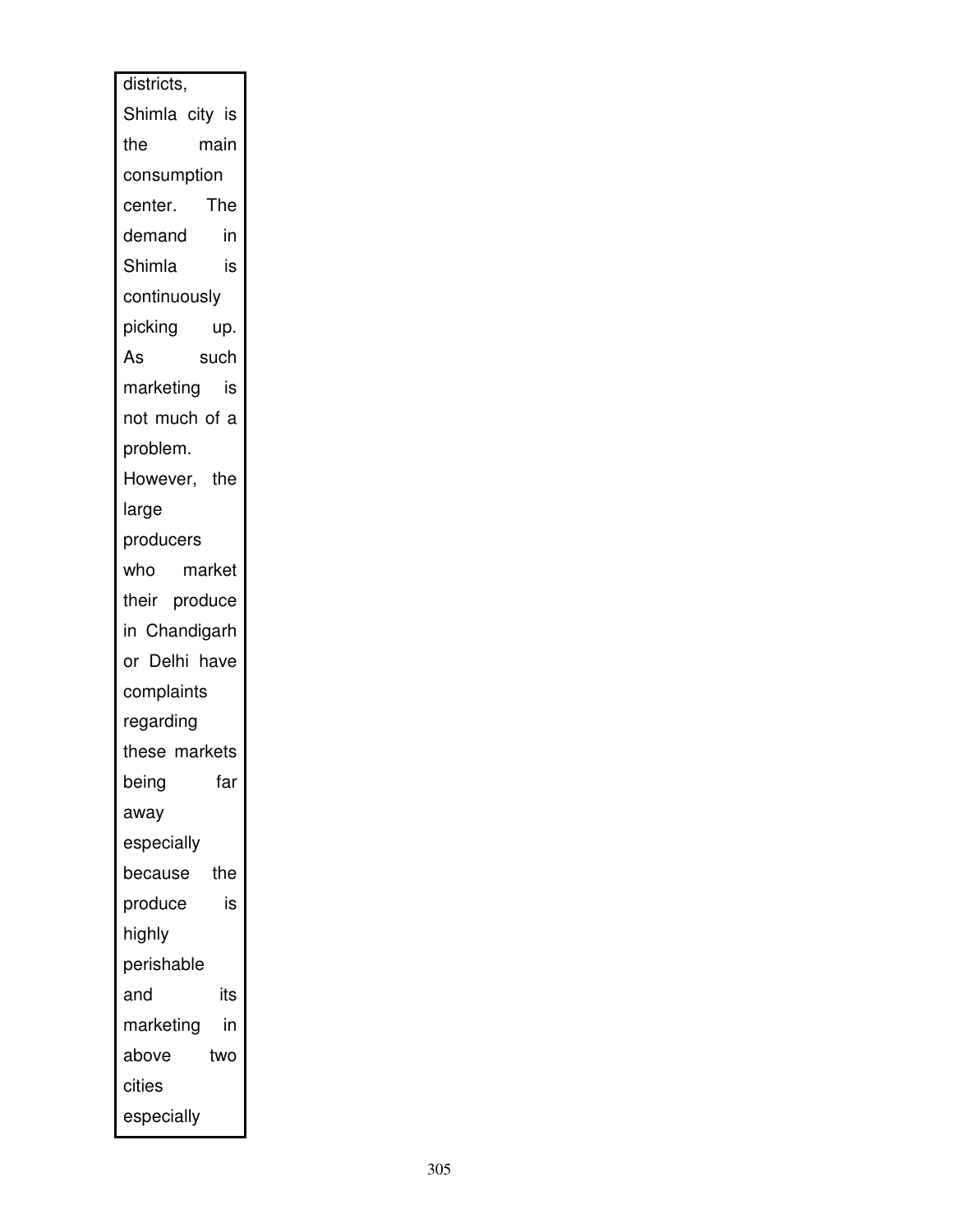districts, Shimla city is the main consumption center. The demand in Shimla is continuously picking up. As such marketing is not much of a problem. However, the large producers who market their produce in Chandigarh or Delhi have complaints regarding these markets being far away especially because the produce is highly perishable and its marketing in above two cities especially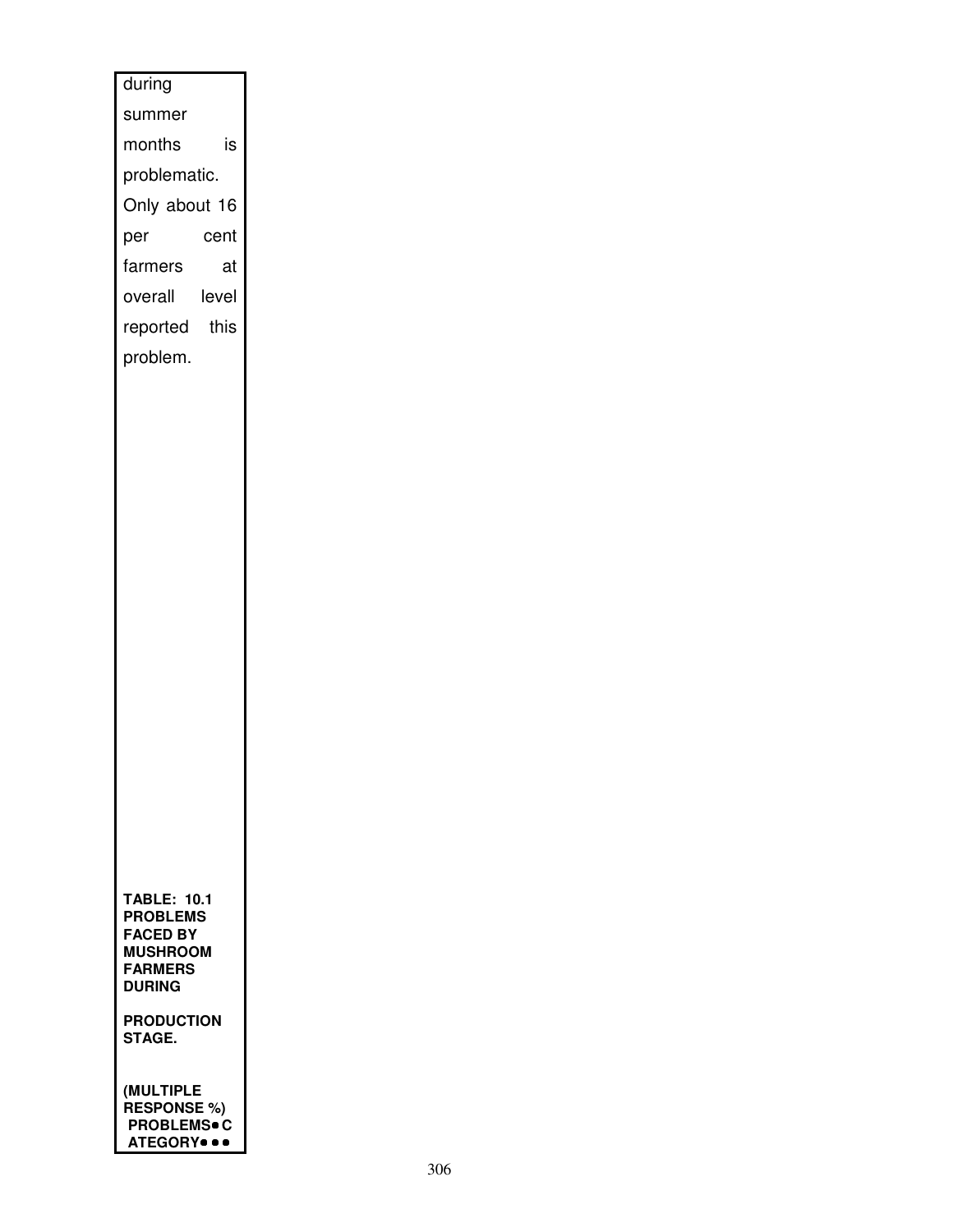during summer months is problematic. Only about 16 per cent farmers at overall level reported this problem.

**TABLE: 10.1 PROBLEMS FACED BY MUSHROOM FARMERS DURING PRODUCTION STAGE.**

**(MULTIPLE RESPONSE %)**

**PROBLEMS• CATEGORY• • •**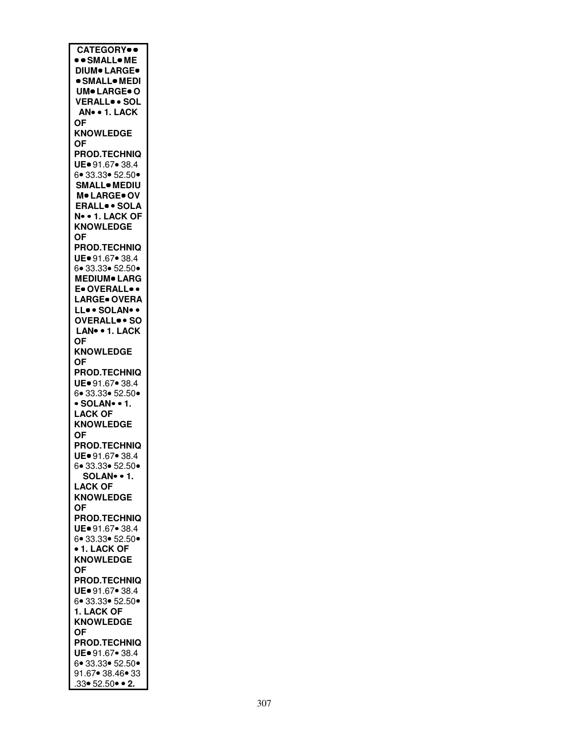CATEGORY• •
• • SMALL • ME
DIUM • LARGE •
• SMALL • MEDI
UM • LARGE • O
VERALL • • SOL
AN • • 1. LACK
OF
KNOWLEDGE
OF
PROD.TECHNIQ
UE • 91.67 • 38.4
6 • 33.33 • 52.50 •
SMALL • MEDIU
M • LARGE • OV
ERALL • • SOLA
N • • 1. LACK OF
KNOWLEDGE
OF
PROD.TECHNIQ
UE • 91.67 • 38.4
6 • 33.33 • 52.50 •
MEDIUM • LARG
E • OVERALL • •
LARGE • OVERA
LL • • SOLAN • •
OVERALL • • SO
LAN • • 1. LACK
OF
KNOWLEDGE
OF
PROD.TECHNIQ
UE • 91.67 • 38.4
6 • 33.33 • 52.50 •
• SOLAN • • 1.
LACK OF
KNOWLEDGE
OF
PROD.TECHNIQ
UE • 91.67 • 38.4
6 • 33.33 • 52.50 •
SOLAN • • 1.
LACK OF
KNOWLEDGE
OF
PROD.TECHNIQ
UE • 91.67 • 38.4
6 • 33.33 • 52.50 •
• 1. LACK OF
KNOWLEDGE
OF
PROD.TECHNIQ
UE • 91.67 • 38.4
6 • 33.33 • 52.50 •
1. LACK OF
KNOWLEDGE
OF
PROD.TECHNIQ
UE • 91.67 • 38.4
6 • 33.33 • 52.50 •
91.67 • 38.46 • 33
.33 • 52.50 • • 2.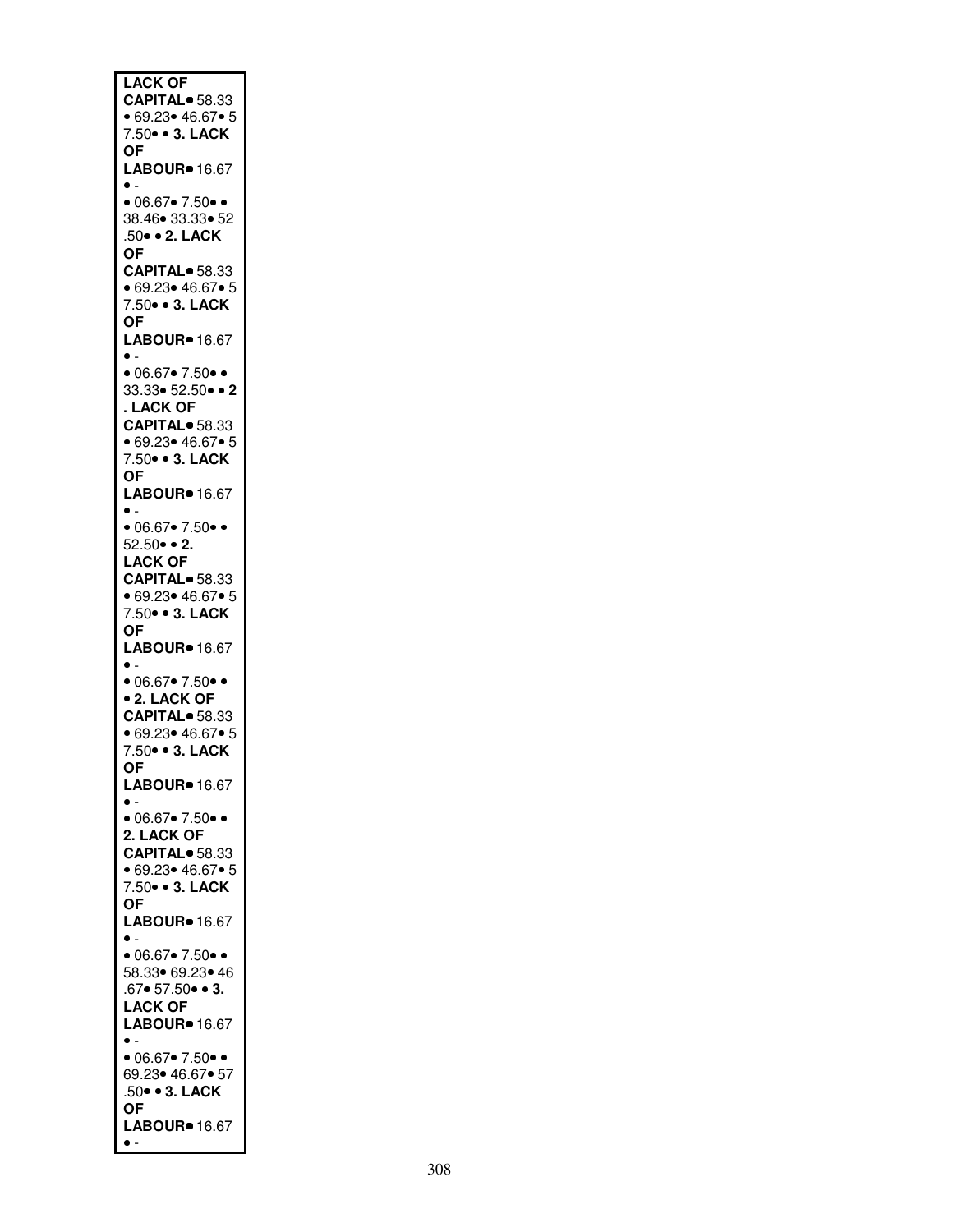**LACK OF CAPITAL**• 58.33 • 69.23• 46.67• 57.50• • **3. LACK OF LABOUR**• 16.67 • - • 06.67• 7.50• • 38.46• 33.33• 52.50• • **2. LACK OF CAPITAL**• 58.33 • 69.23• 46.67• 57.50• • **3. LACK OF LABOUR**• 16.67 • - • 06.67• 7.50• • 33.33• 52.50• • **2. LACK OF CAPITAL**• 58.33 • 69.23• 46.67• 57.50• • **3. LACK OF LABOUR**• 16.67 • - • 06.67• 7.50• • 52.50• • **2. LACK OF CAPITAL**• 58.33 • 69.23• 46.67• 57.50• • **3. LACK OF LABOUR**• 16.67 • - • 06.67• 7.50• • • **2. LACK OF CAPITAL**• 58.33 • 69.23• 46.67• 57.50• • **3. LACK OF LABOUR**• 16.67 • - • 06.67• 7.50• • **2. LACK OF CAPITAL**• 58.33 • 69.23• 46.67• 57.50• • **3. LACK OF LABOUR**• 16.67 • - • 06.67• 7.50• • 58.33• 69.23• 46.67• 57.50• • **3. LACK OF LABOUR**• 16.67 • - • 06.67• 7.50• • 69.23• 46.67• 57.50• • **3. LACK OF LABOUR**• 16.67 • -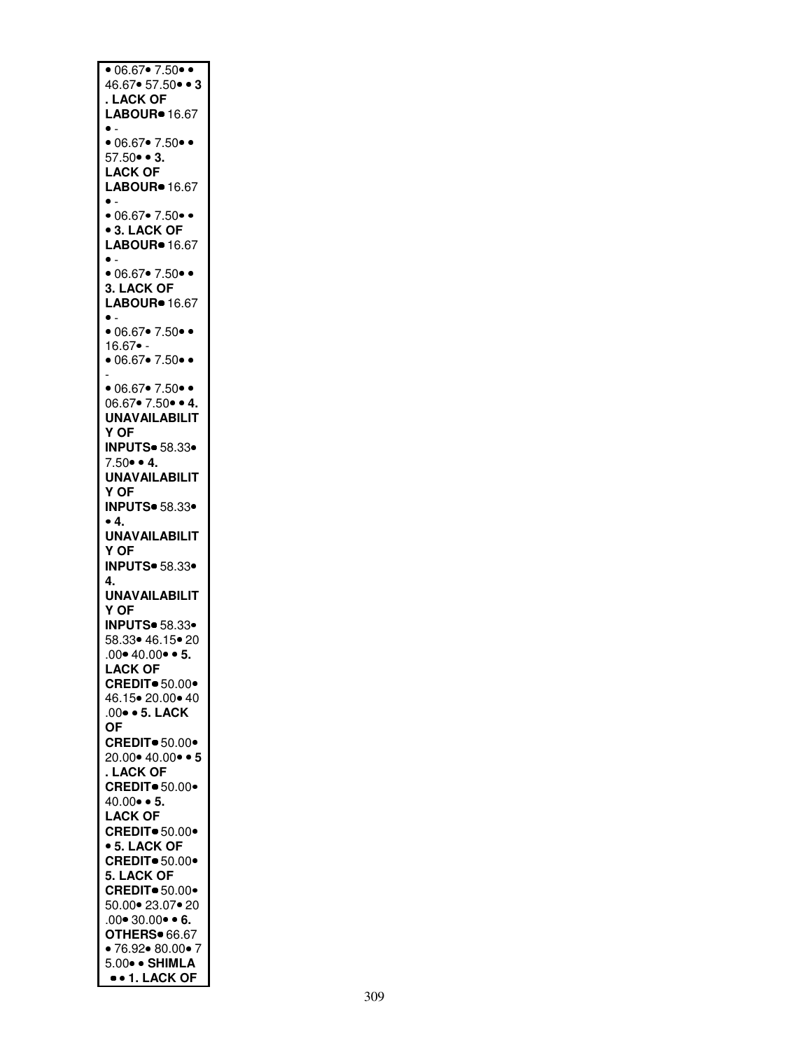• 06.67• 7.50• •
46.67• 57.50• • **3**
**. LACK OF**
**LABOUR**• 16.67
• -
• 06.67• 7.50• •
57.50• • **3.**
**LACK OF**
**LABOUR**• 16.67
• -
• 06.67• 7.50• •
• **3. LACK OF**
**LABOUR**• 16.67
• -
• 06.67• 7.50• •
**3. LACK OF**
**LABOUR**• 16.67
• -
• 06.67• 7.50• •
16.67• -
• 06.67• 7.50• •
-
• 06.67• 7.50• •
06.67• 7.50• • **4.**
**UNAVAILABILIT**
**Y OF**
**INPUTS**• 58.33•
7.50• • **4.**
**UNAVAILABILIT**
**Y OF**
**INPUTS**• 58.33•
• **4.**
**UNAVAILABILIT**
**Y OF**
**INPUTS**• 58.33•
**4.**
**UNAVAILABILIT**
**Y OF**
**INPUTS**• 58.33•
58.33• 46.15• 20
.00• 40.00• • **5.**
**LACK OF**
**CREDIT**• 50.00•
46.15• 20.00• 40
.00• • **5. LACK**
**OF**
**CREDIT**• 50.00•
20.00• 40.00• • **5**
**. LACK OF**
**CREDIT**• 50.00•
40.00• • **5.**
**LACK OF**
**CREDIT**• 50.00•
• **5. LACK OF**
**CREDIT**• 50.00•
**5. LACK OF**
**CREDIT**• 50.00•
50.00• 23.07• 20
.00• 30.00• • **6.**
**OTHERS**• 66.67
• 76.92• 80.00• 7
5.00• • **SHIMLA**
• • **1. LACK OF**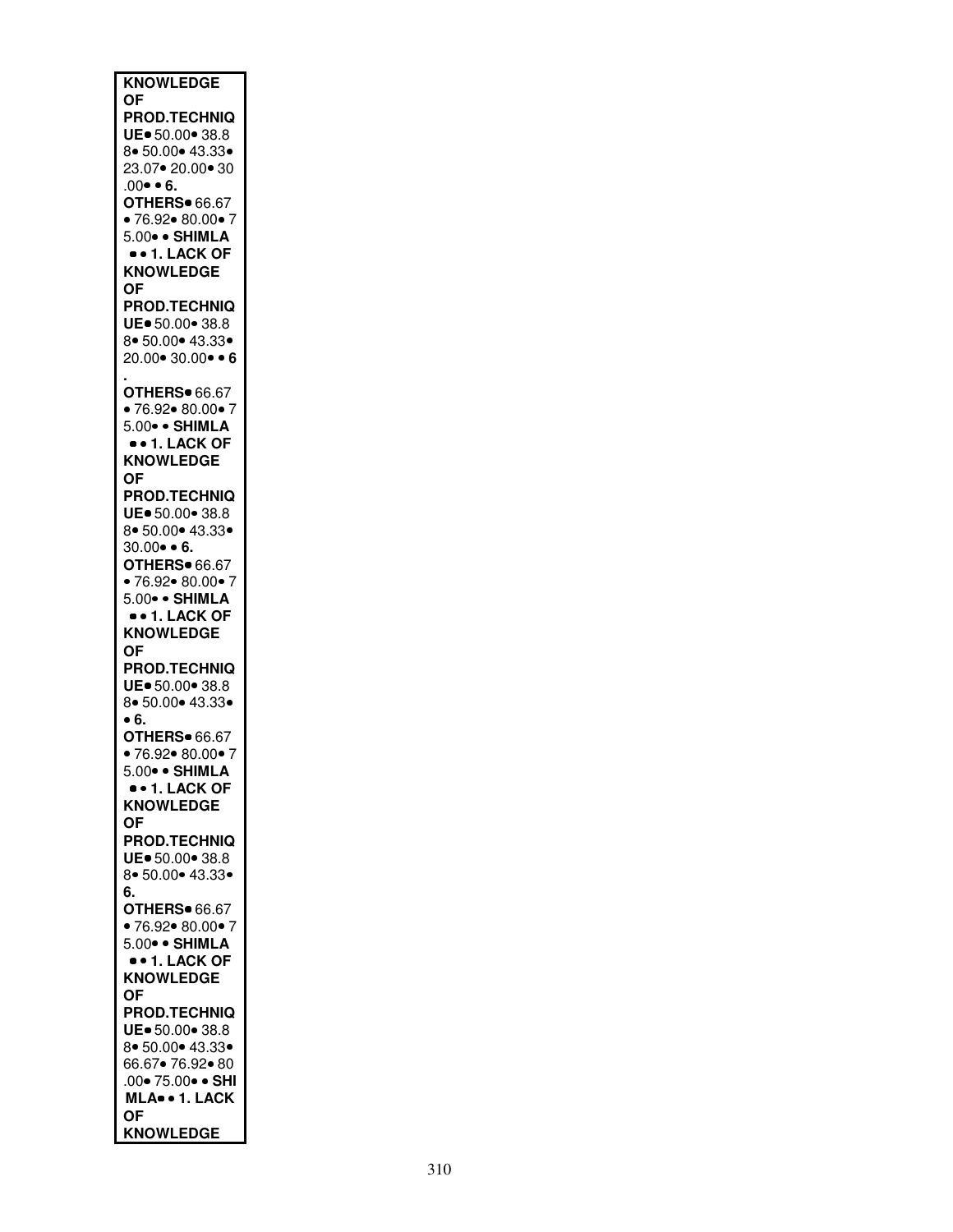**KNOWLEDGE OF PROD.TECHNIQUE**• 50.00• 38.88• 50.00• 43.33• 23.07• 20.00• 30.00• • **6. OTHERS**• 66.67 • 76.92• 80.00• 75.00• • **SHIMLA** • • **1. LACK OF KNOWLEDGE OF PROD.TECHNIQUE**• 50.00• 38.88• 50.00• 43.33• 20.00• 30.00• • **6. OTHERS**• 66.67 • 76.92• 80.00• 75.00• • **SHIMLA** • • **1. LACK OF KNOWLEDGE OF PROD.TECHNIQUE**• 50.00• 38.88• 50.00• 43.33• 30.00• • **6. OTHERS**• 66.67 • 76.92• 80.00• 75.00• • **SHIMLA** • • **1. LACK OF KNOWLEDGE OF PROD.TECHNIQUE**• 50.00• 38.88• 50.00• 43.33• • **6. OTHERS**• 66.67 • 76.92• 80.00• 75.00• • **SHIMLA** • • **1. LACK OF KNOWLEDGE OF PROD.TECHNIQUE**• 50.00• 38.88• 50.00• 43.33• **6. OTHERS**• 66.67 • 76.92• 80.00• 75.00• • **SHIMLA** • • **1. LACK OF KNOWLEDGE OF PROD.TECHNIQUE**• 50.00• 38.88• 50.00• 43.33• 66.67• 76.92• 80.00• 75.00• • **SHIMLA**• • **1. LACK OF KNOWLEDGE**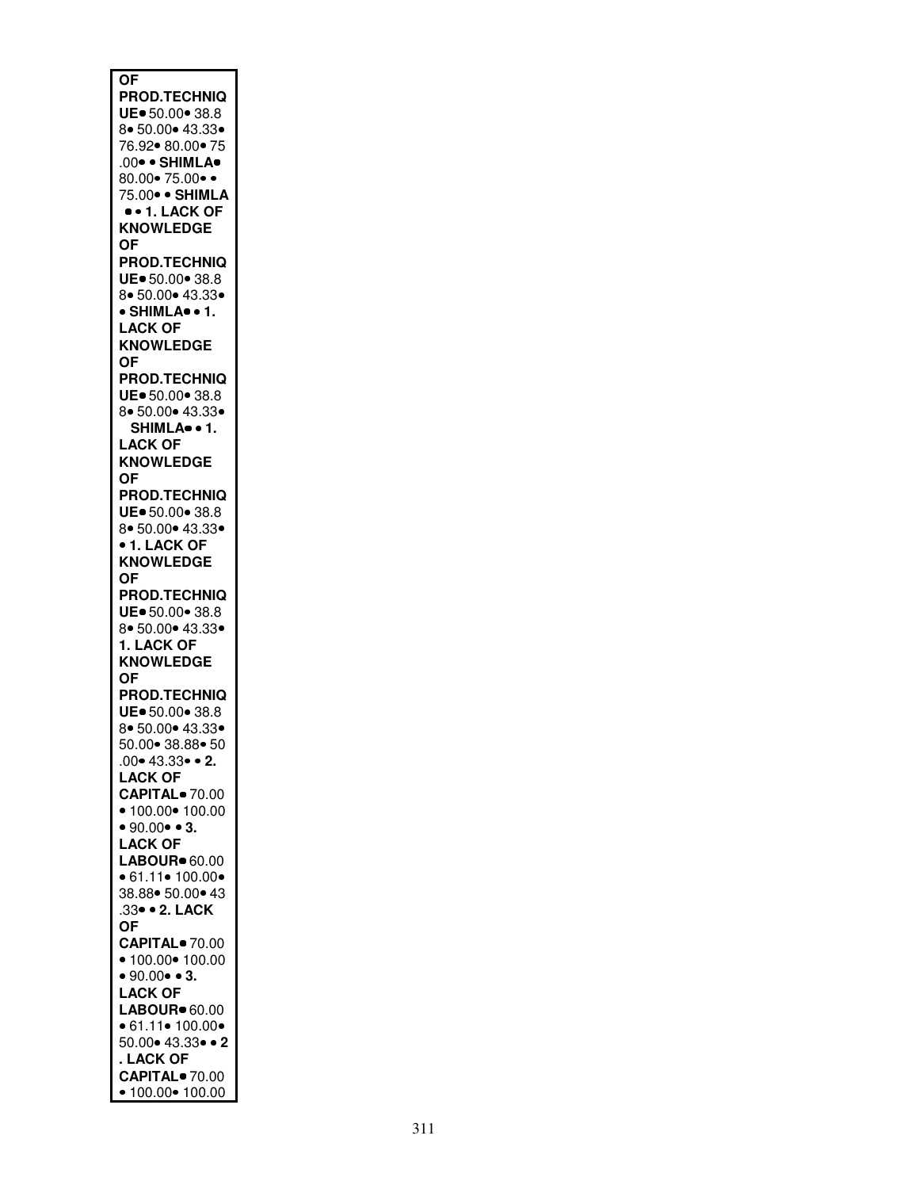| OF PROD.TECHNIQUE• 50.00• 38.88• 50.00• 43.33• 76.92• 80.00• 75.00• • SHIMLA• 80.00• 75.00• • 75.00• • SHIMLA • • 1. LACK OF KNOWLEDGE OF PROD.TECHNIQUE• 50.00• 38.88• 50.00• 43.33• • SHIMLA• • 1. LACK OF KNOWLEDGE OF PROD.TECHNIQUE• 50.00• 38.88• 50.00• 43.33• SHIMLA• • 1. LACK OF KNOWLEDGE OF PROD.TECHNIQUE• 50.00• 38.88• 50.00• 43.33• • 1. LACK OF KNOWLEDGE OF PROD.TECHNIQUE• 50.00• 38.88• 50.00• 43.33• 1. LACK OF KNOWLEDGE OF PROD.TECHNIQUE• 50.00• 38.88• 50.00• 43.33• 50.00• 38.88• 50.00• 43.33• • 2. LACK OF CAPITAL• 70.00 • 100.00• 100.00 • 90.00• • 3. LACK OF LABOUR• 60.00 • 61.11• 100.00• 38.88• 50.00• 43.33• • 2. LACK OF CAPITAL• 70.00 • 100.00• 100.00 • 90.00• • 3. LACK OF LABOUR• 60.00 • 61.11• 100.00• 50.00• 43.33• • 2. LACK OF CAPITAL• 70.00 • 100.00• 100.00 |
|---|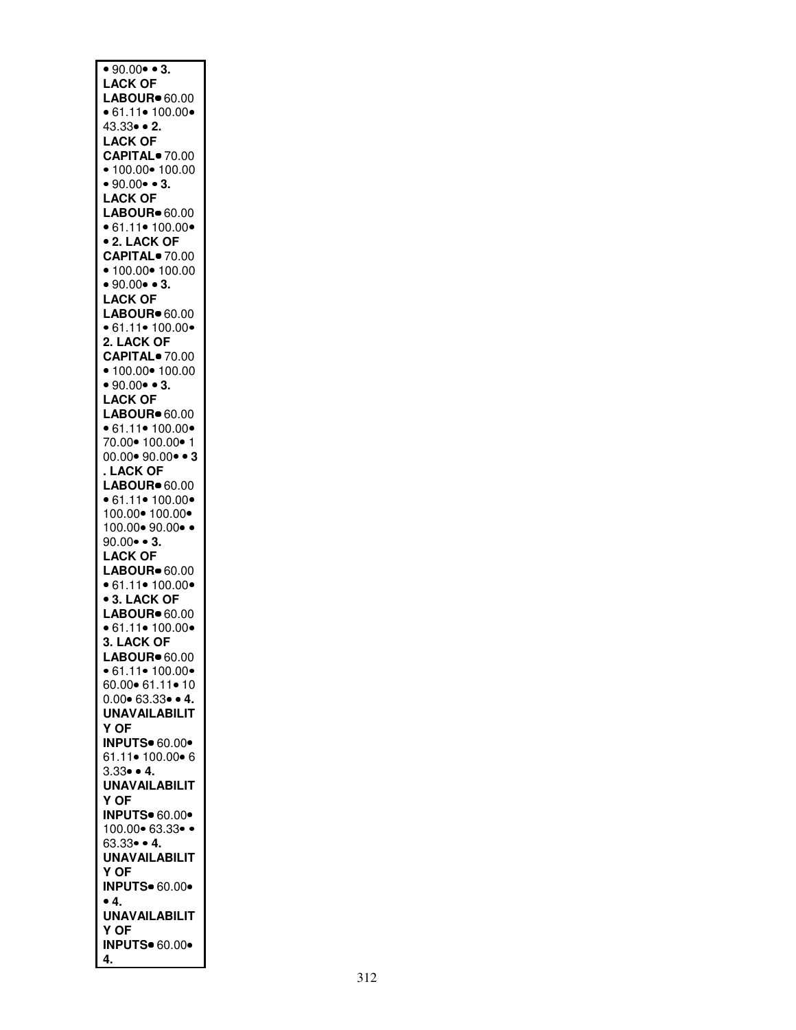• 90.00• • **3. LACK OF LABOUR**• 60.00 • 61.11• 100.00• 43.33• • **2. LACK OF CAPITAL**• 70.00 • 100.00• 100.00 • 90.00• • **3. LACK OF LABOUR**• 60.00 • 61.11• 100.00• • **2. LACK OF CAPITAL**• 70.00 • 100.00• 100.00 • 90.00• • **3. LACK OF LABOUR**• 60.00 • 61.11• 100.00• **2. LACK OF CAPITAL**• 70.00 • 100.00• 100.00 • 90.00• • **3. LACK OF LABOUR**• 60.00 • 61.11• 100.00• 70.00• 100.00• 100.00• 90.00• • **3. LACK OF LABOUR**• 60.00 • 61.11• 100.00• 100.00• 100.00• 100.00• 90.00• • 90.00• • **3. LACK OF LABOUR**• 60.00 • 61.11• 100.00• • **3. LACK OF LABOUR**• 60.00 • 61.11• 100.00• **3. LACK OF LABOUR**• 60.00 • 61.11• 100.00• 60.00• 61.11• 100.00• 63.33• • **4. UNAVAILABILITY OF INPUTS**• 60.00• 61.11• 100.00• 63.33• • **4. UNAVAILABILITY OF INPUTS**• 60.00• 100.00• 63.33• • 63.33• • **4. UNAVAILABILITY OF INPUTS**• 60.00• • **4. UNAVAILABILITY OF INPUTS**• 60.00• **4.**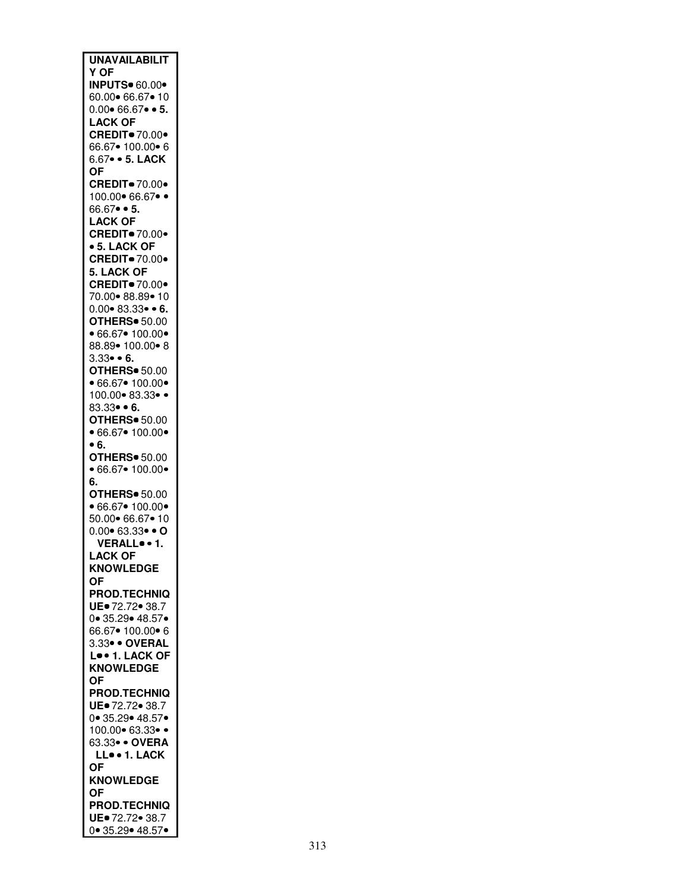**UNAVAILABILITY OF INPUTS**• 60.00• 60.00• 66.67• 100.00• 66.67• • **5. LACK OF CREDIT**• 70.00• 66.67• 100.00• 66.67• • **5. LACK OF CREDIT**• 70.00• 100.00• 66.67• • 66.67• • **5. LACK OF CREDIT**• 70.00• • **5. LACK OF CREDIT**• 70.00• **5. LACK OF CREDIT**• 70.00• 70.00• 88.89• 100.00• 83.33• • **6. OTHERS**• 50.00 • 66.67• 100.00• 88.89• 100.00• 83.33• • **6. OTHERS**• 50.00 • 66.67• 100.00• 100.00• 83.33• • 83.33• • **6. OTHERS**• 50.00 • 66.67• 100.00• • **6. OTHERS**• 50.00 • 66.67• 100.00• **6. OTHERS**• 50.00 • 66.67• 100.00• 50.00• 66.67• 100.00• 63.33• • **OVERALL**• • **1. LACK OF KNOWLEDGE OF PROD.TECHNIQUE**• 72.72• 38.70• 35.29• 48.57• 66.67• 100.00• 63.33• • **OVERALL**• • **1. LACK OF KNOWLEDGE OF PROD.TECHNIQUE**• 72.72• 38.70• 35.29• 48.57• 100.00• 63.33• • 63.33• • **OVERALL**• • **1. LACK OF KNOWLEDGE OF PROD.TECHNIQUE**• 72.72• 38.70• 35.29• 48.57•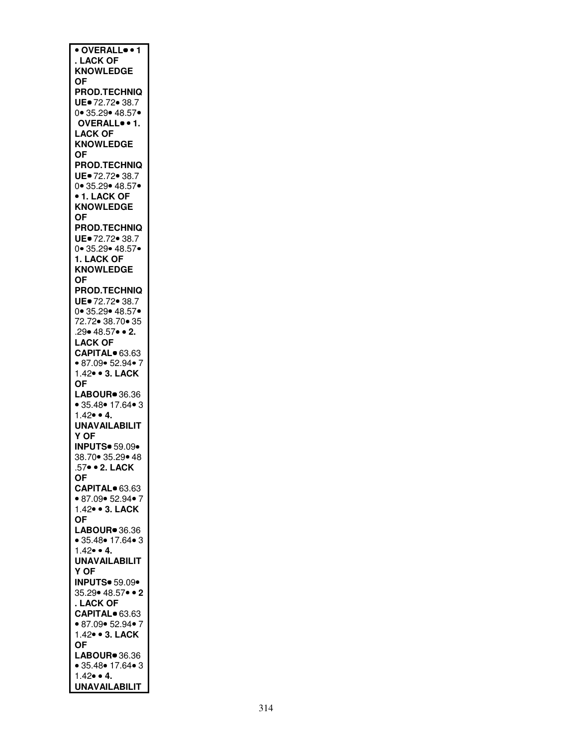**• OVERALL• • 1 . LACK OF KNOWLEDGE OF PROD.TECHNIQUE•** 72.72• 38.70• 35.29• 48.57• **OVERALL• • 1. LACK OF KNOWLEDGE OF PROD.TECHNIQUE•** 72.72• 38.70• 35.29• 48.57• **• 1. LACK OF KNOWLEDGE OF PROD.TECHNIQUE•** 72.72• 38.70• 35.29• 48.57• **1. LACK OF KNOWLEDGE OF PROD.TECHNIQUE•** 72.72• 38.70• 35.29• 48.57• 72.72• 38.70• 35.29• 48.57• • **2. LACK OF CAPITAL•** 63.63 • 87.09• 52.94• 71.42• • **3. LACK OF LABOUR•** 36.36 • 35.48• 17.64• 31.42• • **4. UNAVAILABILITY OF INPUTS•** 59.09• 38.70• 35.29• 48.57• • **2. LACK OF CAPITAL•** 63.63 • 87.09• 52.94• 71.42• • **3. LACK OF LABOUR•** 36.36 • 35.48• 17.64• 31.42• • **4. UNAVAILABILITY OF INPUTS•** 59.09• 35.29• 48.57• • **2 . LACK OF CAPITAL•** 63.63 • 87.09• 52.94• 71.42• • **3. LACK OF LABOUR•** 36.36 • 35.48• 17.64• 31.42• • **4. UNAVAILABILIT**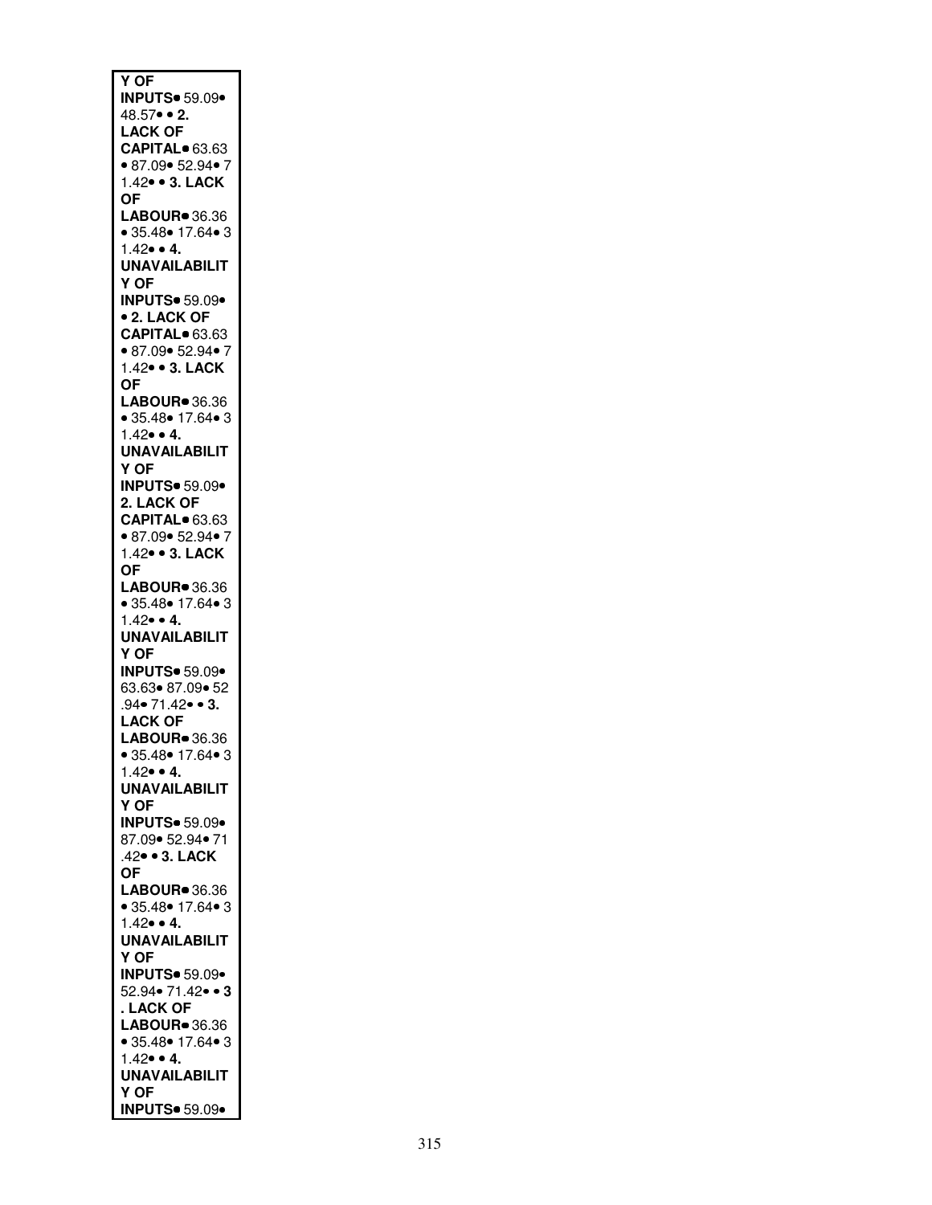**Y OF INPUTS**• 59.09• 48.57• • **2. LACK OF CAPITAL**• 63.63 • 87.09• 52.94• 71.42• • **3. LACK OF LABOUR**• 36.36 • 35.48• 17.64• 31.42• • **4. UNAVAILABILITY OF INPUTS**• 59.09• • **2. LACK OF CAPITAL**• 63.63 • 87.09• 52.94• 71.42• • **3. LACK OF LABOUR**• 36.36 • 35.48• 17.64• 31.42• • **4. UNAVAILABILITY OF INPUTS**• 59.09• **2. LACK OF CAPITAL**• 63.63 • 87.09• 52.94• 71.42• • **3. LACK OF LABOUR**• 36.36 • 35.48• 17.64• 31.42• • **4. UNAVAILABILITY OF INPUTS**• 59.09• 63.63• 87.09• 52.94• 71.42• • **3. LACK OF LABOUR**• 36.36 • 35.48• 17.64• 31.42• • **4. UNAVAILABILITY OF INPUTS**• 59.09• 87.09• 52.94• 71.42• • **3. LACK OF LABOUR**• 36.36 • 35.48• 17.64• 31.42• • **4. UNAVAILABILITY OF INPUTS**• 59.09• 52.94• 71.42• • **3. LACK OF LABOUR**• 36.36 • 35.48• 17.64• 31.42• • **4. UNAVAILABILITY OF INPUTS**• 59.09•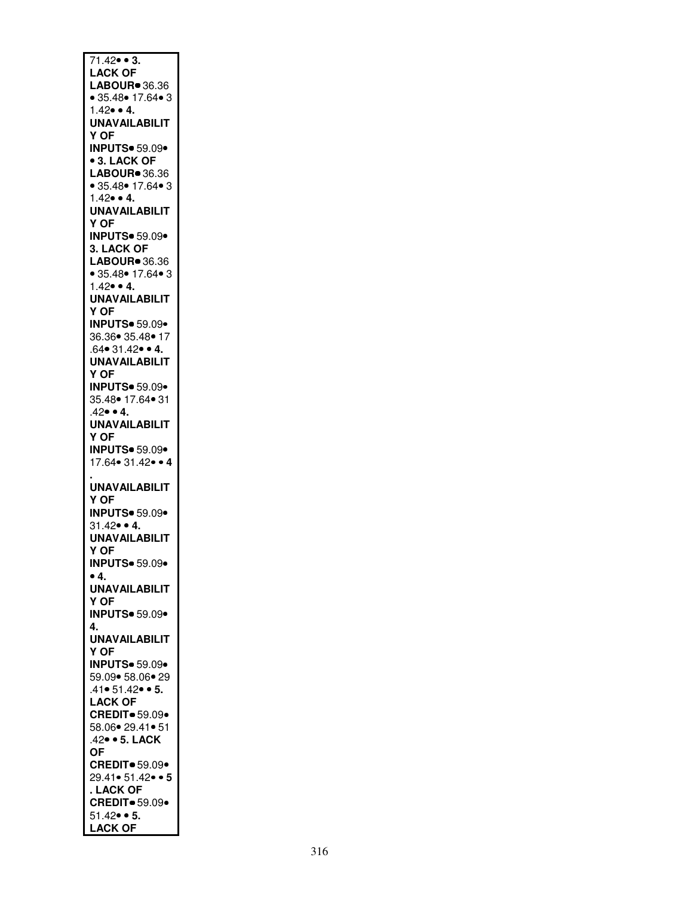71.42• • **3. LACK OF LABOUR**• 36.36 • 35.48• 17.64• 31.42• • **4. UNAVAILABILITY OF INPUTS**• 59.09• • **3. LACK OF LABOUR**• 36.36 • 35.48• 17.64• 31.42• • **4. UNAVAILABILITY OF INPUTS**• 59.09• **3. LACK OF LABOUR**• 36.36 • 35.48• 17.64• 31.42• • **4. UNAVAILABILITY OF INPUTS**• 59.09• 36.36• 35.48• 17.64• 31.42• • **4. UNAVAILABILITY OF INPUTS**• 59.09• 35.48• 17.64• 31.42• • **4. UNAVAILABILITY OF INPUTS**• 59.09• 17.64• 31.42• • **4. UNAVAILABILITY OF INPUTS**• 59.09• 31.42• • **4. UNAVAILABILITY OF INPUTS**• 59.09• • **4. UNAVAILABILITY OF INPUTS**• 59.09• **4. UNAVAILABILITY OF INPUTS**• 59.09• 59.09• 58.06• 29.41• 51.42• • **5. LACK OF CREDIT**• 59.09• 58.06• 29.41• 51.42• • **5. LACK OF CREDIT**• 59.09• 29.41• 51.42• • **5. LACK OF CREDIT**• 59.09• 51.42• • **5. LACK OF**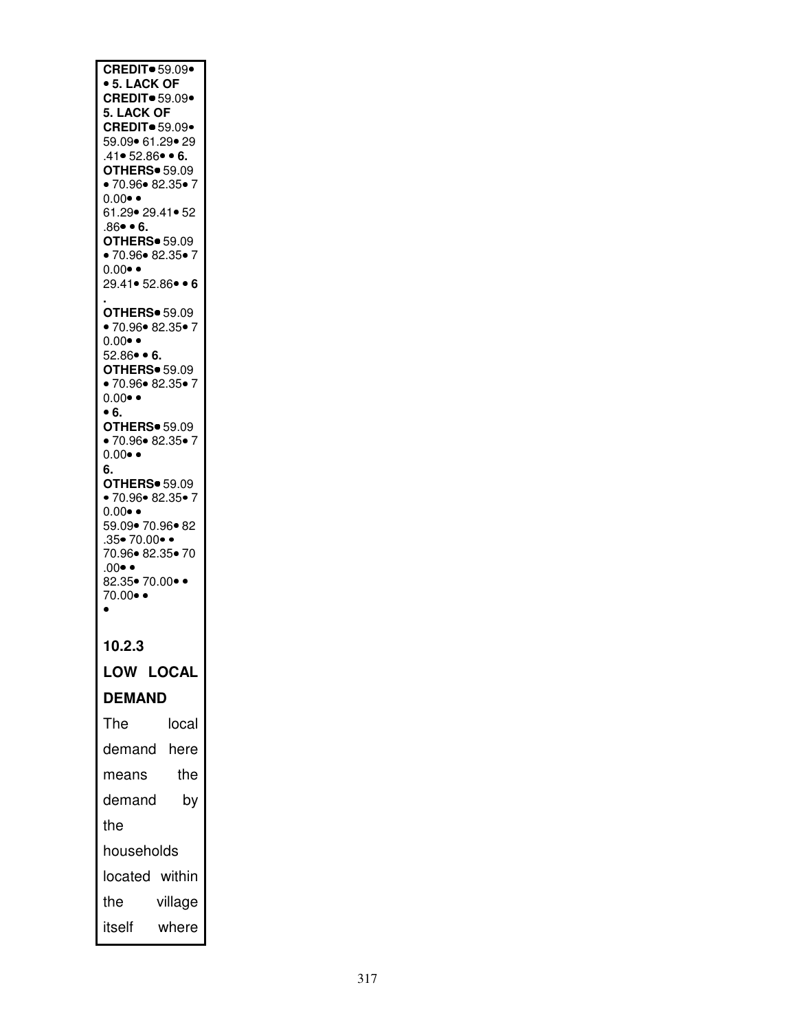**CREDIT**• 59.09•
• **5. LACK OF CREDIT**• 59.09•
**5. LACK OF CREDIT**• 59.09•
59.09• 61.29• 29.41• 52.86• • **6. OTHERS**• 59.09 • 70.96• 82.35• 70.00• •
61.29• 29.41• 52.86• • **6. OTHERS**• 59.09 • 70.96• 82.35• 70.00• •
29.41• 52.86• • **6. OTHERS**• 59.09 • 70.96• 82.35• 70.00• •
52.86• • **6. OTHERS**• 59.09 • 70.96• 82.35• 70.00• •
• **6. OTHERS**• 59.09 • 70.96• 82.35• 70.00• •
**6. OTHERS**• 59.09 • 70.96• 82.35• 70.00• •
59.09• 70.96• 82.35• 70.00• •
70.96• 82.35• 70.00• •
82.35• 70.00• •
70.00• •
•

### 10.2.3 LOW LOCAL DEMAND

The local demand here means the demand by the households located within the village itself where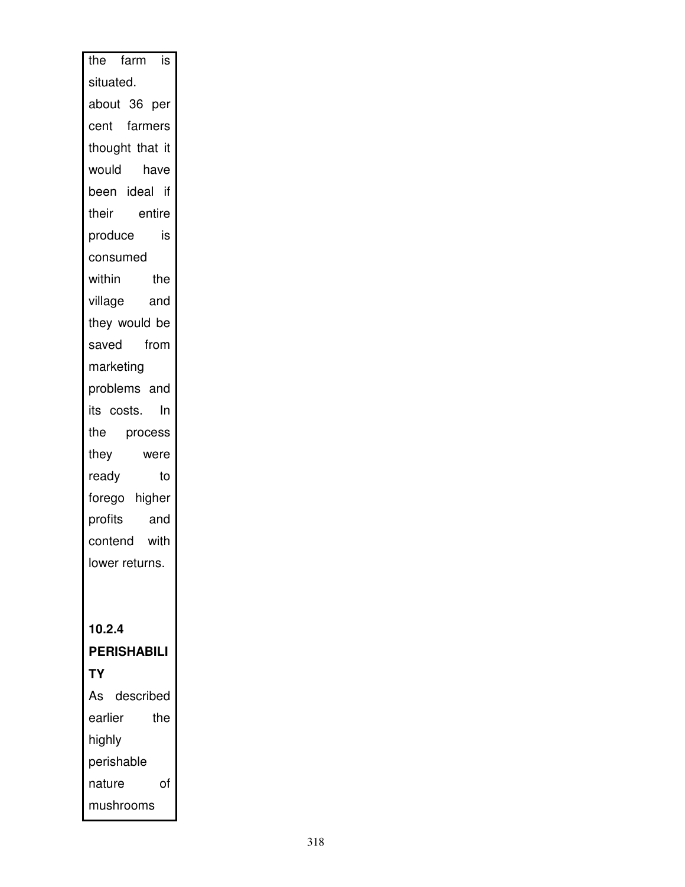the farm is situated.

about 36 per cent farmers thought that it would have been ideal if their entire produce is consumed within the village and they would be saved from marketing problems and its costs. In the process they were ready to forego higher profits and contend with lower returns.

**10.2.4 PERISHABILITY**

As described earlier the highly perishable nature of mushrooms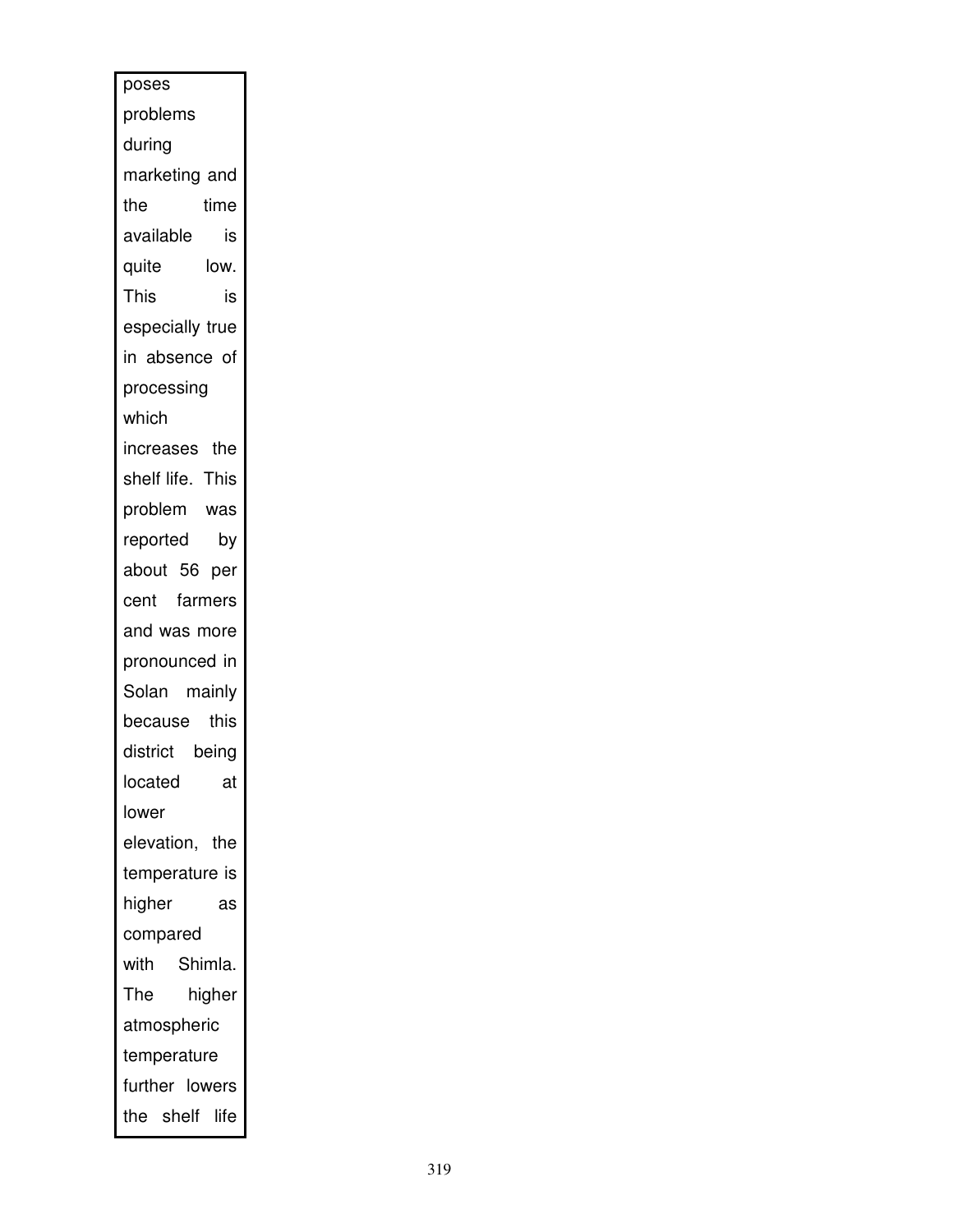poses problems during marketing and the time available is quite low. This is especially true in absence of processing which increases the shelf life. This problem was reported by about 56 per cent farmers and was more pronounced in Solan mainly because this district being located at lower elevation, the temperature is higher as compared with Shimla. The higher atmospheric temperature further lowers the shelf life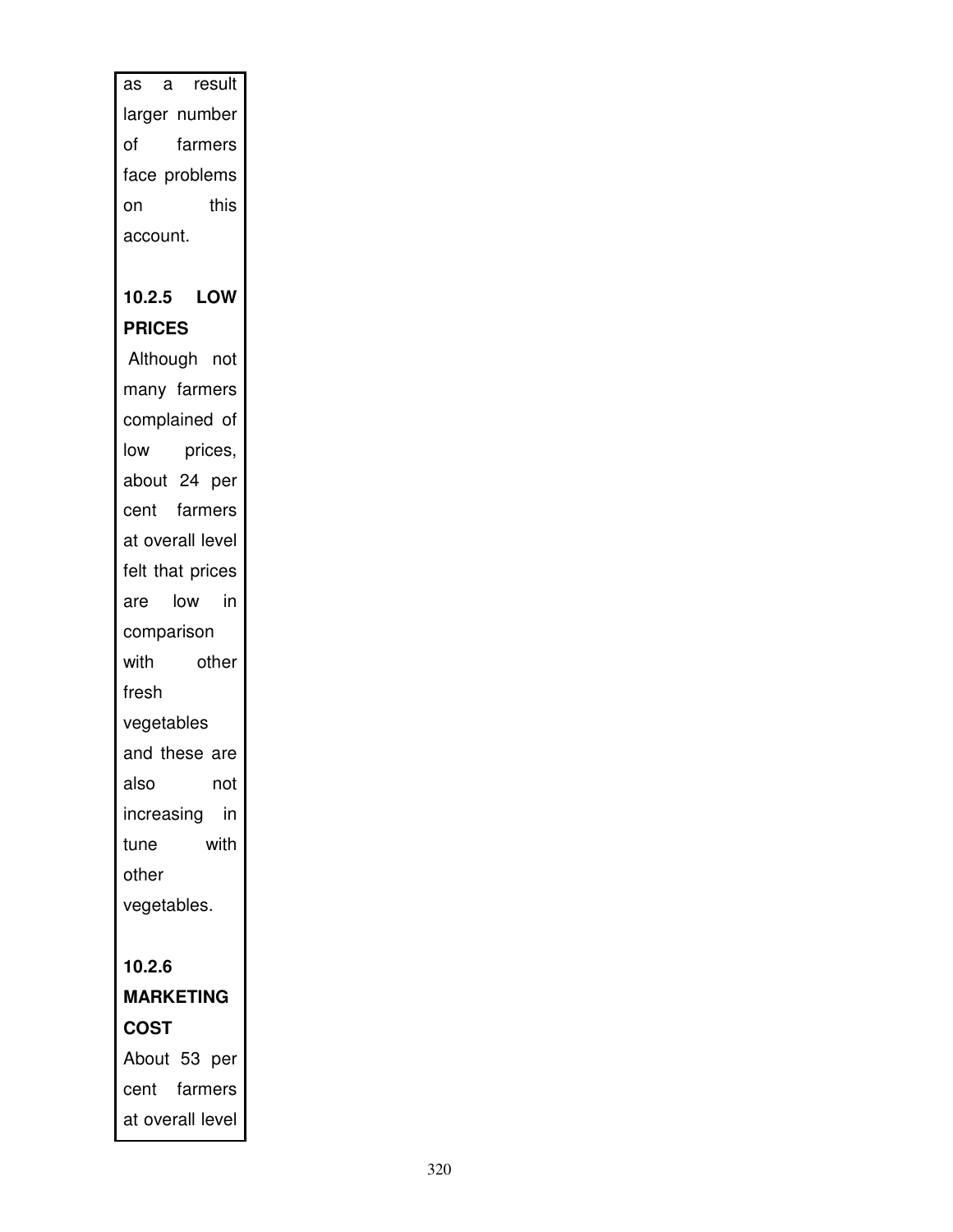as a result larger number of farmers face problems on this account.

**10.2.5 LOW PRICES**

Although not many farmers complained of low prices, about 24 per cent farmers at overall level felt that prices are low in comparison with other fresh vegetables and these are also not increasing in tune with other vegetables.

**10.2.6 MARKETING COST**

About 53 per cent farmers at overall level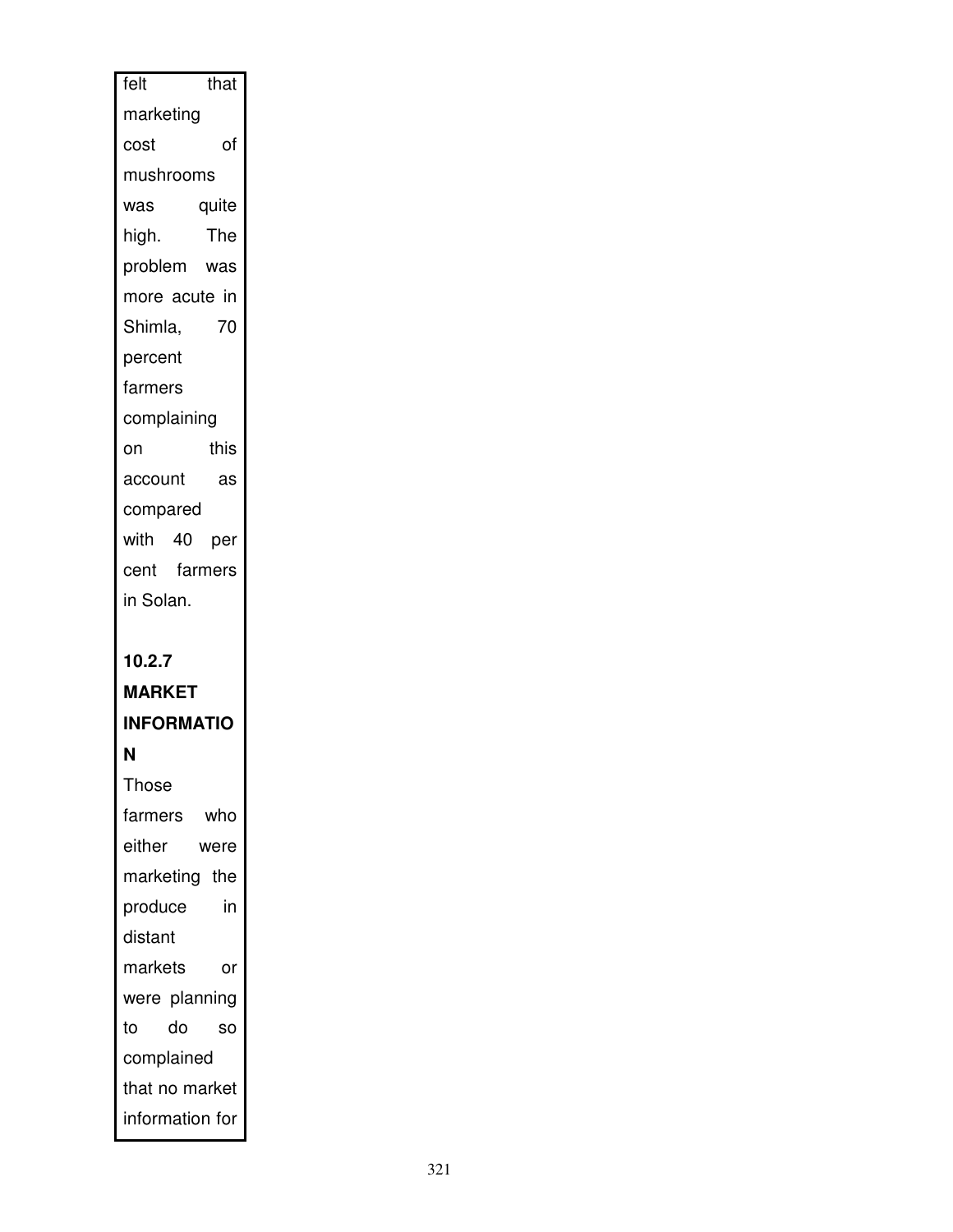felt that marketing cost of mushrooms was quite high. The problem was more acute in Shimla, 70 percent farmers complaining on this account as compared with 40 per cent farmers in Solan.

**10.2.7 MARKET INFORMATION**

Those farmers who either were marketing the produce in distant markets or were planning to do so complained that no market information for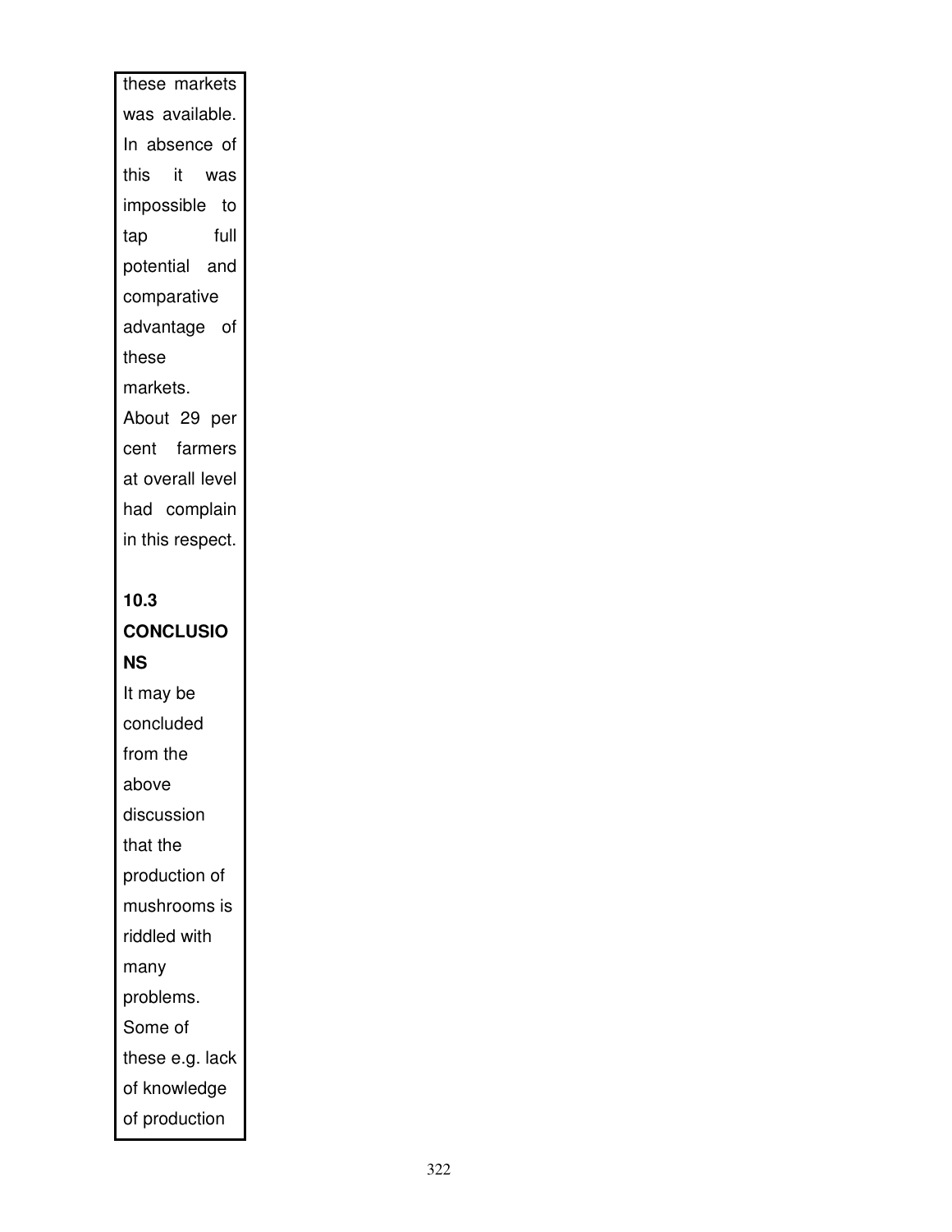these markets was available. In absence of this it was impossible to tap full potential and comparative advantage of these markets. About 29 per cent farmers at overall level had complain in this respect.

## 10.3 CONCLUSIONS

It may be concluded from the above discussion that the production of mushrooms is riddled with many problems. Some of these e.g. lack of knowledge of production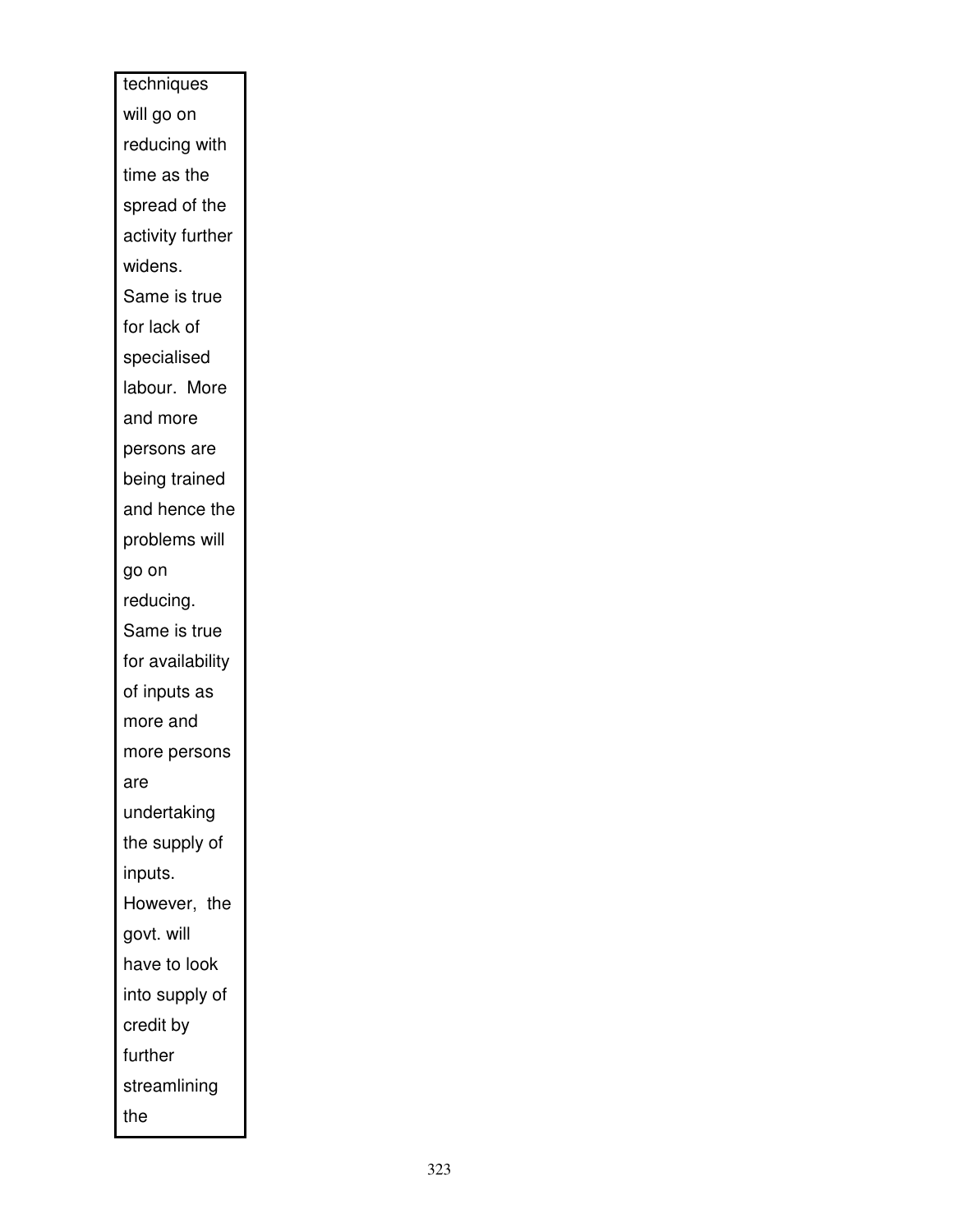| techniques will go on reducing with time as the spread of the activity further widens. Same is true for lack of specialised labour. More and more persons are being trained and hence the problems will go on reducing. Same is true for availability of inputs as more and more persons are undertaking the supply of inputs. However, the govt. will have to look into supply of credit by further streamlining the |
|---|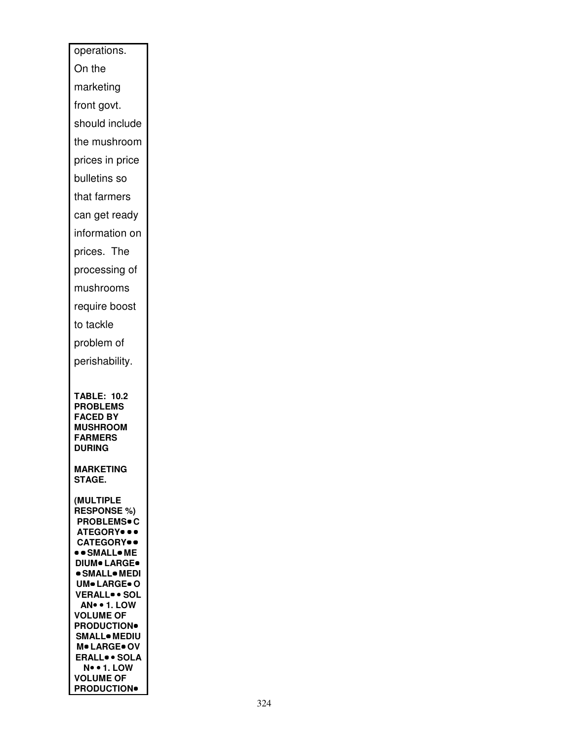operations. On the marketing front govt. should include the mushroom prices in price bulletins so that farmers can get ready information on prices. The processing of mushrooms require boost to tackle problem of perishability.

**TABLE: 10.2 PROBLEMS FACED BY MUSHROOM FARMERS DURING**

**MARKETING STAGE.**

**(MULTIPLE RESPONSE %)**

**PROBLEMS• CATEGORY• • • CATEGORY• • • • SMALL• MEDIUM• LARGE• • SMALL• MEDIUM• LARGE• OVERALL• • SOLAN• • 1. LOW VOLUME OF PRODUCTION• SMALL• MEDIUM• LARGE• OVERALL• • SOLAN• • 1. LOW VOLUME OF PRODUCTION•**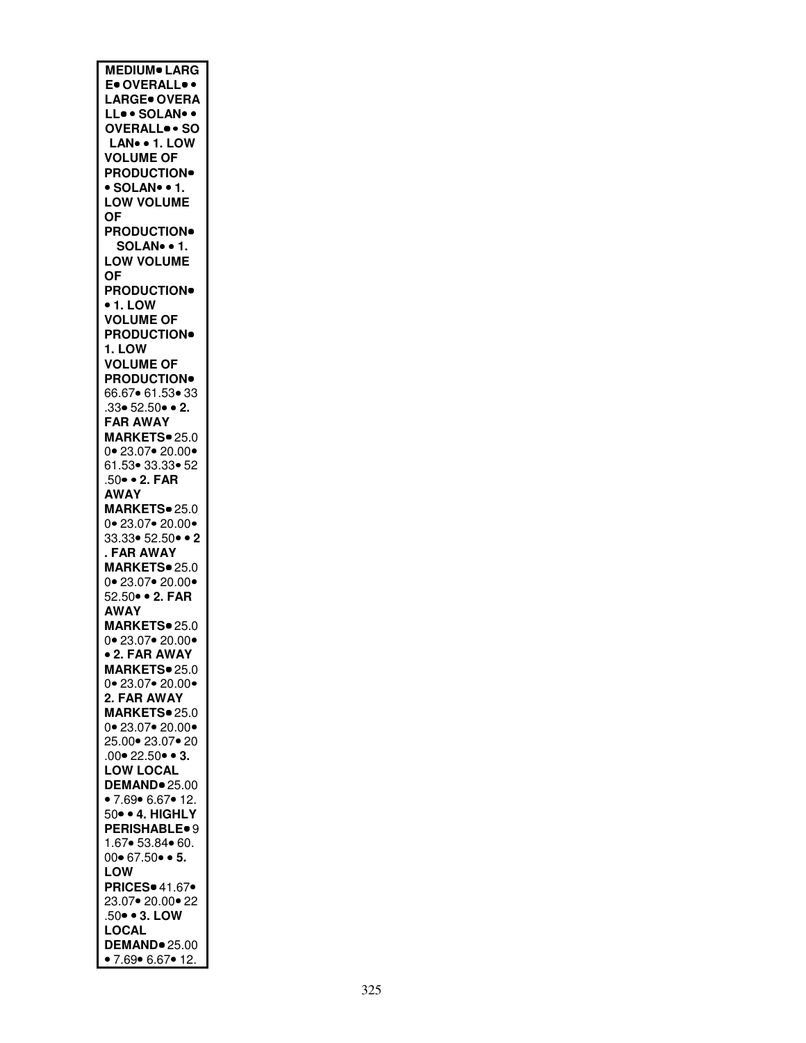**MEDIUM**• **LARGE**• **OVERALL**• • **LARGE**• **OVERALL**• • **SOLAN**• • **OVERALL**• • **SOLAN**• • **1. LOW VOLUME OF PRODUCTION**• • **SOLAN**• • **1. LOW VOLUME OF PRODUCTION**• **SOLAN**• • **1. LOW VOLUME OF PRODUCTION**• • **1. LOW VOLUME OF PRODUCTION**• **1. LOW VOLUME OF PRODUCTION**• 66.67• 61.53• 33.33• 52.50• • **2. FAR AWAY MARKETS**• 25.00• 23.07• 20.00• 61.53• 33.33• 52.50• • **2. FAR AWAY MARKETS**• 25.00• 23.07• 20.00• 33.33• 52.50• • **2. FAR AWAY MARKETS**• 25.00• 23.07• 20.00• 52.50• • **2. FAR AWAY MARKETS**• 25.00• 23.07• 20.00• • **2. FAR AWAY MARKETS**• 25.00• 23.07• 20.00• **2. FAR AWAY MARKETS**• 25.00• 23.07• 20.00• 25.00• 23.07• 20.00• 22.50• • **3. LOW LOCAL DEMAND**• 25.00 • 7.69• 6.67• 12.50• • **4. HIGHLY PERISHABLE**• 91.67• 53.84• 60.00• 67.50• • **5. LOW PRICES**• 41.67• 23.07• 20.00• 22.50• • **3. LOW LOCAL DEMAND**• 25.00 • 7.69• 6.67• 12.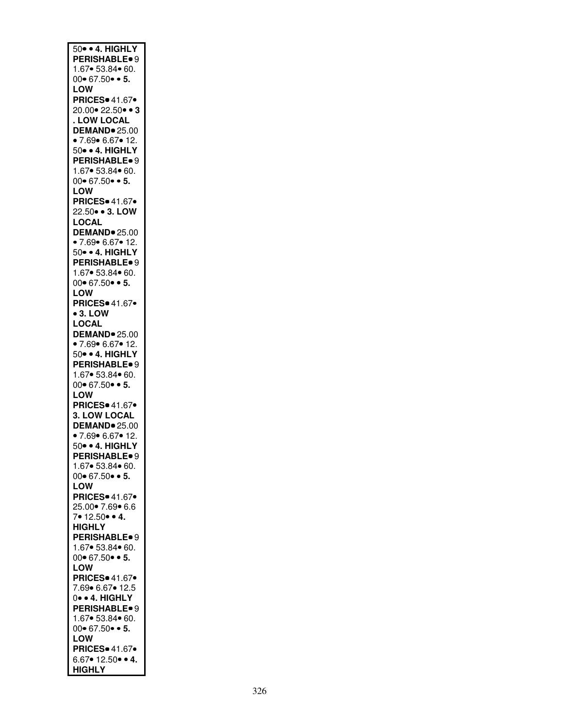50• • **4. HIGHLY PERISHABLE**• 91.67• 53.84• 60.00• 67.50• • **5. LOW PRICES**• 41.67• 20.00• 22.50• • **3. LOW LOCAL DEMAND**• 25.00 • 7.69• 6.67• 12.50• • **4. HIGHLY PERISHABLE**• 91.67• 53.84• 60.00• 67.50• • **5. LOW PRICES**• 41.67• 22.50• • **3. LOW LOCAL DEMAND**• 25.00 • 7.69• 6.67• 12.50• • **4. HIGHLY PERISHABLE**• 91.67• 53.84• 60.00• 67.50• • **5. LOW PRICES**• 41.67• • **3. LOW LOCAL DEMAND**• 25.00 • 7.69• 6.67• 12.50• • **4. HIGHLY PERISHABLE**• 91.67• 53.84• 60.00• 67.50• • **5. LOW PRICES**• 41.67• **3. LOW LOCAL DEMAND**• 25.00 • 7.69• 6.67• 12.50• • **4. HIGHLY PERISHABLE**• 91.67• 53.84• 60.00• 67.50• • **5. LOW PRICES**• 41.67• 25.00• 7.69• 6.67• 12.50• • **4. HIGHLY PERISHABLE**• 91.67• 53.84• 60.00• 67.50• • **5. LOW PRICES**• 41.67• 7.69• 6.67• 12.50• • **4. HIGHLY PERISHABLE**• 91.67• 53.84• 60.00• 67.50• • **5. LOW PRICES**• 41.67• 6.67• 12.50• • **4. HIGHLY**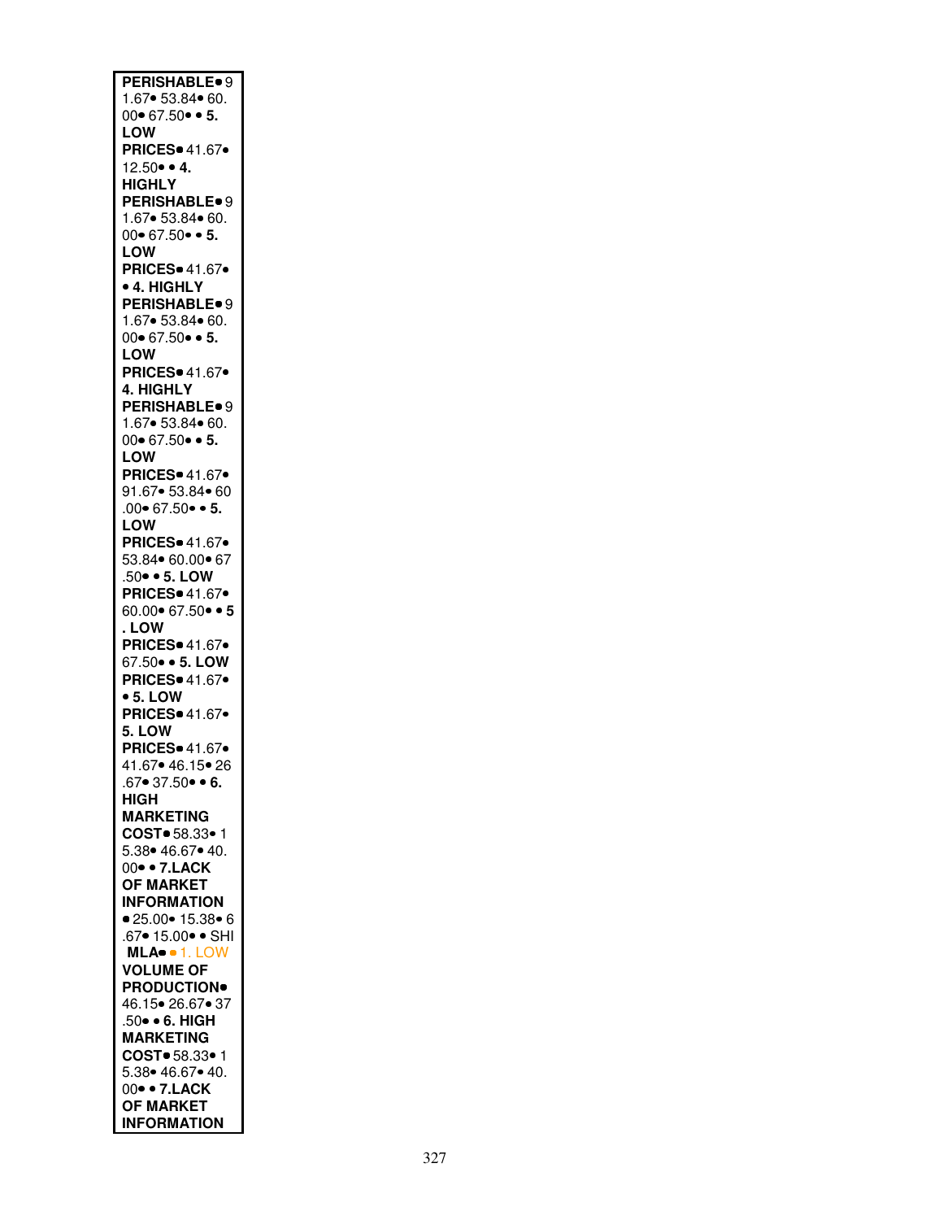**PERISHABLE**• 91.67• 53.84• 60.00• 67.50• • **5. LOW PRICES**• 41.67• 12.50• • **4. HIGHLY PERISHABLE**• 91.67• 53.84• 60.00• 67.50• • **5. LOW PRICES**• 41.67• • **4. HIGHLY PERISHABLE**• 91.67• 53.84• 60.00• 67.50• • **5. LOW PRICES**• 41.67• **4. HIGHLY PERISHABLE**• 91.67• 53.84• 60.00• 67.50• • **5. LOW PRICES**• 41.67• 91.67• 53.84• 60.00• 67.50• • **5. LOW PRICES**• 41.67• 53.84• 60.00• 67.50• • **5. LOW PRICES**• 41.67• 60.00• 67.50• • **5. LOW PRICES**• 41.67• 67.50• • **5. LOW PRICES**• 41.67• • **5. LOW PRICES**• 41.67• **5. LOW PRICES**• 41.67• 41.67• 46.15• 26.67• 37.50• • **6. HIGH MARKETING COST**• 58.33• 15.38• 46.67• 40.00• • **7.LACK OF MARKET INFORMATION** • 25.00• 15.38• 6.67• 15.00• • SHIMLA• • 1. LOW **VOLUME OF PRODUCTION**• 46.15• 26.67• 37.50• • **6. HIGH MARKETING COST**• 58.33• 15.38• 46.67• 40.00• • **7.LACK OF MARKET INFORMATION**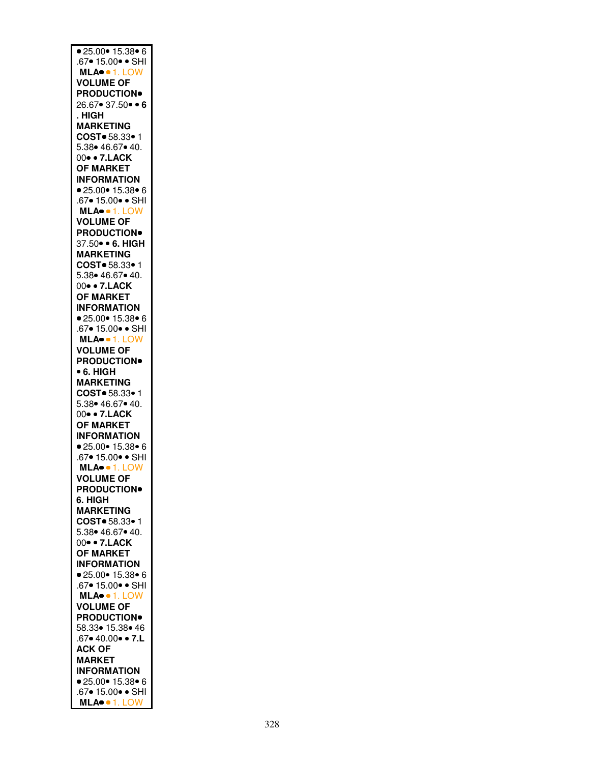• 25.00• 15.38• 6 .67• 15.00• • SHI **MLA**• • 1. LOW **VOLUME OF PRODUCTION**• 26.67• 37.50• • **6 . HIGH MARKETING COST**• 58.33• 1 5.38• 46.67• 40. 00• • **7.LACK OF MARKET INFORMATION** • 25.00• 15.38• 6 .67• 15.00• • SHI **MLA**• • 1. LOW **VOLUME OF PRODUCTION**• 37.50• • **6. HIGH MARKETING COST**• 58.33• 1 5.38• 46.67• 40. 00• • **7.LACK OF MARKET INFORMATION** • 25.00• 15.38• 6 .67• 15.00• • SHI **MLA**• • 1. LOW **VOLUME OF PRODUCTION**• • **6. HIGH MARKETING COST**• 58.33• 1 5.38• 46.67• 40. 00• • **7.LACK OF MARKET INFORMATION** • 25.00• 15.38• 6 .67• 15.00• • SHI **MLA**• • 1. LOW **VOLUME OF PRODUCTION**• **6. HIGH MARKETING COST**• 58.33• 1 5.38• 46.67• 40. 00• • **7.LACK OF MARKET INFORMATION** • 25.00• 15.38• 6 .67• 15.00• • SHI **MLA**• • 1. LOW **VOLUME OF PRODUCTION**• 58.33• 15.38• 46 .67• 40.00• • **7.L ACK OF MARKET INFORMATION** • 25.00• 15.38• 6 .67• 15.00• • SHI **MLA**• • 1. LOW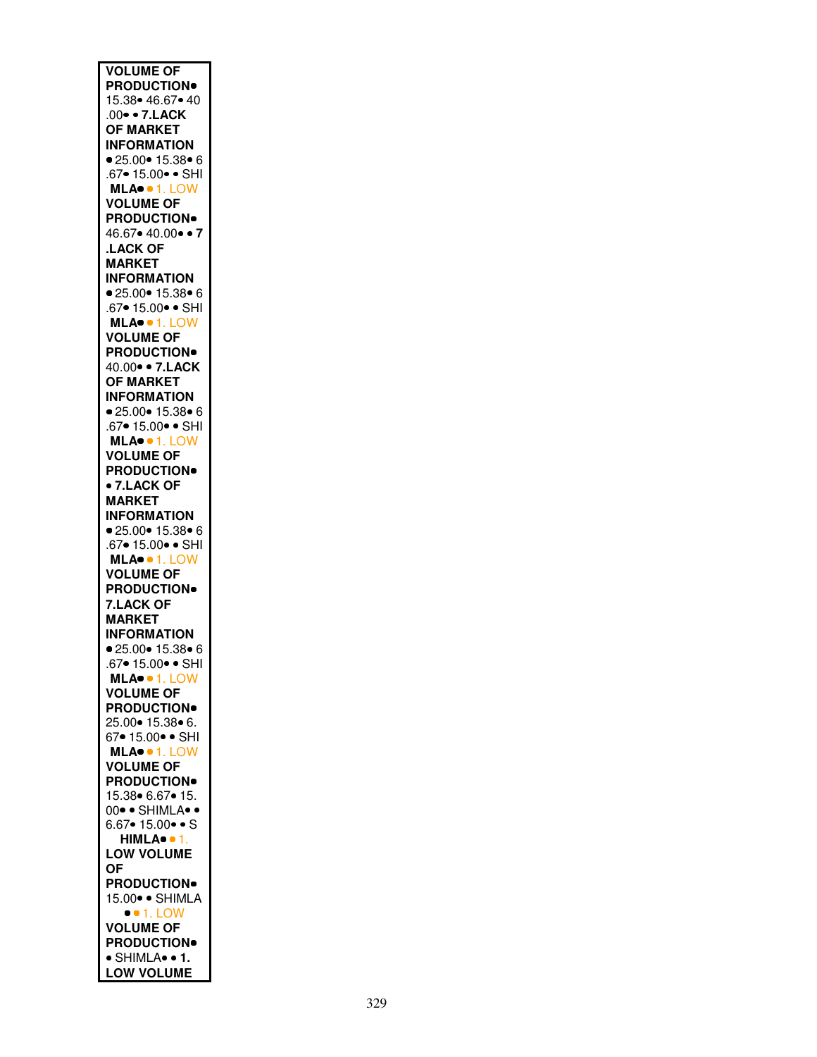**VOLUME OF PRODUCTION**• 15.38• 46.67• 40 .00• • **7.LACK OF MARKET INFORMATION** • 25.00• 15.38• 6 .67• 15.00• • SHI **MLA**• • 1. LOW **VOLUME OF PRODUCTION**• 46.67• 40.00• • **7 .LACK OF MARKET INFORMATION** • 25.00• 15.38• 6 .67• 15.00• • SHI **MLA**• • 1. LOW **VOLUME OF PRODUCTION**• 40.00• • **7.LACK OF MARKET INFORMATION** • 25.00• 15.38• 6 .67• 15.00• • SHI **MLA**• • 1. LOW **VOLUME OF PRODUCTION**• • **7.LACK OF MARKET INFORMATION** • 25.00• 15.38• 6 .67• 15.00• • SHI **MLA**• • 1. LOW **VOLUME OF PRODUCTION**• **7.LACK OF MARKET INFORMATION** • 25.00• 15.38• 6 .67• 15.00• • SHI **MLA**• • 1. LOW **VOLUME OF PRODUCTION**• 25.00• 15.38• 6. 67• 15.00• • SHI **MLA**• • 1. LOW **VOLUME OF PRODUCTION**• 15.38• 6.67• 15. 00• • SHIMLA• • 6.67• 15.00• • S **HIMLA**• • 1. **LOW VOLUME OF PRODUCTION**• 15.00• • SHIMLA • • 1. LOW **VOLUME OF PRODUCTION**• • SHIMLA• • **1. LOW VOLUME**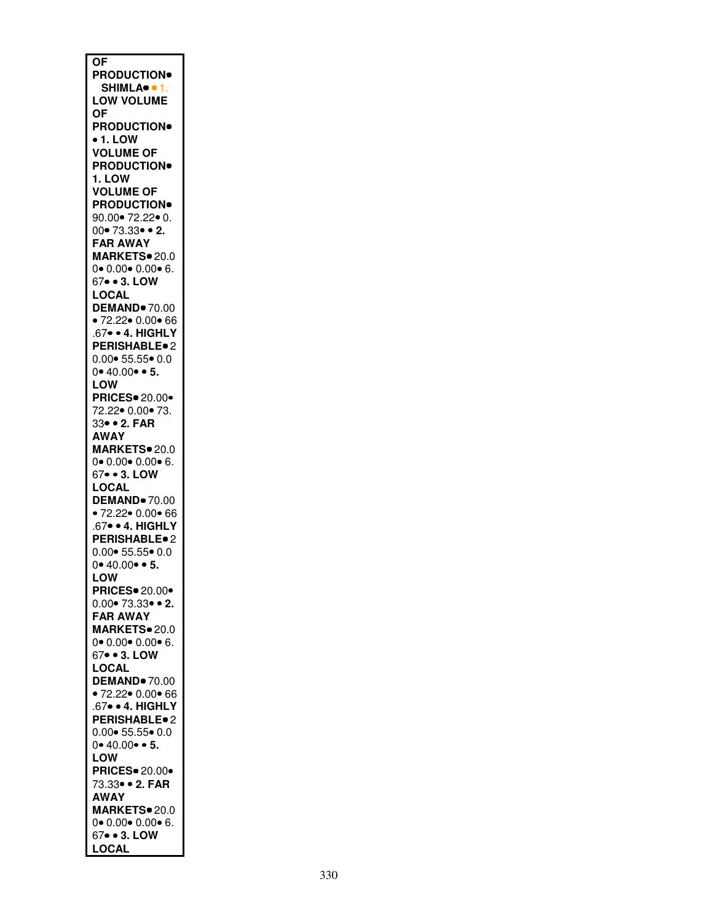**OF PRODUCTION**• **SHIMLA**• • 1. **LOW VOLUME OF PRODUCTION**• • **1. LOW VOLUME OF PRODUCTION**• **1. LOW VOLUME OF PRODUCTION**• 90.00• 72.22• 0.00• 73.33• • **2. FAR AWAY MARKETS**• 20.00• 0.00• 0.00• 6.67• • **3. LOW LOCAL DEMAND**• 70.00 • 72.22• 0.00• 66.67• • **4. HIGHLY PERISHABLE**• 20.00• 55.55• 0.00• 40.00• • **5. LOW PRICES**• 20.00• 72.22• 0.00• 73.33• • **2. FAR AWAY MARKETS**• 20.00• 0.00• 0.00• 6.67• • **3. LOW LOCAL DEMAND**• 70.00 • 72.22• 0.00• 66.67• • **4. HIGHLY PERISHABLE**• 20.00• 55.55• 0.00• 40.00• • **5. LOW PRICES**• 20.00• 0.00• 73.33• • **2. FAR AWAY MARKETS**• 20.00• 0.00• 0.00• 6.67• • **3. LOW LOCAL DEMAND**• 70.00 • 72.22• 0.00• 66.67• • **4. HIGHLY PERISHABLE**• 20.00• 55.55• 0.00• 40.00• • **5. LOW PRICES**• 20.00• 73.33• • **2. FAR AWAY MARKETS**• 20.00• 0.00• 0.00• 6.67• • **3. LOW LOCAL**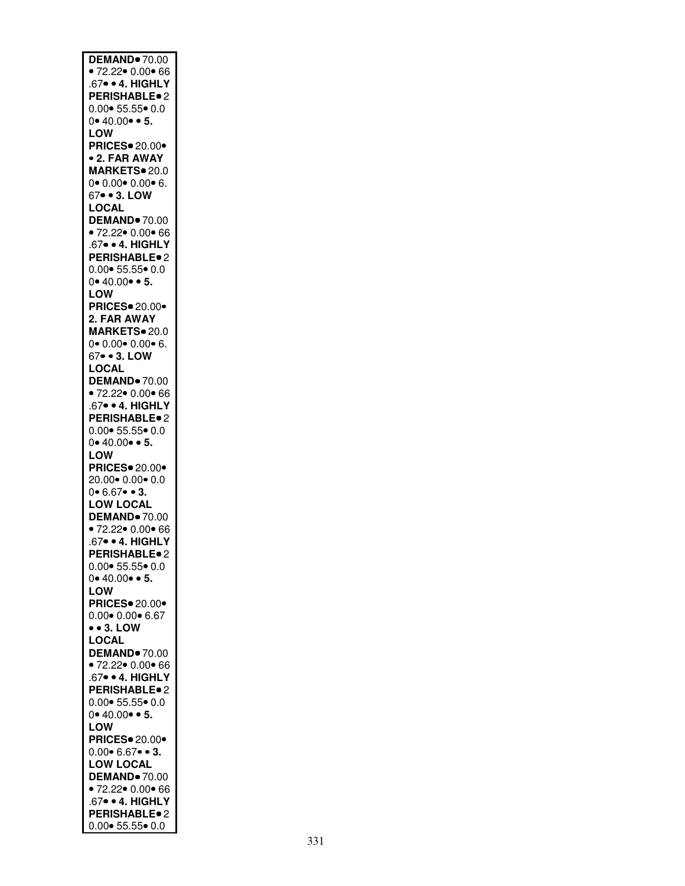**DEMAND**• 70.00 • 72.22• 0.00• 66 .67• • **4. HIGHLY PERISHABLE**• 20.00• 55.55• 0.00• 40.00• • **5. LOW PRICES**• 20.00• • **2. FAR AWAY MARKETS**• 20.00• 0.00• 0.00• 6.67• • **3. LOW LOCAL DEMAND**• 70.00 • 72.22• 0.00• 66 .67• • **4. HIGHLY PERISHABLE**• 20.00• 55.55• 0.00• 40.00• • **5. LOW PRICES**• 20.00• **2. FAR AWAY MARKETS**• 20.00• 0.00• 0.00• 6.67• • **3. LOW LOCAL DEMAND**• 70.00 • 72.22• 0.00• 66 .67• • **4. HIGHLY PERISHABLE**• 20.00• 55.55• 0.00• 40.00• • **5. LOW PRICES**• 20.00• 20.00• 0.00• 0.00• 6.67• • **3. LOW LOCAL DEMAND**• 70.00 • 72.22• 0.00• 66 .67• • **4. HIGHLY PERISHABLE**• 20.00• 55.55• 0.00• 40.00• • **5. LOW PRICES**• 20.00• 0.00• 0.00• 6.67 • • **3. LOW LOCAL DEMAND**• 70.00 • 72.22• 0.00• 66 .67• • **4. HIGHLY PERISHABLE**• 20.00• 55.55• 0.00• 40.00• • **5. LOW PRICES**• 20.00• 0.00• 6.67• • **3. LOW LOCAL DEMAND**• 70.00 • 72.22• 0.00• 66 .67• • **4. HIGHLY PERISHABLE**• 20.00• 55.55• 0.0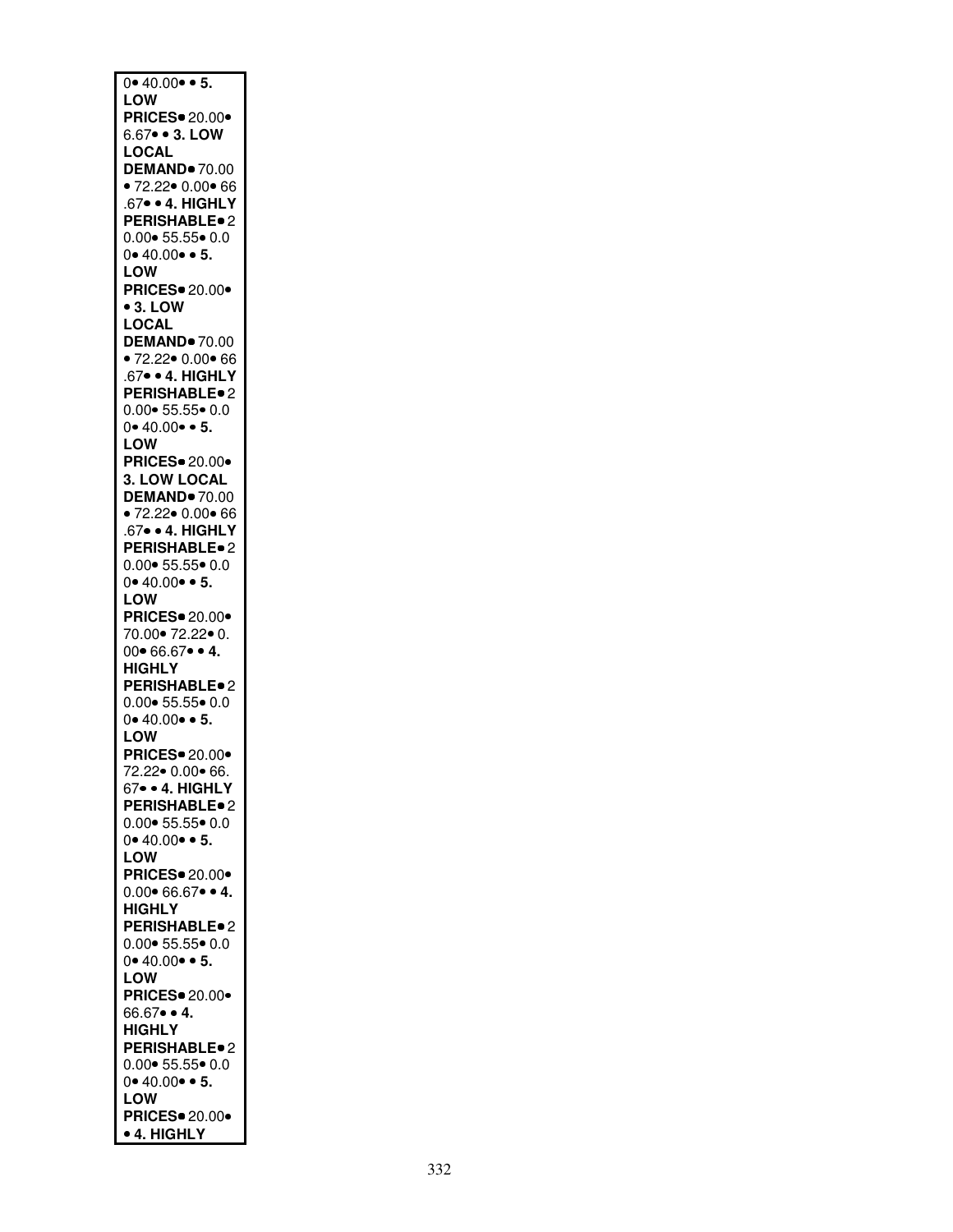0• 40.00• • **5. LOW PRICES**• 20.00• 6.67• • **3. LOW LOCAL DEMAND**• 70.00 • 72.22• 0.00• 66 .67• • **4. HIGHLY PERISHABLE**• 2 0.00• 55.55• 0.0 0• 40.00• • **5. LOW PRICES**• 20.00• • **3. LOW LOCAL DEMAND**• 70.00 • 72.22• 0.00• 66 .67• • **4. HIGHLY PERISHABLE**• 2 0.00• 55.55• 0.0 0• 40.00• • **5. LOW PRICES**• 20.00• **3. LOW LOCAL DEMAND**• 70.00 • 72.22• 0.00• 66 .67• • **4. HIGHLY PERISHABLE**• 2 0.00• 55.55• 0.0 0• 40.00• • **5. LOW PRICES**• 20.00• 70.00• 72.22• 0. 00• 66.67• • **4. HIGHLY PERISHABLE**• 2 0.00• 55.55• 0.0 0• 40.00• • **5. LOW PRICES**• 20.00• 72.22• 0.00• 66. 67• • **4. HIGHLY PERISHABLE**• 2 0.00• 55.55• 0.0 0• 40.00• • **5. LOW PRICES**• 20.00• 0.00• 66.67• • **4. HIGHLY PERISHABLE**• 2 0.00• 55.55• 0.0 0• 40.00• • **5. LOW PRICES**• 20.00• 66.67• • **4. HIGHLY PERISHABLE**• 2 0.00• 55.55• 0.0 0• 40.00• • **5. LOW PRICES**• 20.00• • **4. HIGHLY**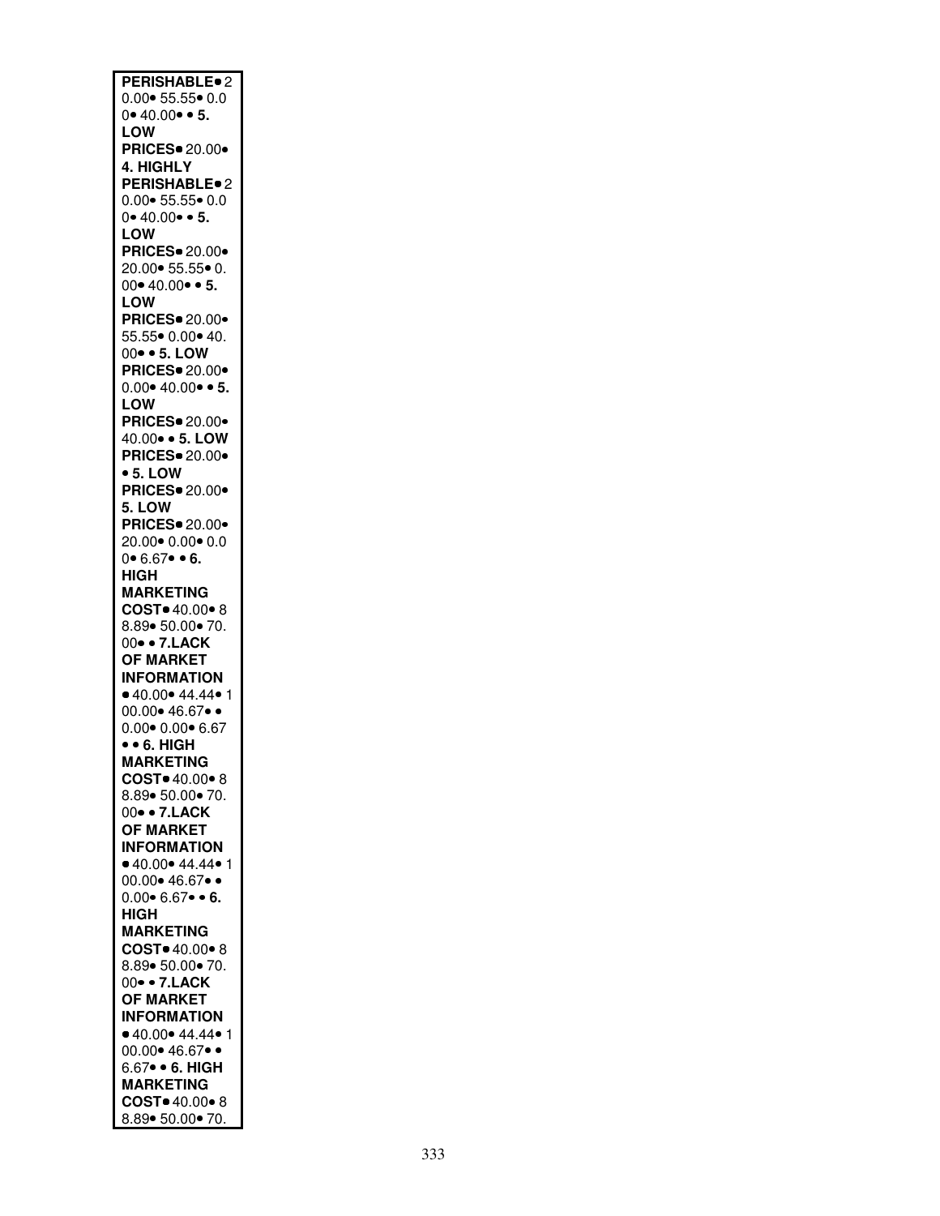**PERISHABLE**• 20.00• 55.55• 0.00• 40.00• • **5. LOW PRICES**• 20.00• **4. HIGHLY PERISHABLE**• 20.00• 55.55• 0.00• 40.00• • **5. LOW PRICES**• 20.00• 20.00• 55.55• 0.00• 40.00• • **5. LOW PRICES**• 20.00• 55.55• 0.00• 40.00• • **5. LOW PRICES**• 20.00• 0.00• 40.00• • **5. LOW PRICES**• 20.00• 40.00• • **5. LOW PRICES**• 20.00• • **5. LOW PRICES**• 20.00• **5. LOW PRICES**• 20.00• 20.00• 0.00• 0.00• 6.67• • **6. HIGH MARKETING COST**• 40.00• 88.89• 50.00• 70.00• • **7.LACK OF MARKET INFORMATION** • 40.00• 44.44• 100.00• 46.67• • 0.00• 0.00• 6.67 • • **6. HIGH MARKETING COST**• 40.00• 88.89• 50.00• 70.00• • **7.LACK OF MARKET INFORMATION** • 40.00• 44.44• 100.00• 46.67• • 0.00• 6.67• • **6. HIGH MARKETING COST**• 40.00• 88.89• 50.00• 70.00• • **7.LACK OF MARKET INFORMATION** • 40.00• 44.44• 100.00• 46.67• • 6.67• • **6. HIGH MARKETING COST**• 40.00• 88.89• 50.00• 70.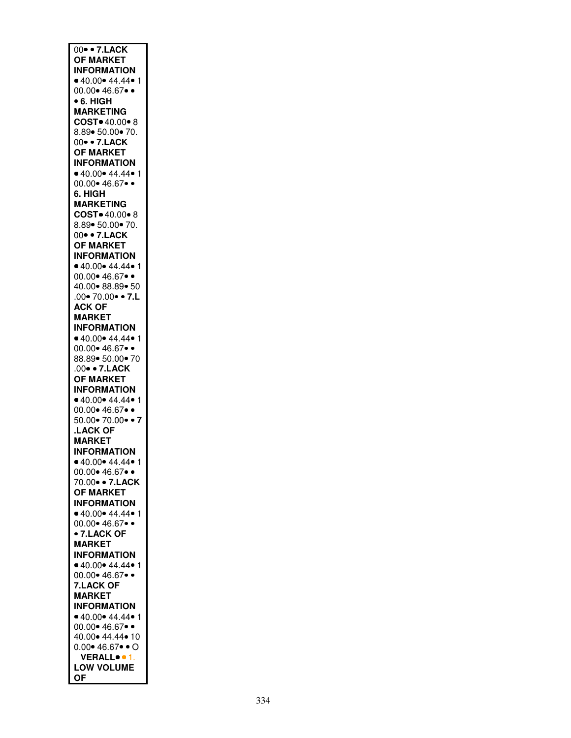00• • **7.LACK OF MARKET INFORMATION** • 40.00• 44.44• 100.00• 46.67• • • **6. HIGH MARKETING COST**• 40.00• 88.89• 50.00• 70.00• • **7.LACK OF MARKET INFORMATION** • 40.00• 44.44• 100.00• 46.67• • **6. HIGH MARKETING COST**• 40.00• 88.89• 50.00• 70.00• • **7.LACK OF MARKET INFORMATION** • 40.00• 44.44• 100.00• 46.67• • 40.00• 88.89• 50.00• 70.00• • **7.LACK OF MARKET INFORMATION** • 40.00• 44.44• 100.00• 46.67• • 88.89• 50.00• 70.00• • **7.LACK OF MARKET INFORMATION** • 40.00• 44.44• 100.00• 46.67• • 50.00• 70.00• • **7.LACK OF MARKET INFORMATION** • 40.00• 44.44• 100.00• 46.67• • 70.00• • **7.LACK OF MARKET INFORMATION** • 40.00• 44.44• 100.00• 46.67• • • **7.LACK OF MARKET INFORMATION** • 40.00• 44.44• 100.00• 46.67• • **7.LACK OF MARKET INFORMATION** • 40.00• 44.44• 100.00• 46.67• • 40.00• 44.44• 100.00• 46.67• • O **VERALL**• • 1. **LOW VOLUME OF**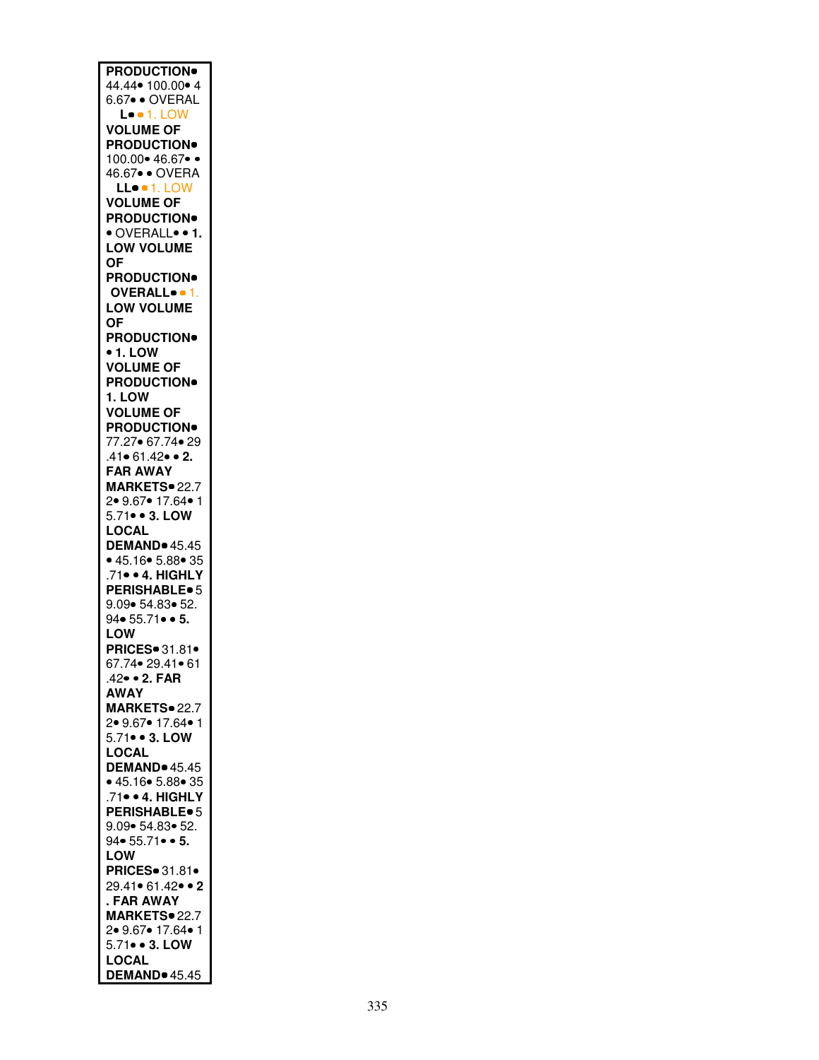**PRODUCTION•** 44.44• 100.00• 46.67• • OVERAL **L•** • 1. LOW **VOLUME OF PRODUCTION•** 100.00• 46.67• • 46.67• • OVERA **LL•** • 1. LOW **VOLUME OF PRODUCTION•** • OVERALL• • **1. LOW VOLUME OF PRODUCTION•** **OVERALL•** • 1. **LOW VOLUME OF PRODUCTION•** • **1. LOW VOLUME OF PRODUCTION•** **1. LOW VOLUME OF PRODUCTION•** 77.27• 67.74• 29.41• 61.42• • **2. FAR AWAY MARKETS•** 22.72• 9.67• 17.64• 15.71• • **3. LOW LOCAL DEMAND•** 45.45 • 45.16• 5.88• 35.71• • **4. HIGHLY PERISHABLE•** 59.09• 54.83• 52.94• 55.71• • **5. LOW PRICES•** 31.81• 67.74• 29.41• 61.42• • **2. FAR AWAY MARKETS•** 22.72• 9.67• 17.64• 15.71• • **3. LOW LOCAL DEMAND•** 45.45 • 45.16• 5.88• 35.71• • **4. HIGHLY PERISHABLE•** 59.09• 54.83• 52.94• 55.71• • **5. LOW PRICES•** 31.81• 29.41• 61.42• • **2. FAR AWAY MARKETS•** 22.72• 9.67• 17.64• 15.71• • **3. LOW LOCAL DEMAND•** 45.45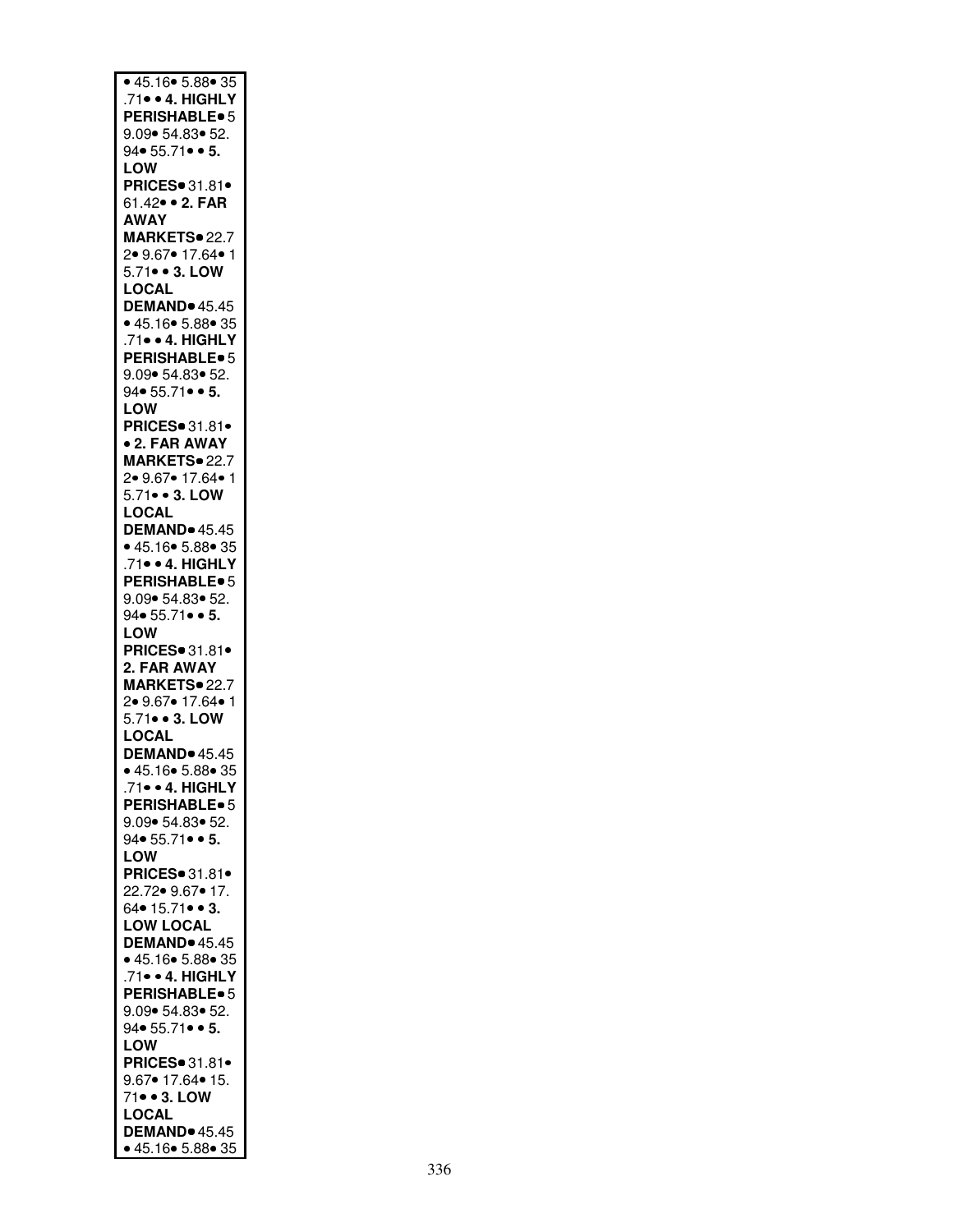• 45.16• 5.88• 35 .71• • **4. HIGHLY PERISHABLE**• 59.09• 54.83• 52. 94• 55.71• • **5. LOW PRICES**• 31.81• 61.42• • **2. FAR AWAY MARKETS**• 22.72• 9.67• 17.64• 15.71• • **3. LOW LOCAL DEMAND**• 45.45 • 45.16• 5.88• 35 .71• • **4. HIGHLY PERISHABLE**• 59.09• 54.83• 52. 94• 55.71• • **5. LOW PRICES**• 31.81• • **2. FAR AWAY MARKETS**• 22.72• 9.67• 17.64• 15.71• • **3. LOW LOCAL DEMAND**• 45.45 • 45.16• 5.88• 35 .71• • **4. HIGHLY PERISHABLE**• 59.09• 54.83• 52. 94• 55.71• • **5. LOW PRICES**• 31.81• **2. FAR AWAY MARKETS**• 22.72• 9.67• 17.64• 15.71• • **3. LOW LOCAL DEMAND**• 45.45 • 45.16• 5.88• 35 .71• • **4. HIGHLY PERISHABLE**• 59.09• 54.83• 52. 94• 55.71• • **5. LOW PRICES**• 31.81• 22.72• 9.67• 17. 64• 15.71• • **3. LOW LOCAL DEMAND**• 45.45 • 45.16• 5.88• 35 .71• • **4. HIGHLY PERISHABLE**• 59.09• 54.83• 52. 94• 55.71• • **5. LOW PRICES**• 31.81• 9.67• 17.64• 15. 71• • **3. LOW LOCAL DEMAND**• 45.45 • 45.16• 5.88• 35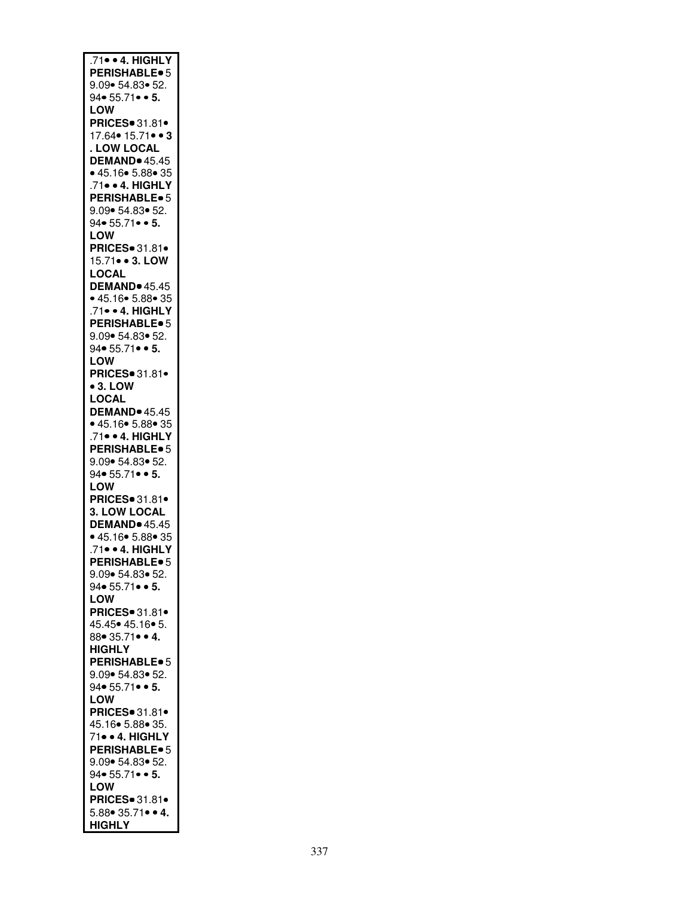.71• • **4. HIGHLY PERISHABLE**• 59.09• 54.83• 52.94• 55.71• • **5. LOW PRICES**• 31.81• 17.64• 15.71• • **3. LOW LOCAL DEMAND**• 45.45 • 45.16• 5.88• 35.71• • **4. HIGHLY PERISHABLE**• 59.09• 54.83• 52.94• 55.71• • **5. LOW PRICES**• 31.81• 15.71• • **3. LOW LOCAL DEMAND**• 45.45 • 45.16• 5.88• 35.71• • **4. HIGHLY PERISHABLE**• 59.09• 54.83• 52.94• 55.71• • **5. LOW PRICES**• 31.81• • **3. LOW LOCAL DEMAND**• 45.45 • 45.16• 5.88• 35.71• • **4. HIGHLY PERISHABLE**• 59.09• 54.83• 52.94• 55.71• • **5. LOW PRICES**• 31.81• **3. LOW LOCAL DEMAND**• 45.45 • 45.16• 5.88• 35.71• • **4. HIGHLY PERISHABLE**• 59.09• 54.83• 52.94• 55.71• • **5. LOW PRICES**• 31.81• 45.45• 45.16• 5.88• 35.71• • **4. HIGHLY PERISHABLE**• 59.09• 54.83• 52.94• 55.71• • **5. LOW PRICES**• 31.81• 45.16• 5.88• 35.71• • **4. HIGHLY PERISHABLE**• 59.09• 54.83• 52.94• 55.71• • **5. LOW PRICES**• 31.81• 5.88• 35.71• • **4. HIGHLY**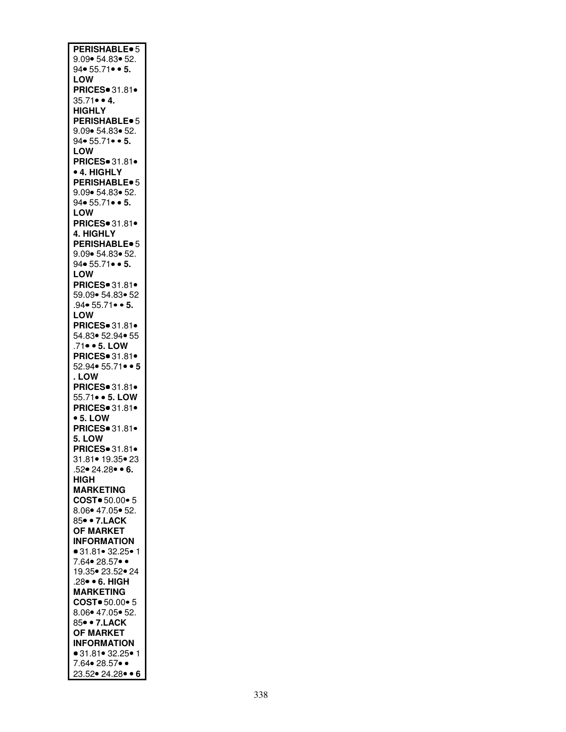**PERISHABLE**• 59.09• 54.83• 52.94• 55.71• • **5. LOW PRICES**• 31.81• 35.71• • **4. HIGHLY PERISHABLE**• 59.09• 54.83• 52.94• 55.71• • **5. LOW PRICES**• 31.81• • **4. HIGHLY PERISHABLE**• 59.09• 54.83• 52.94• 55.71• • **5. LOW PRICES**• 31.81• **4. HIGHLY PERISHABLE**• 59.09• 54.83• 52.94• 55.71• • **5. LOW PRICES**• 31.81• 59.09• 54.83• 52.94• 55.71• • **5. LOW PRICES**• 31.81• 54.83• 52.94• 55.71• • **5. LOW PRICES**• 31.81• 52.94• 55.71• • **5. LOW PRICES**• 31.81• 55.71• • **5. LOW PRICES**• 31.81• • **5. LOW PRICES**• 31.81• **5. LOW PRICES**• 31.81• 31.81• 19.35• 23.52• 24.28• • **6. HIGH MARKETING COST**• 50.00• 58.06• 47.05• 52.85• • **7.LACK OF MARKET INFORMATION** • 31.81• 32.25• 17.64• 28.57• • 19.35• 23.52• 24.28• • **6. HIGH MARKETING COST**• 50.00• 58.06• 47.05• 52.85• • **7.LACK OF MARKET INFORMATION** • 31.81• 32.25• 17.64• 28.57• • 23.52• 24.28• • **6**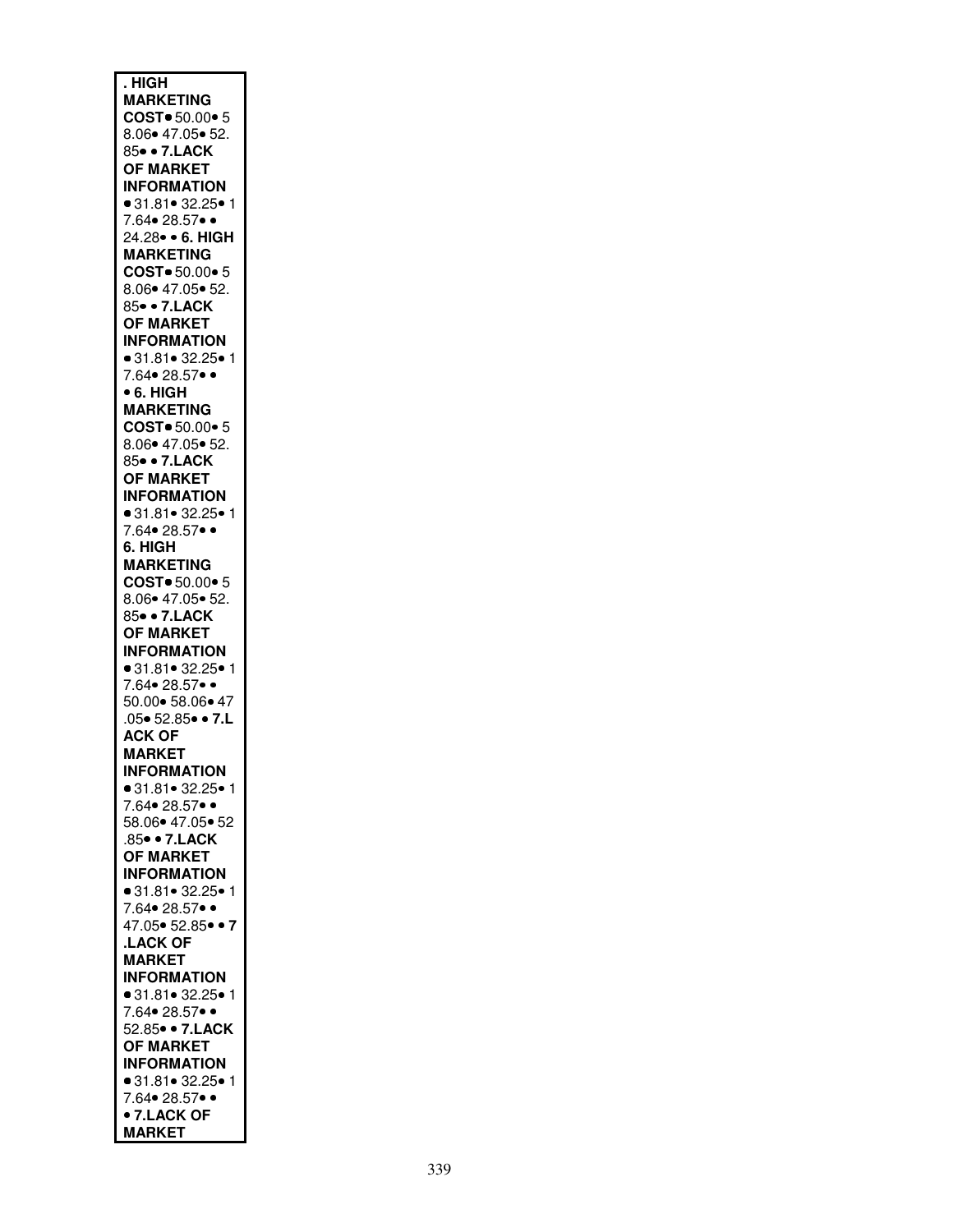**. HIGH MARKETING COST**• 50.00• 58.06• 47.05• 52.85• • **7.LACK OF MARKET INFORMATION** • 31.81• 32.25• 17.64• 28.57• • 24.28• • **6. HIGH MARKETING COST**• 50.00• 58.06• 47.05• 52.85• • **7.LACK OF MARKET INFORMATION** • 31.81• 32.25• 17.64• 28.57• • • **6. HIGH MARKETING COST**• 50.00• 58.06• 47.05• 52.85• • **7.LACK OF MARKET INFORMATION** • 31.81• 32.25• 17.64• 28.57• • **6. HIGH MARKETING COST**• 50.00• 58.06• 47.05• 52.85• • **7.LACK OF MARKET INFORMATION** • 31.81• 32.25• 17.64• 28.57• • 50.00• 58.06• 47.05• 52.85• • **7.LACK OF MARKET INFORMATION** • 31.81• 32.25• 17.64• 28.57• • 58.06• 47.05• 52.85• • **7.LACK OF MARKET INFORMATION** • 31.81• 32.25• 17.64• 28.57• • 47.05• 52.85• • **7.LACK OF MARKET INFORMATION** • 31.81• 32.25• 17.64• 28.57• • 52.85• • **7.LACK OF MARKET INFORMATION** • 31.81• 32.25• 17.64• 28.57• • • **7.LACK OF MARKET**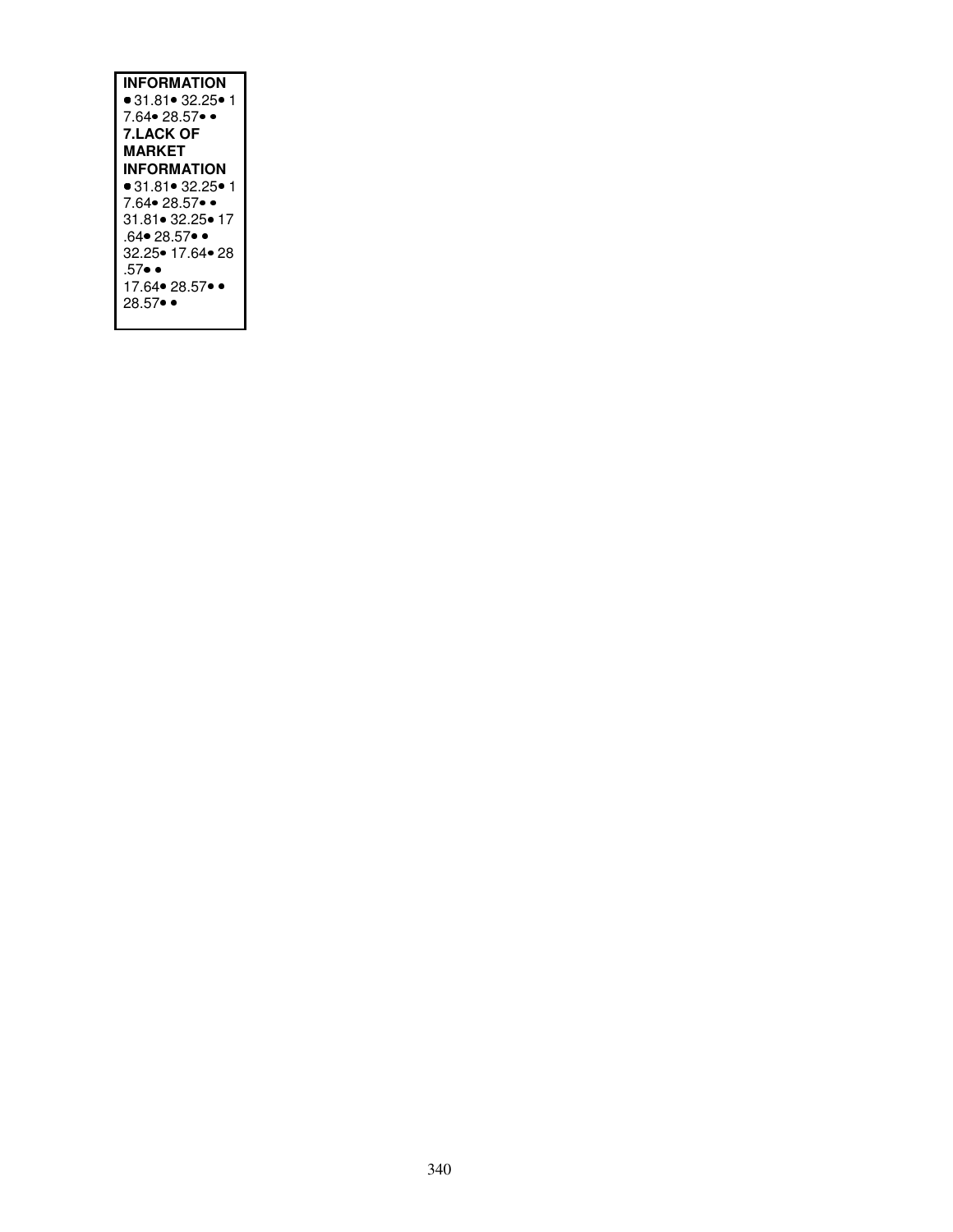**INFORMATION**

● 31.81● 32.25● 17.64● 28.57● ●

**7.LACK OF MARKET INFORMATION**

● 31.81● 32.25● 17.64● 28.57● ●
31.81● 32.25● 17.64● 28.57● ●
32.25● 17.64● 28.57● ●
17.64● 28.57● ●
28.57● ●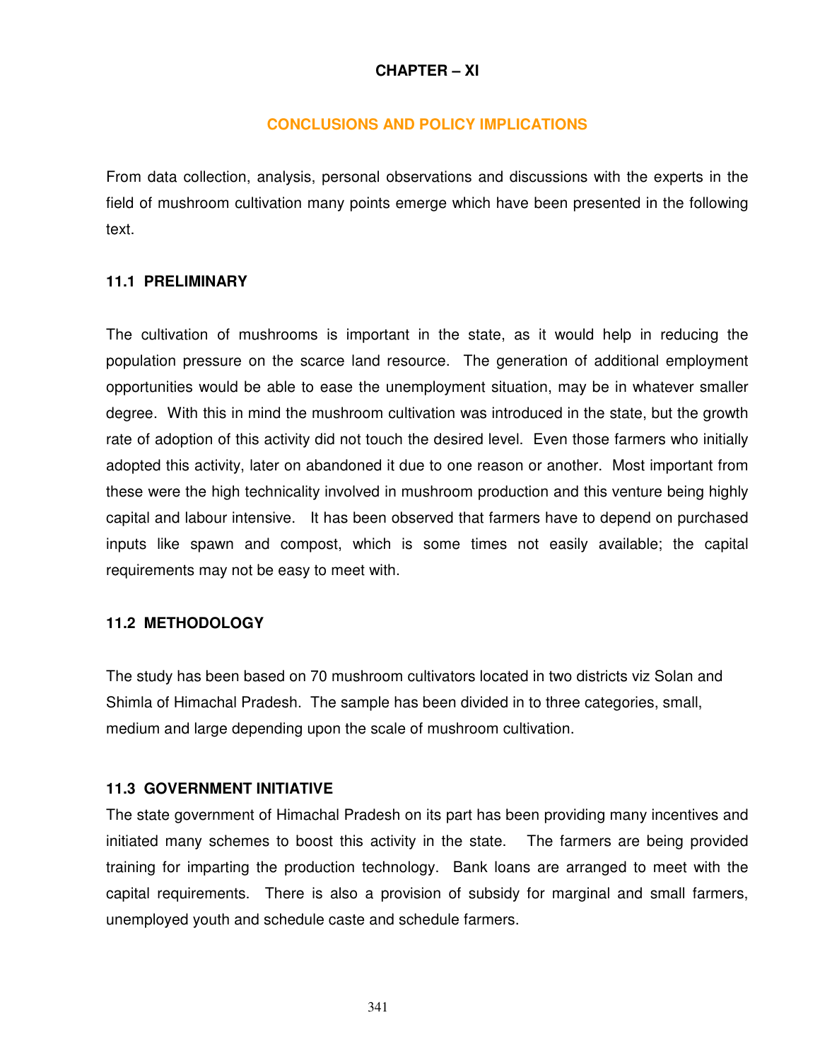# CHAPTER – XI

## CONCLUSIONS AND POLICY IMPLICATIONS

From data collection, analysis, personal observations and discussions with the experts in the field of mushroom cultivation many points emerge which have been presented in the following text.

### 11.1 PRELIMINARY

The cultivation of mushrooms is important in the state, as it would help in reducing the population pressure on the scarce land resource. The generation of additional employment opportunities would be able to ease the unemployment situation, may be in whatever smaller degree. With this in mind the mushroom cultivation was introduced in the state, but the growth rate of adoption of this activity did not touch the desired level. Even those farmers who initially adopted this activity, later on abandoned it due to one reason or another. Most important from these were the high technicality involved in mushroom production and this venture being highly capital and labour intensive. It has been observed that farmers have to depend on purchased inputs like spawn and compost, which is some times not easily available; the capital requirements may not be easy to meet with.

### 11.2 METHODOLOGY

The study has been based on 70 mushroom cultivators located in two districts viz Solan and Shimla of Himachal Pradesh. The sample has been divided in to three categories, small, medium and large depending upon the scale of mushroom cultivation.

### 11.3 GOVERNMENT INITIATIVE

The state government of Himachal Pradesh on its part has been providing many incentives and initiated many schemes to boost this activity in the state. The farmers are being provided training for imparting the production technology. Bank loans are arranged to meet with the capital requirements. There is also a provision of subsidy for marginal and small farmers, unemployed youth and schedule caste and schedule farmers.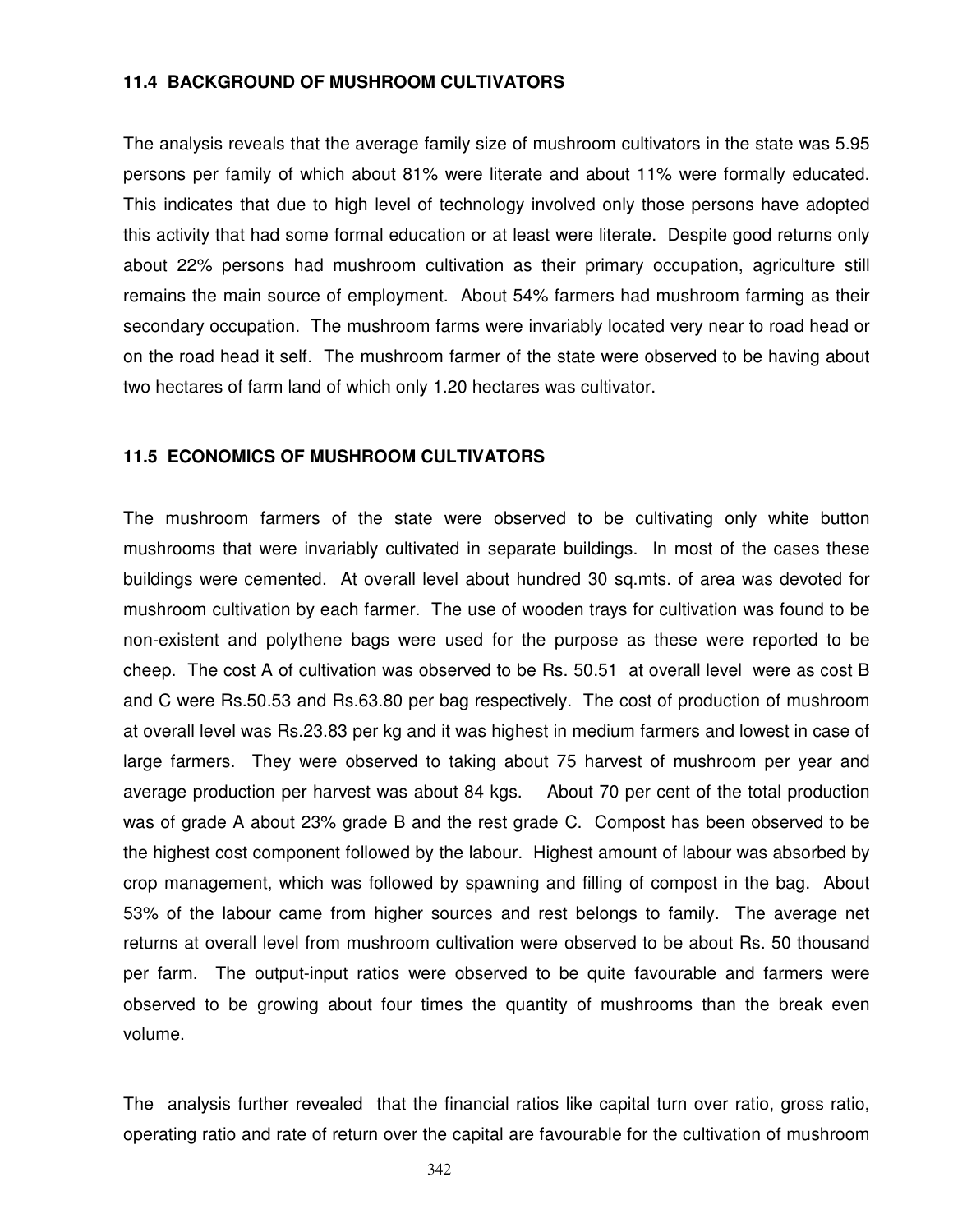### 11.4 BACKGROUND OF MUSHROOM CULTIVATORS

The analysis reveals that the average family size of mushroom cultivators in the state was 5.95 persons per family of which about 81% were literate and about 11% were formally educated. This indicates that due to high level of technology involved only those persons have adopted this activity that had some formal education or at least were literate. Despite good returns only about 22% persons had mushroom cultivation as their primary occupation, agriculture still remains the main source of employment. About 54% farmers had mushroom farming as their secondary occupation. The mushroom farms were invariably located very near to road head or on the road head it self. The mushroom farmer of the state were observed to be having about two hectares of farm land of which only 1.20 hectares was cultivator.

### 11.5 ECONOMICS OF MUSHROOM CULTIVATORS

The mushroom farmers of the state were observed to be cultivating only white button mushrooms that were invariably cultivated in separate buildings. In most of the cases these buildings were cemented. At overall level about hundred 30 sq.mts. of area was devoted for mushroom cultivation by each farmer. The use of wooden trays for cultivation was found to be non-existent and polythene bags were used for the purpose as these were reported to be cheep. The cost A of cultivation was observed to be Rs. 50.51 at overall level were as cost B and C were Rs.50.53 and Rs.63.80 per bag respectively. The cost of production of mushroom at overall level was Rs.23.83 per kg and it was highest in medium farmers and lowest in case of large farmers. They were observed to taking about 75 harvest of mushroom per year and average production per harvest was about 84 kgs. About 70 per cent of the total production was of grade A about 23% grade B and the rest grade C. Compost has been observed to be the highest cost component followed by the labour. Highest amount of labour was absorbed by crop management, which was followed by spawning and filling of compost in the bag. About 53% of the labour came from higher sources and rest belongs to family. The average net returns at overall level from mushroom cultivation were observed to be about Rs. 50 thousand per farm. The output-input ratios were observed to be quite favourable and farmers were observed to be growing about four times the quantity of mushrooms than the break even volume.

The analysis further revealed that the financial ratios like capital turn over ratio, gross ratio, operating ratio and rate of return over the capital are favourable for the cultivation of mushroom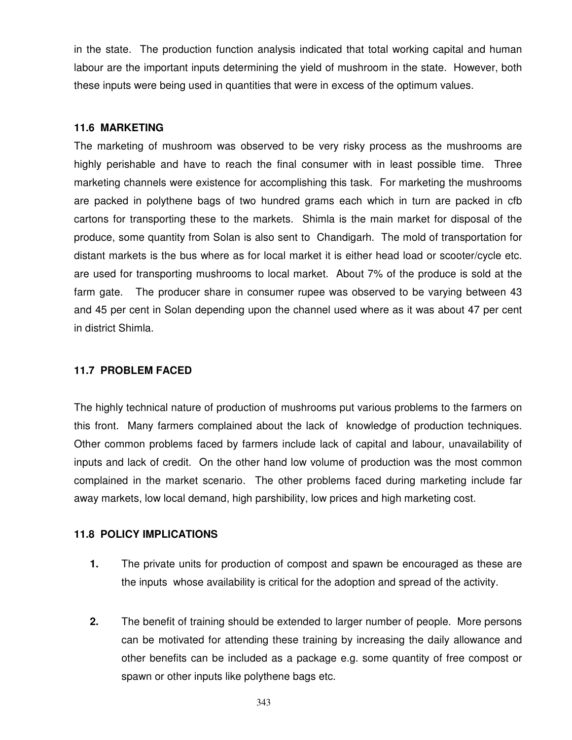in the state. The production function analysis indicated that total working capital and human labour are the important inputs determining the yield of mushroom in the state. However, both these inputs were being used in quantities that were in excess of the optimum values.

## 11.6 MARKETING

The marketing of mushroom was observed to be very risky process as the mushrooms are highly perishable and have to reach the final consumer with in least possible time. Three marketing channels were existence for accomplishing this task. For marketing the mushrooms are packed in polythene bags of two hundred grams each which in turn are packed in cfb cartons for transporting these to the markets. Shimla is the main market for disposal of the produce, some quantity from Solan is also sent to Chandigarh. The mold of transportation for distant markets is the bus where as for local market it is either head load or scooter/cycle etc. are used for transporting mushrooms to local market. About 7% of the produce is sold at the farm gate. The producer share in consumer rupee was observed to be varying between 43 and 45 per cent in Solan depending upon the channel used where as it was about 47 per cent in district Shimla.

## 11.7 PROBLEM FACED

The highly technical nature of production of mushrooms put various problems to the farmers on this front. Many farmers complained about the lack of knowledge of production techniques. Other common problems faced by farmers include lack of capital and labour, unavailability of inputs and lack of credit. On the other hand low volume of production was the most common complained in the market scenario. The other problems faced during marketing include far away markets, low local demand, high parshibility, low prices and high marketing cost.

## 11.8 POLICY IMPLICATIONS

1. The private units for production of compost and spawn be encouraged as these are the inputs whose availability is critical for the adoption and spread of the activity.

2. The benefit of training should be extended to larger number of people. More persons can be motivated for attending these training by increasing the daily allowance and other benefits can be included as a package e.g. some quantity of free compost or spawn or other inputs like polythene bags etc.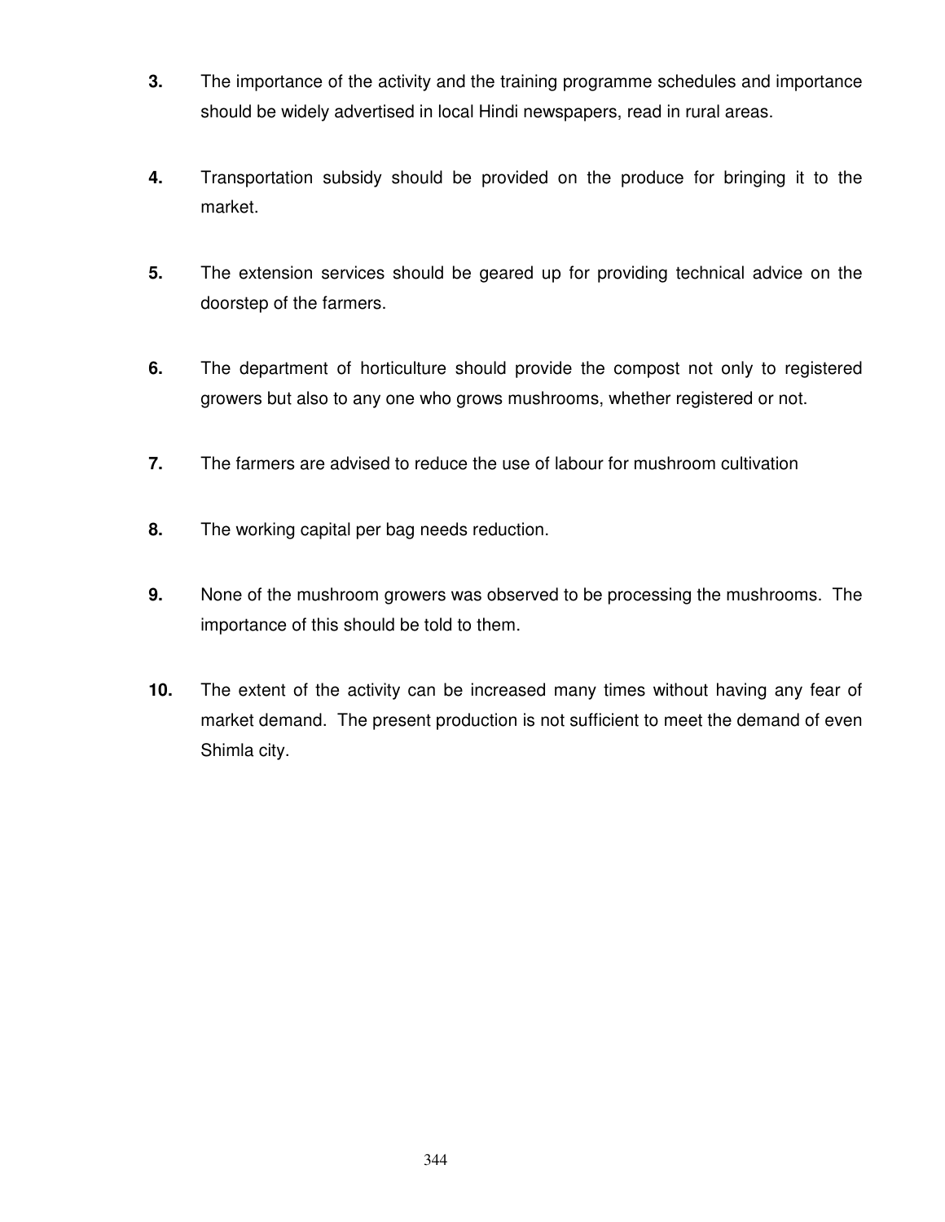**3.** The importance of the activity and the training programme schedules and importance should be widely advertised in local Hindi newspapers, read in rural areas.

**4.** Transportation subsidy should be provided on the produce for bringing it to the market.

**5.** The extension services should be geared up for providing technical advice on the doorstep of the farmers.

**6.** The department of horticulture should provide the compost not only to registered growers but also to any one who grows mushrooms, whether registered or not.

**7.** The farmers are advised to reduce the use of labour for mushroom cultivation

**8.** The working capital per bag needs reduction.

**9.** None of the mushroom growers was observed to be processing the mushrooms. The importance of this should be told to them.

**10.** The extent of the activity can be increased many times without having any fear of market demand. The present production is not sufficient to meet the demand of even Shimla city.